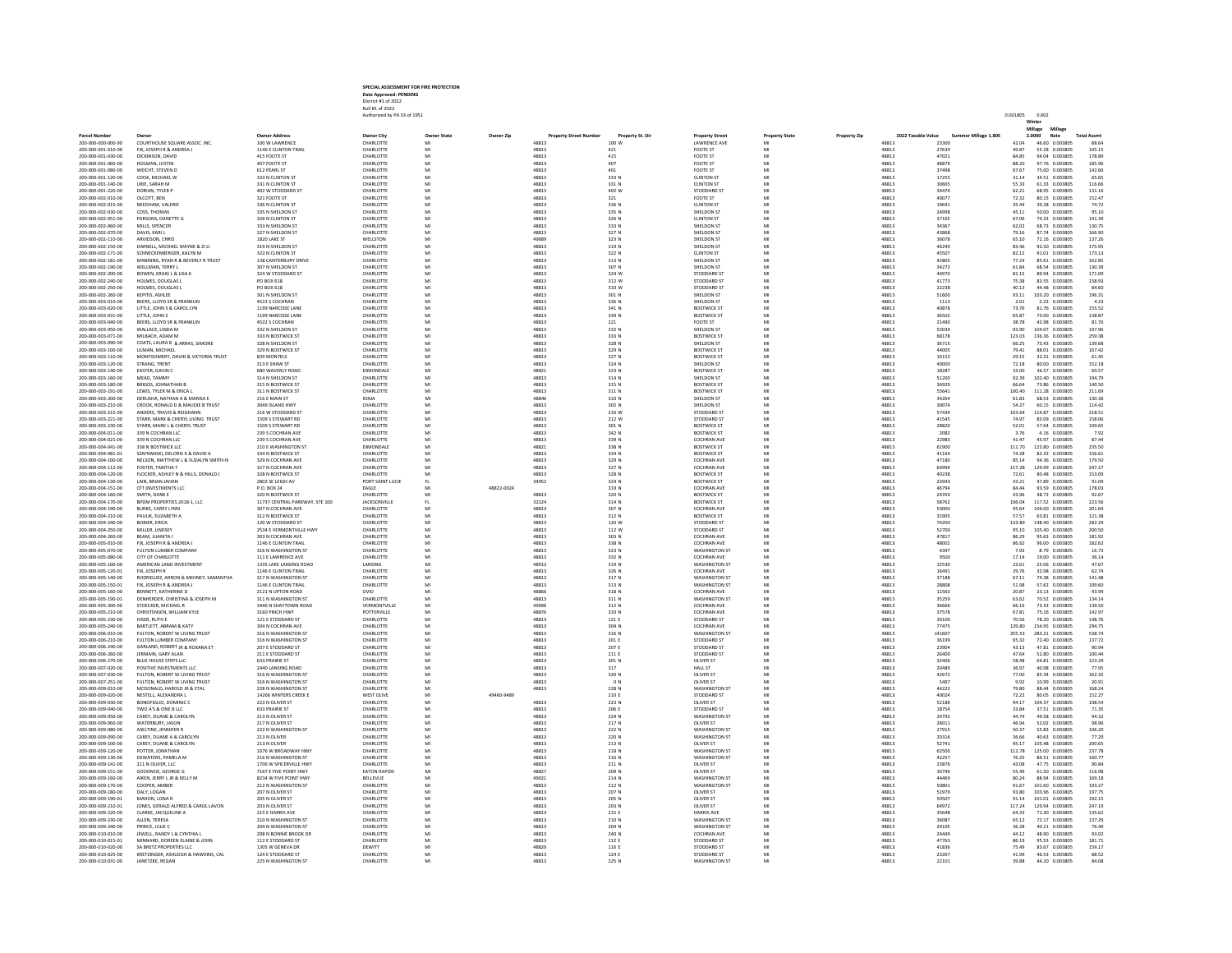**SPECIAL ASSESSMENT FOR FIRE PROTECTION**
**Date Approved: PENDING**
District #1 of 2022
Roll #1 of 2022
Authorized by PA 33 of 1951

| Parcel Number | Owner | Owner Address | Owner City | Owner State | Owner Zip | Property Street Number | Property St. Dir | Property Street | Property State | Property Zip | 2022 Taxable Value | Summer Millage 1.805 | Winter Millage 2.0000 | Millage Rate | Total Assmt |
|---|---|---|---|---|---|---|---|---|---|---|---|---|---|---|---|
| | | | | | | | | | | | | 0.001805 | 0.002 | | |
| 200-000-000-000-90 | COURTHOUSE SQUARE ASSOC. INC. | 100 W LAWRENCE | CHARLOTTE | MI | 48813 | 100 | W | LAWRENCE AVE | MI | 48813 | 23300 | 42.04 | 46.60 | 0.003805 | 88.64 |
| 200-000-001-010-00 | FIX, JOSEPH R & ANDREA J | 1146 E CLINTON TRAIL | CHARLOTTE | MI | 48813 | 421 | | FOOTE ST | MI | 48813 | 27639 | 49.87 | 55.28 | 0.003805 | 105.15 |
| 200-000-001-030-00 | DICKINSON, DAVID | 415 FOOTE ST | CHARLOTTE | MI | 48813 | 415 | | FOOTE ST | MI | 48813 | 47021 | 84.85 | 94.04 | 0.003805 | 178.89 |
| 200-000-001-060-00 | HOLMAN, JUSTIN | 407 FOOTE ST | CHARLOTTE | MI | 48813 | 407 | | FOOTE ST | MI | 48813 | 48879 | 88.20 | 97.76 | 0.003805 | 185.96 |
| 200-000-001-080-00 | WEICHT, STEVEN D | 612 PEARL ST | CHARLOTTE | MI | 48813 | 401 | | FOOTE ST | MI | 48813 | 37498 | 67.67 | 75.00 | 0.003805 | 142.66 |
| 200-000-001-120-00 | COOK, MICHAEL W | 333 N CLINTON ST | CHARLOTTE | MI | 48813 | 333 | N | CLINTON ST | MI | 48813 | 17255 | 31.14 | 34.51 | 0.003805 | 65.65 |
| 200-000-001-140-00 | URIE, SARAH M | 331 N CLINTON ST | CHARLOTTE | MI | 48813 | 331 | N | CLINTON ST | MI | 48813 | 30665 | 55.33 | 61.33 | 0.003805 | 116.66 |
| 200-000-001-220-00 | DORIAN, TYLER P | 402 W STODDARD ST | CHARLOTTE | MI | 48813 | 402 | W | STODDARD ST | MI | 48813 | 34474 | 62.21 | 68.95 | 0.003805 | 131.16 |
| 200-000-002-010-00 | OLCOTT, BEN | 321 FOOTE ST | CHARLOTTE | MI | 48813 | 321 | | FOOTE ST | MI | 48813 | 40077 | 72.32 | 80.15 | 0.003805 | 152.47 |
| 200-000-002-015-00 | NEEDHAM, VALERIE | 336 N CLINTON ST | CHARLOTTE | MI | 48813 | 336 | N | CLINTON ST | MI | 48813 | 19641 | 35.44 | 39.28 | 0.003805 | 74.72 |
| 200-000-002-030-00 | COSS, THOMAS | 335 N SHELDON ST | CHARLOTTE | MI | 48813 | 335 | N | SHELDON ST | MI | 48813 | 24998 | 45.11 | 50.00 | 0.003805 | 95.10 |
| 200-000-002-051-00 | PARSONS, DANETTE G | 326 N CLINTON ST | CHARLOTTE | MI | 48813 | 326 | N | CLINTON ST | MI | 48813 | 37165 | 67.06 | 74.33 | 0.003805 | 141.39 |
| 200-000-002-060-00 | MILLS, SPENCER | 333 N SHELDON ST | CHARLOTTE | MI | 48813 | 333 | N | SHELDON ST | MI | 48813 | 34367 | 62.02 | 68.73 | 0.003805 | 130.75 |
| 200-000-002-070-00 | DAVIS, KARI L | 327 N SHELDON ST | CHARLOTTE | MI | 48813 | 327 | N | SHELDON ST | MI | 48813 | 43868 | 79.16 | 87.74 | 0.003805 | 166.90 |
| 200-000-002-110-00 | ARVIDSON, CHRIS | 1820 LAKE ST | WELLSTON | MI | 49689 | 323 | N | SHELDON ST | MI | 48813 | 36078 | 65.10 | 72.16 | 0.003805 | 137.26 |
| 200-000-002-150-00 | DARNELL, MICHAEL WAYNE & ZI LI | 319 N SHELDON ST | CHARLOTTE | MI | 48813 | 319 | N | SHELDON ST | MI | 48813 | 46249 | 83.46 | 92.50 | 0.003805 | 175.95 |
| 200-000-002-171-00 | SCHNECKENBERGER, KALYN M | 322 N CLINTON ST | CHARLOTTE | MI | 48813 | 322 | N | CLINTON ST | MI | 48813 | 45507 | 82.12 | 91.01 | 0.003805 | 173.13 |
| 200-000-002-181-00 | MANNING, RYAN R & BEVERLY R TRUST | 138 CANTERBURY DRIVE | CHARLOTTE | MI | 48813 | 313 | N | SHELDON ST | MI | 48813 | 42805 | 77.24 | 85.61 | 0.003805 | 162.85 |
| 200-000-002-190-00 | WELLMAN, TERRY L | 307 N SHELDON ST | CHARLOTTE | MI | 48813 | 307 | N | SHELDON ST | MI | 48813 | 34272 | 61.84 | 68.54 | 0.003805 | 130.39 |
| 200-000-002-200-00 | BOWEN, KRAIG L & LISA K | 324 W STODDARD ST | CHARLOTTE | MI | 48813 | 324 | W | STODDARD ST | MI | 48813 | 44970 | 81.15 | 89.94 | 0.003805 | 171.09 |
| 200-000-002-240-00 | HOLMES, DOUGLAS L | PO BOX 618 | CHARLOTTE | MI | 48813 | 312 | W | STODDARD ST | MI | 48813 | 41773 | 75.38 | 83.55 | 0.003805 | 158.93 |
| 200-000-002-250-00 | HOLMES, DOUGLAS L | PO BOX 618 | CHARLOTTE | MI | 48813 | 310 | W | STODDARD ST | MI | 48813 | 22238 | 40.13 | 44.48 | 0.003805 | 84.60 |
| 200-000-002-260-00 | KEPITIS, ASHLEE | 301 N SHELDON ST | CHARLOTTE | MI | 48813 | 301 | N | SHELDON ST | MI | 48813 | 51600 | 93.11 | 103.20 | 0.003805 | 196.31 |
| 200-000-003-010-00 | BEERS, LLOYD SR & FRANKLIN | 4522 S COCHRAN | CHARLOTTE | MI | 48813 | 336 | N | SHELDON ST | MI | 48813 | 1113 | 2.01 | 2.23 | 0.003805 | 4.23 |
| 200-000-003-020-00 | LITTLE, JOHN S & CAROL LYN | 1199 NARCISSE LANE | CHARLOTTE | MI | 48813 | 341 | N | BOSTWICK ST | MI | 48813 | 40878 | 73.76 | 81.76 | 0.003805 | 155.52 |
| 200-000-003-031-00 | LITTLE, JOHN S | 1199 NARCISSE LANE | CHARLOTTE | MI | 48813 | 339 | N | BOSTWICK ST | MI | 48813 | 36502 | 65.87 | 73.00 | 0.003805 | 138.87 |
| 200-000-003-040-00 | BEERS, LLOYD SR & FRANKLIN | 4522 S COCHRAN | CHARLOTTE | MI | 48813 | 221 | | FOOTE ST | MI | 48813 | 21490 | 38.78 | 42.98 | 0.003805 | 81.76 |
| 200-000-003-050-00 | WALLACE, LINDA M | 332 N SHELDON ST | CHARLOTTE | MI | 48813 | 332 | N | SHELDON ST | MI | 48813 | 52034 | 93.90 | 104.07 | 0.003805 | 197.96 |
| 200-000-003-071-00 | MILBACH, ADAM M | 333 N BOSTWICK ST | CHARLOTTE | MI | 48813 | 333 | N | BOSTWICK ST | MI | 48813 | 68178 | 123.03 | 136.36 | 0.003805 | 259.38 |
| 200-000-003-090-00 | COATS, LAURA B & ABRAS, SIMONE | 328 N SHELDON ST | CHARLOTTE | MI | 48813 | 328 | N | SHELDON ST | MI | 48813 | 36715 | 66.25 | 73.43 | 0.003805 | 139.68 |
| 200-000-003-100-00 | ULMAN, MICHAEL | 329 N BOSTWICK ST | CHARLOTTE | MI | 48813 | 329 | N | BOSTWICK ST | MI | 48813 | 44005 | 79.41 | 88.01 | 0.003805 | 167.42 |
| 200-000-003-110-00 | MONTGOMERY, DAVID & VICTORIA TRUST | 839 MONTELS | CHARLOTTE | MI | 48813 | 327 | N | BOSTWICK ST | MI | 48813 | 16153 | 29.15 | 32.31 | 0.003805 | 61.45 |
| 200-000-003-120-00 | STRANG, TRENT | 313 E SHAW ST | CHARLOTTE | MI | 48813 | 324 | N | SHELDON ST | MI | 48813 | 40000 | 72.18 | 80.00 | 0.003805 | 152.18 |
| 200-000-003-140-00 | EASTER, GAVIN C | 680 WAVERLY ROAD | DIMONDALE | MI | 48821 | 323 | N | BOSTWICK ST | MI | 48813 | 18287 | 33.00 | 36.57 | 0.003805 | 69.57 |
| 200-000-003-160-00 | MEAD, TAMMY | 314 N SHELDON ST | CHARLOTTE | MI | 48813 | 314 | N | SHELDON ST | MI | 48813 | 51200 | 92.39 | 102.40 | 0.003805 | 194.79 |
| 200-000-003-180-00 | BRIGGS, JOHNATHAN B | 315 N BOSTWICK ST | CHARLOTTE | MI | 48813 | 315 | N | BOSTWICK ST | MI | 48813 | 36929 | 66.64 | 73.86 | 0.003805 | 140.50 |
| 200-000-003-191-00 | LEWIS, TYLER M & ERICA L | 311 N BOSTWICK ST | CHARLOTTE | MI | 48813 | 311 | N | BOSTWICK ST | MI | 48813 | 55641 | 100.40 | 111.28 | 0.003805 | 211.69 |
| 200-000-003-200-00 | DERUSHA, NATHAN A & MARISA E | 216 E MAIN ST | IONIA | MI | 48846 | 310 | N | SHELDON ST | MI | 48813 | 34264 | 61.83 | 68.53 | 0.003805 | 130.36 |
| 200-000-003-210-00 | CROOK, RONALD D & MAUDIE B TRUST | 3049 ISLAND HWY | CHARLOTTE | MI | 48813 | 302 | N | SHELDON ST | MI | 48813 | 30074 | 54.27 | 60.15 | 0.003805 | 114.42 |
| 200-000-003-215-00 | ANDERS, TRAVIS & REIGHANN | 216 W STODDARD ST | CHARLOTTE | MI | 48813 | 216 | W | STODDARD ST | MI | 48813 | 57434 | 103.64 | 114.87 | 0.003805 | 218.51 |
| 200-000-003-221-00 | STARR, MARK & CHERYL LIVING TRUST | 1509 S STEWART RD | CHARLOTTE | MI | 48813 | 212 | W | STODDARD ST | MI | 48813 | 41545 | 74.97 | 83.09 | 0.003805 | 158.06 |
| 200-000-003-230-00 | STARR, MARK L & CHERYL TRUST | 1509 S STEWART RD | CHARLOTTE | MI | 48813 | 301 | N | BOSTWICK ST | MI | 48813 | 28820 | 52.01 | 57.64 | 0.003805 | 109.65 |
| 200-000-004-011-00 | 339 N COCHRAN LLC | 239 S COCHRAN AVE | CHARLOTTE | MI | 48813 | 342 | N | BOSTWICK ST | MI | 48813 | 2082 | 3.76 | 4.16 | 0.003805 | 7.92 |
| 200-000-004-021-00 | 339 N COCHRAN LLC | 239 S COCHRAN AVE | CHARLOTTE | MI | 48813 | 339 | N | COCHRAN AVE | MI | 48813 | 22983 | 41.47 | 45.97 | 0.003805 | 87.44 |
| 200-000-004-041-00 | 338 N BOSTWICK LLC | 210 E WASHINGTON ST | DIMONDALE | MI | 48821 | 338 | N | BOSTWICK ST | MI | 48813 | 61900 | 111.70 | 123.80 | 0.003805 | 235.50 |
| 200-000-004-081-01 | SZAFRANSKI, DELORIS K & DAVID A | 334 N BOSTWICK ST | CHARLOTTE | MI | 48813 | 334 | N | BOSTWICK ST | MI | 48813 | 41164 | 74.28 | 82.33 | 0.003805 | 156.61 |
| 200-000-004-100-00 | NELSON, MATTHEW L & SUZALYN SMITH-N | 329 N COCHRAN AVE | CHARLOTTE | MI | 48813 | 329 | N | COCHRAN AVE | MI | 48813 | 47180 | 85.14 | 94.36 | 0.003805 | 179.50 |
| 200-000-004-112-00 | FOSTER, TABITHA T | 327 N COCHRAN AVE | CHARLOTTE | MI | 48813 | 327 | N | COCHRAN AVE | MI | 48813 | 64994 | 117.28 | 129.99 | 0.003805 | 247.27 |
| 200-000-004-120-00 | FLOCKER, ASHLEY N & HILLS, DONALD J | 328 N BOSTWICK ST | CHARLOTTE | MI | 48813 | 328 | N | BOSTWICK ST | MI | 48813 | 40238 | 72.61 | 80.48 | 0.003805 | 153.09 |
| 200-000-004-130-00 | LAIN, BRIAN JAHAN | 2802 SE LEIGH AV | PORT SAINT LUCIE | FL | 34952 | 324 | N | BOSTWICK ST | MI | 48813 | 23943 | 43.21 | 47.89 | 0.003805 | 91.09 |
| 200-000-004-151-00 | CFT INVESTMENTS LLC | P.O. BOX 24 | EAGLE | MI | 48822-0024 | 319 | N | COCHRAN AVE | MI | 48813 | 46794 | 84.44 | 93.59 | 0.003805 | 178.03 |
| 200-000-004-160-00 | SMITH, DANE E | 320 N BOSTWICK ST | CHARLOTTE | MI | 48813 | 320 | N | BOSTWICK ST | MI | 48813 | 24359 | 43.96 | 48.72 | 0.003805 | 92.67 |
| 200-000-004-170-00 | BPDM PROPERTIES 2018-1, LLC | 11737 CENTRAL PARKWAY, STE 100 | JACKSONVILLE | FL | 32224 | 314 | N | BOSTWICK ST | MI | 48813 | 58762 | 106.04 | 117.52 | 0.003805 | 223.56 |
| 200-000-004-190-00 | BURKE, CAREY LYNN | 307 N COCHRAN AVE | CHARLOTTE | MI | 48813 | 307 | N | COCHRAN AVE | MI | 48813 | 53000 | 95.64 | 106.00 | 0.003805 | 201.64 |
| 200-000-004-210-00 | PAULIK, ELIZABETH A | 312 N BOSTWICK ST | CHARLOTTE | MI | 48813 | 312 | N | BOSTWICK ST | MI | 48813 | 31905 | 57.57 | 63.81 | 0.003805 | 121.38 |
| 200-000-004-240-00 | BOBIER, ERICA | 120 W STODDARD ST | CHARLOTTE | MI | 48813 | 120 | W | STODDARD ST | MI | 48813 | 74200 | 133.89 | 148.40 | 0.003805 | 282.29 |
| 200-000-004-250-00 | MILLER, LINDSEY | 2534 E VERMONTVILLE HWY | CHARLOTTE | MI | 48813 | 112 | W | STODDARD ST | MI | 48813 | 52700 | 95.10 | 105.40 | 0.003805 | 200.50 |
| 200-000-004-260-00 | BEAM, JUANITA I | 303 N COCHRAN AVE | CHARLOTTE | MI | 48813 | 303 | N | COCHRAN AVE | MI | 48813 | 47817 | 86.29 | 95.63 | 0.003805 | 181.92 |
| 200-000-005-010-00 | FIX, JOSEPH R & ANDREA J | 1146 E CLINTON TRAIL | CHARLOTTE | MI | 48813 | 338 | N | COCHRAN AVE | MI | 48813 | 48002 | 86.62 | 96.00 | 0.003805 | 182.62 |
| 200-000-005-070-00 | FULTON LUMBER COMPANY | 316 N WASHINGTON ST | CHARLOTTE | MI | 48813 | 323 | N | WASHINGTON ST | MI | 48813 | 4397 | 7.93 | 8.79 | 0.003805 | 16.73 |
| 200-000-005-080-00 | CITY OF CHARLOTTE | 111 E LAWRENCE AVE | CHARLOTTE | MI | 48813 | 332 | N | COCHRAN AVE | MI | 48813 | 9500 | 17.14 | 19.00 | 0.003805 | 36.14 |
| 200-000-005-100-00 | AMERICAN LAND INVESTMENT | 1335 LAKE LANSING ROAD | LANSING | MI | 48912 | 319 | N | WASHINGTON ST | MI | 48813 | 12530 | 22.61 | 25.06 | 0.003805 | 47.67 |
| 200-000-005-120-01 | FIX, JOSEPH R | 1146 E CLINTON TRAIL | CHARLOTTE | MI | 48813 | 326 | N | COCHRAN AVE | MI | 48813 | 16491 | 29.76 | 32.98 | 0.003805 | 62.74 |
| 200-000-005-140-00 | RODRIGUEZ, ARRON & MEHNEY, SAMANTHA | 317 N WASHINGTON ST | CHARLOTTE | MI | 48813 | 317 | N | WASHINGTON ST | MI | 48813 | 37188 | 67.11 | 74.38 | 0.003805 | 141.48 |
| 200-000-005-150-01 | FIX, JOSEPH R & ANDREA J | 1146 E CLINTON TRAIL | CHARLOTTE | MI | 48813 | 313 | N | WASHINGTON ST | MI | 48813 | 28808 | 51.98 | 57.62 | 0.003805 | 109.60 |
| 200-000-005-160-00 | BENNETT, KATHERINE D | 2121 N UPTON ROAD | OVID | MI | 48866 | 318 | N | COCHRAN AVE | MI | 48813 | 11563 | 20.87 | 23.13 | 0.003805 | 43.99 |
| 200-000-005-190-01 | DENHERDER, CHRISTINA & JOSEPH M | 311 N WASHINGTON ST | CHARLOTTE | MI | 48813 | 311 | N | WASHINGTON ST | MI | 48813 | 35259 | 63.62 | 70.52 | 0.003805 | 134.14 |
| 200-000-005-200-00 | STOECKER, MICHAEL R | 3446 N SHAYTOWN ROAD | VERMONTVILLE | MI | 49096 | 312 | N | COCHRAN AVE | MI | 48813 | 36666 | 66.16 | 73.33 | 0.003805 | 139.50 |
| 200-000-005-210-00 | CHRISTENSEN, WILLIAM KYLE | 3160 FINCH HWY | POTTERVILLE | MI | 48876 | 310 | N | COCHRAN AVE | MI | 48813 | 37578 | 67.81 | 75.16 | 0.003805 | 142.97 |
| 200-000-005-230-00 | HISER, RUTH E | 121 E STODDARD ST | CHARLOTTE | MI | 48813 | 121 | E | STODDARD ST | MI | 48813 | 39100 | 70.56 | 78.20 | 0.003805 | 148.76 |
| 200-000-005-240-00 | BARTLETT, ABRAM & KATY | 304 N COCHRAN AVE | CHARLOTTE | MI | 48813 | 304 | N | COCHRAN AVE | MI | 48813 | 77475 | 139.80 | 154.95 | 0.003805 | 294.75 |
| 200-000-006-010-00 | FULTON, ROBERT W LIVING TRUST | 316 N WASHINGTON ST | CHARLOTTE | MI | 48813 | 316 | N | WASHINGTON ST | MI | 48813 | 141607 | 255.53 | 283.21 | 0.003805 | 538.74 |
| 200-000-006-210-00 | FULTON LUMBER COMPANY | 316 N WASHINGTON ST | CHARLOTTE | MI | 48813 | 201 | E | STODDARD ST | MI | 48813 | 36199 | 65.32 | 72.40 | 0.003805 | 137.72 |
| 200-000-006-240-00 | GARLAND, ROBERT JR & ROXANA ET | 207 E STODDARD ST | CHARLOTTE | MI | 48813 | 207 | E | STODDARD ST | MI | 48813 | 23904 | 43.13 | 47.81 | 0.003805 | 90.94 |
| 200-000-006-260-00 | JERMAIN, GARY ALAN | 211 E STODDARD ST | CHARLOTTE | MI | 48813 | 211 | E | STODDARD ST | MI | 48813 | 26400 | 47.64 | 52.80 | 0.003805 | 100.44 |
| 200-000-006-270-00 | BLUE HOUSE STEPS LLC | 633 PRAIRIE ST | CHARLOTTE | MI | 48813 | 301 | N | OLIVER ST | MI | 48813 | 32406 | 58.48 | 64.81 | 0.003805 | 123.29 |
| 200-000-007-020-00 | POSITIVE INVESTMENTS LLC | 2440 LANSING ROAD | CHARLOTTE | MI | 48813 | 317 | | HALL ST | MI | 48813 | 20489 | 36.97 | 40.98 | 0.003805 | 77.95 |
| 200-000-007-030-00 | FULTON, ROBERT W LIVING TRUST | 316 N WASHINGTON ST | CHARLOTTE | MI | 48813 | 320 | N | OLIVER ST | MI | 48813 | 42672 | 77.00 | 85.34 | 0.003805 | 162.35 |
| 200-000-007-251-00 | FULTON, ROBERT W LIVING TRUST | 316 N WASHINGTON ST | CHARLOTTE | MI | 48813 | 0 | N | OLIVER ST | MI | 48813 | 5497 | 9.92 | 10.99 | 0.003805 | 20.91 |
| 200-000-009-010-00 | MCDONALD, HAROLD JR & ETAL | 228 N WASHINGTON ST | CHARLOTTE | MI | 48813 | 228 | N | WASHINGTON ST | MI | 48813 | 44222 | 79.80 | 88.44 | 0.003805 | 168.24 |
| 200-000-009-020-00 | NESTELL, ALEXANDRA L | 14266 WINTERS CREEK E | WEST OLIVE | MI | 49460-9489 | 210 | E | STODDARD ST | MI | 48813 | 40024 | 72.22 | 80.05 | 0.003805 | 152.27 |
| 200-000-009-030-00 | BONOFIGLIO, DOMINIC C | 223 N OLIVER ST | CHARLOTTE | MI | 48813 | 223 | N | OLIVER ST | MI | 48813 | 52186 | 94.17 | 104.37 | 0.003805 | 198.54 |
| 200-000-009-040-00 | TWO A'S & ONE B LLC | 633 PRAIRIE ST | CHARLOTTE | MI | 48813 | 206 | E | STODDARD ST | MI | 48813 | 18754 | 33.84 | 37.51 | 0.003805 | 71.35 |
| 200-000-009-050-00 | CAREY, DUANE & CAROLYN | 213 N OLIVER ST | CHARLOTTE | MI | 48813 | 224 | N | WASHINGTON ST | MI | 48813 | 24792 | 44.74 | 49.58 | 0.003805 | 94.32 |
| 200-000-009-060-00 | WATERBURY, JASON | 217 N OLIVER ST | CHARLOTTE | MI | 48813 | 217 | N | OLIVER ST | MI | 48813 | 26011 | 46.94 | 52.02 | 0.003805 | 98.96 |
| 200-000-009-080-00 | ASELTINE, JENNIFER R | 222 N WASHINGTON ST | CHARLOTTE | MI | 48813 | 222 | N | WASHINGTON ST | MI | 48813 | 27915 | 50.37 | 55.83 | 0.003805 | 106.20 |
| 200-000-009-090-00 | CAREY, DUANE A & CAROLYN | 213 N OLIVER | CHARLOTTE | MI | 48813 | 220 | N | WASHINGTON ST | MI | 48813 | 20316 | 36.66 | 40.63 | 0.003805 | 77.29 |
| 200-000-009-100-00 | CAREY, DUANE & CAROLYN | 213 N OLIVER | CHARLOTTE | MI | 48813 | 213 | N | OLIVER ST | MI | 48813 | 52741 | 95.17 | 105.48 | 0.003805 | 200.65 |
| 200-000-009-120-00 | POTTER, JONATHAN | 1076 W BROADWAY HWY | CHARLOTTE | MI | 48813 | 218 | N | WASHINGTON ST | MI | 48813 | 62500 | 112.78 | 125.00 | 0.003805 | 237.78 |
| 200-000-009-130-00 | DEWATERS, PAMELA M | 216 N WASHINGTON ST | CHARLOTTE | MI | 48813 | 216 | N | WASHINGTON ST | MI | 48813 | 42257 | 76.25 | 84.51 | 0.003805 | 160.77 |
| 200-000-009-141-00 | 211 N OLIVER, LLC | 1706 W SPICERVILLE HWY | CHARLOTTE | MI | 48813 | 211 | N | OLIVER ST | MI | 48813 | 23876 | 43.08 | 47.75 | 0.003805 | 90.84 |
| 200-000-009-151-00 | GOODNOE, GEORGE G | 7167 E FIVE POINT HWY | EATON RAPIDS | MI | 48827 | 209 | N | OLIVER ST | MI | 48813 | 30749 | 55.49 | 61.50 | 0.003805 | 116.98 |
| 200-000-009-160-00 | AIKEN, JERRY L JR & KELLY M | 8234 W FIVE POINT HWY | BELLEVUE | MI | 49021 | 214 | N | WASHINGTON ST | MI | 48813 | 44469 | 80.24 | 88.94 | 0.003805 | 169.18 |
| 200-000-009-170-00 | COOPER, AMBER | 212 N WASHINGTON ST | CHARLOTTE | MI | 48813 | 212 | N | WASHINGTON ST | MI | 48813 | 50801 | 91.67 | 101.60 | 0.003805 | 193.27 |
| 200-000-009-180-00 | DALY, LOGAN | 207 N OLIVER ST | CHARLOTTE | MI | 48813 | 207 | N | OLIVER ST | MI | 48813 | 51979 | 93.80 | 103.96 | 0.003805 | 197.75 |
| 200-000-009-190-01 | MAHON, LONA R | 205 N OLIVER ST | CHARLOTTE | MI | 48813 | 205 | N | OLIVER ST | MI | 48813 | 50507 | 91.14 | 101.01 | 0.003805 | 192.15 |
| 200-000-009-210-01 | JONES, GERALD ALFRED & CAROL LAVON | 203 N OLIVER ST | CHARLOTTE | MI | 48813 | 203 | N | OLIVER ST | MI | 48813 | 64972 | 117.24 | 129.94 | 0.003805 | 247.19 |
| 200-000-009-220-00 | CLARKE, JACQUELINE A | 215 E HARRIS AVE | CHARLOTTE | MI | 48813 | 215 | E | HARRIS AVE | MI | 48813 | 35648 | 64.33 | 71.30 | 0.003805 | 135.62 |
| 200-000-009-230-00 | ALLEN, TERESA | 210 N WASHINGTON ST | CHARLOTTE | MI | 48813 | 210 | N | WASHINGTON ST | MI | 48813 | 36087 | 65.12 | 72.17 | 0.003805 | 137.29 |
| 200-000-009-240-00 | PRINCE, JULIE C | 204 N WASHINGTON ST | CHARLOTTE | MI | 48813 | 204 | N | WASHINGTON ST | MI | 48813 | 20105 | 36.28 | 40.21 | 0.003805 | 76.49 |
| 200-000-010-010-00 | JEWELL, RANDY L & CYNTHIA L | 298 N BONNIE BROOK DR | CHARLOTTE | MI | 48813 | 240 | N | COCHRAN AVE | MI | 48813 | 24449 | 44.12 | 48.90 | 0.003805 | 93.02 |
| 200-000-010-015-01 | MINNARD, DOREEN ELAINE & JOHN | 112 E STODDARD ST | CHARLOTTE | MI | 48813 | 112 | E | STODDARD ST | MI | 48813 | 47763 | 86.19 | 95.53 | 0.003805 | 181.71 |
| 200-000-010-020-00 | SB BRETZ PROPERTIES LLC | 1305 W GENEVA DR | DEWITT | MI | 48820 | 116 | E | STODDARD ST | MI | 48813 | 41836 | 75.49 | 83.67 | 0.003805 | 159.17 |
| 200-000-010-025-00 | KRETZINGER, ASHLEIGH & HAWKINS, CAL | 124 E STODDARD ST | CHARLOTTE | MI | 48813 | 124 | E | STODDARD ST | MI | 48813 | 23267 | 41.99 | 46.53 | 0.003805 | 88.52 |
| 200-000-010-031-00 | JANETZKE, REGAN | 225 N WASHINGTON ST | CHARLOTTE | MI | 48813 | 225 | N | WASHINGTON ST | MI | 48813 | 22101 | 39.88 | 44.20 | 0.003805 | 84.08 |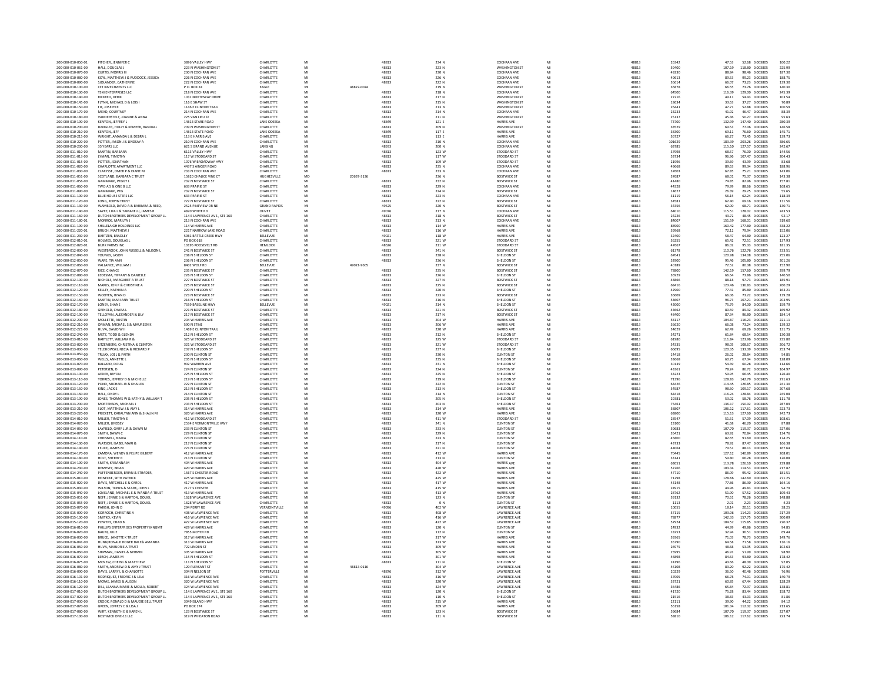| | | | | | | | | | | | | | | | |
|---|---|---|---|---|---|---|---|---|---|---|---|---|---|---|---|
| 200-000-010-050-01 | PITCHER, JENNIFER C | 3896 VALLEY HWY | CHARLOTTE | MI | | 48813 | 234 N | COCHRAN AVE | MI | 48813 | 26342 | 47.53 | 52.68 | 0.003805 | 100.22 |
| 200-000-010-061-00 | HALL, DOUGLAS I | 223 N WASHINGTON ST | CHARLOTTE | MI | | 48813 | 223 N | WASHINGTON ST | MI | 48813 | 59400 | 107.19 | 118.80 | 0.003805 | 225.99 |
| 200-000-010-070-00 | CURTIS, MORRIS III | 230 N COCHRAN AVE | CHARLOTTE | MI | | 48813 | 230 N | COCHRAN AVE | MI | 48813 | 49230 | 88.84 | 98.46 | 0.003805 | 187.30 |
| 200-000-010-080-00 | KOYL, MATTHEW J & RUDDOCK, JESSICA | 226 N COCHRAN AVE | CHARLOTTE | MI | | 48813 | 226 N | COCHRAN AVE | MI | 48813 | 49613 | 89.53 | 99.23 | 0.003805 | 188.75 |
| 200-000-010-090-00 | SIDLANDER, CATHERINE | 222 N COCHRAN AVE | CHARLOTTE | MI | | 48813 | 222 N | COCHRAN AVE | MI | 48813 | 36614 | 66.07 | 73.23 | 0.003805 | 139.30 |
| 200-000-010-100-00 | CFT INVESTMENTS LLC | P.O. BOX 24 | EAGLE | MI | 48822-0024 | | 219 N | WASHINGTON ST | MI | 48813 | 36878 | 66.55 | 73.76 | 0.003805 | 140.30 |
| 200-000-010-130-00 | TSM ENTERPRISES LLC | 218 N COCHRAN AVE | CHARLOTTE | MI | | 48813 | 218 N | COCHRAN AVE | MI | 48813 | 64500 | 116.39 | 129.00 | 0.003805 | 245.39 |
| 200-000-010-140-00 | RICKERD, DERIK | 1031 NORTHWAY DRIVE | CHARLOTTE | MI | | 48813 | 217 N | WASHINGTON ST | MI | 48813 | 27216 | 49.11 | 54.43 | 0.003805 | 103.54 |
| 200-000-010-145-00 | FLYNN, MICHAEL D & LOIS I | 116 E SHAW ST | CHARLOTTE | MI | | 48813 | 215 N | WASHINGTON ST | MI | 48813 | 18634 | 33.63 | 37.27 | 0.003805 | 70.89 |
| 200-000-010-150-00 | FIX, JOSEPH R | 1146 E CLINTON TRAIL | CHARLOTTE | MI | | 48813 | 213 N | WASHINGTON ST | MI | 48813 | 26441 | 47.71 | 52.88 | 0.003805 | 100.59 |
| 200-000-010-170-00 | MEAD, COURTNEY | 214 N COCHRAN AVE | CHARLOTTE | MI | | 48813 | 214 N | COCHRAN AVE | MI | 48813 | 23233 | 41.92 | 46.47 | 0.003805 | 88.39 |
| 200-000-010-180-00 | VANDERSTELT, JOANNE & ANNA | 225 VAN LIEU ST | CHARLOTTE | MI | | 48813 | 211 N | WASHINGTON ST | MI | 48813 | 25137 | 45.36 | 50.27 | 0.003805 | 95.63 |
| 200-000-010-190-00 | KENYON, JEFFREY L | 14813 STATE ROAD | LAKE ODESSA | MI | | 48849 | 121 E | HARRIS AVE | MI | 48813 | 73700 | 132.99 | 147.40 | 0.003805 | 280.39 |
| 200-000-010-200-00 | DANGLER, HOLLY & KEMPER, RANDALL | 209 N WASHINGTON ST | CHARLOTTE | MI | | 48813 | 209 N | WASHINGTON ST | MI | 48813 | 38529 | 69.53 | 77.06 | 0.003805 | 146.58 |
| 200-000-010-210-00 | KENYON, JEFF | 14813 STATE ROAD | LAKE ODESSA | MI | | 48849 | 117 E | HARRIS AVE | MI | 48813 | 38300 | 69.11 | 76.60 | 0.003805 | 145.71 |
| 200-000-010-215-00 | WRIGHT, AMANDA L & DEBRA L | 113 E HARRIS AVE | CHARLOTTE | MI | | 48813 | 113 E | HARRIS AVE | MI | 48813 | 36727 | 66.27 | 73.45 | 0.003805 | 139.73 |
| 200-000-010-220-00 | POTTER, JASON J & LINDSAY A | 210 N COCHRAN AVE | CHARLOTTE | MI | | 48813 | 210 N | COCHRAN AVE | MI | 48813 | 101629 | 183.39 | 203.26 | 0.003805 | 386.65 |
| 200-000-010-230-00 | 35 YEARS LLC | 621 S GRAND AVENUE | LANSING | MI | | 48933 | 200 N | COCHRAN AVE | MI | 48813 | 63785 | 115.10 | 127.57 | 0.003805 | 242.67 |
| 200-000-011-010-00 | MARTIN, BARBARA | 6113 VALLEY HWY | CHARLOTTE | MI | | 48813 | 123 W | STODDARD ST | MI | 48813 | 37998 | 68.57 | 76.00 | 0.003805 | 144.56 |
| 200-000-011-013-00 | LYMAN, TIMOTHY | 117 W STODDARD ST | CHARLOTTE | MI | | 48813 | 117 W | STODDARD ST | MI | 48813 | 53734 | 96.96 | 107.47 | 0.003805 | 204.43 |
| 200-000-011-015-00 | POTTER, JONATHAN | 1076 W BROADWAY HWY | CHARLOTTE | MI | | 48813 | 109 W | STODDARD ST | MI | 48813 | 21996 | 39.69 | 43.99 | 0.003805 | 83.68 |
| 200-000-011-020-00 | CHARLOTTE APARTMENT LLC | 4437 S AINGER ROAD | CHARLOTTE | MI | | 48813 | 235 N | COCHRAN AVE | MI | 48813 | 49668 | 89.63 | 99.34 | 0.003805 | 188.96 |
| 200-000-011-030-00 | CLARYSSE, OMER P & DIANE M | 233 N COCHRAN AVE | CHARLOTTE | MI | | 48813 | 233 N | COCHRAN AVE | MI | 48813 | 37603 | 67.85 | 75.21 | 0.003805 | 143.06 |
| 200-000-011-051-00 | SCOTLAND, BARBARA C TRUST | 15820 CHALICE VINE CT | HUGHESVILLE | MD | 20637-3136 | | 236 N | BOSTWICK ST | MI | 48813 | 37687 | 68.01 | 75.37 | 0.003805 | 143.38 |
| 200-000-011-056-00 | GAMMAGE, PEGGY L | 232 N BOSTWICK ST | CHARLOTTE | MI | | 48813 | 232 N | BOSTWICK ST | MI | 48813 | 41480 | 74.85 | 82.96 | 0.003805 | 157.81 |
| 200-000-011-060-00 | TWO A'S & ONE B LLC | 633 PRAIRIE ST | CHARLOTTE | MI | | 48813 | 229 N | COCHRAN AVE | MI | 48813 | 44328 | 79.99 | 88.66 | 0.003805 | 168.65 |
| 200-000-011-090-00 | GAMMAGE, PEG | 232 N BOSTWICK ST | CHARLOTTE | MI | | 48813 | 224 N | BOSTWICK ST | MI | 48813 | 14627 | 26.39 | 29.25 | 0.003805 | 55.65 |
| 200-000-011-100-00 | BLUE HOUSE STEPS LLC | 633 PRAIRIE ST | CHARLOTTE | MI | | 48813 | 223 N | COCHRAN AVE | MI | 48813 | 31119 | 56.15 | 62.24 | 0.003805 | 118.39 |
| 200-000-011-120-00 | LONG, ROBYN TRUST | 222 N BOSTWICK ST | CHARLOTTE | MI | | 48813 | 222 N | BOSTWICK ST | MI | 48813 | 34581 | 62.40 | 69.16 | 0.003805 | 131.56 |
| 200-000-011-130-00 | WAMBOLD, DAVID A & BARBARA & REED, | 2525 PINEVIEW DR NE | GRAND RAPIDS | MI | | 49525 | 220 N | BOSTWICK ST | MI | 48813 | 34356 | 62.00 | 68.71 | 0.003805 | 130.71 |
| 200-000-011-140-00 | SAYRE, LIZA L & TAMARELLI, JAMES R | 4820 WHITE RD | OLIVET | MI | | 49076 | 217 N | COCHRAN AVE | MI | 48813 | 64010 | 115.51 | 128.02 | 0.003805 | 243.53 |
| 200-000-011-160-00 | DUTCH BROTHERS DEVELOPMENT GROUP LL | 114 E LAWRENCE AVE., STE 160 | CHARLOTTE | MI | | 48813 | 218 N | BOSTWICK ST | MI | 48813 | 24226 | 43.72 | 48.45 | 0.003805 | 92.17 |
| 200-000-011-180-01 | MONROE, MARILYN J | 213 N COCHRAN AVE | CHARLOTTE | MI | | 48813 | 213 N | COCHRAN AVE | MI | 48813 | 84007 | 151.59 | 168.01 | 0.003805 | 319.60 |
| 200-000-011-190-00 | SHILLELAGH HOLDINGS LLC | 114 W HARRIS AVE | CHARLOTTE | MI | | 48813 | 114 W | HARRIS AVE | MI | 48813 | 88900 | 160.42 | 177.80 | 0.003805 | 338.22 |
| 200-000-011-220-01 | BRUCH, MATTHEW J | 2217 NARROW LAKE ROAD | CHARLOTTE | MI | | 48813 | 116 W | HARRIS AVE | MI | 48813 | 39968 | 72.12 | 79.94 | 0.003805 | 152.06 |
| 200-000-011-230-00 | BARTZEN, BRADLEY | 5981 BATTLE CREEK HWY | BELLEVUE | MI | | 49021 | 118 W | HARRIS AVE | MI | 48813 | 32400 | 58.47 | 64.80 | 0.003805 | 123.27 |
| 200-000-012-010-01 | HOLMES, DOUGLAS L | PO BOX 618 | CHARLOTTE | MI | | 48813 | 221 W | STODDARD ST | MI | 48813 | 36255 | 65.42 | 72.51 | 0.003805 | 137.93 |
| 200-000-012-020-01 | BURK FARMS INC | 13195 ROOSEVELT RD | HEMLOCK | MI | | 48626 | 211 W | STODDARD ST | MI | 48813 | 47667 | 86.02 | 95.33 | 0.003805 | 181.35 |
| 200-000-012-030-00 | WESTBROOK, JOHN RUSSELL & ALLISON L | 241 N BOSTWICK ST | CHARLOTTE | MI | | 48813 | 241 N | BOSTWICK ST | MI | 48813 | 61378 | 110.76 | 122.76 | 0.003805 | 233.51 |
| 200-000-012-040-00 | YOUNGS, JASON | 238 N SHELDON ST | CHARLOTTE | MI | | 48813 | 238 N | SHELDON ST | MI | 48813 | 67041 | 120.98 | 134.08 | 0.003805 | 255.06 |
| 200-000-012-050-00 | WARE, TIA ANN | 236 N SHELDON ST | CHARLOTTE | MI | | 48813 | 236 N | SHELDON ST | MI | 48813 | 52900 | 95.46 | 105.80 | 0.003805 | 201.26 |
| 200-000-012-060-00 | VALLANCE, WILLIAM J | 8402 WOLF RD | BELLEVUE | MI | 49021-9605 | | 237 N | BOSTWICK ST | MI | 48813 | 40189 | 72.52 | 80.38 | 0.003805 | 152.90 |
| 200-000-012-070-00 | RICE, CHANCE | 235 N BOSTWICK ST | CHARLOTTE | MI | | 48813 | 235 N | BOSTWICK ST | MI | 48813 | 78800 | 142.19 | 157.60 | 0.003805 | 299.79 |
| 200-000-012-080-00 | LEDESMA, TIFFANY & DANIELLE | 226 N SHELDON ST | CHARLOTTE | MI | | 48813 | 226 N | SHELDON ST | MI | 48813 | 36929 | 66.64 | 73.86 | 0.003805 | 140.50 |
| 200-000-012-100-00 | NICHOLS, MARGARET A TRUST | 227 N BOSTWICK ST | CHARLOTTE | MI | | 48813 | 227 N | BOSTWICK ST | MI | 48813 | 48866 | 88.18 | 97.73 | 0.003805 | 185.91 |
| 200-000-012-110-00 | MARKS, JON F & CHRISTINE A | 225 N BOSTWICK ST | CHARLOTTE | MI | | 48813 | 225 N | BOSTWICK ST | MI | 48813 | 68416 | 123.46 | 136.83 | 0.003805 | 260.29 |
| 200-000-012-120-00 | KELLEY, NATHAN A | 220 N SHELDON ST | CHARLOTTE | MI | | 48813 | 220 N | SHELDON ST | MI | 48813 | 42900 | 77.41 | 85.80 | 0.003805 | 163.21 |
| 200-000-012-150-00 | WOOTEN, RYAN D | 223 N BOSTWICK ST | CHARLOTTE | MI | | 48813 | 223 N | BOSTWICK ST | MI | 48813 | 36609 | 66.06 | 73.22 | 0.003805 | 139.28 |
| 200-000-012-160-00 | MARTIN, MARI ANN TRUST | 216 N SHELDON ST | CHARLOTTE | MI | | 48813 | 216 N | SHELDON ST | MI | 48813 | 53607 | 96.73 | 107.21 | 0.003805 | 203.95 |
| 200-000-012-170-00 | LONEY, SHANE | 7559 BASELINE HWY | BELLEVUE | MI | | 49021 | 214 N | SHELDON ST | MI | 48813 | 42000 | 75.79 | 84.00 | 0.003805 | 159.79 |
| 200-000-012-180-00 | GRINOLD, CHARA L | 221 N BOSTWICK ST | CHARLOTTE | MI | | 48813 | 221 N | BOSTWICK ST | MI | 48813 | 44662 | 80.59 | 89.32 | 0.003805 | 169.92 |
| 200-000-012-190-00 | TELLOYAN, ALEXANDER & LILY | 217 N BOSTWICK ST | CHARLOTTE | MI | | 48813 | 217 N | BOSTWICK ST | MI | 48813 | 48400 | 87.34 | 96.80 | 0.003805 | 184.14 |
| 200-000-012-200-00 | MOLLETTE, AUSTIN | 204 W HARRIS AVE | CHARLOTTE | MI | | 48813 | 204 W | HARRIS AVE | MI | 48813 | 58117 | 104.87 | 116.23 | 0.003805 | 221.11 |
| 200-000-012-210-00 | ORMAN, MICHAEL S & MAUREEN K | 590 N STINE | CHARLOTTE | MI | | 48813 | 206 W | HARRIS AVE | MI | 48813 | 36620 | 66.08 | 73.24 | 0.003805 | 139.32 |
| 200-000-012-221-00 | HUVA, DAVID W II | 1469 E CLINTON TRAIL | CHARLOTTE | MI | | 48813 | 220 W | HARRIS AVE | MI | 48813 | 34629 | 62.49 | 69.26 | 0.003805 | 131.75 |
| 200-000-012-240-00 | METZ, TODD & GLENDA | 212 N SHELDON ST | CHARLOTTE | MI | | 48813 | 212 N | SHELDON ST | MI | 48813 | 34271 | 61.84 | 68.54 | 0.003805 | 130.38 |
| 200-000-013-010-00 | BARTLETT, WILLIAM R & | 325 W STODDARD ST | CHARLOTTE | MI | | 48813 | 325 W | STODDARD ST | MI | 48813 | 61980 | 111.84 | 123.96 | 0.003805 | 235.80 |
| 200-000-013-020-00 | LITZENBERG, CHRISTINA & CLINTON | 321 W STODDARD ST | CHARLOTTE | MI | | 48813 | 321 W | STODDARD ST | MI | 48813 | 54335 | 98.05 | 108.67 | 0.003805 | 206.72 |
| 200-000-013-030-00 | TELEHOWSKI, NECIA & RICHARD P | 237 N SHELDON ST | CHARLOTTE | MI | | 48813 | 237 N | SHELDON ST | MI | 48813 | 66695 | 120.35 | 133.39 | 0.003805 | 253.74 |
| 200-000-013-050-00 | TRUAX, JOEL & FAITH | 230 N CLINTON ST | CHARLOTTE | MI | | 48813 | 230 N | CLINTON ST | MI | 48813 | 14418 | 26.02 | 28.84 | 0.003805 | 54.85 |
| 200-000-013-060-00 | WELLS, ANNETTE L | 235 N SHELDON ST | CHARLOTTE | MI | | 48813 | 235 N | SHELDON ST | MI | 48813 | 33668 | 60.75 | 67.34 | 0.003805 | 128.09 |
| 200-000-013-070-00 | BALLARD, DOUG | 902 WARREN AVE | CHARLOTTE | MI | | 48813 | 231 N | SHELDON ST | MI | 48813 | 30139 | 54.39 | 60.28 | 0.003805 | 114.66 |
| 200-000-013-090-00 | PETERSEN, D | 224 N CLINTON ST | CHARLOTTE | MI | | 48813 | 224 N | CLINTON ST | MI | 48813 | 43361 | 78.24 | 86.72 | 0.003805 | 164.97 |
| 200-000-013-100-00 | AEDER, BRYON | 225 N SHELDON ST | CHARLOTTE | MI | | 48813 | 225 N | SHELDON ST | MI | 48813 | 33223 | 59.95 | 66.45 | 0.003805 | 126.40 |
| 200-000-013-110-00 | TORRES, JEFFREY D & MICHELLE | 219 N SHELDON ST | CHARLOTTE | MI | | 48813 | 219 N | SHELDON ST | MI | 48813 | 71396 | 128.83 | 142.79 | 0.003805 | 271.63 |
| 200-000-013-120-00 | POND, MICHAEL JR & KHAILEA | 222 N CLINTON ST | CHARLOTTE | MI | | 48813 | 222 N | CLINTON ST | MI | 48813 | 63426 | 114.45 | 126.85 | 0.003805 | 241.30 |
| 200-000-013-150-00 | KING, JACKIE | 213 N SHELDON ST | CHARLOTTE | MI | | 48813 | 213 N | SHELDON ST | MI | 48813 | 54587 | 98.50 | 109.17 | 0.003805 | 207.68 |
| 200-000-013-160-00 | HALL, CINDY L | 214 N CLINTON ST | CHARLOTTE | MI | | 48813 | 214 N | CLINTON ST | MI | 48813 | 64418 | 116.24 | 128.84 | 0.003805 | 245.08 |
| 200-000-013-190-00 | JONES, THOMAS W & KATHY & WILLIAM T | 205 N SHELDON ST | CHARLOTTE | MI | | 48813 | 205 N | SHELDON ST | MI | 48813 | 29381 | 53.02 | 58.76 | 0.003805 | 111.78 |
| 200-000-013-200-00 | MORTENSON, MICHAEL J | 203 N SHELDON ST | CHARLOTTE | MI | | 48813 | 203 N | SHELDON ST | MI | 48813 | 75461 | 136.17 | 150.92 | 0.003805 | 287.09 |
| 200-000-013-210-00 | SLOT, MATTHEW J & AMY L | 314 W HARRIS AVE | CHARLOTTE | MI | | 48813 | 314 W | HARRIS AVE | MI | 48813 | 58807 | 106.12 | 117.61 | 0.003805 | 223.73 |
| 200-000-013-220-00 | PRICKETT, KARALYNN ANN & SHAUN M | 320 W HARRIS AVE | CHARLOTTE | MI | | 48813 | 320 W | HARRIS AVE | MI | 48813 | 63800 | 115.13 | 127.60 | 0.003805 | 242.73 |
| 200-000-014-010-00 | MILLER, TIMOTHY E | 411 W STODDARD ST | CHARLOTTE | MI | | 48813 | 411 W | STODDARD ST | MI | 48813 | 28547 | 51.51 | 57.09 | 0.003805 | 108.61 |
| 200-000-014-020-00 | MILLER, LINDSEY | 2534 E VERMONTVILLE HWY | CHARLOTTE | MI | | 48813 | 241 N | CLINTON ST | MI | 48813 | 23100 | 41.68 | 46.20 | 0.003805 | 87.88 |
| 200-000-014-050-00 | LAYFIELD, GARY L JR & DAWN M | 233 N CLINTON ST | CHARLOTTE | MI | | 48813 | 233 N | CLINTON ST | MI | 48813 | 59683 | 107.70 | 119.37 | 0.003805 | 227.06 |
| 200-000-014-070-00 | SMITH, DAWN C | 229 N CLINTON ST | CHARLOTTE | MI | | 48813 | 229 N | CLINTON ST | MI | 48813 | 35421 | 63.92 | 70.84 | 0.003805 | 134.76 |
| 200-000-014-110-01 | CHRISNELL, NADIA | 223 N CLINTON ST | CHARLOTTE | MI | | 48813 | 223 N | CLINTON ST | MI | 48813 | 45800 | 82.65 | 91.60 | 0.003805 | 174.25 |
| 200-000-014-130-00 | WATSON, ISABEL MARI & | 217 N CLINTON ST | CHARLOTTE | MI | | 48813 | 217 N | CLINTON ST | MI | 48813 | 43733 | 78.92 | 87.47 | 0.003805 | 166.38 |
| 200-000-014-140-00 | FELICE, JAMES M | 221 N CLINTON ST | CHARLOTTE | MI | | 48813 | 221 N | CLINTON ST | MI | 48813 | 44064 | 79.51 | 88.13 | 0.003805 | 167.64 |
| 200-000-014-170-00 | ZAMORA, WENDY & FELIPE GILBERT | 412 W HARRIS AVE | CHARLOTTE | MI | | 48813 | 412 W | HARRIS AVE | MI | 48813 | 70445 | 127.12 | 140.89 | 0.003805 | 268.01 |
| 200-000-014-180-00 | HOLT, SHERRY R | 213 N CLINTON ST | CHARLOTTE | MI | | 48813 | 213 N | CLINTON ST | MI | 48813 | 33141 | 59.80 | 66.28 | 0.003805 | 126.08 |
| 200-000-014-190-00 | SMITH, KRISANNA M | 404 W HARRIS AVE | CHARLOTTE | MI | | 48813 | 404 W | HARRIS AVE | MI | 48813 | 63051 | 113.78 | 126.10 | 0.003805 | 239.88 |
| 200-000-014-230-00 | DEMPSEY, BRIAN | 420 W HARRIS AVE | CHARLOTTE | MI | | 48813 | 420 W | HARRIS AVE | MI | 48813 | 57266 | 103.34 | 114.53 | 0.003805 | 217.87 |
| 200-000-014-240-00 | PUFFENBERGER, BRIAN & STRADER, | 1567 S CHESTER ROAD | CHARLOTTE | MI | | 48813 | 422 W | HARRIS AVE | MI | 48813 | 47710 | 86.09 | 95.42 | 0.003805 | 181.51 |
| 200-000-015-010-00 | REINECKE, SETH PATRICK | 425 W HARRIS AVE | CHARLOTTE | MI | | 48813 | 425 W | HARRIS AVE | MI | 48813 | 71298 | 128.66 | 142.60 | 0.003805 | 271.25 |
| 200-000-015-020-00 | DAVIS, MITCHELL E & CAROL | 417 W HARRIS AVE | CHARLOTTE | MI | | 48813 | 417 W | HARRIS AVE | MI | 48813 | 43148 | 77.86 | 86.30 | 0.003805 | 164.16 |
| 200-000-015-030-00 | WILSON, TONYA & STARK, JOHN L | 2177 S CHESTER | CHARLOTTE | MI | | 48813 | 415 W | HARRIS AVE | MI | 48813 | 24915 | 44.96 | 49.83 | 0.003805 | 94.79 |
| 200-000-015-040-00 | LOVELAND, MICHAEL E & WANDA A TRUST | 413 W HARRIS AVE | CHARLOTTE | MI | | 48813 | 413 W | HARRIS AVE | MI | 48813 | 28762 | 51.90 | 57.52 | 0.003805 | 109.43 |
| 200-000-015-051-00 | NEFF, JENNIE S & HARTON, DOUGL | 1628 W LAWRENCE AVE | CHARLOTTE | MI | | 48813 | 123 N | CLINTON ST | MI | 48813 | 39132 | 70.61 | 78.26 | 0.003805 | 148.88 |
| 200-000-015-055-00 | NEFF, JENNIE S & HARTON, DOUGL | 1628 W LAWRENCE AVE | CHARLOTTE | MI | | 48813 | 0 N | CLINTON ST | MI | 48813 | 1113 | 2.01 | 2.23 | 0.003805 | 4.23 |
| 200-000-015-070-00 | PARISH, JOHN D | 294 PERRY RD | VERMONTVILLE | MI | | 49096 | 402 W | LAWRENCE AVE | MI | 48813 | 10055 | 18.14 | 20.11 | 0.003805 | 38.25 |
| 200-000-015-090-00 | KORROCH, CHRISTINE A | 408 W LAWRENCE AVE | CHARLOTTE | MI | | 48813 | 408 W | LAWRENCE AVE | MI | 48813 | 57115 | 103.06 | 114.23 | 0.003805 | 217.29 |
| 200-000-015-100-00 | SMITKO, KEVIN | 416 W LAWRENCE AVE | CHARLOTTE | MI | | 48813 | 416 W | LAWRENCE AVE | MI | 48813 | 78877 | 142.33 | 157.75 | 0.003805 | 300.09 |
| 200-000-015-120-00 | POWERS, CHAD B | 422 W LAWRENCE AVE | CHARLOTTE | MI | | 48813 | 422 W | LAWRENCE AVE | MI | 48813 | 57924 | 104.52 | 115.85 | 0.003805 | 220.37 |
| 200-000-016-010-00 | PHILLIPS ENTERPRISES PROPERTY MNGMT | 429 W HARRIS AVE | CHARLOTTE | MI | | 48813 | 120 N | CLINTON ST | MI | 48813 | 24932 | 44.99 | 49.86 | 0.003805 | 94.85 |
| 200-000-016-020-00 | BAUM, JULIE | 7855 MOYER RD | CHARLOTTE | MI | | 48813 | 112 N | CLINTON ST | MI | 48813 | 18253 | 32.94 | 36.51 | 0.003805 | 69.44 |
| 200-000-016-030-00 | BRUCE, JANETTE K TRUST | 317 W HARRIS AVE | CHARLOTTE | MI | | 48813 | 317 W | HARRIS AVE | MI | 48813 | 39365 | 71.03 | 78.73 | 0.003805 | 149.76 |
| 200-000-016-041-00 | HUNN,RONALD ROGER DALE& AMANDA | 313 W HARRIS AVE | CHARLOTTE | MI | | 48813 | 313 W | HARRIS AVE | MI | 48813 | 35790 | 64.58 | 71.58 | 0.003805 | 136.16 |
| 200-000-016-050-00 | HUVA, MARJORIE A TRUST | 722 LINDEN ST | CHARLOTTE | MI | | 48813 | 309 W | HARRIS AVE | MI | 48813 | 26975 | 48.68 | 53.95 | 0.003805 | 102.63 |
| 200-000-016-060-00 | SHIPMAN, DANIEL & NERMIN | 305 W HARRIS AVE | CHARLOTTE | MI | | 48813 | 305 W | HARRIS AVE | MI | 48813 | 25995 | 46.91 | 51.99 | 0.003805 | 98.90 |
| 200-000-016-070-00 | LERCH, JAMES M | 115 N SHELDON ST | CHARLOTTE | MI | | 48813 | 301 W | HARRIS AVE | MI | 48813 | 46898 | 84.63 | 93.80 | 0.003805 | 178.42 |
| 200-000-016-075-00 | MCNEW, CHERYL & MATTHEW | 111 N SHELDON ST | CHARLOTTE | MI | | 48813 | 111 N | SHELDON ST | MI | 48813 | 24196 | 43.66 | 48.39 | 0.003805 | 92.05 |
| 200-000-016-080-00 | SMITH, ANDREW D & AMY J TRUST | 120 PLEASANT ST | CHARLOTTE | MI | 48813-0116 | | 304 W | LAWRENCE AVE | MI | 48813 | 46108 | 83.20 | 92.22 | 0.003805 | 175.42 |
| 200-000-016-090-00 | DAVIS, LARRY L & CHARLOTTE | 304 N NELSON ST | POTTERVILLE | MI | | 48876 | 312 W | LAWRENCE AVE | MI | 48813 | 20229 | 36.50 | 40.46 | 0.003805 | 76.96 |
| 200-000-016-101-00 | RODRIQUEZ, FREDRIC J & LELA | 316 W LAWRENCE AVE | CHARLOTTE | MI | | 48813 | 316 W | LAWRENCE AVE | MI | 48813 | 37005 | 66.78 | 74.01 | 0.003805 | 140.79 |
| 200-000-016-110-00 | MCRAE, JAMES & ALISON | 320 W LAWRENCE AVE | CHARLOTTE | MI | | 48813 | 320 W | LAWRENCE AVE | MI | 48813 | 33721 | 60.85 | 67.44 | 0.003805 | 128.29 |
| 200-000-016-120-00 | DILL, LEANNA MARIE & MOLLA, ROBERT | 324 W LAWRENCE AVE | CHARLOTTE | MI | | 48813 | 324 W | LAWRENCE AVE | MI | 48813 | 36486 | 65.84 | 72.97 | 0.003805 | 138.81 |
| 200-000-017-010-00 | DUTCH BROTHERS DEVELOPMENT GROUP LL | 114 E LAWRENCE AVE., STE 160 | CHARLOTTE | MI | | 48813 | 120 N | SHELDON ST | MI | 48813 | 41720 | 75.28 | 83.44 | 0.003805 | 158.72 |
| 200-000-017-020-00 | DUTCH BROTHERS DEVELOPMENT GROUP LL | 114 E LAWRENCE AVE., STE 160 | CHARLOTTE | MI | | 48813 | 110 N | SHELDON ST | MI | 48813 | 21516 | 38.83 | 43.03 | 0.003805 | 81.86 |
| 200-000-017-030-00 | CROOK, RONALD D & MAUDIE BELL TRUST | 3049 ISLAND HWY | CHARLOTTE | MI | | 48813 | 215 W | HARRIS AVE | MI | 48813 | 22111 | 39.90 | 44.22 | 0.003805 | 84.12 |
| 200-000-017-070-00 | GREEN, JEFFREY C & LISA J | PO BOX 174 | CHARLOTTE | MI | | 48813 | 209 W | HARRIS AVE | MI | 48813 | 56158 | 101.34 | 112.32 | 0.003805 | 213.65 |
| 200-000-017-080-00 | WIRT, KENNETH E & KAREN L | 123 N BOSTWICK ST | CHARLOTTE | MI | | 48813 | 123 N | BOSTWICK ST | MI | 48813 | 59684 | 107.70 | 119.37 | 0.003805 | 227.07 |
| 200-000-017-100-00 | BOSTWICK ONE-11 LLC | 319 N WHEATON ROAD | CHARLOTTE | MI | | 48813 | 111 N | BOSTWICK ST | MI | 48813 | 58810 | 106.12 | 117.62 | 0.003805 | 223.74 |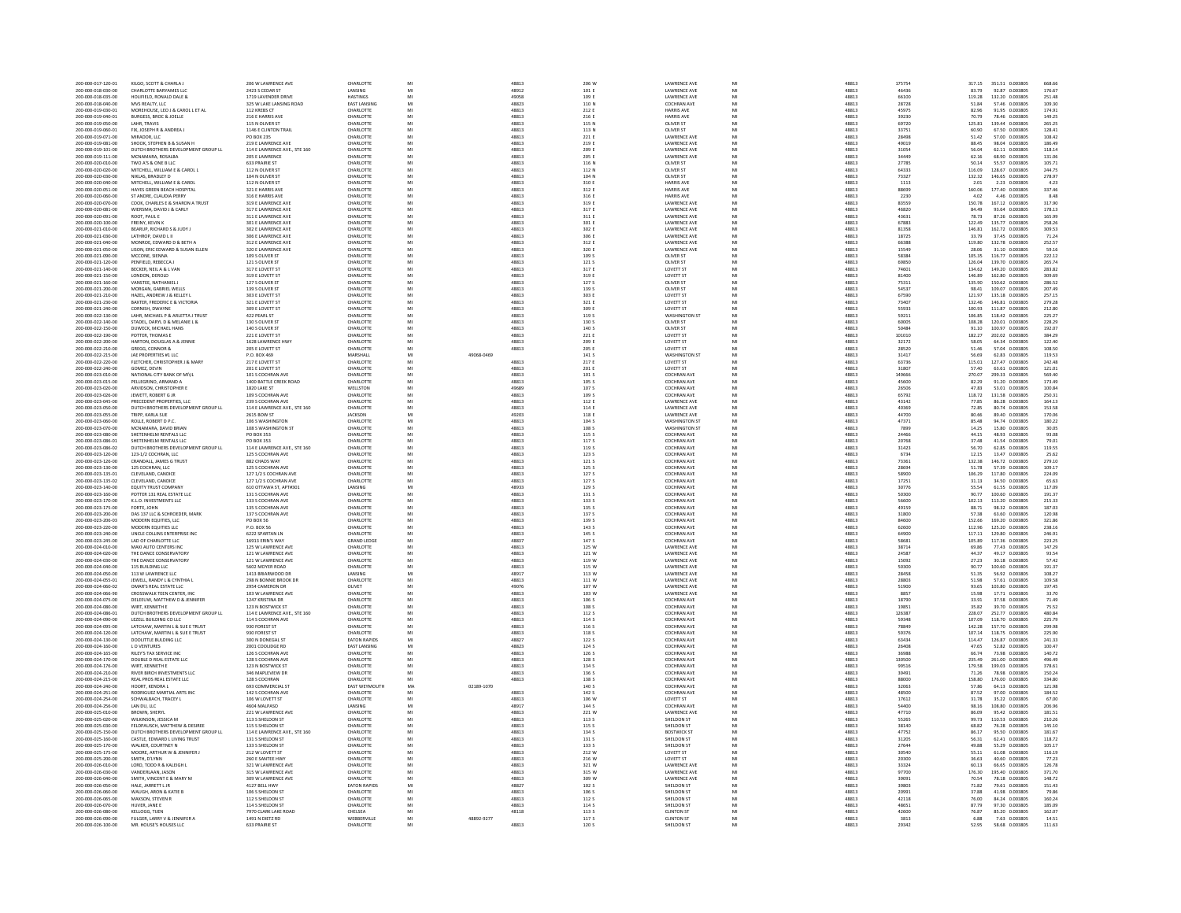| | | | | | | | | | | | | | | | | | |
|---|---|---|---|---|---|---|---|---|---|---|---|---|---|---|---|---|---|
| 200-000-017-120-01 | KILGO, SCOTT & CHARLA J | 206 W LAWRENCE AVE | CHARLOTTE | MI | | 48813 | 206 W | LAWRENCE AVE | MI | 48813 | 175754 | 317.15 | 351.51 | 0.003805 | 668.66 |
| 200-000-018-030-00 | CHARLOTTE BARYAMES LLC | 2423 S CEDAR ST | LANSING | MI | | 48912 | 101 E | LAWRENCE AVE | MI | 48813 | 46436 | 83.79 | 92.87 | 0.003805 | 176.67 |
| 200-000-018-035-00 | HOLIFIELD, RONALD DALE & | 1719 LAVENDER DRIVE | HASTINGS | MI | | 49058 | 109 E | LAWRENCE AVE | MI | 48813 | 66100 | 119.28 | 132.20 | 0.003805 | 251.48 |
| 200-000-018-040-00 | MVS REALTY, LLC | 325 W LAKE LANSING ROAD | EAST LANSING | MI | | 48823 | 110 N | COCHRAN AVE | MI | 48813 | 28728 | 51.84 | 57.46 | 0.003805 | 109.30 |
| 200-000-019-030-01 | MOREHOUSE, LEO J & CAROL L ET AL | 112 KREBS CT | CHARLOTTE | MI | | 48813 | 212 E | HARRIS AVE | MI | 48813 | 45975 | 82.96 | 91.95 | 0.003805 | 174.91 |
| 200-000-019-040-01 | BURGESS, BROC & JOELLE | 216 E HARRIS AVE | CHARLOTTE | MI | | 48813 | 216 E | HARRIS AVE | MI | 48813 | 39230 | 70.79 | 78.46 | 0.003805 | 149.25 |
| 200-000-019-050-00 | LAHR, TRAVIS | 115 N OLIVER ST | CHARLOTTE | MI | | 48813 | 115 N | OLIVER ST | MI | 48813 | 69720 | 125.81 | 139.44 | 0.003805 | 265.25 |
| 200-000-019-060-01 | FIX, JOSEPH R & ANDREA J | 1146 E CLINTON TRAIL | CHARLOTTE | MI | | 48813 | 113 N | OLIVER ST | MI | 48813 | 33751 | 60.90 | 67.50 | 0.003805 | 128.41 |
| 200-000-019-071-00 | MIRADOR, LLC | PO BOX 235 | CHARLOTTE | MI | | 48813 | 221 E | LAWRENCE AVE | MI | 48813 | 28498 | 51.42 | 57.00 | 0.003805 | 108.42 |
| 200-000-019-081-00 | SHOOK, STEPHEN B & SUSAN H | 219 E LAWRENCE AVE | CHARLOTTE | MI | | 48813 | 219 E | LAWRENCE AVE | MI | 48813 | 49019 | 88.45 | 98.04 | 0.003805 | 186.49 |
| 200-000-019-101-00 | DUTCH BROTHERS DEVELOPMENT GROUP LL | 114 E LAWRENCE AVE., STE 160 | CHARLOTTE | MI | | 48813 | 209 E | LAWRENCE AVE | MI | 48813 | 31054 | 56.04 | 62.11 | 0.003805 | 118.14 |
| 200-000-019-111-00 | MCNAMARA, ROSALBA | 205 E LAWRENCE | CHARLOTTE | MI | | 48813 | 205 E | LAWRENCE AVE | MI | 48813 | 34449 | 62.16 | 68.90 | 0.003805 | 131.06 |
| 200-000-020-010-00 | TWO A'S & ONE B LLC | 633 PRAIRIE ST | CHARLOTTE | MI | | 48813 | 116 N | OLIVER ST | MI | 48813 | 27785 | 50.14 | 55.57 | 0.003805 | 105.71 |
| 200-000-020-020-00 | MITCHELL, WILLIAM E & CAROL L | 112 N OLIVER ST | CHARLOTTE | MI | | 48813 | 112 N | OLIVER ST | MI | 48813 | 64333 | 116.09 | 128.67 | 0.003805 | 244.75 |
| 200-000-020-030-00 | NIKLAS, BRADLEY D | 104 N OLIVER ST | CHARLOTTE | MI | | 48813 | 104 N | OLIVER ST | MI | 48813 | 73327 | 132.32 | 146.65 | 0.003805 | 278.97 |
| 200-000-020-040-00 | MITCHELL, WILLIAM E & CAROL | 112 N OLIVER ST | CHARLOTTE | MI | | 48813 | 310 E | HARRIS AVE | MI | 48813 | 1113 | 2.01 | 2.23 | 0.003805 | 4.23 |
| 200-000-020-051-00 | HAYES GREEN BEACH HOSPITAL | 321 E HARRIS AVE | CHARLOTTE | MI | | 48813 | 312 E | HARRIS AVE | MI | 48813 | 88699 | 160.06 | 177.40 | 0.003805 | 337.46 |
| 200-000-020-060-00 | ST ANDRE, CLAUDIA PERRY | 316 E HARRIS AVE | CHARLOTTE | MI | | 48813 | 316 E | HARRIS AVE | MI | 48813 | 2230 | 4.02 | 4.46 | 0.003805 | 8.48 |
| 200-000-020-070-00 | COOK, CHARLES E & SHARON A TRUST | 319 E LAWRENCE AVE | CHARLOTTE | MI | | 48813 | 319 E | LAWRENCE AVE | MI | 48813 | 83559 | 150.78 | 167.12 | 0.003805 | 317.90 |
| 200-000-020-081-00 | WIERSMA, DAVID J & CARLY | 317 E LAWRENCE AVE | CHARLOTTE | MI | | 48813 | 317 E | LAWRENCE AVE | MI | 48813 | 46820 | 84.49 | 93.64 | 0.003805 | 178.13 |
| 200-000-020-091-00 | ROOT, PAUL E | 311 E LAWRENCE AVE | CHARLOTTE | MI | | 48813 | 311 E | LAWRENCE AVE | MI | 48813 | 43631 | 78.73 | 87.26 | 0.003805 | 165.99 |
| 200-000-020-100-00 | FREINY, KEVIN K | 301 E LAWRENCE AVE | CHARLOTTE | MI | | 48813 | 301 E | LAWRENCE AVE | MI | 48813 | 67883 | 122.49 | 135.77 | 0.003805 | 258.26 |
| 200-000-021-010-00 | BEARUP, RICHARD S & JUDY J | 302 E LAWRENCE AVE | CHARLOTTE | MI | | 48813 | 302 E | LAWRENCE AVE | MI | 48813 | 81358 | 146.81 | 162.72 | 0.003805 | 309.53 |
| 200-000-021-030-00 | LATHROP, DAVID L II | 306 E LAWRENCE AVE | CHARLOTTE | MI | | 48813 | 306 E | LAWRENCE AVE | MI | 48813 | 18725 | 33.79 | 37.45 | 0.003805 | 71.24 |
| 200-000-021-040-00 | MONROE, EDWARD D & BETH A | 312 E LAWRENCE AVE | CHARLOTTE | MI | | 48813 | 312 E | LAWRENCE AVE | MI | 48813 | 66388 | 119.80 | 132.78 | 0.003805 | 252.57 |
| 200-000-021-050-00 | LISON, ERIC EDWARD & SUSAN ELLEN | 320 E LAWRENCE AVE | CHARLOTTE | MI | | 48813 | 320 E | LAWRENCE AVE | MI | 48813 | 15549 | 28.06 | 31.10 | 0.003805 | 59.16 |
| 200-000-021-090-00 | MCCONE, SIENNA | 109 S OLIVER ST | CHARLOTTE | MI | | 48813 | 109 S | OLIVER ST | MI | 48813 | 58384 | 105.35 | 116.77 | 0.003805 | 222.12 |
| 200-000-021-120-00 | PENFIELD, REBECCA J | 121 S OLIVER ST | CHARLOTTE | MI | | 48813 | 121 S | OLIVER ST | MI | 48813 | 69850 | 126.04 | 139.70 | 0.003805 | 265.74 |
| 200-000-021-140-00 | BECKER, NEIL A & L VAN | 317 E LOVETT ST | CHARLOTTE | MI | | 48813 | 317 E | LOVETT ST | MI | 48813 | 74601 | 134.62 | 149.20 | 0.003805 | 283.82 |
| 200-000-021-150-00 | LONDON, DEROLD | 319 E LOVETT ST | CHARLOTTE | MI | | 48813 | 319 E | LOVETT ST | MI | 48813 | 81400 | 146.88 | 162.80 | 0.003805 | 309.69 |
| 200-000-021-160-00 | VANSTEE, NATHANIEL J | 127 S OLIVER ST | CHARLOTTE | MI | | 48813 | 127 S | OLIVER ST | MI | 48813 | 75311 | 135.90 | 150.62 | 0.003805 | 286.52 |
| 200-000-021-200-00 | MORGAN, GABRIEL WELLS | 139 S OLIVER ST | CHARLOTTE | MI | | 48813 | 139 S | OLIVER ST | MI | 48813 | 54537 | 98.41 | 109.07 | 0.003805 | 207.49 |
| 200-000-021-210-00 | HAZEL, ANDREW J & KELLEY L | 303 E LOVETT ST | CHARLOTTE | MI | | 48813 | 303 E | LOVETT ST | MI | 48813 | 67590 | 121.97 | 135.18 | 0.003805 | 257.15 |
| 200-000-021-230-00 | BAXTER, FREDERICK E & VICTORIA | 321 E LOVETT ST | CHARLOTTE | MI | | 48813 | 321 E | LOVETT ST | MI | 48813 | 73407 | 132.46 | 146.81 | 0.003805 | 279.28 |
| 200-000-021-240-00 | CORNISH, DWAYNE | 309 E LOVETT ST | CHARLOTTE | MI | | 48813 | 309 E | LOVETT ST | MI | 48813 | 55933 | 100.93 | 111.87 | 0.003805 | 212.80 |
| 200-000-022-130-00 | LAHR, MICHAEL P & ARLETTA J TRUST | 422 PEARL ST | CHARLOTTE | MI | | 48813 | 119 S | WASHINGTON ST | MI | 48813 | 59211 | 106.85 | 118.42 | 0.003805 | 225.27 |
| 200-000-022-140-00 | STADEL, DARYL D & MELANIE L & | 130 S OLIVER ST | CHARLOTTE | MI | | 48813 | 130 S | OLIVER ST | MI | 48813 | 60005 | 108.28 | 120.01 | 0.003805 | 228.29 |
| 200-000-022-150-00 | DUWECK, MICHAEL HANS | 140 S OLIVER ST | CHARLOTTE | MI | | 48813 | 140 S | OLIVER ST | MI | 48813 | 50484 | 91.10 | 100.97 | 0.003805 | 192.07 |
| 200-000-022-190-00 | POTTER, THOMAS E | 221 E LOVETT ST | CHARLOTTE | MI | | 48813 | 221 E | LOVETT ST | MI | 48813 | 101010 | 182.27 | 202.02 | 0.003805 | 384.29 |
| 200-000-022-200-00 | HARTON, DOUGLAS A & JENNIE | 1628 LAWRENCE HWY | CHARLOTTE | MI | | 48813 | 209 E | LOVETT ST | MI | 48813 | 32172 | 58.05 | 64.34 | 0.003805 | 122.40 |
| 200-000-022-210-00 | GREGG, CONNOR & | 205 E LOVETT ST | CHARLOTTE | MI | | 48813 | 205 E | LOVETT ST | MI | 48813 | 28520 | 51.46 | 57.04 | 0.003805 | 108.50 |
| 200-000-022-215-00 | JAE PROPERTIES #1 LLC | P.O. BOX 469 | MARSHALL | MI | 49068-0469 | | 141 S | WASHINGTON ST | MI | 48813 | 31417 | 56.69 | 62.83 | 0.003805 | 119.53 |
| 200-000-022-220-00 | FLETCHER, CHRISTOPHER J & MARY | 217 E LOVETT ST | CHARLOTTE | MI | | 48813 | 217 E | LOVETT ST | MI | 48813 | 63736 | 115.01 | 127.47 | 0.003805 | 242.48 |
| 200-000-022-240-00 | GOMEZ, DEVIN | 201 E LOVETT ST | CHARLOTTE | MI | | 48813 | 201 E | LOVETT ST | MI | 48813 | 31807 | 57.40 | 63.61 | 0.003805 | 121.01 |
| 200-000-023-010-00 | NATIONAL CITY BANK OF MI\IL | 101 S COCHRAN AVE | CHARLOTTE | MI | | 48813 | 101 S | COCHRAN AVE | MI | 48813 | 149666 | 270.07 | 299.33 | 0.003805 | 569.40 |
| 200-000-023-015-00 | PELLEGRINO, ARMAND A | 1400 BATTLE CREEK ROAD | CHARLOTTE | MI | | 48813 | 105 S | COCHRAN AVE | MI | 48813 | 45600 | 82.29 | 91.20 | 0.003805 | 173.49 |
| 200-000-023-020-00 | ARVIDSON, CHRISTOPHER E | 1820 LAKE ST | WELLSTON | MI | | 49689 | 107 S | COCHRAN AVE | MI | 48813 | 26506 | 47.83 | 53.01 | 0.003805 | 100.84 |
| 200-000-023-026-00 | JEWETT, ROBERT G JR | 109 S COCHRAN AVE | CHARLOTTE | MI | | 48813 | 109 S | COCHRAN AVE | MI | 48813 | 65792 | 118.72 | 131.58 | 0.003805 | 250.31 |
| 200-000-023-045-00 | PRECEDENT PROPERTIES, LLC | 239 S COCHRAN AVE | CHARLOTTE | MI | | 48813 | 112 E | LAWRENCE AVE | MI | 48813 | 43142 | 77.85 | 86.28 | 0.003805 | 164.13 |
| 200-000-023-050-00 | DUTCH BROTHERS DEVELOPMENT GROUP LL | 114 E LAWRENCE AVE., STE 160 | CHARLOTTE | MI | | 48813 | 114 E | LAWRENCE AVE | MI | 48813 | 40369 | 72.85 | 80.74 | 0.003805 | 153.58 |
| 200-000-023-055-00 | TRIPP, KARLA SUE | 2615 BOW ST | JACKSON | MI | | 49203 | 118 E | LAWRENCE AVE | MI | 48813 | 44700 | 80.66 | 89.40 | 0.003805 | 170.06 |
| 200-000-023-060-00 | ROLLE, ROBERT D P.C. | 106 S WASHINGTON | CHARLOTTE | MI | | 48813 | 104 S | WASHINGTON ST | MI | 48813 | 47371 | 85.48 | 94.74 | 0.003805 | 180.22 |
| 200-000-023-070-00 | MCNAMARA, DAVID BRIAN | 108 S WASHINGTON ST | CHARLOTTE | MI | | 48813 | 108 S | WASHINGTON ST | MI | 48813 | 7899 | 14.25 | 15.80 | 0.003805 | 30.05 |
| 200-000-023-080-00 | SHETENHELM RENTALS LLC | PO BOX 353 | CHARLOTTE | MI | | 48813 | 115 S | COCHRAN AVE | MI | 48813 | 24466 | 44.15 | 48.93 | 0.003805 | 93.08 |
| 200-000-023-086-01 | SHETENHELM RENTALS LLC | PO BOX 353 | CHARLOTTE | MI | | 48813 | 117 S | COCHRAN AVE | MI | 48813 | 20768 | 37.48 | 41.54 | 0.003805 | 79.01 |
| 200-000-023-086-02 | DUTCH BROTHERS DEVELOPMENT GROUP LL | 114 E LAWRENCE AVE., STE 160 | CHARLOTTE | MI | | 48813 | 119 S | COCHRAN AVE | MI | 48813 | 31423 | 56.70 | 62.85 | 0.003805 | 119.55 |
| 200-000-023-120-00 | 123-1/2 COCHRAN, LLC | 125 S COCHRAN AVE | CHARLOTTE | MI | | 48813 | 123 S | COCHRAN AVE | MI | 48813 | 6734 | 12.15 | 13.47 | 0.003805 | 25.62 |
| 200-000-023-126-00 | CRANDALL, JAMES G TRUST | 882 CHADS WAY | CHARLOTTE | MI | | 48813 | 121 S | COCHRAN AVE | MI | 48813 | 73361 | 132.38 | 146.72 | 0.003805 | 279.10 |
| 200-000-023-130-00 | 125 COCHRAN, LLC | 125 S COCHRAN AVE | CHARLOTTE | MI | | 48813 | 125 S | COCHRAN AVE | MI | 48813 | 28694 | 51.78 | 57.39 | 0.003805 | 109.17 |
| 200-000-023-135-01 | CLEVELAND, CANDICE | 127 1/2 S COCHRAN AVE | CHARLOTTE | MI | | 48813 | 127 S | COCHRAN AVE | MI | 48813 | 58900 | 106.29 | 117.80 | 0.003805 | 224.09 |
| 200-000-023-135-02 | CLEVELAND, CANDICE | 127 1/2 S COCHRAN AVE | CHARLOTTE | MI | | 48813 | 127 S | COCHRAN AVE | MI | 48813 | 17251 | 31.13 | 34.50 | 0.003805 | 65.63 |
| 200-000-023-140-00 | EQUITY TRUST COMPANY | 610 OTTAWA ST, APT#301 | LANSING | MI | | 48933 | 129 S | COCHRAN AVE | MI | 48813 | 30776 | 55.54 | 61.55 | 0.003805 | 117.09 |
| 200-000-023-160-00 | POTTER 131 REAL ESTATE LLC | 131 S COCHRAN AVE | CHARLOTTE | MI | | 48813 | 131 S | COCHRAN AVE | MI | 48813 | 50300 | 90.77 | 100.60 | 0.003805 | 191.37 |
| 200-000-023-170-00 | K.L.O. INVESTMENTS LLC | 133 S COCHRAN AVE | CHARLOTTE | MI | | 48813 | 133 S | COCHRAN AVE | MI | 48813 | 56600 | 102.13 | 113.20 | 0.003805 | 215.33 |
| 200-000-023-175-00 | FORTE, JOHN | 135 S COCHRAN AVE | CHARLOTTE | MI | | 48813 | 135 S | COCHRAN AVE | MI | 48813 | 49159 | 88.71 | 98.32 | 0.003805 | 187.03 |
| 200-000-023-200-00 | DAS 137 LLC & SCHROEDER, MARK | 137 S COCHRAN AVE | CHARLOTTE | MI | | 48813 | 137 S | COCHRAN AVE | MI | 48813 | 31800 | 57.38 | 63.60 | 0.003805 | 120.98 |
| 200-000-023-206-03 | MODERN EQUITIES, LLC | PO BOX 56 | CHARLOTTE | MI | | 48813 | 139 S | COCHRAN AVE | MI | 48813 | 84600 | 152.66 | 169.20 | 0.003805 | 321.86 |
| 200-000-023-220-00 | MODERN EQUITIES LLC | P.O. BOX 56 | CHARLOTTE | MI | | 48813 | 143 S | COCHRAN AVE | MI | 48813 | 62600 | 112.96 | 125.20 | 0.003805 | 238.16 |
| 200-000-023-240-00 | UNCLE COLLINS ENTERPRISE INC | 6222 SPARTAN LN | CHARLOTTE | MI | | 48813 | 145 S | COCHRAN AVE | MI | 48813 | 64900 | 117.11 | 129.80 | 0.003805 | 246.91 |
| 200-000-023-245-00 | LAD OF CHARLOTTE LLC | 16913 ERIN'S WAY | GRAND LEDGE | MI | | 48837 | 147 S | COCHRAN AVE | MI | 48813 | 58681 | 105.89 | 117.36 | 0.003805 | 223.25 |
| 200-000-024-010-00 | MAXI AUTO CENTERS INC | 125 W LAWRENCE AVE | CHARLOTTE | MI | | 48813 | 125 W | LAWRENCE AVE | MI | 48813 | 38714 | 69.86 | 77.43 | 0.003805 | 147.29 |
| 200-000-024-020-00 | THE DANCE CONSERVATORY | 121 W LAWRENCE AVE | CHARLOTTE | MI | | 48813 | 121 W | LAWRENCE AVE | MI | 48813 | 24587 | 44.37 | 49.17 | 0.003805 | 93.54 |
| 200-000-024-030-00 | THE DANCE CONSERVATORY | 121 W LAWRENCE AVE | CHARLOTTE | MI | | 48813 | 119 W | LAWRENCE AVE | MI | 48813 | 15092 | 27.23 | 30.18 | 0.003805 | 57.42 |
| 200-000-024-040-00 | 115 BUILDING LLC | 5602 MOYER ROAD | CHARLOTTE | MI | | 48813 | 115 W | LAWRENCE AVE | MI | 48813 | 50300 | 90.77 | 100.60 | 0.003805 | 191.37 |
| 200-000-024-050-00 | 113 W LAWRENCE LLC | 1413 BRIARWOOD DR | LANSING | MI | | 48917 | 113 W | LAWRENCE AVE | MI | 48813 | 28458 | 51.35 | 56.92 | 0.003805 | 108.27 |
| 200-000-024-055-01 | JEWELL, RANDY L & CYNTHIA L | 298 N BONNIE BROOK DR | CHARLOTTE | MI | | 48813 | 111 W | LAWRENCE AVE | MI | 48813 | 28803 | 51.98 | 57.61 | 0.003805 | 109.58 |
| 200-000-024-060-02 | OMAR'S REAL ESTATE LLC | 2954 CAMERON DR | OLIVET | MI | | 49076 | 107 W | LAWRENCE AVE | MI | 48813 | 51900 | 93.65 | 103.80 | 0.003805 | 197.45 |
| 200-000-024-066-00 | CROSSWALK TEEN CENTER, INC | 103 W LAWRENCE AVE | CHARLOTTE | MI | | 48813 | 103 W | LAWRENCE AVE | MI | 48813 | 8857 | 15.98 | 17.71 | 0.003805 | 33.70 |
| 200-000-024-075-00 | DELEEUW, MATTHEW D & JENNIFER | 1247 KRISTINA DR | CHARLOTTE | MI | | 48813 | 106 S | COCHRAN AVE | MI | 48813 | 18790 | 33.91 | 37.58 | 0.003805 | 71.49 |
| 200-000-024-080-00 | WIRT, KENNETH E | 123 N BOSTWICK ST | CHARLOTTE | MI | | 48813 | 108 S | COCHRAN AVE | MI | 48813 | 19851 | 35.82 | 39.70 | 0.003805 | 75.52 |
| 200-000-024-086-01 | DUTCH BROTHERS DEVELOPMENT GROUP LL | 114 E LAWRENCE AVE., STE 160 | CHARLOTTE | MI | | 48813 | 112 S | COCHRAN AVE | MI | 48813 | 126387 | 228.07 | 252.77 | 0.003805 | 480.84 |
| 200-000-024-090-00 | LEZELL BUILDING CO LLC | 114 S COCHRAN AVE | CHARLOTTE | MI | | 48813 | 114 S | COCHRAN AVE | MI | 48813 | 59348 | 107.09 | 118.70 | 0.003805 | 225.79 |
| 200-000-024-095-00 | LATCHAW, MARTIN L & SUE E TRUST | 930 FOREST ST | CHARLOTTE | MI | | 48813 | 116 S | COCHRAN AVE | MI | 48813 | 78849 | 142.28 | 157.70 | 0.003805 | 299.98 |
| 200-000-024-120-00 | LATCHAW, MARTIN L & SUE E TRUST | 930 FOREST ST | CHARLOTTE | MI | | 48813 | 118 S | COCHRAN AVE | MI | 48813 | 59376 | 107.14 | 118.75 | 0.003805 | 225.90 |
| 200-000-024-130-00 | DOOLITTLE BUILDING LLC | 300 N DONEGAL ST | EATON RAPIDS | MI | | 48827 | 122 S | COCHRAN AVE | MI | 48813 | 63434 | 114.47 | 126.87 | 0.003805 | 241.33 |
| 200-000-024-160-00 | L O VENTURES | 2001 COOLIDGE RD | EAST LANSING | MI | | 48823 | 124 S | COCHRAN AVE | MI | 48813 | 26408 | 47.65 | 52.82 | 0.003805 | 100.47 |
| 200-000-024-165-00 | RILEY'S TAX SERVICE INC | 126 S COCHRAN AVE | CHARLOTTE | MI | | 48813 | 126 S | COCHRAN AVE | MI | 48813 | 36988 | 66.74 | 73.98 | 0.003805 | 140.72 |
| 200-000-024-170-00 | DOUBLE D REAL ESTATE LLC | 128 S COCHRAN AVE | CHARLOTTE | MI | | 48813 | 128 S | COCHRAN AVE | MI | 48813 | 130500 | 235.49 | 261.00 | 0.003805 | 496.49 |
| 200-000-024-176-00 | WIRT, KENNETH E | 123 N BOSTWICK ST | CHARLOTTE | MI | | 48813 | 134 S | COCHRAN AVE | MI | 48813 | 99516 | 179.58 | 199.03 | 0.003805 | 378.61 |
| 200-000-024-210-00 | RIVER BIRCH INVESTMENTS LLC | 346 MAPLEVIEW DR | CHARLOTTE | MI | | 48813 | 136 S | COCHRAN AVE | MI | 48813 | 39491 | 71.26 | 78.98 | 0.003805 | 150.24 |
| 200-000-024-215-00 | REAL PROS REAL ESTATE LLC | 128 S COCHRAN | CHARLOTTE | MI | | 48813 | 138 S | COCHRAN AVE | MI | 48813 | 88000 | 158.80 | 176.00 | 0.003805 | 334.80 |
| 200-000-024-240-00 | HOORT, KENDRA L | 693 COMMERCIAL ST | EAST WEYMOUTH | MA | 02189-1070 | | 140 S | COCHRAN AVE | MI | 48813 | 32063 | 57.86 | 64.13 | 0.003805 | 121.98 |
| 200-000-024-251-00 | RODRIGUEZ MARTIAL ARTS INC | 142 S COCHRAN AVE | CHARLOTTE | MI | | 48813 | 142 S | COCHRAN AVE | MI | 48813 | 48500 | 87.52 | 97.00 | 0.003805 | 184.52 |
| 200-000-024-254-00 | SCHWALBACH, TRACEY L | 106 W LOVETT ST | CHARLOTTE | MI | | 48813 | 106 W | LOVETT ST | MI | 48813 | 17612 | 31.78 | 35.22 | 0.003805 | 67.00 |
| 200-000-024-256-00 | LAN DU, LLC | 4604 MALPASO | LANSING | MI | | 48917 | 144 S | COCHRAN AVE | MI | 48813 | 54400 | 98.16 | 108.80 | 0.003805 | 206.96 |
| 200-000-025-010-00 | BROWN, SHERYL | 221 W LAWRENCE AVE | CHARLOTTE | MI | | 48813 | 221 W | LAWRENCE AVE | MI | 48813 | 47710 | 86.09 | 95.42 | 0.003805 | 181.51 |
| 200-000-025-020-00 | WILKINSON, JESSICA M | 113 S SHELDON ST | CHARLOTTE | MI | | 48813 | 113 S | SHELDON ST | MI | 48813 | 55265 | 99.73 | 110.53 | 0.003805 | 210.26 |
| 200-000-025-030-00 | FELDPAUSCH, MATTHEW & DESIREE | 115 S SHELDON ST | CHARLOTTE | MI | | 48813 | 115 S | SHELDON ST | MI | 48813 | 38140 | 68.82 | 76.28 | 0.003805 | 145.10 |
| 200-000-025-150-00 | DUTCH BROTHERS DEVELOPMENT GROUP LL | 114 E LAWRENCE AVE., STE 160 | CHARLOTTE | MI | | 48813 | 134 S | BOSTWICK ST | MI | 48813 | 47752 | 86.17 | 95.50 | 0.003805 | 181.67 |
| 200-000-025-160-00 | CASTLE, EDWARD L LIVING TRUST | 131 S SHELDON ST | CHARLOTTE | MI | | 48813 | 131 S | SHELDON ST | MI | 48813 | 31205 | 56.31 | 62.41 | 0.003805 | 118.72 |
| 200-000-025-170-00 | WALKER, COURTNEY N | 133 S SHELDON ST | CHARLOTTE | MI | | 48813 | 133 S | SHELDON ST | MI | 48813 | 27644 | 49.88 | 55.29 | 0.003805 | 105.17 |
| 200-000-025-175-00 | MOORE, ARTHUR W & JENNIFER J | 212 W LOVETT ST | CHARLOTTE | MI | | 48813 | 212 W | LOVETT ST | MI | 48813 | 30540 | 55.11 | 61.08 | 0.003805 | 116.19 |
| 200-000-025-200-00 | SMITH, D'LYNN | 260 E SANTEE HWY | CHARLOTTE | MI | | 48813 | 216 W | LOVETT ST | MI | 48813 | 20300 | 36.63 | 40.60 | 0.003805 | 77.23 |
| 200-000-026-010-00 | LORD, TODD R & KALEIGH L | 321 W LAWRENCE AVE | CHARLOTTE | MI | | 48813 | 321 W | LAWRENCE AVE | MI | 48813 | 33324 | 60.13 | 66.65 | 0.003805 | 126.78 |
| 200-000-026-030-00 | VANDERLAAN, JASON | 315 W LAWRENCE AVE | CHARLOTTE | MI | | 48813 | 315 W | LAWRENCE AVE | MI | 48813 | 97700 | 176.30 | 195.40 | 0.003805 | 371.70 |
| 200-000-026-040-00 | SMITH, VINCENT E & MARY M | 309 W LAWRENCE AVE | CHARLOTTE | MI | | 48813 | 309 W | LAWRENCE AVE | MI | 48813 | 39091 | 70.54 | 78.18 | 0.003805 | 148.72 |
| 200-000-026-050-00 | HALE, JARRETT L JR | 4127 BELL HWY | EATON RAPIDS | MI | | 48827 | 102 S | SHELDON ST | MI | 48813 | 39803 | 71.82 | 79.61 | 0.003805 | 151.43 |
| 200-000-026-060-00 | WAUGH, ARON & KATIE B | 106 S SHELDON ST | CHARLOTTE | MI | | 48813 | 106 S | SHELDON ST | MI | 48813 | 20991 | 37.88 | 41.98 | 0.003805 | 79.86 |
| 200-000-026-065-00 | MAXSON, STEVEN R | 112 S SHELDON ST | CHARLOTTE | MI | | 48813 | 112 S | SHELDON ST | MI | 48813 | 42118 | 76.00 | 84.24 | 0.003805 | 160.24 |
| 200-000-026-070-00 | HUVER, JANE E | 114 S SHELDON ST | CHARLOTTE | MI | | 48813 | 114 S | SHELDON ST | MI | 48813 | 48651 | 87.79 | 97.30 | 0.003805 | 185.09 |
| 200-000-026-080-00 | KELLOGG, TIJEN | 7970 CLARK LAKE ROAD | CHELSEA | MI | | 48118 | 113 S | CLINTON ST | MI | 48813 | 42600 | 76.87 | 85.20 | 0.003805 | 162.07 |
| 200-000-026-090-00 | FULGER, LARRY V & JENNIFER A | 1491 N DIETZ RD | WEBBERVILLE | MI | 48892-9277 | | 117 S | CLINTON ST | MI | 48813 | 3813 | 6.88 | 7.63 | 0.003805 | 14.51 |
| 200-000-026-100-00 | MR. HOUSE'S HOUSES LLC | 633 PRAIRIE ST | CHARLOTTE | MI | | 48813 | 120 S | SHELDON ST | MI | 48813 | 29342 | 52.95 | 58.68 | 0.003805 | 111.63 |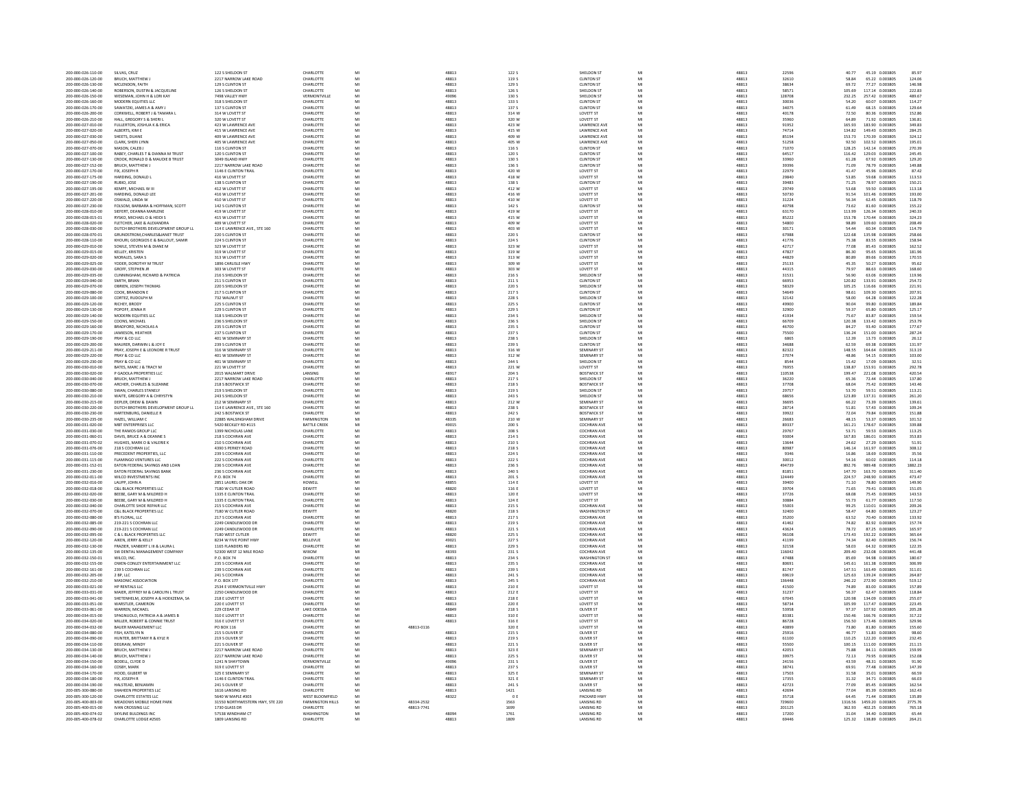| | | | | | | | | | | | | | | | | |
|---|---|---|---|---|---|---|---|---|---|---|---|---|---|---|---|---|
| 200-000-026-110-00 | SILVAS, CRUZ | 122 S SHELDON ST | CHARLOTTE | MI | | 48813 | 122 S | SHELDON ST | MI | 48813 | 22596 | 40.77 | 45.19 | 0.003805 | 85.97 |
| 200-000-026-120-00 | BRUCH, MATTHEW J | 2217 NARROW LAKE ROAD | CHARLOTTE | MI | | 48813 | 119 S | CLINTON ST | MI | 48813 | 32610 | 58.84 | 65.22 | 0.003805 | 124.06 |
| 200-000-026-130-00 | MCLENDON, FAITH | 129 S CLINTON ST | CHARLOTTE | MI | | 48813 | 129 S | CLINTON ST | MI | 48813 | 38634 | 69.72 | 77.27 | 0.003805 | 146.98 |
| 200-000-026-140-00 | ROBERSON, DUSTIN & JACQUELINE | 126 S SHELDON ST | CHARLOTTE | MI | | 48813 | 126 S | SHELDON ST | MI | 48813 | 58571 | 105.69 | 117.14 | 0.003805 | 222.83 |
| 200-000-026-150-00 | WESEMAN, JOHN H & LORI KAY | 7498 VALLEY HWY | VERMONTVILLE | MI | | 49096 | 130 S | SHELDON ST | MI | 48813 | 128708 | 232.25 | 257.42 | 0.003805 | 489.67 |
| 200-000-026-160-00 | MODERN EQUITIES LLC | 318 S SHELDON ST | CHARLOTTE | MI | | 48813 | 133 S | CLINTON ST | MI | 48813 | 30036 | 54.20 | 60.07 | 0.003805 | 114.27 |
| 200-000-026-170-00 | SAWATZKI, JAMES A & AMY J | 137 S CLINTON ST | CHARLOTTE | MI | | 48813 | 137 S | CLINTON ST | MI | 48813 | 34075 | 61.49 | 68.15 | 0.003805 | 129.64 |
| 200-000-026-200-00 | CORKWELL, ROBERT J & TAMARA L | 314 W LOVETT ST | CHARLOTTE | MI | | 48813 | 314 W | LOVETT ST | MI | 48813 | 40178 | 72.50 | 80.36 | 0.003805 | 152.86 |
| 200-000-026-210-00 | HALL, GREGORY S & SHERI L | 320 W LOVETT ST | CHARLOTTE | MI | | 48813 | 320 W | LOVETT ST | MI | 48813 | 35960 | 64.89 | 71.92 | 0.003805 | 136.81 |
| 200-000-027-010-00 | FULLERTON, JOSHUA K & ERICA | 423 W LAWRENCE AVE | CHARLOTTE | MI | | 48813 | 423 W | LAWRENCE AVE | MI | 48813 | 91952 | 165.93 | 183.90 | 0.003805 | 349.83 |
| 200-000-027-020-00 | ALBERTS, KIM E | 415 W LAWRENCE AVE | CHARLOTTE | MI | | 48813 | 415 W | LAWRENCE AVE | MI | 48813 | 74714 | 134.82 | 149.43 | 0.003805 | 284.25 |
| 200-000-027-030-00 | SHEETS, DUANE | 409 W LAWRENCE AVE | CHARLOTTE | MI | | 48813 | 409 W | LAWRENCE AVE | MI | 48813 | 85194 | 153.73 | 170.39 | 0.003805 | 324.12 |
| 200-000-027-050-00 | CLARK, SHERI LYNN | 405 W LAWRENCE AVE | CHARLOTTE | MI | | 48813 | 405 W | LAWRENCE AVE | MI | 48813 | 51258 | 92.50 | 102.52 | 0.003805 | 195.01 |
| 200-000-027-070-00 | MASON, CALEB J | 116 S CLINTON ST | CHARLOTTE | MI | | 48813 | 116 S | CLINTON ST | MI | 48813 | 71070 | 128.25 | 142.14 | 0.003805 | 270.39 |
| 200-000-027-100-00 | RABEY, CHARLES T & DIANNA M TRUST | 120 S CLINTON ST | CHARLOTTE | MI | | 48813 | 120 S | CLINTON ST | MI | 48813 | 64517 | 116.42 | 129.03 | 0.003805 | 245.45 |
| 200-000-027-130-00 | CROOK, RONALD D & MAUDIE B TRUST | 3040 ISLAND HWY | CHARLOTTE | MI | | 48813 | 130 S | CLINTON ST | MI | 48813 | 33960 | 61.28 | 67.92 | 0.003805 | 129.20 |
| 200-000-027-152-00 | BRUCH, MATTHEW J | 2217 NARROW LAKE ROAD | CHARLOTTE | MI | | 48813 | 136 S | CLINTON ST | MI | 48813 | 39396 | 71.09 | 78.79 | 0.003805 | 149.88 |
| 200-000-027-170-00 | FIX, JOSEPH R | 1146 E CLINTON TRAIL | CHARLOTTE | MI | | 48813 | 420 W | LOVETT ST | MI | 48813 | 22979 | 41.47 | 45.96 | 0.003805 | 87.42 |
| 200-000-027-175-00 | HARDING, DONALD L | 416 W LOVETT ST | CHARLOTTE | MI | | 48813 | 418 W | LOVETT ST | MI | 48813 | 29840 | 53.85 | 59.68 | 0.003805 | 113.53 |
| 200-000-027-190-00 | RUBIO, JOSE | 138 S CLINTON ST | CHARLOTTE | MI | | 48813 | 138 S | CLINTON ST | MI | 48813 | 39483 | 71.25 | 78.97 | 0.003805 | 150.21 |
| 200-000-027-195-00 | KEMPF, MICHAEL W III | 412 W LOVETT ST | CHARLOTTE | MI | | 48813 | 412 W | LOVETT ST | MI | 48813 | 29749 | 53.68 | 59.50 | 0.003805 | 113.18 |
| 200-000-027-201-00 | HARDING, DONALD LEE | 416 W LOVETT ST | CHARLOTTE | MI | | 48813 | 416 W | LOVETT ST | MI | 48813 | 50730 | 91.54 | 101.46 | 0.003805 | 193.00 |
| 200-000-027-220-00 | OSWALD, LINDA W | 410 W LOVETT ST | CHARLOTTE | MI | | 48813 | 410 W | LOVETT ST | MI | 48813 | 31224 | 56.34 | 62.45 | 0.003805 | 118.79 |
| 200-000-027-230-00 | FOLSOM, BARBARA & HOFFMAN, SCOTT | 142 S CLINTON ST | CHARLOTTE | MI | | 48813 | 142 S | CLINTON ST | MI | 48813 | 40798 | 73.62 | 81.60 | 0.003805 | 155.22 |
| 200-000-028-010-00 | SIEFERT, DEANNA MARLENE | 419 W LOVETT ST | CHARLOTTE | MI | | 48813 | 419 W | LOVETT ST | MI | 48813 | 63170 | 113.99 | 126.34 | 0.003805 | 240.33 |
| 200-000-028-015-01 | RYSKO, MICHAEL O & HEIDI S | 415 W LOVETT ST | CHARLOTTE | MI | | 48813 | 415 W | LOVETT ST | MI | 48813 | 85222 | 153.78 | 170.44 | 0.003805 | 324.23 |
| 200-000-028-020-00 | FLETCHER, JAKE & ALEXANDRA | 409 W LOVETT ST | CHARLOTTE | MI | | 48813 | 409 W | LOVETT ST | MI | 48813 | 54800 | 98.89 | 109.60 | 0.003805 | 208.49 |
| 200-000-028-030-00 | DUTCH BROTHERS DEVELOPMENT GROUP LL | 114 E LAWRENCE AVE., STE 160 | CHARLOTTE | MI | | 48813 | 403 W | LOVETT ST | MI | 48813 | 30171 | 54.44 | 60.34 | 0.003805 | 114.79 |
| 200-000-028-070-01 | GRUNDSTROM,CHARLES&JANET TRUST | 220 S CLINTON ST | CHARLOTTE | MI | | 48813 | 220 S | CLINTON ST | MI | 48813 | 67988 | 122.68 | 135.98 | 0.003805 | 258.66 |
| 200-000-028-110-00 | KHOURI, GEORGIOS E & BALLOUT, SAMIR | 224 S CLINTON ST | CHARLOTTE | MI | | 48813 | 224 S | CLINTON ST | MI | 48813 | 41776 | 75.38 | 83.55 | 0.003805 | 158.94 |
| 200-000-029-010-00 | SOWLE, STEVEN M & DIANE M | 323 W LOVETT ST | CHARLOTTE | MI | | 48813 | 323 W | LOVETT ST | MI | 48813 | 42717 | 77.08 | 85.43 | 0.003805 | 162.52 |
| 200-000-029-015-00 | KELLEY, KRISTEN | 319 W LOVETT ST | CHARLOTTE | MI | | 48813 | 319 W | LOVETT ST | MI | 48813 | 47827 | 86.30 | 95.65 | 0.003805 | 181.96 |
| 200-000-029-020-00 | MORALES, SARA S | 313 W LOVETT ST | CHARLOTTE | MI | | 48813 | 313 W | LOVETT ST | MI | 48813 | 44829 | 80.89 | 89.66 | 0.003805 | 170.55 |
| 200-000-029-025-00 | YODER, DOROTHY M TRUST | 1896 CARLISLE HWY | CHARLOTTE | MI | | 48813 | 309 W | LOVETT ST | MI | 48813 | 25133 | 45.35 | 50.27 | 0.003805 | 95.62 |
| 200-000-029-030-00 | GROFF, STEPHEN JR | 303 W LOVETT ST | CHARLOTTE | MI | | 48813 | 303 W | LOVETT ST | MI | 48813 | 44315 | 79.97 | 88.63 | 0.003805 | 168.60 |
| 200-000-029-035-00 | CUNNINGHAM, RICHARD & PATRICIA | 216 S SHELDON ST | CHARLOTTE | MI | | 48813 | 216 S | SHELDON ST | MI | 48813 | 31531 | 56.90 | 63.06 | 0.003805 | 119.96 |
| 200-000-029-040-00 | SMITH, BRIAN | 211 S CLINTON ST | CHARLOTTE | MI | | 48813 | 211 S | CLINTON ST | MI | 48813 | 66953 | 120.82 | 133.91 | 0.003805 | 254.72 |
| 200-000-029-070-00 | OBRIEN, JOSEPH THOMAS | 220 S SHELDON ST | CHARLOTTE | MI | | 48813 | 220 S | SHELDON ST | MI | 48813 | 58329 | 105.25 | 116.66 | 0.003805 | 221.91 |
| 200-000-029-080-00 | COOK, BRANDON E | 217 S CLINTON ST | CHARLOTTE | MI | | 48813 | 217 S | CLINTON ST | MI | 48813 | 54649 | 98.61 | 109.30 | 0.003805 | 207.91 |
| 200-000-029-100-00 | CORTEZ, RUDOLPH M | 732 WALNUT ST | CHARLOTTE | MI | | 48813 | 228 S | SHELDON ST | MI | 48813 | 32142 | 58.00 | 64.28 | 0.003805 | 122.28 |
| 200-000-029-120-00 | RICHEY, BRODY | 225 S CLINTON ST | CHARLOTTE | MI | | 48813 | 225 S | CLINTON ST | MI | 48813 | 49900 | 90.04 | 99.80 | 0.003805 | 189.84 |
| 200-000-029-130-00 | POPOFF, JENNA R | 229 S CLINTON ST | CHARLOTTE | MI | | 48813 | 229 S | CLINTON ST | MI | 48813 | 32900 | 59.37 | 65.80 | 0.003805 | 125.17 |
| 200-000-029-140-00 | MODERN EQUITIES LLC | 318 S SHELDON ST | CHARLOTTE | MI | | 48813 | 234 S | SHELDON ST | MI | 48813 | 41934 | 75.67 | 83.87 | 0.003805 | 159.54 |
| 200-000-029-150-00 | COONS, MICHAEL | 236 S SHELDON ST | CHARLOTTE | MI | | 48813 | 236 S | SHELDON ST | MI | 48813 | 66709 | 120.38 | 133.42 | 0.003805 | 253.79 |
| 200-000-029-160-00 | BRADFORD, NICHOLAS A | 235 S CLINTON ST | CHARLOTTE | MI | | 48813 | 235 S | CLINTON ST | MI | 48813 | 46700 | 84.27 | 93.40 | 0.003805 | 177.67 |
| 200-000-029-170-00 | JAMIESON, HEATHER | 237 S CLINTON ST | CHARLOTTE | MI | | 48813 | 237 S | CLINTON ST | MI | 48813 | 75500 | 136.24 | 151.00 | 0.003805 | 287.24 |
| 200-000-029-190-00 | PRAY & CO LLC | 401 W SEMINARY ST | CHARLOTTE | MI | | 48813 | 238 S | SHELDON ST | MI | 48813 | 6865 | 12.39 | 13.73 | 0.003805 | 26.12 |
| 200-000-029-200-00 | MAURER, DARWIN L & JOY E | 239 S CLINTON ST | CHARLOTTE | MI | | 48813 | 239 S | CLINTON ST | MI | 48813 | 34688 | 62.59 | 69.38 | 0.003805 | 131.97 |
| 200-000-029-211-00 | PRAY, JOSEPH E & LEONORE R TRUST | 316 W SEMINARY ST | CHARLOTTE | MI | | 48813 | 316 W | SEMINARY ST | MI | 48813 | 82322 | 148.55 | 164.64 | 0.003805 | 313.19 |
| 200-000-029-220-00 | PRAY & CO LLC | 401 W SEMINARY ST | CHARLOTTE | MI | | 48813 | 312 W | SEMINARY ST | MI | 48813 | 27074 | 48.86 | 54.15 | 0.003805 | 103.00 |
| 200-000-029-230-00 | PRAY & CO LLC | 401 W SEMINARY ST | CHARLOTTE | MI | | 48813 | 244 S | SHELDON ST | MI | 48813 | 8544 | 15.42 | 17.09 | 0.003805 | 32.51 |
| 200-000-030-010-00 | BATES, MARC J & TRACY M | 221 W LOVETT ST | CHARLOTTE | MI | | 48813 | 221 W | LOVETT ST | MI | 48813 | 76955 | 138.87 | 153.91 | 0.003805 | 292.78 |
| 200-000-030-020-00 | P GADOLA PROPERTIES LLC | 2015 WALMART DRIVE | LANSING | MI | | 48917 | 204 S | BOSTWICK ST | MI | 48813 | 110538 | 199.47 | 221.08 | 0.003805 | 420.54 |
| 200-000-030-040-00 | BRUCH, MATTHEW J | 2217 NARROW LAKE ROAD | CHARLOTTE | MI | | 48813 | 217 S | SHELDON ST | MI | 48813 | 36220 | 65.36 | 72.44 | 0.003805 | 137.80 |
| 200-000-030-070-00 | ARCHER, CHARLES & SUZANNE | 218 S BOSTWICK ST | CHARLOTTE | MI | | 48813 | 218 S | BOSTWICK ST | MI | 48813 | 37708 | 68.04 | 75.42 | 0.003805 | 143.46 |
| 200-000-030-080-00 | SWAN, CHARLES STANELY | 219 S SHELDON ST | CHARLOTTE | MI | | 48813 | 219 S | SHELDON ST | MI | 48813 | 29757 | 53.70 | 59.51 | 0.003805 | 113.21 |
| 200-000-030-210-00 | WAITE, GREGORY A & CHRYSTYN | 243 S SHELDON ST | CHARLOTTE | MI | | 48813 | 243 S | SHELDON ST | MI | 48813 | 68656 | 123.89 | 137.31 | 0.003805 | 261.20 |
| 200-000-030-215-00 | DEFLER, DREW & DAWN | 212 W SEMINARY ST | CHARLOTTE | MI | | 48813 | 212 W | SEMINARY ST | MI | 48813 | 36695 | 66.22 | 73.39 | 0.003805 | 139.61 |
| 200-000-030-220-00 | DUTCH BROTHERS DEVELOPMENT GROUP LL | 114 E LAWRENCE AVE., STE 160 | CHARLOTTE | MI | | 48813 | 238 S | BOSTWICK ST | MI | 48813 | 28714 | 51.81 | 57.43 | 0.003805 | 109.24 |
| 200-000-030-230-00 | HARTENBURG, DANIELLE R | 242 S BOSTWICK ST | CHARLOTTE | MI | | 48813 | 242 S | BOSTWICK ST | MI | 48813 | 39922 | 72.04 | 79.84 | 0.003805 | 151.88 |
| 200-000-030-235-00 | HAZEL, WILLIAM C | 22885 WALSINGHAM DRIVE | FARMINGTON | MI | | 48335 | 210 W | SEMINARY ST | MI | 48813 | 26683 | 48.15 | 53.37 | 0.003805 | 101.52 |
| 200-000-031-020-00 | MBT ENTERPRISES LLC | 5420 BECKLEY RD #115 | BATTLE CREEK | MI | | 49015 | 200 S | COCHRAN AVE | MI | 48813 | 89337 | 161.21 | 178.67 | 0.003805 | 339.88 |
| 200-000-031-030-00 | THE RAMOS GROUP LLC | 1399 NICHOLAS LANE | CHARLOTTE | MI | | 48813 | 208 S | COCHRAN AVE | MI | 48813 | 29767 | 53.71 | 59.53 | 0.003805 | 113.25 |
| 200-000-031-060-01 | DAVIS, BRUCE A & DEANNE S | 218 S COCHRAN AVE | CHARLOTTE | MI | | 48813 | 214 S | COCHRAN AVE | MI | 48813 | 93004 | 167.83 | 186.01 | 0.003805 | 353.83 |
| 200-000-031-070-02 | HUGHES, MARK O & VALERIE K | 210 S COCHRAN AVE | CHARLOTTE | MI | | 48813 | 210 S | COCHRAN AVE | MI | 48813 | 13644 | 24.62 | 27.29 | 0.003805 | 51.91 |
| 200-000-031-076-00 | 218 S COCHRAN LLC | 4390 S PERKEY ROAD | CHARLOTTE | MI | | 48813 | 218 S | COCHRAN AVE | MI | 48813 | 80987 | 146.14 | 161.97 | 0.003805 | 308.12 |
| 200-000-031-110-00 | PRECEDENT PROPERTIES, LLC | 239 S COCHRAN AVE | CHARLOTTE | MI | | 48813 | 224 S | COCHRAN AVE | MI | 48813 | 9346 | 16.86 | 18.69 | 0.003805 | 35.56 |
| 200-000-031-115-00 | FLAMINGO VENTURES LLC | 222 S COCHRAN AVE | CHARLOTTE | MI | | 48813 | 222 S | COCHRAN AVE | MI | 48813 | 30012 | 54.16 | 60.02 | 0.003805 | 114.18 |
| 200-000-031-152-01 | EATON FEDERAL SAVINGS AND LOAN | 236 S COCHRAN AVE | CHARLOTTE | MI | | 48813 | 236 S | COCHRAN AVE | MI | 48813 | 494739 | 892.76 | 989.48 | 0.003805 | 1882.23 |
| 200-000-031-230-00 | EATON FEDERAL SAVINGS BANK | 236 S COCHRAN AVE | CHARLOTTE | MI | | 48813 | 240 S | COCHRAN AVE | MI | 48813 | 81851 | 147.70 | 163.70 | 0.003805 | 311.40 |
| 200-000-032-011-00 | WILCO INVESTMENTS INC | P.O. BOX 74 | CHARLOTTE | MI | | 48813 | 201 S | COCHRAN AVE | MI | 48813 | 124449 | 224.57 | 248.90 | 0.003805 | 473.47 |
| 200-000-032-016-00 | LAUPP, JOHN A | 2851 LAUREL OAK DR | HOWELL | MI | | 48855 | 114 E | LOVETT ST | MI | 48813 | 39400 | 71.10 | 78.80 | 0.003805 | 149.90 |
| 200-000-032-018-00 | C&L BLACK PROPERTIES LLC | 7180 W CUTLER ROAD | DEWITT | MI | | 48820 | 116 E | LOVETT ST | MI | 48813 | 39704 | 71.65 | 79.41 | 0.003805 | 151.05 |
| 200-000-032-020-00 | BEEBE, GARY M & MILDRED H | 1335 E CLINTON TRAIL | CHARLOTTE | MI | | 48813 | 120 E | LOVETT ST | MI | 48813 | 37726 | 68.08 | 75.45 | 0.003805 | 143.53 |
| 200-000-032-030-00 | BEEBE, GARY M & MILDRED H | 1335 E CLINTON TRAIL | CHARLOTTE | MI | | 48813 | 124 E | LOVETT ST | MI | 48813 | 30884 | 55.73 | 61.77 | 0.003805 | 117.50 |
| 200-000-032-040-00 | CHARLOTTE SHOE REPAIR LLC | 215 S COCHRAN AVE | CHARLOTTE | MI | | 48813 | 215 S | COCHRAN AVE | MI | 48813 | 55003 | 99.25 | 110.01 | 0.003805 | 209.26 |
| 200-000-032-070-00 | C&L BLACK PROPERTIES LLC | 7180 W CUTLER ROAD | DEWITT | MI | | 48820 | 218 S | WASHINGTON ST | MI | 48813 | 32400 | 58.47 | 64.80 | 0.003805 | 123.27 |
| 200-000-032-080-00 | B'S FLORAL, LLC | 217 S COCHRAN AVE | CHARLOTTE | MI | | 48813 | 217 S | COCHRAN AVE | MI | 48813 | 35200 | 63.52 | 70.40 | 0.003805 | 133.92 |
| 200-000-032-085-00 | 219-221 S COCHRAN LLC | 2249 CANDLEWOOD DR | CHARLOTTE | MI | | 48813 | 219 S | COCHRAN AVE | MI | 48813 | 41462 | 74.82 | 82.92 | 0.003805 | 157.74 |
| 200-000-032-090-00 | 219-221 S COCHRAN LLC | 2249 CANDLEWOOD DR | CHARLOTTE | MI | | 48813 | 221 S | COCHRAN AVE | MI | 48813 | 43624 | 78.72 | 87.25 | 0.003805 | 165.97 |
| 200-000-032-095-00 | C & L BLACK PROPERTIES LLC | 7180 WEST CUTLER | DEWITT | MI | | 48820 | 225 S | COCHRAN AVE | MI | 48813 | 96108 | 173.43 | 192.22 | 0.003805 | 365.64 |
| 200-000-032-120-00 | AIKEN, JERRY & KELLY | 8234 W FIVE POINT HWY | BELLEVUE | MI | | 49021 | 227 S | COCHRAN AVE | MI | 48813 | 41199 | 74.34 | 82.40 | 0.003805 | 156.74 |
| 200-000-032-130-00 | FRAZIER, VANBERT L III & LAURA L | 1165 FLANDERS RD | CHARLOTTE | MI | | 48813 | 229 S | COCHRAN AVE | MI | 48813 | 32158 | 58.03 | 64.32 | 0.003805 | 122.35 |
| 200-000-032-135-00 | SW DENTAL MANAGEMENT COMPANY | 52300 WEST 12 MILE ROAD | WIXOM | MI | | 48393 | 231 S | COCHRAN AVE | MI | 48813 | 116042 | 209.40 | 232.08 | 0.003805 | 441.48 |
| 200-000-032-150-01 | WILCO, INC. | P.O. BOX 74 | CHARLOTTE | MI | | 48813 | 234 S | WASHINGTON ST | MI | 48813 | 47488 | 85.69 | 94.98 | 0.003805 | 180.67 |
| 200-000-032-155-00 | OWEN-CONLEY ENTERTAINMENT LLC | 235 S COCHRAN AVE | CHARLOTTE | MI | | 48813 | 235 S | COCHRAN AVE | MI | 48813 | 80691 | 145.61 | 161.38 | 0.003805 | 306.99 |
| 200-000-032-161-00 | 239 S COCHRAN LLC | 239 S COCHRAN AVE | CHARLOTTE | MI | | 48813 | 239 S | COCHRAN AVE | MI | 48813 | 81747 | 147.51 | 163.49 | 0.003805 | 311.01 |
| 200-000-032-205-00 | 2 BP, LLC | 241 S COCHRAN | CHARLOTTE | MI | | 48813 | 241 S | COCHRAN AVE | MI | 48813 | 69619 | 125.63 | 139.24 | 0.003805 | 264.87 |
| 200-000-032-210-00 | MASONIC ASSOCIATION | P.O. BOX 177 | CHARLOTTE | MI | | 48813 | 245 S | COCHRAN AVE | MI | 48813 | 136448 | 246.22 | 272.90 | 0.003805 | 519.12 |
| 200-000-033-021-00 | HP RENTALS LLC | 2534 E VERMONTVILLE HWY | CHARLOTTE | MI | | 48813 | 210 E | LOVETT ST | MI | 48813 | 41500 | 74.89 | 83.00 | 0.003805 | 157.89 |
| 200-000-033-031-00 | MAIER, JEFFREY M & CAROLYN L TRUST | 2250 CANDLEWOOD DR | CHARLOTTE | MI | | 48813 | 212 E | LOVETT ST | MI | 48813 | 31237 | 56.37 | 62.47 | 0.003805 | 118.84 |
| 200-000-033-041-00 | SHETENHELM, JOSEPH A & HOEKZEMA, SA | 218 E LOVETT ST | CHARLOTTE | MI | | 48813 | 218 E | LOVETT ST | MI | 48813 | 67045 | 120.98 | 134.09 | 0.003805 | 255.07 |
| 200-000-033-051-00 | WARSTLER, CAMERON | 220 E LOVETT ST | CHARLOTTE | MI | | 48813 | 220 E | LOVETT ST | MI | 48813 | 58734 | 105.99 | 117.47 | 0.003805 | 223.45 |
| 200-000-033-061-00 | WARREN, MICHAEL | 229 CEDAR ST | LAKE ODESSA | MI | | 48849 | 218 S | OLIVER ST | MI | 48813 | 53958 | 97.37 | 107.92 | 0.003805 | 205.28 |
| 200-000-034-015-00 | SPAGNUOLO, PATRICIA A & JAMES B | 310 E LOVETT ST | CHARLOTTE | MI | | 48813 | 310 E | LOVETT ST | MI | 48813 | 83381 | 150.46 | 166.76 | 0.003805 | 317.22 |
| 200-000-034-020-00 | MILLER, ROBERT & CONNIE TRUST | 316 E LOVETT ST | CHARLOTTE | MI | | 48813 | 316 E | LOVETT ST | MI | 48813 | 86728 | 156.50 | 173.46 | 0.003805 | 329.96 |
| 200-000-034-032-00 | BAUER MANAGEMENT LLC | PO BOX 116 | CHARLOTTE | MI | 48813-0116 | | 320 E | LOVETT ST | MI | 48813 | 40899 | 73.80 | 81.80 | 0.003805 | 155.60 |
| 200-000-034-080-00 | FISH, KATELYN N | 215 S OLIVER ST | CHARLOTTE | MI | | 48813 | 215 S | OLIVER ST | MI | 48813 | 25916 | 46.77 | 51.83 | 0.003805 | 98.60 |
| 200-000-034-090-00 | HUNTER, BRITTANY R & KYLE R | 219 S OLIVER ST | CHARLOTTE | MI | | 48813 | 219 S | OLIVER ST | MI | 48813 | 61100 | 110.25 | 122.20 | 0.003805 | 232.45 |
| 200-000-034-110-00 | DEGRAW, MINDY | 221 S OLIVER ST | CHARLOTTE | MI | | 48813 | 221 S | OLIVER ST | MI | 48813 | 55500 | 100.15 | 111.00 | 0.003805 | 211.15 |
| 200-000-034-130-00 | BRUCH, MATTHEW J | 2217 NARROW LAKE ROAD | CHARLOTTE | MI | | 48813 | 323 E | SEMINARY ST | MI | 48813 | 42053 | 75.88 | 84.11 | 0.003805 | 159.99 |
| 200-000-034-140-00 | BRUCH, MATTHEW J | 2217 NARROW LAKE ROAD | CHARLOTTE | MI | | 48813 | 225 S | OLIVER ST | MI | 48813 | 39975 | 72.13 | 79.95 | 0.003805 | 152.08 |
| 200-000-034-150-00 | BODELL, CLYDE D | 1241 N SHAYTOWN | VERMONTVILLE | MI | | 49096 | 231 S | OLIVER ST | MI | 48813 | 24156 | 43.59 | 48.31 | 0.003805 | 91.90 |
| 200-000-034-160-00 | COSBY, MARK | 319 E LOVETT ST | CHARLOTTE | MI | | 48813 | 237 S | OLIVER ST | MI | 48813 | 38741 | 69.91 | 77.48 | 0.003805 | 147.39 |
| 200-000-034-170-00 | HOOD, GILBERT W | 325 E SEMINARY ST | CHARLOTTE | MI | | 48813 | 325 E | SEMINARY ST | MI | 48813 | 17503 | 31.58 | 35.01 | 0.003805 | 66.59 |
| 200-000-034-180-00 | FIX, JOSEPH R | 1146 E CLINTON TRAIL | CHARLOTTE | MI | | 48813 | 321 E | SEMINARY ST | MI | 48813 | 17355 | 31.32 | 34.71 | 0.003805 | 66.03 |
| 200-000-034-190-00 | HALSTEAD, BENJAMIN | 241 S OLIVER ST | CHARLOTTE | MI | | 48813 | 241 S | OLIVER ST | MI | 48813 | 42723 | 77.09 | 85.45 | 0.003805 | 162.54 |
| 200-005-300-080-00 | SHAHEEN PROPERTIES LLC | 1616 LANSING RD | CHARLOTTE | MI | | 48813 | 1421 | LANSING RD | MI | 48813 | 42694 | 77.04 | 85.39 | 0.003805 | 162.43 |
| 200-005-300-120-00 | CHARLOTTE ESTATES LLC | 5640 W MAPLE #303 | WEST BLOOMFIELD | MI | | 48322 | 0 E | PACKARD HWY | MI | 48813 | 35718 | 64.45 | 71.44 | 0.003805 | 135.89 |
| 200-005-400-003-00 | MEADOWS MOBILE HOME PARK | 31550 NORTHWESTERN HWY, STE 220 | FARMINGTON HILLS | MI | 48334-2532 | | 1563 | LANSING RD | MI | 48813 | 729600 | 1316.56 | 1459.20 | 0.003805 | 2775.76 |
| 200-005-400-015-00 | IVAN CROSSING LLC | 1730 GLASS DR | CHARLOTTE | MI | 48813-7741 | | 1699 | LANSING RD | MI | 48813 | 201125 | 362.93 | 402.25 | 0.003805 | 765.18 |
| 200-005-400-074-02 | SKYLINE BUILDINGS INC | 57538 WINDHAM CT | WASHINGTON | MI | | 48094 | 1761 | LANSING RD | MI | 48813 | 17200 | 31.04 | 34.40 | 0.003805 | 65.44 |
| 200-005-400-078-02 | CHARLOTTE LODGE #2565 | 1809 LANSING RD | CHARLOTTE | MI | | 48813 | 1809 | LANSING RD | MI | 48813 | 69446 | 125.32 | 138.89 | 0.003805 | 264.21 |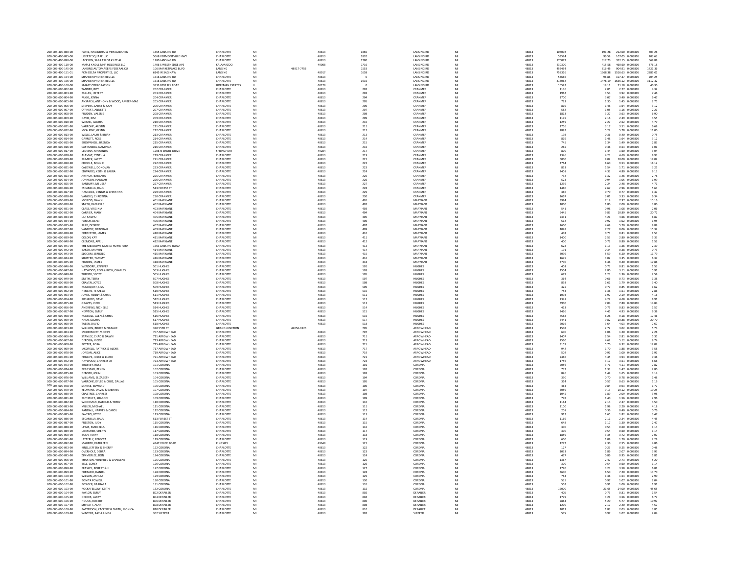| | | | | | | | | | | | | | | | |
|---|---|---|---|---|---|---|---|---|---|---|---|---|---|---|---|
| 200-005-400-080-00 | PATEL, NAGINBHAI & VIMALABAHEN | 1865 LANSING RD | CHARLOTTE | MI | | 48813 | 1865 | LANSING RD | MI | 48813 | 106002 | 191.28 | 212.00 | 0.003805 | 403.28 |
| 200-005-400-085-00 | LIBERTY SQUARE LLC | 5668 VERMONTVILLE HWY | CHARLOTTE | MI | | 48813 | 1820 | LANSING RD | MI | 48813 | 53524 | 96.58 | 107.05 | 0.003805 | 203.63 |
| 200-005-400-090-00 | JACKSON, SARA TRUST #1 ET AL | 1780 LANSING RD | CHARLOTTE | MI | | 48813 | 1780 | LANSING RD | MI | 48813 | 176077 | 317.73 | 352.15 | 0.003805 | 669.88 |
| 200-005-400-110-00 | MAPLE KNOLL MHP HOLDINGS LLC | 1406 S WESTNEDGE AVE | KALAMAZOO | MI | | 49008 | 1716 | LANSING RD | MI | 48813 | 230300 | 415.58 | 460.60 | 0.003805 | 876.18 |
| 200-005-400-145-00 | LANSING AUTOMAKERS FEDERAL CU | 106 MARKETPLACE BLVD | LANSING | MI | 48917-7753 | | 1553 | LANSING RD | MI | 48813 | 452454 | 816.45 | 904.91 | 0.003805 | 1721.36 |
| 200-005-400-151-01 | FCM DELTA PROPERTIES, LLC | 6145 W SAGINAW | LANSING | MI | | 48917 | 1658 | LANSING RD | MI | 48813 | 758316 | 1368.38 | 1516.63 | 0.003805 | 2885.01 |
| 200-005-400-154-00 | SHAHEEN PROPERTIES LLC | 1616 LANSING RD | CHARLOTTE | MI | | 48813 | 0 | LANSING RD | MI | 48813 | 53686 | 96.88 | 107.37 | 0.003805 | 204.25 |
| 200-005-400-156-00 | SHAHEEN PROPERTIES LLC | 1616 LANSING RD | CHARLOTTE | MI | | 48813 | 1616 | LANSING RD | MI | 48813 | 818062 | 1476.19 | 1636.12 | 0.003805 | 3112.32 |
| 200-005-400-160-00 | KMART CORPORATION | 3333 BEVERLY ROAD | HOFFMAN ESTATES | IL | | 60179 | 0 | LANSING RD | MI | 48813 | 10592 | 19.11 | 21.18 | 0.003805 | 40.30 |
| 200-005-600-002-90 | TANNER, ROY | 202 CRANMER | CHARLOTTE | MI | | 48813 | 202 | CRANMER | MI | 48813 | 1136 | 2.05 | 2.27 | 0.003805 | 4.32 |
| 200-005-600-003-90 | BULLEN, JEFFERY | 203 CRANMER | CHARLOTTE | MI | | 48813 | 203 | CRANMER | MI | 48813 | 1962 | 3.54 | 3.92 | 0.003805 | 7.46 |
| 200-005-600-004-90 | RUGG, JENNA | 204 CRANMER | CHARLOTTE | MI | | 48813 | 204 | CRANMER | MI | 48813 | 1700 | 3.07 | 3.40 | 0.003805 | 6.47 |
| 200-005-600-005-90 | ANSPACH, ANTHONY & WOOD, AMBER-MAE | 205 CRANMER | CHARLOTTE | MI | | 48813 | 205 | CRANMER | MI | 48813 | 723 | 1.30 | 1.45 | 0.003805 | 2.75 |
| 200-005-600-006-90 | STEVENS, LARRY & JUDY | 206 CRANMER | CHARLOTTE | MI | | 48813 | 206 | CRANMER | MI | 48813 | 819 | 1.48 | 1.64 | 0.003805 | 3.12 |
| 200-005-600-007-90 | CYPHERT, ANNETTE | 207 CRANMER | CHARLOTTE | MI | | 48813 | 207 | CRANMER | MI | 48813 | 582 | 1.05 | 1.16 | 0.003805 | 2.21 |
| 200-005-600-008-90 | PRUDEN, VALERIE | 208 CRANMER | CHARLOTTE | MI | | 48813 | 208 | CRANMER | MI | 48813 | 1813 | 3.27 | 3.63 | 0.003805 | 6.90 |
| 200-005-600-009-90 | DAVIS, KIM | 209 CRANMER | CHARLOTTE | MI | | 48813 | 209 | CRANMER | MI | 48813 | 1195 | 2.16 | 2.39 | 0.003805 | 4.55 |
| 200-005-600-010-90 | WETZEL, GLORIA | 210 CRANMER | CHARLOTTE | MI | | 48813 | 210 | CRANMER | MI | 48813 | 1259 | 2.27 | 2.52 | 0.003805 | 4.79 |
| 200-005-600-011-90 | VARRONE, AUSTIN | 211 CRANMER | CHARLOTTE | MI | | 48813 | 211 | CRANMER | MI | 48813 | 1756 | 3.17 | 3.51 | 0.003805 | 6.68 |
| 200-005-600-012-90 | MCALPINE, GLYNN | 212 CRANMER | CHARLOTTE | MI | | 48813 | 212 | CRANMER | MI | 48813 | 2892 | 5.22 | 5.78 | 0.003805 | 11.00 |
| 200-005-600-013-90 | WELLS, LAURI & BRIAN | 213 CRANMER | CHARLOTTE | MI | | 48813 | 213 | CRANMER | MI | 48813 | 198 | 0.36 | 0.40 | 0.003805 | 0.75 |
| 200-005-600-014-90 | GARRETT, ROSE | 214 CRANMER | CHARLOTTE | MI | | 48813 | 214 | CRANMER | MI | 48813 | 819 | 1.48 | 1.64 | 0.003805 | 3.12 |
| 200-005-600-015-90 | BROWNHILL, BRENDA | 215 CRANMER | CHARLOTTE | MI | | 48813 | 215 | CRANMER | MI | 48813 | 745 | 1.34 | 1.49 | 0.003805 | 2.83 |
| 200-005-600-016-90 | CASTANEDA, DAMINGA | 216 CRANMER | CHARLOTTE | MI | | 48813 | 216 | CRANMER | MI | 48813 | 265 | 0.48 | 0.53 | 0.003805 | 1.01 |
| 200-005-600-017-90 | LEDVINA, MARANDA | 1206 N SHORE DRIVE | SPRINGPORT | MI | | 49284 | 217 | CRANMER | MI | 48813 | 800 | 1.44 | 1.60 | 0.003805 | 3.04 |
| 200-005-600-018-90 | ALAMAT, CYNTHIA | 219 CRANMER | CHARLOTTE | MI | | 48813 | 219 | CRANMER | MI | 48813 | 2346 | 4.23 | 4.69 | 0.003805 | 8.93 |
| 200-005-600-019-90 | RUMZEK, LACEY | 221 CRANMER | CHARLOTTE | MI | | 48813 | 221 | CRANMER | MI | 48813 | 5000 | 9.02 | 10.00 | 0.003805 | 19.02 |
| 200-005-600-020-90 | CRIDDLE, BONNIE | 222 CRANMER | CHARLOTTE | MI | | 48813 | 222 | CRANMER | MI | 48813 | 4764 | 8.60 | 9.53 | 0.003805 | 18.12 |
| 200-005-600-021-90 | CALDWELL, DONOVAN | 223 CRANMER | CHARLOTTE | MI | | 48813 | 223 | CRANMER | MI | 48813 | 853 | 1.54 | 1.71 | 0.003805 | 3.25 |
| 200-005-600-022-90 | EDWARDS, KEITH & LAURA | 224 CRANMER | CHARLOTTE | MI | | 48813 | 224 | CRANMER | MI | 48813 | 2401 | 4.33 | 4.80 | 0.003805 | 9.13 |
| 200-005-600-023-90 | ARTHUR, BARBARA | 225 CRANMER | CHARLOTTE | MI | | 48813 | 225 | CRANMER | MI | 48813 | 732 | 1.32 | 1.46 | 0.003805 | 2.78 |
| 200-005-600-024-90 | JOHNSON, HANNAH | 226 CRANMER | CHARLOTTE | MI | | 48813 | 226 | CRANMER | MI | 48813 | 523 | 0.94 | 1.05 | 0.003805 | 1.99 |
| 200-005-600-025-90 | BANBURY, MELISSA | 227 CRANMER | CHARLOTTE | MI | | 48813 | 227 | CRANMER | MI | 48813 | 1239 | 2.24 | 2.48 | 0.003805 | 4.71 |
| 200-005-600-026-90 | ESCAMILLA, RAUL | 513 FOREST ST | CHARLOTTE | MI | | 48813 | 228 | CRANMER | MI | 48813 | 1480 | 2.67 | 2.96 | 0.003805 | 5.63 |
| 200-005-600-027-90 | HANCOCK, DENNIS & CHRISTINA | 229 CRANMER | CHARLOTTE | MI | | 48813 | 229 | CRANMER | MI | 48813 | 386 | 0.70 | 0.77 | 0.003805 | 1.47 |
| 200-005-600-028-90 | VANOUS, CHRISTINA | 230 CRANMER | CHARLOTTE | MI | | 48813 | 230 | CRANMER | MI | 48813 | 1667 | 3.01 | 3.33 | 0.003805 | 6.34 |
| 200-005-600-029-90 | MCLEOD, DAWN | 401 MARYJANE | CHARLOTTE | MI | | 48813 | 401 | MARYJANE | MI | 48813 | 3984 | 7.19 | 7.97 | 0.003805 | 15.16 |
| 200-005-600-030-90 | SMITH, RACHELLE | 402 MARYJANE | CHARLOTTE | MI | | 48813 | 402 | MARYJANE | MI | 48813 | 1000 | 1.80 | 2.00 | 0.003805 | 3.80 |
| 200-005-600-031-90 | CLASS, VIRGINIA | 403 MARYJANE | CHARLOTTE | MI | | 48813 | 403 | MARYJANE | MI | 48813 | 541 | 0.98 | 1.08 | 0.003805 | 2.06 |
| 200-005-600-032-90 | CARRIER, MARY | 404 MARYJANE | CHARLOTTE | MI | | 48813 | 404 | MARYJANE | MI | 48813 | 5445 | 9.83 | 10.89 | 0.003805 | 20.72 |
| 200-005-600-033-90 | LIU, SAIZHU | 405 MARYJANE | CHARLOTTE | MI | | 48813 | 405 | MARYJANE | MI | 48813 | 2331 | 4.21 | 4.66 | 0.003805 | 8.87 |
| 200-005-600-034-90 | PARISH, DEAN | 406 MARYJANE | CHARLOTTE | MI | | 48813 | 406 | MARYJANE | MI | 48813 | 512 | 0.92 | 1.02 | 0.003805 | 1.95 |
| 200-005-600-035-90 | RUFF, DESIREE | 407 MARYJANE | CHARLOTTE | MI | | 48813 | 407 | MARYJANE | MI | 48813 | 2600 | 4.69 | 5.20 | 0.003805 | 9.89 |
| 200-005-600-037-90 | VANDYKE, DEBORAH | 409 MARYJANE | CHARLOTTE | MI | | 48813 | 409 | MARYJANE | MI | 48813 | 4028 | 7.27 | 8.06 | 0.003805 | 15.32 |
| 200-005-600-038-90 | FORRESTER, JAMES | 410 MARYJANE | CHARLOTTE | MI | | 48813 | 410 | MARYJANE | MI | 48813 | 403 | 0.73 | 0.81 | 0.003805 | 1.53 |
| 200-005-600-039-90 | COLON, KAY | 411 MARYJANE | CHARLOTTE | MI | | 48813 | 411 | MARYJANE | MI | 48813 | 1400 | 2.53 | 2.80 | 0.003805 | 5.33 |
| 200-005-600-040-90 | CLEMONS, APRIL | 412 MARYJANE | CHARLOTTE | MI | | 48813 | 412 | MARYJANE | MI | 48813 | 400 | 0.72 | 0.80 | 0.003805 | 1.52 |
| 200-005-600-041-90 | THE MEADOWS MOBILE HOME PARK | 1563 LANSING ROAD | CHARLOTTE | MI | | 48813 | 413 | MARYJANE | MI | 48813 | 628 | 1.13 | 1.26 | 0.003805 | 2.39 |
| 200-005-600-042-90 | BAKER, MARVIN | 414 MARYJANE | CHARLOTTE | MI | | 48813 | 414 | MARYJANE | MI | 48813 | 191 | 0.34 | 0.38 | 0.003805 | 0.73 |
| 200-005-600-043-90 | SLOCUM, JERROLD | 415 MARYJANE | CHARLOTTE | MI | | 48813 | 415 | MARYJANE | MI | 48813 | 3099 | 5.59 | 6.20 | 0.003805 | 11.79 |
| 200-005-600-044-90 | SHUSTER, TAMMY | 416 MARYJANE | CHARLOTTE | MI | | 48813 | 416 | MARYJANE | MI | 48813 | 1675 | 3.02 | 3.35 | 0.003805 | 6.37 |
| 200-005-600-045-90 | PRUDEN, JAMES | 418 MARYJANE | CHARLOTTE | MI | | 48813 | 418 | MARYJANE | MI | 48813 | 4700 | 8.48 | 9.40 | 0.003805 | 17.88 |
| 200-005-600-046-90 | WENDORF, JENNIFER | 501 HUGHES | CHARLOTTE | MI | | 48813 | 501 | HUGHES | MI | 48813 | 403 | 0.73 | 0.81 | 0.003805 | 1.53 |
| 200-005-600-047-90 | HAYWOOD, RON & ROSS, CHARLES | 503 HUGHES | CHARLOTTE | MI | | 48813 | 503 | HUGHES | MI | 48813 | 1554 | 2.80 | 3.11 | 0.003805 | 5.91 |
| 200-005-600-048-90 | TURNER, SCOTT | 505 HUGHES | CHARLOTTE | MI | | 48813 | 505 | HUGHES | MI | 48813 | 679 | 1.23 | 1.36 | 0.003805 | 2.58 |
| 200-005-600-049-90 | SMITH, TERRY | 507 HUGHES | CHARLOTTE | MI | | 48813 | 507 | HUGHES | MI | 48813 | 364 | 0.66 | 0.73 | 0.003805 | 1.38 |
| 200-005-600-050-90 | CRAVEN, JOYCE | 508 HUGHES | CHARLOTTE | MI | | 48813 | 508 | HUGHES | MI | 48813 | 893 | 1.61 | 1.79 | 0.003805 | 3.40 |
| 200-005-600-051-90 | RUNDQUIST, LISA | 509 HUGHES | CHARLOTTE | MI | | 48813 | 509 | HUGHES | MI | 48813 | 425 | 0.77 | 0.85 | 0.003805 | 1.62 |
| 200-005-600-052-90 | HERBAN, TERAESA | 510 HUGHES | CHARLOTTE | MI | | 48813 | 510 | HUGHES | MI | 48813 | 753 | 1.36 | 1.51 | 0.003805 | 2.86 |
| 200-005-600-053-90 | JONES, RENNY & CHRIS | 511 HUGHES | CHARLOTTE | MI | | 48813 | 511 | HUGHES | MI | 48813 | 1093 | 1.97 | 2.19 | 0.003805 | 4.16 |
| 200-005-600-054-90 | RICHARDS, DAVE | 512 HUGHES | CHARLOTTE | MI | | 48813 | 512 | HUGHES | MI | 48813 | 2341 | 4.22 | 4.68 | 0.003805 | 8.91 |
| 200-005-600-055-90 | GRAVES, VICKI | 513 HUGHES | CHARLOTTE | MI | | 48813 | 513 | HUGHES | MI | 48813 | 3900 | 7.04 | 7.80 | 0.003805 | 14.84 |
| 200-005-600-056-90 | ANDREWS, NICHELLE | 514 HUGHES | CHARLOTTE | MI | | 48813 | 514 | HUGHES | MI | 48813 | 413 | 0.75 | 0.83 | 0.003805 | 1.57 |
| 200-005-600-057-90 | NEWTON, EMILY | 515 HUGHES | CHARLOTTE | MI | | 48813 | 515 | HUGHES | MI | 48813 | 2466 | 4.45 | 4.93 | 0.003805 | 9.38 |
| 200-005-600-058-90 | RUDESILL, GLEN & CHRIS | 516 HUGHES | CHARLOTTE | MI | | 48813 | 516 | HUGHES | MI | 48813 | 4588 | 8.28 | 9.18 | 0.003805 | 17.46 |
| 200-005-600-059-90 | NASH, GLORIA | 517 HUGHES | CHARLOTTE | MI | | 48813 | 517 | HUGHES | MI | 48813 | 5441 | 9.82 | 10.88 | 0.003805 | 20.70 |
| 200-005-600-060-90 | TABER, DAVID | 518 HUGHES | CHARLOTTE | MI | | 48813 | 518 | HUGHES | MI | 48813 | 2016 | 3.64 | 4.03 | 0.003805 | 7.67 |
| 200-005-600-063-90 | WILLSON, BRUCE & NATALIE | 370 55TH ST | GRAND JUNCTION | MI | 49056-9125 | | 705 | ARROWHEAD | MI | 48813 | 1508 | 2.72 | 3.02 | 0.003805 | 5.74 |
| 200-005-600-064-90 | MCDERMOTT, V JOHN | 707 ARROWHEAD | CHARLOTTE | MI | | 48813 | 707 | ARROWHEAD | MI | 48813 | 600 | 1.08 | 1.20 | 0.003805 | 2.28 |
| 200-005-600-066-90 | STANLEY, CHAD & DAWN | 711 ARROWHEAD | CHARLOTTE | MI | | 48813 | 711 | ARROWHEAD | MI | 48813 | 1407 | 2.54 | 2.81 | 0.003805 | 5.35 |
| 200-005-600-067-90 | DEROSIA, VICKIE | 713 ARROWHEAD | CHARLOTTE | MI | | 48813 | 713 | ARROWHEAD | MI | 48813 | 2560 | 4.62 | 5.12 | 0.003805 | 9.74 |
| 200-005-600-068-90 | POTTER, ROSA | 715 ARROWHEAD | CHARLOTTE | MI | | 48813 | 715 | ARROWHEAD | MI | 48813 | 3159 | 5.70 | 6.32 | 0.003805 | 12.02 |
| 200-005-600-069-90 | IACOPELLI, PATRICK & ALEXIS | 717 ARROWHEAD | CHARLOTTE | MI | | 48813 | 717 | ARROWHEAD | MI | 48813 | 942 | 1.70 | 1.88 | 0.003805 | 3.58 |
| 200-005-600-070-90 | JORDAN, ALICE | 719 ARROWHEAD | CHARLOTTE | MI | | 48813 | 719 | ARROWHEAD | MI | 48813 | 502 | 0.91 | 1.00 | 0.003805 | 1.91 |
| 200-005-600-071-90 | PHILLIPS, JOYCE & LLOYD | 721 ARROWHEAD | CHARLOTTE | MI | | 48813 | 721 | ARROWHEAD | MI | 48813 | 2466 | 4.45 | 4.93 | 0.003805 | 9.38 |
| 200-005-600-072-90 | HAYWOOD, CHARLES JR | 723 ARROWHEAD | CHARLOTTE | MI | | 48813 | 723 | ARROWHEAD | MI | 48813 | 1756 | 3.17 | 3.51 | 0.003805 | 6.68 |
| 200-005-600-073-90 | BROSKEY, ROSE | 101 CORONA | CHARLOTTE | MI | | 48813 | 101 | CORONA | MI | 48813 | 2056 | 3.71 | 4.11 | 0.003805 | 7.82 |
| 200-005-600-074-90 | BERGSTAO, PENNY | 102 CORONA | CHARLOTTE | MI | | 48813 | 102 | CORONA | MI | 48813 | 737 | 1.33 | 1.47 | 0.003805 | 2.80 |
| 200-005-600-075-90 | DEBOER, JOHN | 103 CORONA | CHARLOTTE | MI | | 48813 | 103 | CORONA | MI | 48813 | 826 | 1.49 | 1.65 | 0.003805 | 3.14 |
| 200-005-600-076-90 | WILLIAMS, ELIZABETH | 104 CORONA | CHARLOTTE | MI | | 48813 | 104 | CORONA | MI | 48813 | 390 | 0.70 | 0.78 | 0.003805 | 1.48 |
| 200-005-600-077-90 | VARRONE, KYLEE & CRUZ, DALLAS | 105 CORONA | CHARLOTTE | MI | | 48813 | 105 | CORONA | MI | 48813 | 314 | 0.57 | 0.63 | 0.003805 | 1.19 |
| 200-005-600-078-90 | STANKE, EDWARD | 106 CORONA | CHARLOTTE | MI | | 48813 | 106 | CORONA | MI | 48813 | 464 | 0.84 | 0.93 | 0.003805 | 1.77 |
| 200-005-600-079-90 | YEOMANS, DAVID & SABRINA | 107 CORONA | CHARLOTTE | MI | | 48813 | 107 | CORONA | MI | 48813 | 5059 | 9.13 | 10.12 | 0.003805 | 19.25 |
| 200-005-600-080-90 | CRABTREE, CHARLES | 108 CORONA | CHARLOTTE | MI | | 48813 | 108 | CORONA | MI | 48813 | 1045 | 1.89 | 2.09 | 0.003805 | 3.98 |
| 200-005-600-081-90 | RUTHRUFF, SHARON | 109 CORONA | CHARLOTTE | MI | | 48813 | 109 | CORONA | MI | 48813 | 778 | 1.40 | 1.56 | 0.003805 | 2.96 |
| 200-005-600-082-90 | WOODMAN, HAROLD & TERRY | 110 CORONA | CHARLOTTE | MI | | 48813 | 110 | CORONA | MI | 48813 | 1184 | 2.14 | 2.37 | 0.003805 | 4.50 |
| 200-005-600-083-90 | MILLER, MICHAEL | 111 CORONA | CHARLOTTE | MI | | 48813 | 111 | CORONA | MI | 48813 | 1100 | 1.98 | 2.20 | 0.003805 | 4.18 |
| 200-005-600-084-90 | RANDALL, HARVEY & CAROL | 112 CORONA | CHARLOTTE | MI | | 48813 | 112 | CORONA | MI | 48813 | 201 | 0.36 | 0.40 | 0.003805 | 0.76 |
| 200-005-600-085-90 | FAVERO, JOYCE | 113 CORONA | CHARLOTTE | MI | | 48813 | 113 | CORONA | MI | 48813 | 912 | 1.65 | 1.82 | 0.003805 | 3.47 |
| 200-005-600-086-90 | ESCAMILLA, RAUL | 513 FOREST ST | CHARLOTTE | MI | | 48813 | 114 | CORONA | MI | 48813 | 1169 | 2.11 | 2.34 | 0.003805 | 4.45 |
| 200-005-600-087-90 | PRESTON, JUDY | 115 CORONA | CHARLOTTE | MI | | 48813 | 115 | CORONA | MI | 48813 | 648 | 1.17 | 1.30 | 0.003805 | 2.47 |
| 200-005-600-088-90 | LEWIS, MARCELLA | 116 CORONA | CHARLOTTE | MI | | 48813 | 116 | CORONA | MI | 48813 | 300 | 0.54 | 0.60 | 0.003805 | 1.14 |
| 200-005-600-089-90 | LIBERSHER, CHERYL | 117 CORONA | CHARLOTTE | MI | | 48813 | 117 | CORONA | MI | 48813 | 300 | 0.54 | 0.60 | 0.003805 | 1.14 |
| 200-005-600-090-90 | BUSH, TERRY | 118 CORONA | CHARLOTTE | MI | | 48813 | 118 | CORONA | MI | 48813 | 1859 | 3.35 | 3.72 | 0.003805 | 7.07 |
| 200-005-600-091-90 | LETTERLY, REBECCA | 119 CORONA | CHARLOTTE | MI | | 48813 | 119 | CORONA | MI | 48813 | 600 | 1.08 | 1.20 | 0.003805 | 2.28 |
| 200-005-600-092-90 | MAURER, KATHLEEN | 4347 VOICE ROAD | KINGSLEY | MI | | 49649 | 121 | CORONA | MI | 48813 | 1277 | 2.30 | 2.55 | 0.003805 | 4.86 |
| 200-005-600-093-90 | KING, JEFFERY & SHERRY | 122 CORONA | CHARLOTTE | MI | | 48813 | 122 | CORONA | MI | 48813 | 127 | 0.23 | 0.25 | 0.003805 | 0.48 |
| 200-005-600-094-90 | OVERHOLT, DEBRA | 123 CORONA | CHARLOTTE | MI | | 48813 | 123 | CORONA | MI | 48813 | 1033 | 1.86 | 2.07 | 0.003805 | 3.93 |
| 200-005-600-095-90 | ZIMMERLEE, DON | 124 CORONA | CHARLOTTE | MI | | 48813 | 124 | CORONA | MI | 48813 | 477 | 0.86 | 0.95 | 0.003805 | 1.81 |
| 200-005-600-096-90 | THAXTON, WINIFRED & CHARLENE | 125 CORONA | CHARLOTTE | MI | | 48813 | 125 | CORONA | MI | 48813 | 1367 | 2.47 | 2.73 | 0.003805 | 5.20 |
| 200-005-600-097-90 | BELL, COREY | 126 CORONA | CHARLOTTE | MI | | 48813 | 126 | CORONA | MI | 48813 | 300 | 0.54 | 0.60 | 0.003805 | 1.14 |
| 200-005-600-098-90 | PEASLEY, ROBERT & H | 127 CORONA | CHARLOTTE | MI | | 48813 | 127 | CORONA | MI | 48813 | 1790 | 3.23 | 3.58 | 0.003805 | 6.81 |
| 200-005-600-099-90 | FURTADO, DANIEL | 128 CORONA | CHARLOTTE | MI | | 48813 | 128 | CORONA | MI | 48813 | 3600 | 6.50 | 7.20 | 0.003805 | 13.70 |
| 200-005-600-100-90 | WILSON, ASHLEA | 129 CORONA | CHARLOTTE | MI | | 48813 | 129 | CORONA | MI | 48813 | 763 | 1.38 | 1.53 | 0.003805 | 2.90 |
| 200-005-600-101-90 | BONITA POWELL | 130 CORONA | CHARLOTTE | MI | | 48813 | 130 | CORONA | MI | 48813 | 535 | 0.97 | 1.07 | 0.003805 | 2.04 |
| 200-005-600-102-90 | BOWSER, BARBARA | 131 CORONA | CHARLOTTE | MI | | 48813 | 131 | CORONA | MI | 48813 | 502 | 0.91 | 1.00 | 0.003805 | 1.91 |
| 200-005-600-103-90 | ROCKAFELLOW, KEITH | 132 CORONA | CHARLOTTE | MI | | 48813 | 132 | CORONA | MI | 48813 | 12000 | 21.65 | 24.00 | 0.003805 | 45.65 |
| 200-005-600-104-90 | KAYLOR, EMILY | 802 DERAILER | CHARLOTTE | MI | | 48813 | 802 | DERAILER | MI | 48813 | 405 | 0.73 | 0.81 | 0.003805 | 1.54 |
| 200-005-600-105-90 | DECKER, LARRY | 804 DERAILER | CHARLOTTE | MI | | 48813 | 804 | DERAILER | MI | 48813 | 1779 | 3.21 | 3.56 | 0.003805 | 6.77 |
| 200-005-600-106-90 | HOUCK, ROBERT | 806 DERAILER | CHARLOTTE | MI | | 48813 | 806 | DERAILER | MI | 48813 | 2884 | 5.20 | 5.77 | 0.003805 | 10.97 |
| 200-005-600-107-90 | SHIPLETT, ALAN | 808 DERAILER | CHARLOTTE | MI | | 48813 | 808 | DERAILER | MI | 48813 | 1200 | 2.17 | 2.40 | 0.003805 | 4.57 |
| 200-005-600-108-90 | PATTERSON, ZACKERY & SMITH, MONICA | 810 DERAILER | CHARLOTTE | MI | | 48813 | 810 | DERAILER | MI | 48813 | 1013 | 1.83 | 2.03 | 0.003805 | 3.85 |
| 200-005-600-109-90 | WINTERS, RAY & LINDA | 302 SLEEPER | CHARLOTTE | MI | | 48813 | 302 | SLEEPER | MI | 48813 | 535 | 0.97 | 1.07 | 0.003805 | 2.04 |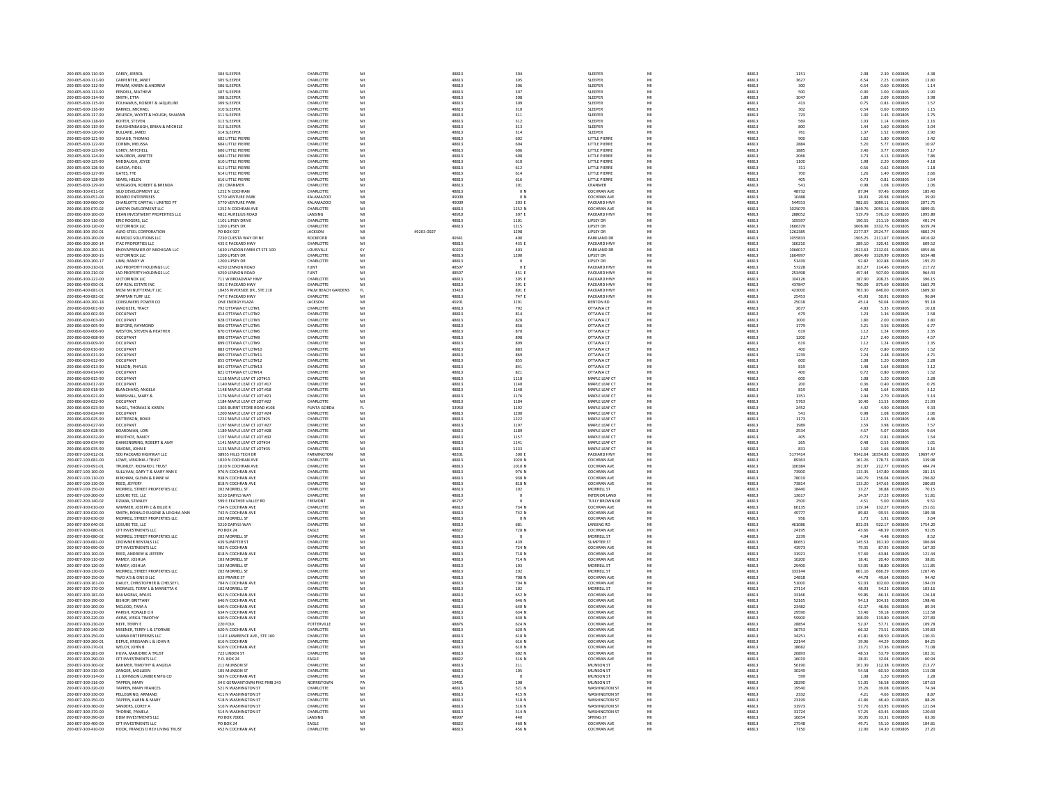| | | | | | | | | | | | | | | |
|---|---|---|---|---|---|---|---|---|---|---|---|---|---|---|
| 200-005-600-110-90 | CAREY, JERROL | 304 SLEEPER | CHARLOTTE | MI | 48813 | 304 | SLEEPER | MI | 48813 | 1151 | 2.08 | 2.30 | 0.003805 | 4.38 |
| 200-005-600-111-90 | CARPENTER, JANET | 305 SLEEPER | CHARLOTTE | MI | 48813 | 305 | SLEEPER | MI | 48813 | 3627 | 6.54 | 7.25 | 0.003805 | 13.80 |
| 200-005-600-112-90 | PRIMM, KAREN & ANDREW | 306 SLEEPER | CHARLOTTE | MI | 48813 | 306 | SLEEPER | MI | 48813 | 300 | 0.54 | 0.60 | 0.003805 | 1.14 |
| 200-005-600-113-90 | PENDELL, MATHEW | 307 SLEEPER | CHARLOTTE | MI | 48813 | 307 | SLEEPER | MI | 48813 | 500 | 0.90 | 1.00 | 0.003805 | 1.90 |
| 200-005-600-114-90 | SMITH, ETTA | 308 SLEEPER | CHARLOTTE | MI | 48813 | 308 | SLEEPER | MI | 48813 | 1047 | 1.89 | 2.09 | 0.003805 | 3.98 |
| 200-005-600-115-90 | POLHAMUS, ROBERT & JAQUELINE | 309 SLEEPER | CHARLOTTE | MI | 48813 | 309 | SLEEPER | MI | 48813 | 413 | 0.75 | 0.83 | 0.003805 | 1.57 |
| 200-005-600-116-90 | BARNES, MICHAEL | 310 SLEEPER | CHARLOTTE | MI | 48813 | 310 | SLEEPER | MI | 48813 | 302 | 0.54 | 0.60 | 0.003805 | 1.15 |
| 200-005-600-117-90 | ZIELESCH, WYATT & HOUGH, SHAIANN | 311 SLEEPER | CHARLOTTE | MI | 48813 | 311 | SLEEPER | MI | 48813 | 723 | 1.30 | 1.45 | 0.003805 | 2.75 |
| 200-005-600-118-90 | ROITER, STEVEN | 312 SLEEPER | CHARLOTTE | MI | 48813 | 312 | SLEEPER | MI | 48813 | 569 | 1.03 | 1.14 | 0.003805 | 2.16 |
| 200-005-600-119-90 | DAUGHENBAUGH, BRIAN & MICHELE | 313 SLEEPER | CHARLOTTE | MI | 48813 | 313 | SLEEPER | MI | 48813 | 800 | 1.44 | 1.60 | 0.003805 | 3.04 |
| 200-005-600-120-90 | BULLARD, JARED | 314 SLEEPER | CHARLOTTE | MI | 48813 | 314 | SLEEPER | MI | 48813 | 761 | 1.37 | 1.52 | 0.003805 | 2.90 |
| 200-005-600-121-90 | SCHAUB, THOMAS | 602 LITTLE PIERRE | CHARLOTTE | MI | 48813 | 602 | LITTLE PIERRE | MI | 48813 | 900 | 1.62 | 1.80 | 0.003805 | 3.42 |
| 200-005-600-122-90 | CORBIN, MELISSA | 604 LITTLE PIERRE | CHARLOTTE | MI | 48813 | 604 | LITTLE PIERRE | MI | 48813 | 2884 | 5.20 | 5.77 | 0.003805 | 10.97 |
| 200-005-600-123-90 | USREY, MITCHELL | 606 LITTLE PIERRE | CHARLOTTE | MI | 48813 | 606 | LITTLE PIERRE | MI | 48813 | 1885 | 3.40 | 3.77 | 0.003805 | 7.17 |
| 200-005-600-124-90 | WALDRON, JANETTE | 608 LITTLE PIERRE | CHARLOTTE | MI | 48813 | 608 | LITTLE PIERRE | MI | 48813 | 2066 | 3.71 | 4.13 | 0.003805 | 7.86 |
| 200-005-600-125-90 | MIDDAUGH, JOYCE | 610 LITTLE PIERRE | CHARLOTTE | MI | 48813 | 610 | LITTLE PIERRE | MI | 48813 | 1100 | 1.98 | 2.20 | 0.003805 | 4.18 |
| 200-005-600-126-90 | GARCIA, FIDEL | 612 LITTLE PIERRE | CHARLOTTE | MI | 48813 | 612 | LITTLE PIERRE | MI | 48813 | 311 | 0.56 | 0.62 | 0.003805 | 1.18 |
| 200-005-600-127-90 | GATES, TYE | 614 LITTLE PIERRE | CHARLOTTE | MI | 48813 | 614 | LITTLE PIERRE | MI | 48813 | 700 | 1.26 | 1.40 | 0.003805 | 2.66 |
| 200-005-600-128-90 | SEARS, HELEN | 616 LITTLE PIERRE | CHARLOTTE | MI | 48813 | 616 | LITTLE PIERRE | MI | 48813 | 405 | 0.73 | 0.81 | 0.003805 | 1.54 |
| 200-005-600-129-90 | VERGASON, ROBERT & BRENDA | 201 CRANMER | CHARLOTTE | MI | 48813 | 201 | CRANMER | MI | 48813 | 541 | 0.98 | 1.08 | 0.003805 | 2.06 |
| 200-006-300-011-02 | SILO DEVELOPMENT LLC | 1252 N COCHRAN | CHARLOTTE | MI | 48813 | 0 N | COCHRAN AVE | MI | 48813 | 48732 | 87.94 | 97.46 | 0.003805 | 185.40 |
| 200-006-300-051-01 | ROMEO ENTERPRISES | 5770 VENTURE PARK | KALAMAZOO | MI | 49009 | 0 N | COCHRAN AVE | MI | 48813 | 10488 | 18.93 | 20.98 | 0.003805 | 39.90 |
| 200-006-300-060-00 | CHARLOTTE CAPITAL I LIMITED PT | 5770 VENTURE PARK | KALAMAZOO | MI | 49009 | 303 E | PACKARD HWY | MI | 48813 | 544553 | 982.65 | 1089.11 | 0.003805 | 2071.75 |
| 200-006-300-070-02 | LARCYN DVELOPMENT LLC | 1252 N COCHRAN AVE | CHARLOTTE | MI | 48813 | 1252 N | COCHRAN AVE | MI | 48813 | 1025070 | 1849.76 | 2050.16 | 0.003805 | 3899.91 |
| 200-006-300-100-00 | DEAN INVESTMENT PROPERTIES LLC | 4812 AURELIUS ROAD | LANSING | MI | 48910 | 307 E | PACKARD HWY | MI | 48813 | 288052 | 519.79 | 576.10 | 0.003805 | 1095.89 |
| 200-006-300-110-00 | ERIC ROGERS, LLC | 1101 LIPSEY DRIVE | CHARLOTTE | MI | 48813 | 1101 | LIPSEY DR | MI | 48813 | 105597 | 190.55 | 211.19 | 0.003805 | 401.74 |
| 200-006-300-120-00 | VICTORINOX LLC | 1200 LIPSEY DR | CHARLOTTE | MI | 48813 | 1215 | LIPSEY DR | MI | 48813 | 1666379 | 3006.98 | 3332.76 | 0.003805 | 6339.74 |
| 200-006-300-150-01 | AURO STEEL CORPORATION | PO BOX 927 | JACKSON | MI | 49203-0927 | 1298 | LIPSEY DR | MI | 48813 | 1262385 | 2277.97 | 2524.77 | 0.003805 | 4802.74 |
| 200-006-300-200-09 | IN MOLD SOLUTIONS LLC | 7230 CUESTA WAY DR NE | ROCKFORD | MI | 49341 | 400 | PARKLAND DR | MI | 48813 | 1055833 | 1905.25 | 2111.67 | 0.003805 | 4016.92 |
| 200-006-300-200-14 | ITAC PROPERTIES LLC | 435 E PACKARD HWY | CHARLOTTE | MI | 48813 | 435 E | PACKARD HWY | MI | 48813 | 160210 | 289.10 | 320.42 | 0.003805 | 609.52 |
| 200-006-300-200-15 | ENOVAPREMIER OF MICHIGAN LLC | 1630 LYNDON FARM CT STE 100 | LOUISVILLE | KY | 40223 | 403 | PARKLAND DR | MI | 48813 | 1066017 | 1923.63 | 2132.03 | 0.003805 | 4055.66 |
| 200-006-300-200-16 | VICTORINOX LLC | 1200 LIPSEY DR | CHARLOTTE | MI | 48813 | 1200 | LIPSEY DR | MI | 48813 | 1664997 | 3004.49 | 3329.99 | 0.003805 | 6334.48 |
| 200-006-300-200-17 | LINN, RANDY W | 1200 LIPSEY DR | CHARLOTTE | MI | 48813 | 0 | LIPSEY DR | MI | 48813 | 51439 | 92.82 | 102.88 | 0.003805 | 195.70 |
| 200-006-300-210-01 | JAD PROPERTY HOLDINGS LLC | 4250 LENNON ROAD | FLINT | MI | 48507 | 0 E | PACKARD HWY | MI | 48813 | 57228 | 103.27 | 114.46 | 0.003805 | 217.72 |
| 200-006-300-210-02 | JAD PROPERTY HOLDINGS LLC | 4250 LENNON ROAD | FLINT | MI | 48507 | 451 E | PACKARD HWY | MI | 48813 | 253498 | 457.44 | 507.00 | 0.003805 | 964.43 |
| 200-006-300-221-00 | VICTORINOX LLC | 711 W BROADWAY HWY | CHARLOTTE | MI | 48813 | 505 E | PACKARD HWY | MI | 48813 | 104126 | 187.90 | 208.25 | 0.003805 | 396.15 |
| 200-006-400-050-01 | CAP REAL ESTATE INC | 591 E PACKARD HWY | CHARLOTTE | MI | 48813 | 591 E | PACKARD HWY | MI | 48813 | 437847 | 790.09 | 875.69 | 0.003805 | 1665.79 |
| 200-006-400-081-01 | MCM MI BUTTERNUT LLC | 10455 RIVERSIDE DR., STE 210 | PALM BEACH GARDENS | FL | 33410 | 801 E | PACKARD HWY | MI | 48813 | 423000 | 763.30 | 846.00 | 0.003805 | 1609.30 |
| 200-006-400-081-05 | SPARTAN TURF LLC | 747 E PACKARD HWY | CHARLOTTE | MI | 48813 | 747 E | PACKARD HWY | MI | 48813 | 25453 | 45.93 | 50.91 | 0.003805 | 96.84 |
| 200-006-400-200-18 | CONSUMERS POWER CO | ONE ENERGY PLAZA | JACKSON | MI | 49201 | 1201 | BENTON RD | MI | 48813 | 25018 | 45.14 | 50.04 | 0.003805 | 95.18 |
| 200-006-600-001-90 | JANOUSEK, TRACY | 792 OTTAWA CT LOT#1 | CHARLOTTE | MI | 48813 | 792 | OTTAWA CT | MI | 48813 | 2677 | 4.83 | 5.35 | 0.003805 | 10.18 |
| 200-006-600-002-90 | OCCUPANT | 814 OTTAWA CT LOT#2 | CHARLOTTE | MI | 48813 | 814 | OTTAWA CT | MI | 48813 | 679 | 1.23 | 1.36 | 0.003805 | 2.58 |
| 200-006-600-003-90 | OCCUPANT | 828 OTTAWA CT LOT#3 | CHARLOTTE | MI | 48813 | 828 | OTTAWA CT | MI | 48813 | 1000 | 1.80 | 2.00 | 0.003805 | 3.80 |
| 200-006-600-005-90 | BIGFORD, RAYMOND | 856 OTTAWA CT LOT#5 | CHARLOTTE | MI | 48813 | 856 | OTTAWA CT | MI | 48813 | 1779 | 3.21 | 3.56 | 0.003805 | 6.77 |
| 200-006-600-006-90 | WESTON, STEVEN & HEATHER | 870 OTTAWA CT LOT#6 | CHARLOTTE | MI | 48813 | 870 | OTTAWA CT | MI | 48813 | 619 | 1.12 | 1.24 | 0.003805 | 2.35 |
| 200-006-600-008-90 | OCCUPANT | 898 OTTAWA CT LOT#8 | CHARLOTTE | MI | 48813 | 898 | OTTAWA CT | MI | 48813 | 1200 | 2.17 | 2.40 | 0.003805 | 4.57 |
| 200-006-600-009-90 | OCCUPANT | 899 OTTAWA CT LOT#9 | CHARLOTTE | MI | 48813 | 899 | OTTAWA CT | MI | 48813 | 619 | 1.12 | 1.24 | 0.003805 | 2.35 |
| 200-006-600-010-90 | OCCUPANT | 883 OTTAWA CT LOT#10 | CHARLOTTE | MI | 48813 | 883 | OTTAWA CT | MI | 48813 | 400 | 0.72 | 0.80 | 0.003805 | 1.52 |
| 200-006-600-011-90 | OCCUPANT | 869 OTTAWA CT LOT#11 | CHARLOTTE | MI | 48813 | 869 | OTTAWA CT | MI | 48813 | 1239 | 2.24 | 2.48 | 0.003805 | 4.71 |
| 200-006-600-012-90 | OCCUPANT | 855 OTTAWA CT LOT#12 | CHARLOTTE | MI | 48813 | 855 | OTTAWA CT | MI | 48813 | 600 | 1.08 | 1.20 | 0.003805 | 2.28 |
| 200-006-600-013-90 | NELSON, PHYLLIS | 841 OTTAWA CT LOT#13 | CHARLOTTE | MI | 48813 | 841 | OTTAWA CT | MI | 48813 | 819 | 1.48 | 1.64 | 0.003805 | 3.12 |
| 200-006-600-014-90 | OCCUPANT | 821 OTTAWA CT LOT#14 | CHARLOTTE | MI | 48813 | 821 | OTTAWA CT | MI | 48813 | 400 | 0.72 | 0.80 | 0.003805 | 1.52 |
| 200-006-600-015-90 | OCCUPANT | 1118 MAPLE LEAF CT LOT#15 | CHARLOTTE | MI | 48813 | 1118 | MAPLE LEAF CT | MI | 48813 | 600 | 1.08 | 1.20 | 0.003805 | 2.28 |
| 200-006-600-017-90 | OCCUPANT | 1140 MAPLE LEAF CT LOT #17 | CHARLOTTE | MI | 48813 | 1140 | MAPLE LEAF CT | MI | 48813 | 200 | 0.36 | 0.40 | 0.003805 | 0.76 |
| 200-006-600-018-90 | BLANCHARD, ANGELA | 1148 MAPLE LEAF CT LOT#18 | CHARLOTTE | MI | 48813 | 1148 | MAPLE LEAF CT | MI | 48813 | 819 | 1.48 | 1.64 | 0.003805 | 3.12 |
| 200-006-600-021-90 | MARSHALL, MARY & | 1176 MAPLE LEAF CT LOT #21 | CHARLOTTE | MI | 48813 | 1176 | MAPLE LEAF CT | MI | 48813 | 1351 | 2.44 | 2.70 | 0.003805 | 5.14 |
| 200-006-600-022-90 | OCCUPANT | 1184 MAPLE LEAF CT LOT #22 | CHARLOTTE | MI | 48813 | 1184 | MAPLE LEAF CT | MI | 48813 | 5763 | 10.40 | 11.53 | 0.003805 | 21.93 |
| 200-006-600-023-90 | NAGEL, THOMAS & KAREN | 1303 BURNT STORE ROAD #108 | PUNTA GORDA | FL | 33950 | 1192 | MAPLE LEAF CT | MI | 48813 | 2452 | 4.42 | 4.90 | 0.003805 | 9.33 |
| 200-006-600-024-90 | OCCUPANT | 1200 MAPLE LEAF CT LOT #24 | CHARLOTTE | MI | 48813 | 1200 | MAPLE LEAF CT | MI | 48813 | 541 | 0.98 | 1.08 | 0.003805 | 2.06 |
| 200-006-600-025-90 | BATTERSON, ROXIE | 1222 MAPLE LEAF CT LOT#25 | CHARLOTTE | MI | 48813 | 1222 | MAPLE LEAF CT | MI | 48813 | 1173 | 2.12 | 2.35 | 0.003805 | 4.46 |
| 200-006-600-027-90 | OCCUPANT | 1197 MAPLE LEAF CT LOT #27 | CHARLOTTE | MI | 48813 | 1197 | MAPLE LEAF CT | MI | 48813 | 1989 | 3.59 | 3.98 | 0.003805 | 7.57 |
| 200-006-600-028-90 | BOARDMAN, LORI | 1189 MAPLE LEAF CT LOT #28 | CHARLOTTE | MI | 48813 | 1189 | MAPLE LEAF CT | MI | 48813 | 2534 | 4.57 | 5.07 | 0.003805 | 9.64 |
| 200-006-600-032-90 | KRUITHOF, NANCY | 1157 MAPLE LEAF CT LOT #32 | CHARLOTTE | MI | 48813 | 1157 | MAPLE LEAF CT | MI | 48813 | 405 | 0.73 | 0.81 | 0.003805 | 1.54 |
| 200-006-600-034-90 | DANKENBRING, ROBERT & AMY | 1141 MAPLE LEAF CT LOT#34 | CHARLOTTE | MI | 48813 | 1141 | MAPLE LEAF CT | MI | 48813 | 265 | 0.48 | 0.53 | 0.003805 | 1.01 |
| 200-006-600-035-90 | SIMONS, JOHN E | 1133 MAPLE LEAF CT LOT#35 | CHARLOTTE | MI | 48813 | 1133 | MAPLE LEAF CT | MI | 48813 | 831 | 1.50 | 1.66 | 0.003805 | 3.16 |
| 200-007-100-012-01 | 500 PACKARD HIGHWAY LLC | 38955 HILLS TECH DR | FARMINGTON | MI | 48331 | 500 E | PACKARD HWY | MI | 48813 | 5177414 | 9342.64 | 10354.83 | 0.003805 | 19697.47 |
| 200-007-100-081-00 | LOWE, VIRGINIA J TRUST | 1020 N COCHRAN AVE | CHARLOTTE | MI | 48813 | 1020 N | COCHRAN AVE | MI | 48813 | 89363 | 161.26 | 178.73 | 0.003805 | 339.98 |
| 200-007-100-091-01 | TRUMLEY, RICHARD L TRUST | 1010 N COCHRAN AVE | CHARLOTTE | MI | 48813 | 1010 N | COCHRAN AVE | MI | 48813 | 106384 | 191.97 | 212.77 | 0.003805 | 404.74 |
| 200-007-100-100-00 | SULLIVAN, GARY T & MARY ANN E | 976 N COCHRAN AVE | CHARLOTTE | MI | 48813 | 976 N | COCHRAN AVE | MI | 48813 | 73900 | 133.35 | 147.80 | 0.003805 | 281.15 |
| 200-007-100-110-00 | KIRKHAM, GLENN & DIANE M | 938 N COCHRAN AVE | CHARLOTTE | MI | 48813 | 938 N | COCHRAN AVE | MI | 48813 | 78019 | 140.79 | 156.04 | 0.003805 | 296.82 |
| 200-007-100-130-00 | REED, JEFFERY | 818 N COCHRAN AVE | CHARLOTTE | MI | 48813 | 818 N | COCHRAN AVE | MI | 48813 | 73814 | 133.20 | 147.63 | 0.003805 | 280.83 |
| 200-007-100-150-00 | MORRELL STREET PROPERTIES LLC | 202 MORRELL ST | CHARLOTTE | MI | 48813 | 202 | MORRELL ST | MI | 48813 | 18440 | 33.27 | 36.88 | 0.003805 | 70.15 |
| 200-007-100-200-00 | LEISURE TEE, LLC | 3210 DARYLS WAY | CHARLOTTE | MI | 48813 | 0 | INTERIOR LAND | MI | 48813 | 13617 | 24.57 | 27.23 | 0.003805 | 51.81 |
| 200-007-200-140-02 | DZIABA, STANLEY | 599 E FEATHER VALLEY RD | FREMONT | IN | 46737 | 0 | TULLY BROWN DR | MI | 48813 | 2500 | 4.51 | 5.00 | 0.003805 | 9.51 |
| 200-007-300-010-00 | WIMMER, JOSEPH C & BILLIE K | 734 N COCHRAN AVE | CHARLOTTE | MI | 48813 | 734 N | COCHRAN AVE | MI | 48813 | 66135 | 119.34 | 132.27 | 0.003805 | 251.61 |
| 200-007-300-020-00 | SMITH, RONALD EUGENE & LEIGHA ANN | 742 N COCHRAN AVE | CHARLOTTE | MI | 48813 | 742 N | COCHRAN AVE | MI | 48813 | 49777 | 89.82 | 99.55 | 0.003805 | 189.38 |
| 200-007-300-030-00 | MORRELL STREET PROPERTIES LLC | 202 MORRELL ST | CHARLOTTE | MI | 48813 | 0 N | COCHRAN AVE | MI | 48813 | 956 | 1.73 | 1.91 | 0.003805 | 3.64 |
| 200-007-300-040-03 | LEISURE TEE, LLC | 3210 DARYLS WAY | CHARLOTTE | MI | 48813 | 681 | LANSING RD | MI | 48813 | 461086 | 832.03 | 922.17 | 0.003805 | 1754.20 |
| 200-007-300-080-01 | CFT INVESTMENTS LLC | PO BOX 24 | EAGLE | MI | 48822 | 728 N | COCHRAN AVE | MI | 48813 | 24195 | 43.66 | 48.39 | 0.003805 | 92.05 |
| 200-007-300-080-02 | MORRELL STREET PROPERTIES LLC | 202 MORRELL ST | CHARLOTTE | MI | 48813 | 0 | MORRELL ST | MI | 48813 | 2239 | 4.04 | 4.48 | 0.003805 | 8.52 |
| 200-007-300-081-00 | CROWNER RENTALS LLC | 439 SUMPTER ST | CHARLOTTE | MI | 48813 | 439 | SUMPTER ST | MI | 48813 | 80651 | 145.53 | 161.30 | 0.003805 | 306.84 |
| 200-007-300-090-00 | CFT INVESTMENTS LLC | 502 N COCHRAN | CHARLOTTE | MI | 48813 | 724 N | COCHRAN AVE | MI | 48813 | 43973 | 79.35 | 87.95 | 0.003805 | 167.30 |
| 200-007-300-100-00 | REED, ANDREW & JEFFERY | 818 N COCHRAN AVE | CHARLOTTE | MI | 48813 | 718 N | COCHRAN AVE | MI | 48813 | 31921 | 57.60 | 63.84 | 0.003805 | 121.44 |
| 200-007-300-110-00 | RAMEY, JOSHUA | 103 MORRELL ST | CHARLOTTE | MI | 48813 | 714 N | COCHRAN AVE | MI | 48813 | 10200 | 18.41 | 20.40 | 0.003805 | 38.81 |
| 200-007-300-120-00 | RAMEY, JOSHUA | 103 MORRELL ST | CHARLOTTE | MI | 48813 | 103 | MORRELL ST | MI | 48813 | 29400 | 53.05 | 58.80 | 0.003805 | 111.85 |
| 200-007-300-130-00 | MORRELL STREET PROPERTIES LLC | 202 MORRELL ST | CHARLOTTE | MI | 48813 | 202 | MORRELL ST | MI | 48813 | 333144 | 601.16 | 666.29 | 0.003805 | 1267.45 |
| 200-007-300-150-00 | TWO A'S & ONE B LLC | 633 PRAIRIE ST | CHARLOTTE | MI | 48813 | 708 N | COCHRAN AVE | MI | 48813 | 24818 | 44.78 | 49.64 | 0.003805 | 94.42 |
| 200-007-300-161-00 | DAILEY, CHRISTOPHER & CHELSEY L | 704 N COCHRAN AVE | CHARLOTTE | MI | 48813 | 704 N | COCHRAN AVE | MI | 48813 | 51000 | 92.03 | 102.00 | 0.003805 | 194.03 |
| 200-007-300-170-00 | MORALES, TERRY L & MARIETTA K | 102 MORRELL ST | CHARLOTTE | MI | 48813 | 102 | MORRELL ST | MI | 48813 | 27114 | 48.93 | 54.23 | 0.003805 | 103.16 |
| 200-007-300-181-00 | BAUMGRAS, MYLES | 652 N COCHRAN AVE | CHARLOTTE | MI | 48813 | 652 N | COCHRAN AVE | MI | 48813 | 33166 | 59.85 | 66.33 | 0.003805 | 126.18 |
| 200-007-300-190-00 | BISHOP, BRITTANY | 646 N COCHRAN AVE | CHARLOTTE | MI | 48813 | 646 N | COCHRAN AVE | MI | 48813 | 52165 | 94.13 | 104.33 | 0.003805 | 198.46 |
| 200-007-300-200-00 | MCLEOD, TARA A | 640 N COCHRAN AVE | CHARLOTTE | MI | 48813 | 640 N | COCHRAN AVE | MI | 48813 | 23482 | 42.37 | 46.96 | 0.003805 | 89.34 |
| 200-007-300-210-00 | PARISH, RONALD D II | 634 N COCHRAN AVE | CHARLOTTE | MI | 48813 | 634 N | COCHRAN AVE | MI | 48813 | 29590 | 53.40 | 59.18 | 0.003805 | 112.58 |
| 200-007-300-220-00 | AKINS, VIRGIL TIMOTHY | 630 N COCHRAN AVE | CHARLOTTE | MI | 48813 | 630 N | COCHRAN AVE | MI | 48813 | 59900 | 108.09 | 119.80 | 0.003805 | 227.89 |
| 200-007-300-230-00 | NEFF, TERRY E | 220 FOLK | POTTERVILLE | MI | 48876 | 624 N | COCHRAN AVE | MI | 48813 | 28854 | 52.07 | 57.71 | 0.003805 | 109.78 |
| 200-007-300-240-00 | MISENER, TERRY L & STORMIE | 620 N COCHRAN AVE | CHARLOTTE | MI | 48813 | 620 N | COCHRAN AVE | MI | 48813 | 36753 | 66.32 | 73.51 | 0.003805 | 139.83 |
| 200-007-300-250-00 | VANNA ENTERPRISES LLC | 114 E LAWRENCE AVE., STE 160 | CHARLOTTE | MI | 48813 | 618 N | COCHRAN AVE | MI | 48813 | 34251 | 61.81 | 68.50 | 0.003805 | 130.31 |
| 200-007-300-260-01 | DEPUE, KRISSANN L & JOHN R | 616 N COCHRAN | CHARLOTTE | MI | 48813 | 616 N | COCHRAN AVE | MI | 48813 | 22144 | 39.96 | 44.29 | 0.003805 | 84.25 |
| 200-007-300-270-01 | WELCH, JOHN B | 610 N COCHRAN AVE | CHARLOTTE | MI | 48813 | 610 N | COCHRAN AVE | MI | 48813 | 18682 | 33.71 | 37.36 | 0.003805 | 71.08 |
| 200-007-300-281-00 | HUVA, MARJORIE A TRUST | 722 LINDEN ST | CHARLOTTE | MI | 48813 | 602 N | COCHRAN AVE | MI | 48813 | 26893 | 48.53 | 53.79 | 0.003805 | 102.31 |
| 200-007-300-290-00 | CFT INVESTMENTS LLC | P.O. BOX 24 | EAGLE | MI | 48822 | 516 N | COCHRAN AVE | MI | 48813 | 16019 | 28.91 | 32.04 | 0.003805 | 60.94 |
| 200-007-300-300-02 | BAHMER, TIMOTHY & ANGELA | 211 MUNSON ST | CHARLOTTE | MI | 48813 | 211 | MUNSON ST | MI | 48813 | 56190 | 101.39 | 112.38 | 0.003805 | 213.77 |
| 200-007-300-310-00 | ZANGER, MOLLEEN | 105 MUNSON ST | CHARLOTTE | MI | 48813 | 105 | MUNSON ST | MI | 48813 | 30249 | 54.58 | 60.50 | 0.003805 | 115.08 |
| 200-007-300-314-00 | L L JOHNSON LUMBER MFG CO | 563 N COCHRAN AVE | CHARLOTTE | MI | 48813 | 0 | MUNSON ST | MI | 48813 | 599 | 1.08 | 1.20 | 0.003805 | 2.28 |
| 200-007-300-316-00 | TAPPEN, MARY | 34 E GERMANTOWN PIKE PMB 243 | NORRISTOWN | PA | 19401 | 108 | MUNSON ST | MI | 48813 | 28290 | 51.05 | 56.58 | 0.003805 | 107.63 |
| 200-007-300-320-00 | TAPPEN, MARY FRANCES | 521 N WASHINGTON ST | CHARLOTTE | MI | 48813 | 521 N | WASHINGTON ST | MI | 48813 | 19540 | 35.26 | 39.08 | 0.003805 | 74.34 |
| 200-007-300-330-00 | PELLEGRINO, ARMAND | 411 N WASHINGTON ST | CHARLOTTE | MI | 48813 | 415 N | WASHINGTON ST | MI | 48813 | 2332 | 4.21 | 4.66 | 0.003805 | 8.87 |
| 200-007-300-350-00 | TAPPEN, KAREN & MARY | 518 N WASHINGTON ST | CHARLOTTE | MI | 48813 | 518 N | WASHINGTON ST | MI | 48813 | 23199 | 41.86 | 46.40 | 0.003805 | 88.26 |
| 200-007-300-360-00 | SANDERS, COREY A | 516 N WASHINGTON ST | CHARLOTTE | MI | 48813 | 516 N | WASHINGTON ST | MI | 48813 | 31973 | 57.70 | 63.95 | 0.003805 | 121.64 |
| 200-007-300-370-00 | THORNE, PAMELA | 514 N WASHINGTON ST | CHARLOTTE | MI | 48813 | 514 N | WASHINGTON ST | MI | 48813 | 31724 | 57.25 | 63.45 | 0.003805 | 120.69 |
| 200-007-300-390-00 | DDM INVESTMENTS LLC | PO BOX 70061 | LANSING | MI | 48907 | 440 | SPRING ST | MI | 48813 | 16654 | 30.05 | 33.31 | 0.003805 | 63.36 |
| 200-007-300-400-00 | CFT INVESTMENTS LLC | PO BOX 24 | EAGLE | MI | 48822 | 460 N | COCHRAN AVE | MI | 48813 | 27548 | 49.71 | 55.10 | 0.003805 | 104.81 |
| 200-007-300-410-00 | HOOK, FRANCIS D REV LIVING TRUST | 452 N COCHRAN AVE | CHARLOTTE | MI | 48813 | 456 N | COCHRAN AVE | MI | 48813 | 7150 | 12.90 | 14.30 | 0.003805 | 27.20 |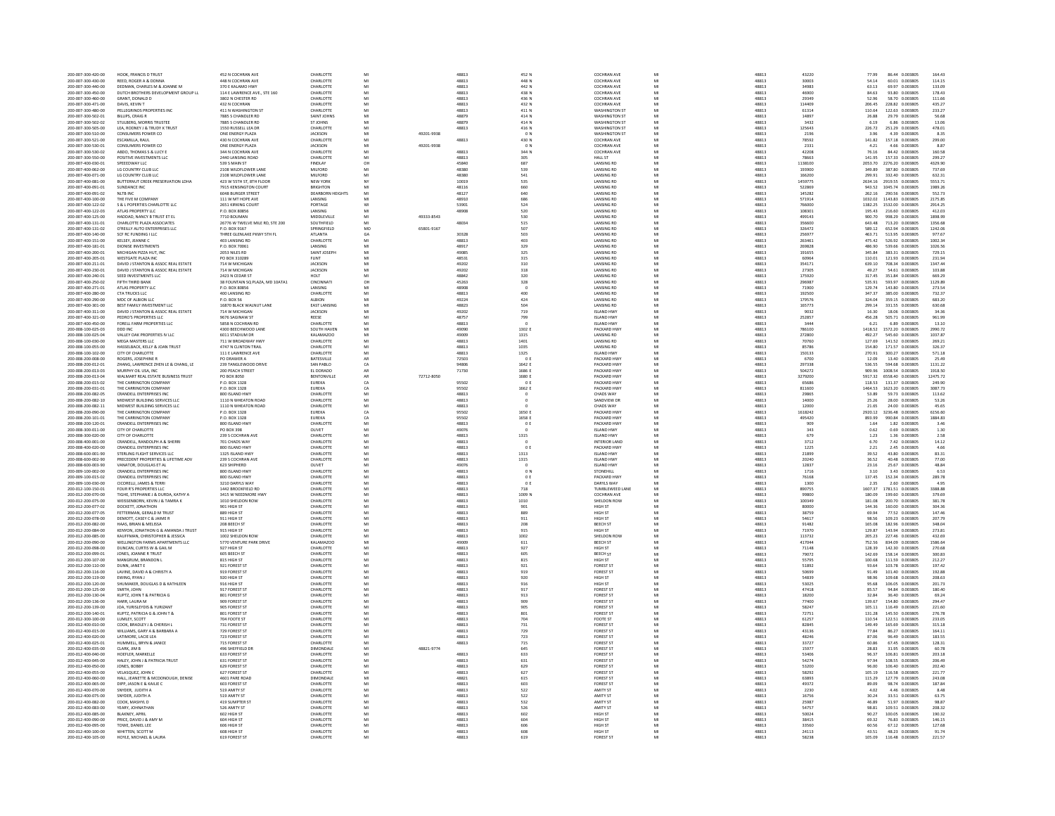| | | | | | | | | | | | | | | | | |
|---|---|---|---|---|---|---|---|---|---|---|---|---|---|---|---|---|
| 200-007-300-420-00 | HOOK, FRANCIS D TRUST | 452 N COCHRAN AVE | CHARLOTTE | MI | | 48813 | 452 | N | COCHRAN AVE | MI | 48813 | 43220 | 77.99 | 86.44 | 0.003805 | 164.43 |
| 200-007-300-430-00 | REED, ROGER A & DONNA | 448 N COCHRAN AVE | CHARLOTTE | MI | | 48813 | 448 | N | COCHRAN AVE | MI | 48813 | 30003 | 54.14 | 60.01 | 0.003805 | 114.15 |
| 200-007-300-440-00 | DEDMAN, CHARLES M & JOANNE M | 370 E KALAMO HWY | CHARLOTTE | MI | | 48813 | 442 | N | COCHRAN AVE | MI | 48813 | 34983 | 63.13 | 69.97 | 0.003805 | 133.09 |
| 200-007-300-450-00 | DUTCH BROTHERS DEVELOPMENT GROUP LL | 114 E LAWRENCE AVE., STE 160 | CHARLOTTE | MI | | 48813 | 438 | N | COCHRAN AVE | MI | 48813 | 46900 | 84.63 | 93.80 | 0.003805 | 178.43 |
| 200-007-300-460-00 | GRANT, DONALD D | 3802 N CHESTER RD | CHARLOTTE | MI | | 48813 | 436 | N | COCHRAN AVE | MI | 48813 | 29349 | 52.96 | 58.70 | 0.003805 | 111.66 |
| 200-007-300-471-00 | DAVIS, KEVIN T | 432 N COCHRAN | CHARLOTTE | MI | | 48813 | 432 | N | COCHRAN AVE | MI | 48813 | 114409 | 206.45 | 228.82 | 0.003805 | 435.27 |
| 200-007-300-480-00 | PELLEGRINOS PROPERTIES INC | 411 N WASHINGTON ST | CHARLOTTE | MI | | 48813 | 411 | N | WASHINGTON ST | MI | 48813 | 61314 | 110.64 | 122.63 | 0.003805 | 233.27 |
| 200-007-300-502-01 | BILLIPS, CRAIG R | 7885 S CHANDLER RD | SAINT JOHNS | MI | | 48879 | 414 | N | WASHINGTON ST | MI | 48813 | 14897 | 26.88 | 29.79 | 0.003805 | 56.68 |
| 200-007-300-502-02 | STULBERG, MORRIS TRUSTEE | 7885 S CHANDLER RD | ST JOHNS | MI | | 48879 | 414 | N | WASHINGTON ST | MI | 48813 | 3432 | 6.19 | 6.86 | 0.003805 | 13.06 |
| 200-007-300-505-00 | LEA, RODNEY J & TRUDY K TRUST | 1550 RUSSELL LEA DR | CHARLOTTE | MI | | 48813 | 416 | N | WASHINGTON ST | MI | 48813 | 125643 | 226.72 | 251.29 | 0.003805 | 478.01 |
| 200-007-300-510-00 | CONSUMERS POWER CO | ONE ENERGY PLAZA | JACKSON | MI | 49201-9968 | | 0 | N | WASHINGTON ST | MI | 48813 | 2196 | 3.96 | 4.39 | 0.003805 | 8.35 |
| 200-007-300-521-00 | ESCAMILLA, RAUL | 430 N COCHRAN AVE | CHARLOTTE | MI | | 48813 | 430 | N | COCHRAN AVE | MI | 48813 | 78592 | 141.82 | 157.18 | 0.003805 | 299.00 |
| 200-007-300-530-01 | CONSUMERS POWER CO | ONE ENERGY PLAZA | JACKSON | MI | 49201-9968 | | 0 | N | COCHRAN AVE | MI | 48813 | 2331 | 4.21 | 4.66 | 0.003805 | 8.87 |
| 200-007-300-530-02 | ABDO, THOMAS S & LUCY E | 344 N COCHRAN AVE | CHARLOTTE | MI | | 48813 | 344 | N | COCHRAN AVE | MI | 48813 | 42208 | 76.16 | 84.42 | 0.003805 | 160.58 |
| 200-007-300-550-00 | POSITIVE INVESTMENTS LLC | 2440 LANSING ROAD | CHARLOTTE | MI | | 48813 | 305 | | HALL ST | MI | 48813 | 78663 | 141.95 | 157.33 | 0.003805 | 299.27 |
| 200-007-400-030-00 | SPEEDWAY LLC | 539 S MAIN ST | FINDLAY | OH | | 45840 | 687 | | LANSING RD | MI | 48813 | 1138100 | 2053.70 | 2276.20 | 0.003805 | 4329.90 |
| 200-007-400-062-00 | LG COUNTRY CLUB LLC | 2108 WILDFLOWER LANE | MILFORD | MI | | 48380 | 539 | | LANSING RD | MI | 48813 | 193900 | 349.89 | 387.80 | 0.003805 | 737.69 |
| 200-007-400-071-00 | LG COUNTRY CLUB LLC | 2108 WILDFLOWER LANE | MILFORD | MI | | 48380 | 541 | | LANSING RD | MI | 48813 | 166200 | 299.91 | 332.40 | 0.003805 | 632.31 |
| 200-007-400-081-00 | BUTTERNUT CREEK PRESERVATION LDHA | 423 W 55TH ST, 8TH FLOOR | NEW YORK | NY | | 10019 | 535 | | LANSING RD | MI | 48813 | 1459775 | 2634.16 | 2919.55 | 0.003805 | 5553.71 |
| 200-007-400-091-01 | SUNDANCE INC | 7915 KENSINGTON COURT | BRIGHTON | MI | | 48116 | 660 | | LANSING RD | MI | 48813 | 522869 | 943.52 | 1045.74 | 0.003805 | 1989.26 |
| 200-007-400-091-02 | NLTB INC | 6048 BURGER STREET | DEARBORN HEIGHTS | MI | | 48127 | 640 | | LANSING RD | MI | 48813 | 145282 | 262.16 | 290.56 | 0.003805 | 552.73 |
| 200-007-400-100-00 | THE FIVE M COMPANY | 111 W MT HOPE AVE | LANSING | MI | | 48910 | 686 | | LANSING RD | MI | 48813 | 571914 | 1032.02 | 1143.83 | 0.003805 | 2175.85 |
| 200-007-400-122-02 | S & L PROPERTIES CHARLOTTE LLC | 2651 KIRKING COURT | PORTAGE | MI | | 53901 | 524 | | LANSING RD | MI | 48813 | 766000 | 1382.25 | 1532.00 | 0.003805 | 2914.25 |
| 200-007-400-122-03 | ATLAS PROPERTY LLC | P.O. BOX 80856 | LANSING | MI | | 48908 | 520 | | LANSING RD | MI | 48813 | 108301 | 195.43 | 216.60 | 0.003805 | 412.03 |
| 200-007-400-125-00 | HADDAD, NANCY B TRUST ET EL | 7710 BOUMAN | MIDDLEVILLE | MI | 49333-8543 | | 530 | | LANSING RD | MI | 48813 | 499143 | 900.70 | 998.29 | 0.003805 | 1898.99 |
| 200-007-400-131-01 | CHARLOTTE PLAZA ASSOCIATES | 26776 W TWELVE MILE RD, STE 200 | SOUTHFIELD | MI | | 48034 | 515 | | LANSING RD | MI | 48813 | 356600 | 643.48 | 713.20 | 0.003805 | 1356.68 |
| 200-007-400-131-02 | O'REILLY AUTO ENTERPRISES LLC | P.O. BOX 9167 | SPRINGFIELD | MO | 65801-9167 | | 507 | | LANSING RD | MI | 48813 | 326472 | 589.12 | 652.94 | 0.003805 | 1242.06 |
| 200-007-400-140-00 | SCF RC FUNDING I LLC | THREE GLENLAKE PKWY 5TH FL | ATLANTA | GA | | 30328 | 503 | | LANSING RD | MI | 48813 | 256977 | 463.71 | 513.95 | 0.003805 | 977.67 |
| 200-007-400-151-00 | KELSEY, JEANNE C | 403 LANSING RD | CHARLOTTE | MI | | 48813 | 403 | | LANSING RD | MI | 48813 | 263461 | 475.42 | 526.92 | 0.003805 | 1002.34 |
| 200-007-400-181-01 | DIONISE INVESTMENTS | P.O. BOX 70061 | LANSING | MI | | 48917 | 329 | | LANSING RD | MI | 48813 | 269828 | 486.90 | 539.66 | 0.003805 | 1026.56 |
| 200-007-400-200-01 | MICHIGAN PIZZA HUT, INC | 2053 NILES RD | SAINT JOSEPH | MI | | 49085 | 325 | | LANSING RD | MI | 48813 | 191655 | 345.84 | 383.31 | 0.003805 | 729.15 |
| 200-007-400-205-00 | WESTGATE PLAZA INC | PO BOX 310289 | FLINT | MI | | 48531 | 315 | | LANSING RD | MI | 48813 | 60964 | 110.01 | 121.93 | 0.003805 | 231.94 |
| 200-007-400-211-01 | DAVID J STANTON & ASSOC REAL ESTATE | 714 W MICHIGAN | JACKSON | MI | | 49202 | 310 | | LANSING RD | MI | 48813 | 354171 | 639.10 | 708.34 | 0.003805 | 1347.44 |
| 200-007-400-230-01 | DAVID J STANTON & ASSOC REAL ESTATE | 714 W MICHIGAN | JACKSON | MI | | 49202 | 318 | | LANSING RD | MI | 48813 | 27305 | 49.27 | 54.61 | 0.003805 | 103.88 |
| 200-007-400-240-01 | SEED INVESTMENTS LLC | 2423 N CEDAR ST | HOLT | MI | | 48842 | 320 | | LANSING RD | MI | 48813 | 175920 | 317.45 | 351.84 | 0.003805 | 669.29 |
| 200-007-400-250-02 | FIFTH THIRD BANK | 38 FOUNTAIN SQ PLAZA, MD 10ATA1 | CINCINNATI | OH | | 45263 | 328 | | LANSING RD | MI | 48813 | 296987 | 535.91 | 593.97 | 0.003805 | 1129.89 |
| 200-007-400-271-01 | ATLAS PROPERTY LLC | P.O. BOX 80856 | LANSING | MI | | 48908 | 0 | | LANSING RD | MI | 48813 | 71900 | 129.74 | 143.80 | 0.003805 | 273.54 |
| 200-007-400-280-00 | CTA TRUCKS LLC | 400 LANSING RD | CHARLOTTE | MI | | 48813 | 400 | | LANSING RD | MI | 48813 | 192500 | 347.37 | 385.00 | 0.003805 | 732.37 |
| 200-007-400-290-00 | MDC OF ALBION LLC | P.O. BOX 56 | ALBION | MI | | 49224 | 424 | | LANSING RD | MI | 48813 | 179576 | 324.04 | 359.15 | 0.003805 | 683.20 |
| 200-007-400-301-00 | BEST FAMILY INVESTMENT LLC | 16870 BLACK WALNUT LANE | EAST LANSING | MI | | 48823 | 504 | | LANSING RD | MI | 48813 | 165773 | 299.14 | 331.55 | 0.003805 | 630.68 |
| 200-007-400-311-00 | DAVID J STANTON & ASSOC REAL ESTATE | 714 W MICHIGAN | JACKSON | MI | | 49202 | 719 | | ISLAND HWY | MI | 48813 | 9032 | 16.30 | 18.06 | 0.003805 | 34.36 |
| 200-007-400-321-00 | PEDRO'S PROPERTIES LLC | 9676 SAGINAW ST | REESE | MI | | 48757 | 799 | | ISLAND HWY | MI | 48813 | 252857 | 456.28 | 505.71 | 0.003805 | 961.99 |
| 200-007-400-450-00 | FORELL FARM PROPERTIES LLC | 5858 N COCHRAN RD | CHARLOTTE | MI | | 48813 | 0 | | ISLAND HWY | MI | 48813 | 3444 | 6.21 | 6.89 | 0.003805 | 13.10 |
| 200-008-100-025-03 | DDD INC | 4300 BEECHWOOD LANE | SOUTH HAVEN | MI | | 49090 | 1302 | E | PACKARD HWY | MI | 48813 | 786100 | 1418.52 | 1572.20 | 0.003805 | 2990.72 |
| 200-008-100-025-04 | VALLEY OAK PROPERTIES IV LLC | 6011 STADIUM DR | KALAMAZOO | MI | | 49009 | 1315 | | LANSING RD | MI | 48813 | 272800 | 492.27 | 545.60 | 0.003805 | 1037.87 |
| 200-008-100-030-00 | MEGA MASTERS LLC | 711 W BROADWAY HWY | CHARLOTTE | MI | | 48813 | 1401 | | LANSING RD | MI | 48813 | 70760 | 127.69 | 141.52 | 0.003805 | 269.21 |
| 200-008-100-055-00 | HASSELBACK, KELLY & JOAN TRUST | 4747 N CLINTON TRAIL | CHARLOTTE | MI | | 48813 | 1035 | | LANSING RD | MI | 48813 | 85786 | 154.80 | 171.57 | 0.003805 | 326.37 |
| 200-008-100-102-00 | CITY OF CHARLOTTE | 111 E LAWRENCE AVE | CHARLOTTE | MI | | 48813 | 1325 | | ISLAND HWY | MI | 48813 | 150133 | 270.91 | 300.27 | 0.003805 | 571.18 |
| 200-008-200-008-00 | ROGERS, JOSEPHINE R | PO DRAWER A | BATESVILLE | AR | | 72503 | 0 | E | PACKARD HWY | MI | 48813 | 6700 | 12.09 | 13.40 | 0.003805 | 25.49 |
| 200-008-200-012-01 | ZHANG, LAWRENCE ZHEN LE & CHANG, LE | 239 TANGLEWOOD DRIVE | SAN PABLO | CA | | 94806 | 1642 | E | PACKARD HWY | MI | 48813 | 297338 | 536.55 | 594.68 | 0.003805 | 1131.22 |
| 200-008-200-013-03 | MURPHY OIL USA, INC | 200 PEACH STREET | EL DORADO | AR | | 71730 | 1686 | E | PACKARD HWY | MI | 48813 | 504272 | 909.96 | 1008.54 | 0.003805 | 1918.50 |
| 200-008-200-013-04 | WALMART REAL ESTATE BUSINESS TRUST | PO BOX 8050 | BENTONVILLE | AR | 72712-8050 | | 1680 | E | PACKARD HWY | MI | 48813 | 3279200 | 5917.32 | 6558.40 | 0.003805 | 12475.72 |
| 200-008-200-015-02 | THE CARRINGTON COMPANY | P.O. BOX 1328 | EUREKA | CA | | 95502 | 0 | E | PACKARD HWY | MI | 48813 | 65686 | 118.53 | 131.37 | 0.003805 | 249.90 |
| 200-008-200-031-01 | THE CARRINGTON COMPANY | P.O. BOX 1328 | EUREKA | CA | | 95502 | 1662 | E | PACKARD HWY | MI | 48813 | 811600 | 1464.53 | 1623.20 | 0.003805 | 3087.73 |
| 200-008-200-082-05 | CRANDELL ENTERPRISES INC | 800 ISLAND HWY | CHARLOTTE | MI | | 48813 | 0 | | CHADS WAY | MI | 48813 | 29865 | 53.89 | 59.73 | 0.003805 | 113.62 |
| 200-008-200-082-10 | MIDWEST BUILDING SERVICES LLC | 1110 N WHEATON ROAD | CHARLOTTE | MI | | 48813 | 0 | | SANDVIEW DR | MI | 48813 | 14000 | 25.26 | 28.00 | 0.003805 | 53.26 |
| 200-008-200-082-11 | MIDWEST BUILDING SERVICES LLC | 1110 N WHEATON ROAD | CHARLOTTE | MI | | 48813 | 0 | | CHADS WAY | MI | 48813 | 12000 | 21.65 | 24.00 | 0.003805 | 45.65 |
| 200-008-200-090-00 | THE CARRINGTON COMPANY | P.O. BOX 1328 | EUREKA | CA | | 95502 | 1650 | E | PACKARD HWY | MI | 48813 | 1618242 | 2920.12 | 3236.48 | 0.003805 | 6156.60 |
| 200-008-200-101-01 | THE CARRINGTON COMPANY | P.O. BOX 1328 | EUREKA | CA | | 95502 | 1658 | E | PACKARD HWY | MI | 48813 | 495420 | 893.99 | 990.84 | 0.003805 | 1884.83 |
| 200-008-200-120-01 | CRANDELL ENTERPRISES INC | 800 ISLAND HWY | CHARLOTTE | MI | | 48813 | 0 | E | PACKARD HWY | MI | 48813 | 909 | 1.64 | 1.82 | 0.003805 | 3.46 |
| 200-008-300-011-00 | CITY OF CHARLOTTE | PO BOX 398 | OLIVET | MI | | 49076 | 0 | | ISLAND HWY | MI | 48813 | 343 | 0.62 | 0.69 | 0.003805 | 1.30 |
| 200-008-300-020-00 | CITY OF CHARLOTTE | 239 S COCHRAN AVE | CHARLOTTE | MI | | 48813 | 1315 | | ISLAND HWY | MI | 48813 | 679 | 1.23 | 1.36 | 0.003805 | 2.58 |
| 200-008-400-001-00 | CRANDELL, RANDOLPH A & SHERRI | 701 CHADS WAY | CHARLOTTE | MI | | 48813 | 0 | | INTERIOR LAND | MI | 48813 | 3712 | 6.70 | 7.42 | 0.003805 | 14.12 |
| 200-008-400-020-00 | CRANDELL ENTERPRISES INC | 800 ISLAND HWY | CHARLOTTE | MI | | 48813 | 0 | E | PACKARD HWY | MI | 48813 | 1225 | 2.21 | 2.45 | 0.003805 | 4.66 |
| 200-008-000-001-90 | STERLING FLIGHT SERVICES LLC | 1325 ISLAND HWY | CHARLOTTE | MI | | 48813 | 1313 | | ISLAND HWY | MI | 48813 | 21899 | 39.52 | 43.80 | 0.003805 | 83.31 |
| 200-008-000-002-90 | PRECEDENT PROPERTIES & LIFETIME ADV | 239 S COCHRAN AVE | CHARLOTTE | MI | | 48813 | 1315 | | ISLAND HWY | MI | 48813 | 20240 | 36.52 | 40.48 | 0.003805 | 77.00 |
| 200-008-000-003-90 | VANATOR, DOUGLAS ET AL | 623 SHEPHERD | OLIVET | MI | | 49076 | 0 | | ISLAND HWY | MI | 48813 | 12837 | 23.16 | 25.67 | 0.003805 | 48.84 |
| 200-009-100-002-00 | CRANDELL ENTERPRISES INC | 800 ISLAND HWY | CHARLOTTE | MI | | 48813 | 0 | N | STONEHILL | MI | 48813 | 1716 | 3.10 | 3.43 | 0.003805 | 6.53 |
| 200-009-100-015-02 | CRANDELL ENTERPRISES INC | 800 ISLAND HWY | CHARLOTTE | MI | | 48813 | 0 | E | PACKARD HWY | MI | 48813 | 76168 | 137.45 | 152.34 | 0.003805 | 289.78 |
| 200-009-100-030-00 | CICORELLI, JAMES & TERRI | 3210 DARYLS WAY | CHARLOTTE | MI | | 48813 | 0 | E | DARYLS WAY | MI | 48813 | 1300 | 2.35 | 2.60 | 0.003805 | 4.95 |
| 200-012-100-150-01 | FOUR R'S PROPERTIES LLC | 1442 BROOKFIELD RD | CHARLOTTE | MI | | 48813 | 718 | | TUMBLEWEED LANE | MI | 48813 | 890755 | 1607.37 | 1781.51 | 0.003805 | 3388.88 |
| 200-012-200-070-00 | TIGHE, STEPHANIE J & DURDA, KATHY A | 3415 W NEEDMORE HWY | CHARLOTTE | MI | | 48813 | 1009 | N | COCHRAN AVE | MI | 48813 | 99800 | 180.09 | 199.60 | 0.003805 | 379.69 |
| 200-012-200-075-00 | WEISSENBORN, KEVIN J & TAMRA K | 1010 SHELDON ROW | CHARLOTTE | MI | | 48813 | 1010 | | SHELDON ROW | MI | 48813 | 100349 | 181.08 | 200.70 | 0.003805 | 381.78 |
| 200-012-200-077-02 | DOCKETT, JONATHON | 901 HIGH ST | CHARLOTTE | MI | | 48813 | 901 | | HIGH ST | MI | 48813 | 80000 | 144.36 | 160.00 | 0.003805 | 304.36 |
| 200-012-200-077-05 | FETTERMAN, GERALD M TRUST | 889 HIGH ST | CHARLOTTE | MI | | 48813 | 889 | | HIGH ST | MI | 48813 | 38759 | 69.94 | 77.52 | 0.003805 | 147.46 |
| 200-012-200-078-00 | DEMOTT, CASEY C & JAIME R | 911 HIGH ST | CHARLOTTE | MI | | 48813 | 911 | | HIGH ST | MI | 48813 | 54617 | 98.56 | 109.23 | 0.003805 | 207.79 |
| 200-012-200-082-00 | HAAS, BRIAN & MELISSA | 208 BEECH ST | CHARLOTTE | MI | | 48813 | 208 | | BEECH ST | MI | 48813 | 91482 | 165.08 | 182.96 | 0.003805 | 348.04 |
| 200-012-200-084-00 | KENYON, JONATHON G & AMANDA J TRUST | 915 HIGH ST | CHARLOTTE | MI | | 48813 | 915 | | HIGH ST | MI | 48813 | 71970 | 129.87 | 143.94 | 0.003805 | 273.81 |
| 200-012-200-085-00 | KAUFFMAN, CHRISTOPHER & JESSICA | 1002 SHELDON ROW | CHARLOTTE | MI | | 48813 | 1002 | | SHELDON ROW | MI | 48813 | 113732 | 205.23 | 227.46 | 0.003805 | 432.69 |
| 200-012-200-090-00 | WELLINGTON FARMS APARTMENTS LLC | 5770 VENTURE PARK DRIVE | KALAMAZOO | MI | | 49009 | 611 | | BEECH ST | MI | 48813 | 417044 | 752.56 | 834.09 | 0.003805 | 1586.64 |
| 200-012-200-098-00 | DUNCAN, CURTIS W & GAIL M | 927 HIGH ST | CHARLOTTE | MI | | 48813 | 927 | | HIGH ST | MI | 48813 | 71148 | 128.39 | 142.30 | 0.003805 | 270.68 |
| 200-012-200-099-01 | JONES, JOANNE R TRUST | 605 BEECH ST | CHARLOTTE | MI | | 48813 | 605 | | BEECH ST | MI | 48813 | 79072 | 142.69 | 158.14 | 0.003805 | 300.83 |
| 200-012-200-107-00 | MANGRUM, BRANDON L | 815 HIGH ST | CHARLOTTE | MI | | 48813 | 815 | | HIGH ST | MI | 48813 | 55795 | 100.68 | 111.59 | 0.003805 | 212.27 |
| 200-012-200-110-00 | DUNN, JANET E | 921 FOREST ST | CHARLOTTE | MI | | 48813 | 921 | | FOREST ST | MI | 48813 | 51892 | 93.64 | 103.78 | 0.003805 | 197.42 |
| 200-012-200-116-00 | LAVINE, DAVID A & CHRISTY A | 919 FOREST ST | CHARLOTTE | MI | | 48813 | 919 | | FOREST ST | MI | 48813 | 50699 | 91.49 | 101.40 | 0.003805 | 192.88 |
| 200-012-200-119-00 | EWING, RYAN J | 920 HIGH ST | CHARLOTTE | MI | | 48813 | 920 | | HIGH ST | MI | 48813 | 54839 | 98.96 | 109.68 | 0.003805 | 208.63 |
| 200-012-200-120-00 | SHUMAKER, DOUGLAS D & KATHLEEN | 916 HIGH ST | CHARLOTTE | MI | | 48813 | 916 | | HIGH ST | MI | 48813 | 53025 | 95.68 | 106.05 | 0.003805 | 201.73 |
| 200-012-200-125-00 | SMITH, JOHN | 917 FOREST ST | CHARLOTTE | MI | | 48813 | 917 | | FOREST ST | MI | 48813 | 47418 | 85.57 | 94.84 | 0.003805 | 180.40 |
| 200-012-200-130-04 | KUPTZ, JOHN T & PATRICIA G | 801 FOREST ST | CHARLOTTE | MI | | 48813 | 913 | | FOREST ST | MI | 48813 | 18200 | 32.84 | 36.40 | 0.003805 | 69.24 |
| 200-012-200-136-00 | HARR, LAURA M | 909 FOREST ST | CHARLOTTE | MI | | 48813 | 909 | | FOREST ST | MI | 48813 | 77400 | 139.67 | 154.80 | 0.003805 | 294.47 |
| 200-012-200-139-00 | IDA, YURISLEYDIS & YURIZANT | 905 FOREST ST | CHARLOTTE | MI | | 48813 | 905 | | FOREST ST | MI | 48813 | 58247 | 105.11 | 116.49 | 0.003805 | 221.60 |
| 200-012-200-140-01 | KUPTZ, PATRICIA G & JOHN T & | 801 FOREST ST | CHARLOTTE | MI | | 48813 | 801 | | FOREST ST | MI | 48813 | 72751 | 131.28 | 145.50 | 0.003805 | 276.78 |
| 200-012-300-100-00 | LUMLEY, SCOTT | 704 FOOTE ST | CHARLOTTE | MI | | 48813 | 704 | | FOOTE ST | MI | 48813 | 61257 | 110.54 | 122.51 | 0.003805 | 233.05 |
| 200-012-400-010-00 | COOK, BRADLEY J & CHERISH L | 731 FOREST ST | CHARLOTTE | MI | | 48813 | 731 | | FOREST ST | MI | 48813 | 82845 | 149.49 | 165.69 | 0.003805 | 315.18 |
| 200-012-400-015-00 | WILLIAMS, GARY A & BARBARA A | 729 FOREST ST | CHARLOTTE | MI | | 48813 | 729 | | FOREST ST | MI | 48813 | 43136 | 77.84 | 86.27 | 0.003805 | 164.11 |
| 200-012-400-020-00 | LATIMORE, LACIE LEA | 723 FOREST ST | CHARLOTTE | MI | | 48813 | 723 | | FOREST ST | MI | 48813 | 48246 | 87.06 | 96.49 | 0.003805 | 183.55 |
| 200-012-400-025-01 | HUMMELL, BRYN & JANICE | 715 FOREST ST | CHARLOTTE | MI | | 48813 | 715 | | FOREST ST | MI | 48813 | 33727 | 60.86 | 67.45 | 0.003805 | 128.31 |
| 200-012-400-035-00 | CLARK, JIM B | 496 SHEFFIELD DR | DIMONDALE | MI | 48821-9774 | | 645 | | FOREST ST | MI | 48813 | 15977 | 28.83 | 31.95 | 0.003805 | 60.78 |
| 200-012-400-040-00 | HOEFLER, MARKELLE | 633 FOREST ST | CHARLOTTE | MI | | 48813 | 633 | | FOREST ST | MI | 48813 | 53406 | 96.37 | 106.81 | 0.003805 | 203.18 |
| 200-012-400-045-00 | HALEY, JOHN J & PATRICIA TRUST | 631 FOREST ST | CHARLOTTE | MI | | 48813 | 631 | | FOREST ST | MI | 48813 | 54274 | 97.94 | 108.55 | 0.003805 | 206.49 |
| 200-012-400-050-00 | JONES, BOBBY | 629 FOREST ST | CHARLOTTE | MI | | 48813 | 629 | | FOREST ST | MI | 48813 | 53200 | 96.00 | 106.40 | 0.003805 | 202.40 |
| 200-012-400-055-00 | VELASQUEZ, JOHN C | 627 FOREST ST | CHARLOTTE | MI | | 48813 | 627 | | FOREST ST | MI | 48813 | 58292 | 105.19 | 116.58 | 0.003805 | 221.77 |
| 200-012-400-060-00 | HALL, JEANETTE & MCDONOUGH, DENISE | 4601 PARE ROAD | DIMONDALE | MI | | 48821 | 615 | | FOREST ST | MI | 48813 | 63893 | 115.29 | 127.79 | 0.003805 | 243.08 |
| 200-012-400-065-00 | DIPP, JASON E & KAILIE C | 603 FOREST ST | CHARLOTTE | MI | | 48813 | 603 | | FOREST ST | MI | 48813 | 49372 | 89.09 | 98.74 | 0.003805 | 187.84 |
| 200-012-400-070-00 | SNYDER, JUDITH A | 519 AMITY ST | CHARLOTTE | MI | | 48813 | 522 | | AMITY ST | MI | 48813 | 2230 | 4.02 | 4.46 | 0.003805 | 8.48 |
| 200-012-400-075-00 | SNYDER, JUDITH A | 519 AMITY ST | CHARLOTTE | MI | | 48813 | 522 | | AMITY ST | MI | 48813 | 16756 | 30.24 | 33.51 | 0.003805 | 63.75 |
| 200-012-400-082-00 | COOK, MASHYL D | 419 SUMPTER ST | CHARLOTTE | MI | | 48813 | 532 | | AMITY ST | MI | 48813 | 25987 | 46.89 | 51.97 | 0.003805 | 98.87 |
| 200-012-400-083-00 | YEARY, JOHNATHAN | 526 AMITY ST | CHARLOTTE | MI | | 48813 | 526 | | AMITY ST | MI | 48813 | 54757 | 98.81 | 109.51 | 0.003805 | 208.32 |
| 200-012-400-085-00 | BLAKNEY, APRIL | 602 HIGH ST | CHARLOTTE | MI | | 48813 | 602 | | HIGH ST | MI | 48813 | 50024 | 90.27 | 100.05 | 0.003805 | 190.32 |
| 200-012-400-090-00 | PRICE, DAVID J & AMY M | 604 HIGH ST | CHARLOTTE | MI | | 48813 | 604 | | HIGH ST | MI | 48813 | 38415 | 69.32 | 76.83 | 0.003805 | 146.15 |
| 200-012-400-095-00 | TOWE, DANIEL LEE | 606 HIGH ST | CHARLOTTE | MI | | 48813 | 606 | | HIGH ST | MI | 48813 | 33560 | 60.56 | 67.12 | 0.003805 | 127.68 |
| 200-012-400-100-00 | WHITTEN, SCOTT M | 608 HIGH ST | CHARLOTTE | MI | | 48813 | 608 | | HIGH ST | MI | 48813 | 24113 | 43.51 | 48.23 | 0.003805 | 91.74 |
| 200-012-400-105-00 | HOYLE, MICHAEL & LAURA | 619 FOREST ST | CHARLOTTE | MI | | 48813 | 619 | | FOREST ST | MI | 48813 | 58238 | 105.09 | 116.48 | 0.003805 | 221.57 |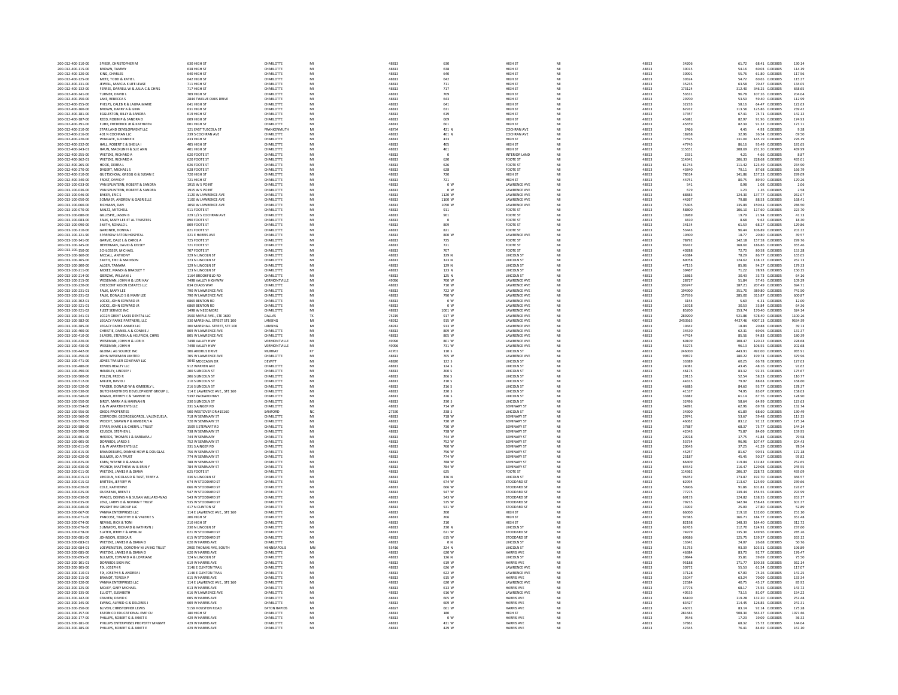| | | | | | | | | | | | | | | |
|---|---|---|---|---|---|---|---|---|---|---|---|---|---|---|
| 200-012-400-110-00 | SPIKER, CHRISTOPHER M | 630 HIGH ST | CHARLOTTE | MI | 48813 | 630 | HIGH ST | MI | 48813 | 34206 | 61.72 | 68.41 | 0.003805 | 130.14 |
| 200-012-400-115-00 | BROWN, TAMMY | 638 HIGH ST | CHARLOTTE | MI | 48813 | 638 | HIGH ST | MI | 48813 | 30015 | 54.16 | 60.03 | 0.003805 | 114.19 |
| 200-012-400-120-00 | KING, CHARLES | 640 HIGH ST | CHARLOTTE | MI | 48813 | 640 | HIGH ST | MI | 48813 | 30901 | 55.76 | 61.80 | 0.003805 | 117.56 |
| 200-012-400-125-00 | METZ, TODD & KATIE L | 642 HIGH ST | CHARLOTTE | MI | 48813 | 642 | HIGH ST | MI | 48813 | 30324 | 54.72 | 60.65 | 0.003805 | 115.37 |
| 200-012-400-131-00 | JEWELL, MARCIA K LIFE LEASE | 711 HIGH ST | CHARLOTTE | MI | 48813 | 711 | HIGH ST | MI | 48813 | 35235 | 63.58 | 70.47 | 0.003805 | 134.05 |
| 200-012-400-132-00 | FERREE, DARRELL W & JULIA C & CHRIS | 717 HIGH ST | CHARLOTTE | MI | 48813 | 717 | HIGH ST | MI | 48813 | 173124 | 312.40 | 346.25 | 0.003805 | 658.65 |
| 200-012-400-141-00 | TURNER, DAVID L | 709 HIGH ST | CHARLOTTE | MI | 48813 | 709 | HIGH ST | MI | 48813 | 53631 | 96.78 | 107.26 | 0.003805 | 204.04 |
| 200-012-400-150-00 | LAKE, REBECCA S | 2844 TWELVE OAKS DRIVE | CHARLOTTE | MI | 48813 | 643 | HIGH ST | MI | 48813 | 29700 | 53.59 | 59.40 | 0.003805 | 112.99 |
| 200-012-400-155-00 | PHELPS, CALEB R & LAURA MARIE | 641 HIGH ST | CHARLOTTE | MI | 48813 | 641 | HIGH ST | MI | 48813 | 32233 | 58.16 | 64.47 | 0.003805 | 122.63 |
| 200-012-400-160-00 | BROWN, DARRY A & GINA | 631 HIGH ST | CHARLOTTE | MI | 48813 | 631 | HIGH ST | MI | 48813 | 62932 | 113.56 | 125.86 | 0.003805 | 239.42 |
| 200-012-400-181-00 | EGGLESTON, BILLY & SANDRA | 619 HIGH ST | CHARLOTTE | MI | 48813 | 619 | HIGH ST | MI | 48813 | 37357 | 67.41 | 74.71 | 0.003805 | 142.12 |
| 200-012-400-187-00 | REED, ROBIN P & SANDRA D | 609 HIGH ST | CHARLOTTE | MI | 48813 | 609 | HIGH ST | MI | 48813 | 45981 | 82.97 | 91.96 | 0.003805 | 174.93 |
| 200-012-400-191-00 | FUHR, FREDERICK JR & KATHLEEN | 601 HIGH ST | CHARLOTTE | MI | 48813 | 601 | HIGH ST | MI | 48813 | 45659 | 82.39 | 91.32 | 0.003805 | 173.71 |
| 200-012-400-210-00 | STAR LAND DEVELOPMENT LLC | 121 EAST TUSCOLA ST | FRANKENMUTH | MI | 48734 | 421 N | COCHRAN AVE | MI | 48813 | 2466 | 4.45 | 4.93 | 0.003805 | 9.38 |
| 200-012-400-216-00 | 401 N COCHRAN LLC | 239 S COCHRAN AVE | CHARLOTTE | MI | 48813 | 401 N | COCHRAN AVE | MI | 48813 | 18268 | 32.96 | 36.54 | 0.003805 | 69.50 |
| 200-012-400-220-00 | WINGATE, SUZANNE K | 433 HIGH ST | CHARLOTTE | MI | 48813 | 433 | HIGH ST | MI | 48813 | 72595 | 131.00 | 145.19 | 0.003805 | 276.19 |
| 200-012-400-232-00 | HALL, ROBERT E & SHEILA I | 405 HIGH ST | CHARLOTTE | MI | 48813 | 405 | HIGH ST | MI | 48813 | 47745 | 86.16 | 95.49 | 0.003805 | 181.65 |
| 200-012-400-243-01 | HAUN, MACKLIN H & SUE ANN | 401 HIGH ST | CHARLOTTE | MI | 48813 | 401 | HIGH ST | MI | 48813 | 115651 | 208.69 | 231.30 | 0.003805 | 439.99 |
| 200-012-400-255-00 | WIETZKE, RICHARD A | 620 FOOTE ST | CHARLOTTE | MI | 48813 | 0 | INTERIOR LAND | MI | 48813 | 2331 | 4.21 | 4.66 | 0.003805 | 8.87 |
| 200-012-400-262-01 | WIETZKE, RICHARD A | 620 FOOTE ST | CHARLOTTE | MI | 48813 | 620 | FOOTE ST | MI | 48813 | 114341 | 206.33 | 228.68 | 0.003805 | 435.01 |
| 200-012-400-265-00 | HOOK, DEBRA L | 626 FOOTE ST | CHARLOTTE | MI | 48813 | 626 | FOOTE ST | MI | 48813 | 61743 | 111.42 | 123.49 | 0.003805 | 234.90 |
| 200-012-400-270-00 | DYGERT, MICHAEL S | 628 FOOTE ST | CHARLOTTE | MI | 48813 | 628 | FOOTE ST | MI | 48813 | 43840 | 79.11 | 87.68 | 0.003805 | 166.79 |
| 200-012-400-310-00 | GUETSCHOW, GREGG G & SUSAN E | 720 HIGH ST | CHARLOTTE | MI | 48813 | 720 | HIGH ST | MI | 48813 | 78614 | 141.86 | 157.23 | 0.003805 | 299.09 |
| 200-012-400-340-00 | FROST, DAVID P | 721 HIGH ST | CHARLOTTE | MI | 48813 | 721 | HIGH ST | MI | 48813 | 44751 | 80.75 | 89.50 | 0.003805 | 170.26 |
| 200-013-100-033-00 | VAN SPLINTERN, ROBERT & SANDRA | 1915 W S POINT | CHARLOTTE | MI | 48813 | 0 W | LAWRENCE AVE | MI | 48813 | 541 | 0.98 | 1.08 | 0.003805 | 2.06 |
| 200-013-100-036-00 | VAN SPLINTERN, ROBERT & SANDRA | 1915 W S POINT | CHARLOTTE | MI | 48813 | 0 W | LAWRENCE AVE | MI | 48813 | 679 | 1.23 | 1.36 | 0.003805 | 2.58 |
| 200-013-100-046-00 | BAKER, ERIC S | 1120 W LAWRENCE AVE | CHARLOTTE | MI | 48813 | 1120 W | LAWRENCE AVE | MI | 48813 | 68883 | 124.30 | 137.77 | 0.003805 | 262.07 |
| 200-013-100-050-00 | SOMMER, ANDREW & GABRIELLE | 1100 W LAWRENCE AVE | CHARLOTTE | MI | 48813 | 1100 W | LAWRENCE AVE | MI | 48813 | 44267 | 79.88 | 88.53 | 0.003805 | 168.41 |
| 200-013-100-060-00 | RICHMAN, DAN | 1050 W LAWRENCE AVE | CHARLOTTE | MI | 48813 | 1050 W | LAWRENCE AVE | MI | 48813 | 75305 | 135.89 | 150.61 | 0.003805 | 286.50 |
| 200-013-100-070-00 | MALTZ, MITCHELL | 911 FOOTE ST | CHARLOTTE | MI | 48813 | 911 | FOOTE ST | MI | 48813 | 58800 | 106.10 | 117.60 | 0.003805 | 223.70 |
| 200-013-100-080-00 | GILLESPIE, JASON B | 229 1/2 S COCHRAN AVE | CHARLOTTE | MI | 48813 | 901 | FOOTE ST | MI | 48813 | 10969 | 19.79 | 21.94 | 0.003805 | 41.73 |
| 200-013-100-083-00 | FALIK, MARY LEE ET AL TRUSTEES | 890 FOOTE ST | CHARLOTTE | MI | 48813 | 0 | FOOTE ST | MI | 48813 | 4810 | 8.68 | 9.62 | 0.003805 | 18.30 |
| 200-013-100-090-00 | SMITH, RONALD L | 809 FOOTE ST | CHARLOTTE | MI | 48813 | 809 | FOOTE ST | MI | 48813 | 34134 | 61.59 | 68.27 | 0.003805 | 129.86 |
| 200-013-100-110-00 | GARDNER, DONNA J | 821 FOOTE ST | CHARLOTTE | MI | 48813 | 821 | FOOTE ST | MI | 48813 | 53443 | 96.44 | 106.89 | 0.003805 | 203.32 |
| 200-013-100-121-00 | SPARROW EATON HOSPITAL | 321 E HARRIS AVE | CHARLOTTE | MI | 48813 | 800 W | LAWRENCE AVE | MI | 48813 | 10400 | 18.77 | 20.80 | 0.003805 | 39.57 |
| 200-013-100-141-00 | GARVIE, DALE L & CAROL A | 725 FOOTE ST | CHARLOTTE | MI | 48813 | 725 | FOOTE ST | MI | 48813 | 78792 | 142.18 | 157.58 | 0.003805 | 299.76 |
| 200-013-100-145-00 | DEVERMAN, DAVID & KELSEY | 721 FOOTE ST | CHARLOTTE | MI | 48813 | 721 | FOOTE ST | MI | 48813 | 93432 | 168.60 | 186.86 | 0.003805 | 355.46 |
| 200-013-100-150-00 | SCHLOSSER, MICHAEL | 707 FOOTE ST | CHARLOTTE | MI | 48813 | 707 | FOOTE ST | MI | 48813 | 40288 | 72.70 | 80.58 | 0.003805 | 153.28 |
| 200-013-100-160-00 | MCCALL, ANTHONY | 329 N LINCOLN ST | CHARLOTTE | MI | 48813 | 329 N | LINCOLN ST | MI | 48813 | 43384 | 78.29 | 86.77 | 0.003805 | 165.05 |
| 200-013-100-165-00 | SMITH, ERIC & MADISON | 323 N LINCOLN ST | CHARLOTTE | MI | 48813 | 323 N | LINCOLN ST | MI | 48813 | 69058 | 124.62 | 138.12 | 0.003805 | 262.73 |
| 200-013-100-200-00 | ALGER, TAMARA | 129 N LINCOLN ST | CHARLOTTE | MI | 48813 | 129 N | LINCOLN ST | MI | 48813 | 47135 | 85.06 | 94.27 | 0.003805 | 179.33 |
| 200-013-100-211-00 | MCKEE, MANDI & BRADLEY T | 123 N LINCOLN ST | CHARLOTTE | MI | 48813 | 123 N | LINCOLN ST | MI | 48813 | 39467 | 71.22 | 78.93 | 0.003805 | 150.15 |
| 200-013-100-214-00 | GIERZAK, WILLIAM L | 1164 BROOKFIELD RD | CHARLOTTE | MI | 48813 | 125 N | LINCOLN ST | MI | 48813 | 16863 | 30.43 | 33.73 | 0.003805 | 64.16 |
| 200-013-100-215-00 | WESEMAN, JOHN H & LORI KAY | 7498 VALLEY HIGHWAY | VERMONTVILLE | MI | 49096 | 700 W | LAWRENCE AVE | MI | 48813 | 28727 | 51.84 | 57.45 | 0.003805 | 109.29 |
| 200-013-100-220-00 | CRESCENT MOON ESTATES LLC | 834 CHADS WAY | CHARLOTTE | MI | 48813 | 710 W | LAWRENCE AVE | MI | 48813 | 103747 | 187.21 | 207.49 | 0.003805 | 394.71 |
| 200-013-100-231-01 | FALIK, MARY LEE | 790 W LAWRENCE AVE | CHARLOTTE | MI | 48813 | 722 W | LAWRENCE AVE | MI | 48813 | 194900 | 351.70 | 389.80 | 0.003805 | 741.50 |
| 200-013-100-231-02 | FALIK, DONALD S & MARY LEE | 790 W LAWRENCE AVE | CHARLOTTE | MI | 48813 | 790 W | LAWRENCE AVE | MI | 48813 | 157936 | 285.00 | 315.87 | 0.003805 | 600.87 |
| 200-013-100-302-01 | LOCKE, JOHN EDWARD JR | 6869 BENTON RD | CHARLOTTE | MI | 48813 | 0 W | LAWRENCE AVE | MI | 48813 | 3154 | 5.69 | 6.31 | 0.003805 | 12.00 |
| 200-013-100-321-01 | LOCKE, JOHN EDWARD JR | 6869 BENTON RD | CHARLOTTE | MI | 48813 | 0 W | LAWRENCE AVE | MI | 48813 | 16918 | 30.53 | 33.84 | 0.003805 | 64.36 |
| 200-013-100-321-02 | FLEET SERVICE INC | 1498 W NEEDMORE | CHARLOTTE | MI | 48813 | 1001 W | LAWRENCE AVE | MI | 48813 | 85200 | 153.74 | 170.40 | 0.003805 | 324.14 |
| 200-013-100-341-01 | LCG2R GREAT LAKES DENTAL LLC | 3500 MAPLE AVE., STE 1600 | DALLAS | TX | 75219 | 917 W | LAWRENCE AVE | MI | 48813 | 289200 | 521.86 | 578.40 | 0.003805 | 1100.26 |
| 200-013-100-382-00 | LEGACY PARKE PARTNERS, LLC | 330 MARSHALL STREET STE 100 | LANSING | MI | 48912 | 915 W | LAWRENCE AVE | MI | 48813 | 2453565 | 4427.46 | 4907.13 | 0.003805 | 9334.59 |
| 200-013-100-385-00 | LEGACY PARKE ANNEX LLC | 300 MARSHALL STREET, STE 100 | LANSING | MI | 48912 | 913 W | LAWRENCE AVE | MI | 48813 | 10442 | 18.84 | 20.88 | 0.003805 | 39.73 |
| 200-013-100-400-00 | CHRISTIE, DANIEL A & CONNIE J | 809 W LAWRENCE AVE | CHARLOTTE | MI | 48813 | 809 W | LAWRENCE AVE | MI | 48813 | 34530 | 62.31 | 69.06 | 0.003805 | 131.37 |
| 200-013-100-410-00 | SILVERS, STEVEN A & HELFRICH, CHRIS | 805 W LAWRENCE AVE | CHARLOTTE | MI | 48813 | 805 W | LAWRENCE AVE | MI | 48813 | 47414 | 85.56 | 94.83 | 0.003805 | 180.39 |
| 200-013-100-420-00 | WESEMAN, JOHN H & LORI K | 7498 VALLEY HWY | VERMONTVILLE | MI | 49096 | 801 W | LAWRENCE AVE | MI | 48813 | 60109 | 108.47 | 120.22 | 0.003805 | 228.68 |
| 200-013-100-430-00 | WESEMAN, JOHN H | 7498 VALLEY HWY | VERMONTVILLE | MI | 49096 | 731 W | LAWRENCE AVE | MI | 48813 | 53275 | 96.13 | 106.55 | 0.003805 | 202.68 |
| 200-013-100-442-00 | GLOBAL AG SOURCE INC | 306 ANDRUS DRIVE | MURRAY | KY | 42701 | 110 S | LINCOLN ST | MI | 48813 | 246000 | 443.91 | 492.00 | 0.003805 | 935.91 |
| 200-013-100-450-00 | JOHN WESEMAN LIMITED | 705 W LAWRENCE AVE | CHARLOTTE | MI | 48813 | 705 W | LAWRENCE AVE | MI | 48813 | 99872 | 180.22 | 199.74 | 0.003805 | 379.96 |
| 200-013-100-471-00 | JONES TRAILER COMPANY LLC | 3040 MOCCASIN DR | DEWITT | MI | 48820 | 122 S | LINCOLN ST | MI | 48813 | 33389 | 60.25 | 66.78 | 0.003805 | 127.03 |
| 200-013-100-480-00 | REMOS REALTY LLC | 912 WARREN AVE | CHARLOTTE | MI | 48813 | 124 S | LINCOLN ST | MI | 48813 | 24081 | 43.45 | 48.16 | 0.003805 | 91.62 |
| 200-013-100-490-00 | HANDLEY, LINDSEY J | 200 S LINCOLN ST | CHARLOTTE | MI | 48813 | 200 S | LINCOLN ST | MI | 48813 | 46175 | 83.32 | 92.35 | 0.003805 | 175.67 |
| 200-013-100-500-00 | POLZIN, FRED R | 206 S LINCOLN ST | CHARLOTTE | MI | 48813 | 206 S | LINCOLN ST | MI | 48813 | 29115 | 52.54 | 58.23 | 0.003805 | 110.77 |
| 200-013-100-512-00 | MILLER, DAVID J | 210 S LINCOLN ST | CHARLOTTE | MI | 48813 | 210 S | LINCOLN ST | MI | 48813 | 44315 | 79.97 | 88.63 | 0.003805 | 168.60 |
| 200-013-100-520-00 | TRADER, DONALD W & KIMBERLY L | 216 S LINCOLN ST | CHARLOTTE | MI | 48813 | 216 S | LINCOLN ST | MI | 48813 | 46885 | 84.60 | 93.77 | 0.003805 | 178.37 |
| 200-013-100-530-00 | DUTCH BROTHERS DEVELOPMENT GROUP LL | 114 E LAWRENCE AVE., STE 160 | CHARLOTTE | MI | 48813 | 220 S | LINCOLN ST | MI | 48813 | 41537 | 74.95 | 83.07 | 0.003805 | 158.03 |
| 200-013-100-540-00 | BRAND, JEFFREY C & TAMMIE M | 5397 PACKARD HWY | CHARLOTTE | MI | 48813 | 226 S | LINCOLN ST | MI | 48813 | 33882 | 61.14 | 67.76 | 0.003805 | 128.90 |
| 200-013-100-550-00 | BIRGY, MARK A & HANNAH N | 230 S LINCOLN ST | CHARLOTTE | MI | 48813 | 230 S | LINCOLN ST | MI | 48813 | 32496 | 58.64 | 64.99 | 0.003805 | 123.63 |
| 200-013-100-554-00 | E & W APARTMENTS LLC | 331 S AINGER RD | CHARLOTTE | MI | 48813 | 714 W | SEMINARY ST | MI | 48813 | 34891 | 62.96 | 69.78 | 0.003805 | 132.74 |
| 200-013-100-556-00 | OIKOS PROPERTIES | 500 WESTOVER DR #15160 | SANFORD | NC | 27330 | 238 S | LINCOLN ST | MI | 48813 | 34300 | 61.89 | 68.60 | 0.003805 | 130.49 |
| 200-013-100-560-00 | CORRIDON, GEORGE&CAROL, VALENZUELA, | 718 W SEMINARY ST | CHARLOTTE | MI | 48813 | 718 W | SEMINARY ST | MI | 48813 | 29741 | 53.67 | 59.48 | 0.003805 | 113.15 |
| 200-013-100-570-00 | WEICHT, SHAWN P & KIMBERLY A | 720 W SEMINARY ST | CHARLOTTE | MI | 48813 | 720 W | SEMINARY ST | MI | 48813 | 46062 | 83.12 | 92.12 | 0.003805 | 175.24 |
| 200-013-100-580-00 | STARR, MARK L & CHERYL L TRUST | 1509 S STEWART RD | CHARLOTTE | MI | 48813 | 730 W | SEMINARY ST | MI | 48813 | 37887 | 68.37 | 75.77 | 0.003805 | 144.14 |
| 200-013-100-590-00 | KEUSCH, STEPHEN L | 738 W SEMINARY ST | CHARLOTTE | MI | 48813 | 738 W | SEMINARY ST | MI | 48813 | 42043 | 75.87 | 84.09 | 0.003805 | 159.95 |
| 200-013-100-601-00 | HAKEOS, THOMAS J & BARBARA J | 744 W SEMINARY | CHARLOTTE | MI | 48813 | 744 W | SEMINARY ST | MI | 48813 | 20918 | 37.75 | 41.84 | 0.003805 | 79.58 |
| 200-013-100-605-00 | DORNBOS, JARED S | 752 W SEMINARY ST | CHARLOTTE | MI | 48813 | 752 W | SEMINARY ST | MI | 48813 | 53734 | 96.96 | 107.47 | 0.003805 | 204.43 |
| 200-013-100-611-00 | E & W APARTMENTS LLC | 331 S AINGER RD | CHARLOTTE | MI | 48813 | 760 W | SEMINARY ST | MI | 48813 | 20643 | 37.25 | 41.29 | 0.003805 | 78.54 |
| 200-013-100-615-00 | BRANDEBURG, DIANNE HOW & DOUGLAS | 756 W SEMINARY ST | CHARLOTTE | MI | 48813 | 756 W | SEMINARY ST | MI | 48813 | 45257 | 81.67 | 90.51 | 0.003805 | 172.18 |
| 200-013-100-620-00 | BULMER, JO A TRUST | 774 W SEMINARY ST | CHARLOTTE | MI | 48813 | 774 W | SEMINARY ST | MI | 48813 | 25187 | 45.45 | 50.37 | 0.003805 | 95.82 |
| 200-013-100-625-00 | KARN, WAYNE D & ANNA M | 788 W SEMINARY ST | CHARLOTTE | MI | 48813 | 788 W | SEMINARY ST | MI | 48813 | 66409 | 119.84 | 132.82 | 0.003805 | 252.65 |
| 200-013-100-630-00 | WONCH, MATTHEW W & ERIN Y | 784 W SEMINARY ST | CHARLOTTE | MI | 48813 | 784 W | SEMINARY ST | MI | 48813 | 64542 | 116.47 | 129.08 | 0.003805 | 245.55 |
| 200-013-200-011-00 | WIETZKE, JAMES R & DIANA | 625 FOOTE ST | CHARLOTTE | MI | 48813 | 625 | FOOTE ST | MI | 48813 | 114362 | 206.37 | 228.72 | 0.003805 | 435.09 |
| 200-013-200-015-01 | LINCOLN, NICOLAS D & TAST, TERRY A | 336 N LINCOLN ST | CHARLOTTE | MI | 48813 | 336 N | LINCOLN ST | MI | 48813 | 96352 | 173.87 | 192.70 | 0.003805 | 366.57 |
| 200-013-200-015-02 | BRITTEN, JEFFERY W | 674 W STODDARD ST | CHARLOTTE | MI | 48813 | 674 W | STODDARD ST | MI | 48813 | 62994 | 113.67 | 125.99 | 0.003805 | 239.66 |
| 200-013-200-020-00 | COLE, KATHERINE | 666 W STODDARD ST | CHARLOTTE | MI | 48813 | 666 W | STODDARD ST | MI | 48813 | 50906 | 91.86 | 101.81 | 0.003805 | 193.67 |
| 200-013-200-025-00 | OUDSEMA, BRENT J | 547 W STODDARD ST | CHARLOTTE | MI | 48813 | 547 W | STODDARD ST | MI | 48813 | 77275 | 139.44 | 154.55 | 0.003805 | 293.99 |
| 200-013-200-030-00 | WAGES, DENNIS A & SUSAN WILLARD-WAG | 543 W STODDARD ST | CHARLOTTE | MI | 48813 | 543 W | STODDARD ST | MI | 48813 | 69173 | 124.82 | 138.35 | 0.003805 | 263.17 |
| 200-013-200-035-00 | LENZ, LARRY O & NORIAN T TRUST | 535 W STODDARD ST | CHARLOTTE | MI | 48813 | 535 W | STODDARD ST | MI | 48813 | 79215 | 142.94 | 158.43 | 0.003805 | 301.37 |
| 200-013-200-040-00 | INSIGHT INV GROUP LLC | 417 N CLINTON ST | CHARLOTTE | MI | 48813 | 531 W | STODDARD ST | MI | 48813 | 13902 | 25.09 | 27.80 | 0.003805 | 52.89 |
| 200-013-200-067-00 | VANNA ENTERPRISES LLC | 114 E LAWRENCE AVE., STE 160 | CHARLOTTE | MI | 48813 | 200 | HIGH ST | MI | 48813 | 66000 | 119.10 | 132.00 | 0.003805 | 251.10 |
| 200-013-200-071-00 | PANCOST, TIMOTHY D & VALERIE S | 206 HIGH ST | CHARLOTTE | MI | 48813 | 206 | HIGH ST | MI | 48813 | 92385 | 166.71 | 184.77 | 0.003805 | 351.48 |
| 200-013-200-074-00 | NEVINS, RICK & TONI | 210 HIGH ST | CHARLOTTE | MI | 48813 | 210 | HIGH ST | MI | 48813 | 82198 | 148.33 | 164.40 | 0.003805 | 312.72 |
| 200-013-200-076-00 | SUMMERS, RICHARD & KATHRYN J | 230 N LINCOLN ST | CHARLOTTE | MI | 48813 | 230 N | LINCOLN ST | MI | 48813 | 62453 | 112.70 | 124.91 | 0.003805 | 237.60 |
| 200-013-200-078-00 | SLATER, JERRY F & APRIL M | 621 W STODDARD ST | CHARLOTTE | MI | 48813 | 621 W | STODDARD ST | MI | 48813 | 74979 | 135.30 | 149.96 | 0.003805 | 285.26 |
| 200-013-200-081-00 | JOHNSON, JESSICA R | 615 W STODDARD ST | CHARLOTTE | MI | 48813 | 615 W | STODDARD ST | MI | 48813 | 69686 | 125.75 | 139.37 | 0.003805 | 265.12 |
| 200-013-200-083-01 | WIETZKE, JAMES R & DIANA D | 620 W HARRIS AVE | CHARLOTTE | MI | 48813 | 0 N | LINCOLN ST | MI | 48813 | 13341 | 24.07 | 26.68 | 0.003805 | 50.76 |
| 200-013-200-084-01 | LOEWENSTEIN, DOROTHY M LIVING TRUST | 2900 THOMAS AVE, SOUTH | MINNEAPOLIS | MN | 55416 | 224 N | LINCOLN ST | MI | 48813 | 51753 | 93.39 | 103.51 | 0.003805 | 196.89 |
| 200-013-200-085-00 | WIETZKE, JAMES R & DIANA D | 620 W HARRIS AVE | CHARLOTTE | MI | 48813 | 620 W | HARRIS AVE | MI | 48813 | 46384 | 83.70 | 92.77 | 0.003805 | 176.47 |
| 200-013-200-095-00 | BULMER, EDWARD A & LORRIANE | 124 N LINCOLN ST | CHARLOTTE | MI | 48813 | 126 N | LINCOLN ST | MI | 48813 | 19844 | 35.81 | 39.69 | 0.003805 | 75.50 |
| 200-013-200-101-01 | DORNBOS SIGN INC | 619 W HARRIS AVE | CHARLOTTE | MI | 48813 | 619 W | HARRIS AVE | MI | 48813 | 95188 | 171.77 | 190.38 | 0.003805 | 362.14 |
| 200-013-200-105-00 | FIX, JOSEPH R | 1146 E CLINTON TRAIL | CHARLOTTE | MI | 48813 | 626 W | LAWRENCE AVE | MI | 48813 | 30772 | 55.53 | 61.54 | 0.003805 | 117.07 |
| 200-013-200-110-01 | FIX, JOSEPH R & ANDREA J | 1146 E CLINTON TRAIL | CHARLOTTE | MI | 48813 | 622 W | LAWRENCE AVE | MI | 48813 | 37128 | 67.00 | 74.26 | 0.003805 | 141.25 |
| 200-013-200-115-00 | BRANDT, TERESA P | 615 W HARRIS AVE | CHARLOTTE | MI | 48813 | 615 W | HARRIS AVE | MI | 48813 | 35047 | 63.24 | 70.09 | 0.003805 | 133.34 |
| 200-013-200-120-00 | VANNA ENTERPRISES LLC | 114 E LAWRENCE AVE., STE 160 | CHARLOTTE | MI | 48813 | 620 W | LAWRENCE AVE | MI | 48813 | 22584 | 40.75 | 45.17 | 0.003805 | 85.92 |
| 200-013-200-125-00 | MCVEY, GARY MICHAEL | 613 W HARRIS AVE | CHARLOTTE | MI | 48813 | 613 W | HARRIS AVE | MI | 48813 | 37776 | 68.17 | 75.55 | 0.003805 | 143.72 |
| 200-013-200-135-00 | ELLIOTT, ELISABETH | 616 W LAWRENCE AVE | CHARLOTTE | MI | 48813 | 616 W | LAWRENCE AVE | MI | 48813 | 40535 | 73.15 | 81.07 | 0.003805 | 154.22 |
| 200-013-200-142-00 | CRAVEN, DAVID C | 605 W HARRIS AVE | CHARLOTTE | MI | 48813 | 605 W | HARRIS AVE | MI | 48813 | 66100 | 119.28 | 132.20 | 0.003805 | 251.48 |
| 200-013-200-145-00 | EWING, ALFRED G & DELORES J | 609 W HARRIS AVE | CHARLOTTE | MI | 48813 | 609 W | HARRIS AVE | MI | 48813 | 63427 | 114.45 | 126.85 | 0.003805 | 241.31 |
| 200-013-200-150-00 | BLIVEN, CHRISTOPHER LEWIS | 5159 HOUSTON ROAD | EATON RAPIDS | MI | 48827 | 601 W | HARRIS AVE | MI | 48813 | 46071 | 83.14 | 92.14 | 0.003805 | 175.28 |
| 200-013-200-157-00 | EATON CO EDUCATIONAL EMP CU | 180 HIGH ST | CHARLOTTE | MI | 48813 | 180 | HIGH ST | MI | 48813 | 281683 | 508.30 | 563.37 | 0.003805 | 1071.66 |
| 200-013-200-177-00 | PHILLIPS, ROBERT G & JANET E | 429 W HARRIS AVE | CHARLOTTE | MI | 48813 | 0 W | HARRIS AVE | MI | 48813 | 9546 | 17.23 | 19.09 | 0.003805 | 36.32 |
| 200-013-200-181-00 | PHILLIPS ENTERPRISES PROPERTY MNGMT | 429 W HARRIS AVE | CHARLOTTE | MI | 48813 | 431 W | HARRIS AVE | MI | 48813 | 37861 | 68.32 | 75.72 | 0.003805 | 144.04 |
| 200-013-200-185-00 | PHILLIPS, ROBERT G & JANET E | 429 W HARRIS AVE | CHARLOTTE | MI | 48813 | 429 W | HARRIS AVE | MI | 48813 | 42345 | 76.41 | 84.69 | 0.003805 | 161.10 |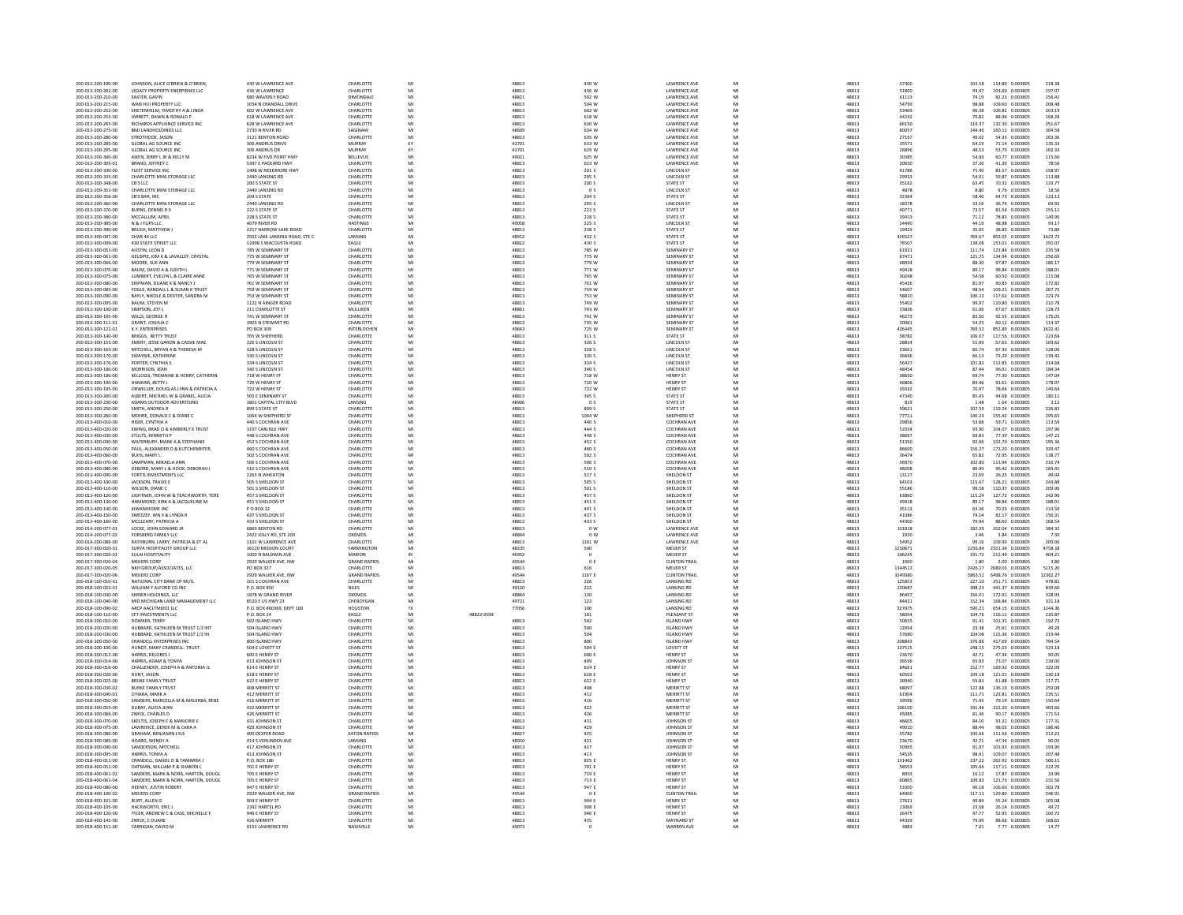| | | | | | | | | | | | | | | |
|---|---|---|---|---|---|---|---|---|---|---|---|---|---|---|
| 200-013-200-190-00 | JOHNSON, ALICE O'BRIEN & O'BRIEN, | 430 W LAWRENCE AVE | CHARLOTTE | MI | 48813 | 430 W | LAWRENCE AVE | MI | 48813 | 57400 | 103.58 | 114.80 | 0.003805 | 218.38 |
| 200-013-200-202-00 | LEGACY PROPERTY ENRERPRISES LLC | 436 W LAWRENCE | CHARLOTTE | MI | 48813 | 436 W | LAWRENCE AVE | MI | 48813 | 51800 | 93.47 | 103.60 | 0.003805 | 197.07 |
| 200-013-200-210-00 | EASTER, GAVIN | 680 WAVERLY ROAD | DIMONDALE | MI | 48821 | 502 W | LAWRENCE AVE | MI | 48813 | 41113 | 74.19 | 82.23 | 0.003805 | 156.41 |
| 200-013-200-215-00 | WAN HUI PROPERTY LLC | 1054 N CRANDALL DRIVE | CHARLOTTE | MI | 48813 | 504 W | LAWRENCE AVE | MI | 48813 | 54799 | 98.88 | 109.60 | 0.003805 | 208.48 |
| 200-013-200-252-00 | SHETENHELM, TIMOTHY A & LINDA | 602 W LAWRENCE AVE | CHARLOTTE | MI | 48813 | 602 W | LAWRENCE AVE | MI | 48813 | 53409 | 96.38 | 106.82 | 0.003805 | 203.19 |
| 200-013-200-255-00 | JARRETT, DAWN & RONALD P | 618 W LAWRENCE AVE | CHARLOTTE | MI | 48813 | 618 W | LAWRENCE AVE | MI | 48813 | 44232 | 79.82 | 88.46 | 0.003805 | 168.28 |
| 200-013-200-265-00 | RICHARDS APPLIANCE SERVICE INC | 628 W LAWRENCE AVE | CHARLOTTE | MI | 48813 | 630 W | LAWRENCE AVE | MI | 48813 | 66150 | 119.37 | 132.30 | 0.003805 | 251.67 |
| 200-013-200-275-00 | BMJ LANDHOLDINGS LLC | 2730 N RIVER RD | SAGINAW | MI | 48609 | 634 W | LAWRENCE AVE | MI | 48813 | 80057 | 144.46 | 160.11 | 0.003805 | 304.58 |
| 200-013-200-280-00 | STROTHEIDE, JASON | 3121 BENTON ROAD | CHARLOTTE | MI | 48813 | 635 W | LAWRENCE AVE | MI | 48813 | 27167 | 49.02 | 54.33 | 0.003805 | 103.36 |
| 200-013-200-285-00 | GLOBAL AG SOURCE INC | 306 ANDRUS DRIVE | MURRAY | KY | 42071 | 633 W | LAWRENCE AVE | MI | 48813 | 35571 | 64.19 | 71.14 | 0.003805 | 135.33 |
| 200-013-200-295-00 | GLOBAL AG SOURCE INC | 306 ANDRUS DR | MURRAY | KY | 42071 | 629 W | LAWRENCE AVE | MI | 48813 | 26896 | 48.53 | 53.79 | 0.003805 | 102.33 |
| 200-013-200-300-00 | AIKEN, JERRY L JR & KELLY M | 8234 W FIVE POINT HWY | BELLEVUE | MI | 49021 | 625 W | LAWRENCE AVE | MI | 48813 | 30385 | 54.83 | 60.77 | 0.003805 | 115.60 |
| 200-013-200-305-01 | BRAND, JEFFREY C | 5397 E PACKARD HWY | CHARLOTTE | MI | 48813 | 623 W | LAWRENCE AVE | MI | 48813 | 20650 | 37.26 | 41.30 | 0.003805 | 78.56 |
| 200-013-200-330-00 | FLEET SERVICE INC | 1498 W NEEDMORE HWY | CHARLOTTE | MI | 48813 | 201 S | LINCOLN ST | MI | 48813 | 41786 | 75.40 | 83.57 | 0.003805 | 158.97 |
| 200-013-200-335-00 | CHARLOTTE MINI STORAGE LLC | 2440 LANSING RD | CHARLOTTE | MI | 48813 | 205 S | LINCOLN ST | MI | 48813 | 29933 | 54.01 | 59.87 | 0.003805 | 113.88 |
| 200-013-200-348-00 | CB'S LLC | 200 S STATE ST | CHARLOTTE | MI | 48813 | 200 S | STATE ST | MI | 48813 | 35162 | 63.45 | 70.32 | 0.003805 | 133.77 |
| 200-013-200-351-00 | CHARLOTTE MINI STORAGE LLC | 2440 LANSING RD | CHARLOTTE | MI | 48813 | 0 S | LINCOLN ST | MI | 48813 | 4878 | 8.80 | 9.76 | 0.003805 | 18.56 |
| 200-013-200-356-00 | CB'S BAR, INC | 204 S STATE | CHARLOTTE | MI | 48813 | 204 S | STATE ST | MI | 48813 | 32364 | 58.40 | 64.73 | 0.003805 | 123.13 |
| 200-013-200-360-00 | CHARLOTTE MINI STORAGE LLC | 2440 LANSING RD | CHARLOTTE | MI | 48813 | 205 S | LINCOLN ST | MI | 48813 | 18378 | 33.16 | 36.76 | 0.003805 | 69.92 |
| 200-013-200-370-00 | BURNS, DENNIS R II | 222 S STATE ST | CHARLOTTE | MI | 48813 | 222 S | STATE ST | MI | 48813 | 40771 | 73.57 | 81.54 | 0.003805 | 155.11 |
| 200-013-200-380-00 | MCCALLUM, APRIL | 228 S STATE ST | CHARLOTTE | MI | 48813 | 228 S | STATE ST | MI | 48813 | 39413 | 71.12 | 78.83 | 0.003805 | 149.95 |
| 200-013-200-385-00 | N & J FLIPS LLC | 4679 RIVER RD | HASTINGS | MI | 49058 | 225 S | LINCOLN ST | MI | 48813 | 24490 | 44.19 | 48.98 | 0.003805 | 93.17 |
| 200-013-200-390-00 | BRUCH, MATTHEW J | 2217 NARROW LAKE ROAD | CHARLOTTE | MI | 48813 | 238 S | STATE ST | MI | 48813 | 19423 | 35.05 | 38.85 | 0.003805 | 73.89 |
| 200-013-300-007-00 | CHAR 44 LLC | 2502 LAKE LANSING ROAD, STE C | LANSING | MI | 48912 | 432 S | STATE ST | MI | 48813 | 426527 | 769.67 | 853.05 | 0.003805 | 1622.72 |
| 200-013-300-009-00 | 430 STATE STREET LLC | 12498 S WACOUSTA ROAD | EAGLE | MI | 48822 | 430 S | STATE ST | MI | 48813 | 76507 | 138.06 | 153.01 | 0.003805 | 291.07 |
| 200-013-300-051-00 | AUSTIN, LEON D | 785 W SEMINARY ST | CHARLOTTE | MI | 48813 | 785 W | SEMINARY ST | MI | 48813 | 61921 | 111.74 | 123.84 | 0.003805 | 235.58 |
| 200-013-300-061-00 | GELISPIE, KIM K & LAVALLEY, CRYSTAL | 775 W SEMINARY ST | CHARLOTTE | MI | 48813 | 775 W | SEMINARY ST | MI | 48813 | 67471 | 121.75 | 134.94 | 0.003805 | 256.69 |
| 200-013-300-066-00 | MOORE, SUE ANN | 779 W SEMINARY ST | CHARLOTTE | MI | 48813 | 779 W | SEMINARY ST | MI | 48813 | 48934 | 88.30 | 97.87 | 0.003805 | 186.17 |
| 200-013-300-070-00 | BAUM, DAVID A & JUDITH L | 771 W SEMINARY ST | CHARLOTTE | MI | 48813 | 771 W | SEMINARY ST | MI | 48813 | 49418 | 89.17 | 98.84 | 0.003805 | 188.01 |
| 200-013-300-075-00 | LUMBERT, EVELYN L & CLAIRE ANNE | 765 W SEMINARY ST | CHARLOTTE | MI | 48813 | 765 W | SEMINARY ST | MI | 48813 | 30248 | 54.58 | 60.50 | 0.003805 | 115.08 |
| 200-013-300-080-00 | SHIPMAN, DUANE K & NANCY J | 761 W SEMINARY ST | CHARLOTTE | MI | 48813 | 761 W | SEMINARY ST | MI | 48813 | 45426 | 81.97 | 90.85 | 0.003805 | 172.82 |
| 200-013-300-085-00 | FOGLE, RANDALL L & SUSAN K TRUST | 759 W SEMINARY ST | CHARLOTTE | MI | 48813 | 759 W | SEMINARY ST | MI | 48813 | 54607 | 98.54 | 109.21 | 0.003805 | 207.75 |
| 200-013-300-090-00 | BAYLY, NIKOLE & DEXTER, SANDRA M | 753 W SEMINARY ST | CHARLOTTE | MI | 48813 | 753 W | SEMINARY ST | MI | 48813 | 58810 | 106.12 | 117.62 | 0.003805 | 223.74 |
| 200-013-300-095-00 | BAUM, STEVEN M | 1122 N AINGER ROAD | CHARLOTTE | MI | 48813 | 749 W | SEMINARY ST | MI | 48813 | 55402 | 99.97 | 110.80 | 0.003805 | 210.78 |
| 200-013-300-100-00 | SIMPSON, JOY L | 211 CHARLOTTE ST | MULLIKEN | MI | 48861 | 743 W | SEMINARY ST | MI | 48813 | 33836 | 61.06 | 67.67 | 0.003805 | 128.73 |
| 200-013-300-105-00 | WILLS, GEORGE H | 741 W SEMINARY ST | CHARLOTTE | MI | 48813 | 741 W | SEMINARY ST | MI | 48813 | 46273 | 83.50 | 92.55 | 0.003805 | 176.05 |
| 200-013-300-111-01 | GRANT, JOSHUA C | 3903 N STEWART RD | CHARLOTTE | MI | 48813 | 735 W | SEMINARY ST | MI | 48813 | 30061 | 54.25 | 60.12 | 0.003805 | 114.37 |
| 200-013-300-121-01 | K.Y. ENTERPRISES | PO BOX 309 | INTERLOCHEN | MI | 49643 | 725 W | SEMINARY ST | MI | 48813 | 426445 | 769.52 | 852.89 | 0.003805 | 1622.41 |
| 200-013-300-140-00 | BRIGGS, BETTY TRUST | 705 W SHEPHERD | CHARLOTTE | MI | 48813 | 311 S | STATE ST | MI | 48813 | 58782 | 106.07 | 117.56 | 0.003805 | 223.64 |
| 200-013-300-155-00 | EMERY, JESSE GARON & CASSIE MAE | 326 S LINCOLN ST | CHARLOTTE | MI | 48813 | 326 S | LINCOLN ST | MI | 48813 | 28814 | 51.99 | 57.63 | 0.003805 | 109.62 |
| 200-013-300-165-00 | MITCHELL, BRYAN A & THERESA M | 328 S LINCOLN ST | CHARLOTTE | MI | 48813 | 328 S | LINCOLN ST | MI | 48813 | 33661 | 60.74 | 67.32 | 0.003805 | 128.06 |
| 200-013-300-170-00 | SWAYNIE, KATHERINE | 330 S LINCOLN ST | CHARLOTTE | MI | 48813 | 330 S | LINCOLN ST | MI | 48813 | 36646 | 66.13 | 73.29 | 0.003805 | 139.42 |
| 200-013-300-176-00 | PORTER, CYNTHIA S | 334 S LINCOLN ST | CHARLOTTE | MI | 48813 | 334 S | LINCOLN ST | MI | 48813 | 56427 | 101.82 | 112.85 | 0.003805 | 214.68 |
| 200-013-300-180-00 | MORRISON, JEAN | 340 S LINCOLN ST | CHARLOTTE | MI | 48813 | 340 S | LINCOLN ST | MI | 48813 | 48454 | 87.44 | 96.91 | 0.003805 | 184.34 |
| 200-013-300-186-00 | KELLOGG, TREMAINE & HENRY, CATHERIN | 718 W HENRY ST | CHARLOTTE | MI | 48813 | 718 W | HENRY ST | MI | 48813 | 38650 | 69.74 | 77.30 | 0.003805 | 147.04 |
| 200-013-300-190-00 | HANKINS, BETTY J | 720 W HENRY ST | CHARLOTTE | MI | 48813 | 720 W | HENRY ST | MI | 48813 | 46806 | 84.46 | 93.61 | 0.003805 | 178.07 |
| 200-013-300-195-00 | DRWELLER, DOUGLAS LYNN & PATRICIA A | 722 W HENRY ST | CHARLOTTE | MI | 48813 | 722 W | HENRY ST | MI | 48813 | 39332 | 70.97 | 78.66 | 0.003805 | 149.64 |
| 200-013-300-200-00 | ALBERT, MICHAEL W & GRABEL, ALICIA | 505 E SEMINARY ST | CHARLOTTE | MI | 48813 | 365 S | STATE ST | MI | 48813 | 47340 | 85.43 | 94.68 | 0.003805 | 180.11 |
| 200-013-300-230-00 | ADAMS OUTDOOR ADVERTISING | 3801 CAPITAL CITY BLVD | LANSING | MI | 48906 | 0 S | STATE ST | MI | 48813 | 819 | 1.48 | 1.64 | 0.003805 | 3.12 |
| 200-013-300-250-00 | SMITH, ANDREA R | 899 S STATE ST | CHARLOTTE | MI | 48813 | 899 S | STATE ST | MI | 48813 | 59621 | 107.59 | 119.24 | 0.003805 | 226.83 |
| 200-013-300-260-00 | MOHRE, DONALD C & DIANE C | 1064 W SHEPHERD ST | CHARLOTTE | MI | 48813 | 1064 W | SHEPHERD ST | MI | 48813 | 77711 | 140.23 | 155.42 | 0.003805 | 295.65 |
| 200-013-400-010-00 | HISER, CYNTHIA A | 440 S COCHRAN AVE | CHARLOTTE | MI | 48813 | 440 S | COCHRAN AVE | MI | 48813 | 29856 | 53.88 | 59.71 | 0.003805 | 113.59 |
| 200-013-400-020-00 | EWING, BRAD D & KIMBERLY K TRUST | 3197 CARLISLE HWY | CHARLOTTE | MI | 48813 | 444 S | COCHRAN AVE | MI | 48813 | 52034 | 93.90 | 104.07 | 0.003805 | 197.96 |
| 200-013-400-030-00 | STULTS, KENNETH P | 448 S COCHRAN AVE | CHARLOTTE | MI | 48813 | 448 S | COCHRAN AVE | MI | 48813 | 38697 | 69.83 | 77.39 | 0.003805 | 147.22 |
| 200-013-400-040-00 | WATERBURY, MARK A & STEPHANIE | 452 S COCHRAN AVE | CHARLOTTE | MI | 48813 | 452 S | COCHRAN AVE | MI | 48813 | 51350 | 92.66 | 102.70 | 0.003805 | 195.36 |
| 200-013-400-050-00 | PAUL, ALEXANDER D & KUTCHENRITER, | 460 S COCHRAN AVE | CHARLOTTE | MI | 48813 | 460 S | COCHRAN AVE | MI | 48813 | 86600 | 156.27 | 173.20 | 0.003805 | 329.47 |
| 200-013-400-060-00 | BUHS, MARY L | 502 S COCHRAN AVE | CHARLOTTE | MI | 48813 | 502 S | COCHRAN AVE | MI | 48813 | 36474 | 65.82 | 72.95 | 0.003805 | 138.77 |
| 200-013-400-070-00 | LAMPMAN, MIKAELA ANN | 506 S COCHRAN AVE | CHARLOTTE | MI | 48813 | 506 S | COCHRAN AVE | MI | 48813 | 56970 | 102.80 | 113.94 | 0.003805 | 216.74 |
| 200-013-400-080-00 | DEBORD, MARY L & HOOK, DEBORAH J | 510 S COCHRAN AVE | CHARLOTTE | MI | 48813 | 510 S | COCHRAN AVE | MI | 48813 | 48208 | 86.99 | 96.42 | 0.003805 | 183.41 |
| 200-013-400-090-00 | FORTIS INVESTMENTS LLC | 2263 N WHEATON | CHARLOTTE | MI | 48813 | 517 S | SHELDON ST | MI | 48813 | 13127 | 23.69 | 26.25 | 0.003805 | 49.94 |
| 200-013-400-100-00 | JACKSON, TRAVIS E | 505 S SHELDON ST | CHARLOTTE | MI | 48813 | 505 S | SHELDON ST | MI | 48813 | 64103 | 115.67 | 128.21 | 0.003805 | 243.88 |
| 200-013-400-110-00 | WILSON, DIANE C | 501 S SHELDON ST | CHARLOTTE | MI | 48813 | 501 S | SHELDON ST | MI | 48813 | 55186 | 99.58 | 110.37 | 0.003805 | 209.96 |
| 200-013-400-120-00 | LIGHTNER, JOHN W & TEACHWORTH, TERE | 457 S SHELDON ST | CHARLOTTE | MI | 48813 | 457 S | SHELDON ST | MI | 48813 | 63860 | 115.24 | 127.72 | 0.003805 | 242.96 |
| 200-013-400-130-00 | HAMMOND, KIRK A & JACQUELINE M | 451 S SHELDON ST | CHARLOTTE | MI | 48813 | 451 S | SHELDON ST | MI | 48813 | 49418 | 89.17 | 98.84 | 0.003805 | 188.01 |
| 200-013-400-140-00 | KIWANIHOME INC | P O BOX 22 | CHARLOTTE | MI | 48813 | 441 S | SHELDON ST | MI | 48813 | 35113 | 63.36 | 70.23 | 0.003805 | 133.59 |
| 200-013-400-150-00 | SWEEZEY, WN II & LYNDA R | 437 S SHELDON ST | CHARLOTTE | MI | 48813 | 437 S | SHELDON ST | MI | 48813 | 41086 | 74.14 | 82.17 | 0.003805 | 156.31 |
| 200-013-400-160-00 | MCCLEARY, PATRICIA A | 433 S SHELDON ST | CHARLOTTE | MI | 48813 | 433 S | SHELDON ST | MI | 48813 | 44300 | 79.94 | 88.60 | 0.003805 | 168.54 |
| 200-014-200-077-01 | LOCKE, JOHN EDWARD JR | 6869 BENTON RD | CHARLOTTE | MI | 48813 | 0 W | LAWRENCE AVE | MI | 48813 | 101018 | 182.29 | 202.04 | 0.003805 | 384.32 |
| 200-014-200-077-02 | FORSBERG FAMILY LLC | 2422 JOLLY RD, STE 200 | OKEMOS | MI | 48864 | 0 W | LAWRENCE AVE | MI | 48813 | 1920 | 3.46 | 3.84 | 0.003805 | 7.30 |
| 200-014-200-086-00 | RATHBURN, LARRY, PATRICIA & ET AL | 1101 W LAWRENCE AVE | CHARLOTTE | MI | 48813 | 1101 W | LAWRENCE AVE | MI | 48813 | 54952 | 99.16 | 109.90 | 0.003805 | 209.06 |
| 200-017-100-020-01 | SURYA HOSPITALITY GROUP LLC | 36110 MISSION COURT | FARMINGTON | MI | 48335 | 500 | MEIJER ST | MI | 48813 | 1250671 | 2256.84 | 2501.34 | 0.003805 | 4758.18 |
| 200-017-100-020-02 | SULAI HOSPITALITY | 1000 N BALDWIN AVE | MARION | IN | 46952 | 0 | MEIJER ST | MI | 48813 | 106245 | 191.72 | 212.49 | 0.003805 | 404.21 |
| 200-017-100-020-04 | MEIJERS CORP | 2929 WALKER AVE, NW | GRAND RAPIDS | MI | 49544 | 0 E | CLINTON TRAIL | MI | 48813 | 1000 | 1.80 | 2.00 | 0.003805 | 3.80 |
| 200-017-300-020-05 | NKH GROUP/ASSOCIATES, LLC | PO BOX 327 | CHARLOTTE | MI | 48813 | 616 | MEIJER ST | MI | 48813 | 1344513 | 2426.17 | 2689.03 | 0.003805 | 5115.20 |
| 200-017-300-020-06 | MEIJERS CORP | 2929 WALKER AVE, NW | GRAND RAPIDS | MI | 49544 | 1167 E | CLINTON TRAIL | MI | 48813 | 3249380 | 5863.51 | 6498.76 | 0.003805 | 12362.27 |
| 200-018-100-010-01 | NATIONAL CITY BANK OF MI/IL | 101 S COCHRAN AVE | CHARLOTTE | MI | 48813 | 226 | LANSING RD | MI | 48813 | 125853 | 227.10 | 251.71 | 0.003805 | 478.81 |
| 200-018-100-022-01 | WILLIAM F AUFORD CO INC | P.O. BOX 850 | NILES | MI | 49120 | 222 | LANSING RD | MI | 48813 | 220687 | 398.23 | 441.37 | 0.003805 | 839.60 |
| 200-018-100-030-00 | SHINER HOLDINGS, LLC | 1878 W GRAND RIVER | OKEMOS | MI | 48864 | 130 | LANSING RD | MI | 48813 | 86457 | 156.01 | 172.91 | 0.003805 | 328.93 |
| 200-018-100-040-00 | MID MICHIGAN LAND MANAGEMENT LLC | 8520 E US HWY 23 | CHEBOYGAN | MI | 49721 | 122 | LANSING RD | MI | 48813 | 84421 | 152.34 | 168.84 | 0.003805 | 321.18 |
| 200-018-100-090-02 | ARCP AACLTMI001 LLC | P.O. BOX 460369, DEPT 100 | HOUSTON | TX | 77056 | 106 | LANSING RD | MI | 48813 | 327075 | 590.21 | 654.15 | 0.003805 | 1244.36 |
| 200-018-100-110-00 | CFT INVESTMENTS LLC | P.O. BOX 24 | EAGLE | MI | 48822-0024 | 101 | PLEASANT ST | MI | 48813 | 58054 | 104.76 | 116.11 | 0.003805 | 220.87 |
| 200-018-200-010-00 | DOWKER, TERRY | 502 ISLAND HWY | CHARLOTTE | MI | 48813 | 502 | ISLAND HWY | MI | 48813 | 50655 | 91.41 | 101.31 | 0.003805 | 192.72 |
| 200-018-200-020-00 | HUBBARD, KATHLEEN M TRUST 1/2 INT | 504 ISLAND HWY | CHARLOTTE | MI | 48813 | 500 | ISLAND HWY | MI | 48813 | 12954 | 23.38 | 25.91 | 0.003805 | 49.28 |
| 200-018-200-030-00 | HUBBARD, KATHLEEN M TRUST 1/2 IN | 504 ISLAND HWY | CHARLOTTE | MI | 48813 | 504 | ISLAND HWY | MI | 48813 | 57680 | 104.08 | 115.36 | 0.003805 | 219.44 |
| 200-018-200-050-00 | CRANDELL ENTERPRISES INC | 800 ISLAND HWY | CHARLOTTE | MI | 48813 | 800 | ISLAND HWY | MI | 48813 | 208843 | 376.86 | 417.69 | 0.003805 | 794.54 |
| 200-018-200-100-00 | HUNDT, MARY CRANDELL- TRUST | 504 E LOVETT ST | CHARLOTTE | MI | 48813 | 504 E | LOVETT ST | MI | 48813 | 137515 | 248.15 | 275.03 | 0.003805 | 523.18 |
| 200-018-300-012-00 | HARRIS, DELORES J | 600 E HENRY ST | CHARLOTTE | MI | 48813 | 600 E | HENRY ST | MI | 48813 | 23670 | 42.71 | 47.34 | 0.003805 | 90.05 |
| 200-018-300-014-00 | HARRIS, ADAM & TONYA | 413 JOHNSON ST | CHARLOTTE | MI | 48813 | 409 | JOHNSON ST | MI | 48813 | 36536 | 65.93 | 73.07 | 0.003805 | 139.00 |
| 200-018-300-016-00 | CHALLENDER, JOSEPH A & ANTONIA JL | 614 E HENRY ST | CHARLOTTE | MI | 48813 | 614 E | HENRY ST | MI | 48813 | 84661 | 152.77 | 169.32 | 0.003805 | 322.09 |
| 200-018-300-020-00 | HUNT, JASON | 618 E HENRY ST | CHARLOTTE | MI | 48813 | 618 E | HENRY ST | MI | 48813 | 60503 | 109.18 | 121.01 | 0.003805 | 230.18 |
| 200-018-300-025-00 | BRUKE FAMILY TRUST | 622 E HENRY ST | CHARLOTTE | MI | 48813 | 622 E | HENRY ST | MI | 48813 | 30940 | 55.83 | 61.88 | 0.003805 | 117.71 |
| 200-018-300-030-02 | BURKE FAMILY TRUST | 408 MERRITT ST | CHARLOTTE | MI | 48813 | 408 | MERRITT ST | MI | 48813 | 68097 | 122.88 | 136.19 | 0.003805 | 259.08 |
| 200-018-300-040-01 | O'HARA, MARK A | 412 MERRITT ST | CHARLOTTE | MI | 48813 | 412 | MERRITT ST | MI | 48813 | 61904 | 111.71 | 123.81 | 0.003805 | 235.51 |
| 200-018-300-050-00 | SANDERS, MARCELLA M & MALERBA, REBE | 416 MERRITT ST | CHARLOTTE | MI | 48813 | 416 | MERRITT ST | MI | 48813 | 39596 | 71.45 | 79.19 | 0.003805 | 150.64 |
| 200-018-300-055-00 | DUBAY, ALICIA JEAN | 422 MERRITT ST | CHARLOTTE | MI | 48813 | 422 | MERRITT ST | MI | 48813 | 106100 | 191.46 | 212.20 | 0.003805 | 403.66 |
| 200-018-300-066-00 | ZWICK, CHARLES D | 426 MERRITT ST | CHARLOTTE | MI | 48813 | 426 | MERRITT ST | MI | 48813 | 45085 | 81.36 | 90.17 | 0.003805 | 171.53 |
| 200-018-300-070-00 | SKELTIS, JOSEPH E & MARJORIE E | 431 JOHNSON ST | CHARLOTTE | MI | 48813 | 431 | JOHNSON ST | MI | 48813 | 46605 | 84.10 | 93.21 | 0.003805 | 177.31 |
| 200-018-300-075-00 | LAWRENCE, DEREK M & CARA A | 429 JOHNSON ST | CHARLOTTE | MI | 48813 | 429 | JOHNSON ST | MI | 48813 | 49010 | 88.44 | 98.02 | 0.003805 | 186.46 |
| 200-018-300-080-00 | GRAHAM, BENJAMIN LYLE | 400 DEXTER ROAD | EATON RAPIDS | MI | 48827 | 425 | JOHNSON ST | MI | 48813 | 55782 | 100.66 | 111.56 | 0.003805 | 212.22 |
| 200-018-300-085-00 | HOARD, WENDY A | 414 S VERLINDEN AVE | LANSING | MI | 48910 | 421 | JOHNSON ST | MI | 48813 | 23670 | 42.71 | 47.34 | 0.003805 | 90.05 |
| 200-018-300-090-00 | SANDERSON, MITCHELL | 417 JOHNSON ST | CHARLOTTE | MI | 48813 | 417 | JOHNSON ST | MI | 48813 | 50965 | 91.97 | 101.93 | 0.003805 | 193.90 |
| 200-018-300-095-00 | HARRIS, TONYA A | 413 JOHNSON ST | CHARLOTTE | MI | 48813 | 413 | JOHNSON ST | MI | 48813 | 54535 | 98.41 | 109.07 | 0.003805 | 207.48 |
| 200-018-400-011-00 | CRANDELL, DANIEL D & TAMARRA J | P.O. BOX 386 | CHARLOTTE | MI | 48813 | 825 E | HENRY ST | MI | 48813 | 131462 | 237.22 | 262.92 | 0.003805 | 500.15 |
| 200-018-400-051-00 | OATMAN, WILLIAM P & SHARON L | 701 E HENRY ST | CHARLOTTE | MI | 48813 | 701 E | HENRY ST | MI | 48813 | 58553 | 105.66 | 117.11 | 0.003805 | 222.76 |
| 200-018-400-061-00 | SANDERS, MARK & NORA, HARTON, DOUGL | 705 E HENRY ST | CHARLOTTE | MI | 48813 | 719 E | HENRY ST | MI | 48813 | 8933 | 16.12 | 17.87 | 0.003805 | 33.99 |
| 200-018-400-061-04 | SANDERS, MARK & NORA, HARTON, DOUGL | 705 E HENRY ST | CHARLOTTE | MI | 48813 | 713 E | HENRY ST | MI | 48813 | 60865 | 109.83 | 121.73 | 0.003805 | 231.56 |
| 200-018-400-080-00 | HEENEY, JUSTIN ROBERT | 947 E HENRY ST | CHARLOTTE | MI | 48813 | 947 E | HENRY ST | MI | 48813 | 53300 | 96.18 | 106.60 | 0.003805 | 202.78 |
| 200-018-400-100-02 | MEIJERS CORP | 2929 WALKER AVE, NW | GRAND RAPIDS | MI | 49544 | 0 E | CLINTON TRAIL | MI | 48813 | 64900 | 117.11 | 129.80 | 0.003805 | 246.91 |
| 200-018-400-101-00 | BURT, ALLEN G | 904 E HENRY ST | CHARLOTTE | MI | 48813 | 904 E | HENRY ST | MI | 48813 | 27621 | 49.84 | 55.24 | 0.003805 | 105.08 |
| 200-018-400-105-00 | HACKWORTH, ERIC J | 2392 HARTEL RD | CHARLOTTE | MI | 48813 | 908 E | HENRY ST | MI | 48813 | 13069 | 23.58 | 26.14 | 0.003805 | 49.72 |
| 200-018-400-120-00 | TYLER, ANDREW C & CASE, MICHELLE F | 946 E HENRY ST | CHARLOTTE | MI | 48813 | 946 E | HENRY ST | MI | 48813 | 26475 | 47.77 | 52.95 | 0.003805 | 100.72 |
| 200-018-400-145-00 | ZWICK, C DUANE | 426 MERRITT | CHARLOTTE | MI | 48813 | 435 | MAYNARD ST | MI | 48813 | 44329 | 79.99 | 88.66 | 0.003805 | 168.65 |
| 200-018-400-151-00 | CARRIGAN, DAVID M | 9153 LAWRENCE RD | NASHVILLE | MI | 49073 | 0 | WARREN AVE | MI | 48813 | 3883 | 7.01 | 7.77 | 0.003805 | 14.77 |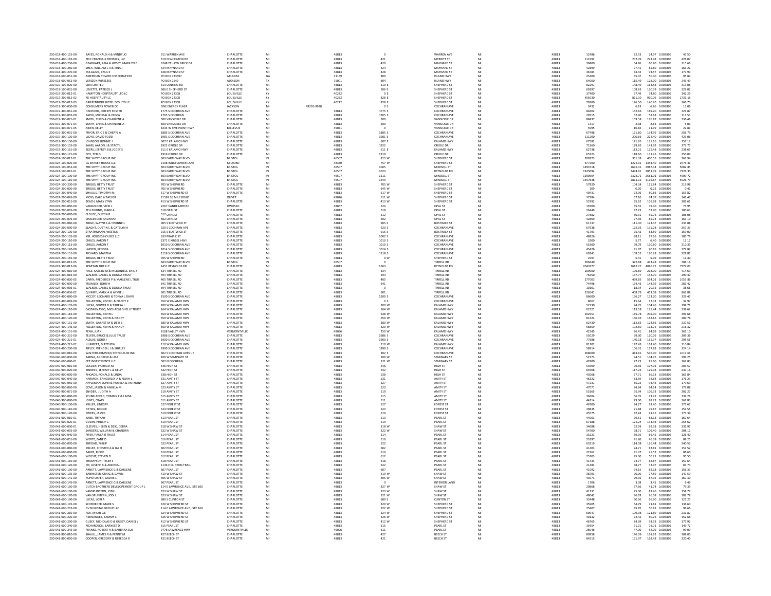| | | | | | | | | | | | | | | | | |
|---|---|---|---|---|---|---|---|---|---|---|---|---|---|---|---|---|
| 200-018-400-155-00 | BAYES, RONALD H & MINDY JO | 911 WARREN AVE | CHARLOTTE | MI | 48813 | | 0 | | WARREN AVE | MI | 48813 | 12486 | 22.53 | 24.97 | 0.003805 | 47.50 |
| 200-018-400-182-00 | ERIC CRANDALL RENTALS, LLC | 319 N WHEATON RD | CHARLOTTE | MI | 48813 | | 421 | | MERRITT ST | MI | 48813 | 111992 | 202.09 | 223.98 | 0.003805 | 426.07 |
| 200-018-400-250-00 | GEARHART, ARIA & HOSEY, MARILYN E | 3248 YELLOW BRICK DR | CHARLOTTE | MI | 48813 | | 420 | | MAYNARD ST | MI | 48813 | 30400 | 54.86 | 60.80 | 0.003805 | 115.66 |
| 200-018-400-260-00 | SHEA, WILLIAM L II & TINA J | 424 MAYNARD ST | CHARLOTTE | MI | 48813 | | 424 | | MAYNARD ST | MI | 48813 | 42899 | 77.41 | 85.80 | 0.003805 | 163.21 |
| 200-018-400-270-00 | FOLGLAZE, PAUL E | 428 MAYNARD ST | CHARLOTTE | MI | 48813 | | 428 | | MAYNARD ST | MI | 48813 | 46784 | 84.42 | 93.57 | 0.003805 | 177.99 |
| 200-018-600-051-90 | AMERICAN TOWER CORPORATION | PO BOX 723597 | ATLANTA | GA | 31139 | | 800 | | ISLAND HWY | MI | 48813 | 25200 | 45.47 | 50.40 | 0.003805 | 95.87 |
| 200-018-600-052-90 | VERIZON WIRELESS | PO BOX 2549 | ADDISON | TX | 75001 | | 804 | | ISLAND HWY | MI | 48813 | 64000 | 115.49 | 128.00 | 0.003805 | 243.49 |
| 200-019-100-020-00 | CIRA LIMITED | 313 LANSING RD | CHARLOTTE | MI | 48813 | | 310 E | | SHEPHERD ST | MI | 48813 | 82291 | 148.49 | 164.58 | 0.003805 | 313.08 |
| 200-019-100-031-00 | LOVETTE, PATRICK L | 506 E SHEPHERD ST | CHARLOTTE | MI | 48813 | | 506 E | | SHEPHERD ST | MI | 48813 | 60197 | 108.63 | 120.39 | 0.003805 | 229.02 |
| 200-019-100-012-01 | HAMPTON HOSPITALITY LTD LC | PO BOX 22308 | LOUISVILLE | KY | 40222 | | 0 E | | SHEPHERD ST | MI | 48813 | 37400 | 67.49 | 74.80 | 0.003805 | 142.29 |
| 200-019-200-012-02 | RK HOSPITALITY LC | PO BOX 22308 | LOUISVILLE | KY | 40252 | | 828 E | | SHEPHERD ST | MI | 48813 | 455030 | 821.10 | 910.06 | 0.003805 | 1731.16 |
| 200-019-200-012-03 | GRIFFENDORF HOTEL DEV LTD LC | PO BOX 22308 | LOUISVILLE | KY | 40222 | | 828 E | | SHEPHERD ST | MI | 48813 | 70100 | 126.50 | 140.20 | 0.003805 | 266.70 |
| 200-019-300-050-00 | CONSUMERS POWER CO | ONE ENERGY PLAZA | JACKSON | MI | 49201-9998 | | 0 S | | COCHRAN AVE | MI | 48813 | 3432 | 6.19 | 6.86 | 0.003805 | 13.06 |
| 200-019-300-061-00 | HANFORD, JEREMY FOSTER | 1775 S COCHRAN AVE | CHARLOTTE | MI | 48813 | | 1775 S | | COCHRAN AVE | MI | 48813 | 84602 | 152.66 | 169.20 | 0.003805 | 321.87 |
| 200-019-300-065-00 | PAPOI, MICHEAL & PEGGY | 1765 S COCHRAN | CHARLOTTE | MI | 48813 | | 1765 S | | COCHRAN AVE | MI | 48813 | 29315 | 52.90 | 58.63 | 0.003805 | 111.53 |
| 200-019-300-071-01 | SMITH, CHRIS & CHARLENE A | 500 VANSICKLE DR | CHARLOTTE | MI | 48813 | | 500 | | VANSICKLE DR | MI | 48813 | 88437 | 159.58 | 176.87 | 0.003805 | 336.46 |
| 200-019-300-071-04 | SMITH, CHRIS & CHARLENE A | 500 VANSICKLE DR | CHARLOTTE | MI | 48813 | | 500 | | VANSICKLE DR | MI | 48813 | 1317 | 2.38 | 2.63 | 0.003805 | 5.01 |
| 200-019-300-071-05 | AIKEN, KELLY | 8234 W FIVE POINT HWY | BELLEVUE | MI | 49021 | | 0 | | VANSICKLE DR | MI | 48813 | 5995 | 10.82 | 11.99 | 0.003805 | 22.81 |
| 200-019-300-091-00 | PRYOR, ERIC E & CHERYL A | 1885 S COCHRAN AVE | CHARLOTTE | MI | 48813 | | 1885 S | | COCHRAN AVE | MI | 48813 | 67496 | 121.80 | 134.99 | 0.003805 | 256.79 |
| 200-019-300-120-00 | LLOYD, DAVID TODD | 1981 S COCHRAN AVE | CHARLOTTE | MI | 48813 | | 1981 S | | COCHRAN AVE | MI | 48813 | 111200 | 200.66 | 222.40 | 0.003805 | 423.06 |
| 200-019-300-150-00 | JOHNSON, BONNIE J | 607 E KALAMO HWY | CHARLOTTE | MI | 48813 | | 607 E | | KALAMO HWY | MI | 48813 | 67582 | 121.95 | 135.16 | 0.003805 | 257.12 |
| 200-019-300-155-00 | SAARI, AARON J & STACY L | 1922 ORIOLE DR | CHARLOTTE | MI | 48813 | | 1922 | | ORIOLE DR | MI | 48813 | 71960 | 129.85 | 143.92 | 0.003805 | 273.77 |
| 200-019-300-161-00 | BEERS, JEFFREY B & JODEY S | 611 E KALAMO HWY | CHARLOTTE | MI | 48813 | | 611 E | | KALAMO HWY | MI | 48813 | 62738 | 113.21 | 125.48 | 0.003805 | 238.69 |
| 200-019-300-171-00 | COY, TED G | 1919 ORIOLE DR | CHARLOTTE | MI | 48813 | | 1919 | | ORIOLE DR | MI | 48813 | 65723 | 118.60 | 131.45 | 0.003805 | 250.04 |
| 200-024-100-012-01 | THE SHYFT GROUP INC | 603 EARTHWAY BLVD | BRISTOL | IN | 46507 | | 815 W | | SHEPHERD ST | MI | 48813 | 200273 | 361.39 | 400.55 | 0.003805 | 761.94 |
| 200-024-100-020-00 | LG SHAKER HOUSE LLC | 2108 WILDFLOWER LANE | MILFORD | MI | 48380 | | 757 W | | SHEPHERD ST | MI | 48813 | 677200 | 1222.01 | 1354.40 | 0.003805 | 2576.41 |
| 200-024-100-052-00 | THE SHYFT GROUP INC | 603 EARTHWAY BLVD | BRISTOL | IN | 46507 | | 1065 | | MIKESELL ST | MI | 48813 | 1493718 | 2695.41 | 2987.44 | 0.003805 | 5682.85 |
| 200-024-100-081-01 | THE SHYFT GROUP INC | 603 EARTHWAY BLVD | BRISTOL | IN | 46507 | | 1023 | | REYNOLDS RD | MI | 48813 | 1925694 | 3474.91 | 3851.39 | 0.003805 | 7326.30 |
| 200-024-100-100-00 | THE SHYFT GROUP INC | 603 EARTHWAY BLVD | BRISTOL | IN | 46507 | | 1111 | | MIKESELL ST | MI | 48813 | 1290504 | 2328.71 | 2581.01 | 0.003805 | 4909.72 |
| 200-024-100-110-00 | THE SHYFT GROUP INC | 603 EARTHWAY BLVD | BRISTOL | IN | 46507 | | 1549 | | MIKESELL ST | MI | 48813 | 1557836 | 2811.12 | 3115.67 | 0.003805 | 5926.79 |
| 200-024-100-200-00 | BRIGGS, BETTY TRUST | 705 W SHEPHERD | CHARLOTTE | MI | 48813 | | 705 W | | SHEPHERD ST | MI | 48813 | 57820 | 104.34 | 115.64 | 0.003805 | 219.98 |
| 200-024-200-020-00 | BRIGGS, BETTY TRUST | 705 W SHEPHERD | CHARLOTTE | MI | 48813 | | 645 W | | SHEPHERD ST | MI | 48813 | 109 | 0.20 | 0.22 | 0.003805 | 0.41 |
| 200-024-200-040-00 | SHAULIS, TIMOTHY M | 517 W SHEPHERD ST | CHARLOTTE | MI | 48813 | | 517 W | | SHEPHERD ST | MI | 48813 | 40431 | 72.96 | 80.86 | 0.003805 | 153.82 |
| 200-024-200-045-00 | MOSS, DALE & TAELOR | 21599 26 MILE ROAD | OLIVET | MI | 49076 | | 511 W | | SHEPHERD ST | MI | 48813 | 37184 | 67.10 | 74.37 | 0.003805 | 141.47 |
| 200-024-200-051-00 | BEACH, MARY LYNN | 413 W SHEPHERD ST | CHARLOTTE | MI | 48813 | | 413 W | | SHEPHERD ST | MI | 48813 | 52992 | 95.62 | 105.98 | 0.003805 | 201.61 |
| 200-024-200-060-00 | VANGELDER, VICKI L | 2267 VANDEKARR RD | OWOSSO | MI | 48867 | | 524 | | OPAL ST | MI | 48813 | 19700 | 35.55 | 39.40 | 0.003805 | 74.95 |
| 200-024-200-065-00 | PELLEGRINO, MARK A | 518 OPAL ST | CHARLOTTE | MI | 48813 | | 518 | | OPAL ST | MI | 48813 | 26449 | 47.73 | 52.90 | 0.003805 | 100.63 |
| 200-024-200-070-00 | CLOUSE, DUSTIN R | 512 OPAL ST | CHARLOTTE | MI | 48813 | | 512 | | OPAL ST | MI | 48813 | 27882 | 50.31 | 55.76 | 0.003805 | 106.08 |
| 200-024-200-076-00 | CHALENDER, SAVANAH | 502 OPAL ST | CHARLOTTE | MI | 48813 | | 502 | | OPAL ST | MI | 48813 | 42869 | 77.36 | 85.74 | 0.003805 | 163.10 |
| 200-024-200-080-00 | RIDGE, WAYNE L & YVONNE L | 905 S BOSTWICK ST | CHARLOTTE | MI | 48813 | | 905 S | | BOSTWICK ST | MI | 48813 | 61737 | 111.40 | 123.47 | 0.003805 | 234.88 |
| 200-024-200-090-00 | SLAGHT, DUSTIN L & CATELYN A | 920 S COCHRAN AVE | CHARLOTTE | MI | 48813 | | 920 S | | COCHRAN AVE | MI | 48813 | 67638 | 122.05 | 135.28 | 0.003805 | 257.33 |
| 200-024-200-100-00 | STRATHMANN, WESTON | 915 S BOSTWICK ST | CHARLOTTE | MI | 48813 | | 915 S | | BOSTWICK ST | MI | 48813 | 41793 | 75.42 | 83.59 | 0.003805 | 159.00 |
| 200-024-200-105-00 | MR. HOUSES HOUSES LLC | 633 PRAIRIE ST | CHARLOTTE | MI | 48813 | | 1002 S | | COCHRAN AVE | MI | 48813 | 48826 | 88.11 | 97.65 | 0.003805 | 185.76 |
| 200-024-200-110-00 | CHILES, AARON T | 2371 E KINSEL HWY | CHARLOTTE | MI | 48813 | | 1010 S | | COCHRAN AVE | MI | 48813 | 3200 | 5.77 | 6.40 | 0.003805 | 12.17 |
| 200-024-200-115-00 | CHILES, AARON T | 1010 S COCHRAN AVE | CHARLOTTE | MI | 48813 | | 1010 S | | COCHRAN AVE | MI | 48813 | 55300 | 99.79 | 110.60 | 0.003805 | 210.39 |
| 200-024-200-120-00 | LARSEN, KENDRA | 1014 S COCHRAN AVE | CHARLOTTE | MI | 48813 | | 1014 S | | COCHRAN AVE | MI | 48813 | 45426 | 81.97 | 90.85 | 0.003805 | 172.82 |
| 200-024-200-151-00 | RICHARD, MARTHA | 1118 S COCHRAN AVE | CHARLOTTE | MI | 48813 | | 1118 S | | COCHRAN AVE | MI | 48813 | 60141 | 108.52 | 120.28 | 0.003805 | 228.81 |
| 200-024-200-165-00 | BRIGGS, BETTY TRUST | 705 W SHEPHERD | CHARLOTTE | MI | 48813 | | 0 W | | SHEPHERD ST | MI | 48813 | 2997 | 5.41 | 5.99 | 0.003805 | 11.40 |
| 200-024-300-012-05 | THE SHYFT GROUP INC | 603 EARTHWAY BLVD | BRISTOL | IN | 46507 | | 0 | | TIRRELL RD | MI | 48813 | 206640 | 372.88 | 413.28 | 0.003805 | 786.16 |
| 200-024-300-012-06 | SPARTAN FIRE LLC | 1451 REYNOLDS RD | CHARLOTTE | MI | 48813 | | 1663 | | REYNOLDS RD | MI | 48813 | 2043377 | 3687.27 | 4086.75 | 0.003805 | 7774.03 |
| 200-024-400-010-00 | PACE, KAELYN M & MCDANIELS, ERIC J | 634 TIRRELL RD | CHARLOTTE | MI | 48813 | | 634 | | TIRRELL RD | MI | 48813 | 109000 | 196.69 | 218.00 | 0.003805 | 414.69 |
| 200-024-400-016-00 | WALKER, DANIEL & DONNA TRUST | 594 TIRRELL RD | CHARLOTTE | MI | 48813 | | 594 | | TIRRELL RD | MI | 48813 | 76350 | 137.77 | 152.70 | 0.003805 | 290.47 |
| 200-024-400-020-05 | DARIN, FREDERICK P & MARLENE L TRUS | 405 TIRRELL RD | CHARLOTTE | MI | 48813 | | 405 | | TIRRELL RD | MI | 48813 | 277003 | 499.85 | 554.01 | 0.003805 | 1053.86 |
| 200-024-400-030-00 | TRUMLEY, JOHN H | 641 TIRRELL RD | CHARLOTTE | MI | 48813 | | 641 | | TIRRELL RD | MI | 48813 | 74496 | 134.43 | 148.99 | 0.003805 | 283.42 |
| 200-024-400-036-01 | WALKER, DANIEL & DONNA TRUST | 594 TIRRELL RD | CHARLOTTE | MI | 48813 | | 0 | | TIRRELL RD | MI | 48813 | 10161 | 18.34 | 20.32 | 0.003805 | 38.66 |
| 200-024-400-036-02 | QUIMBY, MARK A & AYMIE J | 601 TIRRELL RD | CHARLOTTE | MI | 48813 | | 601 | | TIRRELL RD | MI | 48813 | 226541 | 408.79 | 453.08 | 0.003805 | 861.88 |
| 200-024-400-080-00 | MCCOY, LEONARD & TONYA L DAVIS | 1500 S COCHRAN AVE | CHARLOTTE | MI | 48813 | | 1500 S | | COCHRAN AVE | MI | 48813 | 86600 | 156.27 | 173.20 | 0.003805 | 329.47 |
| 200-024-400-085-00 | FULLERTON, KEVIN L & NANCY K | 650 W KALAMO HWY | CHARLOTTE | MI | 48813 | | 0 S | | COCHRAN AVE | MI | 48813 | 8667 | 15.64 | 17.33 | 0.003805 | 32.97 |
| 200-024-400-105-00 | LUCAS, GOWER D & TERESA L | 200 W KALAMO HWY | CHARLOTTE | MI | 48813 | | 200 W | | KALAMO HWY | MI | 48813 | 52230 | 94.25 | 104.46 | 0.003805 | 198.71 |
| 200-024-400-110-00 | CASTAGNASSO, MICHAEL& SHELLY TRUST | 164 W KALAMO HWY | CHARLOTTE | MI | 48813 | | 164 W | | KALAMO HWY | MI | 48813 | 62721 | 113.18 | 125.44 | 0.003805 | 238.62 |
| 200-024-400-116-00 | FULLERTON, KEVIN L | 650 W KALAMO HWY | CHARLOTTE | MI | 48813 | | 638 W | | KALAMO HWY | MI | 48813 | 102951 | 185.78 | 205.90 | 0.003805 | 391.68 |
| 200-024-400-120-00 | FULLERTON, KEVIN & NANCY | 650 W KALAMO HWY | CHARLOTTE | MI | 48813 | | 650 W | | KALAMO HWY | MI | 48813 | 81424 | 146.93 | 162.85 | 0.003805 | 309.78 |
| 200-024-400-131-00 | SMITH, GARRET M & DEBI E | 380 W KALAMO HWY | CHARLOTTE | MI | 48813 | | 380 W | | KALAMO HWY | MI | 48813 | 62430 | 112.65 | 124.86 | 0.003805 | 237.51 |
| 200-024-400-146-00 | FULLERTON, KEVIN & NANCY | 650 W KALAMO HWY | CHARLOTTE | MI | 48813 | | 320 W | | KALAMO HWY | MI | 48813 | 56859 | 102.60 | 113.72 | 0.003805 | 216.32 |
| 200-024-400-151-00 | PENA, JUAN | 8168 VALLEY HWY | VERMONTVILLE | MI | 49096 | | 250 W | | KALAMO HWY | MI | 48813 | 42345 | 76.41 | 84.69 | 0.003805 | 161.10 |
| 200-024-400-201-00 | TELFER, BRUCE & JULIE TRUST | 1986 S COCHRAN AVE | CHARLOTTE | MI | 48813 | | 1986 S | | COCHRAN AVE | MI | 48813 | 55029 | 99.30 | 110.06 | 0.003805 | 209.36 |
| 200-024-400-221-01 | ALBLAS, GORD J | 1900 S COCHRAN AVE | CHARLOTTE | MI | 48813 | | 1900 S | | COCHRAN AVE | MI | 48813 | 77686 | 140.18 | 155.37 | 0.003805 | 295.56 |
| 200-024-400-221-02 | HUMPERT, MATTHEW | 110 W KALAMO HWY | CHARLOTTE | MI | 48813 | | 110 W | | KALAMO HWY | MI | 48813 | 81702 | 147.43 | 163.40 | 0.003805 | 310.84 |
| 200-024-400-230-00 | RIPLEY, WENDELL J & SHIRLEY | 1990 S COCHRAN AVE | CHARLOTTE | MI | 48813 | | 1990 S | | COCHRAN AVE | MI | 48813 | 58914 | 106.31 | 117.83 | 0.003805 | 224.14 |
| 200-040-600-010-00 | WALTERS-DIMMICK PETROLEUM INC | 302 S COCHRAN AVENUE | CHARLOTTE | MI | 48813 | | 302 S | | COCHRAN AVE | MI | 48813 | 268000 | 483.61 | 536.00 | 0.003805 | 1019.61 |
| 200-040-600-030-00 | BARNA, ANDREW & LISA | 109 W SEMINARY ST | CHARLOTTE | MI | 48813 | | 109 W | | SEMINARY ST | MI | 48813 | 52373 | 94.51 | 104.75 | 0.003805 | 199.25 |
| 200-040-600-040-01 | CFT INVESTMENTS LLC | 502 N COCHRAN | CHARLOTTE | MI | 48813 | | 121 W | | SEMINARY ST | MI | 48813 | 42800 | 77.23 | 85.60 | 0.003805 | 162.83 |
| 200-040-900-010-00 | COLLIER, PATRICIA M | 546 HIGH ST | CHARLOTTE | MI | 48813 | | 546 | | HIGH ST | MI | 48813 | 53509 | 96.56 | 107.02 | 0.003805 | 203.57 |
| 200-040-900-020-00 | BINNING, JEREMY L & KELLY | 542 HIGH ST | CHARLOTTE | MI | 48813 | | 542 | | HIGH ST | MI | 48813 | 64966 | 117.23 | 129.93 | 0.003805 | 247.16 |
| 200-040-900-030-00 | RHOADS, RONALD & LINDA | 538 HIGH ST | CHARLOTTE | MI | 48813 | | 538 | | HIGH ST | MI | 48813 | 43066 | 77.71 | 86.13 | 0.003805 | 163.84 |
| 200-040-900-040-00 | HARMON, TANGERLEY A & NOAH L | 531 AMITY ST | CHARLOTTE | MI | 48813 | | 531 | | AMITY ST | MI | 48813 | 46322 | 83.59 | 92.64 | 0.003805 | 176.23 |
| 200-040-900-050-00 | APPLEMAN, JOHN & PAMELA & ANTHONY | 527 AMITY ST | CHARLOTTE | MI | 48813 | | 527 | | AMITY ST | MI | 48813 | 47231 | 85.23 | 94.46 | 0.003805 | 179.69 |
| 200-040-900-060-00 | COVE, JASON & ANGELA M | 523 AMITY ST | CHARLOTTE | MI | 48813 | | 523 | | AMITY ST | MI | 48813 | 47071 | 84.94 | 94.14 | 0.003805 | 179.08 |
| 200-040-900-071-00 | SNYDER, JUDITH A | 519 AMITY ST | CHARLOTTE | MI | 48813 | | 519 | | AMITY ST | MI | 48813 | 53165 | 95.94 | 106.33 | 0.003805 | 202.27 |
| 200-040-900-080-00 | STUBBLEFIELD, TOMMY P & LINDA | 515 AMITY ST | CHARLOTTE | MI | 48813 | | 515 | | AMITY ST | MI | 48813 | 36604 | 66.05 | 73.21 | 0.003805 | 139.26 |
| 200-040-900-090-00 | JONES, CRAIG | 511 AMITY ST | CHARLOTTE | MI | 48813 | | 511 | | AMITY ST | MI | 48813 | 44114 | 79.60 | 88.23 | 0.003805 | 167.83 |
| 200-040-900-100-00 | MILLER, LINDSAY | 527 FOREST ST | CHARLOTTE | MI | 48813 | | 527 | | FOREST ST | MI | 48813 | 46700 | 84.27 | 93.40 | 0.003805 | 177.67 |
| 200-040-900-110-00 | NETZEL, BENNIE | 523 FOREST ST | CHARLOTTE | MI | 48813 | | 523 | | FOREST ST | MI | 48813 | 39835 | 71.88 | 79.67 | 0.003805 | 151.55 |
| 200-040-900-120-00 | EWERS, JAMES | 519 FOREST ST | CHARLOTTE | MI | 48813 | | 519 | | FOREST ST | MI | 48813 | 45575 | 82.24 | 91.15 | 0.003805 | 173.39 |
| 200-041-600-010-01 | KANE, TIFFANY | 513 PEARL ST | CHARLOTTE | MI | 48813 | | 513 | | PEARL ST | MI | 48813 | 44063 | 79.51 | 88.13 | 0.003805 | 167.64 |
| 200-041-600-020-01 | GODIN, PHILLIP C | 519 PEARL ST | CHARLOTTE | MI | 48813 | | 519 | | PEARL ST | MI | 48813 | 67188 | 121.24 | 134.38 | 0.003805 | 255.62 |
| 200-041-600-030-01 | CLEEVES, HELEN & DZIK, DEBRA | 318 W SHAW ST | CHARLOTTE | MI | 48813 | | 318 W | | SHAW ST | MI | 48813 | 34688 | 62.59 | 69.38 | 0.003805 | 131.97 |
| 200-041-600-035-00 | SANDERS, WILLIAM & CHANDRA | 322 W SHAW ST | CHARLOTTE | MI | 48813 | | 322 W | | SHAW ST | MI | 48813 | 54700 | 98.71 | 109.40 | 0.003805 | 208.11 |
| 200-041-600-040-00 | PIFER, PAULA R TRUST | 514 PEARL ST | CHARLOTTE | MI | 48813 | | 514 | | PEARL ST | MI | 48813 | 33223 | 59.95 | 66.45 | 0.003805 | 126.40 |
| 200-041-600-051-00 | WERTZ, ZANE O | 516 PEARL ST | CHARLOTTE | MI | 48813 | | 516 | | PEARL ST | MI | 48813 | 23197 | 41.86 | 46.39 | 0.003805 | 88.25 |
| 200-041-600-070-00 | SHROAD, PHILIP | 522 PEARL ST | CHARLOTTE | MI | 48813 | | 522 | | PEARL ST | MI | 48813 | 63219 | 114.08 | 126.44 | 0.003805 | 240.52 |
| 200-041-600-080-00 | MILLER, CHESTER A & ILA H | 602 PEARL ST | CHARLOTTE | MI | 48813 | | 602 | | PEARL ST | MI | 48813 | 41403 | 74.71 | 82.81 | 0.003805 | 157.52 |
| 200-041-600-090-00 | BAKER, RICKIE | 610 PEARL ST | CHARLOTTE | MI | 48813 | | 610 | | PEARL ST | MI | 48813 | 22762 | 41.07 | 45.52 | 0.003805 | 86.60 |
| 200-041-600-100-00 | WEICHT, STEVEN D | 612 PEARL ST | CHARLOTTE | MI | 48813 | | 612 | | PEARL ST | MI | 48813 | 25103 | 45.30 | 50.21 | 0.003805 | 95.50 |
| 200-041-600-110-00 | THOMPSON, TYLER S | 618 PEARL ST | CHARLOTTE | MI | 48813 | | 618 | | PEARL ST | MI | 48813 | 41434 | 74.77 | 82.87 | 0.003805 | 157.64 |
| 200-041-600-120-00 | FIX, JOSEPH R & ANDREA J | 1146 E CLINTON TRAIL | CHARLOTTE | MI | 48813 | | 622 | | PEARL ST | MI | 48813 | 21484 | 38.77 | 42.97 | 0.003805 | 81.74 |
| 200-041-600-130-00 | ARNETT, LAWRENCE G & DARLENE | 607 PEARL ST | CHARLOTTE | MI | 48813 | | 607 | | PEARL ST | MI | 48813 | 41092 | 74.15 | 82.18 | 0.003805 | 156.33 |
| 200-041-600-135-00 | BANNISTER, CRAIG & DAWN | 419 W SHAW ST | CHARLOTTE | MI | 48813 | | 419 W | | SHAW ST | MI | 48813 | 38793 | 70.00 | 77.59 | 0.003805 | 147.59 |
| 200-041-600-141-00 | RUHSTORFER, LAURIE L | 405 W SHAW ST | CHARLOTTE | MI | 48813 | | 405 W | | SHAW ST | MI | 48813 | 43973 | 79.35 | 87.95 | 0.003805 | 167.30 |
| 200-041-600-145-00 | ARNETT, LAWRENCE G & DARLENE | 607 PEARL ST | CHARLOTTE | MI | 48813 | | 0 | | INTERIOR LAND | MI | 48813 | 1706 | 3.08 | 3.41 | 0.003805 | 6.49 |
| 200-041-600-150-00 | DUTCH BROTHERS DEVELOPEMENT GROUP L | 114 E LAWRENCE AVE., STE 160 | CHARLOTTE | MI | 48813 | | 327 W | | SHAW ST | MI | 48813 | 20868 | 37.66 | 41.74 | 0.003805 | 79.39 |
| 200-041-600-160-00 | VANSPLINTERN, JODI L | 323 W SHAW ST | CHARLOTTE | MI | 48813 | | 323 W | | SHAW ST | MI | 48813 | 41731 | 75.30 | 83.46 | 0.003805 | 158.77 |
| 200-041-600-170-00 | VAN SPLINTERN, JODI L | 323 W SHAW ST | CHARLOTTE | MI | 48813 | | 321 W | | SHAW ST | MI | 48813 | 48042 | 86.69 | 96.08 | 0.003805 | 182.78 |
| 200-041-600-190-00 | LUCAS, LORI A | 680 S CLINTON ST | CHARLOTTE | MI | 48813 | | 680 S | | CLINTON ST | MI | 48813 | 33448 | 60.36 | 66.90 | 0.003805 | 127.25 |
| 200-041-600-195-00 | SCHROEDER, MARK S | 320 W SHEPHERD ST | CHARLOTTE | MI | 48813 | | 320 W | | SHEPHERD ST | MI | 48813 | 35905 | 64.79 | 71.81 | 0.003805 | 136.60 |
| 200-041-600-202-00 | DV BUILDING GROUP LLC | 114 E LAWRENCE AVE., STE 160 | CHARLOTTE | MI | 48813 | | 322 W | | SHEPHERD ST | MI | 48813 | 25407 | 45.85 | 50.81 | 0.003805 | 96.66 |
| 200-041-600-210-00 | FOX, MICHELLE | 324 W SHEPHERD ST | CHARLOTTE | MI | 48813 | | 324 W | | SHEPHERD ST | MI | 48813 | 60947 | 109.98 | 121.89 | 0.003805 | 231.87 |
| 200-041-600-220-00 | HERNANDEZ, TAMMY L | 326 W SHEPHERD ST | CHARLOTTE | MI | 48813 | | 326 W | | SHEPHERD ST | MI | 48813 | 40132 | 72.42 | 80.26 | 0.003805 | 152.68 |
| 200-041-600-230-00 | GUSEY, NICHOLAS D & GUSEY, DANIEL J | 412 W SHEPHERD ST | CHARLOTTE | MI | 48813 | | 412 W | | SHEPHERD ST | MI | 48813 | 46765 | 84.39 | 93.53 | 0.003805 | 177.92 |
| 200-041-600-240-00 | RICHARDSON, EARNEST D | 615 PEARL ST | CHARLOTTE | MI | 48813 | | 615 | | PEARL ST | MI | 48813 | 39354 | 71.01 | 78.71 | 0.003805 | 149.72 |
| 200-041-600-245-00 | FRANKS, ROBERT R & BARBARA SUE | 9778 LAWRENCE HWY | VERMONTVILLE | MI | 49096 | | 611 | | PEARL ST | MI | 48813 | 26046 | 47.00 | 52.09 | 0.003805 | 99.09 |
| 200-041-800-010-00 | SHAULL, JAMES R & PENNY M | 427 BEECH ST | CHARLOTTE | MI | 48813 | | 427 | | BEECH ST | MI | 48813 | 80958 | 146.09 | 161.92 | 0.003805 | 308.00 |
| 200-041-800-020-00 | COOPER, GREGORY & REBECCA D | 421 BEECH ST | CHARLOTTE | MI | 48813 | | 421 | | BEECH ST | MI | 48813 | 84215 | 151.97 | 168.43 | 0.003805 | 320.40 |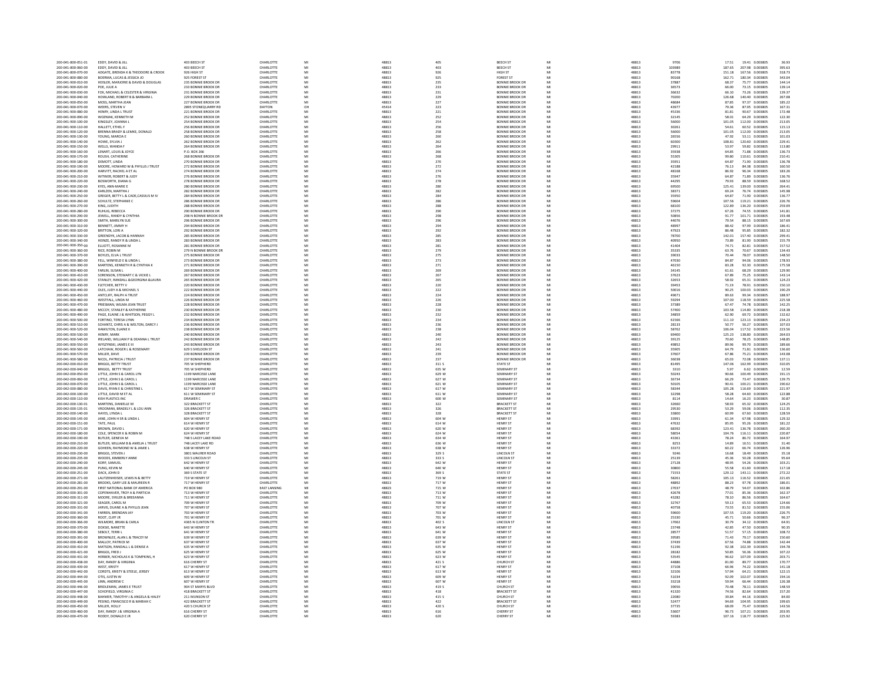| | | | | | | | | | | | | | | | | |
|---|---|---|---|---|---|---|---|---|---|---|---|---|---|---|---|---|
| 200-041-800-051-01 | EDDY, DAVID & JILL | 403 BEECH ST | CHARLOTTE | MI | 48813 | 405 | BEECH ST | MI | 48813 | 9706 | 17.51 | 19.41 | 0.003805 | 36.93 |
| 200-041-800-060-00 | EDDY, DAVID & JILL | 403 BEECH ST | CHARLOTTE | MI | 48813 | 403 | BEECH ST | MI | 48813 | 103989 | 187.65 | 207.98 | 0.003805 | 395.63 |
| 200-041-800-070-00 | ADGATE, BRENDA K & THEODORE & CROOK | 926 HIGH ST | CHARLOTTE | MI | 48813 | 926 | HIGH ST | MI | 48813 | 83778 | 151.18 | 167.56 | 0.003805 | 318.73 |
| 200-041-800-080-00 | BOERMA, LUCAS & JESSICA JO | 925 FOREST ST | CHARLOTTE | MI | 48813 | 925 | FOREST ST | MI | 48813 | 90168 | 162.71 | 180.34 | 0.003805 | 343.04 |
| 200-041-900-010-00 | HEISLER, MARJORIE & DAVID & DOUGLAS | 235 BONNIE BROOK DR | CHARLOTTE | MI | 48813 | 235 | BONNIE BROOK DR | MI | 48813 | 37887 | 68.37 | 75.77 | 0.003805 | 144.14 |
| 200-041-900-020-00 | POE, JULIE A | 233 BONNIE BROOK DR | CHARLOTTE | MI | 48813 | 233 | BONNIE BROOK DR | MI | 48813 | 36573 | 66.00 | 73.15 | 0.003805 | 139.14 |
| 200-041-900-030-00 | FOX, MICHAEL & CELESTER & VIRGINIA | 231 BONNIE BROOK DR | CHARLOTTE | MI | 48813 | 231 | BONNIE BROOK DR | MI | 48813 | 36632 | 66.10 | 73.26 | 0.003805 | 139.37 |
| 200-041-900-040-00 | HOWLAND, ROBERT B & BARBARA L | 229 BONNIE BROOK DR | CHARLOTTE | MI | 48813 | 229 | BONNIE BROOK DR | MI | 48813 | 70200 | 126.68 | 140.40 | 0.003805 | 267.08 |
| 200-041-900-050-00 | MOSS, MARTHA JEAN | 227 BONNIE BROOK DR | CHARLOTTE | MI | 48813 | 227 | BONNIE BROOK DR | MI | 48813 | 48684 | 87.85 | 97.37 | 0.003805 | 185.22 |
| 200-041-900-070-00 | WEERS, STEVEN V | 2895 STONEQUARRY RD | DAYTON | OH | 45414 | 223 | BONNIE BROOK DR | MI | 48813 | 43977 | 79.36 | 87.95 | 0.003805 | 167.31 |
| 200-041-900-080-00 | HENRY, LINDA L TRUST | 221 BONNIE BROOK DR | CHARLOTTE | MI | 48813 | 221 | BONNIE BROOK DR | MI | 48813 | 45336 | 81.81 | 90.67 | 0.003805 | 172.48 |
| 200-041-900-090-00 | WOZNIAK, KENNETH M | 252 BONNIE BROOK DR | CHARLOTTE | MI | 48813 | 252 | BONNIE BROOK DR | MI | 48813 | 32145 | 58.01 | 64.29 | 0.003805 | 122.30 |
| 200-041-900-100-00 | KINGSLEY, JOANNA L | 254 BONNIE BROOK DR | CHARLOTTE | MI | 48813 | 254 | BONNIE BROOK DR | MI | 48813 | 56000 | 101.05 | 112.00 | 0.003805 | 213.05 |
| 200-041-900-110-00 | HALLETT, ETHEL F | 256 BONNIE BROOK DR | CHARLOTTE | MI | 48813 | 256 | BONNIE BROOK DR | MI | 48813 | 30261 | 54.61 | 60.52 | 0.003805 | 115.13 |
| 200-041-900-120-00 | BRENNA BRADY & LEMKE, DONALD | 258 BONNIE BROOK DR | CHARLOTTE | MI | 48813 | 258 | BONNIE BROOK DR | MI | 48813 | 56000 | 101.05 | 112.00 | 0.003805 | 213.05 |
| 200-041-900-130-00 | YOUNG, MARCIA E | 260 BONNIE BROOK DR | CHARLOTTE | MI | 48813 | 260 | BONNIE BROOK DR | MI | 48813 | 26556 | 47.92 | 53.11 | 0.003805 | 101.03 |
| 200-041-900-140-00 | HOWE, SYLVIA J | 262 BONNIE BROOK DR | CHARLOTTE | MI | 48813 | 262 | BONNIE BROOK DR | MI | 48813 | 60300 | 108.81 | 120.60 | 0.003805 | 229.41 |
| 200-041-900-150-00 | WELLS, WANDA F | 264 BONNIE BROOK DR | CHARLOTTE | MI | 48813 | 264 | BONNIE BROOK DR | MI | 48813 | 29911 | 53.97 | 59.82 | 0.003805 | 113.80 |
| 200-041-900-160-00 | LENART, LOUIS & JOYCE | P.O. BOX 266 | CHARLOTTE | MI | 48813 | 266 | BONNIE BROOK DR | MI | 48813 | 35938 | 64.85 | 71.88 | 0.003805 | 136.73 |
| 200-041-900-170-00 | ROUSH, CATHERINE | 268 BONNIE BROOK DR | CHARLOTTE | MI | 48813 | 268 | BONNIE BROOK DR | MI | 48813 | 55305 | 99.80 | 110.61 | 0.003805 | 210.41 |
| 200-041-900-180-00 | DEMOTT, LINDA | 270 BONNIE BROOK DR | CHARLOTTE | MI | 48813 | 270 | BONNIE BROOK DR | MI | 48813 | 35951 | 64.87 | 71.90 | 0.003805 | 136.78 |
| 200-041-900-190-00 | MOORE, HOWARD W & PHYLLIS J TRUST | 272 BONNIE BROOK DR | CHARLOTTE | MI | 48813 | 272 | BONNIE BROOK DR | MI | 48813 | 42188 | 76.13 | 84.38 | 0.003805 | 160.50 |
| 200-041-900-200-00 | HARVITT, RACHEL A ET AL | 274 BONNIE BROOK DR | CHARLOTTE | MI | 48813 | 274 | BONNIE BROOK DR | MI | 48813 | 48168 | 86.92 | 96.34 | 0.003805 | 183.26 |
| 200-041-900-210-00 | WITWER, ROBERT & JUDY | 276 BONNIE BROOK DR | CHARLOTTE | MI | 48813 | 276 | BONNIE BROOK DR | MI | 48813 | 35947 | 64.87 | 71.89 | 0.003805 | 136.76 |
| 200-041-900-220-00 | BOSWORTH, DIANA G | 278 BONNIE BROOK DR | CHARLOTTE | MI | 48813 | 278 | BONNIE BROOK DR | MI | 48813 | 44295 | 79.93 | 88.59 | 0.003805 | 168.52 |
| 200-041-900-230-00 | KYES, ANN-MARIE E | 280 BONNIE BROOK DR | CHARLOTTE | MI | 48813 | 280 | BONNIE BROOK DR | MI | 48813 | 69500 | 125.41 | 139.00 | 0.003805 | 264.41 |
| 200-041-900-240-00 | KARLZEN, MARTHA J | 282 BONNIE BROOK DR | CHARLOTTE | MI | 48813 | 282 | BONNIE BROOK DR | MI | 48813 | 38371 | 69.24 | 76.74 | 0.003805 | 145.98 |
| 200-041-900-250-00 | GREGER, BETTY L & CADE,CASSIUS M IV | 284 BONNIE BROOK DR | CHARLOTTE | MI | 48813 | 284 | BONNIE BROOK DR | MI | 48813 | 35950 | 64.87 | 71.90 | 0.003805 | 136.77 |
| 200-041-900-260-00 | SCHULTZ, STEPHANIE C | 286 BONNIE BROOK DR | CHARLOTTE | MI | 48813 | 286 | BONNIE BROOK DR | MI | 48813 | 59604 | 107.56 | 119.21 | 0.003805 | 226.76 |
| 200-041-900-270-00 | KING, JUDITH | 288 BONNIE BROOK DR | CHARLOTTE | MI | 48813 | 288 | BONNIE BROOK DR | MI | 48813 | 68100 | 122.89 | 136.20 | 0.003805 | 259.09 |
| 200-041-900-280-00 | RUHLIG, REBECCA | 290 BONNIE BROOK DR | CHARLOTTE | MI | 48813 | 290 | BONNIE BROOK DR | MI | 48813 | 37275 | 67.26 | 74.55 | 0.003805 | 141.81 |
| 200-041-900-290-00 | JEWELL, RANDY & CYNTHIA | 298 N BONNIE BROOK DR | CHARLOTTE | MI | 48813 | 298 | BONNIE BROOK DR | MI | 48813 | 50856 | 91.77 | 101.71 | 0.003805 | 193.48 |
| 200-041-900-300-00 | SMITH, MARILYN SUE | 296 BONNIE BROOK DR | CHARLOTTE | MI | 48813 | 296 | BONNIE BROOK DR | MI | 48813 | 44076 | 79.54 | 88.15 | 0.003805 | 167.69 |
| 200-041-900-310-00 | BENNETT, JIMMY H | 294 BONNIE BROOK DR | CHARLOTTE | MI | 48813 | 294 | BONNIE BROOK DR | MI | 48813 | 48997 | 88.42 | 97.99 | 0.003805 | 186.41 |
| 200-041-900-320-00 | BRITTON, LORI A | 292 BONNIE BROOK DR | CHARLOTTE | MI | 48813 | 292 | BONNIE BROOK DR | MI | 48813 | 47923 | 86.48 | 95.85 | 0.003805 | 182.32 |
| 200-041-900-330-00 | GREENDYK, JACOB & HANNAH | 285 BONNIE BROOK DR | CHARLOTTE | MI | 48813 | 285 | BONNIE BROOK DR | MI | 48813 | 78700 | 142.01 | 157.40 | 0.003805 | 299.41 |
| 200-041-900-340-00 | HEINZE, RANDY R & LINDA L | 283 BONNIE BROOK DR | CHARLOTTE | MI | 48813 | 283 | BONNIE BROOK DR | MI | 48813 | 40950 | 73.89 | 81.90 | 0.003805 | 155.79 |
| 200-041-900-350-00 | ELLIOTT, ROSANNE M | 281 BONNIE BROOK DR | CHARLOTTE | MI | 48813 | 281 | BONNIE BROOK DR | MI | 48813 | 41404 | 74.71 | 82.81 | 0.003805 | 157.52 |
| 200-041-900-360-00 | RICE, ROBIN M | 279 N BONNIE BROOK DR | CHARLOTTE | MI | 48813 | 279 | BONNIE BROOK DR | MI | 48813 | 35335 | 63.76 | 70.67 | 0.003805 | 134.43 |
| 200-041-900-370-00 | BOYLES, ELVA L TRUST | 275 BONNIE BROOK DR | CHARLOTTE | MI | 48813 | 275 | BONNIE BROOK DR | MI | 48813 | 39033 | 70.44 | 78.07 | 0.003805 | 148.50 |
| 200-041-900-380-00 | FELL, WINFIELD E & LINDA L | 273 BONNIE BROOK DR | CHARLOTTE | MI | 48813 | 273 | BONNIE BROOK DR | MI | 48813 | 47030 | 84.87 | 94.06 | 0.003805 | 178.93 |
| 200-041-900-390-00 | MARTENS, KENNETH R & CYNTHIA K | 271 BONNIE BROOK DR | CHARLOTTE | MI | 48813 | 271 | BONNIE BROOK DR | MI | 48813 | 46150 | 83.28 | 92.30 | 0.003805 | 175.58 |
| 200-041-900-400-00 | FARLIN, SUSAN L | 269 BONNIE BROOK DR | CHARLOTTE | MI | 48813 | 269 | BONNIE BROOK DR | MI | 48813 | 34145 | 61.61 | 68.29 | 0.003805 | 129.90 |
| 200-041-900-410-00 | SORENSON, STEWART C & VICKIE L | 267 BONNIE BROOK DR | CHARLOTTE | MI | 48813 | 267 | BONNIE BROOK DR | MI | 48813 | 37623 | 67.89 | 75.25 | 0.003805 | 143.14 |
| 200-041-900-420-00 | STANLEY, RANDALL &GEORGINA &LAURA | 265 BONNIE BROOK DR | CHARLOTTE | MI | 48813 | 265 | BONNIE BROOK DR | MI | 48813 | 32653 | 58.92 | 65.31 | 0.003805 | 124.23 |
| 200-041-900-430-00 | FLETCHER, BETTY V | 220 BONNIE BROOK DR | CHARLOTTE | MI | 48813 | 220 | BONNIE BROOK DR | MI | 48813 | 39453 | 71.19 | 78.91 | 0.003805 | 150.10 |
| 200-041-900-440-00 | OLES, JUDY A & MICHAEL S | 222 BONNIE BROOK DR | CHARLOTTE | MI | 48813 | 222 | BONNIE BROOK DR | MI | 48813 | 50016 | 90.25 | 100.03 | 0.003805 | 190.29 |
| 200-041-900-450-00 | ANTCLIFF, RALPH A TRUST | 224 BONNIE BROOK DR | CHARLOTTE | MI | 48813 | 224 | BONNIE BROOK DR | MI | 48813 | 49671 | 89.63 | 99.34 | 0.003805 | 188.97 |
| 200-041-900-460-00 | WESTFALL, LINDA M | 226 BONNIE BROOK DR | CHARLOTTE | MI | 48813 | 226 | BONNIE BROOK DR | MI | 48813 | 59294 | 107.00 | 118.59 | 0.003805 | 225.58 |
| 200-041-900-470-00 | FRIESMAN, WILMA JEAN TRUST | 228 BONNIE BROOK DR | CHARLOTTE | MI | 48813 | 228 | BONNIE BROOK DR | MI | 48813 | 37389 | 67.47 | 74.78 | 0.003805 | 142.25 |
| 200-041-900-480-00 | MCCOY, STANLEY & KATHERINE | 230 BONNIE BROOK DR | CHARLOTTE | MI | 48813 | 230 | BONNIE BROOK DR | MI | 48813 | 57400 | 103.58 | 114.80 | 0.003805 | 218.38 |
| 200-041-900-490-00 | PAGE, ELAINE J & WHITSON, PEGGY L | 232 BONNIE BROOK DR | CHARLOTTE | MI | 48813 | 232 | BONNIE BROOK DR | MI | 48813 | 34859 | 62.90 | 69.72 | 0.003805 | 132.62 |
| 200-041-900-500-00 | FORTINO, TERESA LYNN | 234 BONNIE BROOK DR | CHARLOTTE | MI | 48813 | 234 | BONNIE BROOK DR | MI | 48813 | 61566 | 111.10 | 123.13 | 0.003805 | 234.23 |
| 200-041-900-510-00 | SCHANTZ, CHRIS A & WELTON, DARCY J | 236 BONNIE BROOK DR | CHARLOTTE | MI | 48813 | 236 | BONNIE BROOK DR | MI | 48813 | 28133 | 50.77 | 56.27 | 0.003805 | 107.03 |
| 200-041-900-520-00 | HAMILTON, ELAINE K | 238 BONNIE BROOK DR | CHARLOTTE | MI | 48813 | 238 | BONNIE BROOK DR | MI | 48813 | 58762 | 106.04 | 117.52 | 0.003805 | 223.56 |
| 200-041-900-530-00 | HENRY, MARK | 240 BONNIE BROOK DR | CHARLOTTE | MI | 48813 | 240 | BONNIE BROOK DR | MI | 48813 | 69400 | 125.23 | 138.80 | 0.003805 | 264.03 |
| 200-041-900-540-00 | IRELAND, WILLIAM P & DEANNA L TRUST | 242 BONNIE BROOK DR | CHARLOTTE | MI | 48813 | 242 | BONNIE BROOK DR | MI | 48813 | 39125 | 70.60 | 78.25 | 0.003805 | 148.85 |
| 200-041-900-550-00 | WYSZYNSKI, JAMES E III | 243 BONNIE BROOK DR | CHARLOTTE | MI | 48813 | 243 | BONNIE BROOK DR | MI | 48813 | 49852 | 89.96 | 99.70 | 0.003805 | 189.66 |
| 200-041-900-560-00 | LATCHAW, ROGER L & ROSEMARY | 629 S SHELDON ST | CHARLOTTE | MI | 48813 | 241 | BONNIE BROOK DR | MI | 48813 | 35905 | 64.79 | 71.81 | 0.003805 | 136.60 |
| 200-041-900-570-00 | MILLER, DAVE | 239 BONNIE BROOK DR | CHARLOTTE | MI | 48813 | 239 | BONNIE BROOK DR | MI | 48813 | 37607 | 67.86 | 75.21 | 0.003805 | 143.08 |
| 200-041-900-580-00 | NICOL, PATRICIA J TRUST | 237 BONNIE BROOK DR | CHARLOTTE | MI | 48813 | 237 | BONNIE BROOK DR | MI | 48813 | 36038 | 65.03 | 72.08 | 0.003805 | 137.11 |
| 200-042-000-010-00 | BRIGGS, BETTY TRUST | 705 W SHEPHERD | CHARLOTTE | MI | 48813 | 311 S | STATE ST | MI | 48813 | 81495 | 147.06 | 162.99 | 0.003805 | 310.05 |
| 200-042-000-040-00 | BRIGGS, BETTY TRUST | 705 W SHEPHERD | CHARLOTTE | MI | 48813 | 635 W | SEMINARY ST | MI | 48813 | 3310 | 5.97 | 6.62 | 0.003805 | 12.59 |
| 200-042-000-050-00 | LITTLE, JOHN S & CAROL LYN | 1199 NARCISSE LANE | CHARLOTTE | MI | 48813 | 629 W | SEMINARY ST | MI | 48813 | 50243 | 90.66 | 100.49 | 0.003805 | 191.15 |
| 200-042-000-060-00 | LITTLE, JOHN S & CAROL L | 1199 NARCISSE LANE | CHARLOTTE | MI | 48813 | 627 W | SEMINARY ST | MI | 48813 | 36734 | 66.29 | 73.47 | 0.003805 | 139.75 |
| 200-042-000-070-00 | LITTLE, JOHN S & CAROL L | 1199 NARCISSE LANE | CHARLOTTE | MI | 48813 | 621 W | SEMINARY ST | MI | 48813 | 50105 | 90.41 | 100.21 | 0.003805 | 190.62 |
| 200-042-000-080-00 | DAVIS, RYAN E & CHRISTINE L | 617 W SEMINARY ST | CHARLOTTE | MI | 48813 | 617 W | SEMINARY ST | MI | 48813 | 58344 | 105.28 | 116.69 | 0.003805 | 221.97 |
| 200-042-000-100-00 | LITTLE, DAVID M ET AL | 611 W SEMINARY ST | CHARLOTTE | MI | 48813 | 611 W | SEMINARY ST | MI | 48813 | 32298 | 58.28 | 64.60 | 0.003805 | 122.88 |
| 200-042-000-110-00 | KISH PLASTICS INC | DRAWER C | CHARLOTTE | MI | 48813 | 600 W | SEMINARY ST | MI | 48813 | 8114 | 14.64 | 16.23 | 0.003805 | 30.87 |
| 200-042-000-130-01 | MARTENS, DANIELLE M | 322 BRACKETT ST | CHARLOTTE | MI | 48813 | 322 | BRACKETT ST | MI | 48813 | 32660 | 58.93 | 65.32 | 0.003805 | 124.25 |
| 200-042-000-135-01 | VROOMAN, BRADLEY L & LOU ANN | 326 BRACKETT ST | CHARLOTTE | MI | 48813 | 326 | BRACKETT ST | MI | 48813 | 29530 | 53.29 | 59.06 | 0.003805 | 112.35 |
| 200-042-000-140-00 | HAYES, LYNDA L | 328 BRACKETT ST | CHARLOTTE | MI | 48813 | 328 | BRACKETT ST | MI | 48813 | 33800 | 60.99 | 67.60 | 0.003805 | 128.59 |
| 200-042-000-145-00 | JANE, JOHN H SR & LINDA L | 604 W HENRY ST | CHARLOTTE | MI | 48813 | 604 W | HENRY ST | MI | 48813 | 33991 | 61.34 | 67.98 | 0.003805 | 129.32 |
| 200-042-000-151-00 | TATE, PAUL | 614 W HENRY ST | CHARLOTTE | MI | 48813 | 614 W | HENRY ST | MI | 48813 | 47632 | 85.95 | 95.26 | 0.003805 | 181.22 |
| 200-042-000-171-00 | BROWN, DAVID L | 620 W HENRY ST | CHARLOTTE | MI | 48813 | 620 W | HENRY ST | MI | 48813 | 68392 | 123.41 | 136.78 | 0.003805 | 260.20 |
| 200-042-000-180-00 | COLE, SPENCER K & ROBIN M | 624 W HENRY ST | CHARLOTTE | MI | 48813 | 624 W | HENRY ST | MI | 48813 | 58054 | 104.76 | 116.11 | 0.003805 | 220.87 |
| 200-042-000-190-00 | BUTLER, GENEVA M | 748 S LACEY LAKE ROAD | CHARLOTTE | MI | 48813 | 634 W | HENRY ST | MI | 48813 | 43361 | 78.24 | 86.72 | 0.003805 | 164.97 |
| 200-042-000-210-00 | BUTLER, WILLIAM B & AMELIA L TRUST | 748 LACEY LAKE RD | CHARLOTTE | MI | 48813 | 636 W | HENRY ST | MI | 48813 | 8253 | 14.89 | 16.51 | 0.003805 | 31.40 |
| 200-042-000-220-00 | GOHEEN, RAYMOND W & JAMIE L | 638 W HENRY ST | CHARLOTTE | MI | 48813 | 638 W | HENRY ST | MI | 48813 | 33372 | 60.22 | 66.74 | 0.003805 | 126.96 |
| 200-042-000-230-00 | BRIGGS, STEVEN J | 3801 MAURER ROAD | CHARLOTTE | MI | 48813 | 329 S | LINCOLN ST | MI | 48813 | 9246 | 16.68 | 18.49 | 0.003805 | 35.18 |
| 200-042-000-235-00 | WOODS, KIMBERLY ANNE | 333 S LINCOLN ST | CHARLOTTE | MI | 48813 | 333 S | LINCOLN ST | MI | 48813 | 25139 | 45.36 | 50.28 | 0.003805 | 95.64 |
| 200-042-000-240-00 | KORP, SAMUEL | 642 W HENRY ST | CHARLOTTE | MI | 48813 | 642 W | HENRY ST | MI | 48813 | 27128 | 48.95 | 54.26 | 0.003805 | 103.21 |
| 200-042-000-245-00 | PUNG, KEVIN M | 640 W HENRY ST | CHARLOTTE | MI | 48813 | 640 W | HENRY ST | MI | 48813 | 30800 | 55.58 | 61.60 | 0.003805 | 117.18 |
| 200-042-000-251-00 | DACK, JOHN D | 369 S STATE ST | CHARLOTTE | MI | 48813 | 369 S | STATE ST | MI | 48813 | 71553 | 129.12 | 143.11 | 0.003805 | 272.22 |
| 200-042-000-271-00 | LAUTZENHEISER, LEWIS N & BETTY | 719 W HENRY ST | CHARLOTTE | MI | 48813 | 719 W | HENRY ST | MI | 48813 | 58261 | 105.13 | 116.52 | 0.003805 | 221.65 |
| 200-042-000-281-00 | BROOKS, GARY LEE & MAUREEN R | 717 W HENRY ST | CHARLOTTE | MI | 48813 | 717 W | HENRY ST | MI | 48813 | 48892 | 88.23 | 97.78 | 0.003805 | 186.01 |
| 200-042-000-291-00 | FIRST NATIONAL BANK OF AMERICA | PO BOX 980 | EAST LANSING | MI | 48823 | 715 W | HENRY ST | MI | 48813 | 27037 | 48.79 | 54.07 | 0.003805 | 102.86 |
| 200-042-000-301-00 | COPENHAVER, TROY A & PARTICIA | 713 W HENRY ST | CHARLOTTE | MI | 48813 | 713 W | HENRY ST | MI | 48813 | 42678 | 77.01 | 85.36 | 0.003805 | 162.37 |
| 200-042-000-311-00 | MOORE, SYKLER & BREEANNA | 711 W HENRY ST | CHARLOTTE | MI | 48813 | 711 W | HENRY ST | MI | 48813 | 43282 | 78.10 | 86.56 | 0.003805 | 164.67 |
| 200-042-000-321-00 | SEAGER, CAROL M | 709 W HENRY ST | CHARLOTTE | MI | 48813 | 709 W | HENRY ST | MI | 48813 | 32767 | 59.13 | 65.53 | 0.003805 | 124.66 |
| 200-042-000-331-00 | JARVIS, DUANE A & PHYLLIS JEAN | 707 W HENRY ST | CHARLOTTE | MI | 48813 | 707 W | HENRY ST | MI | 48813 | 40758 | 73.55 | 81.52 | 0.003805 | 155.06 |
| 200-042-000-341-00 | FARREN, BRENDAN JAY | 703 W HENRY ST | CHARLOTTE | MI | 48813 | 703 W | HENRY ST | MI | 48813 | 59600 | 107.55 | 119.20 | 0.003805 | 226.75 |
| 200-042-000-360-00 | ROOT, CLIFF JR | 701 W HENRY ST | CHARLOTTE | MI | 48813 | 701 W | HENRY ST | MI | 48813 | 25330 | 45.71 | 50.66 | 0.003805 | 96.37 |
| 200-042-000-366-00 | WILMORE, BRIAN & CARLA | 4365 N CLINTON TR | CHARLOTTE | MI | 48813 | 402 S | LINCOLN ST | MI | 48813 | 17062 | 30.79 | 34.12 | 0.003805 | 64.91 |
| 200-042-000-370-00 | DOXSIE, NANETTE | 643 W HENRY ST | CHARLOTTE | MI | 48813 | 643 W | HENRY ST | MI | 48813 | 23748 | 42.85 | 47.50 | 0.003805 | 90.35 |
| 200-042-000-380-00 | SEBOLT, TERRI L | 641 W HENRY ST | CHARLOTTE | MI | 48813 | 641 W | HENRY ST | MI | 48813 | 28577 | 51.57 | 57.15 | 0.003805 | 108.72 |
| 200-042-000-391-00 | BROWNLEE, ALAN L & TRACEY M | 639 W HENRY ST | CHARLOTTE | MI | 48813 | 639 W | HENRY ST | MI | 48813 | 39585 | 71.43 | 79.17 | 0.003805 | 150.60 |
| 200-042-000-400-00 | MALLOY, PATRICK M | 637 W HENRY ST | CHARLOTTE | MI | 48813 | 637 W | HENRY ST | MI | 48813 | 37439 | 67.56 | 74.88 | 0.003805 | 142.44 |
| 200-042-000-410-00 | MATSON, RANDALL L & DENISE A | 635 W HENRY ST | CHARLOTTE | MI | 48813 | 635 W | HENRY ST | MI | 48813 | 51196 | 92.38 | 102.39 | 0.003805 | 194.78 |
| 200-042-000-421-00 | BRIGGS, FRED J | 625 W HENRY ST | CHARLOTTE | MI | 48813 | 625 W | HENRY ST | MI | 48813 | 28182 | 50.85 | 56.36 | 0.003805 | 107.22 |
| 200-042-000-431-00 | HERBER, NICHOLAS K & TOMPKINS, H | 623 W HENRY ST | CHARLOTTE | MI | 48813 | 623 W | HENRY ST | MI | 48813 | 53545 | 96.62 | 107.09 | 0.003805 | 203.71 |
| 200-042-000-438-00 | DAY, RANDY & VIRGINIA | 616 CHERRY ST | CHARLOTTE | MI | 48813 | 421 S | CHURCH ST | MI | 48813 | 44886 | 81.00 | 89.77 | 0.003805 | 170.77 |
| 200-042-000-439-00 | WEST, KRISTY | 617 W HENRY ST | CHARLOTTE | MI | 48813 | 617 W | HENRY ST | MI | 48813 | 37108 | 66.96 | 74.22 | 0.003805 | 141.18 |
| 200-042-000-442-00 | CORDTS, KRISTY & STEELE, JERSEY | 613 W HENRY ST | CHARLOTTE | MI | 48813 | 613 W | HENRY ST | MI | 48813 | 32106 | 57.94 | 64.21 | 0.003805 | 122.15 |
| 200-042-000-444-00 | OTIS, JUSTIN W | 609 W HENRY ST | CHARLOTTE | MI | 48813 | 609 W | HENRY ST | MI | 48813 | 51034 | 92.09 | 102.07 | 0.003805 | 194.16 |
| 200-042-000-445-00 | LINN, ANDREW C | 607 W HENRY ST | CHARLOTTE | MI | 48813 | 607 W | HENRY ST | MI | 48813 | 33218 | 59.94 | 66.44 | 0.003805 | 126.38 |
| 200-042-000-446-00 | BRIDLEMAN, JAMES E TRUST | 904 ST MARYS BLVD | CHARLOTTE | MI | 48813 | 419 S | CHURCH ST | MI | 48813 | 39056 | 70.48 | 78.11 | 0.003805 | 148.59 |
| 200-042-000-447-00 | SCHOFIELD, VIRGINIA C | 418 BRACKETT ST | CHARLOTTE | MI | 48813 | 418 | BRACKETT ST | MI | 48813 | 41320 | 74.56 | 82.64 | 0.003805 | 157.20 |
| 200-042-000-448-00 | BAHMER, TIMOTHY J & ANGELA & HALEY | 211 MUNSON ST | CHARLOTTE | MI | 48813 | 415 S | CHURCH ST | MI | 48813 | 22080 | 39.84 | 44.16 | 0.003805 | 84.00 |
| 200-042-000-449-00 | PESINO, FRANCISCO R & MARIAH C | 422 BRACKETT ST | CHARLOTTE | MI | 48813 | 422 | BRACKETT ST | MI | 48813 | 52477 | 94.69 | 104.95 | 0.003805 | 199.65 |
| 200-042-000-450-00 | MILLER, HOLLY | 420 S CHURCH ST | CHARLOTTE | MI | 48813 | 420 S | CHURCH ST | MI | 48813 | 37735 | 68.09 | 75.47 | 0.003805 | 143.56 |
| 200-042-000-460-00 | DAY, RANDY J & VIRGINIA A | 616 CHERRY ST | CHARLOTTE | MI | 48813 | 616 | CHERRY ST | MI | 48813 | 53607 | 96.73 | 107.21 | 0.003805 | 203.95 |
| 200-042-000-470-00 | RODDY, DONALD E JR | 620 CHERRY ST | CHARLOTTE | MI | 48813 | 620 | CHERRY ST | MI | 48813 | 59383 | 107.16 | 118.77 | 0.003805 | 225.92 |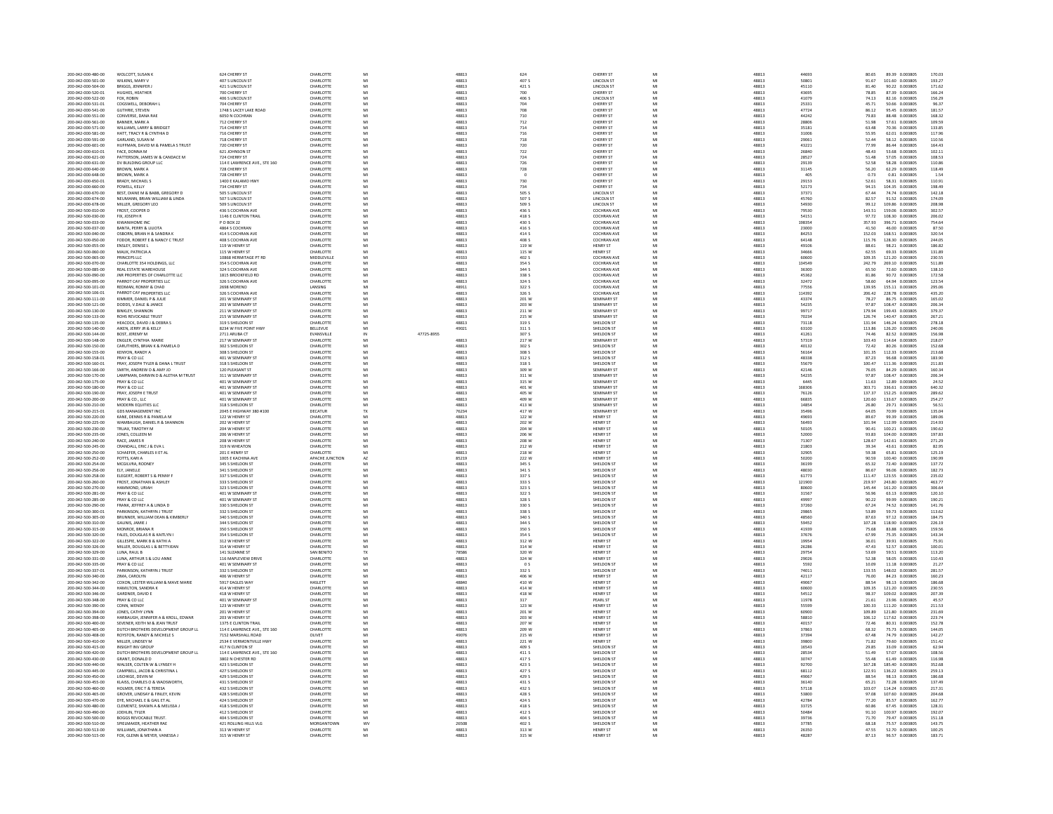| | | | | | | | | | | | | | | | |
|---|---|---|---|---|---|---|---|---|---|---|---|---|---|---|---|
| 200-042-000-480-00 | WOLCOTT, SUSAN K | 624 CHERRY ST | CHARLOTTE | MI | | 48813 | 624 | CHERRY ST | MI | 48813 | 44693 | 80.65 | 89.39 | 0.003805 | 170.03 |
| 200-042-000-501-00 | WILKINS, MARY V | 407 S LINCOLN ST | CHARLOTTE | MI | | 48813 | 407 S | LINCOLN ST | MI | 48813 | 50801 | 91.67 | 101.60 | 0.003805 | 193.27 |
| 200-042-000-504-00 | BRIGGS, JENNIFER J | 421 S LINCOLN ST | CHARLOTTE | MI | | 48813 | 421 S | LINCOLN ST | MI | 48813 | 45110 | 81.40 | 90.22 | 0.003805 | 171.62 |
| 200-042-000-520-01 | HUGHES, HEATHER | 700 CHERRY ST | CHARLOTTE | MI | | 48813 | 700 | CHERRY ST | MI | 48813 | 43695 | 78.85 | 87.39 | 0.003805 | 166.24 |
| 200-042-000-522-00 | FOX, ROBIN | 406 S LINCOLN ST | CHARLOTTE | MI | | 48813 | 406 S | LINCOLN ST | MI | 48813 | 41079 | 74.13 | 82.16 | 0.003805 | 156.29 |
| 200-042-000-531-01 | COGSWELL, DEBORAH L | 704 CHERRY ST | CHARLOTTE | MI | | 48813 | 704 | CHERRY ST | MI | 48813 | 25331 | 45.71 | 50.66 | 0.003805 | 96.37 |
| 200-042-000-541-00 | GUTHRIE, STEVEN | 1748 S LACEY LAKE ROAD | CHARLOTTE | MI | | 48813 | 708 | CHERRY ST | MI | 48813 | 47724 | 86.12 | 95.45 | 0.003805 | 181.57 |
| 200-042-000-551-00 | CONVERSE, DANA RAE | 6050 N COCHRAN | CHARLOTTE | MI | | 48813 | 710 | CHERRY ST | MI | 48813 | 44242 | 79.83 | 88.48 | 0.003805 | 168.32 |
| 200-042-000-561-00 | BANNER, MARK A | 712 CHERRY ST | CHARLOTTE | MI | | 48813 | 712 | CHERRY ST | MI | 48813 | 28806 | 51.98 | 57.61 | 0.003805 | 109.59 |
| 200-042-000-571-00 | WILLIAMS, LARRY & BRIDGET | 714 CHERRY ST | CHARLOTTE | MI | | 48813 | 714 | CHERRY ST | MI | 48813 | 35181 | 63.48 | 70.36 | 0.003805 | 133.85 |
| 200-042-000-581-00 | HATT, TRACY R & CYNTHIA D | 716 CHERRY ST | CHARLOTTE | MI | | 48813 | 716 | CHERRY ST | MI | 48813 | 31006 | 55.95 | 62.01 | 0.003805 | 117.96 |
| 200-042-000-591-00 | GARLAND, SUSAN M | 718 CHERRY ST | CHARLOTTE | MI | | 48813 | 718 | CHERRY ST | MI | 48813 | 29061 | 52.44 | 58.12 | 0.003805 | 110.56 |
| 200-042-000-601-00 | HUFFMAN, DAVID M & PAMELA S TRUST | 720 CHERRY ST | CHARLOTTE | MI | | 48813 | 720 | CHERRY ST | MI | 48813 | 43221 | 77.99 | 86.44 | 0.003805 | 164.43 |
| 200-042-000-610-01 | FACE, DONNA M | 621 JOHNSON ST | CHARLOTTE | MI | | 48813 | 722 | CHERRY ST | MI | 48813 | 26840 | 48.43 | 53.68 | 0.003805 | 102.11 |
| 200-042-000-621-00 | PATTERSON, JAMES W & CANDACE M | 724 CHERRY ST | CHARLOTTE | MI | | 48813 | 724 | CHERRY ST | MI | 48813 | 28527 | 51.48 | 57.05 | 0.003805 | 108.53 |
| 200-042-000-631-00 | DV BUILDING GROUP LLC | 114 E LAWRENCE AVE., STE 160 | CHARLOTTE | MI | | 48813 | 726 | CHERRY ST | MI | 48813 | 29139 | 52.58 | 58.28 | 0.003805 | 110.86 |
| 200-042-000-640-00 | BROWN, MARK A | 728 CHERRY ST | CHARLOTTE | MI | | 48813 | 728 | CHERRY ST | MI | 48813 | 31145 | 56.20 | 62.29 | 0.003805 | 118.49 |
| 200-042-000-648-00 | BROWN, MARK A | 728 CHERRY ST | CHARLOTTE | MI | | 48813 | 0 | CHERRY ST | MI | 48813 | 405 | 0.73 | 0.81 | 0.003805 | 1.54 |
| 200-042-000-650-01 | BRADY, MICHAEL S | 1400 E KALAMO HWY | CHARLOTTE | MI | | 48813 | 730 | CHERRY ST | MI | 48813 | 29153 | 52.61 | 58.31 | 0.003805 | 110.91 |
| 200-042-000-660-00 | POWELL, KELLY | 734 CHERRY ST | CHARLOTTE | MI | | 48813 | 734 | CHERRY ST | MI | 48813 | 52173 | 94.15 | 104.35 | 0.003805 | 198.49 |
| 200-042-000-670-00 | BEST, DIANE M & BABB, GREGORY D | 505 S LINCOLN ST | CHARLOTTE | MI | | 48813 | 505 S | LINCOLN ST | MI | 48813 | 37371 | 67.44 | 74.74 | 0.003805 | 142.18 |
| 200-042-000-674-00 | NEUMANN, BRIAN WILLIAM & LINDA | 507 S LINCOLN ST | CHARLOTTE | MI | | 48813 | 507 S | LINCOLN ST | MI | 48813 | 45760 | 82.57 | 91.52 | 0.003805 | 174.09 |
| 200-042-000-678-00 | MILLER, GREGORY LEO | 509 S LINCOLN ST | CHARLOTTE | MI | | 48813 | 509 S | LINCOLN ST | MI | 48813 | 54930 | 99.12 | 109.86 | 0.003805 | 208.98 |
| 200-042-500-010-00 | FROST, COOPER D | 436 S COCHRAN AVE | CHARLOTTE | MI | | 48813 | 436 S | COCHRAN AVE | MI | 48813 | 79530 | 143.51 | 159.06 | 0.003805 | 302.57 |
| 200-042-500-030-00 | FIX, JOSEPH R | 1146 E CLINTON TRAIL | CHARLOTTE | MI | | 48813 | 418 S | COCHRAN AVE | MI | 48813 | 54151 | 97.72 | 108.30 | 0.003805 | 206.02 |
| 200-042-500-033-00 | KIWANIHOME INC | P O BOX 22 | CHARLOTTE | MI | | 48813 | 430 S | COCHRAN AVE | MI | 48813 | 198354 | 357.93 | 396.71 | 0.003805 | 754.64 |
| 200-042-500-037-00 | BANTA, PERRY & LILIOTA | 4864 S COCHRAN | CHARLOTTE | MI | | 48813 | 416 S | COCHRAN AVE | MI | 48813 | 23000 | 41.50 | 46.00 | 0.003805 | 87.50 |
| 200-042-500-040-00 | OSBORN, BRIAN H & SANDRA K | 414 S COCHRAN AVE | CHARLOTTE | MI | | 48813 | 414 S | COCHRAN AVE | MI | 48813 | 84253 | 152.03 | 168.51 | 0.003805 | 320.54 |
| 200-042-500-050-00 | FODOR, ROBERT E & NANCY C TRUST | 408 S COCHRAN AVE | CHARLOTTE | MI | | 48813 | 408 S | COCHRAN AVE | MI | 48813 | 64148 | 115.76 | 128.30 | 0.003805 | 244.05 |
| 200-042-500-055-00 | ENSLEY, DENISE L | 119 W HENRY ST | CHARLOTTE | MI | | 48813 | 119 W | HENRY ST | MI | 48813 | 49106 | 88.61 | 98.21 | 0.003805 | 186.82 |
| 200-042-500-060-00 | MAUK, PATRICIA A | 115 W HENRY ST | CHARLOTTE | MI | | 48813 | 115 W | HENRY ST | MI | 48813 | 34666 | 62.55 | 69.33 | 0.003805 | 131.89 |
| 200-042-500-065-00 | PRINCEPS LLC | 10868 HERMITAGE PT RD | MIDDLEVILLE | MI | | 49333 | 402 S | COCHRAN AVE | MI | 48813 | 60600 | 109.35 | 121.20 | 0.003805 | 230.55 |
| 200-042-500-070-00 | CHARLOTTE 354 HOLDINGS, LLC | 354 S COCHRAN AVE | CHARLOTTE | MI | | 48813 | 354 S | COCHRAN AVE | MI | 48813 | 134549 | 242.79 | 269.10 | 0.003805 | 511.89 |
| 200-042-500-085-00 | REAL ESTATE WAREHOUSE | 324 S COCHRAN AVE | CHARLOTTE | MI | | 48813 | 344 S | COCHRAN AVE | MI | 48813 | 36300 | 65.50 | 72.60 | 0.003805 | 138.10 |
| 200-042-500-090-00 | JNR PROPERTIES OF CHARLOTTE LLC | 1815 BROOKFIELD RD | CHARLOTTE | MI | | 48813 | 338 S | COCHRAN AVE | MI | 48813 | 45362 | 81.86 | 90.72 | 0.003805 | 172.58 |
| 200-042-500-095-00 | PARROT CAY PROPERTIES LLC | 326 S COCHRAN AVE | CHARLOTTE | MI | | 48813 | 324 S | COCHRAN AVE | MI | 48813 | 32472 | 58.60 | 64.94 | 0.003805 | 123.54 |
| 200-042-500-101-00 | REDMAN, RONNY & CHAD | 2698 MORENO | LANSING | MI | | 48911 | 322 S | COCHRAN AVE | MI | 48813 | 77556 | 139.95 | 155.11 | 0.003805 | 295.06 |
| 200-042-500-106-01 | PARROT CAY PROPERTIES LLC | 326 S COCHRAN AVE | CHARLOTTE | MI | | 48813 | 326 S | COCHRAN AVE | MI | 48813 | 114392 | 206.42 | 228.78 | 0.003805 | 435.20 |
| 200-042-500-111-00 | KIMMER, DANIEL P & JULIE | 201 W SEMINARY ST | CHARLOTTE | MI | | 48813 | 201 W | SEMINARY ST | MI | 48813 | 43374 | 78.27 | 86.75 | 0.003805 | 165.02 |
| 200-042-500-121-00 | DODDS, V.DALE & JANICE | 203 W SEMINARY ST | CHARLOTTE | MI | | 48813 | 203 W | SEMINARY ST | MI | 48813 | 54235 | 97.87 | 108.47 | 0.003805 | 206.34 |
| 200-042-500-130-00 | BINKLEY, SHANNON | 211 W SEMINARY ST | CHARLOTTE | MI | | 48813 | 211 W | SEMINARY ST | MI | 48813 | 99717 | 179.94 | 199.43 | 0.003805 | 379.37 |
| 200-042-500-133-00 | ROHS REVOCABLE TRUST | 215 W SEMINARY ST | CHARLOTTE | MI | | 48813 | 215 W | SEMINARY ST | MI | 48813 | 70234 | 126.74 | 140.47 | 0.003805 | 267.21 |
| 200-042-500-135-00 | HEACOCK, DAVID J & DEBRA S | 319 S SHELDON ST | CHARLOTTE | MI | | 48813 | 319 S | SHELDON ST | MI | 48813 | 73118 | 131.94 | 146.24 | 0.003805 | 278.18 |
| 200-042-500-140-00 | AIKEN, JERRY JR & KELLY | 8234 W FIVE POINT HWY | BELLEVUE | MI | | 49021 | 311 S | SHELDON ST | MI | 48813 | 63100 | 113.86 | 126.20 | 0.003805 | 240.06 |
| 200-042-500-144-00 | BOST, JEREMY M | 2711 ARUBA CT | EVANSVILLE | IN | 47725-8955 | | 307 S | SHELDON ST | MI | 48813 | 41261 | 74.46 | 82.52 | 0.003805 | 156.98 |
| 200-042-500-148-00 | ENGLER, CYNTHIA MARIE | 217 W SEMINARY ST | CHARLOTTE | MI | | 48813 | 217 W | SEMINARY ST | MI | 48813 | 57319 | 103.43 | 114.64 | 0.003805 | 218.07 |
| 200-042-500-150-00 | CARUTHERS, BRIAN K & PAMELA D | 302 S SHELDON ST | CHARLOTTE | MI | | 48813 | 302 S | SHELDON ST | MI | 48813 | 40132 | 72.42 | 80.26 | 0.003805 | 152.68 |
| 200-042-500-155-00 | KENYON, RANDY A | 308 S SHELDON ST | CHARLOTTE | MI | | 48813 | 308 S | SHELDON ST | MI | 48813 | 56164 | 101.35 | 112.33 | 0.003805 | 213.68 |
| 200-042-500-158-01 | PRAY & CO LLC | 401 W SEMINARY ST | CHARLOTTE | MI | | 48813 | 312 S | SHELDON ST | MI | 48813 | 48338 | 87.23 | 96.68 | 0.003805 | 183.90 |
| 200-042-500-160-01 | PRAY, JOSEPH TYLER & DANA L TRUST | 318 S SHELDON ST | CHARLOTTE | MI | | 48813 | 318 S | SHELDON ST | MI | 48813 | 55679 | 100.47 | 111.36 | 0.003805 | 211.83 |
| 200-042-500-166-00 | SMITH, ANDREW D & AMY JO | 120 PLEASANT ST | CHARLOTTE | MI | | 48813 | 309 W | SEMINARY ST | MI | 48813 | 42146 | 76.05 | 84.29 | 0.003805 | 160.34 |
| 200-042-500-170-00 | LAMPMAN, DARWIN D & ALETHA M TRUST | 311 W SEMINARY ST | CHARLOTTE | MI | | 48813 | 311 W | SEMINARY ST | MI | 48813 | 54235 | 97.87 | 108.47 | 0.003805 | 206.34 |
| 200-042-500-175-00 | PRAY & CO LLC | 401 W SEMINARY ST | CHARLOTTE | MI | | 48813 | 315 W | SEMINARY ST | MI | 48813 | 6445 | 11.63 | 12.89 | 0.003805 | 24.52 |
| 200-042-500-180-00 | PRAY & CO LLC | 401 W SEMINARY ST | CHARLOTTE | MI | | 48813 | 401 W | SEMINARY ST | MI | 48813 | 168306 | 303.71 | 336.61 | 0.003805 | 640.32 |
| 200-042-500-190-00 | PRAY, JOSEPH E TRUST | 401 W SEMINARY ST | CHARLOTTE | MI | | 48813 | 405 W | SEMINARY ST | MI | 48813 | 76126 | 137.37 | 152.25 | 0.003805 | 289.62 |
| 200-042-500-200-00 | PRAY & CO., LLC | 401 W SEMINARY ST | CHARLOTTE | MI | | 48813 | 409 W | SEMINARY ST | MI | 48813 | 66835 | 120.60 | 133.67 | 0.003805 | 254.27 |
| 200-042-500-210-00 | MODERN EQUITIES LLC | 318 S SHELDON ST | CHARLOTTE | MI | | 48813 | 413 W | SEMINARY ST | MI | 48813 | 14854 | 26.80 | 29.71 | 0.003805 | 56.51 |
| 200-042-500-215-01 | GDS MANAGEMENT INC | 2045 E HIGHWAY 380 #100 | DECATUR | TX | | 76234 | 417 W | SEMINARY ST | MI | 48813 | 35496 | 64.05 | 70.99 | 0.003805 | 135.04 |
| 200-042-500-220-00 | KANE, DENNIS R & PAMELA M | 122 W HENRY ST | CHARLOTTE | MI | | 48813 | 122 W | HENRY ST | MI | 48813 | 49693 | 89.67 | 99.39 | 0.003805 | 189.06 |
| 200-042-500-225-00 | WAMBAUGH, DANIEL R & SHANNON | 202 W HENRY ST | CHARLOTTE | MI | | 48813 | 202 W | HENRY ST | MI | 48813 | 56493 | 101.94 | 112.99 | 0.003805 | 214.93 |
| 200-042-500-230-00 | TRUAX, TIMOTHY M | 204 W HENRY ST | CHARLOTTE | MI | | 48813 | 204 W | HENRY ST | MI | 48813 | 50105 | 90.41 | 100.21 | 0.003805 | 190.62 |
| 200-042-500-235-00 | JONES, COLLEEN M | 206 W HENRY ST | CHARLOTTE | MI | | 48813 | 206 W | HENRY ST | MI | 48813 | 52000 | 93.83 | 104.00 | 0.003805 | 197.83 |
| 200-042-500-240-00 | RACE, JAMES R | 208 W HENRY ST | CHARLOTTE | MI | | 48813 | 208 W | HENRY ST | MI | 48813 | 71307 | 128.67 | 142.61 | 0.003805 | 271.29 |
| 200-042-500-245-00 | CRANDALL, ERIC J & EVA L | 319 N WHEATON | CHARLOTTE | MI | | 48813 | 212 W | HENRY ST | MI | 48813 | 21803 | 39.34 | 43.61 | 0.003805 | 82.95 |
| 200-042-500-250-00 | SCHAEFER, CHARLES II ET AL | 201 E HENRY ST | CHARLOTTE | MI | | 48813 | 218 W | HENRY ST | MI | 48813 | 32905 | 59.38 | 65.81 | 0.003805 | 125.19 |
| 200-042-500-252-00 | POTTS, KARI A | 1005 E KACHINA AVE | APACHE JUNCTION | AZ | | 85219 | 222 W | HENRY ST | MI | 48813 | 50200 | 90.59 | 100.40 | 0.003805 | 190.99 |
| 200-042-500-254-00 | MCGILVRA, RODNEY | 345 S SHELDON ST | CHARLOTTE | MI | | 48813 | 345 S | SHELDON ST | MI | 48813 | 36199 | 65.32 | 72.40 | 0.003805 | 137.72 |
| 200-042-500-256-00 | ELY, JANELLE | 341 S SHELDON ST | CHARLOTTE | MI | | 48813 | 341 S | SHELDON ST | MI | 48813 | 48030 | 86.67 | 96.06 | 0.003805 | 182.73 |
| 200-042-500-258-00 | ELEGERT, ROBERT S & PENNY F | 337 S SHELDON ST | CHARLOTTE | MI | | 48813 | 337 S | SHELDON ST | MI | 48813 | 61773 | 111.47 | 123.55 | 0.003805 | 235.02 |
| 200-042-500-260-00 | FROST, JONATHAN & ASHLEY | 333 S SHELDON ST | CHARLOTTE | MI | | 48813 | 333 S | SHELDON ST | MI | 48813 | 121900 | 219.97 | 243.80 | 0.003805 | 463.77 |
| 200-042-500-270-00 | HAMMOND, URIAH | 323 S SHELDON ST | CHARLOTTE | MI | | 48813 | 323 S | SHELDON ST | MI | 48813 | 80600 | 145.44 | 161.20 | 0.003805 | 306.64 |
| 200-042-500-281-00 | PRAY & CO LLC | 401 W SEMINARY ST | CHARLOTTE | MI | | 48813 | 322 S | SHELDON ST | MI | 48813 | 31567 | 56.96 | 63.13 | 0.003805 | 120.10 |
| 200-042-500-285-00 | PRAY & CO LLC | 401 W SEMINARY ST | CHARLOTTE | MI | | 48813 | 328 S | SHELDON ST | MI | 48813 | 49997 | 90.22 | 99.99 | 0.003805 | 190.21 |
| 200-042-500-290-00 | FRANK, JEFFREY A & LINDA D | 330 S SHELDON ST | CHARLOTTE | MI | | 48813 | 330 S | SHELDON ST | MI | 48813 | 37260 | 67.24 | 74.52 | 0.003805 | 141.76 |
| 200-042-500-300-01 | PARKINSON, KATHRYN J TRUST | 332 S SHELDON ST | CHARLOTTE | MI | | 48813 | 332 S | SHELDON ST | MI | 48813 | 29865 | 53.89 | 59.73 | 0.003805 | 113.62 |
| 200-042-500-305-00 | BRUNNER, WILLIAM DEAN & KIMBERLY | 340 S SHELDON ST | CHARLOTTE | MI | | 48813 | 338 S | SHELDON ST | MI | 48813 | 48560 | 87.63 | 97.12 | 0.003805 | 184.75 |
| 200-042-500-310-00 | GALINIS, JAMIE J | 344 S SHELDON ST | CHARLOTTE | MI | | 48813 | 344 S | SHELDON ST | MI | 48813 | 59452 | 107.28 | 118.90 | 0.003805 | 226.19 |
| 200-042-500-315-00 | MONROE, BRIANA R | 350 S SHELDON ST | CHARLOTTE | MI | | 48813 | 350 S | SHELDON ST | MI | 48813 | 41939 | 75.68 | 83.88 | 0.003805 | 159.56 |
| 200-042-500-320-00 | FALES, DOUGLAS R & KAITLYN I | 354 S SHELDON ST | CHARLOTTE | MI | | 48813 | 354 S | SHELDON ST | MI | 48813 | 37676 | 67.99 | 75.35 | 0.003805 | 143.34 |
| 200-042-500-322-00 | GILLESPIE, MARK B & KATHI A | 312 W HENRY ST | CHARLOTTE | MI | | 48813 | 312 W | HENRY ST | MI | 48813 | 19954 | 36.01 | 39.91 | 0.003805 | 75.91 |
| 200-042-500-326-00 | MILLER, DOUGLAS L & BETTYJEAN | 314 W HENRY ST | CHARLOTTE | MI | | 48813 | 314 W | HENRY ST | MI | 48813 | 26286 | 47.43 | 52.57 | 0.003805 | 100.01 |
| 200-042-500-329-00 | LUNA, RAUL B | 141 SUZANNE ST | SAN BENITO | TX | | 78586 | 320 W | HENRY ST | MI | 48813 | 29754 | 53.69 | 59.51 | 0.003805 | 113.20 |
| 200-042-500-331-00 | LUNA, ARTHUR S & LOU ANNE | 116 MAPLEVIEW DRIVE | CHARLOTTE | MI | | 48813 | 324 W | HENRY ST | MI | 48813 | 29026 | 52.38 | 58.05 | 0.003805 | 110.43 |
| 200-042-500-335-00 | PRAY & CO LLC | 401 W SEMINARY ST | CHARLOTTE | MI | | 48813 | 0 S | SHELDON ST | MI | 48813 | 5592 | 10.09 | 11.18 | 0.003805 | 21.27 |
| 200-042-500-337-01 | PARKINSON, KATHRYN J TRUST | 332 S SHELDON ST | CHARLOTTE | MI | | 48813 | 332 S | SHELDON ST | MI | 48813 | 74011 | 133.55 | 148.02 | 0.003805 | 281.57 |
| 200-042-500-340-00 | ZIMA, CAROLYN | 406 W HENRY ST | CHARLOTTE | MI | | 48813 | 406 W | HENRY ST | MI | 48813 | 42117 | 76.00 | 84.23 | 0.003805 | 160.23 |
| 200-042-500-342-00 | COXON, LESTER WILLIAM & MAVE MARIE | 5917 EAGLES WAY | HASLETT | MI | | 48840 | 410 W | HENRY ST | MI | 48813 | 49067 | 88.54 | 98.13 | 0.003805 | 186.68 |
| 200-042-500-344-00 | HAMILTON, SANDRA K | 414 W HENRY ST | CHARLOTTE | MI | | 48813 | 414 W | HENRY ST | MI | 48813 | 60600 | 109.35 | 121.20 | 0.003805 | 230.55 |
| 200-042-500-346-00 | GARDNER, DAVID E | 418 W HENRY ST | CHARLOTTE | MI | | 48813 | 418 W | HENRY ST | MI | 48813 | 54512 | 98.37 | 109.02 | 0.003805 | 207.39 |
| 200-042-500-348-00 | PRAY & CO LLC | 401 W SEMINARY ST | CHARLOTTE | MI | | 48813 | 317 | PEARL ST | MI | 48813 | 11978 | 21.61 | 23.96 | 0.003805 | 45.57 |
| 200-042-500-390-00 | CONN, WENDY | 123 W HENRY ST | CHARLOTTE | MI | | 48813 | 123 W | HENRY ST | MI | 48813 | 55599 | 100.33 | 111.20 | 0.003805 | 211.53 |
| 200-042-500-394-00 | JONES, CATHY LYNN | 201 W HENRY ST | CHARLOTTE | MI | | 48813 | 201 W | HENRY ST | MI | 48813 | 60900 | 109.89 | 121.80 | 0.003805 | 231.69 |
| 200-042-500-398-00 | HARBAUGH, JENNIFER A & KROLL, EDWAR | 203 W HENRY ST | CHARLOTTE | MI | | 48813 | 203 W | HENRY ST | MI | 48813 | 58810 | 106.12 | 117.62 | 0.003805 | 223.74 |
| 200-042-500-400-00 | SEVENER, KEITH M & JEAN TRUST | 1375 E CLINTON TRAIL | CHARLOTTE | MI | | 48813 | 207 W | HENRY ST | MI | 48813 | 40157 | 72.46 | 80.31 | 0.003805 | 152.78 |
| 200-042-500-405-00 | DUTCH BROTHERS DEVELOPMENT GROUP LL | 114 E LAWRENCE AVE., STE 160 | CHARLOTTE | MI | | 48813 | 209 W | HENRY ST | MI | 48813 | 37863 | 68.32 | 75.73 | 0.003805 | 144.05 |
| 200-042-500-408-00 | ROYSTON, RANDY & MICHELE S | 7152 MARSHALL ROAD | OLIVET | MI | | 49076 | 215 W | HENRY ST | MI | 48813 | 37394 | 67.48 | 74.79 | 0.003805 | 142.27 |
| 200-042-500-410-00 | MILLER, LINDSEY M | 2534 E VERMONTVILLE HWY | CHARLOTTE | MI | | 48813 | 221 W | HENRY ST | MI | 48813 | 39800 | 71.82 | 79.60 | 0.003805 | 151.42 |
| 200-042-500-415-00 | INSIGHT INV GROUP | 417 N CLINTON ST | CHARLOTTE | MI | | 48813 | 409 S | SHELDON ST | MI | 48813 | 16543 | 29.85 | 33.09 | 0.003805 | 62.94 |
| 200-042-500-420-00 | DUTCH BROTHERS DEVELOPMENT GROUP LL | 114 E LAWRENCE AVE., STE 160 | CHARLOTTE | MI | | 48813 | 411 S | SHELDON ST | MI | 48813 | 28534 | 51.49 | 57.07 | 0.003805 | 108.56 |
| 200-042-500-430-00 | GRANT, DONALD D | 3802 N CHESTER RD | CHARLOTTE | MI | | 48813 | 417 S | SHELDON ST | MI | 48813 | 30747 | 55.48 | 61.49 | 0.003805 | 116.98 |
| 200-042-500-440-00 | WALSER, COLTEN W & LYNSEY H | 423 S SHELDON ST | CHARLOTTE | MI | | 48813 | 423 S | SHELDON ST | MI | 48813 | 92700 | 167.28 | 185.40 | 0.003805 | 352.68 |
| 200-042-500-445-00 | CAMPBELL, JACOB & CHRISTINA L | 427 S SHELDON ST | CHARLOTTE | MI | | 48813 | 427 S | SHELDON ST | MI | 48813 | 68112 | 122.91 | 136.22 | 0.003805 | 259.13 |
| 200-042-500-450-00 | LISCHKGE, DEVIN M | 429 S SHELDON ST | CHARLOTTE | MI | | 48813 | 429 S | SHELDON ST | MI | 48813 | 49067 | 88.54 | 98.13 | 0.003805 | 186.68 |
| 200-042-500-455-00 | KLAISS, CHARLES O & WADSWORTH, | 431 S SHELDON ST | CHARLOTTE | MI | | 48813 | 431 S | SHELDON ST | MI | 48813 | 36140 | 65.21 | 72.28 | 0.003805 | 137.49 |
| 200-042-500-460-00 | HOLMER, ERIC T & TERESA | 432 S SHELDON ST | CHARLOTTE | MI | | 48813 | 432 S | SHELDON ST | MI | 48813 | 57118 | 103.07 | 114.24 | 0.003805 | 217.31 |
| 200-042-500-465-00 | GROVER, LINDSAY & FINLEY, KEVIN | 428 S SHELDON ST | CHARLOTTE | MI | | 48813 | 428 S | SHELDON ST | MI | 48813 | 53800 | 97.08 | 107.60 | 0.003805 | 204.68 |
| 200-042-500-470-00 | DYE, MICHAEL E & GAIL ET AL | 424 S SHELDON ST | CHARLOTTE | MI | | 48813 | 424 S | SHELDON ST | MI | 48813 | 42784 | 77.20 | 85.57 | 0.003805 | 162.77 |
| 200-042-500-480-00 | CLEMENTZ, SHAWN A & MELISSA J | 418 S SHELDON ST | CHARLOTTE | MI | | 48813 | 418 S | SHELDON ST | MI | 48813 | 33725 | 60.86 | 67.45 | 0.003805 | 128.31 |
| 200-042-500-490-00 | JOEHLIN, TYLER | 412 S SHELDON ST | CHARLOTTE | MI | | 48813 | 412 S | SHELDON ST | MI | 48813 | 50484 | 91.10 | 100.97 | 0.003805 | 192.07 |
| 200-042-500-500-00 | BOGGS REVOCABLE TRUST | 404 S SHELDON ST | CHARLOTTE | MI | | 48813 | 404 S | SHELDON ST | MI | 48813 | 39736 | 71.70 | 79.47 | 0.003805 | 151.18 |
| 200-042-500-510-00 | SPIELMAKER, HEATHER RAE | 421 ROLLING HILLS VLG | MORGANTOWN | WV | | 26508 | 402 S | SHELDON ST | MI | 48813 | 37785 | 68.18 | 75.57 | 0.003805 | 143.75 |
| 200-042-500-513-00 | WILLIAMS, JONATHAN A | 313 W HENRY ST | CHARLOTTE | MI | | 48813 | 313 W | HENRY ST | MI | 48813 | 26350 | 47.55 | 52.70 | 0.003805 | 100.25 |
| 200-042-500-515-00 | FOX, GLENN & MEYER, VANESSA J | 315 W HENRY ST | CHARLOTTE | MI | | 48813 | 315 W | HENRY ST | MI | 48813 | 48287 | 87.13 | 96.57 | 0.003805 | 183.71 |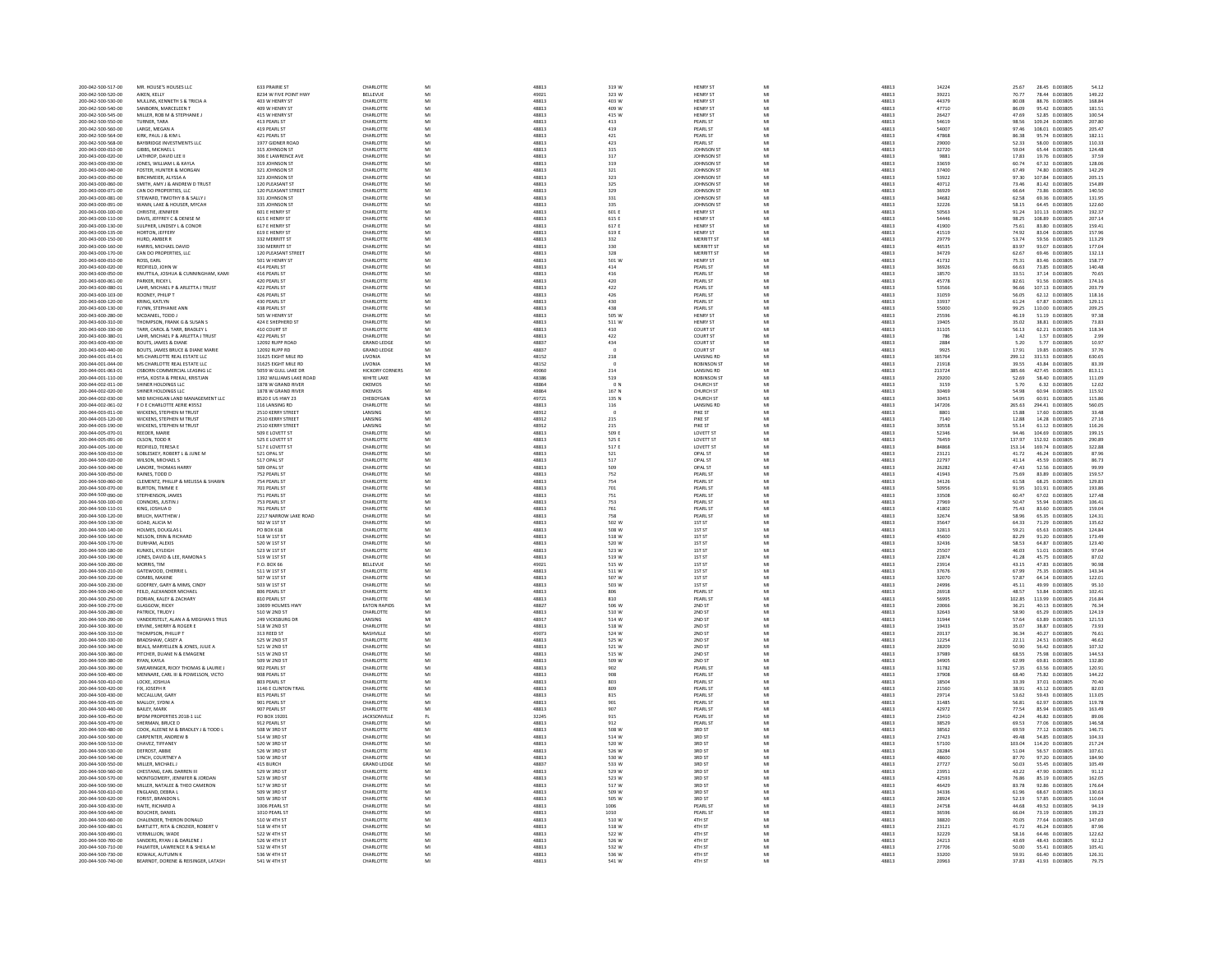| | | | | | | | | | | | | | | |
|---|---|---|---|---|---|---|---|---|---|---|---|---|---|---|
| 200-042-500-517-00 | MR. HOUSE'S HOUSES LLC | 633 PRAIRIE ST | CHARLOTTE | MI | 48813 | 319 W | HENRY ST | MI | 48813 | 14224 | 25.67 | 28.45 | 0.003805 | 54.12 |
| 200-042-500-520-00 | AIKEN, KELLY | 8234 W FIVE POINT HWY | BELLEVUE | MI | 49021 | 323 W | HENRY ST | MI | 48813 | 39221 | 70.77 | 78.44 | 0.003805 | 149.22 |
| 200-042-500-530-00 | MULLINS, KENNETH S & TRICIA A | 403 W HENRY ST | CHARLOTTE | MI | 48813 | 403 W | HENRY ST | MI | 48813 | 44379 | 80.08 | 88.76 | 0.003805 | 168.84 |
| 200-042-500-540-00 | SANBORN, MARCELEEN T | 409 W HENRY ST | CHARLOTTE | MI | 48813 | 409 W | HENRY ST | MI | 48813 | 47710 | 86.09 | 95.42 | 0.003805 | 181.51 |
| 200-042-500-545-00 | MILLER, ROB M & STEPHANIE J | 415 W HENRY ST | CHARLOTTE | MI | 48813 | 415 W | HENRY ST | MI | 48813 | 26427 | 47.69 | 52.85 | 0.003805 | 100.54 |
| 200-042-500-550-00 | TURNER, TARA | 413 PEARL ST | CHARLOTTE | MI | 48813 | 413 | PEARL ST | MI | 48813 | 54619 | 98.56 | 109.24 | 0.003805 | 207.80 |
| 200-042-500-560-00 | LARGE, MEGAN A | 419 PEARL ST | CHARLOTTE | MI | 48813 | 419 | PEARL ST | MI | 48813 | 54007 | 97.46 | 108.01 | 0.003805 | 205.47 |
| 200-042-500-564-00 | KIRK, PAUL J & KIM L | 421 PEARL ST | CHARLOTTE | MI | 48813 | 421 | PEARL ST | MI | 48813 | 47868 | 86.38 | 95.74 | 0.003805 | 182.11 |
| 200-042-500-568-00 | BAYBRIDGE INVESTMENTS LLC | 1977 GIDNER ROAD | CHARLOTTE | MI | 48813 | 423 | PEARL ST | MI | 48813 | 29000 | 52.33 | 58.00 | 0.003805 | 110.33 |
| 200-043-000-010-00 | GIBBS, MICHAEL L | 315 JOHNSON ST | CHARLOTTE | MI | 48813 | 315 | JOHNSON ST | MI | 48813 | 32720 | 59.04 | 65.44 | 0.003805 | 124.48 |
| 200-043-000-020-00 | LATHROP, DAVID LEE II | 306 E LAWRENCE AVE | CHARLOTTE | MI | 48813 | 317 | JOHNSON ST | MI | 48813 | 9881 | 17.83 | 19.76 | 0.003805 | 37.59 |
| 200-043-000-030-00 | JONES, WILLIAM L & KAYLA | 319 JOHNSON ST | CHARLOTTE | MI | 48813 | 319 | JOHNSON ST | MI | 48813 | 33659 | 60.74 | 67.32 | 0.003805 | 128.06 |
| 200-043-000-040-00 | FOSTER, HUNTER & MORGAN | 321 JOHNSON ST | CHARLOTTE | MI | 48813 | 321 | JOHNSON ST | MI | 48813 | 37400 | 67.49 | 74.80 | 0.003805 | 142.29 |
| 200-043-000-050-00 | BIRCHMEIER, ALYSSA A | 323 JOHNSON ST | CHARLOTTE | MI | 48813 | 323 | JOHNSON ST | MI | 48813 | 53922 | 97.30 | 107.84 | 0.003805 | 205.15 |
| 200-043-000-060-00 | SMITH, AMY J & ANDREW D TRUST | 120 PLEASANT ST | CHARLOTTE | MI | 48813 | 325 | JOHNSON ST | MI | 48813 | 40712 | 73.46 | 81.42 | 0.003805 | 154.89 |
| 200-043-000-071-00 | CAN DO PROPERTIES, LLC | 120 PLEASANT STREET | CHARLOTTE | MI | 48813 | 329 | JOHNSON ST | MI | 48813 | 36929 | 66.64 | 73.86 | 0.003805 | 140.50 |
| 200-043-000-081-00 | STEWARD, TIMOTHY B & SALLY J | 331 JOHNSON ST | CHARLOTTE | MI | 48813 | 331 | JOHNSON ST | MI | 48813 | 34682 | 62.58 | 69.36 | 0.003805 | 131.95 |
| 200-043-000-091-00 | WANN, LAKE & HOUSER, MYCAH | 335 JOHNSON ST | CHARLOTTE | MI | 48813 | 335 | JOHNSON ST | MI | 48813 | 32226 | 58.15 | 64.45 | 0.003805 | 122.60 |
| 200-043-000-100-00 | CHRISTIE, JENNIFER | 601 E HENRY ST | CHARLOTTE | MI | 48813 | 601 E | HENRY ST | MI | 48813 | 50563 | 91.24 | 101.13 | 0.003805 | 192.37 |
| 200-043-000-110-00 | DAVIS, JEFFREY C & DENISE M | 615 E HENRY ST | CHARLOTTE | MI | 48813 | 615 E | HENRY ST | MI | 48813 | 54446 | 98.25 | 108.89 | 0.003805 | 207.14 |
| 200-043-000-130-00 | SULPHER, LINDSEY L & CONOR | 617 E HENRY ST | CHARLOTTE | MI | 48813 | 617 E | HENRY ST | MI | 48813 | 41900 | 75.61 | 83.80 | 0.003805 | 159.41 |
| 200-043-000-135-00 | HORTON, JEFFERY | 619 E HENRY ST | CHARLOTTE | MI | 48813 | 619 E | HENRY ST | MI | 48813 | 41519 | 74.92 | 83.04 | 0.003805 | 157.96 |
| 200-043-000-150-00 | HURD, AMBER R | 332 MERRITT ST | CHARLOTTE | MI | 48813 | 332 | MERRITT ST | MI | 48813 | 29779 | 53.74 | 59.56 | 0.003805 | 113.29 |
| 200-043-000-160-00 | HARRIS, MICHAEL DAVID | 330 MERRITT ST | CHARLOTTE | MI | 48813 | 330 | MERRITT ST | MI | 48813 | 46535 | 83.97 | 93.07 | 0.003805 | 177.04 |
| 200-043-000-170-00 | CAN DO PROPERTIES, LLC | 120 PLEASANT STREET | CHARLOTTE | MI | 48813 | 328 | MERRITT ST | MI | 48813 | 34729 | 62.67 | 69.46 | 0.003805 | 132.13 |
| 200-043-600-010-00 | ROSS, EARL | 501 W HENRY ST | CHARLOTTE | MI | 48813 | 501 W | HENRY ST | MI | 48813 | 41732 | 75.31 | 83.46 | 0.003805 | 158.77 |
| 200-043-600-020-00 | REDFIELD, JOHN W | 414 PEARL ST | CHARLOTTE | MI | 48813 | 414 | PEARL ST | MI | 48813 | 36926 | 66.63 | 73.85 | 0.003805 | 140.48 |
| 200-043-600-050-00 | KNUTTILA, JOSHUA & CUNNINGHAM, KAMI | 416 PEARL ST | CHARLOTTE | MI | 48813 | 416 | PEARL ST | MI | 48813 | 18570 | 33.51 | 37.14 | 0.003805 | 70.65 |
| 200-043-600-061-00 | PARKER, RICKY L | 420 PEARL ST | CHARLOTTE | MI | 48813 | 420 | PEARL ST | MI | 48813 | 45778 | 82.61 | 91.56 | 0.003805 | 174.16 |
| 200-043-600-080-01 | LAHR, MICHAEL P & ARLETTA J TRUST | 422 PEARL ST | CHARLOTTE | MI | 48813 | 422 | PEARL ST | MI | 48813 | 53566 | 96.66 | 107.13 | 0.003805 | 203.79 |
| 200-043-600-103-00 | ROONEY, PHILIP T | 426 PEARL ST | CHARLOTTE | MI | 48813 | 426 | PEARL ST | MI | 48813 | 31059 | 56.05 | 62.12 | 0.003805 | 118.16 |
| 200-043-600-120-00 | KRING, KATLYN | 430 PEARL ST | CHARLOTTE | MI | 48813 | 430 | PEARL ST | MI | 48813 | 33937 | 61.24 | 67.87 | 0.003805 | 129.11 |
| 200-043-600-130-00 | FLYNN, STEPHANIE ANN | 438 PEARL ST | CHARLOTTE | MI | 48813 | 438 | PEARL ST | MI | 48813 | 55000 | 99.25 | 110.00 | 0.003805 | 209.25 |
| 200-043-600-280-00 | MCDANIEL, TODD J | 505 W HENRY ST | CHARLOTTE | MI | 48813 | 505 W | HENRY ST | MI | 48813 | 25596 | 46.19 | 51.19 | 0.003805 | 97.38 |
| 200-043-600-310-00 | THOMPSON, FRANK G & SUSAN S | 424 E SHEPHERD ST | CHARLOTTE | MI | 48813 | 511 W | HENRY ST | MI | 48813 | 19405 | 35.02 | 38.81 | 0.003805 | 73.83 |
| 200-043-600-330-00 | TARR, CAROL & TARR, BRADLEY L | 410 COURT ST | CHARLOTTE | MI | 48813 | 410 | COURT ST | MI | 48813 | 31105 | 56.13 | 62.21 | 0.003805 | 118.34 |
| 200-043-600-380-01 | LAHR, MICHAEL P & ARLETTA J TRUST | 422 PEARL ST | CHARLOTTE | MI | 48813 | 422 | COURT ST | MI | 48813 | 786 | 1.42 | 1.57 | 0.003805 | 2.99 |
| 200-043-600-430-00 | BOUTS, JAMES & DIANE | 12092 RUPP ROAD | GRAND LEDGE | MI | 48837 | 434 | COURT ST | MI | 48813 | 2884 | 5.20 | 5.77 | 0.003805 | 10.97 |
| 200-043-600-440-00 | BOUTS, JAMES BRUCE & DIANE MARIE | 12092 RUPP RD | GRAND LEDGE | MI | 48837 | 0 | COURT ST | MI | 48813 | 9925 | 17.91 | 19.85 | 0.003805 | 37.76 |
| 200-044-001-014-01 | MS CHARLOTTE REAL ESTATE LLC | 31625 EIGHT MILE RD | LIVONIA | MI | 48152 | 218 | LANSING RD | MI | 48813 | 165764 | 299.12 | 331.53 | 0.003805 | 630.65 |
| 200-044-001-044-00 | MS CHARLOTTE REAL ESTATE LLC | 31625 EIGHT MILE RD | LIVONIA | MI | 48152 | 0 | ROBINSON ST | MI | 48813 | 21918 | 39.55 | 43.84 | 0.003805 | 83.39 |
| 200-044-001-063-01 | OSBORN COMMERCIAL LEASING LC | 5059 W GULL LAKE DR | HICKORY CORNERS | MI | 49060 | 214 | LANSING RD | MI | 48813 | 213724 | 385.66 | 427.45 | 0.003805 | 813.11 |
| 200-044-001-110-00 | HYSA, KOSTA & PREKAJ, KRISTJAN | 1392 WILLIAMS LAKE ROAD | WHITE LAKE | MI | 48386 | 519 | ROBINSON ST | MI | 48813 | 29200 | 52.69 | 58.40 | 0.003805 | 111.09 |
| 200-044-002-011-00 | SHINER HOLDINGS LLC | 1878 W GRAND RIVER | OKEMOS | MI | 48864 | 0 N | CHURCH ST | MI | 48813 | 3159 | 5.70 | 6.32 | 0.003805 | 12.02 |
| 200-044-002-020-00 | SHINER HOLDINGS LLC | 1878 W GRAND RIVER | OKEMOS | MI | 48864 | 167 N | CHURCH ST | MI | 48813 | 30469 | 54.98 | 60.94 | 0.003805 | 115.92 |
| 200-044-002-030-00 | MID MICHIGAN LAND MANAGEMENT LLC | 8520 E US HWY 23 | CHEBOYGAN | MI | 49721 | 135 N | CHURCH ST | MI | 48813 | 30453 | 54.95 | 60.91 | 0.003805 | 115.86 |
| 200-044-002-061-02 | F O E CHARLOTTE AERIE #3552 | 116 LANSING RD | CHARLOTTE | MI | 48813 | 116 | LANSING RD | MI | 48813 | 147206 | 265.63 | 294.41 | 0.003805 | 560.05 |
| 200-044-003-011-00 | WICKENS, STEPHEN M TRUST | 2510 KERRY STREET | LANSING | MI | 48912 | 0 | PIKE ST | MI | 48813 | 8801 | 15.88 | 17.60 | 0.003805 | 33.48 |
| 200-044-003-120-00 | WICKENS, STEPHEN M TRUST | 2510 KERRY STREET | LANSING | MI | 48912 | 215 | PIKE ST | MI | 48813 | 7140 | 12.88 | 14.28 | 0.003805 | 27.16 |
| 200-044-003-190-00 | WICKENS, STEPHEN M TRUST | 2510 KERRY STREET | LANSING | MI | 48912 | 215 | PIKE ST | MI | 48813 | 30558 | 55.14 | 61.12 | 0.003805 | 116.26 |
| 200-044-005-070-01 | REEDER, MARIE | 509 E LOVETT ST | CHARLOTTE | MI | 48813 | 509 E | LOVETT ST | MI | 48813 | 52346 | 94.46 | 104.69 | 0.003805 | 199.15 |
| 200-044-005-091-00 | OLSON, TODD R | 525 E LOVETT ST | CHARLOTTE | MI | 48813 | 525 E | LOVETT ST | MI | 48813 | 76459 | 137.97 | 152.92 | 0.003805 | 290.89 |
| 200-044-005-100-00 | REDFIELD, TERESA E | 517 E LOVETT ST | CHARLOTTE | MI | 48813 | 517 E | LOVETT ST | MI | 48813 | 84868 | 153.14 | 169.74 | 0.003805 | 322.88 |
| 200-044-500-010-00 | SOBLESKEY, ROBERT L & JUNE M | 521 OPAL ST | CHARLOTTE | MI | 48813 | 521 | OPAL ST | MI | 48813 | 23121 | 41.72 | 46.24 | 0.003805 | 87.96 |
| 200-044-500-020-00 | WILSON, MICHAEL S | 517 OPAL ST | CHARLOTTE | MI | 48813 | 517 | OPAL ST | MI | 48813 | 22797 | 41.14 | 45.59 | 0.003805 | 86.73 |
| 200-044-500-040-00 | LANORE, THOMAS HARRY | 509 OPAL ST | CHARLOTTE | MI | 48813 | 509 | OPAL ST | MI | 48813 | 26282 | 47.43 | 52.56 | 0.003805 | 99.99 |
| 200-044-500-050-00 | RAINES, TODD D | 752 PEARL ST | CHARLOTTE | MI | 48813 | 752 | PEARL ST | MI | 48813 | 41943 | 75.69 | 83.89 | 0.003805 | 159.57 |
| 200-044-500-060-00 | CLEMENTZ, PHILLIP & MELISSA & SHAWN | 754 PEARL ST | CHARLOTTE | MI | 48813 | 754 | PEARL ST | MI | 48813 | 34126 | 61.58 | 68.25 | 0.003805 | 129.83 |
| 200-044-500-070-00 | BURTON, TIMMIE E | 701 PEARL ST | CHARLOTTE | MI | 48813 | 701 | PEARL ST | MI | 48813 | 50956 | 91.95 | 101.91 | 0.003805 | 193.86 |
| 200-044-500-090-00 | STEPHENSON, JAMES | 751 PEARL ST | CHARLOTTE | MI | 48813 | 751 | PEARL ST | MI | 48813 | 33508 | 60.47 | 67.02 | 0.003805 | 127.48 |
| 200-044-500-100-00 | CONNORS, JUSTIN J | 753 PEARL ST | CHARLOTTE | MI | 48813 | 753 | PEARL ST | MI | 48813 | 27969 | 50.47 | 55.94 | 0.003805 | 106.41 |
| 200-044-500-110-01 | KING, JOSHUA D | 761 PEARL ST | CHARLOTTE | MI | 48813 | 761 | PEARL ST | MI | 48813 | 41802 | 75.43 | 83.60 | 0.003805 | 159.04 |
| 200-044-500-120-00 | BRUCH, MATTHEW J | 2217 NARROW LAKE ROAD | CHARLOTTE | MI | 48813 | 758 | PEARL ST | MI | 48813 | 32674 | 58.96 | 65.35 | 0.003805 | 124.31 |
| 200-044-500-130-00 | GOAD, ALICIA M | 502 W 1ST ST | CHARLOTTE | MI | 48813 | 502 W | 1ST ST | MI | 48813 | 35647 | 64.33 | 71.29 | 0.003805 | 135.62 |
| 200-044-500-140-00 | HOLMES, DOUGLAS L | PO BOX 618 | CHARLOTTE | MI | 48813 | 508 W | 1ST ST | MI | 48813 | 32813 | 59.21 | 65.63 | 0.003805 | 124.84 |
| 200-044-500-160-00 | NELSON, ERIN & RICHARD | 518 W 1ST ST | CHARLOTTE | MI | 48813 | 518 W | 1ST ST | MI | 48813 | 45600 | 82.29 | 91.20 | 0.003805 | 173.49 |
| 200-044-500-170-00 | DURHAM, ALEXIS | 520 W 1ST ST | CHARLOTTE | MI | 48813 | 520 W | 1ST ST | MI | 48813 | 32436 | 58.53 | 64.87 | 0.003805 | 123.40 |
| 200-044-500-180-00 | KUNKEL, KYLEIGH | 523 W 1ST ST | CHARLOTTE | MI | 48813 | 523 W | 1ST ST | MI | 48813 | 25507 | 46.03 | 51.01 | 0.003805 | 97.04 |
| 200-044-500-190-00 | JONES, DAVID & LEE, RAMONA S | 519 W 1ST ST | CHARLOTTE | MI | 48813 | 519 W | 1ST ST | MI | 48813 | 22874 | 41.28 | 45.75 | 0.003805 | 87.02 |
| 200-044-500-200-00 | MORRIS, TIM | P.O. BOX 66 | BELLEVUE | MI | 49021 | 515 W | 1ST ST | MI | 48813 | 23914 | 43.15 | 47.83 | 0.003805 | 90.98 |
| 200-044-500-210-00 | GATEWOOD, CHERRIE L | 511 W 1ST ST | CHARLOTTE | MI | 48813 | 511 W | 1ST ST | MI | 48813 | 37676 | 67.99 | 75.35 | 0.003805 | 143.34 |
| 200-044-500-220-00 | COMBS, MAXINE | 507 W 1ST ST | CHARLOTTE | MI | 48813 | 507 W | 1ST ST | MI | 48813 | 32070 | 57.87 | 64.14 | 0.003805 | 122.01 |
| 200-044-500-230-00 | GODFREY, GARY & MIMS, CINDY | 503 W 1ST ST | CHARLOTTE | MI | 48813 | 503 W | 1ST ST | MI | 48813 | 24996 | 45.11 | 49.99 | 0.003805 | 95.10 |
| 200-044-500-240-00 | FEILD, ALEXANDER MICHAEL | 806 PEARL ST | CHARLOTTE | MI | 48813 | 806 | PEARL ST | MI | 48813 | 26918 | 48.57 | 53.84 | 0.003805 | 102.41 |
| 200-044-500-250-00 | DORIAN, KALEY & ZACHARY | 810 PEARL ST | CHARLOTTE | MI | 48813 | 810 | PEARL ST | MI | 48813 | 56995 | 102.85 | 113.99 | 0.003805 | 216.84 |
| 200-044-500-270-00 | GLASGOW, RICKY | 10699 HOLMES HWY | EATON RAPIDS | MI | 48827 | 506 W | 2ND ST | MI | 48813 | 20066 | 36.21 | 40.13 | 0.003805 | 76.34 |
| 200-044-500-280-00 | PATRICK, TRUDY J | 510 W 2ND ST | CHARLOTTE | MI | 48813 | 510 W | 2ND ST | MI | 48813 | 32643 | 58.90 | 65.29 | 0.003805 | 124.19 |
| 200-044-500-290-00 | VANDERSTELT, ALAN A & MEGHAN S TRUS | 249 VICKSBURG DR | LANSING | MI | 48917 | 514 W | 2ND ST | MI | 48813 | 31944 | 57.64 | 63.89 | 0.003805 | 121.53 |
| 200-044-500-300-00 | ERVINE, SHERRY & ROGER E | 518 W 2ND ST | CHARLOTTE | MI | 48813 | 518 W | 2ND ST | MI | 48813 | 19433 | 35.07 | 38.87 | 0.003805 | 73.93 |
| 200-044-500-310-00 | THOMPSON, PHILLIP T | 313 REED ST | NASHVILLE | MI | 49073 | 524 W | 2ND ST | MI | 48813 | 20137 | 36.34 | 40.27 | 0.003805 | 76.61 |
| 200-044-500-330-00 | BRADSHAW, CASEY A | 525 W 2ND ST | CHARLOTTE | MI | 48813 | 525 W | 2ND ST | MI | 48813 | 12254 | 22.11 | 24.51 | 0.003805 | 46.62 |
| 200-044-500-340-00 | BEALS, MARYELLEN & JONES, JULIE A | 521 W 2ND ST | CHARLOTTE | MI | 48813 | 521 W | 2ND ST | MI | 48813 | 28209 | 50.90 | 56.42 | 0.003805 | 107.32 |
| 200-044-500-360-00 | PITCHER, DUANE N & EMAGENE | 515 W 2ND ST | CHARLOTTE | MI | 48813 | 515 W | 2ND ST | MI | 48813 | 37989 | 68.55 | 75.98 | 0.003805 | 144.53 |
| 200-044-500-380-00 | RYAN, KAYLA | 509 W 2ND ST | CHARLOTTE | MI | 48813 | 509 W | 2ND ST | MI | 48813 | 34905 | 62.99 | 69.81 | 0.003805 | 132.80 |
| 200-044-500-390-00 | SWEARINGER, RICKY THOMAS & LAURIE J | 902 PEARL ST | CHARLOTTE | MI | 48813 | 902 | PEARL ST | MI | 48813 | 31782 | 57.35 | 63.56 | 0.003805 | 120.91 |
| 200-044-500-400-00 | MEINNARE, CARL III & POWELSON, VICTO | 908 PEARL ST | CHARLOTTE | MI | 48813 | 908 | PEARL ST | MI | 48813 | 37908 | 68.40 | 75.82 | 0.003805 | 144.22 |
| 200-044-500-410-00 | LOCKE, JOSHUA | 803 PEARL ST | CHARLOTTE | MI | 48813 | 803 | PEARL ST | MI | 48813 | 18504 | 33.39 | 37.01 | 0.003805 | 70.40 |
| 200-044-500-420-00 | FIX, JOSEPH R | 1146 E CLINTON TRAIL | CHARLOTTE | MI | 48813 | 809 | PEARL ST | MI | 48813 | 21560 | 38.91 | 43.12 | 0.003805 | 82.03 |
| 200-044-500-430-00 | MCCALLUM, GARY | 815 PEARL ST | CHARLOTTE | MI | 48813 | 815 | PEARL ST | MI | 48813 | 29714 | 53.62 | 59.43 | 0.003805 | 113.05 |
| 200-044-500-435-00 | MALLOY, SYDNI A | 901 PEARL ST | CHARLOTTE | MI | 48813 | 901 | PEARL ST | MI | 48813 | 31485 | 56.81 | 62.97 | 0.003805 | 119.78 |
| 200-044-500-440-00 | BAILEY, MARK | 907 PEARL ST | CHARLOTTE | MI | 48813 | 907 | PEARL ST | MI | 48813 | 42972 | 77.54 | 85.94 | 0.003805 | 163.49 |
| 200-044-500-450-00 | BPDM PROPERTIES 2018-1 LLC | PO BOX 19281 | JACKSONVILLE | FL | 32245 | 915 | PEARL ST | MI | 48813 | 23410 | 42.24 | 46.82 | 0.003805 | 89.06 |
| 200-044-500-470-00 | SHERMAN, BRUCE D | 912 PEARL ST | CHARLOTTE | MI | 48813 | 912 | PEARL ST | MI | 48813 | 38529 | 69.53 | 77.06 | 0.003805 | 146.58 |
| 200-044-500-480-00 | COOK, ALEENE M & BRADLEY J & TODD L | 508 W 3RD ST | CHARLOTTE | MI | 48813 | 508 W | 3RD ST | MI | 48813 | 38562 | 69.59 | 77.12 | 0.003805 | 146.71 |
| 200-044-500-500-00 | CARPENTER, ANDREW B | 514 W 3RD ST | CHARLOTTE | MI | 48813 | 514 W | 3RD ST | MI | 48813 | 27423 | 49.48 | 54.85 | 0.003805 | 104.33 |
| 200-044-500-510-00 | CHAVEZ, TIFFANEY | 520 W 3RD ST | CHARLOTTE | MI | 48813 | 520 W | 3RD ST | MI | 48813 | 57100 | 103.04 | 114.20 | 0.003805 | 217.24 |
| 200-044-500-530-00 | DEFROST, ABBIE | 526 W 3RD ST | CHARLOTTE | MI | 48813 | 526 W | 3RD ST | MI | 48813 | 28284 | 51.04 | 56.57 | 0.003805 | 107.61 |
| 200-044-500-540-00 | LYNCH, COURTNEY A | 530 W 3RD ST | CHARLOTTE | MI | 48813 | 530 W | 3RD ST | MI | 48813 | 48600 | 87.70 | 97.20 | 0.003805 | 184.90 |
| 200-044-500-550-00 | MILLER, MICHAEL J | 415 BURCH | GRAND LEDGE | MI | 48837 | 533 W | 3RD ST | MI | 48813 | 27727 | 50.03 | 55.45 | 0.003805 | 105.49 |
| 200-044-500-560-00 | CHESTANG, EARL DARREN III | 529 W 3RD ST | CHARLOTTE | MI | 48813 | 529 W | 3RD ST | MI | 48813 | 23951 | 43.22 | 47.90 | 0.003805 | 91.12 |
| 200-044-500-570-00 | MONTGOMERY, JENNIFER & JORDAN | 523 W 3RD ST | CHARLOTTE | MI | 48813 | 523 W | 3RD ST | MI | 48813 | 42593 | 76.86 | 85.19 | 0.003805 | 162.05 |
| 200-044-500-590-00 | MILLER, NATALEE & THEO CAMERON | 517 W 3RD ST | CHARLOTTE | MI | 48813 | 517 W | 3RD ST | MI | 48813 | 46429 | 83.78 | 92.86 | 0.003805 | 176.64 |
| 200-044-500-610-00 | ENGLAND, DEBRA L | 509 W 3RD ST | CHARLOTTE | MI | 48813 | 509 W | 3RD ST | MI | 48813 | 34336 | 61.96 | 68.67 | 0.003805 | 130.63 |
| 200-044-500-620-00 | FORIST, BRANDON L | 505 W 3RD ST | CHARLOTTE | MI | 48813 | 505 W | 3RD ST | MI | 48813 | 28924 | 52.19 | 57.85 | 0.003805 | 110.04 |
| 200-044-500-630-00 | HAITE, RICHARD A | 1006 PEARL ST | CHARLOTTE | MI | 48813 | 1006 | PEARL ST | MI | 48813 | 24758 | 44.68 | 49.52 | 0.003805 | 94.19 |
| 200-044-500-640-00 | BOUCHER, DANIEL | 1010 PEARL ST | CHARLOTTE | MI | 48813 | 1010 | PEARL ST | MI | 48813 | 36596 | 66.04 | 73.19 | 0.003805 | 139.23 |
| 200-044-500-660-00 | CHALENDER, THERON DONALD | 510 W 4TH ST | CHARLOTTE | MI | 48813 | 510 W | 4TH ST | MI | 48813 | 38820 | 70.05 | 77.64 | 0.003805 | 147.69 |
| 200-044-500-680-01 | BARTLETT, RITA & CROZIER, ROBERT V | 518 W 4TH ST | CHARLOTTE | MI | 48813 | 518 W | 4TH ST | MI | 48813 | 23121 | 41.72 | 46.24 | 0.003805 | 87.96 |
| 200-044-500-690-01 | VERMILLION, WADE | 522 W 4TH ST | CHARLOTTE | MI | 48813 | 522 W | 4TH ST | MI | 48813 | 32229 | 58.16 | 64.46 | 0.003805 | 122.62 |
| 200-044-500-700-00 | SANDERS, RYAN J & DARLENE J | 526 W 4TH ST | CHARLOTTE | MI | 48813 | 526 W | 4TH ST | MI | 48813 | 24213 | 43.69 | 48.43 | 0.003805 | 92.12 |
| 200-044-500-710-00 | PALMITER, LAWRENCE R & SHEILA M | 532 W 4TH ST | CHARLOTTE | MI | 48813 | 532 W | 4TH ST | MI | 48813 | 27706 | 50.00 | 55.41 | 0.003805 | 105.41 |
| 200-044-500-730-00 | KOWALK, AUTUMN K | 536 W 4TH ST | CHARLOTTE | MI | 48813 | 536 W | 4TH ST | MI | 48813 | 33200 | 59.91 | 66.40 | 0.003805 | 126.31 |
| 200-044-500-740-00 | BEARNDT, DORENE & REISINGER, LATASH | 541 W 4TH ST | CHARLOTTE | MI | 48813 | 541 W | 4TH ST | MI | 48813 | 20963 | 37.83 | 41.93 | 0.003805 | 79.75 |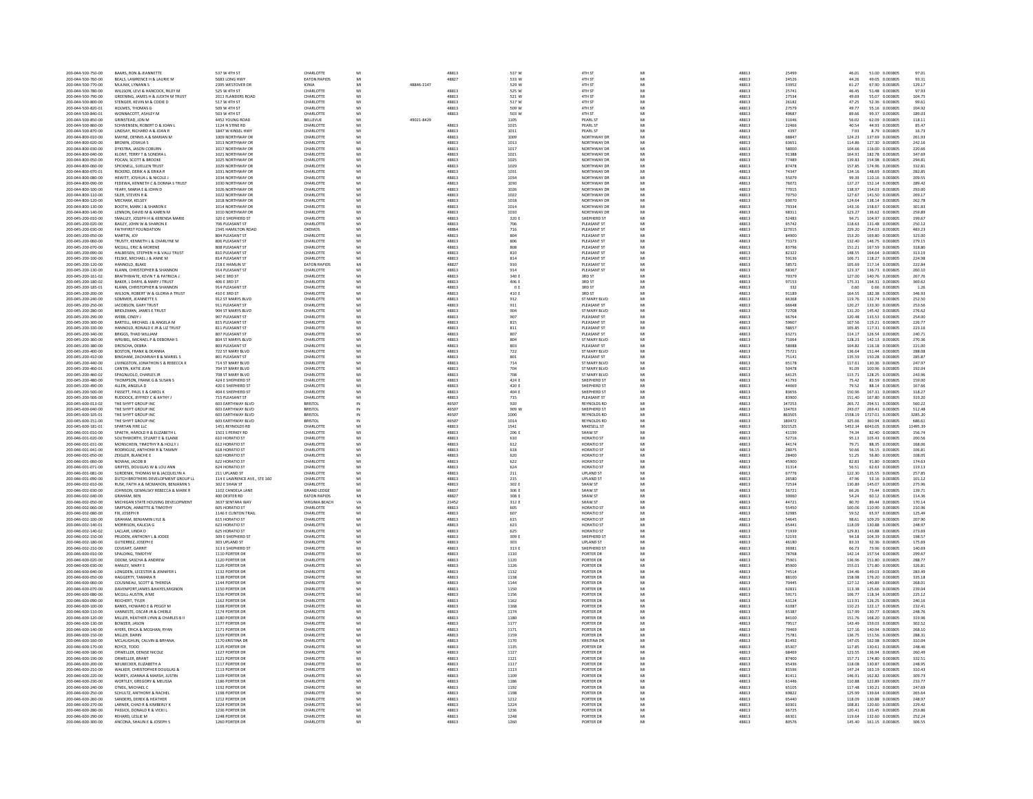| | | | | | | | | | | | | | | | | |
|---|---|---|---|---|---|---|---|---|---|---|---|---|---|---|---|---|
| 200-044-500-750-00 | BAARS, RON & JEANNETTE | 537 W 4TH ST | CHARLOTTE | MI | | 48813 | 537 | W | 4TH ST | MI | 48813 | 25499 | 46.01 | 51.00 | 0.003805 | 97.01 |
| 200-044-500-760-00 | BEALS, LAWRENCE H & LAURIE M | 5683 LONG HWY | EATON RAPIDS | MI | | 48827 | 533 | W | 4TH ST | MI | 48813 | 24526 | 44.26 | 49.05 | 0.003805 | 93.31 |
| 200-044-500-770-00 | MULNIX, LYNANN S | 2395 WESTOVER DR | IONIA | MI | 48846-2147 | | 529 | W | 4TH ST | MI | 48813 | 33952 | 61.27 | 67.90 | 0.003805 | 129.17 |
| 200-044-500-780-00 | WILLSON, LEVI & HANCOCK, RILEY M | 525 W 4TH ST | CHARLOTTE | MI | | 48813 | 525 | W | 4TH ST | MI | 48813 | 25741 | 46.45 | 51.48 | 0.003805 | 97.93 |
| 200-044-500-790-00 | GREENING, JAMES H & JUDITH M TRUST | 2011 FLANDERS ROAD | CHARLOTTE | MI | | 48813 | 521 | W | 4TH ST | MI | 48813 | 27534 | 49.69 | 55.07 | 0.003805 | 104.75 |
| 200-044-500-800-00 | STENGER, KEVIN M & CODIE D | 517 W 4TH ST | CHARLOTTE | MI | | 48813 | 517 | W | 4TH ST | MI | 48813 | 26182 | 47.25 | 52.36 | 0.003805 | 99.61 |
| 200-044-500-820-01 | HOLMES, THOMAS G | 509 W 4TH ST | CHARLOTTE | MI | | 48813 | 509 | W | 4TH ST | MI | 48813 | 27579 | 49.77 | 55.16 | 0.003805 | 104.92 |
| 200-044-500-840-01 | WONNACOTT, ASHLEY M | 503 W 4TH ST | CHARLOTTE | MI | | 48813 | 503 | W | 4TH ST | MI | 48813 | 49687 | 89.66 | 99.37 | 0.003805 | 189.03 |
| 200-044-500-850-00 | GRINSTEAD, JON M | 4452 YOUNG ROAD | BELLEVUE | MI | 49021-8429 | | 1105 | | PEARL ST | MI | 48813 | 31046 | 56.02 | 62.09 | 0.003805 | 118.11 |
| 200-044-500-860-00 | SCHWENSEN, ROBERT D & JOAN L | 1124 N STINE RD | CHARLOTTE | MI | | 48813 | 1015 | | PEARL ST | MI | 48813 | 22466 | 40.54 | 44.93 | 0.003805 | 85.47 |
| 200-044-500-870-00 | LINDSAY, RICHARD A & JOAN R | 1847 W KINSEL HWY | CHARLOTTE | MI | | 48813 | 1011 | | PEARL ST | MI | 48813 | 4397 | 7.93 | 8.79 | 0.003805 | 16.73 |
| 200-044-800-010-00 | MAYNE, DENNIS A & MARIAN M | 1009 NORTHWAY DR | CHARLOTTE | MI | | 48813 | 1009 | | NORTHWAY DR | MI | 48813 | 68847 | 124.23 | 137.69 | 0.003805 | 261.93 |
| 200-044-800-020-00 | BROWN, JOSHUA S | 1013 NORTHWAY DR | CHARLOTTE | MI | | 48813 | 1013 | | NORTHWAY DR | MI | 48813 | 63651 | 114.86 | 127.30 | 0.003805 | 242.16 |
| 200-044-800-030-00 | DYKSTRA, JASON COBURN | 1017 NORTHWAY DR | CHARLOTTE | MI | | 48813 | 1017 | | NORTHWAY DR | MI | 48813 | 58000 | 104.66 | 116.00 | 0.003805 | 220.66 |
| 200-044-800-040-00 | KLONT, TERRY T & SONDRA L | 1021 NORTHWAY DR | CHARLOTTE | MI | | 48813 | 1021 | | NORTHWAY DR | MI | 48813 | 91388 | 164.91 | 182.78 | 0.003805 | 347.69 |
| 200-044-800-050-00 | FOCAN, SCOTT & BROOKE | 1025 NORTHWAY DR | CHARLOTTE | MI | | 48813 | 1025 | | NORTHWAY DR | MI | 48813 | 77489 | 139.83 | 154.98 | 0.003805 | 294.81 |
| 200-044-800-060-00 | SPICKNELL, SUELLEN TRUST | 1029 NORTHWAY DR | CHARLOTTE | MI | | 48813 | 1029 | | NORTHWAY DR | MI | 48813 | 87478 | 157.85 | 174.96 | 0.003805 | 332.81 |
| 200-044-800-070-01 | RICKERD, DERIK A & ERIKA R | 1031 NORTHWAY DR | CHARLOTTE | MI | | 48813 | 1031 | | NORTHWAY DR | MI | 48813 | 74347 | 134.16 | 148.69 | 0.003805 | 282.85 |
| 200-044-800-080-00 | HEWITT, JOSHUA L & NICOLE J | 1034 NORTHWAY DR | CHARLOTTE | MI | | 48813 | 1034 | | NORTHWAY DR | MI | 48813 | 55079 | 99.39 | 110.16 | 0.003805 | 209.55 |
| 200-044-800-090-00 | FEDEWA, KENNETH C & DONNA S TRUST | 1030 NORTHWAY DR | CHARLOTTE | MI | | 48813 | 1030 | | NORTHWAY DR | MI | 48813 | 76072 | 137.27 | 152.14 | 0.003805 | 289.42 |
| 200-044-800-100-00 | YEARY, MARIA E & JOHN D | 1026 NORTHWAY DR | CHARLOTTE | MI | | 48813 | 1026 | | NORTHWAY DR | MI | 48813 | 77015 | 138.97 | 154.03 | 0.003805 | 293.00 |
| 200-044-800-110-00 | SILER, STEVEN R & | 1022 NORTHWAY DR | CHARLOTTE | MI | | 48813 | 1022 | | NORTHWAY DR | MI | 48813 | 70750 | 127.67 | 141.50 | 0.003805 | 269.17 |
| 200-044-800-120-00 | MECHAM, KELSEY | 1018 NORTHWAY DR | CHARLOTTE | MI | | 48813 | 1018 | | NORTHWAY DR | MI | 48813 | 69070 | 124.64 | 138.14 | 0.003805 | 262.78 |
| 200-044-800-130-00 | BOOTH, MARK J & SHARON E | 1014 NORTHWAY DR | CHARLOTTE | MI | | 48813 | 1014 | | NORTHWAY DR | MI | 48813 | 79334 | 143.16 | 158.67 | 0.003805 | 301.83 |
| 200-044-800-140-00 | LENNON, DAVID M & KAREN M | 1010 NORTHWAY DR | CHARLOTTE | MI | | 48813 | 1010 | | NORTHWAY DR | MI | 48813 | 68311 | 123.27 | 136.62 | 0.003805 | 259.89 |
| 200-045-200-010-00 | SMALLEY, JOSEPH H & KERENSA MARIE | 320 E SHEPHERD ST | CHARLOTTE | MI | | 48813 | 320 | E | SHEPHERD ST | MI | 48813 | 52483 | 94.71 | 104.97 | 0.003805 | 199.67 |
| 200-045-200-020-00 | BAILEY, JOHN W & SHARON E | 706 PLEASANT ST | CHARLOTTE | MI | | 48813 | 706 | | PLEASANT ST | MI | 48813 | 65742 | 118.63 | 131.48 | 0.003805 | 250.12 |
| 200-045-200-030-00 | FAITHFIRST FOUNDATION | 2345 HAMILTON ROAD | OKEMOS | MI | | 48864 | 716 | | PLEASANT ST | MI | 48813 | 127015 | 229.20 | 254.03 | 0.003805 | 483.23 |
| 200-045-200-050-00 | MARTIN, JOY | 804 PLEASANT ST | CHARLOTTE | MI | | 48813 | 804 | | PLEASANT ST | MI | 48813 | 84900 | 153.20 | 169.80 | 0.003805 | 323.00 |
| 200-045-200-060-00 | TRUSTY, KENNETH L & CHARLYNE M | 806 PLEASANT ST | CHARLOTTE | MI | | 48813 | 806 | | PLEASANT ST | MI | 48813 | 73373 | 132.40 | 146.75 | 0.003805 | 279.15 |
| 200-045-200-070-00 | MCGILL, ERIC & MORENE | 808 PLEASANT ST | CHARLOTTE | MI | | 48813 | 808 | | PLEASANT ST | MI | 48813 | 83796 | 151.21 | 167.59 | 0.003805 | 318.80 |
| 200-045-200-090-00 | HALBEISEN, STEPHEN H & VALLI TRUST | 810 PLEASANT ST | CHARLOTTE | MI | | 48813 | 810 | | PLEASANT ST | MI | 48813 | 82322 | 148.55 | 164.64 | 0.003805 | 313.19 |
| 200-045-200-100-00 | FELSKE, MICHAEL J & ANNE M | 814 PLEASANT ST | CHARLOTTE | MI | | 48813 | 814 | | PLEASANT ST | MI | 48813 | 59136 | 106.71 | 118.27 | 0.003805 | 224.98 |
| 200-045-200-120-00 | HAWNOLD, BLAKE | 218 E HAMLIN ST | EATON RAPIDS | MI | | 48827 | 910 | | PLEASANT ST | MI | 48813 | 58572 | 105.69 | 117.14 | 0.003805 | 222.84 |
| 200-045-200-130-00 | KLANN, CHRISTOPHER & SHANNON | 914 PLEASANT ST | CHARLOTTE | MI | | 48813 | 914 | | PLEASANT ST | MI | 48813 | 68367 | 123.37 | 136.73 | 0.003805 | 260.10 |
| 200-045-200-161-02 | BRAITHWAITE, KEVIN T & PATRICIA J | 340 E 3RD ST | CHARLOTTE | MI | | 48813 | 340 | E | 3RD ST | MI | 48813 | 70379 | 127.00 | 140.76 | 0.003805 | 267.76 |
| 200-045-200-180-02 | BAKER, L DARYL & MARY J TRUST | 406 E 3RD ST | CHARLOTTE | MI | | 48813 | 406 | E | 3RD ST | MI | 48813 | 97153 | 175.31 | 194.31 | 0.003805 | 369.62 |
| 200-045-200-185-01 | KLANN, CHRISTOPHER & SHANNON | 914 PLEASANT ST | CHARLOTTE | MI | | 48813 | 0 | E | 3RD ST | MI | 48813 | 332 | 0.60 | 0.66 | 0.003805 | 1.26 |
| 200-045-200-200-00 | WILSON, ROBERT W & GLORIA A TRUST | 410 E 3RD ST | CHARLOTTE | MI | | 48813 | 410 | E | 3RD ST | MI | 48813 | 91189 | 164.55 | 182.38 | 0.003805 | 346.93 |
| 200-045-200-240-00 | SOMMER, JEANNETTE S | 912 ST MARYS BLVD | CHARLOTTE | MI | | 48813 | 912 | | ST MARY BLVD | MI | 48813 | 66368 | 119.76 | 132.74 | 0.003805 | 252.50 |
| 200-045-200-250-00 | JACOBSON, GARY TRUST | 911 PLEASANT ST | CHARLOTTE | MI | | 48813 | 911 | | PLEASANT ST | MI | 48813 | 66648 | 120.27 | 133.30 | 0.003805 | 253.56 |
| 200-045-200-280-00 | BRIDLEMAN, JAMES E TRUST | 904 ST MARYS BLVD | CHARLOTTE | MI | | 48813 | 904 | | ST MARY BLVD | MI | 48813 | 72708 | 131.20 | 145.42 | 0.003805 | 276.62 |
| 200-045-200-290-00 | WEBB, CINDY J | 907 PLEASANT ST | CHARLOTTE | MI | | 48813 | 907 | | PLEASANT ST | MI | 48813 | 66764 | 120.48 | 133.53 | 0.003805 | 254.00 |
| 200-045-200-300-00 | BARTELL, MICHAEL J & ANGELA M | 815 PLEASANT ST | CHARLOTTE | MI | | 48813 | 815 | | PLEASANT ST | MI | 48813 | 59607 | 107.56 | 119.21 | 0.003805 | 226.77 |
| 200-045-200-330-00 | HAWNOLD, RONALD E JR & LIZ TRUST | 811 PLEASANT ST | CHARLOTTE | MI | | 48813 | 811 | | PLEASANT ST | MI | 48813 | 58657 | 105.85 | 117.31 | 0.003805 | 223.16 |
| 200-045-200-340-00 | BRIGGS, THAD WILLIAM | 807 PLEASANT ST | CHARLOTTE | MI | | 48813 | 807 | | PLEASANT ST | MI | 48813 | 63271 | 114.17 | 126.54 | 0.003805 | 240.71 |
| 200-045-200-360-00 | WRUBEL, MICHAEL P & DEBORAH S | 804 ST MARYS BLVD | CHARLOTTE | MI | | 48813 | 804 | | ST MARY BLVD | MI | 48813 | 71064 | 128.23 | 142.13 | 0.003805 | 270.36 |
| 200-045-200-380-00 | DROSCHA, DEBRA | 803 PLEASANT ST | CHARLOTTE | MI | | 48813 | 803 | | PLEASANT ST | MI | 48813 | 58088 | 104.82 | 116.18 | 0.003805 | 221.00 |
| 200-045-200-400-00 | BOSTON, FRANK & DEANNA | 722 ST MARY BLVD | CHARLOTTE | MI | | 48813 | 722 | | ST MARY BLVD | MI | 48813 | 75721 | 136.64 | 151.44 | 0.003805 | 288.08 |
| 200-045-200-410-00 | BINGHAM, ZACHARIAH B & MARIEL S | 801 PLEASANT ST | CHARLOTTE | MI | | 48813 | 801 | | PLEASANT ST | MI | 48813 | 75141 | 135.59 | 150.28 | 0.003805 | 285.87 |
| 200-045-200-440-00 | LIVINGSTON, JONATHON S & REBECCA K | 714 ST MARY BLVD | CHARLOTTE | MI | | 48813 | 714 | | ST MARY BLVD | MI | 48813 | 65178 | 117.61 | 130.36 | 0.003805 | 247.97 |
| 200-045-200-460-01 | CANTIN, KATIE JEAN | 704 ST MARY BLVD | CHARLOTTE | MI | | 48813 | 704 | | ST MARY BLVD | MI | 48813 | 50478 | 91.09 | 100.96 | 0.003805 | 192.04 |
| 200-045-200-460-02 | SPAGNUOLO, CHARLES JR | 708 ST MARY BLVD | CHARLOTTE | MI | | 48813 | 708 | | ST MARY BLVD | MI | 48813 | 64125 | 115.71 | 128.25 | 0.003805 | 243.96 |
| 200-045-200-480-00 | THOMPSON, FRANK G & SUSAN S | 424 E SHEPHERD ST | CHARLOTTE | MI | | 48813 | 424 | E | SHEPHERD ST | MI | 48813 | 41793 | 75.42 | 83.59 | 0.003805 | 159.00 |
| 200-045-200-490-00 | ALLEN, ANGELA D | 420 E SHEPHERD ST | CHARLOTTE | MI | | 48813 | 420 | E | SHEPHERD ST | MI | 48813 | 44069 | 79.52 | 88.14 | 0.003805 | 167.66 |
| 200-045-200-500-00 | FASSETT, PAUL E & CAROL K | 404 E SHEPHERD ST | CHARLOTTE | MI | | 48813 | 404 | E | SHEPHERD ST | MI | 48813 | 83656 | 150.96 | 167.31 | 0.003805 | 318.27 |
| 200-045-200-506-00 | RUDDOCK, JEFFREY C & KATHY J | 715 PLEASANT ST | CHARLOTTE | MI | | 48813 | 715 | | PLEASANT ST | MI | 48813 | 83900 | 151.40 | 167.80 | 0.003805 | 319.20 |
| 200-045-600-013-02 | THE SHYFT GROUP INC | 603 EARTHWAY BLVD | BRISTOL | IN | | 46507 | 920 | | REYNOLDS RD | MI | 48813 | 147253 | 265.72 | 294.51 | 0.003805 | 560.22 |
| 200-045-600-040-00 | THE SHYFT GROUP INC | 603 EARTHWAY BLVD | BRISTOL | IN | | 46507 | 909 | W | SHEPHERD ST | MI | 48813 | 134703 | 243.07 | 269.41 | 0.003805 | 512.48 |
| 200-045-600-105-01 | THE SHYFT GROUP INC | 603 EARTHWAY BLVD | BRISTOL | IN | | 46507 | 1000 | | REYNOLDS RD | MI | 48813 | 863505 | 1558.19 | 1727.01 | 0.003805 | 3285.20 |
| 200-045-600-151-00 | THE SHYFT GROUP INC | 603 EARTHWAY BLVD | BRISTOL | IN | | 46507 | 1014 | | REYNOLDS RD | MI | 48813 | 180472 | 325.66 | 360.94 | 0.003805 | 686.61 |
| 200-045-600-181-01 | SPARTAN FIRE LLC | 1451 REYNOLDS RD | CHARLOTTE | MI | | 48813 | 1541 | | MIKESELL ST | MI | 48813 | 3021525 | 5452.34 | 6043.05 | 0.003805 | 11495.39 |
| 200-046-001-010-00 | SPAETH, HAROLD R & ELIZABETH L | 1501 S PERKEY RD | CHARLOTTE | MI | | 48813 | 206 | E | SHAW ST | MI | 48813 | 41199 | 74.34 | 82.40 | 0.003805 | 156.74 |
| 200-046-001-020-00 | SOUTHWORTH, STUART E & ELAINE | 610 HORATIO ST | CHARLOTTE | MI | | 48813 | 610 | | HORATIO ST | MI | 48813 | 52716 | 95.13 | 105.43 | 0.003805 | 200.56 |
| 200-046-001-031-00 | MONSCHEIN, TIMOTHY R & HOLLY J | 612 HORATIO ST | CHARLOTTE | MI | | 48813 | 612 | | HORATIO ST | MI | 48813 | 44174 | 79.71 | 88.35 | 0.003805 | 168.06 |
| 200-046-001-041-00 | RODRIGUEZ, ANTHONY R & TAMMY | 618 HORATIO ST | CHARLOTTE | MI | | 48813 | 618 | | HORATIO ST | MI | 48813 | 28075 | 50.66 | 56.15 | 0.003805 | 106.81 |
| 200-046-001-050-00 | ZEIGLER, BLANCHE E | 620 HORATIO ST | CHARLOTTE | MI | | 48813 | 620 | | HORATIO ST | MI | 48813 | 28400 | 51.25 | 56.80 | 0.003805 | 108.05 |
| 200-046-001-060-00 | NOWAK, JACOB B | 622 HORATIO ST | CHARLOTTE | MI | | 48813 | 622 | | HORATIO ST | MI | 48813 | 45900 | 82.83 | 91.80 | 0.003805 | 174.63 |
| 200-046-001-071-00 | GRIFFES, DOUGLAS W & LOU ANN | 624 HORATIO ST | CHARLOTTE | MI | | 48813 | 624 | | HORATIO ST | MI | 48813 | 31314 | 56.51 | 62.63 | 0.003805 | 119.13 |
| 200-046-001-081-00 | SURDENIK, THOMAS M & JACQUELYN A | 211 UPLAND ST | CHARLOTTE | MI | | 48813 | 211 | | UPLAND ST | MI | 48813 | 67776 | 122.30 | 135.55 | 0.003805 | 257.85 |
| 200-046-001-090-00 | DUTCH BROTHERS DEVELOPMENT GROUP LL | 114 E LAWRENCE AVE., STE 160 | CHARLOTTE | MI | | 48813 | 215 | | UPLAND ST | MI | 48813 | 26580 | 47.96 | 53.16 | 0.003805 | 101.12 |
| 200-046-002-010-00 | RUSK, FAITH A & MCMAHON, BENJAMIN S | 302 E SHAW ST | CHARLOTTE | MI | | 48813 | 302 | E | SHAW ST | MI | 48813 | 72534 | 130.89 | 145.07 | 0.003805 | 275.96 |
| 200-046-002-030-00 | JOHNSON, GEMALSKY REBECCA & MARK R | 1102 CANDELA LANE | GRAND LEDGE | MI | | 48837 | 306 | E | SHAW ST | MI | 48813 | 36721 | 66.26 | 73.44 | 0.003805 | 139.71 |
| 200-046-002-040-00 | GRAHAM, BEN | 400 DEXTER RD | EATON RAPIDS | MI | | 48827 | 308 | E | SHAW ST | MI | 48813 | 30060 | 54.24 | 60.12 | 0.003805 | 114.36 |
| 200-046-002-050-00 | MICHIGAN STATE HOUSING DEVELOPMENT | 3637 SENTARA WAY | VIRGINIA BEACH | VA | | 23452 | 312 | E | SHAW ST | MI | 48813 | 44721 | 80.70 | 89.44 | 0.003805 | 170.14 |
| 200-046-002-060-00 | SIMPSON, ANNETTE & TIMOTHY | 605 HORATIO ST | CHARLOTTE | MI | | 48813 | 605 | | HORATIO ST | MI | 48813 | 55450 | 100.06 | 110.90 | 0.003805 | 210.96 |
| 200-046-002-080-00 | FIX, JOSEPH R | 1146 E CLINTON TRAIL | CHARLOTTE | MI | | 48813 | 607 | | HORATIO ST | MI | 48813 | 32985 | 59.52 | 65.97 | 0.003805 | 125.49 |
| 200-046-002-100-00 | GRAHAM, BENJAMIN LYLE & | 615 HORATIO ST | CHARLOTTE | MI | | 48813 | 615 | | HORATIO ST | MI | 48813 | 54645 | 98.61 | 109.29 | 0.003805 | 207.90 |
| 200-046-002-140-01 | MORRISON, KALICIA G | 623 HORATIO ST | CHARLOTTE | MI | | 48813 | 623 | | HORATIO ST | MI | 48813 | 65441 | 118.09 | 130.88 | 0.003805 | 248.97 |
| 200-046-002-140-02 | LACLAIR, LINDA D | 625 HORATIO ST | CHARLOTTE | MI | | 48813 | 625 | | HORATIO ST | MI | 48813 | 71939 | 129.81 | 143.88 | 0.003805 | 273.69 |
| 200-046-002-150-00 | PRUDEN, ANTHONY L & JODEE | 309 E SHEPHERD ST | CHARLOTTE | MI | | 48813 | 309 | E | SHEPHERD ST | MI | 48813 | 52193 | 94.18 | 104.39 | 0.003805 | 198.57 |
| 200-046-002-180-00 | GUTIERREZ, JOSEPH E | 303 UPLAND ST | CHARLOTTE | MI | | 48813 | 303 | | UPLAND ST | MI | 48813 | 46180 | 83.33 | 92.36 | 0.003805 | 175.69 |
| 200-046-002-210-00 | COVEART, GARRIT | 313 E SHEPHERD ST | CHARLOTTE | MI | | 48813 | 313 | E | SHEPHERD ST | MI | 48813 | 36981 | 66.73 | 73.96 | 0.003805 | 140.69 |
| 200-046-600-010-00 | SPALDING, TIMOTHY | 1110 PORTER DR | CHARLOTTE | MI | | 48813 | 1110 | | PORTER DR | MI | 48813 | 78768 | 142.14 | 157.54 | 0.003805 | 299.67 |
| 200-046-600-020-00 | ODOM, SASCHA & ANDREW | 1120 PORTER DR | CHARLOTTE | MI | | 48813 | 1120 | | PORTER DR | MI | 48813 | 75901 | 136.96 | 151.80 | 0.003805 | 288.77 |
| 200-046-600-030-00 | HANLEY, MARY E | 1126 PORTER DR | CHARLOTTE | MI | | 48813 | 1126 | | PORTER DR | MI | 48813 | 85900 | 155.01 | 171.80 | 0.003805 | 326.81 |
| 200-046-600-040-00 | LONGDEN, LECESTER & JENNIFER L | 1132 PORTER DR | CHARLOTTE | MI | | 48813 | 1132 | | PORTER DR | MI | 48813 | 74514 | 134.46 | 149.03 | 0.003805 | 283.49 |
| 200-046-600-050-00 | HAGGERTY, TAMARA R | 1138 PORTER DR | CHARLOTTE | MI | | 48813 | 1138 | | PORTER DR | MI | 48813 | 88100 | 158.98 | 176.20 | 0.003805 | 335.18 |
| 200-046-600-060-00 | COUSINEAU, SCOTT & THERESA | 1144 PORTER DR | CHARLOTTE | MI | | 48813 | 1144 | | PORTER DR | MI | 48813 | 70445 | 127.12 | 140.89 | 0.003805 | 268.01 |
| 200-046-600-070-00 | DAVENPORT,JAMES &HAYES,MIGNON | 1150 PORTER DR | CHARLOTTE | MI | | 48813 | 1150 | | PORTER DR | MI | 48813 | 62831 | 113.38 | 125.66 | 0.003805 | 239.04 |
| 200-046-600-080-00 | MCGILL-AUSTIN, A'MIE | 1156 PORTER DR | CHARLOTTE | MI | | 48813 | 1156 | | PORTER DR | MI | 48813 | 59171 | 106.77 | 118.34 | 0.003805 | 225.12 |
| 200-046-600-090-00 | REICHERT, TYLER | 1162 PORTER DR | CHARLOTTE | MI | | 48813 | 1162 | | PORTER DR | MI | 48813 | 63124 | 113.91 | 126.25 | 0.003805 | 240.16 |
| 200-046-600-100-00 | BANKS, HOWARD E & PEGGY M | 1168 PORTER DR | CHARLOTTE | MI | | 48813 | 1168 | | PORTER DR | MI | 48813 | 61087 | 110.23 | 122.17 | 0.003805 | 232.41 |
| 200-046-600-110-00 | VANNESTE, OSCAR JR & CHERLE | 1174 PORTER DR | CHARLOTTE | MI | | 48813 | 1174 | | PORTER DR | MI | 48813 | 65387 | 117.99 | 130.77 | 0.003805 | 248.76 |
| 200-046-600-120-00 | MILLER, HEATHER LYNN & CHARLES B II | 1180 PORTER DR | CHARLOTTE | MI | | 48813 | 1180 | | PORTER DR | MI | 48813 | 84100 | 151.76 | 168.20 | 0.003805 | 319.96 |
| 200-046-600-130-00 | BOWZER, JASON | 1177 PORTER DR | CHARLOTTE | MI | | 48813 | 1177 | | PORTER DR | MI | 48813 | 79517 | 143.49 | 159.03 | 0.003805 | 302.52 |
| 200-046-600-140-00 | AYERS, ERICA & MCGHAN, RYAN | 1171 PORTER DR | CHARLOTTE | MI | | 48813 | 1171 | | PORTER DR | MI | 48813 | 70469 | 127.16 | 140.94 | 0.003805 | 268.10 |
| 200-046-600-150-00 | MILLER, DARIN | 1159 PORTER DR | CHARLOTTE | MI | | 48813 | 1159 | | PORTER DR | MI | 48813 | 75781 | 136.75 | 151.56 | 0.003805 | 288.31 |
| 200-046-600-160-00 | MCLAUGHLIN, CALVIN & BRYANA | 1170 KRISTINA DR | CHARLOTTE | MI | | 48813 | 1170 | | KRISTINA DR | MI | 48813 | 81492 | 147.05 | 162.98 | 0.003805 | 310.04 |
| 200-046-600-170-00 | ROYCE, TODD | 1135 PORTER DR | CHARLOTTE | MI | | 48813 | 1135 | | PORTER DR | MI | 48813 | 65307 | 117.85 | 130.61 | 0.003805 | 248.46 |
| 200-046-600-180-00 | ORWELLER, DENISE NICOLE | 1127 PORTER DR | CHARLOTTE | MI | | 48813 | 1127 | | PORTER DR | MI | 48813 | 68469 | 123.55 | 136.94 | 0.003805 | 260.49 |
| 200-046-600-190-00 | ORWELLER, BRANT | 1121 PORTER DR | CHARLOTTE | MI | | 48813 | 1121 | | PORTER DR | MI | 48813 | 87400 | 157.71 | 174.80 | 0.003805 | 332.51 |
| 200-046-600-200-00 | NEUBECKER, ELIZABETH A | 1117 PORTER DR | CHARLOTTE | MI | | 48813 | 1117 | | PORTER DR | MI | 48813 | 65436 | 118.08 | 130.87 | 0.003805 | 248.95 |
| 200-046-600-210-00 | WALKER, CHRISTOPHER DOUGLAS & | 1113 PORTER DR | CHARLOTTE | MI | | 48813 | 1113 | | PORTER DR | MI | 48813 | 81596 | 147.24 | 163.19 | 0.003805 | 310.43 |
| 200-046-600-220-00 | MOREY, IOANNA & MARSH, JUSTIN | 1109 PORTER DR | CHARLOTTE | MI | | 48813 | 1109 | | PORTER DR | MI | 48813 | 81411 | 146.91 | 162.82 | 0.003805 | 309.73 |
| 200-046-600-230-00 | WORTLEY, GREGORY & MELISSA | 1186 PORTER DR | CHARLOTTE | MI | | 48813 | 1186 | | PORTER DR | MI | 48813 | 61446 | 110.88 | 122.89 | 0.003805 | 233.77 |
| 200-046-600-240-00 | O'NEIL, MICHAEL C | 1192 PORTER DR | CHARLOTTE | MI | | 48813 | 1192 | | PORTER DR | MI | 48813 | 65105 | 117.48 | 130.21 | 0.003805 | 247.69 |
| 200-046-600-250-00 | SCHULTZ, ANTHONY & RACHEL | 1198 PORTER DR | CHARLOTTE | MI | | 48813 | 1198 | | PORTER DR | MI | 48813 | 69822 | 125.99 | 139.64 | 0.003805 | 265.64 |
| 200-046-600-260-00 | SANDERS, DEREK & HEATHER | 1212 PORTER DR | CHARLOTTE | MI | | 48813 | 1212 | | PORTER DR | MI | 48813 | 65440 | 118.09 | 130.88 | 0.003805 | 248.97 |
| 200-046-600-270-00 | LARNER, CHAD R & KIMBERLY K | 1224 PORTER DR | CHARLOTTE | MI | | 48813 | 1224 | | PORTER DR | MI | 48813 | 60301 | 108.81 | 120.60 | 0.003805 | 229.42 |
| 200-046-600-280-00 | PASSICK, DONALD R & VICKI L | 1236 PORTER DR | CHARLOTTE | MI | | 48813 | 1236 | | PORTER DR | MI | 48813 | 66725 | 120.41 | 133.45 | 0.003805 | 253.86 |
| 200-046-600-290-00 | REHARD, LESLIE M | 1248 PORTER DR | CHARLOTTE | MI | | 48813 | 1248 | | PORTER DR | MI | 48813 | 66301 | 119.64 | 132.60 | 0.003805 | 252.24 |
| 200-046-600-300-00 | ANCONA, SHAUN E & JOSEPH S | 1260 PORTER DR | CHARLOTTE | MI | | 48813 | 1260 | | PORTER DR | MI | 48813 | 80576 | 145.40 | 161.15 | 0.003805 | 306.55 |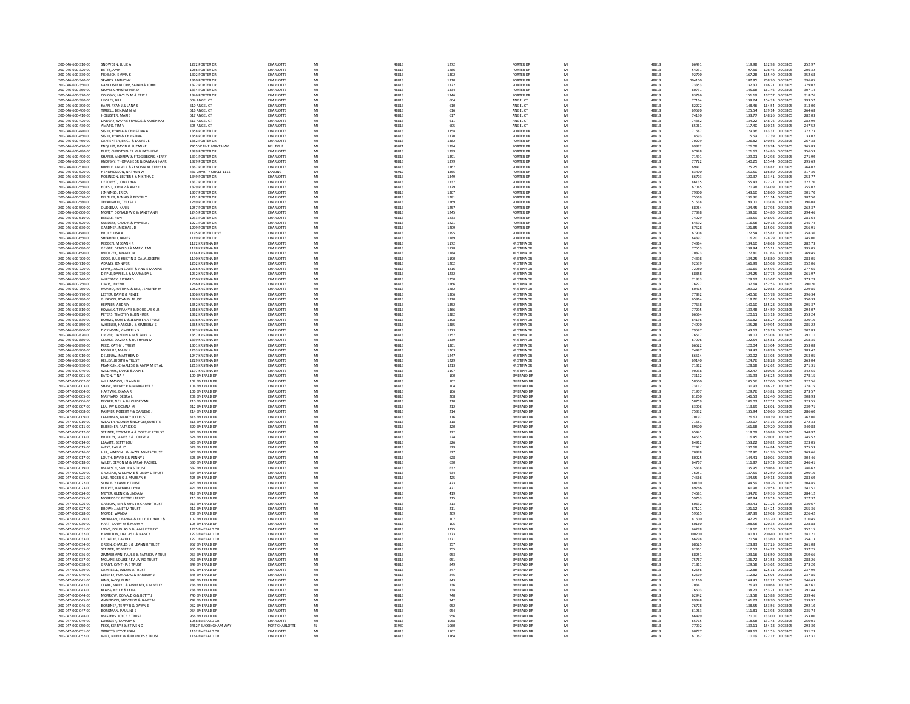| | | | | | | | | | | | | | | |
|---|---|---|---|---|---|---|---|---|---|---|---|---|---|---|
| 200-046-600-310-00 | SNOWDEN, JULIE A | 1272 PORTER DR | CHARLOTTE | MI | 48813 | 1272 | PORTER DR | MI | 48813 | 66491 | 119.98 | 132.98 | 0.003805 | 252.97 |
| 200-046-600-320-00 | BETTS, AMY | 1286 PORTER DR | CHARLOTTE | MI | 48813 | 1286 | PORTER DR | MI | 48813 | 54231 | 97.86 | 108.46 | 0.003805 | 206.32 |
| 200-046-600-330-00 | FISHNICK, EMMA K | 1302 PORTER DR | CHARLOTTE | MI | 48813 | 1302 | PORTER DR | MI | 48813 | 92700 | 167.28 | 185.40 | 0.003805 | 352.68 |
| 200-046-600-340-00 | SPARKS, ANTHONY | 1310 PORTER DR | CHARLOTTE | MI | 48813 | 1310 | PORTER DR | MI | 48813 | 104100 | 187.85 | 208.20 | 0.003805 | 396.05 |
| 200-046-600-350-00 | VANOOSTENDORP, SARAH & JOHN | 1322 PORTER DR | CHARLOTTE | MI | 48813 | 1322 | PORTER DR | MI | 48813 | 73353 | 132.37 | 146.71 | 0.003805 | 279.07 |
| 200-046-600-360-00 | SLOAN, CHRISTOPHER D | 1334 PORTER DR | CHARLOTTE | MI | 48813 | 1334 | PORTER DR | MI | 48813 | 80731 | 145.68 | 161.46 | 0.003805 | 307.14 |
| 200-046-600-370-00 | COLOSKY, HAYLEY M & ERIC R | 1346 PORTER DR | CHARLOTTE | MI | 48813 | 1346 | PORTER DR | MI | 48813 | 83786 | 151.19 | 167.57 | 0.003805 | 318.76 |
| 200-046-600-380-00 | LINSLEY, BILL L | 604 ANGEL CT | CHARLOTTE | MI | 48813 | 604 | ANGEL CT | MI | 48813 | 77164 | 139.24 | 154.33 | 0.003805 | 293.57 |
| 200-046-600-390-00 | KARN, RYAN J & LANA S | 610 ANGEL CT | CHARLOTTE | MI | 48813 | 610 | ANGEL CT | MI | 48813 | 82272 | 148.46 | 164.54 | 0.003805 | 313.00 |
| 200-046-600-400-00 | TIRRELL, BENJAMIN M | 616 ANGEL CT | CHARLOTTE | MI | 48813 | 616 | ANGEL CT | MI | 48813 | 69570 | 125.54 | 139.14 | 0.003805 | 264.68 |
| 200-046-600-410-00 | HOLLISTER, MARIE | 617 ANGEL CT | CHARLOTTE | MI | 48813 | 617 | ANGEL CT | MI | 48813 | 74130 | 133.77 | 148.26 | 0.003805 | 282.03 |
| 200-046-600-420-00 | LINDSAY, WAYNE FRANCIS & KAREN KAY | 611 ANGEL CT | CHARLOTTE | MI | 48813 | 611 | ANGEL CT | MI | 48813 | 74382 | 134.22 | 148.76 | 0.003805 | 282.99 |
| 200-046-600-430-00 | AMATO, TIM V | 605 ANGEL CT | CHARLOTTE | MI | 48813 | 605 | ANGEL CT | MI | 48813 | 65061 | 117.40 | 130.12 | 0.003805 | 247.52 |
| 200-046-600-440-00 | SISCO, RYAN A & CHRISTINA A | 1358 PORTER DR | CHARLOTTE | MI | 48813 | 1358 | PORTER DR | MI | 48813 | 71687 | 129.36 | 143.37 | 0.003805 | 272.73 |
| 200-046-600-450-00 | SISCO, RYAN & CHRISTINA | 1358 PORTER DR | CHARLOTTE | MI | 48813 | 1370 | PORTER DR | MI | 48813 | 8693 | 15.69 | 17.39 | 0.003805 | 33.07 |
| 200-046-600-460-00 | CARPENTER, ERIC J & LAUREL E | 1382 PORTER DR | CHARLOTTE | MI | 48813 | 1382 | PORTER DR | MI | 48813 | 70279 | 126.82 | 140.56 | 0.003805 | 267.38 |
| 200-046-600-470-00 | ENQUIST, DAVID & SUZANNE | 7455 W FIVE POINT HWY | BELLEVUE | MI | 49021 | 1394 | PORTER DR | MI | 48813 | 69872 | 126.08 | 139.74 | 0.003805 | 265.83 |
| 200-046-600-480-00 | BURT, CHRISTOPHER M & KATHLENE | 1399 PORTER DR | CHARLOTTE | MI | 48813 | 1399 | PORTER DR | MI | 48813 | 67428 | 121.67 | 134.86 | 0.003805 | 256.53 |
| 200-046-600-490-00 | SHAFER, ANDREW & FITZGIBBONS, KERRY | 1391 PORTER DR | CHARLOTTE | MI | 48813 | 1391 | PORTER DR | MI | 48813 | 71491 | 129.01 | 142.98 | 0.003805 | 271.99 |
| 200-046-600-500-00 | KNOFSKY, THOMAS E SR & DAMIAN HARRI | 1379 PORTER DR | CHARLOTTE | MI | 48813 | 1379 | PORTER DR | MI | 48813 | 77722 | 140.25 | 155.44 | 0.003805 | 295.69 |
| 200-046-600-510-00 | KIMBLE, ANGELA & ZENONIANI, STEPHEN | 1367 PORTER DR | CHARLOTTE | MI | 48813 | 1367 | PORTER DR | MI | 48813 | 69411 | 125.25 | 138.82 | 0.003805 | 264.07 |
| 200-046-600-520-00 | HENDRICKSON, NATHAN W | 431 CHARITY CIRCLE 1115 | LANSING | MI | 48917 | 1355 | PORTER DR | MI | 48813 | 83400 | 150.50 | 166.80 | 0.003805 | 317.30 |
| 200-046-600-530-00 | ROBINSON, LESTER S & NIKITHA C | 1349 PORTER DR | CHARLOTTE | MI | 48813 | 1349 | PORTER DR | MI | 48813 | 66703 | 120.37 | 133.41 | 0.003805 | 253.77 |
| 200-046-600-540-00 | DEFOREST, JONATHAN | 1337 PORTER DR | CHARLOTTE | MI | 48813 | 1337 | PORTER DR | MI | 48813 | 86135 | 155.43 | 172.27 | 0.003805 | 327.70 |
| 200-046-600-550-00 | HOESLI, JOHN P & AMY L | 1329 PORTER DR | CHARLOTTE | MI | 48813 | 1329 | PORTER DR | MI | 48813 | 67045 | 120.98 | 134.09 | 0.003805 | 255.07 |
| 200-046-600-560-00 | JENNINGS, ERICA | 1307 PORTER DR | CHARLOTTE | MI | 48813 | 1307 | PORTER DR | MI | 48813 | 79300 | 143.10 | 158.60 | 0.003805 | 301.70 |
| 200-046-600-570-00 | BEUTLER, DENNIS & BEVERLY | 1281 PORTER DR | CHARLOTTE | MI | 48813 | 1281 | PORTER DR | MI | 48813 | 75569 | 136.36 | 151.14 | 0.003805 | 287.50 |
| 200-046-600-580-00 | TREADWELL, TERESA A | 1269 PORTER DR | CHARLOTTE | MI | 48813 | 1269 | PORTER DR | MI | 48813 | 51538 | 93.00 | 103.08 | 0.003805 | 196.08 |
| 200-046-600-590-00 | OUDSEMA, KARI L | 1257 PORTER DR | CHARLOTTE | MI | 48813 | 1257 | PORTER DR | MI | 48813 | 68964 | 124.45 | 137.93 | 0.003805 | 262.37 |
| 200-046-600-600-00 | MOREY, DONALD W C & JANET ANN | 1245 PORTER DR | CHARLOTTE | MI | 48813 | 1245 | PORTER DR | MI | 48813 | 77398 | 139.66 | 154.80 | 0.003805 | 294.46 |
| 200-046-600-610-00 | BEEGLE, RON | 1233 PORTER DR | CHARLOTTE | MI | 48813 | 1233 | PORTER DR | MI | 48813 | 74029 | 133.59 | 148.06 | 0.003805 | 281.64 |
| 200-046-600-620-00 | SANDERS, CHAD R & PAMELA J | 1221 PORTER DR | CHARLOTTE | MI | 48813 | 1221 | PORTER DR | MI | 48813 | 64592 | 116.56 | 129.18 | 0.003805 | 245.74 |
| 200-046-600-630-00 | GARDNER, MICHAEL D | 1209 PORTER DR | CHARLOTTE | MI | 48813 | 1209 | PORTER DR | MI | 48813 | 67528 | 121.85 | 135.06 | 0.003805 | 256.91 |
| 200-046-600-640-00 | BRUCE, LISA A | 1195 PORTER DRIVE | CHARLOTTE | MI | 48813 | 1195 | PORTER DR | MI | 48813 | 67908 | 122.54 | 135.82 | 0.003805 | 258.36 |
| 200-046-600-650-00 | SHEPHERD, JAMES | 1189 PORTER DR | CHARLOTTE | MI | 48813 | 1189 | PORTER DR | MI | 48813 | 64397 | 116.20 | 128.79 | 0.003805 | 245.00 |
| 200-046-600-670-00 | REDDEN, MEGANN R | 1172 KRISTINA DR | CHARLOTTE | MI | 48813 | 1172 | KRISTINA DR | MI | 48813 | 74314 | 134.10 | 148.63 | 0.003805 | 282.73 |
| 200-046-600-680-00 | GEIGER, DENNIS J & MARY JEAN | 1178 KRISTINA DR | CHARLOTTE | MI | 48813 | 1178 | KRISTINA DR | MI | 48813 | 77553 | 139.94 | 155.11 | 0.003805 | 295.05 |
| 200-046-600-690-00 | MROCZEK, BRANDON L | 1184 KRISTINA DR | CHARLOTTE | MI | 48813 | 1184 | KRISTINA DR | MI | 48813 | 70823 | 127.80 | 141.65 | 0.003805 | 269.45 |
| 200-046-600-700-00 | COOK, JULIE KRISTIN & DALY, JOSEPH | 1190 KRISTINA DR | CHARLOTTE | MI | 48813 | 1190 | KRISTINA DR | MI | 48813 | 74398 | 134.25 | 148.80 | 0.003805 | 283.05 |
| 200-046-600-710-00 | ADAMS, JENNIFER | 1202 KRISTINA DR | CHARLOTTE | MI | 48813 | 1202 | KRISTINA DR | MI | 48813 | 92539 | 166.99 | 185.08 | 0.003805 | 352.06 |
| 200-046-600-720-00 | LEWIS, JASON SCOTT & ANGIE MAXINE | 1216 KRISTINA DR | CHARLOTTE | MI | 48813 | 1216 | KRISTINA DR | MI | 48813 | 72980 | 131.69 | 145.96 | 0.003805 | 277.65 |
| 200-046-600-730-00 | DIPPLE, DANIEL L & MARANDA L | 1232 KRISTINA DR | CHARLOTTE | MI | 48813 | 1232 | KRISTINA DR | MI | 48813 | 68858 | 124.25 | 137.72 | 0.003805 | 261.97 |
| 200-046-600-740-00 | WHITBECK, RICHARD | 1250 KRISTINA DR | CHARLOTTE | MI | 48813 | 1250 | KRISTINA DR | MI | 48813 | 71833 | 129.62 | 143.67 | 0.003805 | 273.29 |
| 200-046-600-750-00 | DAVIS, JEREMY | 1266 KRISTINA DR | CHARLOTTE | MI | 48813 | 1266 | KRISTINA DR | MI | 48813 | 76277 | 137.64 | 152.55 | 0.003805 | 290.20 |
| 200-046-600-760-00 | MUNRO, JUSTIN C & DILL, JENNIFER M | 1282 KRISTINA DR | CHARLOTTE | MI | 48813 | 1282 | KRISTINA DR | MI | 48813 | 60415 | 109.02 | 120.83 | 0.003805 | 229.85 |
| 200-046-600-770-00 | LESTER, DAVID & RENEE | 1306 KRISTINA DR | CHARLOTTE | MI | 48813 | 1306 | KRISTINA DR | MI | 48813 | 77892 | 140.56 | 155.78 | 0.003805 | 296.34 |
| 200-046-600-780-00 | GLEASON, RYAN M TRUST | 1320 KRISTINA DR | CHARLOTTE | MI | 48813 | 1320 | KRISTINA DR | MI | 48813 | 65814 | 118.76 | 131.63 | 0.003805 | 250.39 |
| 200-046-600-800-00 | KEPPLER, AUDREY | 1352 KRISTINA DR | CHARLOTTE | MI | 48813 | 1352 | KRISTINA DR | MI | 48813 | 77638 | 140.10 | 155.28 | 0.003805 | 295.37 |
| 200-046-600-810-00 | KOWALK, TIFFANY S & DOUGLAS K JR | 1366 KRISTINA DR | CHARLOTTE | MI | 48813 | 1366 | KRISTINA DR | MI | 48813 | 77295 | 139.48 | 154.59 | 0.003805 | 294.07 |
| 200-046-600-820-00 | PETERS, TIMOTHY & JENNIFER | 1382 KRISTINA DR | CHARLOTTE | MI | 48813 | 1382 | KRISTINA DR | MI | 48813 | 66564 | 120.11 | 133.13 | 0.003805 | 253.24 |
| 200-046-600-830-00 | BOHMS, ROSS D & JENNIFER A TRUST | 1398 KRISTINA DR | CHARLOTTE | MI | 48813 | 1398 | KRISTINA DR | MI | 48813 | 84136 | 151.82 | 168.27 | 0.003805 | 320.10 |
| 200-046-600-850-00 | WHEELER, HAROLD J & KIMBERLY S | 1385 KRISTINA DR | CHARLOTTE | MI | 48813 | 1385 | KRISTINA DR | MI | 48813 | 74970 | 135.28 | 149.94 | 0.003805 | 285.22 |
| 200-046-600-860-00 | DICKINSON, KIMBERLY S | 1373 KRISTINA DR | CHARLOTTE | MI | 48813 | 1373 | KRISTINA DR | MI | 48813 | 79597 | 143.63 | 159.19 | 0.003805 | 302.83 |
| 200-046-600-870-00 | DRIVER, DAYTON A IV & SARA G | 1357 KRISTINA DR | CHARLOTTE | MI | 48813 | 1357 | KRISTINA DR | MI | 48813 | 76517 | 138.07 | 153.03 | 0.003805 | 291.11 |
| 200-046-600-880-00 | CLARKE, DAVID K & RUTHANN M | 1339 KRISTINA DR | CHARLOTTE | MI | 48813 | 1339 | KRISTINA DR | MI | 48813 | 67906 | 122.54 | 135.81 | 0.003805 | 258.35 |
| 200-046-600-890-00 | REED, CATHY L TRUST | 1301 KRISTINA DR | CHARLOTTE | MI | 48813 | 1301 | KRISTINA DR | MI | 48813 | 66522 | 120.04 | 133.04 | 0.003805 | 253.08 |
| 200-046-600-900-00 | MCGUIRE, MARY J | 1263 KRISTINA DR | CHARLOTTE | MI | 48813 | 1263 | KRISTINA DR | MI | 48813 | 74497 | 134.43 | 148.99 | 0.003805 | 283.42 |
| 200-046-600-910-00 | DELEEUW, MATTHEW D | 1247 KRISTINA DR | CHARLOTTE | MI | 48813 | 1247 | KRISTINA DR | MI | 48813 | 66514 | 120.02 | 133.03 | 0.003805 | 253.05 |
| 200-046-600-920-00 | KELLEY, JUDITH A TRUST | 1229 KRISTINA DR | CHARLOTTE | MI | 48813 | 1229 | KRISTINA DR | MI | 48813 | 69140 | 124.76 | 138.28 | 0.003805 | 263.04 |
| 200-046-600-930-00 | FRANKLIN, CHARLES E & ANNA M ET AL | 1213 KRISTINA DR | CHARLOTTE | MI | 48813 | 1213 | KRISTINA DR | MI | 48813 | 71312 | 128.68 | 142.62 | 0.003805 | 271.31 |
| 200-046-600-940-00 | WILLIAMS, LANCE & ANNIE | 1197 KRISTINA DR | CHARLOTTE | MI | 48813 | 1197 | KRISTINA DR | MI | 48813 | 90038 | 162.47 | 180.08 | 0.003805 | 342.55 |
| 200-047-000-001-00 | EATON, TINA R | 100 EMERALD DR | CHARLOTTE | MI | 48813 | 100 | EMERALD DR | MI | 48813 | 73112 | 131.93 | 146.22 | 0.003805 | 278.15 |
| 200-047-000-002-00 | WILLIAMSON, LELAND H | 102 EMERALD DR | CHARLOTTE | MI | 48813 | 102 | EMERALD DR | MI | 48813 | 58500 | 105.56 | 117.00 | 0.003805 | 222.56 |
| 200-047-000-003-00 | SHAW, BERNEY R & MARGARET E | 104 EMERALD DR | CHARLOTTE | MI | 48813 | 104 | EMERALD DR | MI | 48813 | 73112 | 131.93 | 146.22 | 0.003805 | 278.15 |
| 200-047-000-004-00 | HARTWIG, DIANA R | 106 EMERALD DR | CHARLOTTE | MI | 48813 | 106 | EMERALD DR | MI | 48813 | 71907 | 129.76 | 143.81 | 0.003805 | 273.57 |
| 200-047-000-005-00 | MAYNARD, DEBRA L | 208 EMERALD DR | CHARLOTTE | MI | 48813 | 208 | EMERALD DR | MI | 48813 | 81200 | 146.53 | 162.40 | 0.003805 | 308.93 |
| 200-047-000-006-00 | BECKER, NEIL A & LOUISE VAN | 210 EMERALD DR | CHARLOTTE | MI | 48813 | 210 | EMERALD DR | MI | 48813 | 58759 | 106.03 | 117.52 | 0.003805 | 223.55 |
| 200-047-000-007-00 | LEA, JAY & DONNA M | 212 EMERALD DR | CHARLOTTE | MI | 48813 | 212 | EMERALD DR | MI | 48813 | 63006 | 113.69 | 126.01 | 0.003805 | 239.71 |
| 200-047-000-008-00 | RAYMER, ROBERT F & DARLENE J | 214 EMERALD DR | CHARLOTTE | MI | 48813 | 214 | EMERALD DR | MI | 48813 | 75332 | 135.94 | 150.66 | 0.003805 | 286.60 |
| 200-047-000-009-00 | LAMPMAN, NANCY JO TRUST | 316 EMERALD DR | CHARLOTTE | MI | 48813 | 316 | EMERALD DR | MI | 48813 | 70197 | 126.67 | 140.39 | 0.003805 | 267.06 |
| 200-047-000-010-00 | WEAVER,RODNEY &NICHOLS,SUZETTE | 318 EMERALD DR | CHARLOTTE | MI | 48813 | 318 | EMERALD DR | MI | 48813 | 71581 | 129.17 | 143.16 | 0.003805 | 272.33 |
| 200-047-000-011-00 | BLIESENER, PATRICK G | 320 EMERALD DR | CHARLOTTE | MI | 48813 | 320 | EMERALD DR | MI | 48813 | 89600 | 161.68 | 179.20 | 0.003805 | 340.88 |
| 200-047-000-012-00 | STEINER, EDWARD A & DORTHY J TRUST | 322 EMERALD DR | CHARLOTTE | MI | 48813 | 322 | EMERALD DR | MI | 48813 | 65441 | 118.09 | 130.88 | 0.003805 | 248.97 |
| 200-047-000-013-00 | BRADLEY, JAMES E & LOUISE V | 524 EMERALD DR | CHARLOTTE | MI | 48813 | 524 | EMERALD DR | MI | 48813 | 64535 | 116.45 | 129.07 | 0.003805 | 245.52 |
| 200-047-000-014-00 | LEAVITT, BETTY LOU | 526 EMERALD DR | CHARLOTTE | MI | 48813 | 526 | EMERALD DR | MI | 48813 | 84912 | 153.22 | 169.82 | 0.003805 | 323.05 |
| 200-047-000-015-00 | WEST, RAY & JO | 529 EMERALD DR | CHARLOTTE | MI | 48813 | 529 | EMERALD DR | MI | 48813 | 72421 | 130.68 | 144.84 | 0.003805 | 275.53 |
| 200-047-000-016-00 | HILL, MARVIN L & HAZEL AGNES TRUST | 527 EMERALD DR | CHARLOTTE | MI | 48813 | 527 | EMERALD DR | MI | 48813 | 70878 | 127.90 | 141.76 | 0.003805 | 269.66 |
| 200-047-000-017-00 | LOUTH, DAVID E & PENNY L | 628 EMERALD DR | CHARLOTTE | MI | 48813 | 628 | EMERALD DR | MI | 48813 | 80025 | 144.41 | 160.05 | 0.003805 | 304.46 |
| 200-047-000-018-00 | WILEY, DEVON M & SARAH RACHEL | 630 EMERALD DR | CHARLOTTE | MI | 48813 | 630 | EMERALD DR | MI | 48813 | 64767 | 116.87 | 129.53 | 0.003805 | 246.41 |
| 200-047-000-019-00 | MAATSCH, SANDRA S TRUST | 632 EMERALD DR | CHARLOTTE | MI | 48813 | 632 | EMERALD DR | MI | 48813 | 75338 | 135.95 | 150.68 | 0.003805 | 286.62 |
| 200-047-000-020-00 | GROLEAU, WILLIAM E & LINDA D TRUST | 634 EMERALD DR | CHARLOTTE | MI | 48813 | 634 | EMERALD DR | MI | 48813 | 76251 | 137.59 | 152.50 | 0.003805 | 290.10 |
| 200-047-000-021-00 | LINE, ROGER G & MARILYN K | 425 EMERALD DR | CHARLOTTE | MI | 48813 | 425 | EMERALD DR | MI | 48813 | 74566 | 134.55 | 149.13 | 0.003805 | 283.69 |
| 200-047-000-022-00 | SCHABLY FAMILY TRUST | 423 EMERALD DR | CHARLOTTE | MI | 48813 | 423 | EMERALD DR | MI | 48813 | 80130 | 144.59 | 160.26 | 0.003805 | 304.85 |
| 200-047-000-023-00 | BURPEE, BARBARA LYNN | 421 EMERALD DR | CHARLOTTE | MI | 48813 | 421 | EMERALD DR | MI | 48813 | 89766 | 161.98 | 179.53 | 0.003805 | 341.51 |
| 200-047-000-024-00 | MEYER, GLEN C & LINDA M | 419 EMERALD DR | CHARLOTTE | MI | 48813 | 419 | EMERALD DR | MI | 48813 | 74681 | 134.76 | 149.36 | 0.003805 | 284.12 |
| 200-047-000-025-00 | MORRISSEY, BETTIE J TRUST | 215 EMERALD DR | CHARLOTTE | MI | 48813 | 215 | EMERALD DR | MI | 48813 | 59763 | 107.84 | 119.53 | 0.003805 | 227.37 |
| 200-047-000-026-00 | GARLOW, MR & MRS J RICHARD TRUST | 213 EMERALD DR | CHARLOTTE | MI | 48813 | 213 | EMERALD DR | MI | 48813 | 60632 | 109.41 | 121.26 | 0.003805 | 230.67 |
| 200-047-000-027-00 | BROWN, JANET M TRUST | 211 EMERALD DR | CHARLOTTE | MI | 48813 | 211 | EMERALD DR | MI | 48813 | 67121 | 121.12 | 134.24 | 0.003805 | 255.36 |
| 200-047-000-028-00 | MORSE, WANDA | 209 EMERALD DR | CHARLOTTE | MI | 48813 | 209 | EMERALD DR | MI | 48813 | 59515 | 107.39 | 119.03 | 0.003805 | 226.42 |
| 200-047-000-029-00 | SHERMAN, DEANNA & DILLY, RICHARD & | 107 EMERALD DR | CHARLOTTE | MI | 48813 | 107 | EMERALD DR | MI | 48813 | 81600 | 147.25 | 163.20 | 0.003805 | 310.45 |
| 200-047-000-030-00 | HART, BARRY M & MARY A | 105 EMERALD DR | CHARLOTTE | MI | 48813 | 105 | EMERALD DR | MI | 48813 | 60160 | 108.56 | 120.32 | 0.003805 | 228.88 |
| 200-047-000-031-00 | LOWE, DOUGLAS D & JANIS E TRUST | 1275 EMERALD DR | CHARLOTTE | MI | 48813 | 1275 | EMERALD DR | MI | 48813 | 66278 | 119.60 | 132.56 | 0.003805 | 252.15 |
| 200-047-000-032-00 | HAMILTON, DALLAS L & NANCY | 1273 EMERALD DR | CHARLOTTE | MI | 48813 | 1273 | EMERALD DR | MI | 48813 | 100200 | 180.81 | 200.40 | 0.003805 | 381.21 |
| 200-047-000-033-00 | DEDAFOE, DAVID F | 1271 EMERALD DR | CHARLOTTE | MI | 48813 | 1271 | EMERALD DR | MI | 48813 | 66798 | 120.54 | 133.60 | 0.003805 | 254.13 |
| 200-047-000-034-00 | GREEN, CHARLES L & LEANN R TRUST | 957 EMERALD DR | CHARLOTTE | MI | 48813 | 957 | EMERALD DR | MI | 48813 | 68625 | 123.83 | 137.25 | 0.003805 | 261.08 |
| 200-047-000-035-00 | STEINER, ROBERT E | 955 EMERALD DR | CHARLOTTE | MI | 48813 | 955 | EMERALD DR | MI | 48813 | 62361 | 112.53 | 124.72 | 0.003805 | 237.25 |
| 200-047-000-036-00 | ZIMMERMAN, PAUL E & PATRICIA A TRUS | 953 EMERALD DR | CHARLOTTE | MI | 48813 | 953 | EMERALD DR | MI | 48813 | 68251 | 123.16 | 136.50 | 0.003805 | 259.66 |
| 200-047-000-037-00 | MCLANE, LOUISE REV LIVING TRUST | 951 EMERALD DR | CHARLOTTE | MI | 48813 | 951 | EMERALD DR | MI | 48813 | 75767 | 136.72 | 151.53 | 0.003805 | 288.26 |
| 200-047-000-038-00 | GRANT, CYNTHIA S TRUST | 849 EMERALD DR | CHARLOTTE | MI | 48813 | 849 | EMERALD DR | MI | 48813 | 71811 | 129.58 | 143.62 | 0.003805 | 273.20 |
| 200-047-000-039-00 | CAMPBELL, WILMA A TRUST | 847 EMERALD DR | CHARLOTTE | MI | 48813 | 847 | EMERALD DR | MI | 48813 | 62556 | 112.88 | 125.11 | 0.003805 | 237.99 |
| 200-047-000-040-00 | LESENEY, RONALD G & BARBARA J | 845 EMERALD DR | CHARLOTTE | MI | 48813 | 845 | EMERALD DR | MI | 48813 | 62519 | 112.82 | 125.04 | 0.003805 | 237.85 |
| 200-047-000-041-00 | KING, JACQUELINE | 843 EMERALD DR | CHARLOTTE | MI | 48813 | 843 | EMERALD DR | MI | 48813 | 91110 | 164.41 | 182.22 | 0.003805 | 346.63 |
| 200-047-000-042-00 | CLARK, MARY J & APPLEBEY, KIMBERLY | 736 EMERALD DR | CHARLOTTE | MI | 48813 | 736 | EMERALD DR | MI | 48813 | 70341 | 126.93 | 140.68 | 0.003805 | 267.61 |
| 200-047-000-043-00 | KLAISS, NEIL E & LEILA | 738 EMERALD DR | CHARLOTTE | MI | 48813 | 738 | EMERALD DR | MI | 48813 | 76603 | 138.23 | 153.21 | 0.003805 | 291.44 |
| 200-047-000-044-00 | MORROW, DONALD G & BETTY J | 740 EMERALD DR | CHARLOTTE | MI | 48813 | 740 | EMERALD DR | MI | 48813 | 62942 | 113.58 | 125.88 | 0.003805 | 239.46 |
| 200-047-000-045-00 | ANDERSON, STEVEN W & JANET M | 742 EMERALD DR | CHARLOTTE | MI | 48813 | 742 | EMERALD DR | MI | 48813 | 89348 | 161.23 | 178.70 | 0.003805 | 339.92 |
| 200-047-000-046-00 | BORDNER, TERRY R & DAWN E | 952 EMERALD DR | CHARLOTTE | MI | 48813 | 952 | EMERALD DR | MI | 48813 | 76778 | 138.55 | 153.56 | 0.003805 | 292.10 |
| 200-047-000-047-00 | BORGMAN, PAULINE S | 954 EMERALD DR | CHARLOTTE | MI | 48813 | 954 | EMERALD DR | MI | 48813 | 61963 | 111.81 | 123.93 | 0.003805 | 235.74 |
| 200-047-000-048-00 | MASTERS, JOYCE E TRUST | 956 EMERALD DR | CHARLOTTE | MI | 48813 | 956 | EMERALD DR | MI | 48813 | 66499 | 120.00 | 133.00 | 0.003805 | 253.00 |
| 200-047-000-049-00 | LOBSIGER, TAMARA S | 1058 EMERALD DR | CHARLOTTE | MI | 48813 | 1058 | EMERALD DR | MI | 48813 | 65715 | 118.58 | 131.43 | 0.003805 | 250.01 |
| 200-047-000-050-00 | PECK, KERRY S & STEVEN D | 24627 BUCKINGHAM WAY | PORT CHARLOTTE | FL | 33980 | 1060 | EMERALD DR | MI | 48813 | 77092 | 139.11 | 154.18 | 0.003805 | 293.30 |
| 200-047-000-051-00 | TIBBITTS, JOYCE JEAN | 1162 EMERALD DR | CHARLOTTE | MI | 48813 | 1162 | EMERALD DR | MI | 48813 | 60777 | 109.67 | 121.55 | 0.003805 | 231.23 |
| 200-047-000-052-00 | WIRT, NOBLE W & FRANCES S TRUST | 1164 EMERALD DR | CHARLOTTE | MI | 48813 | 1164 | EMERALD DR | MI | 48813 | 61062 | 110.19 | 122.12 | 0.003805 | 232.31 |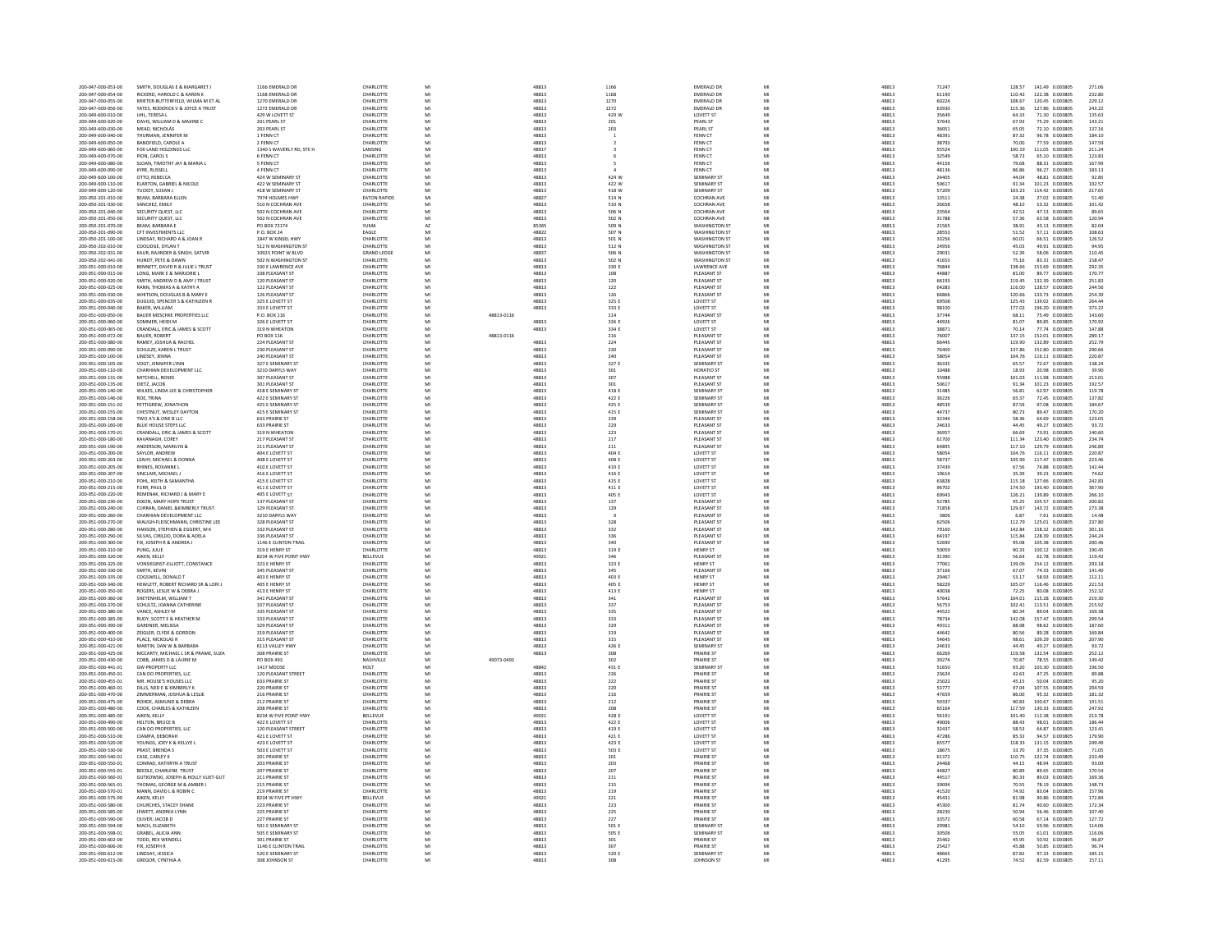| | | | | | | | | | | | | | | |
|---|---|---|---|---|---|---|---|---|---|---|---|---|---|---|
| 200-047-000-053-00 | SMITH, DOUGLAS E & MARGARET J | 1166 EMERALD DR | CHARLOTTE | MI | | 48813 | 1166 | EMERALD DR | MI | 48813 | 71247 | 128.57 | 142.49 0.003805 | 271.06 |
| 200-047-000-054-00 | RICKERD, HAROLD C & KAREN K | 1168 EMERALD DR | CHARLOTTE | MI | | 48813 | 1168 | EMERALD DR | MI | 48813 | 61190 | 110.42 | 122.38 0.003805 | 232.80 |
| 200-047-000-055-00 | KRIETER-BUTTERFIELD, WILMA M ET AL | 1270 EMERALD DR | CHARLOTTE | MI | | 48813 | 1270 | EMERALD DR | MI | 48813 | 60224 | 108.67 | 120.45 0.003805 | 229.12 |
| 200-047-000-056-00 | YATES, RODERICK V & JOYCE A TRUST | 1272 EMERALD DR | CHARLOTTE | MI | | 48813 | 1272 | EMERALD DR | MI | 48813 | 63930 | 115.36 | 127.86 0.003805 | 243.22 |
| 200-049-600-010-00 | UHL, TERESA L | 429 W LOVETT ST | CHARLOTTE | MI | | 48813 | 429 W | LOVETT ST | MI | 48813 | 35649 | 64.33 | 71.30 0.003805 | 135.63 |
| 200-049-600-020-00 | DAVIS, WILLIAM D & MAXINE C | 201 PEARL ST | CHARLOTTE | MI | | 48813 | 201 | PEARL ST | MI | 48813 | 37643 | 67.93 | 75.29 0.003805 | 143.21 |
| 200-049-600-030-00 | MEAD, NICHOLAS | 203 PEARL ST | CHARLOTTE | MI | | 48813 | 203 | PEARL ST | MI | 48813 | 36051 | 65.05 | 72.10 0.003805 | 137.16 |
| 200-049-600-040-00 | THURMAN, JENNIFER M | 1 FENN CT | CHARLOTTE | MI | | 48813 | 1 | FENN CT | MI | 48813 | 48391 | 87.32 | 96.78 0.003805 | 184.10 |
| 200-049-600-050-00 | BANDFIELD, CAROLE A | 2 FENN CT | CHARLOTTE | MI | | 48813 | 2 | FENN CT | MI | 48813 | 38793 | 70.00 | 77.59 0.003805 | 147.59 |
| 200-049-600-060-00 | FOX LAND HOLDINGS LLC | 1340 S WAVERLY RD, STE H | LANSING | MI | | 48917 | 3 | FENN CT | MI | 48813 | 55524 | 100.19 | 111.05 0.003805 | 211.24 |
| 200-049-600-070-00 | PION, CAROL S | 6 FENN CT | CHARLOTTE | MI | | 48813 | 6 | FENN CT | MI | 48813 | 32549 | 58.73 | 65.10 0.003805 | 123.83 |
| 200-049-600-080-00 | SLOAN, TIMOTHY JAY & MARIA L | 5 FENN CT | CHARLOTTE | MI | | 48813 | 5 | FENN CT | MI | 48813 | 44156 | 79.68 | 88.31 0.003805 | 167.99 |
| 200-049-600-090-00 | KYRE, RUSSELL | 4 FENN CT | CHARLOTTE | MI | | 48813 | 4 | FENN CT | MI | 48813 | 48136 | 86.86 | 96.27 0.003805 | 183.13 |
| 200-049-600-100-00 | OTTO, REBECCA | 424 W SEMINARY ST | CHARLOTTE | MI | | 48813 | 424 W | SEMINARY ST | MI | 48813 | 24405 | 44.04 | 48.81 0.003805 | 92.85 |
| 200-049-600-110-00 | ELARTON, GABRIEL & NICOLE | 422 W SEMINARY ST | CHARLOTTE | MI | | 48813 | 422 W | SEMINARY ST | MI | 48813 | 50617 | 91.34 | 101.23 0.003805 | 192.57 |
| 200-049-600-120-00 | TUCKEY, SUSAN J | 418 W SEMINARY ST | CHARLOTTE | MI | | 48813 | 418 W | SEMINARY ST | MI | 48813 | 57209 | 103.23 | 114.42 0.003805 | 217.65 |
| 200-050-201-010-00 | BEAM, BARBARA ELLEN | 7974 HOLMES HWY | EATON RAPIDS | MI | | 48827 | 514 N | COCHRAN AVE | MI | 48813 | 13511 | 24.38 | 27.02 0.003805 | 51.40 |
| 200-050-201-030-00 | SANCHEZ, EMILY | 510 N COCHRAN AVE | CHARLOTTE | MI | | 48813 | 510 N | COCHRAN AVE | MI | 48813 | 26658 | 48.10 | 53.32 0.003805 | 101.42 |
| 200-050-201-040-00 | SECURITY QUEST, LLC | 502 N COCHRAN AVE | CHARLOTTE | MI | | 48813 | 506 N | COCHRAN AVE | MI | 48813 | 23564 | 42.52 | 47.13 0.003805 | 89.65 |
| 200-050-201-050-00 | SECURITY QUEST, LLC | 502 N COCHRAN AVE | CHARLOTTE | MI | | 48813 | 502 N | COCHRAN AVE | MI | 48813 | 31788 | 57.36 | 63.58 0.003805 | 120.94 |
| 200-050-201-070-00 | BEAM, BARBARA E | PO BOX 72174 | YUMA | AZ | | 85365 | 509 N | WASHINGTON ST | MI | 48813 | 21565 | 38.91 | 43.13 0.003805 | 82.04 |
| 200-050-201-090-00 | CFT INVESTMENTS LLC | P.O. BOX 24 | EAGLE | MI | | 48822 | 507 N | WASHINGTON ST | MI | 48813 | 28553 | 51.52 | 57.11 0.003805 | 108.63 |
| 200-050-201-100-00 | LINDSAY, RICHARD A & JOAN R | 1847 W KINSEL HWY | CHARLOTTE | MI | | 48813 | 501 N | WASHINGTON ST | MI | 48813 | 33256 | 60.01 | 66.51 0.003805 | 126.52 |
| 200-050-202-010-00 | COOLIDGE, DYLAN T | 512 N WASHINGTON ST | CHARLOTTE | MI | | 48813 | 512 N | WASHINGTON ST | MI | 48813 | 24956 | 45.03 | 49.91 0.003805 | 94.95 |
| 200-050-202-031-00 | KAUR, RAJINDER & SINGH, SATVIR | 10923 POINT W BLVD | GRAND LEDGE | MI | | 48837 | 506 N | WASHINGTON ST | MI | 48813 | 29031 | 52.39 | 58.06 0.003805 | 110.45 |
| 200-050-202-041-00 | HUNDT, PETE & DAWN | 502 N WASHINGTON ST | CHARLOTTE | MI | | 48813 | 502 N | WASHINGTON ST | MI | 48813 | 41653 | 75.16 | 83.31 0.003805 | 158.47 |
| 200-051-000-010-00 | BENNETT, DAVID R & JULIE L TRUST | 330 E LAWRENCE AVE | CHARLOTTE | MI | | 48813 | 330 E | LAWRENCE AVE | MI | 48813 | 76844 | 138.66 | 153.69 0.003805 | 292.35 |
| 200-051-000-015-00 | LONG, MARK E & MARJORIE L | 108 PLEASANT ST | CHARLOTTE | MI | | 48813 | 108 | PLEASANT ST | MI | 48813 | 44887 | 81.00 | 89.77 0.003805 | 170.77 |
| 200-051-000-020-00 | SMITH, ANDREW D & AMY J TRUST | 120 PLEASANT ST | CHARLOTTE | MI | | 48813 | 120 | PLEASANT ST | MI | 48813 | 66193 | 119.45 | 132.39 0.003805 | 251.83 |
| 200-051-000-025-00 | RANN, THOMAS A & KATHY A | 122 PLEASANT ST | CHARLOTTE | MI | | 48813 | 122 | PLEASANT ST | MI | 48813 | 64283 | 116.00 | 128.57 0.003805 | 244.56 |
| 200-051-000-030-00 | WHITSON, DOUGLAS B & MARY E | 126 PLEASANT ST | CHARLOTTE | MI | | 48813 | 126 | PLEASANT ST | MI | 48813 | 66866 | 120.66 | 133.73 0.003805 | 254.39 |
| 200-051-000-035-00 | DUGUID, SPENCER S & KATHLEEN R | 325 E LOVETT ST | CHARLOTTE | MI | | 48813 | 325 E | LOVETT ST | MI | 48813 | 69508 | 125.43 | 139.02 0.003805 | 264.44 |
| 200-051-000-040-00 | BAKER, WILLIAM | 333 E LOVETT ST | CHARLOTTE | MI | | 48813 | 333 E | LOVETT ST | MI | 48813 | 98100 | 177.02 | 196.20 0.003805 | 373.22 |
| 200-051-000-050-00 | BAUER MESCHKE PROPERTIES LLC | P.O. BOX 116 | CHARLOTTE | MI | 48813-0116 | | 214 | PLEASANT ST | MI | 48813 | 37744 | 68.11 | 75.49 0.003805 | 143.60 |
| 200-051-000-060-00 | SOMMER, HEIDI M | 326 E LOVETT ST | CHARLOTTE | MI | | 48813 | 326 E | LOVETT ST | MI | 48813 | 44926 | 81.07 | 89.85 0.003805 | 170.92 |
| 200-051-000-065-00 | CRANDALL, ERIC & JAMES & SCOTT | 319 N WHEATON | CHARLOTTE | MI | | 48813 | 334 E | LOVETT ST | MI | 48813 | 38871 | 70.14 | 77.74 0.003805 | 147.88 |
| 200-051-000-072-00 | BAUER, ROBERT | PO BOX 116 | CHARLOTTE | MI | 48813-0116 | | 216 | PLEASANT ST | MI | 48813 | 76007 | 137.15 | 152.01 0.003805 | 289.17 |
| 200-051-000-080-00 | RAMEY, JOSHUA & RACHEL | 224 PLEASANT ST | CHARLOTTE | MI | | 48813 | 224 | PLEASANT ST | MI | 48813 | 66445 | 119.90 | 132.89 0.003805 | 252.79 |
| 200-051-000-090-00 | SCHULZE, KAREN L TRUST | 230 PLEASANT ST | CHARLOTTE | MI | | 48813 | 230 | PLEASANT ST | MI | 48813 | 76400 | 137.86 | 152.80 0.003805 | 290.66 |
| 200-051-000-100-00 | LINDSEY, JENNA | 240 PLEASANT ST | CHARLOTTE | MI | | 48813 | 240 | PLEASANT ST | MI | 48813 | 58054 | 104.76 | 116.11 0.003805 | 220.87 |
| 200-051-000-105-00 | VOGT, JENNIFER LYNN | 327 E SEMINARY ST | CHARLOTTE | MI | | 48813 | 327 E | SEMINARY ST | MI | 48813 | 36335 | 65.57 | 72.67 0.003805 | 138.24 |
| 200-051-000-110-00 | CHARHIAN DEVELOPMENT LLC | 3210 DARYLS WAY | CHARLOTTE | MI | | 48813 | 301 | HORATIO ST | MI | 48813 | 10488 | 18.93 | 20.98 0.003805 | 39.90 |
| 200-051-000-131-00 | MITCHELL, RENEE | 307 PLEASANT ST | CHARLOTTE | MI | | 48813 | 307 | PLEASANT ST | MI | 48813 | 55988 | 101.03 | 111.98 0.003805 | 213.01 |
| 200-051-000-135-00 | DIETZ, JACOB | 301 PLEASANT ST | CHARLOTTE | MI | | 48813 | 301 | PLEASANT ST | MI | 48813 | 50617 | 91.34 | 101.23 0.003805 | 192.57 |
| 200-051-000-140-00 | WILKES, LINDA LEE & CHRISTOPHER | 418 E SEMINARY ST | CHARLOTTE | MI | | 48813 | 418 E | SEMINARY ST | MI | 48813 | 31485 | 56.81 | 62.97 0.003805 | 119.78 |
| 200-051-000-146-00 | ROE, TRINA | 422 E SEMINARY ST | CHARLOTTE | MI | | 48813 | 422 E | SEMINARY ST | MI | 48813 | 36226 | 65.37 | 72.45 0.003805 | 137.82 |
| 200-051-000-151-02 | PETTIGREW, JONATHON | 425 E SEMINARY ST | CHARLOTTE | MI | | 48813 | 425 E | SEMINARY ST | MI | 48813 | 48539 | 87.59 | 97.08 0.003805 | 184.67 |
| 200-051-000-155-00 | CHESTNUT, WESLEY DAYTON | 415 E SEMINARY ST | CHARLOTTE | MI | | 48813 | 415 E | SEMINARY ST | MI | 48813 | 44737 | 80.73 | 89.47 0.003805 | 170.20 |
| 200-051-000-158-00 | TWO A'S & ONE B LLC | 633 PRAIRIE ST | CHARLOTTE | MI | | 48813 | 239 | PLEASANT ST | MI | 48813 | 32344 | 58.36 | 64.69 0.003805 | 123.05 |
| 200-051-000-160-00 | BLUE HOUSE STEPS LLC | 633 PRAIRIE ST | CHARLOTTE | MI | | 48813 | 229 | PLEASANT ST | MI | 48813 | 24633 | 44.45 | 49.27 0.003805 | 93.72 |
| 200-051-000-170-01 | CRANDALL, ERIC & JAMES & SCOTT | 319 N WHEATON | CHARLOTTE | MI | | 48813 | 223 | PLEASANT ST | MI | 48813 | 36957 | 66.69 | 73.91 0.003805 | 140.60 |
| 200-051-000-180-00 | KAVANAGH, COREY | 217 PLEASANT ST | CHARLOTTE | MI | | 48813 | 217 | PLEASANT ST | MI | 48813 | 61700 | 111.34 | 123.40 0.003805 | 234.74 |
| 200-051-000-190-00 | ANDERSON, MARILYN & | 211 PLEASANT ST | CHARLOTTE | MI | | 48813 | 211 | PLEASANT ST | MI | 48813 | 64895 | 117.10 | 129.79 0.003805 | 246.89 |
| 200-051-000-200-00 | SAYLOR, ANDREW | 404 E LOVETT ST | CHARLOTTE | MI | | 48813 | 404 E | LOVETT ST | MI | 48813 | 58054 | 104.76 | 116.11 0.003805 | 220.87 |
| 200-051-000-203-00 | LEAHY, MICHAEL & DONNA | 408 E LOVETT ST | CHARLOTTE | MI | | 48813 | 408 E | LOVETT ST | MI | 48813 | 58737 | 105.99 | 117.47 0.003805 | 223.46 |
| 200-051-000-205-00 | RHINES, ROXANNE L | 410 E LOVETT ST | CHARLOTTE | MI | | 48813 | 410 E | LOVETT ST | MI | 48813 | 37439 | 67.56 | 74.88 0.003805 | 142.44 |
| 200-051-000-207-00 | SINCLAIR, MICHAEL J | 416 E LOVETT ST | CHARLOTTE | MI | | 48813 | 416 E | LOVETT ST | MI | 48813 | 19614 | 35.39 | 39.23 0.003805 | 74.62 |
| 200-051-000-210-00 | POHL, KEITH & SAMANTHA | 415 E LOVETT ST | CHARLOTTE | MI | | 48813 | 415 E | LOVETT ST | MI | 48813 | 63828 | 115.18 | 127.66 0.003805 | 242.83 |
| 200-051-000-215-00 | FURR, PAUL D | 411 E LOVETT ST | CHARLOTTE | MI | | 48813 | 411 E | LOVETT ST | MI | 48813 | 96702 | 174.50 | 193.40 0.003805 | 367.90 |
| 200-051-000-220-00 | REMENAK, RICHARD J & MARY E | 405 E LOVETT ST | CHARLOTTE | MI | | 48813 | 405 E | LOVETT ST | MI | 48813 | 69943 | 126.21 | 139.89 0.003805 | 266.10 |
| 200-051-000-230-00 | DIXON, MARY HOPE TRUST | 137 PLEASANT ST | CHARLOTTE | MI | | 48813 | 137 | PLEASANT ST | MI | 48813 | 52785 | 95.25 | 105.57 0.003805 | 200.82 |
| 200-051-000-240-00 | CURRAN, DANIEL &KIMBERLY TRUST | 129 PLEASANT ST | CHARLOTTE | MI | | 48813 | 129 | PLEASANT ST | MI | 48813 | 71858 | 129.67 | 143.72 0.003805 | 273.38 |
| 200-051-000-260-00 | CHARHIAN DEVELOPMENT LLC | 3210 DARYLS WAY | CHARLOTTE | MI | | 48813 | 0 | PLEASANT ST | MI | 48813 | 3806 | 6.87 | 7.61 0.003805 | 14.48 |
| 200-051-000-270-00 | WAUGH-FLEISCHMANN, CHRISTINE LEE | 328 PLEASANT ST | CHARLOTTE | MI | | 48813 | 328 | PLEASANT ST | MI | 48813 | 62506 | 112.79 | 125.01 0.003805 | 237.80 |
| 200-051-000-280-00 | HANSON, STEPHEN & EGGERT, M K | 332 PLEASANT ST | CHARLOTTE | MI | | 48813 | 332 | PLEASANT ST | MI | 48813 | 79160 | 142.84 | 158.32 0.003805 | 301.16 |
| 200-051-000-290-00 | SILVAS, CIRILDO, DORA & ADELA | 336 PLEASANT ST | CHARLOTTE | MI | | 48813 | 336 | PLEASANT ST | MI | 48813 | 64197 | 115.84 | 128.39 0.003805 | 244.24 |
| 200-051-000-300-00 | FIX, JOSEPH R & ANDREA J | 1146 E CLINTON TRAIL | CHARLOTTE | MI | | 48813 | 340 | PLEASANT ST | MI | 48813 | 52690 | 95.08 | 105.38 0.003805 | 200.46 |
| 200-051-000-310-00 | PUNG, JULIE | 319 E HENRY ST | CHARLOTTE | MI | | 48813 | 319 E | HENRY ST | MI | 48813 | 50059 | 90.33 | 100.12 0.003805 | 190.45 |
| 200-051-000-320-00 | AIKEN, KELLY | 8234 W FIVE POINT HWY | BELLEVUE | MI | | 49021 | 346 | PLEASANT ST | MI | 48813 | 31390 | 56.64 | 62.78 0.003805 | 119.42 |
| 200-051-000-325-00 | VONSIEGRIST-ELLIOTT, CONSTANCE | 323 E HENRY ST | CHARLOTTE | MI | | 48813 | 323 E | HENRY ST | MI | 48813 | 77061 | 139.06 | 154.12 0.003805 | 293.18 |
| 200-051-000-330-00 | SMITH, KEVIN | 345 PLEASANT ST | CHARLOTTE | MI | | 48813 | 345 | PLEASANT ST | MI | 48813 | 37166 | 67.07 | 74.33 0.003805 | 141.40 |
| 200-051-000-335-00 | COGSWELL, DONALD T | 403 E HENRY ST | CHARLOTTE | MI | | 48813 | 403 E | HENRY ST | MI | 48813 | 29467 | 53.17 | 58.93 0.003805 | 112.11 |
| 200-051-000-340-00 | HEWLETT, ROBERT RICHARD SR & LORI J | 405 E HENRY ST | CHARLOTTE | MI | | 48813 | 405 E | HENRY ST | MI | 48813 | 58229 | 105.07 | 116.46 0.003805 | 221.53 |
| 200-051-000-350-00 | ROGERS, LESLIE W & DEBRA J | 413 E HENRY ST | CHARLOTTE | MI | | 48813 | 413 E | HENRY ST | MI | 48813 | 40038 | 72.25 | 80.08 0.003805 | 152.32 |
| 200-051-000-360-00 | SHETENHELM, WILLIAM T | 341 PLEASANT ST | CHARLOTTE | MI | | 48813 | 341 | PLEASANT ST | MI | 48813 | 57642 | 104.01 | 115.28 0.003805 | 219.30 |
| 200-051-000-370-00 | SCHULTZ, JOANNA CATHERINE | 337 PLEASANT ST | CHARLOTTE | MI | | 48813 | 337 | PLEASANT ST | MI | 48813 | 56753 | 102.41 | 113.51 0.003805 | 215.92 |
| 200-051-000-380-00 | VANCE, ASHLEY M | 335 PLEASANT ST | CHARLOTTE | MI | | 48813 | 335 | PLEASANT ST | MI | 48813 | 44522 | 80.34 | 89.04 0.003805 | 169.38 |
| 200-051-000-385-00 | RUDY, SCOTT E & HEATHER M | 333 PLEASANT ST | CHARLOTTE | MI | | 48813 | 333 | PLEASANT ST | MI | 48813 | 78734 | 142.08 | 157.47 0.003805 | 299.54 |
| 200-051-000-390-00 | GARDNER, MELISSA | 329 PLEASANT ST | CHARLOTTE | MI | | 48813 | 329 | PLEASANT ST | MI | 48813 | 49311 | 88.98 | 98.62 0.003805 | 187.60 |
| 200-051-000-400-00 | ZEIGLER, CLYDE & GORDON | 319 PLEASANT ST | CHARLOTTE | MI | | 48813 | 319 | PLEASANT ST | MI | 48813 | 44642 | 80.56 | 89.28 0.003805 | 169.84 |
| 200-051-000-410-00 | PLACE, NICKOLAS R | 315 PLEASANT ST | CHARLOTTE | MI | | 48813 | 315 | PLEASANT ST | MI | 48813 | 54645 | 98.61 | 109.29 0.003805 | 207.90 |
| 200-051-000-421-00 | MARTIN, DAN W & BARBARA | 6113 VALLEY HWY | CHARLOTTE | MI | | 48813 | 426 E | SEMINARY ST | MI | 48813 | 24633 | 44.45 | 49.27 0.003805 | 93.72 |
| 200-051-000-425-00 | MCCARTY, MICHAEL L SR & PRAME, SUZA | 308 PRAIRIE ST | CHARLOTTE | MI | | 48813 | 308 | PRAIRIE ST | MI | 48813 | 66269 | 119.58 | 132.54 0.003805 | 252.12 |
| 200-051-000-430-00 | COBB, JAMES D & LAURIE M | PO BOX 493 | NASHVILLE | MI | 49073-0493 | | 302 | PRAIRIE ST | MI | 48813 | 39274 | 70.87 | 78.55 0.003805 | 149.42 |
| 200-051-000-441-01 | GW PROPERTY LLC | 1417 MOOSE | HOLT | MI | | 48842 | 431 E | SEMINARY ST | MI | 48813 | 51650 | 93.20 | 103.30 0.003805 | 196.50 |
| 200-051-000-450-01 | CAN DO PROPERTIES, LLC | 120 PLEASANT STREET | CHARLOTTE | MI | | 48813 | 226 | PRAIRIE ST | MI | 48813 | 23624 | 42.63 | 47.25 0.003805 | 89.88 |
| 200-051-000-455-01 | MR. HOUSE'S HOUSES LLC | 633 PRAIRIE ST | CHARLOTTE | MI | | 48813 | 222 | PRAIRIE ST | MI | 48813 | 25022 | 45.15 | 50.04 0.003805 | 95.20 |
| 200-051-000-460-01 | DILLS, NED E & KIMBERLY K | 220 PRAIRIE ST | CHARLOTTE | MI | | 48813 | 220 | PRAIRIE ST | MI | 48813 | 53777 | 97.04 | 107.55 0.003805 | 204.59 |
| 200-051-000-470-00 | ZIMMERMAN, JOSHUA & LESLIE | 216 PRAIRIE ST | CHARLOTTE | MI | | 48813 | 216 | PRAIRIE ST | MI | 48813 | 47659 | 86.00 | 95.32 0.003805 | 181.32 |
| 200-051-000-475-00 | ROHDE, ASMUND & DEBRA | 212 PRAIRIE ST | CHARLOTTE | MI | | 48813 | 212 | PRAIRIE ST | MI | 48813 | 50337 | 90.83 | 100.67 0.003805 | 191.51 |
| 200-051-000-480-00 | COOK, CHARLES & KATHLEEN | 208 PRAIRIE ST | CHARLOTTE | MI | | 48813 | 208 | PRAIRIE ST | MI | 48813 | 65164 | 117.59 | 130.33 0.003805 | 247.92 |
| 200-051-000-485-00 | AIKEN, KELLY | 8234 W FIVE POINT HWY | BELLEVUE | MI | | 49021 | 428 E | LOVETT ST | MI | 48813 | 56191 | 101.40 | 112.38 0.003805 | 213.78 |
| 200-051-000-490-00 | HELTON, BRUCE B | 422 E LOVETT ST | CHARLOTTE | MI | | 48813 | 422 E | LOVETT ST | MI | 48813 | 49006 | 88.43 | 98.01 0.003805 | 186.44 |
| 200-051-000-500-00 | CAN DO PROPERTIES, LLC | 120 PLEASANT STREET | CHARLOTTE | MI | | 48813 | 419 E | LOVETT ST | MI | 48813 | 32437 | 58.53 | 64.87 0.003805 | 123.41 |
| 200-051-000-510-00 | CIAMPA, DEBORAH | 421 E LOVETT ST | CHARLOTTE | MI | | 48813 | 421 E | LOVETT ST | MI | 48813 | 47286 | 85.33 | 94.57 0.003805 | 179.90 |
| 200-051-000-520-00 | YOUNGS, JOEY K & KELLYE L | 423 E LOVETT ST | CHARLOTTE | MI | | 48813 | 423 E | LOVETT ST | MI | 48813 | 65577 | 118.33 | 131.15 0.003805 | 249.49 |
| 200-051-000-530-00 | PRAST, BRENDA S | 503 E LOVETT ST | CHARLOTTE | MI | | 48813 | 503 E | LOVETT ST | MI | 48813 | 18675 | 33.70 | 37.35 0.003805 | 71.05 |
| 200-051-000-540-01 | CASE, CARLEY K | 201 PRAIRIE ST | CHARLOTTE | MI | | 48813 | 201 | PRAIRIE ST | MI | 48813 | 61372 | 110.75 | 122.74 0.003805 | 233.49 |
| 200-051-000-550-01 | CONRAD, KATHRYN A TRUST | 203 PRAIRIE ST | CHARLOTTE | MI | | 48813 | 203 | PRAIRIE ST | MI | 48813 | 24468 | 44.15 | 48.94 0.003805 | 93.09 |
| 200-051-000-555-01 | BEEDLE, CHARLENE TRUST | 207 PRAIRIE ST | CHARLOTTE | MI | | 48813 | 207 | PRAIRIE ST | MI | 48813 | 44827 | 80.89 | 89.65 0.003805 | 170.54 |
| 200-051-000-560-01 | GUTKOWSKI, JOSEPH & HOLLY VUET-GUT | 211 PRAIRIE ST | CHARLOTTE | MI | | 48813 | 211 | PRAIRIE ST | MI | 48813 | 44517 | 80.33 | 89.03 0.003805 | 169.36 |
| 200-051-000-565-01 | THOMAS, GEORGE M & AMBER J | 215 PRAIRIE ST | CHARLOTTE | MI | | 48813 | 215 | PRAIRIE ST | MI | 48813 | 39094 | 70.55 | 78.19 0.003805 | 148.73 |
| 200-051-000-570-01 | MANN, DAVID L & ROBIN C | 219 PRAIRIE ST | CHARLOTTE | MI | | 48813 | 219 | PRAIRIE ST | MI | 48813 | 41520 | 74.92 | 83.04 0.003805 | 157.96 |
| 200-051-000-575-00 | AIKEN, KELLY | 8234 W FIVE PT HWY | BELLEVUE | MI | | 49021 | 221 | PRAIRIE ST | MI | 48813 | 45431 | 81.98 | 90.86 0.003805 | 172.84 |
| 200-051-000-580-00 | CHURCHES, STACEY SHANE | 223 PRAIRIE ST | CHARLOTTE | MI | | 48813 | 223 | PRAIRIE ST | MI | 48813 | 45300 | 81.74 | 90.60 0.003805 | 172.34 |
| 200-051-000-585-00 | JEWETT, ANDREA LYNN | 225 PRAIRIE ST | CHARLOTTE | MI | | 48813 | 225 | PRAIRIE ST | MI | 48813 | 28230 | 50.94 | 56.46 0.003805 | 107.40 |
| 200-051-000-590-00 | OLIVER, JACOB D | 227 PRAIRIE ST | CHARLOTTE | MI | | 48813 | 227 | PRAIRIE ST | MI | 48813 | 33572 | 60.58 | 67.14 0.003805 | 127.72 |
| 200-051-000-594-00 | MACH, ELIZABETH | 501 E SEMINARY ST | CHARLOTTE | MI | | 48813 | 501 E | SEMINARY ST | MI | 48813 | 29981 | 54.10 | 59.96 0.003805 | 114.06 |
| 200-051-000-598-01 | GRABEL, ALICIA ANN | 505 E SEMINARY ST | CHARLOTTE | MI | | 48813 | 505 E | SEMINARY ST | MI | 48813 | 30506 | 55.05 | 61.01 0.003805 | 116.06 |
| 200-051-000-602-00 | TODD, REX WENDELL | 301 PRAIRIE ST | CHARLOTTE | MI | | 48813 | 301 | PRAIRIE ST | MI | 48813 | 25462 | 45.95 | 50.92 0.003805 | 96.87 |
| 200-051-000-606-00 | FIX, JOSEPH R | 1146 E CLINTON TRAIL | CHARLOTTE | MI | | 48813 | 307 | PRAIRIE ST | MI | 48813 | 25427 | 45.88 | 50.85 0.003805 | 96.74 |
| 200-051-000-612-00 | LINDSAY, JESSICA | 520 E SEMINARY ST | CHARLOTTE | MI | | 48813 | 520 E | SEMINARY ST | MI | 48813 | 48665 | 87.82 | 97.33 0.003805 | 185.15 |
| 200-051-000-615-00 | GREGOR, CYNTHIA A | 308 JOHNSON ST | CHARLOTTE | MI | | 48813 | 308 | JOHNSON ST | MI | 48813 | 41295 | 74.52 | 82.59 0.003805 | 157.11 |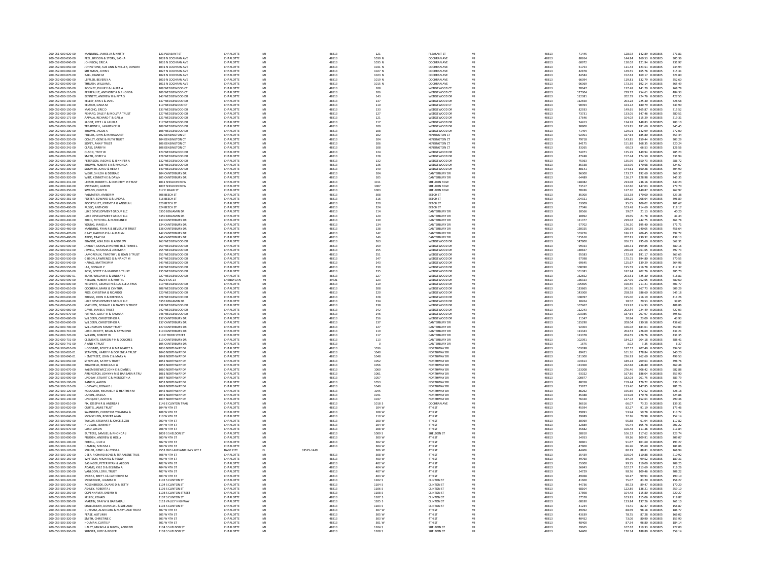| | | | | | | | | | | | | | | | | |
|---|---|---|---|---|---|---|---|---|---|---|---|---|---|---|---|---|
| 200-051-000-620-00 | MANNING, JAMES JR & KRISTY | 121 PLEASANT ST | CHARLOTTE | MI | 48813 | | 121 | PLEASANT ST | MI | 48813 | 71445 | 128.92 | 142.89 | 0.003805 | 271.81 |
| 200-052-000-030-00 | PEEL, BRYSON & STORY, SASHA | 1039 N COCHRAN AVE | CHARLOTTE | MI | 48813 | | 1039 N | COCHRAN AVE | MI | 48813 | 80264 | 144.84 | 160.53 | 0.003805 | 305.36 |
| 200-052-000-040-00 | JOHNSON, ERIC A | 1035 N COCHRAN AVE | CHARLOTTE | MI | 48813 | | 1035 N | COCHRAN AVE | MI | 48813 | 60972 | 110.02 | 121.94 | 0.003805 | 231.97 |
| 200-052-000-050-00 | JOHNSTONE, SUE ANN & MILLER, DONDRI | 1031 N COCHRAN AVE | CHARLOTTE | MI | 48813 | | 1031 N | COCHRAN AVE | MI | 48813 | 61753 | 111.43 | 123.51 | 0.003805 | 234.94 |
| 200-052-000-060-00 | SHERMAN, JOHN S | 1027 N COCHRAN AVE | CHARLOTTE | MI | 48813 | | 1027 N | COCHRAN AVE | MI | 48813 | 82878 | 149.55 | 165.76 | 0.003805 | 315.31 |
| 200-052-000-070-00 | BALL, DIANE M | 1023 N COCHRAN AVE | CHARLOTTE | MI | 48813 | | 1023 N | COCHRAN AVE | MI | 48813 | 84584 | 152.63 | 169.17 | 0.003805 | 321.80 |
| 200-052-000-080-00 | LEFFLER, BEVERLY A | 1019 N COCHRAN AVE | CHARLOTTE | MI | 48813 | | 1019 N | COCHRAN AVE | MI | 48813 | 66394 | 119.81 | 132.79 | 0.003805 | 252.60 |
| 200-052-000-090-00 | THRUSH, WILLIAM L | 1015 N COCHRAN AVE | CHARLOTTE | MI | 48813 | | 1015 N | COCHRAN AVE | MI | 48813 | 96069 | 173.36 | 192.14 | 0.003805 | 365.49 |
| 200-052-000-100-00 | ROONEY, PHILIP F & LAURA A | 108 WEDGEWOOD CT | CHARLOTTE | MI | 48813 | | 108 | WEDGEWOOD CT | MI | 48813 | 70647 | 127.48 | 141.29 | 0.003805 | 268.78 |
| 200-052-000-110-00 | PERREAULT, ANTHONY A & RHONDA | 106 WEDGEWOOD CT | CHARLOTTE | MI | 48813 | | 106 | WEDGEWOOD CT | MI | 48813 | 127304 | 229.72 | 254.61 | 0.003805 | 484.33 |
| 200-052-000-120-00 | BENNETT, ANDREW R & RITA S | 143 WEDGEWOOD DR | CHARLOTTE | MI | 48813 | | 143 | WEDGEWOOD DR | MI | 48813 | 112381 | 202.79 | 224.76 | 0.003805 | 427.55 |
| 200-052-000-130-00 | KELLEY, KRIS S & JAN L | 137 WEDGEWOOD DR | CHARLOTTE | MI | 48813 | | 137 | WEDGEWOOD DR | MI | 48813 | 112650 | 203.28 | 225.30 | 0.003805 | 428.58 |
| 200-052-000-140-00 | KEUSCH, DANA M | 110 WEDGEWOOD CT | CHARLOTTE | MI | 48813 | | 110 | WEDGEWOOD CT | MI | 48813 | 90394 | 163.12 | 180.79 | 0.003805 | 343.90 |
| 200-052-000-150-00 | MASCHO, ERIC D | 133 WEDGEWOOD DR | CHARLOTTE | MI | 48813 | | 133 | WEDGEWOOD DR | MI | 48813 | 82933 | 149.65 | 165.87 | 0.003805 | 315.52 |
| 200-052-000-160-00 | REHARD, DALE F & MOLLY A TRUST | 127 WEDGEWOOD DR | CHARLOTTE | MI | 48813 | | 127 | WEDGEWOOD DR | MI | 48813 | 73731 | 133.05 | 147.46 | 0.003805 | 280.51 |
| 200-052-000-171-00 | AAPALA, RICHARD T & GAIL A | 121 WEDGEWOOD DR | CHARLOTTE | MI | 48813 | | 121 | WEDGEWOOD DR | MI | 48813 | 57646 | 104.02 | 115.29 | 0.003805 | 219.31 |
| 200-052-000-181-00 | KLONT, PETE L & LAURI A | 117 WEDGEWOOD DR | CHARLOTTE | MI | 48813 | | 117 | WEDGEWOOD DR | MI | 48813 | 74413 | 134.28 | 148.83 | 0.003805 | 283.10 |
| 200-052-000-190-00 | TREADWELL, LAWRENCE III | 109 WEDGEWOOD DR | CHARLOTTE | MI | 48813 | | 109 | WEDGEWOOD DR | MI | 48813 | 90800 | 163.85 | 181.60 | 0.003805 | 345.45 |
| 200-052-000-200-00 | BROWN, JACOB A | 108 WEDGEWOOD DR | CHARLOTTE | MI | 48813 | | 108 | WEDGEWOOD DR | MI | 48813 | 71494 | 129.01 | 142.99 | 0.003805 | 272.00 |
| 200-052-000-210-00 | FULLER, JOHN & MARAGARET | 102 KENSINGTON CT | CHARLOTTE | MI | 48813 | | 102 | KENSINGTON CT | MI | 48813 | 92901 | 167.64 | 185.80 | 0.003805 | 353.44 |
| 200-052-000-220-00 | CONLEY, GENE & RUTH TRUST | 104 KENSINGTON CT | CHARLOTTE | MI | 48813 | | 104 | KENSINGTON CT | MI | 48813 | 79718 | 143.85 | 159.44 | 0.003805 | 303.29 |
| 200-052-000-230-00 | SOVEY, ANN F TRUST | 106 KENSINGTON CT | CHARLOTTE | MI | 48813 | | 106 | KENSINGTON CT | MI | 48813 | 84175 | 151.89 | 168.35 | 0.003805 | 320.24 |
| 200-052-000-241-00 | CLASS, BARRY N | 108 KENSINGTON CT | CHARLOTTE | MI | 48813 | | 108 | KENSINGTON CT | MI | 48813 | 33265 | 60.03 | 66.53 | 0.003805 | 126.56 |
| 200-052-000-260-00 | OLSON, TROY W | 124 WEDGEWOOD DR | CHARLOTTE | MI | 48813 | | 124 | WEDGEWOOD DR | MI | 48813 | 74971 | 135.29 | 149.94 | 0.003805 | 285.23 |
| 200-052-000-270-00 | SMITH, COREY A | 128 WEDGEWOOD DR | CHARLOTTE | MI | 48813 | | 128 | WEDGEWOOD DR | MI | 48813 | 87248 | 157.44 | 174.50 | 0.003805 | 331.94 |
| 200-052-000-280-00 | PETERSON, JASON D & JENNIFER A | 132 WEDGEWOOD DR | CHARLOTTE | MI | 48813 | | 132 | WEDGEWOOD DR | MI | 48813 | 75363 | 135.99 | 150.73 | 0.003805 | 286.72 |
| 200-052-000-290-00 | BROWN, ROBERT E II & RHONDA | 136 WEDGEWOOD DR | CHARLOTTE | MI | 48813 | | 136 | WEDGEWOOD DR | MI | 48813 | 85338 | 153.99 | 170.68 | 0.003805 | 324.67 |
| 200-052-000-300-00 | SOMMER, JON D & REBA F | 140 WEDGEWOOD DR | CHARLOTTE | MI | 48813 | | 140 | WEDGEWOOD DR | MI | 48813 | 80141 | 144.61 | 160.28 | 0.003805 | 304.90 |
| 200-052-000-310-00 | WEHR, SHILOH & DEBRA E | 104 CANTERBURY DR | CHARLOTTE | MI | 48813 | | 104 | CANTERBURY DR | MI | 48813 | 96300 | 173.77 | 192.60 | 0.003805 | 366.37 |
| 200-052-000-320-00 | WIRT, KENNETH E & DAWN | 105 CANTERBURY DR | CHARLOTTE | MI | 48813 | | 105 | CANTERBURY DR | MI | 48813 | 64489 | 116.37 | 128.98 | 0.003805 | 245.35 |
| 200-052-000-331-00 | LEESER, ROBERT L & DOROTHY M TRUST | 1011 SHELDON ROW | CHARLOTTE | MI | 48813 | | 1011 | SHELDON ROW | MI | 48813 | 118082 | 213.08 | 236.16 | 0.003805 | 449.24 |
| 200-052-000-340-00 | MIYASATO, AARON | 1007 SHELDON ROW | CHARLOTTE | MI | 48813 | | 1007 | SHELDON ROW | MI | 48813 | 73517 | 132.66 | 147.03 | 0.003805 | 279.70 |
| 200-052-000-350-00 | SWANN, CLINT N | 317 E SHAW ST | CHARLOTTE | MI | 48813 | | 1003 | SHELDON ROW | MI | 48813 | 70436 | 127.10 | 140.87 | 0.003805 | 267.97 |
| 200-052-000-360-00 | PALMATIER, AMBER M | 308 BEECH ST | CHARLOTTE | MI | 48813 | | 308 | BEECH ST | MI | 48813 | 85000 | 153.38 | 170.00 | 0.003805 | 323.38 |
| 200-052-000-381-00 | FOSTER, EDWARD G & LINDA L | 316 BEECH ST | CHARLOTTE | MI | 48813 | | 316 | BEECH ST | MI | 48813 | 104321 | 188.25 | 208.64 | 0.003805 | 396.89 |
| 200-052-000-390-00 | POORTVLIET, JEREMY A & ANGELA L | 320 BEECH ST | CHARLOTTE | MI | 48813 | | 320 | BEECH ST | MI | 48813 | 53009 | 95.65 | 106.02 | 0.003805 | 201.67 |
| 200-052-000-400-00 | RUSSO, ANTHONY | 324 BEECH ST | CHARLOTTE | MI | 48813 | | 324 | BEECH ST | MI | 48813 | 57346 | 103.48 | 114.69 | 0.003805 | 218.17 |
| 200-052-000-410-00 | LUXE DEVELOPMENT GROUP LLC | 5350 BENJAMIN DR | CHARLOTTE | MI | 48813 | | 114 | CANTERBURY DR | MI | 48813 | 10566 | 19.07 | 21.13 | 0.003805 | 40.20 |
| 200-052-000-420-00 | LUXE DEVELOPMENT GROUP LLC | 5350 BENJAMIN DR | CHARLOTTE | MI | 48813 | | 120 | CANTERBURY DR | MI | 48813 | 10892 | 19.65 | 21.78 | 0.003805 | 41.44 |
| 200-052-000-440-00 | BRCIC, MITCHELL & MADELINE E | 130 CANTERBURY DR | CHARLOTTE | MI | 48813 | | 130 | CANTERBURY DR | MI | 48813 | 121377 | 219.02 | 242.75 | 0.003805 | 461.78 |
| 200-052-000-450-00 | YOUNG, JAMES A | 134 CANTERBURY DR | CHARLOTTE | MI | 48813 | | 134 | CANTERBURY DR | MI | 48813 | 97702 | 176.30 | 195.40 | 0.003805 | 371.71 |
| 200-052-000-460-00 | MANNING, RYAN R & BEVERLY R TRUST | 138 CANTERBURY DR | CHARLOTTE | MI | 48813 | | 138 | CANTERBURY DR | MI | 48813 | 120025 | 216.59 | 240.05 | 0.003805 | 456.64 |
| 200-052-000-470-00 | GRAY, HAROLD P & LAURALYN | 142 CANTERBURY DR | CHARLOTTE | MI | 48813 | | 142 | CANTERBURY DR | MI | 48813 | 103226 | 186.27 | 206.45 | 0.003805 | 392.72 |
| 200-052-000-480-00 | AKINS, TRACI M | 146 CANTERBURY DR | CHARLOTTE | MI | 48813 | | 146 | CANTERBURY DR | MI | 48813 | 115160 | 207.81 | 230.32 | 0.003805 | 438.13 |
| 200-052-000-490-00 | BRANDT, ASHLEIGH & ANDREW | 263 WEDGEWOOD DR | CHARLOTTE | MI | 48813 | | 263 | WEDGEWOOD DR | MI | 48813 | 147800 | 266.71 | 295.60 | 0.003805 | 562.31 |
| 200-052-000-500-00 | JARDOT, DONALD MORRIS JR & TERRIE L | 259 WEDGEWOOD DR | CHARLOTTE | MI | 48813 | | 259 | WEDGEWOOD DR | MI | 48813 | 99923 | 180.31 | 199.85 | 0.003805 | 380.16 |
| 200-052-000-510-00 | JEWELL, NATASHA & JEREMIAH | 255 WEDGEWOOD DR | CHARLOTTE | MI | 48813 | | 255 | WEDGEWOOD DR | MI | 48813 | 130827 | 236.08 | 261.65 | 0.003805 | 497.73 |
| 200-052-000-520-00 | LAMOREAUX, TIMOTHY J & JOAN B TRUST | 251 WEDGEWOOD DR | CHARLOTTE | MI | 48813 | | 251 | WEDGEWOOD DR | MI | 48813 | 95583 | 172.48 | 191.17 | 0.003805 | 363.65 |
| 200-052-000-530-00 | GIBSON, LAWRENCE G & NANCY M | 247 WEDGEWOOD DR | CHARLOTTE | MI | 48813 | | 247 | WEDGEWOOD DR | MI | 48813 | 97398 | 175.75 | 194.80 | 0.003805 | 370.55 |
| 200-052-000-540-00 | HARAG, MATTHEW M | 243 WEDGEWOOD DR | CHARLOTTE | MI | 48813 | | 243 | WEDGEWOOD DR | MI | 48813 | 69645 | 125.67 | 139.29 | 0.003805 | 264.96 |
| 200-052-000-550-00 | LEA, DONALD Z | 239 WEDGEWOOD DR | CHARLOTTE | MI | 48813 | | 239 | WEDGEWOOD DR | MI | 48813 | 108390 | 195.59 | 216.78 | 0.003805 | 412.37 |
| 200-052-000-560-00 | ROSS, SCOTT C & MARGO B TRUST | 235 WEDGEWOOD DR | CHARLOTTE | MI | 48813 | | 235 | WEDGEWOOD DR | MI | 48813 | 101381 | 182.94 | 202.76 | 0.003805 | 385.70 |
| 200-052-000-580-01 | BLAIR, WILLIAM D & LINDSAY S | 227 WEDGEWOOD DR | CHARLOTTE | MI | 48813 | | 227 | WEDGEWOOD DR | MI | 48813 | 162652 | 293.51 | 325.30 | 0.003805 | 618.81 |
| 200-052-000-590-00 | NELSON, ROBERT A & KRISTI L | 8520 E US 23 | CHEBOYGAN | MI | 49721 | | 223 | WEDGEWOOD DR | MI | 48813 | 126323 | 227.95 | 252.65 | 0.003805 | 480.60 |
| 200-052-000-600-00 | REICHERT, GEORGE N & LUCILLE A TRUS | 219 WEDGEWOOD DR | CHARLOTTE | MI | 48813 | | 219 | WEDGEWOOD DR | MI | 48813 | 105605 | 190.56 | 211.21 | 0.003805 | 401.77 |
| 200-052-000-610-00 | COCHRAN, MARK & CYNTHIA | 208 WEDGEWOOD DR | CHARLOTTE | MI | 48813 | | 208 | WEDGEWOOD DR | MI | 48813 | 133865 | 241.56 | 267.73 | 0.003805 | 509.29 |
| 200-052-000-620-00 | RIOS, CHRISTINA & RICARDO | 220 WEDGEWOOD DR | CHARLOTTE | MI | 48813 | | 220 | WEDGEWOOD DR | MI | 48813 | 143300 | 258.58 | 286.60 | 0.003805 | 545.18 |
| 200-052-000-630-00 | BRIGGS, JOHN H & BRENDA S | 228 WEDGEWOOD DR | CHARLOTTE | MI | 48813 | | 228 | WEDGEWOOD DR | MI | 48813 | 108097 | 195.06 | 216.19 | 0.003805 | 411.26 |
| 200-052-000-640-00 | LUXE DEVELOPMENT GROUP LLC | 5350 BENJAMIN DR | CHARLOTTE | MI | 48813 | | 234 | WEDGEWOOD DR | MI | 48813 | 10264 | 18.52 | 20.53 | 0.003805 | 39.05 |
| 200-052-000-650-00 | MAYHEW, DONALD L & NANCY G TRUST | 238 WEDGEWOOD DR | CHARLOTTE | MI | 48813 | | 238 | WEDGEWOOD DR | MI | 48813 | 107467 | 193.92 | 214.93 | 0.003805 | 408.86 |
| 200-052-000-660-00 | DAVIS, JAMES S TRUST | 242 WEDGEWOOD DR | CHARLOTTE | MI | 48813 | | 242 | WEDGEWOOD DR | MI | 48813 | 112243 | 202.54 | 224.49 | 0.003805 | 427.03 |
| 200-052-000-670-00 | PATRICK, GUS F III & TAMARA | 246 WEDGEWOOD DR | CHARLOTTE | MI | 48813 | | 246 | WEDGEWOOD DR | MI | 48813 | 103985 | 187.64 | 207.97 | 0.003805 | 395.61 |
| 200-052-000-680-00 | WILDERN, CHRISTOPHER A | 137 CANTERBURY DR | CHARLOTTE | MI | 48813 | | 256 | WEDGEWOOD DR | MI | 48813 | 11547 | 20.84 | 23.09 | 0.003805 | 43.93 |
| 200-052-000-690-00 | WILDERN, CHRISTOPHER A | 137 CANTERBURY DR | CHARLOTTE | MI | 48813 | | 137 | CANTERBURY DR | MI | 48813 | 115290 | 208.04 | 230.58 | 0.003805 | 438.62 |
| 200-052-000-700-00 | WILLIAMSON FAMILY TRUST | 127 CANTERBURY DR | CHARLOTTE | MI | 48813 | | 127 | CANTERBURY DR | MI | 48813 | 92004 | 166.02 | 184.01 | 0.003805 | 350.03 |
| 200-052-000-710-00 | LORD-PICKETT, BRIAN & RAYMOND | 119 CANTERBURY DR | CHARLOTTE | MI | 48813 | | 119 | CANTERBURY DR | MI | 48813 | 113343 | 204.53 | 226.69 | 0.003805 | 431.21 |
| 200-052-000-720-00 | WILSON, ROBERT W | 410 E THIRD STREET | CHARLOTTE | MI | 48813 | | 117 | CANTERBURY DR | MI | 48813 | 113378 | 204.59 | 226.76 | 0.003805 | 431.35 |
| 200-052-000-731-00 | CLEMENTS, SIMEON P H & DOLORES | 113 CANTERBURY DR | CHARLOTTE | MI | 48813 | | 113 | CANTERBURY DR | MI | 48813 | 102091 | 184.22 | 204.18 | 0.003805 | 388.41 |
| 200-052-000-741-00 | A AND K TRUST | 105 CANTERBURY DR | CHARLOTTE | MI | 48813 | | 0 | CANTERBURY DR | MI | 48813 | 1675 | 3.02 | 3.35 | 0.003805 | 6.37 |
| 200-052-500-010-00 | HOGGARD, ROYCE A & MARGARET A | 1036 NORTHWAY DR | CHARLOTTE | MI | 48813 | | 1036 | NORTHWAY DR | MI | 48813 | 103698 | 187.12 | 207.40 | 0.003805 | 394.52 |
| 200-052-500-020-01 | STANTON, HARRY F & DORENE A TRUST | 1040 NORTHWAY DR | CHARLOTTE | MI | 48813 | | 1040 | NORTHWAY DR | MI | 48813 | 89421 | 161.36 | 178.84 | 0.003805 | 340.20 |
| 200-052-500-040-01 | HEMSTREET, JOHN C & MARY A | 1048 NORTHWAY DR | CHARLOTTE | MI | 48813 | | 1048 | NORTHWAY DR | MI | 48813 | 131300 | 236.93 | 262.60 | 0.003805 | 499.53 |
| 200-052-500-050-00 | STREMLER, KATHY S TRUST | 1052 NORTHWAY DR | CHARLOTTE | MI | 48813 | | 1052 | NORTHWAY DR | MI | 48813 | 104813 | 189.14 | 209.63 | 0.003805 | 398.76 |
| 200-052-500-060-00 | BRADFIELD, REBECCA D & | 1056 NORTHWAY DR | CHARLOTTE | MI | 48813 | | 1056 | NORTHWAY DR | MI | 48813 | 123400 | 222.68 | 246.80 | 0.003805 | 469.48 |
| 200-052-500-070-00 | KALEMBKIEWICZ JOHN E & DIANE L | 1060 NORTHWAY DR | CHARLOTTE | MI | 48813 | | 1060 | NORTHWAY DR | MI | 48813 | 153208 | 276.46 | 306.42 | 0.003805 | 582.88 |
| 200-052-500-080-00 | ARRINGTON, JOHNNY M & BARBARA R TRU | 1061 NORTHWAY DR | CHARLOTTE | MI | 48813 | | 1061 | NORTHWAY DR | MI | 48813 | 93022 | 167.86 | 186.04 | 0.003805 | 353.90 |
| 200-052-500-090-00 | LINDSAY, STUART C & MEREDITH A | 1057 NORTHWAY DR | CHARLOTTE | MI | 48813 | | 1057 | NORTHWAY DR | MI | 48813 | 100877 | 182.03 | 201.75 | 0.003805 | 383.79 |
| 200-052-500-100-00 | RANKIN, AARON | 1053 NORTHWAY DR | CHARLOTTE | MI | 48813 | | 1053 | NORTHWAY DR | MI | 48813 | 88358 | 159.44 | 176.72 | 0.003805 | 336.16 |
| 200-052-500-110-00 | HORVATH, RONALD J | 1049 NORTHWAY DR | CHARLOTTE | MI | 48813 | | 1049 | NORTHWAY DR | MI | 48813 | 73927 | 133.40 | 147.85 | 0.003805 | 281.26 |
| 200-052-500-120-00 | RODOCKER, MICHAEL R & HEATHER M | 1045 NORTHWAY DR | CHARLOTTE | MI | 48813 | | 1045 | NORTHWAY DR | MI | 48813 | 86262 | 155.66 | 172.52 | 0.003805 | 328.18 |
| 200-052-500-130-00 | LARKIN, JESSICA | 1041 NORTHWAY DR | CHARLOTTE | MI | 48813 | | 1041 | NORTHWAY DR | MI | 48813 | 85388 | 154.08 | 170.78 | 0.003805 | 324.86 |
| 200-052-500-140-00 | LINDQUIST, JUSTIN K | 1037 NORTHWAY DR | CHARLOTTE | MI | 48813 | | 1037 | NORTHWAY DR | MI | 48813 | 76320 | 137.72 | 152.64 | 0.003805 | 290.36 |
| 200-053-500-010-00 | FIX, JOSEPH R & ANDREA J | 1146 E CLINTON TRAIL | CHARLOTTE | MI | 48813 | | 1018 S | COCHRAN AVE | MI | 48813 | 36616 | 66.07 | 73.23 | 0.003805 | 139.31 |
| 200-053-500-020-00 | CURTIS, JAMIE TRUST | 104 W 4TH ST | CHARLOTTE | MI | 48813 | | 104 W | 4TH ST | MI | 48813 | 45594 | 82.27 | 91.19 | 0.003805 | 173.46 |
| 200-053-500-030-00 | SAUNDERS, CHRISTINA YOLANDA & | 108 W 4TH ST | CHARLOTTE | MI | 48813 | | 108 W | 4TH ST | MI | 48813 | 29891 | 53.94 | 59.78 | 0.003805 | 113.72 |
| 200-053-500-040-00 | MONSCHEIN, ROBERT ALAN | 110 W 4TH ST | CHARLOTTE | MI | 48813 | | 110 W | 4TH ST | MI | 48813 | 39989 | 72.16 | 79.98 | 0.003805 | 152.14 |
| 200-053-500-050-00 | TAYLOR, STEWART & JOYCE & ZEB | 200 W 4TH ST | CHARLOTTE | MI | 48813 | | 200 W | 4TH ST | MI | 48813 | 30969 | 55.88 | 61.94 | 0.003805 | 117.82 |
| 200-053-500-060-00 | HUDSON, JEANNE P | 204 W 4TH ST | CHARLOTTE | MI | 48813 | | 204 W | 4TH ST | MI | 48813 | 52889 | 95.44 | 105.78 | 0.003805 | 201.22 |
| 200-053-500-070-00 | LORD, JASON | 208 W 4TH ST | CHARLOTTE | MI | 48813 | | 208 W | 4TH ST | MI | 48813 | 55682 | 100.48 | 111.36 | 0.003805 | 211.84 |
| 200-053-500-080-00 | BUTTERS, SAMUEL & RHONDA J | 1009 S SHELDON ST | CHARLOTTE | MI | 48813 | | 1009 S | SHELDON ST | MI | 48813 | 58810 | 106.12 | 117.62 | 0.003805 | 223.74 |
| 200-053-500-090-00 | PRUDEN, ANDREW & HOLLY | 300 W 4TH ST | CHARLOTTE | MI | 48813 | | 300 W | 4TH ST | MI | 48813 | 54953 | 99.16 | 109.91 | 0.003805 | 209.07 |
| 200-053-500-100-00 | FORELL, JULIE A | 302 W 4TH ST | CHARLOTTE | MI | 48813 | | 302 W | 4TH ST | MI | 48813 | 50801 | 91.67 | 101.60 | 0.003805 | 193.27 |
| 200-053-500-110-00 | HAMLIN, MELISSA L | 304 W 4TH ST | CHARLOTTE | MI | 48813 | | 304 W | 4TH ST | MI | 48813 | 47800 | 86.26 | 95.60 | 0.003805 | 181.86 |
| 200-053-500-120-00 | MILLER, GENE L & LYNDA L | 9553 OLD LAKELAND HWY LOT 2 | DADE CITY | FL | 33525-1449 | | 306 W | 4TH ST | MI | 48813 | 44406 | 80.13 | 88.81 | 0.003805 | 168.94 |
| 200-053-500-130-00 | DEER, RICHARD BOYD & TERRALENE TRUS | 308 W 4TH ST | CHARLOTTE | MI | 48813 | | 308 W | 4TH ST | MI | 48813 | 55439 | 100.04 | 110.88 | 0.003805 | 210.92 |
| 200-053-500-150-00 | WHITSON, MICHAEL & PEGGY | 400 W 4TH ST | CHARLOTTE | MI | 48813 | | 400 W | 4TH ST | MI | 48813 | 49760 | 89.79 | 99.52 | 0.003805 | 189.31 |
| 200-053-500-160-00 | BASINGER, PETER RYAN & ALISON | 402 W 4TH ST | CHARLOTTE | MI | 48813 | | 402 W | 4TH ST | MI | 48813 | 55000 | 99.25 | 110.00 | 0.003805 | 209.25 |
| 200-053-500-180-00 | ADAMS, KYLE D & BELINDA A | 404 W 4TH ST | CHARLOTTE | MI | 48813 | | 404 W | 4TH ST | MI | 48813 | 56843 | 102.57 | 113.69 | 0.003805 | 216.26 |
| 200-053-500-190-00 | VANLOON, LORI L TRUST | 407 W 4TH ST | CHARLOTTE | MI | 48813 | | 407 W | 4TH ST | MI | 48813 | 54729 | 98.76 | 109.46 | 0.003805 | 208.22 |
| 200-053-500-210-00 | MCRAE, BRETT J & CATHERINE M | 403 W 4TH ST | CHARLOTTE | MI | 48813 | | 403 W | 4TH ST | MI | 48813 | 49968 | 90.17 | 99.94 | 0.003805 | 190.10 |
| 200-053-500-220-00 | MCGREGOR, JUANITA D | 1102 S CLINTON ST | CHARLOTTE | MI | 48813 | | 1102 S | CLINTON ST | MI | 48813 | 41600 | 75.07 | 83.20 | 0.003805 | 158.27 |
| 200-053-500-230-00 | ROSENBROOK, DUANE D & BETTY | 1104 S CLINTON ST | CHARLOTTE | MI | 48813 | | 1104 S | CLINTON ST | MI | 48813 | 44736 | 80.73 | 89.47 | 0.003805 | 170.20 |
| 200-053-500-240-00 | ASHLEY, ROBERTA J | 1106 S CLINTON ST | CHARLOTTE | MI | 48813 | | 1106 S | CLINTON ST | MI | 48813 | 68104 | 122.89 | 136.21 | 0.003805 | 259.10 |
| 200-053-500-250-00 | COPENHAVER, SHERRY R | 1108 S CLINTON STREET | CHARLOTTE | MI | 48813 | | 1108 S | CLINTON ST | MI | 48813 | 57898 | 104.48 | 115.80 | 0.003805 | 220.27 |
| 200-053-500-270-00 | KELLEY, KENADI | 1107 S CLINTON ST | CHARLOTTE | MI | 48813 | | 1107 S | CLINTON ST | MI | 48813 | 57528 | 103.81 | 115.06 | 0.003805 | 218.87 |
| 200-053-500-280-00 | MARTIN, DAN W & BARBARA J | 6113 VALLEY HIGHWAY | CHARLOTTE | MI | 48813 | | 1105 S | CLINTON ST | MI | 48813 | 68630 | 123.84 | 137.26 | 0.003805 | 261.10 |
| 200-053-500-290-00 | CHALLENDER, DONALD L & SUE ANN | 1103 S CLINTON ST | CHARLOTTE | MI | 48813 | | 1103 S | CLINTON ST | MI | 48813 | 41234 | 74.41 | 82.47 | 0.003805 | 156.87 |
| 200-053-500-300-00 | DURHAM, ALAN CARL & MARY JANE TRUST | 307 W 4TH ST | CHARLOTTE | MI | 48813 | | 307 W | 4TH ST | MI | 48813 | 49092 | 88.59 | 98.18 | 0.003805 | 186.77 |
| 200-053-500-310-00 | PEASE, AUTUMN | 305 W 4TH ST | CHARLOTTE | MI | 48813 | | 305 W | 4TH ST | MI | 48813 | 43639 | 78.75 | 87.28 | 0.003805 | 166.02 |
| 200-053-500-320-00 | SMITH, CHRISTINE C | 303 W 4TH ST | CHARLOTTE | MI | 48813 | | 303 W | 4TH ST | MI | 48813 | 40452 | 73.00 | 80.90 | 0.003805 | 153.90 |
| 200-053-500-330-00 | HOLMAN, CURTIS P | 301 W 4TH ST | CHARLOTTE | MI | 48813 | | 301 W | 4TH ST | MI | 48813 | 48400 | 87.34 | 96.80 | 0.003805 | 184.14 |
| 200-053-500-340-00 | HALEY, MIKAELA & BLIVEN, ANDREW | 1104 S SHELDON ST | CHARLOTTE | MI | 48813 | | 1104 S | SHELDON ST | MI | 48813 | 59665 | 107.67 | 119.33 | 0.003805 | 227.00 |
| 200-053-500-360-00 | SUBORA, JUDY & ROGER | 1108 S SHELDON ST | CHARLOTTE | MI | 48813 | | 1108 S | SHELDON ST | MI | 48813 | 94400 | 170.34 | 188.80 | 0.003805 | 359.14 |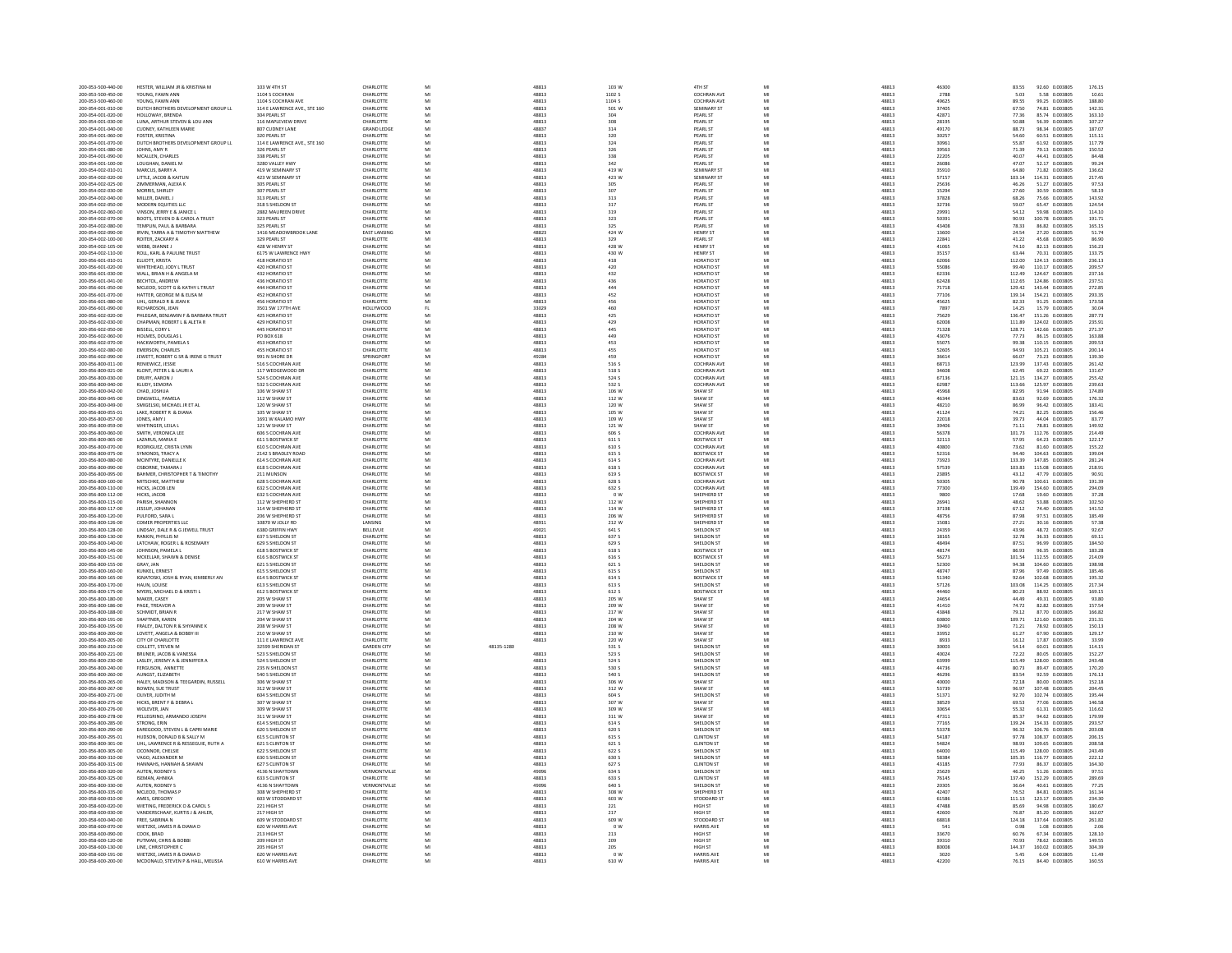| | | | | | | | | | | | | | | | | |
|---|---|---|---|---|---|---|---|---|---|---|---|---|---|---|---|---|
| 200-053-500-440-00 | HESTER, WILLIAM JR & KRISTINA M | 103 W 4TH ST | CHARLOTTE | MI | 48813 | | 103 | W | 4TH ST | MI | 48813 | 46300 | 83.55 | 92.60 | 0.003805 | 176.15 |
| 200-053-500-450-00 | YOUNG, FAWN ANN | 1104 S COCHRAN | CHARLOTTE | MI | 48813 | | 1102 | S | COCHRAN AVE | MI | 48813 | 2788 | 5.03 | 5.58 | 0.003805 | 10.61 |
| 200-053-500-460-00 | YOUNG, FAWN ANN | 1104 S COCHRAN AVE | CHARLOTTE | MI | 48813 | | 1104 | S | COCHRAN AVE | MI | 48813 | 49625 | 89.55 | 99.25 | 0.003805 | 188.80 |
| 200-054-001-010-00 | DUTCH BROTHERS DEVELOPMENT GROUP LL | 114 E LAWRENCE AVE., STE 160 | CHARLOTTE | MI | 48813 | | 501 | W | SEMINARY ST | MI | 48813 | 37405 | 67.50 | 74.81 | 0.003805 | 142.31 |
| 200-054-001-020-00 | HOLLOWAY, BRENDA | 304 PEARL ST | CHARLOTTE | MI | 48813 | | 304 | | PEARL ST | MI | 48813 | 42871 | 77.36 | 85.74 | 0.003805 | 163.10 |
| 200-054-001-030-00 | LUNA, ARTHUR STEVEN & LOU ANN | 116 MAPLEVIEW DRIVE | CHARLOTTE | MI | 48813 | | 308 | | PEARL ST | MI | 48813 | 28195 | 50.88 | 56.39 | 0.003805 | 107.27 |
| 200-054-001-040-00 | CUDNEY, KATHLEEN MARIE | 807 CUDNEY LANE | GRAND LEDGE | MI | 48837 | | 314 | | PEARL ST | MI | 48813 | 49170 | 88.73 | 98.34 | 0.003805 | 187.07 |
| 200-054-001-060-00 | FOSTER, KRISTINA | 320 PEARL ST | CHARLOTTE | MI | 48813 | | 320 | | PEARL ST | MI | 48813 | 30257 | 54.60 | 60.51 | 0.003805 | 115.11 |
| 200-054-001-070-00 | DUTCH BROTHERS DEVELOPMENT GROUP LL | 114 E LAWRENCE AVE., STE 160 | CHARLOTTE | MI | 48813 | | 324 | | PEARL ST | MI | 48813 | 30961 | 55.87 | 61.92 | 0.003805 | 117.79 |
| 200-054-001-080-00 | JOHNS, AMY R | 326 PEARL ST | CHARLOTTE | MI | 48813 | | 326 | | PEARL ST | MI | 48813 | 39563 | 71.39 | 79.13 | 0.003805 | 150.52 |
| 200-054-001-090-00 | MCALLEN, CHARLES | 338 PEARL ST | CHARLOTTE | MI | 48813 | | 338 | | PEARL ST | MI | 48813 | 22205 | 40.07 | 44.41 | 0.003805 | 84.48 |
| 200-054-001-100-00 | LOUGHAN, DANIEL M | 3280 VALLEY HWY | CHARLOTTE | MI | 48813 | | 342 | | PEARL ST | MI | 48813 | 26086 | 47.07 | 52.17 | 0.003805 | 99.24 |
| 200-054-002-010-01 | MARCUS, BARRY A | 419 W SEMINARY ST | CHARLOTTE | MI | 48813 | | 419 | W | SEMINARY ST | MI | 48813 | 35910 | 64.80 | 71.82 | 0.003805 | 136.62 |
| 200-054-002-020-00 | LITTLE, JACOB & KAITLIN | 423 W SEMINARY ST | CHARLOTTE | MI | 48813 | | 423 | W | SEMINARY ST | MI | 48813 | 57157 | 103.14 | 114.31 | 0.003805 | 217.45 |
| 200-054-002-025-00 | ZIMMERMAN, ALEXA K | 305 PEARL ST | CHARLOTTE | MI | 48813 | | 305 | | PEARL ST | MI | 48813 | 25636 | 46.26 | 51.27 | 0.003805 | 97.53 |
| 200-054-002-030-00 | MORRIS, SHIRLEY | 307 PEARL ST | CHARLOTTE | MI | 48813 | | 307 | | PEARL ST | MI | 48813 | 15294 | 27.60 | 30.59 | 0.003805 | 58.19 |
| 200-054-002-040-00 | MILLER, DANIEL J | 313 PEARL ST | CHARLOTTE | MI | 48813 | | 313 | | PEARL ST | MI | 48813 | 37828 | 68.26 | 75.66 | 0.003805 | 143.92 |
| 200-054-002-050-00 | MODERN EQUITIES LLC | 318 S SHELDON ST | CHARLOTTE | MI | 48813 | | 317 | | PEARL ST | MI | 48813 | 32736 | 59.07 | 65.47 | 0.003805 | 124.54 |
| 200-054-002-060-00 | VINSON, JERRY E & JANICE L | 2882 MAUREEN DRIVE | CHARLOTTE | MI | 48813 | | 319 | | PEARL ST | MI | 48813 | 29991 | 54.12 | 59.98 | 0.003805 | 114.10 |
| 200-054-002-070-00 | BOOTS, STEVEN D & CAROL A TRUST | 323 PEARL ST | CHARLOTTE | MI | 48813 | | 323 | | PEARL ST | MI | 48813 | 50391 | 90.93 | 100.78 | 0.003805 | 191.71 |
| 200-054-002-080-00 | TEMPLIN, PAUL & BARBARA | 325 PEARL ST | CHARLOTTE | MI | 48813 | | 325 | | PEARL ST | MI | 48813 | 43408 | 78.33 | 86.82 | 0.003805 | 165.15 |
| 200-054-002-090-00 | IRVIN, TARRA A & TIMOTHY MATTHEW | 1416 MEADOWBROOK LANE | EAST LANSING | MI | 48823 | | 424 | W | HENRY ST | MI | 48813 | 13600 | 24.54 | 27.20 | 0.003805 | 51.74 |
| 200-054-002-100-00 | ROITER, ZACKARY A | 329 PEARL ST | CHARLOTTE | MI | 48813 | | 329 | | PEARL ST | MI | 48813 | 22841 | 41.22 | 45.68 | 0.003805 | 86.90 |
| 200-054-002-105-00 | WEBB, DIANNE J | 428 W HENRY ST | CHARLOTTE | MI | 48813 | | 428 | W | HENRY ST | MI | 48813 | 41065 | 74.10 | 82.13 | 0.003805 | 156.23 |
| 200-054-002-110-00 | ROLL, KARL & PAULINE TRUST | 6175 W LAWRENCE HWY | CHARLOTTE | MI | 48813 | | 430 | W | HENRY ST | MI | 48813 | 35157 | 63.44 | 70.31 | 0.003805 | 133.75 |
| 200-056-001-010-01 | ELLIOTT, KRISTA | 418 HORATIO ST | CHARLOTTE | MI | 48813 | | 418 | | HORATIO ST | MI | 48813 | 62066 | 112.00 | 124.13 | 0.003805 | 236.13 |
| 200-056-001-020-00 | WHITEHEAD, JODY L TRUST | 420 HORATIO ST | CHARLOTTE | MI | 48813 | | 420 | | HORATIO ST | MI | 48813 | 55086 | 99.40 | 110.17 | 0.003805 | 209.57 |
| 200-056-001-030-00 | WALL, BRIAN H & ANGELA M | 432 HORATIO ST | CHARLOTTE | MI | 48813 | | 432 | | HORATIO ST | MI | 48813 | 62336 | 112.49 | 124.67 | 0.003805 | 237.16 |
| 200-056-001-040-00 | BECHTOL, ANDREW | 436 HORATIO ST | CHARLOTTE | MI | 48813 | | 436 | | HORATIO ST | MI | 48813 | 62428 | 112.65 | 124.86 | 0.003805 | 237.51 |
| 200-056-001-050-00 | MCLEOD, SCOTT G & KATHY L TRUST | 444 HORATIO ST | CHARLOTTE | MI | 48813 | | 444 | | HORATIO ST | MI | 48813 | 71718 | 129.42 | 143.44 | 0.003805 | 272.85 |
| 200-056-001-070-00 | HATTER, GEORGE M & ELISA M | 452 HORATIO ST | CHARLOTTE | MI | 48813 | | 452 | | HORATIO ST | MI | 48813 | 77106 | 139.14 | 154.21 | 0.003805 | 293.35 |
| 200-056-001-080-00 | UHL, GERALD R & JEAN K | 456 HORATIO ST | CHARLOTTE | MI | 48813 | | 456 | | HORATIO ST | MI | 48813 | 45625 | 82.33 | 91.25 | 0.003805 | 173.58 |
| 200-056-001-090-00 | RICHARDSON, JEAN | 3501 SW 177TH AVE | HOLLYWOOD | FL | 33029 | | 460 | | HORATIO ST | MI | 48813 | 7897 | 14.25 | 15.79 | 0.003805 | 30.04 |
| 200-056-002-020-00 | PHLEGAR, BENJAMIN F & BARBARA TRUST | 425 HORATIO ST | CHARLOTTE | MI | 48813 | | 425 | | HORATIO ST | MI | 48813 | 75629 | 136.47 | 151.26 | 0.003805 | 287.73 |
| 200-056-002-030-00 | CHAPMAN, ROBERT L & ALETA R | 429 HORATIO ST | CHARLOTTE | MI | 48813 | | 429 | | HORATIO ST | MI | 48813 | 62008 | 111.89 | 124.02 | 0.003805 | 235.91 |
| 200-056-002-050-00 | BISSELL, CORY L | 445 HORATIO ST | CHARLOTTE | MI | 48813 | | 445 | | HORATIO ST | MI | 48813 | 71328 | 128.71 | 142.66 | 0.003805 | 271.37 |
| 200-056-002-060-00 | HOLMES, DOUGLAS L | PO BOX 618 | CHARLOTTE | MI | 48813 | | 449 | | HORATIO ST | MI | 48813 | 43076 | 77.73 | 86.15 | 0.003805 | 163.88 |
| 200-056-002-070-00 | HACKWORTH, PAMELA S | 453 HORATIO ST | CHARLOTTE | MI | 48813 | | 453 | | HORATIO ST | MI | 48813 | 55075 | 99.38 | 110.15 | 0.003805 | 209.53 |
| 200-056-002-080-00 | EMERSON, CHARLES | 455 HORATIO ST | CHARLOTTE | MI | 48813 | | 455 | | HORATIO ST | MI | 48813 | 52605 | 94.93 | 105.21 | 0.003805 | 200.14 |
| 200-056-002-090-00 | JEWETT, ROBERT G SR & IRENE G TRUST | 991 N SHORE DR | SPRINGPORT | MI | 49284 | | 459 | | HORATIO ST | MI | 48813 | 36614 | 66.07 | 73.23 | 0.003805 | 139.30 |
| 200-056-800-011-00 | RENIEWICZ, JESSIE | 516 S COCHRAN AVE | CHARLOTTE | MI | 48813 | | 516 | S | COCHRAN AVE | MI | 48813 | 68713 | 123.99 | 137.43 | 0.003805 | 261.42 |
| 200-056-800-021-00 | KLONT, PETER L & LAURI A | 117 WEDGEWOOD DR | CHARLOTTE | MI | 48813 | | 518 | S | COCHRAN AVE | MI | 48813 | 34608 | 62.45 | 69.22 | 0.003805 | 131.67 |
| 200-056-800-030-00 | DRURY, AARON J | 524 S COCHRAN AVE | CHARLOTTE | MI | 48813 | | 524 | S | COCHRAN AVE | MI | 48813 | 67136 | 121.15 | 134.27 | 0.003805 | 255.42 |
| 200-056-800-040-00 | KLUDY, SEMORA | 532 S COCHRAN AVE | CHARLOTTE | MI | 48813 | | 532 | S | COCHRAN AVE | MI | 48813 | 62987 | 113.66 | 125.97 | 0.003805 | 239.63 |
| 200-056-800-042-00 | CHAD, JOSHUA | 106 W SHAW ST | CHARLOTTE | MI | 48813 | | 106 | W | SHAW ST | MI | 48813 | 45968 | 82.95 | 91.94 | 0.003805 | 174.89 |
| 200-056-800-045-00 | DINGWELL, PAMELA | 112 W SHAW ST | CHARLOTTE | MI | 48813 | | 112 | W | SHAW ST | MI | 48813 | 46344 | 83.63 | 92.69 | 0.003805 | 176.32 |
| 200-056-800-049-00 | SNIGELSKI, MICHAEL JR ET AL | 120 W SHAW ST | CHARLOTTE | MI | 48813 | | 120 | W | SHAW ST | MI | 48813 | 48210 | 86.99 | 96.42 | 0.003805 | 183.41 |
| 200-056-800-055-01 | LAKE, ROBERT R & DIANA | 105 W SHAW ST | CHARLOTTE | MI | 48813 | | 105 | W | SHAW ST | MI | 48813 | 41124 | 74.21 | 82.25 | 0.003805 | 156.46 |
| 200-056-800-057-00 | JONES, AMY J | 1691 W KALAMO HWY | CHARLOTTE | MI | 48813 | | 109 | W | SHAW ST | MI | 48813 | 22018 | 39.73 | 44.04 | 0.003805 | 83.77 |
| 200-056-800-059-00 | WHITINGER, LEILA L | 121 W SHAW ST | CHARLOTTE | MI | 48813 | | 121 | W | SHAW ST | MI | 48813 | 39406 | 71.11 | 78.81 | 0.003805 | 149.92 |
| 200-056-800-060-00 | SMITH, VERONICA LEE | 606 S COCHRAN AVE | CHARLOTTE | MI | 48813 | | 606 | S | COCHRAN AVE | MI | 48813 | 56378 | 101.73 | 112.76 | 0.003805 | 214.49 |
| 200-056-800-065-00 | LAZARUS, MARIA E | 611 S BOSTWICK ST | CHARLOTTE | MI | 48813 | | 611 | S | BOSTWICK ST | MI | 48813 | 32113 | 57.95 | 64.23 | 0.003805 | 122.17 |
| 200-056-800-070-00 | RODRIGUEZ, CRISTA LYNN | 610 S COCHRAN AVE | CHARLOTTE | MI | 48813 | | 610 | S | COCHRAN AVE | MI | 48813 | 40800 | 73.62 | 81.60 | 0.003805 | 155.22 |
| 200-056-800-075-00 | SYMONDS, TRACY A | 2142 S BRADLEY ROAD | CHARLOTTE | MI | 48813 | | 615 | S | BOSTWICK ST | MI | 48813 | 52316 | 94.40 | 104.63 | 0.003805 | 199.04 |
| 200-056-800-080-00 | MCINTYRE, DANIELLE K | 614 S COCHRAN AVE | CHARLOTTE | MI | 48813 | | 614 | S | COCHRAN AVE | MI | 48813 | 73923 | 133.39 | 147.85 | 0.003805 | 281.24 |
| 200-056-800-090-00 | OSBORNE, TAMARA J | 618 S COCHRAN AVE | CHARLOTTE | MI | 48813 | | 618 | S | COCHRAN AVE | MI | 48813 | 57539 | 103.83 | 115.08 | 0.003805 | 218.91 |
| 200-056-800-095-00 | BAHMER, CHRISTOPHER T & TIMOTHY | 211 MUNSON | CHARLOTTE | MI | 48813 | | 619 | S | BOSTWICK ST | MI | 48813 | 23895 | 43.12 | 47.79 | 0.003805 | 90.91 |
| 200-056-800-100-00 | MITSCHKE, MATTHEW | 628 S COCHRAN AVE | CHARLOTTE | MI | 48813 | | 628 | S | COCHRAN AVE | MI | 48813 | 50305 | 90.78 | 100.61 | 0.003805 | 191.39 |
| 200-056-800-110-00 | HICKS, JACOB LEE | 632 S COCHRAN AVE | CHARLOTTE | MI | 48813 | | 632 | S | COCHRAN AVE | MI | 48813 | 77300 | 139.49 | 154.60 | 0.003805 | 294.09 |
| 200-056-800-112-00 | HICKS, JACOB | 632 S COCHRAN AVE | CHARLOTTE | MI | 48813 | | 0 | W | SHEPHERD ST | MI | 48813 | 9800 | 17.68 | 19.60 | 0.003805 | 37.28 |
| 200-056-800-115-00 | PARISH, SHANNON | 112 W SHEPHERD ST | CHARLOTTE | MI | 48813 | | 112 | W | SHEPHERD ST | MI | 48813 | 26941 | 48.62 | 53.88 | 0.003805 | 102.50 |
| 200-056-800-117-00 | JESSUP, JOHANAN | 114 W SHEPHERD ST | CHARLOTTE | MI | 48813 | | 114 | W | SHEPHERD ST | MI | 48813 | 37198 | 67.12 | 74.40 | 0.003805 | 141.52 |
| 200-056-800-120-00 | PULFORD, SARA L | 206 W SHEPHERD ST | CHARLOTTE | MI | 48813 | | 206 | W | SHEPHERD ST | MI | 48813 | 48756 | 87.98 | 97.51 | 0.003805 | 185.49 |
| 200-056-800-126-00 | COMER PROPERTIES LLC | 10870 W JOLLY RD | LANSING | MI | 48911 | | 212 | W | SHEPHERD ST | MI | 48813 | 15081 | 27.21 | 30.16 | 0.003805 | 57.38 |
| 200-056-800-128-00 | LINDSAY, DALE R & G JEWELL TRUST | 6380 GRIFFIN HWY | BELLEVUE | MI | 49021 | | 641 | S | SHELDON ST | MI | 48813 | 24359 | 43.96 | 48.72 | 0.003805 | 92.67 |
| 200-056-800-130-00 | RANKIN, PHYLLIS M | 637 S SHELDON ST | CHARLOTTE | MI | 48813 | | 637 | S | SHELDON ST | MI | 48813 | 18165 | 32.78 | 36.33 | 0.003805 | 69.11 |
| 200-056-800-140-00 | LATCHAW, ROGER L & ROSEMARY | 629 S SHELDON ST | CHARLOTTE | MI | 48813 | | 629 | S | SHELDON ST | MI | 48813 | 48494 | 87.51 | 96.99 | 0.003805 | 184.50 |
| 200-056-800-145-00 | JOHNSON, PAMELA L | 618 S BOSTWICK ST | CHARLOTTE | MI | 48813 | | 618 | S | BOSTWICK ST | MI | 48813 | 48174 | 86.93 | 96.35 | 0.003805 | 183.28 |
| 200-056-800-151-00 | MCKELLAR, SHAWN & DENISE | 616 S BOSTWICK ST | CHARLOTTE | MI | 48813 | | 616 | S | BOSTWICK ST | MI | 48813 | 56273 | 101.54 | 112.55 | 0.003805 | 214.09 |
| 200-056-800-155-00 | GRAY, JAN | 621 S SHELDON ST | CHARLOTTE | MI | 48813 | | 621 | S | SHELDON ST | MI | 48813 | 52300 | 94.38 | 104.60 | 0.003805 | 198.98 |
| 200-056-800-160-00 | KUNKEL, ERNEST | 615 S SHELDON ST | CHARLOTTE | MI | 48813 | | 615 | S | SHELDON ST | MI | 48813 | 48747 | 87.96 | 97.49 | 0.003805 | 185.46 |
| 200-056-800-165-00 | IGNATOSKI, JOSH & RYAN, KIMBERLY AN | 614 S BOSTWICK ST | CHARLOTTE | MI | 48813 | | 614 | S | BOSTWICK ST | MI | 48813 | 51340 | 92.64 | 102.68 | 0.003805 | 195.32 |
| 200-056-800-170-00 | HAUN, LOUISE | 613 S SHELDON ST | CHARLOTTE | MI | 48813 | | 613 | S | SHELDON ST | MI | 48813 | 57126 | 103.08 | 114.25 | 0.003805 | 217.34 |
| 200-056-800-175-00 | MYERS, MICHAEL D & KRISTI L | 612 S BOSTWICK ST | CHARLOTTE | MI | 48813 | | 612 | S | BOSTWICK ST | MI | 48813 | 44460 | 80.23 | 88.92 | 0.003805 | 169.15 |
| 200-056-800-180-00 | MAKER, CASEY | 205 W SHAW ST | CHARLOTTE | MI | 48813 | | 205 | W | SHAW ST | MI | 48813 | 24654 | 44.49 | 49.31 | 0.003805 | 93.80 |
| 200-056-800-186-00 | PAGE, TREAVOR A | 209 W SHAW ST | CHARLOTTE | MI | 48813 | | 209 | W | SHAW ST | MI | 48813 | 41410 | 74.72 | 82.82 | 0.003805 | 157.54 |
| 200-056-800-188-00 | SCHMIDT, BRIAN R | 217 W SHAW ST | CHARLOTTE | MI | 48813 | | 217 | W | SHAW ST | MI | 48813 | 43848 | 79.12 | 87.70 | 0.003805 | 166.82 |
| 200-056-800-191-00 | SHAFTNER, KAREN | 204 W SHAW ST | CHARLOTTE | MI | 48813 | | 204 | W | SHAW ST | MI | 48813 | 60800 | 109.71 | 121.60 | 0.003805 | 231.31 |
| 200-056-800-195-00 | FRALEY, DALTON R & SHYANNE K | 208 W SHAW ST | CHARLOTTE | MI | 48813 | | 208 | W | SHAW ST | MI | 48813 | 39460 | 71.21 | 78.92 | 0.003805 | 150.13 |
| 200-056-800-200-00 | LOVETT, ANGELA & BOBBY III | 210 W SHAW ST | CHARLOTTE | MI | 48813 | | 210 | W | SHAW ST | MI | 48813 | 33952 | 61.27 | 67.90 | 0.003805 | 129.17 |
| 200-056-800-205-00 | CITY OF CHARLOTTE | 111 E LAWRENCE AVE | CHARLOTTE | MI | 48813 | | 220 | W | SHAW ST | MI | 48813 | 8933 | 16.12 | 17.87 | 0.003805 | 33.99 |
| 200-056-800-210-00 | COLLETT, STEVEN M | 32599 SHERIDAN ST | GARDEN CITY | MI | | 48135-1280 | 531 | S | SHELDON ST | MI | 48813 | 30003 | 54.14 | 60.01 | 0.003805 | 114.15 |
| 200-056-800-221-00 | BRUNER, JACOB & VANESSA | 523 S SHELDON ST | CHARLOTTE | MI | 48813 | | 523 | S | SHELDON ST | MI | 48813 | 40024 | 72.22 | 80.05 | 0.003805 | 152.27 |
| 200-056-800-230-00 | LASLEY, JEREMY A & JENNIFFER A | 524 S SHELDON ST | CHARLOTTE | MI | 48813 | | 524 | S | SHELDON ST | MI | 48813 | 63999 | 115.49 | 128.00 | 0.003805 | 243.48 |
| 200-056-800-240-00 | FERGUSON, ANNETTE | 235 N SHELDON ST | CHARLOTTE | MI | 48813 | | 530 | S | SHELDON ST | MI | 48813 | 44736 | 80.73 | 89.47 | 0.003805 | 170.20 |
| 200-056-800-260-00 | AUNGST, ELIZABETH | 540 S SHELDON ST | CHARLOTTE | MI | 48813 | | 540 | S | SHELDON ST | MI | 48813 | 46296 | 83.54 | 92.59 | 0.003805 | 176.13 |
| 200-056-800-265-00 | HALEY, MADISON & TEEGARDIN, RUSSELL | 306 W SHAW ST | CHARLOTTE | MI | 48813 | | 306 | W | SHAW ST | MI | 48813 | 40000 | 72.18 | 80.00 | 0.003805 | 152.18 |
| 200-056-800-267-00 | BOWEN, SUE TRUST | 312 W SHAW ST | CHARLOTTE | MI | 48813 | | 312 | W | SHAW ST | MI | 48813 | 53739 | 96.97 | 107.48 | 0.003805 | 204.45 |
| 200-056-800-271-00 | OLIVER, JUDITH M | 604 S SHELDON ST | CHARLOTTE | MI | 48813 | | 604 | S | SHELDON ST | MI | 48813 | 51371 | 92.70 | 102.74 | 0.003805 | 195.44 |
| 200-056-800-275-00 | HICKS, BRENT F & DEBRA L | 307 W SHAW ST | CHARLOTTE | MI | 48813 | | 307 | W | SHAW ST | MI | 48813 | 38529 | 69.53 | 77.06 | 0.003805 | 146.58 |
| 200-056-800-276-00 | WOLEVER, JAN | 309 W SHAW ST | CHARLOTTE | MI | 48813 | | 309 | W | SHAW ST | MI | 48813 | 30654 | 55.32 | 61.31 | 0.003805 | 116.62 |
| 200-056-800-278-00 | PELLEGRINO, ARMANDO JOSEPH | 311 W SHAW ST | CHARLOTTE | MI | 48813 | | 311 | W | SHAW ST | MI | 48813 | 47311 | 85.37 | 94.62 | 0.003805 | 179.99 |
| 200-056-800-285-00 | STRONG, ERIN | 614 S SHELDON ST | CHARLOTTE | MI | 48813 | | 614 | S | SHELDON ST | MI | 48813 | 77165 | 139.24 | 154.33 | 0.003805 | 293.57 |
| 200-056-800-290-00 | EAREGOOD, STEVEN L & CAPRI MARIE | 620 S SHELDON ST | CHARLOTTE | MI | 48813 | | 620 | S | SHELDON ST | MI | 48813 | 53378 | 96.32 | 106.76 | 0.003805 | 203.08 |
| 200-056-800-295-01 | HUDSON, DONALD B & SALLY M | 615 S CLINTON ST | CHARLOTTE | MI | 48813 | | 615 | S | CLINTON ST | MI | 48813 | 54187 | 97.78 | 108.37 | 0.003805 | 206.15 |
| 200-056-800-301-00 | UHL, LAWRENCE R & RESSEGUIE, RUTH A | 621 S CLINTON ST | CHARLOTTE | MI | 48813 | | 621 | S | CLINTON ST | MI | 48813 | 54824 | 98.93 | 109.65 | 0.003805 | 208.58 |
| 200-056-800-305-00 | OCONNOR, CHELSIE | 622 S SHELDON ST | CHARLOTTE | MI | 48813 | | 622 | S | SHELDON ST | MI | 48813 | 64000 | 115.49 | 128.00 | 0.003805 | 243.49 |
| 200-056-800-310-00 | VAGO, ALEXANDER M | 630 S SHELDON ST | CHARLOTTE | MI | 48813 | | 630 | S | SHELDON ST | MI | 48813 | 58384 | 105.35 | 116.77 | 0.003805 | 222.12 |
| 200-056-800-315-00 | HANNAHS, HANNAH & SHAWN | 627 S CLINTON ST | CHARLOTTE | MI | 48813 | | 627 | S | CLINTON ST | MI | 48813 | 43185 | 77.93 | 86.37 | 0.003805 | 164.30 |
| 200-056-800-320-00 | AUTEN, RODNEY S | 4136 N SHAYTOWN | VERMONTVILLE | MI | 49096 | | 634 | S | SHELDON ST | MI | 48813 | 25629 | 46.25 | 51.26 | 0.003805 | 97.51 |
| 200-056-800-325-00 | ISEMAN, AHNIKA | 633 S CLINTON ST | CHARLOTTE | MI | 48813 | | 633 | S | CLINTON ST | MI | 48813 | 76145 | 137.40 | 152.29 | 0.003805 | 289.69 |
| 200-056-800-330-00 | AUTEN, RODNEY S | 4136 N SHAYTOWN | VERMONTVILLE | MI | 49096 | | 640 | S | SHELDON ST | MI | 48813 | 20305 | 36.64 | 40.61 | 0.003805 | 77.25 |
| 200-056-800-335-00 | MCLEOD, THOMAS P | 308 W SHEPHERD ST | CHARLOTTE | MI | 48813 | | 308 | W | SHEPHERD ST | MI | 48813 | 42407 | 76.52 | 84.81 | 0.003805 | 161.34 |
| 200-058-010-010-00 | AMES, GREGORY | 603 W STODDARD ST | CHARLOTTE | MI | 48813 | | 603 | W | STODDARD ST | MI | 48813 | 61586 | 111.13 | 123.17 | 0.003805 | 234.30 |
| 200-058-020-020-00 | WIETING, FREDERICK O & CAROL S | 221 HIGH ST | CHARLOTTE | MI | 48813 | | 221 | | HIGH ST | MI | 48813 | 47488 | 85.69 | 94.98 | 0.003805 | 180.67 |
| 200-058-030-030-00 | VANDERSCHAAF, KURTIS J & AHLER, | 217 HIGH ST | CHARLOTTE | MI | 48813 | | 217 | | HIGH ST | MI | 48813 | 42600 | 76.87 | 85.20 | 0.003805 | 162.07 |
| 200-058-040-040-00 | FREE, SABRINA N | 609 W STODDARD ST | CHARLOTTE | MI | 48813 | | 609 | W | STODDARD ST | MI | 48813 | 68818 | 124.18 | 137.64 | 0.003805 | 261.82 |
| 200-058-070-070-00 | WIETZKE, JAMES R & DIANA D | 620 W HARRIS AVE | CHARLOTTE | MI | 48813 | | 0 | W | HARRIS AVE | MI | 48813 | 541 | 0.98 | 1.08 | 0.003805 | 2.06 |
| 200-058-090-090-00 | COOK, BRAD | 213 HIGH ST | CHARLOTTE | MI | 48813 | | 213 | | HIGH ST | MI | 48813 | 33670 | 60.76 | 67.34 | 0.003805 | 128.10 |
| 200-058-120-120-00 | PUTMAN, CHRIS & BOBBI | 209 HIGH ST | CHARLOTTE | MI | 48813 | | 209 | | HIGH ST | MI | 48813 | 39310 | 70.93 | 78.62 | 0.003805 | 149.55 |
| 200-058-130-130-00 | LINE, CHRISTOPHER C | 205 HIGH ST | CHARLOTTE | MI | 48813 | | 205 | | HIGH ST | MI | 48813 | 80008 | 144.37 | 160.02 | 0.003805 | 304.39 |
| 200-058-191-191-00 | WIETZKE, JAMES R & DIANA D | 620 W HARRIS AVE | CHARLOTTE | MI | 48813 | | 0 | W | HARRIS AVE | MI | 48813 | 3020 | 5.45 | 6.04 | 0.003805 | 11.49 |
| 200-058-200-200-00 | MCDONALD, STEVEN P & HALL, MELISSA | 610 W HARRIS AVE | CHARLOTTE | MI | 48813 | | 610 | W | HARRIS AVE | MI | 48813 | 42200 | 76.15 | 84.40 | 0.003805 | 160.55 |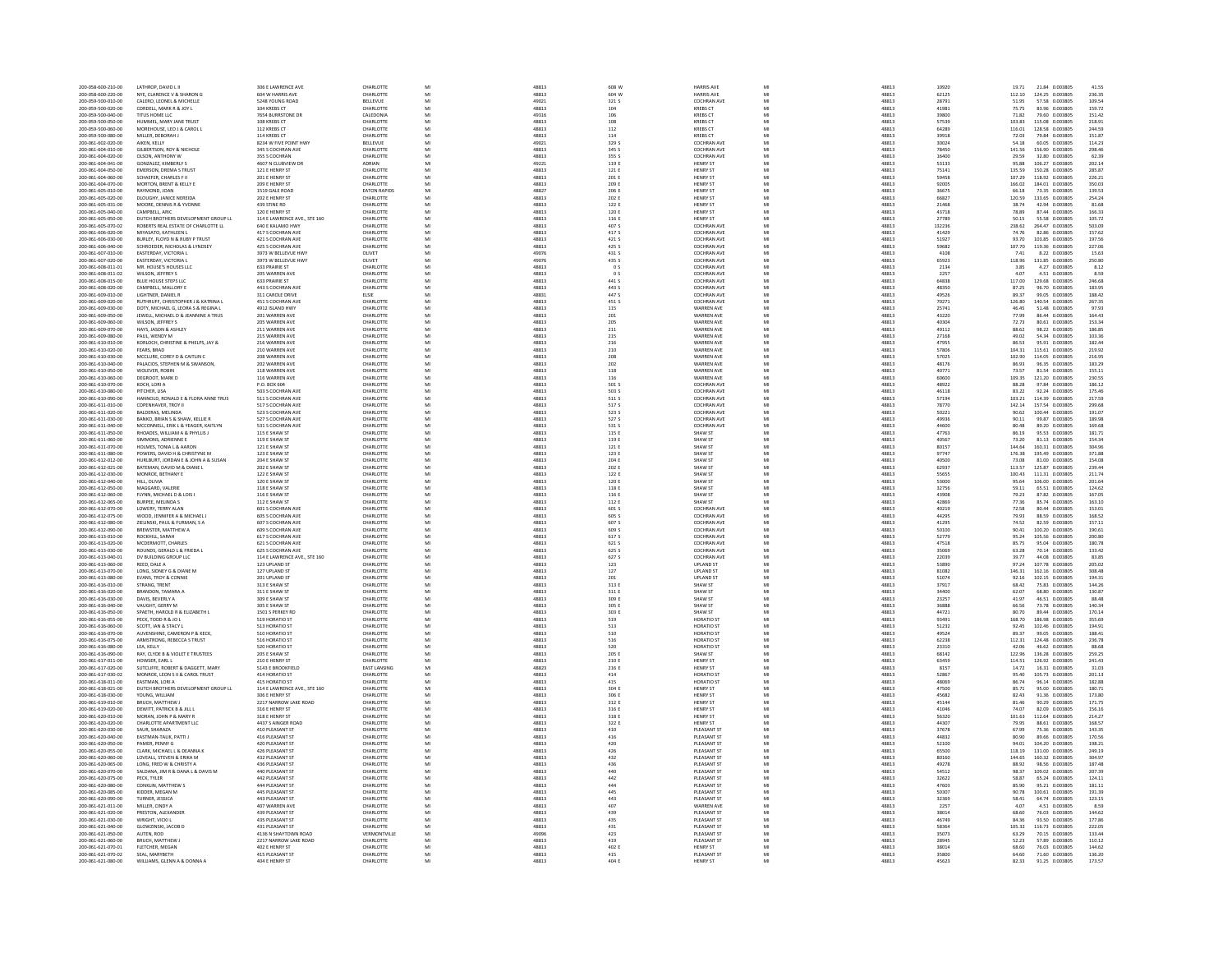| | | | | | | | | | | | | | | | |
|---|---|---|---|---|---|---|---|---|---|---|---|---|---|---|---|
| 200-058-600-210-00 | LATHROP, DAVID L II | 306 E LAWRENCE AVE | CHARLOTTE | MI | 48813 | 608 W | HARRIS AVE | MI | 48813 | 10920 | 19.71 | 21.84 | 0.003805 | 41.55 |
| 200-058-600-220-00 | NYE, CLARENCE V & SHARON G | 604 W HARRIS AVE | CHARLOTTE | MI | 48813 | 604 W | HARRIS AVE | MI | 48813 | 62125 | 112.10 | 124.25 | 0.003805 | 236.35 |
| 200-059-500-010-00 | CALERO, LEONEL & MICHELLE | 5248 YOUNG ROAD | BELLEVUE | MI | 49021 | 321 S | COCHRAN AVE | MI | 48813 | 28791 | 51.95 | 57.58 | 0.003805 | 109.54 |
| 200-059-500-020-00 | CORDELL, MARK R & JOY L | 104 KREBS CT | CHARLOTTE | MI | 48813 | 104 | KREBS CT | MI | 48813 | 41981 | 75.75 | 83.96 | 0.003805 | 159.72 |
| 200-059-500-040-00 | TITUS HOME LLC | 7654 BURRSTONE DR | CALEDONIA | MI | 49316 | 106 | KREBS CT | MI | 48813 | 39800 | 71.82 | 79.60 | 0.003805 | 151.42 |
| 200-059-500-050-00 | HUMMEL, MARY JANE TRUST | 108 KREBS CT | CHARLOTTE | MI | 48813 | 108 | KREBS CT | MI | 48813 | 57539 | 103.83 | 115.08 | 0.003805 | 218.91 |
| 200-059-500-060-00 | MOREHOUSE, LEO J & CAROL L | 112 KREBS CT | CHARLOTTE | MI | 48813 | 112 | KREBS CT | MI | 48813 | 64289 | 116.01 | 128.58 | 0.003805 | 244.59 |
| 200-059-500-080-00 | MILLER, DEBORAH J | 114 KREBS CT | CHARLOTTE | MI | 48813 | 114 | KREBS CT | MI | 48813 | 39918 | 72.03 | 79.84 | 0.003805 | 151.87 |
| 200-061-602-020-00 | AIKEN, KELLY | 8234 W FIVE POINT HWY | BELLEVUE | MI | 49021 | 329 S | COCHRAN AVE | MI | 48813 | 30024 | 54.18 | 60.05 | 0.003805 | 114.23 |
| 200-061-604-010-00 | GILBERTSON, ROY & NICHOLE | 345 S COCHRAN AVE | CHARLOTTE | MI | 48813 | 345 S | COCHRAN AVE | MI | 48813 | 78450 | 141.56 | 156.90 | 0.003805 | 298.46 |
| 200-061-604-020-00 | OLSON, ANTHONY W | 355 S COCHRAN | CHARLOTTE | MI | 48813 | 355 S | COCHRAN AVE | MI | 48813 | 16400 | 29.59 | 32.80 | 0.003805 | 62.39 |
| 200-061-604-041-00 | GONZALEZ, KIMBERLY S | 4607 N CLUBVIEW DR | ADRIAN | MI | 49221 | 119 E | HENRY ST | MI | 48813 | 53133 | 95.88 | 106.27 | 0.003805 | 202.14 |
| 200-061-604-050-00 | EMERSON, DREMA S TRUST | 121 E HENRY ST | CHARLOTTE | MI | 48813 | 121 E | HENRY ST | MI | 48813 | 75141 | 135.59 | 150.28 | 0.003805 | 285.87 |
| 200-061-604-060-00 | SCHAEFER, CHARLES F II | 201 E HENRY ST | CHARLOTTE | MI | 48813 | 201 E | HENRY ST | MI | 48813 | 59458 | 107.29 | 118.92 | 0.003805 | 226.21 |
| 200-061-604-070-00 | MORTON, BRENT & KELLY E | 209 E HENRY ST | CHARLOTTE | MI | 48813 | 209 E | HENRY ST | MI | 48813 | 92005 | 166.02 | 184.01 | 0.003805 | 350.03 |
| 200-061-605-010-00 | RAYMOND, JOAN | 1519 GALE ROAD | EATON RAPIDS | MI | 48827 | 206 E | HENRY ST | MI | 48813 | 36675 | 66.18 | 73.35 | 0.003805 | 139.53 |
| 200-061-605-020-00 | DLOUGHY, JANICE NEREIDA | 202 E HENRY ST | CHARLOTTE | MI | 48813 | 202 E | HENRY ST | MI | 48813 | 66827 | 120.59 | 133.65 | 0.003805 | 254.24 |
| 200-061-605-031-00 | MOORE, DENNIS R & YVONNE | 439 STINE RD | CHARLOTTE | MI | 48813 | 122 E | HENRY ST | MI | 48813 | 21468 | 38.74 | 42.94 | 0.003805 | 81.68 |
| 200-061-605-040-00 | CAMPBELL, ARIC | 120 E HENRY ST | CHARLOTTE | MI | 48813 | 120 E | HENRY ST | MI | 48813 | 43718 | 78.89 | 87.44 | 0.003805 | 166.33 |
| 200-061-605-050-00 | DUTCH BROTHERS DEVELOPMENT GROUP LL | 114 E LAWRENCE AVE., STE 160 | CHARLOTTE | MI | 48813 | 116 E | HENRY ST | MI | 48813 | 27789 | 50.15 | 55.58 | 0.003805 | 105.72 |
| 200-061-605-070-02 | ROBERTS REAL ESTATE OF CHARLOTTE LL | 640 E KALAMO HWY | CHARLOTTE | MI | 48813 | 407 S | COCHRAN AVE | MI | 48813 | 132236 | 238.62 | 264.47 | 0.003805 | 503.09 |
| 200-061-606-020-00 | MIYASATO, KATHLEEN L | 417 S COCHRAN AVE | CHARLOTTE | MI | 48813 | 417 S | COCHRAN AVE | MI | 48813 | 41429 | 74.76 | 82.86 | 0.003805 | 157.62 |
| 200-061-606-030-00 | BURLEY, FLOYD N & RUBY P TRUST | 421 S COCHRAN AVE | CHARLOTTE | MI | 48813 | 421 S | COCHRAN AVE | MI | 48813 | 51927 | 93.70 | 103.85 | 0.003805 | 197.56 |
| 200-061-606-040-00 | SCHROEDER, NICHOLAS & LYNDSEY | 425 S COCHRAN AVE | CHARLOTTE | MI | 48813 | 425 S | COCHRAN AVE | MI | 48813 | 59682 | 107.70 | 119.36 | 0.003805 | 227.06 |
| 200-061-607-010-00 | EASTERDAY, VICTORIA L | 3973 W BELLEVUE HWY | OLIVET | MI | 49076 | 431 S | COCHRAN AVE | MI | 48813 | 4108 | 7.41 | 8.22 | 0.003805 | 15.63 |
| 200-061-607-020-00 | EASTERDAY, VICTORIA L | 3973 W BELLEVUE HWY | OLIVET | MI | 49076 | 435 S | COCHRAN AVE | MI | 48813 | 65923 | 118.96 | 131.85 | 0.003805 | 250.80 |
| 200-061-608-011-01 | MR. HOUSE'S HOUSES LLC | 633 PRAIRIE ST | CHARLOTTE | MI | 48813 | 0 S | COCHRAN AVE | MI | 48813 | 2134 | 3.85 | 4.27 | 0.003805 | 8.12 |
| 200-061-608-011-02 | WILSON, JEFFREY S | 205 WARREN AVE | CHARLOTTE | MI | 48813 | 0 S | COCHRAN AVE | MI | 48813 | 2257 | 4.07 | 4.51 | 0.003805 | 8.59 |
| 200-061-608-015-00 | BLUE HOUSE STEPS LLC | 633 PRAIRIE ST | CHARLOTTE | MI | 48813 | 441 S | COCHRAN AVE | MI | 48813 | 64838 | 117.00 | 129.68 | 0.003805 | 246.68 |
| 200-061-608-020-00 | CAMPBELL, MALLORY E | 443 S COCHRAN AVE | CHARLOTTE | MI | 48813 | 443 S | COCHRAN AVE | MI | 48813 | 48350 | 87.25 | 96.70 | 0.003805 | 183.95 |
| 200-061-609-010-00 | LIGHTNER, DANIEL R | 311 CAROLE DRIVE | ELSIE | MI | 48831 | 447 S | COCHRAN AVE | MI | 48813 | 49526 | 89.37 | 99.05 | 0.003805 | 188.42 |
| 200-061-609-020-00 | RUTHRUFF, CHRISTOPHER J & KATRINA L | 451 S COCHRAN AVE | CHARLOTTE | MI | 48813 | 451 S | COCHRAN AVE | MI | 48813 | 70271 | 126.80 | 140.54 | 0.003805 | 267.35 |
| 200-061-609-030-00 | DOTY, MICHAEL G, LEORA S & REGINA L | 4912 ISLAND HWY | CHARLOTTE | MI | 48813 | 115 | WARREN AVE | MI | 48813 | 25741 | 46.45 | 51.48 | 0.003805 | 97.93 |
| 200-061-609-050-00 | JEWELL, MICHAEL D & JEANNINE A TRUS | 201 WARREN AVE | CHARLOTTE | MI | 48813 | 201 | WARREN AVE | MI | 48813 | 43220 | 77.99 | 86.44 | 0.003805 | 164.43 |
| 200-061-609-060-00 | WILSON, JEFFREY S | 205 WARREN AVE | CHARLOTTE | MI | 48813 | 205 | WARREN AVE | MI | 48813 | 40304 | 72.73 | 80.61 | 0.003805 | 153.34 |
| 200-061-609-070-00 | HAYS, JASON & ASHLEY | 211 WARREN AVE | CHARLOTTE | MI | 48813 | 211 | WARREN AVE | MI | 48813 | 49112 | 88.62 | 98.22 | 0.003805 | 186.85 |
| 200-061-609-080-00 | PAUL, WENDY M | 215 WARREN AVE | CHARLOTTE | MI | 48813 | 215 | WARREN AVE | MI | 48813 | 27168 | 49.02 | 54.34 | 0.003805 | 103.36 |
| 200-061-610-010-00 | KORLOCH, CHRISTINE & PHELPS, JAY & | 216 WARREN AVE | CHARLOTTE | MI | 48813 | 216 | WARREN AVE | MI | 48813 | 47955 | 86.53 | 95.91 | 0.003805 | 182.44 |
| 200-061-610-020-00 | FEARS, BRAD | 210 WARREN AVE | CHARLOTTE | MI | 48813 | 210 | WARREN AVE | MI | 48813 | 57806 | 104.31 | 115.61 | 0.003805 | 219.92 |
| 200-061-610-030-00 | MCCLURE, COREY D & CAITLIN C | 208 WARREN AVE | CHARLOTTE | MI | 48813 | 208 | WARREN AVE | MI | 48813 | 57025 | 102.90 | 114.05 | 0.003805 | 216.95 |
| 200-061-610-040-00 | PALACIOS, STEPHEN M & SWANSON, | 202 WARREN AVE | CHARLOTTE | MI | 48813 | 202 | WARREN AVE | MI | 48813 | 48176 | 86.93 | 96.35 | 0.003805 | 183.29 |
| 200-061-610-050-00 | WOLEVER, ROBIN | 118 WARREN AVE | CHARLOTTE | MI | 48813 | 118 | WARREN AVE | MI | 48813 | 40771 | 73.57 | 81.54 | 0.003805 | 155.11 |
| 200-061-610-060-00 | DEGROOT, MARK D | 116 WARREN AVE | CHARLOTTE | MI | 48813 | 116 | WARREN AVE | MI | 48813 | 60600 | 109.35 | 121.20 | 0.003805 | 230.55 |
| 200-061-610-070-00 | KOCH, LORI A | P.O. BOX 604 | CHARLOTTE | MI | 48813 | 501 S | COCHRAN AVE | MI | 48813 | 48922 | 88.28 | 97.84 | 0.003805 | 186.12 |
| 200-061-610-080-00 | PITCHER, LISA | 503 S COCHRAN AVE | CHARLOTTE | MI | 48813 | 503 S | COCHRAN AVE | MI | 48813 | 46118 | 83.22 | 92.24 | 0.003805 | 175.46 |
| 200-061-610-090-00 | HANNOLD, RONALD E & FLORA ANNE TRUS | 511 S COCHRAN AVE | CHARLOTTE | MI | 48813 | 511 S | COCHRAN AVE | MI | 48813 | 57194 | 103.21 | 114.39 | 0.003805 | 217.59 |
| 200-061-611-010-00 | COPENHAVER, TROY II | 517 S COCHRAN AVE | CHARLOTTE | MI | 48813 | 517 S | COCHRAN AVE | MI | 48813 | 78770 | 142.14 | 157.54 | 0.003805 | 299.68 |
| 200-061-611-020-00 | BALDERAS, MELINDA | 523 S COCHRAN AVE | CHARLOTTE | MI | 48813 | 523 S | COCHRAN AVE | MI | 48813 | 50221 | 90.62 | 100.44 | 0.003805 | 191.07 |
| 200-061-611-030-00 | BANKO, BRIAN S & SHAW, KELLIE R | 527 S COCHRAN AVE | CHARLOTTE | MI | 48813 | 527 S | COCHRAN AVE | MI | 48813 | 49936 | 90.11 | 99.87 | 0.003805 | 189.98 |
| 200-061-611-040-00 | MCCONNELL, ERIK L & YEAGER, KAITLYN | 531 S COCHRAN AVE | CHARLOTTE | MI | 48813 | 531 S | COCHRAN AVE | MI | 48813 | 44600 | 80.48 | 89.20 | 0.003805 | 169.68 |
| 200-061-611-050-00 | RHOADES, WILLIAM A & PHYLLIS J | 115 E SHAW ST | CHARLOTTE | MI | 48813 | 115 E | SHAW ST | MI | 48813 | 47763 | 86.19 | 95.53 | 0.003805 | 181.71 |
| 200-061-611-060-00 | SIMMONS, ADRIENNE E | 119 E SHAW ST | CHARLOTTE | MI | 48813 | 119 E | SHAW ST | MI | 48813 | 40567 | 73.20 | 81.13 | 0.003805 | 154.34 |
| 200-061-611-070-00 | HOLMES, TONIA L & AARON | 121 E SHAW ST | CHARLOTTE | MI | 48813 | 121 E | SHAW ST | MI | 48813 | 80157 | 144.64 | 160.31 | 0.003805 | 304.96 |
| 200-061-611-080-00 | POWERS, DAVID H & CHRISTYNE M | 123 E SHAW ST | CHARLOTTE | MI | 48813 | 123 E | SHAW ST | MI | 48813 | 97747 | 176.38 | 195.49 | 0.003805 | 371.88 |
| 200-061-612-012-00 | HURLBURT, JORDAN E & JOHN A & SUSAN | 204 E SHAW ST | CHARLOTTE | MI | 48813 | 204 E | SHAW ST | MI | 48813 | 40500 | 73.08 | 81.00 | 0.003805 | 154.08 |
| 200-061-612-021-00 | BATEMAN, DAVID M & DIANE L | 202 E SHAW ST | CHARLOTTE | MI | 48813 | 202 E | SHAW ST | MI | 48813 | 62937 | 113.57 | 125.87 | 0.003805 | 239.44 |
| 200-061-612-030-00 | MONROE, BETHANY E | 122 E SHAW ST | CHARLOTTE | MI | 48813 | 122 E | SHAW ST | MI | 48813 | 55655 | 100.43 | 111.31 | 0.003805 | 211.74 |
| 200-061-612-040-00 | HILL, OLIVIA | 120 E SHAW ST | CHARLOTTE | MI | 48813 | 120 E | SHAW ST | MI | 48813 | 53000 | 95.64 | 106.00 | 0.003805 | 201.64 |
| 200-061-612-050-00 | MAGGARD, VALERIE | 118 E SHAW ST | CHARLOTTE | MI | 48813 | 118 E | SHAW ST | MI | 48813 | 32756 | 59.11 | 65.51 | 0.003805 | 124.62 |
| 200-061-612-060-00 | FLYNN, MICHAEL D & LOIS I | 116 E SHAW ST | CHARLOTTE | MI | 48813 | 116 E | SHAW ST | MI | 48813 | 43908 | 79.23 | 87.82 | 0.003805 | 167.05 |
| 200-061-612-065-00 | BURPEE, MELINDA S | 112 E SHAW ST | CHARLOTTE | MI | 48813 | 112 E | SHAW ST | MI | 48813 | 42869 | 77.36 | 85.74 | 0.003805 | 163.10 |
| 200-061-612-070-00 | LOWERY, TERRY ALAN | 601 S COCHRAN AVE | CHARLOTTE | MI | 48813 | 601 S | COCHRAN AVE | MI | 48813 | 40219 | 72.58 | 80.44 | 0.003805 | 153.01 |
| 200-061-612-075-00 | WOOD, JENNIFER A & MICHAEL J | 605 S COCHRAN AVE | CHARLOTTE | MI | 48813 | 605 S | COCHRAN AVE | MI | 48813 | 44295 | 79.93 | 88.59 | 0.003805 | 168.52 |
| 200-061-612-080-00 | ZIELINSKI, PAUL & FURMAN, S A | 607 S COCHRAN AVE | CHARLOTTE | MI | 48813 | 607 S | COCHRAN AVE | MI | 48813 | 41295 | 74.52 | 82.59 | 0.003805 | 157.11 |
| 200-061-612-090-00 | BREWSTER, MATTHEW A | 609 S COCHRAN AVE | CHARLOTTE | MI | 48813 | 609 S | COCHRAN AVE | MI | 48813 | 50100 | 90.41 | 100.20 | 0.003805 | 190.61 |
| 200-061-613-010-00 | ROCKHILL, SARAH | 617 S COCHRAN AVE | CHARLOTTE | MI | 48813 | 617 S | COCHRAN AVE | MI | 48813 | 52779 | 95.24 | 105.56 | 0.003805 | 200.80 |
| 200-061-613-020-00 | MCDERMOTT, CHARLES | 621 S COCHRAN AVE | CHARLOTTE | MI | 48813 | 621 S | COCHRAN AVE | MI | 48813 | 47518 | 85.75 | 95.04 | 0.003805 | 180.78 |
| 200-061-613-030-00 | ROUNDS, GERALD L & FRIEDA L | 625 S COCHRAN AVE | CHARLOTTE | MI | 48813 | 625 S | COCHRAN AVE | MI | 48813 | 35069 | 63.28 | 70.14 | 0.003805 | 133.42 |
| 200-061-613-040-01 | DV BUILDING GROUP LLC | 114 E LAWRENCE AVE., STE 160 | CHARLOTTE | MI | 48813 | 627 S | COCHRAN AVE | MI | 48813 | 22039 | 39.77 | 44.08 | 0.003805 | 83.85 |
| 200-061-613-060-00 | REED, DALE A | 123 UPLAND ST | CHARLOTTE | MI | 48813 | 123 | UPLAND ST | MI | 48813 | 53890 | 97.24 | 107.78 | 0.003805 | 205.02 |
| 200-061-613-070-00 | LONG, SIDNEY G & DIANE M | 127 UPLAND ST | CHARLOTTE | MI | 48813 | 127 | UPLAND ST | MI | 48813 | 81082 | 146.31 | 162.16 | 0.003805 | 308.48 |
| 200-061-613-080-00 | EVANS, TROY & CONNIE | 201 UPLAND ST | CHARLOTTE | MI | 48813 | 201 | UPLAND ST | MI | 48813 | 51074 | 92.16 | 102.15 | 0.003805 | 194.31 |
| 200-061-616-010-00 | STRANG, TRENT | 313 E SHAW ST | CHARLOTTE | MI | 48813 | 313 E | SHAW ST | MI | 48813 | 37917 | 68.42 | 75.83 | 0.003805 | 144.26 |
| 200-061-616-020-00 | BRANDON, TAMARA A | 311 E SHAW ST | CHARLOTTE | MI | 48813 | 311 E | SHAW ST | MI | 48813 | 34400 | 62.07 | 68.80 | 0.003805 | 130.87 |
| 200-061-616-030-00 | DAVIS, BEVERLY A | 309 E SHAW ST | CHARLOTTE | MI | 48813 | 309 E | SHAW ST | MI | 48813 | 23257 | 41.97 | 46.51 | 0.003805 | 88.48 |
| 200-061-616-040-00 | VAUGHT, GERRY M | 305 E SHAW ST | CHARLOTTE | MI | 48813 | 305 E | SHAW ST | MI | 48813 | 36888 | 66.56 | 73.78 | 0.003805 | 140.34 |
| 200-061-616-050-00 | SPAETH, HAROLD R & ELIZABETH L | 1503 S PERKEY RD | CHARLOTTE | MI | 48813 | 303 E | SHAW ST | MI | 48813 | 44721 | 80.70 | 89.44 | 0.003805 | 170.14 |
| 200-061-616-055-00 | PECK, TODD R & JO L | 519 HORATIO ST | CHARLOTTE | MI | 48813 | 519 | HORATIO ST | MI | 48813 | 93491 | 168.70 | 186.98 | 0.003805 | 355.69 |
| 200-061-616-060-00 | SCOTT, IAN & STACY L | 513 HORATIO ST | CHARLOTTE | MI | 48813 | 513 | HORATIO ST | MI | 48813 | 51232 | 92.45 | 102.46 | 0.003805 | 194.91 |
| 200-061-616-070-00 | AUVENSHINE, CAMERON P & KECK, | 510 HORATIO ST | CHARLOTTE | MI | 48813 | 510 | HORATIO ST | MI | 48813 | 49524 | 89.37 | 99.05 | 0.003805 | 188.41 |
| 200-061-616-075-00 | ARMSTRONG, REBECCA S TRUST | 516 HORATIO ST | CHARLOTTE | MI | 48813 | 516 | HORATIO ST | MI | 48813 | 62238 | 112.31 | 124.48 | 0.003805 | 236.78 |
| 200-061-616-080-00 | LEA, KELLY | 520 HORATIO ST | CHARLOTTE | MI | 48813 | 520 | HORATIO ST | MI | 48813 | 23310 | 42.06 | 46.62 | 0.003805 | 88.68 |
| 200-061-616-090-00 | RAY, CLYDE B & VIOLET E TRUSTEES | 205 E SHAW ST | CHARLOTTE | MI | 48813 | 205 E | SHAW ST | MI | 48813 | 68142 | 122.96 | 136.28 | 0.003805 | 259.25 |
| 200-061-617-011-00 | HOWSER, EARL L | 210 E HENRY ST | CHARLOTTE | MI | 48813 | 210 E | HENRY ST | MI | 48813 | 63459 | 114.51 | 126.92 | 0.003805 | 241.43 |
| 200-061-617-020-00 | SUTCLIFFE, ROBERT & DAGGETT, MARY | 5143 E BROOKFIELD | EAST LANSING | MI | 48823 | 216 E | HENRY ST | MI | 48813 | 8157 | 14.72 | 16.31 | 0.003805 | 31.03 |
| 200-061-617-030-02 | MONROE, LEON S II & CAROL TRUST | 414 HORATIO ST | CHARLOTTE | MI | 48813 | 414 | HORATIO ST | MI | 48813 | 52867 | 95.40 | 105.73 | 0.003805 | 201.13 |
| 200-061-618-011-00 | EASTMAN, LORI A | 415 HORATIO ST | CHARLOTTE | MI | 48813 | 415 | HORATIO ST | MI | 48813 | 48069 | 86.74 | 96.14 | 0.003805 | 182.88 |
| 200-061-618-021-00 | DUTCH BROTHERS DEVELOPMENT GROUP LL | 114 E LAWRENCE AVE., STE 160 | CHARLOTTE | MI | 48813 | 304 E | HENRY ST | MI | 48813 | 47500 | 85.71 | 95.00 | 0.003805 | 180.71 |
| 200-061-618-030-00 | YOUNG, WILLIAM | 306 E HENRY ST | CHARLOTTE | MI | 48813 | 306 E | HENRY ST | MI | 48813 | 45682 | 82.43 | 91.36 | 0.003805 | 173.80 |
| 200-061-619-010-00 | BRUCH, MATTHEW J | 2217 NARROW LAKE ROAD | CHARLOTTE | MI | 48813 | 312 E | HENRY ST | MI | 48813 | 45144 | 81.46 | 90.29 | 0.003805 | 171.75 |
| 200-061-619-020-00 | DEWITT, PATRICK B & JILL L | 316 E HENRY ST | CHARLOTTE | MI | 48813 | 316 E | HENRY ST | MI | 48813 | 41046 | 74.07 | 82.09 | 0.003805 | 156.16 |
| 200-061-620-010-00 | MORAN, JOHN P & MARY R | 318 E HENRY ST | CHARLOTTE | MI | 48813 | 318 E | HENRY ST | MI | 48813 | 56320 | 101.63 | 112.64 | 0.003805 | 214.27 |
| 200-061-620-020-00 | CHARLOTTE APARTMENT LLC | 4437 S ANGER ROAD | CHARLOTTE | MI | 48813 | 322 E | HENRY ST | MI | 48813 | 44307 | 79.95 | 88.61 | 0.003805 | 168.57 |
| 200-061-620-030-00 | SAUR, SHARAZA | 410 PLEASANT ST | CHARLOTTE | MI | 48813 | 410 | PLEASANT ST | MI | 48813 | 37678 | 67.99 | 75.36 | 0.003805 | 143.35 |
| 200-061-620-040-00 | EASTMAN-TALIK, PATTI J | 416 PLEASANT ST | CHARLOTTE | MI | 48813 | 416 | PLEASANT ST | MI | 48813 | 44832 | 80.90 | 89.66 | 0.003805 | 170.56 |
| 200-061-620-050-00 | PAMER, PENNY G | 420 PLEASANT ST | CHARLOTTE | MI | 48813 | 420 | PLEASANT ST | MI | 48813 | 52100 | 94.01 | 104.20 | 0.003805 | 198.21 |
| 200-061-620-055-00 | CLARK, MICHAEL L & DEANNA K | 426 PLEASANT ST | CHARLOTTE | MI | 48813 | 426 | PLEASANT ST | MI | 48813 | 65500 | 118.19 | 131.00 | 0.003805 | 249.19 |
| 200-061-620-060-00 | LOVEALL, STEVEN & ERIKA M | 432 PLEASANT ST | CHARLOTTE | MI | 48813 | 432 | PLEASANT ST | MI | 48813 | 80160 | 144.65 | 160.32 | 0.003805 | 304.97 |
| 200-061-620-065-00 | LONG, FRED W & CHRISTY A | 436 PLEASANT ST | CHARLOTTE | MI | 48813 | 436 | PLEASANT ST | MI | 48813 | 49278 | 88.92 | 98.56 | 0.003805 | 187.48 |
| 200-061-620-070-00 | SALDANA, JIM R & DANA L & DAVIS M | 440 PLEASANT ST | CHARLOTTE | MI | 48813 | 440 | PLEASANT ST | MI | 48813 | 54512 | 98.37 | 109.02 | 0.003805 | 207.39 |
| 200-061-620-075-00 | PECK, TYLER | 442 PLEASANT ST | CHARLOTTE | MI | 48813 | 442 | PLEASANT ST | MI | 48813 | 32622 | 58.87 | 65.24 | 0.003805 | 124.11 |
| 200-061-620-080-00 | CONKLIN, MATTHEW S | 444 PLEASANT ST | CHARLOTTE | MI | 48813 | 444 | PLEASANT ST | MI | 48813 | 47603 | 85.90 | 95.21 | 0.003805 | 181.11 |
| 200-061-620-085-00 | RIDDER, MEGAN M | 445 PLEASANT ST | CHARLOTTE | MI | 48813 | 445 | PLEASANT ST | MI | 48813 | 50307 | 90.78 | 100.61 | 0.003805 | 191.39 |
| 200-061-620-090-00 | TURNER, JESSICA | 443 PLEASANT ST | CHARLOTTE | MI | 48813 | 443 | PLEASANT ST | MI | 48813 | 32369 | 58.41 | 64.74 | 0.003805 | 123.15 |
| 200-061-621-011-00 | MILLER, CINDY A | 407 WARREN AVE | CHARLOTTE | MI | 48813 | 407 | WARREN AVE | MI | 48813 | 2257 | 4.07 | 4.51 | 0.003805 | 8.59 |
| 200-061-621-020-00 | PRESTON, ALEXANDER | 439 PLEASANT ST | CHARLOTTE | MI | 48813 | 439 | PLEASANT ST | MI | 48813 | 38014 | 68.60 | 76.03 | 0.003805 | 144.62 |
| 200-061-621-030-00 | WRIGHT, VICKI L | 435 PLEASANT ST | CHARLOTTE | MI | 48813 | 435 | PLEASANT ST | MI | 48813 | 46749 | 84.36 | 93.50 | 0.003805 | 177.86 |
| 200-061-621-040-00 | GLOWZINSKI, JACOB D | 431 PLEASANT ST | CHARLOTTE | MI | 48813 | 431 | PLEASANT ST | MI | 48813 | 58364 | 105.32 | 116.73 | 0.003805 | 222.05 |
| 200-061-621-050-00 | AUTEN, ROD | 4136 N SHAYTOWN ROAD | VERMONTVILLE | MI | 49096 | 423 | PLEASANT ST | MI | 48813 | 35073 | 63.29 | 70.15 | 0.003805 | 133.44 |
| 200-061-621-060-00 | BRUCH, MATTHEW J | 2217 NARROW LAKE ROAD | CHARLOTTE | MI | 48813 | 419 | PLEASANT ST | MI | 48813 | 28945 | 52.23 | 57.89 | 0.003805 | 110.12 |
| 200-061-621-070-01 | FLETCHER, MEGAN | 402 E HENRY ST | CHARLOTTE | MI | 48813 | 402 E | HENRY ST | MI | 48813 | 38014 | 68.60 | 76.03 | 0.003805 | 144.62 |
| 200-061-621-070-02 | SEAL, MARYBETH | 415 PLEASANT ST | CHARLOTTE | MI | 48813 | 415 | PLEASANT ST | MI | 48813 | 35800 | 64.60 | 71.60 | 0.003805 | 136.20 |
| 200-061-621-080-00 | WILLIAMS, GLENN A & DONNA A | 404 E HENRY ST | CHARLOTTE | MI | 48813 | 404 E | HENRY ST | MI | 48813 | 45623 | 82.33 | 91.25 | 0.003805 | 173.57 |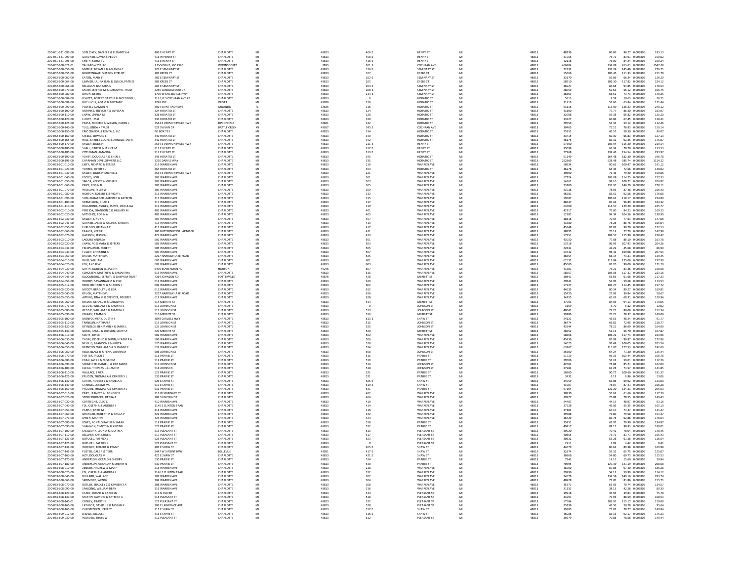| | | | | | | | | | | | | | | |
|---|---|---|---|---|---|---|---|---|---|---|---|---|---|---|
| 200-061-621-085-00 | SOBLESKEY, DANIEL L & ELIZABETH A | 406 E HENRY ST | CHARLOTTE | MI | 48813 | 406 E | HENRY ST | MI | 48813 | 48136 | 86.86 | 96.27 | 0.003805 | 183.13 |
| 200-061-621-090-00 | GARDNER, DAVID & PEGGY | 418 W HENRY ST | CHARLOTTE | MI | 48813 | 408 E | HENRY ST | MI | 48813 | 41955 | 75.71 | 83.91 | 0.003805 | 159.62 |
| 200-061-621-095-00 | SMITH, KERMIT L | 416 E HENRY ST | CHARLOTTE | MI | 48813 | 416 E | HENRY ST | MI | 48813 | 42118 | 76.00 | 84.24 | 0.003805 | 160.24 |
| 200-062-600-021-01 | TAU MIDWEST LLC | 1 CVS DRIVE, MC 2320 | WOONSOCKET | RI | 2895 | 301 S | COCHRAN AVE | MI | 48813 | 406804 | 734.08 | 813.61 | 0.003805 | 1547.69 |
| 200-062-600-050-00 | MYRKLE, BRYAN P & AMANDA C | 126 E SEMINARY ST | CHARLOTTE | MI | 48813 | 126 E | SEMINARY ST | MI | 48813 | 72732 | 131.24 | 145.46 | 0.003805 | 276.71 |
| 200-062-600-055-00 | NIGHTENGALE, SHARON K TRUST | 107 KREBS CT | CHARLOTTE | MI | 48813 | 107 | KREBS CT | MI | 48813 | 55666 | 100.45 | 111.33 | 0.003805 | 211.78 |
| 200-062-600-060-00 | EATON, MARY F | 202 E SEMINARY ST | CHARLOTTE | MI | 48813 | 202 E | SEMINARY ST | MI | 48813 | 33170 | 59.86 | 66.34 | 0.003805 | 126.20 |
| 200-062-600-064-00 | LIMMER, LAURA JEAN & GLUCH, PATRICI | 205 KREBS CT | CHARLOTTE | MI | 48813 | 205 | KREBS CT | MI | 48813 | 58910 | 106.30 | 117.82 | 0.003805 | 224.12 |
| 200-062-600-068-00 | BELLIGAN, BARBARA S | 204 E SEMINARY ST | CHARLOTTE | MI | 48813 | 204 E | SEMINARY ST | MI | 48813 | 46927 | 84.68 | 93.85 | 0.003805 | 178.53 |
| 200-062-600-070-00 | MAIER, JEFFREY M & CAROLYN L TRUST | 2250 CANDLEWOOD DR | CHARLOTTE | MI | 48813 | 208 E | SEMINARY ST | MI | 48813 | 28059 | 50.63 | 56.12 | 0.003805 | 106.75 |
| 200-062-600-080-00 | DIXON, DEBRA | 1706 W SPICERVILLE HWY | CHARLOTTE | MI | 48813 | 214 E | SEMINARY ST | MI | 48813 | 36863 | 66.52 | 73.73 | 0.003805 | 140.25 |
| 200-062-600-084-00 | JEWETT, ROBERT GARY JR & MCCONNELL, | 113 1/2 S COCHRAN AVE #2 | CHARLOTTE | MI | 48813 | 0 | HORATIO ST | MI | 48813 | 5313 | 9.59 | 10.63 | 0.003805 | 20.21 |
| 200-062-600-088-00 | BUCHHOLZ, ADAM & BRITTANY | 1748 NYE | OLIVET | MI | 49076 | 310 | HORATIO ST | MI | 48813 | 31919 | 57.60 | 63.84 | 0.003805 | 121.44 |
| 200-062-600-090-00 | POWELL, DAMON H | 8024 SAINT ANDREWS | ORLANDO | FL | 32835 | 316 | HORATIO ST | MI | 48813 | 63116 | 113.89 | 126.23 | 0.003805 | 240.12 |
| 200-062-600-100-00 | MOHNKE, TREVOR R & ALYSSA N | 324 HORATIO ST | CHARLOTTE | MI | 48813 | 324 | HORATIO ST | MI | 48813 | 43100 | 77.77 | 86.20 | 0.003805 | 163.97 |
| 200-062-600-110-00 | SHAW, LINNEA M | 328 HORATIO ST | CHARLOTTE | MI | 48813 | 328 | HORATIO ST | MI | 48813 | 32908 | 59.38 | 65.82 | 0.003805 | 125.20 |
| 200-062-600-120-00 | LUNDY, JESSE | 330 HORATIO ST | CHARLOTTE | MI | 48813 | 330 | HORATIO ST | MI | 48813 | 33727 | 60.86 | 67.45 | 0.003805 | 128.31 |
| 200-062-600-125-00 | PEASE, ROGER E & WILSON, KAREN L | 7544 E VERMONTVILLE HWY | DIMONDALE | MI | 48821 | 332 | HORATIO ST | MI | 48813 | 29559 | 53.34 | 59.12 | 0.003805 | 112.46 |
| 200-062-600-140-00 | TULS, LINDA K TRUST | 529 SYLVAN DR | BATTLE CREEK | MI | 49017 | 343 S | COCHRAN AVE | MI | 48813 | 39465 | 71.21 | 78.93 | 0.003805 | 150.14 |
| 200-062-600-150-00 | ERIC CRANDALL RENTALS, LLC | PO BOX 713 | CHARLOTTE | MI | 48813 | 334 | HORATIO ST | MI | 48813 | 25252 | 45.57 | 50.50 | 0.003805 | 96.07 |
| 200-062-600-160-00 | STEELE, EDWARD L | 340 HORATIO ST | CHARLOTTE | MI | 48813 | 340 | HORATIO ST | MI | 48813 | 33415 | 60.30 | 66.83 | 0.003805 | 127.13 |
| 200-062-600-165-00 | HALL, KAYDEE CLAIRE & ARNOLD, IAN R | 342 HORATIO ST | CHARLOTTE | MI | 48813 | 342 | HORATIO ST | MI | 48813 | 46175 | 83.32 | 92.35 | 0.003805 | 175.67 |
| 200-062-600-170-00 | MILLER, LINDSEY | 2534 E VERMONTVILLE HWY | CHARLOTTE | MI | 48813 | 211 E | HENRY ST | MI | 48813 | 57600 | 103.94 | 115.20 | 0.003805 | 219.14 |
| 200-062-600-180-00 | SHALL, GARY R & JANICE M | 317 E HENRY ST | CHARLOTTE | MI | 48813 | 317 E | HENRY ST | MI | 48813 | 35099 | 63.34 | 70.20 | 0.003805 | 133.53 |
| 200-062-600-185-00 | ZITTLEMAN, AMANDA | 313 E HENRY ST | CHARLOTTE | MI | 48813 | 313 E | HENRY ST | MI | 48813 | 77268 | 139.43 | 154.54 | 0.003805 | 293.97 |
| 200-062-600-190-00 | TOHEY, DOUGLAS R & SHERI L | 345 HORATIO ST | CHARLOTTE | MI | 48813 | 345 | HORATIO ST | MI | 48813 | 91149 | 164.48 | 182.30 | 0.003805 | 346.78 |
| 200-062-600-195-00 | CHARHIAN DEVELOPMENT LLC | 3210 DARYLS WAY | CHARLOTTE | MI | 48813 | 335 | HORATIO ST | MI | 48813 | 292869 | 528.48 | 585.74 | 0.003805 | 1114.22 |
| 200-063-601-010-00 | LIBEY, RICHARD & TERESA | 219 WARREN AVE | CHARLOTTE | MI | 48813 | 219 | WARREN AVE | MI | 48813 | 50234 | 90.65 | 100.47 | 0.003805 | 191.12 |
| 200-063-601-020-00 | TORREY, JEFFREY L | 464 HORATIO ST | CHARLOTTE | MI | 48813 | 464 | HORATIO ST | MI | 48813 | 36278 | 65.46 | 72.56 | 0.003805 | 138.02 |
| 200-063-601-030-00 | MILLER, LINDSEY MICHELLE | 2534 E VERMONTVILLE HWY | CHARLOTTE | MI | 48813 | 221 | WARREN AVE | MI | 48813 | 39600 | 71.46 | 79.20 | 0.003805 | 150.66 |
| 200-063-601-040-00 | ECCLES, LORI L | 301 WARREN AVE | CHARLOTTE | MI | 48813 | 301 | WARREN AVE | MI | 48813 | 57124 | 103.08 | 114.25 | 0.003805 | 217.33 |
| 200-063-601-050-00 | SAILOR, KELSEY & MICHAEL | 303 WARREN AVE | CHARLOTTE | MI | 48813 | 303 | WARREN AVE | MI | 48813 | 54362 | 98.10 | 108.72 | 0.003805 | 206.82 |
| 200-063-601-060-00 | PRICE, ROBIN D | 305 WARREN AVE | CHARLOTTE | MI | 48813 | 305 | WARREN AVE | MI | 48813 | 73100 | 131.91 | 146.20 | 0.003805 | 278.11 |
| 200-063-601-070-00 | WATSON, TYLER W | 309 WARREN AVE | CHARLOTTE | MI | 48813 | 309 | WARREN AVE | MI | 48813 | 43738 | 78.93 | 87.48 | 0.003805 | 166.40 |
| 200-063-601-080-00 | HORTON, ROBERT E & VICKY L | 313 WARREN AVE | CHARLOTTE | MI | 48813 | 313 | WARREN AVE | MI | 48813 | 46281 | 83.51 | 92.56 | 0.003805 | 176.08 |
| 200-063-601-090-00 | SHELLENBARGER, AARON C & KATELYN | 315 WARREN AVE | CHARLOTTE | MI | 48813 | 315 | WARREN AVE | MI | 48813 | 59087 | 106.62 | 118.17 | 0.003805 | 224.80 |
| 200-063-601-100-00 | VERMILLION, CHAD L | 317 WARREN AVE | CHARLOTTE | MI | 48813 | 317 | WARREN AVE | MI | 48813 | 48447 | 87.42 | 96.89 | 0.003805 | 184.32 |
| 200-063-601-110-00 | HIGASHINO, ASHLEY, JAMES, DICK & GA | 319 WARREN AVE | CHARLOTTE | MI | 48813 | 319 | WARREN AVE | MI | 48813 | 64600 | 116.57 | 129.20 | 0.003805 | 245.77 |
| 200-063-602-010-00 | PEREIDA, BRANDON C & HILLIARY M | 401 WARREN AVE | CHARLOTTE | MI | 48813 | 401 | WARREN AVE | MI | 48813 | 42117 | 76.00 | 84.23 | 0.003805 | 160.23 |
| 200-063-602-020-00 | MITSCHKE, ROBIN A | 405 WARREN AVE | CHARLOTTE | MI | 48813 | 405 | WARREN AVE | MI | 48813 | 52281 | 94.34 | 104.56 | 0.003805 | 198.90 |
| 200-063-602-030-00 | MILLER, CINDY A | 407 WARREN AVE | CHARLOTTE | MI | 48813 | 407 | WARREN AVE | MI | 48813 | 38816 | 70.04 | 77.63 | 0.003805 | 147.68 |
| 200-063-602-040-00 | GARNER, JANET & ARCHER, SANDRA | 413 WARREN AVE | CHARLOTTE | MI | 48813 | 413 | WARREN AVE | MI | 48813 | 43380 | 78.28 | 86.76 | 0.003805 | 165.04 |
| 200-063-602-050-00 | FURLONG, BRIANNA C | 417 WARREN AVE | CHARLOTTE | MI | 48813 | 417 | WARREN AVE | MI | 48813 | 45348 | 81.83 | 90.70 | 0.003805 | 172.53 |
| 200-063-602-060-00 | FAJNOR, KERRIE L | 100 BUTTERNUT DR., APT#108 | CHARLOTTE | MI | 48813 | 421 | WARREN AVE | MI | 48813 | 38895 | 70.19 | 77.79 | 0.003805 | 147.98 |
| 200-063-602-070-00 | HARMON, JESSICA L | 423 WARREN AVE | CHARLOTTE | MI | 48813 | 423 | WARREN AVE | MI | 48813 | 57951 | 104.57 | 115.90 | 0.003805 | 220.47 |
| 200-063-603-010-00 | LAGUIRE ANDREA | 501 WARREN AVE | CHARLOTTE | MI | 48813 | 501 | WARREN AVE | MI | 48813 | 43050 | 77.68 | 86.10 | 0.003805 | 163.78 |
| 200-063-603-020-00 | SHAW, ROESMARY & JEFFERY | 503 WARREN AVE | CHARLOTTE | MI | 48813 | 503 | WARREN AVE | MI | 48813 | 53716 | 96.93 | 107.43 | 0.003805 | 204.36 |
| 200-063-603-031-00 | FELDPAUSCH, ROBERT | 505 WARREN AVE | CHARLOTTE | MI | 48813 | 505 | WARREN AVE | MI | 48813 | 22841 | 41.22 | 45.68 | 0.003805 | 86.90 |
| 200-063-603-040-00 | FULLER, CHRISTINE S | 507 WARREN AVE | CHARLOTTE | MI | 48813 | 507 | WARREN AVE | MI | 48813 | 54542 | 98.42 | 109.08 | 0.003805 | 207.51 |
| 200-063-603-050-00 | BRUCH, MATTHEW J | 2217 NARROW LAKE ROAD | CHARLOTTE | MI | 48813 | 525 | WARREN AVE | MI | 48813 | 36654 | 66.14 | 73.31 | 0.003805 | 139.45 |
| 200-063-604-010-00 | WILD, WILLIAM | 601 WARREN AVE | CHARLOTTE | MI | 48813 | 601 | WARREN AVE | MI | 48813 | 62532 | 112.84 | 125.06 | 0.003805 | 237.90 |
| 200-063-604-020-00 | FOY, ANDREW | 603 WARREN AVE | CHARLOTTE | MI | 48813 | 603 | WARREN AVE | MI | 48813 | 45000 | 81.20 | 90.00 | 0.003805 | 171.20 |
| 200-063-604-030-00 | GIFFIN, DOREEN ELIZABETH | 6496 BOWERMAN RD | HORTON | MI | 49246 | 607 | WARREN AVE | MI | 48813 | 41681 | 75.21 | 83.36 | 0.003805 | 158.58 |
| 200-063-604-040-00 | SCHOLTEN, MATTHEW & SAMANTHA | 615 WARREN AVE | CHARLOTTE | MI | 48813 | 615 | WARREN AVE | MI | 48813 | 58657 | 105.85 | 117.31 | 0.003805 | 223.16 |
| 200-063-604-045-00 | BLOOMBERG, JEFFREY J & DAWN M TRUST | 7364 JOHNSON RD | POTTERVILLE | MI | 48876 | 428 | MERRITT ST | MI | 48813 | 30841 | 55.65 | 61.68 | 0.003805 | 117.33 |
| 200-063-604-050-00 | WOODS, SAVANNAH M & KYLE | 619 WARREN AVE | CHARLOTTE | MI | 48813 | 619 | WARREN AVE | MI | 48813 | 29841 | 53.85 | 59.68 | 0.003805 | 113.53 |
| 200-063-605-012-00 | REED, RICHARD M & SHARON J | 602 WARREN AVE | CHARLOTTE | MI | 48813 | 602 | WARREN AVE | MI | 48813 | 57227 | 103.27 | 114.45 | 0.003805 | 217.72 |
| 200-063-605-020-00 | MCCOY, BRADLEY V & LISA | 612 WARREN AVE | CHARLOTTE | MI | 48813 | 612 | WARREN AVE | MI | 48813 | 44635 | 80.54 | 89.27 | 0.003805 | 169.81 |
| 200-063-605-040-00 | BRUCH, MATTHEW J | 2217 NARROW LAKE ROAD | CHARLOTTE | MI | 48813 | 616 | WARREN AVE | MI | 48813 | 15420 | 27.83 | 30.84 | 0.003805 | 58.67 |
| 200-063-605-050-00 | AITKINS, TINA M & SPENCER, BEVERLY | 618 WARREN AVE | CHARLOTTE | MI | 48813 | 618 | WARREN AVE | MI | 48813 | 34155 | 61.63 | 68.31 | 0.003805 | 129.94 |
| 200-063-605-060-00 | DRIVER, GERALD R & CAROLYN S | 514 MERRITT ST | CHARLOTTE | MI | 48813 | 514 | MERRITT ST | MI | 48813 | 47063 | 84.93 | 94.13 | 0.003805 | 179.05 |
| 200-063-605-071-00 | GEDDIE, WILLIAM E & TAMYRA S | 513 JOHNSON ST | CHARLOTTE | MI | 48813 | 0 | JOHNSON ST | MI | 48813 | 3159 | 5.70 | 6.32 | 0.003805 | 12.02 |
| 200-063-605-080-00 | GEDDIE, WILLIAM E & TAMYRA S | 513 JOHNSON ST | CHARLOTTE | MI | 48813 | 513 | JOHNSON ST | MI | 48813 | 40041 | 72.25 | 80.08 | 0.003805 | 152.34 |
| 200-063-605-090-00 | KENNEY, TAMMI S | 516 MERRITT ST | CHARLOTTE | MI | 48813 | 516 | MERRITT ST | MI | 48813 | 39186 | 70.71 | 78.37 | 0.003805 | 149.08 |
| 200-063-605-100-00 | MONTGOMERY, DUSTIN F | 3848 CARLISLE HWY | CHARLOTTE | MI | 48813 | 613 E | SHAW ST | MI | 48813 | 24121 | 43.53 | 48.24 | 0.003805 | 91.77 |
| 200-063-605-110-00 | FRANKLIN, NATHAN A | 515 JOHNSON ST | CHARLOTTE | MI | 48813 | 515 | JOHNSON ST | MI | 48813 | 36474 | 65.82 | 72.95 | 0.003805 | 138.77 |
| 200-063-605-120-00 | REYNOLDS, BENJAMIN K & JAMIE L | 525 JOHNSON ST | CHARLOTTE | MI | 48813 | 525 | JOHNSON ST | MI | 48813 | 43344 | 78.21 | 86.69 | 0.003805 | 164.90 |
| 200-063-605-130-00 | GOOD, PAUL J & DOTSON, SCOTT A | 520 MERRITT ST | CHARLOTTE | MI | 48813 | 520 | MERRITT ST | MI | 48813 | 28352 | 51.16 | 56.70 | 0.003805 | 107.87 |
| 200-063-606-010-00 | SCOTT, JOYCE | 502 WARREN AVE | CHARLOTTE | MI | 48813 | 502 | WARREN AVE | MI | 48813 | 58866 | 106.22 | 117.73 | 0.003805 | 223.96 |
| 200-063-606-030-00 | THOM, JOSEPH D & DUNN, HEATHER A | 506 WARREN AVE | CHARLOTTE | MI | 48813 | 506 | WARREN AVE | MI | 48813 | 45436 | 81.99 | 90.87 | 0.003805 | 172.86 |
| 200-063-606-040-00 | NEVILLS, BRANDON J & KRISTA | 520 WARREN AVE | CHARLOTTE | MI | 48813 | 520 | WARREN AVE | MI | 48813 | 54025 | 97.49 | 108.05 | 0.003805 | 205.54 |
| 200-063-606-050-00 | BRENTON, WILLIAM G & SUZANNE E | 524 WARREN AVE | CHARLOTTE | MI | 48813 | 524 | WARREN AVE | MI | 48813 | 63767 | 115.07 | 127.53 | 0.003805 | 242.60 |
| 200-063-606-060-00 | REED, BLAKE R & PENA, JASMIN M | 508 JOHNSON ST | CHARLOTTE | MI | 48813 | 508 | JOHNSON ST | MI | 48813 | 35600 | 64.24 | 71.20 | 0.003805 | 135.44 |
| 200-063-606-070-00 | POTTER, JACOB E | 515 PRAIRIE ST | CHARLOTTE | MI | 48813 | 515 | PRAIRIE ST | MI | 48813 | 51719 | 93.33 | 103.44 | 0.003805 | 196.76 |
| 200-063-606-080-00 | EGAN, JACK L & SUSAN M | 519 PRAIRIE ST | CHARLOTTE | MI | 48813 | 519 | PRAIRIE ST | MI | 48813 | 29506 | 53.24 | 59.01 | 0.003805 | 112.26 |
| 200-063-606-090-00 | SCHNEIDER, DANIEL J & KIM MARIE | 514 JOHNSON ST | CHARLOTTE | MI | 48813 | 514 | JOHNSON ST | MI | 48813 | 42604 | 76.88 | 85.21 | 0.003805 | 162.09 |
| 200-063-606-100-00 | CLEGG, THOMAS L & JANE M | 518 JOHNSON | CHARLOTTE | MI | 48813 | 518 | JOHNSON ST | MI | 48813 | 37284 | 67.28 | 74.57 | 0.003805 | 141.85 |
| 200-063-606-110-00 | WALLACE, ERICA | 521 PRAIRIE ST | CHARLOTTE | MI | 48813 | 521 | PRAIRIE ST | MI | 48813 | 50300 | 90.77 | 100.60 | 0.003805 | 191.37 |
| 200-063-606-121-00 | PRUDEN, THOMAS A & KIMBERLY L | 531 PRAIRIE ST | CHARLOTTE | MI | 48813 | 521 | PRAIRIE ST | MI | 48813 | 3432 | 6.19 | 6.86 | 0.003805 | 13.06 |
| 200-063-606-130-00 | CURTIS, ROBERT L & PAMELA K | 525 E SHAW ST | CHARLOTTE | MI | 48813 | 525 E | SHAW ST | MI | 48813 | 34959 | 63.08 | 69.92 | 0.003805 | 133.00 |
| 200-063-606-140-00 | CARROLL, JEREMY W. | 519 E SHAW ST | CHARLOTTE | MI | 48813 | 519 E | SHAW ST | MI | 48813 | 43707 | 78.87 | 87.41 | 0.003805 | 166.28 |
| 200-063-606-150-00 | PRUDEN, THOMAS A & KIMBERLY L | 531 PRAIRIE ST | CHARLOTTE | MI | 48813 | 531 | PRAIRIE ST | MI | 48813 | 67164 | 121.20 | 134.33 | 0.003805 | 255.53 |
| 200-063-607-010-00 | PRAY, J ERNEST & LEONORE R | 316 W SEMINARY ST | CHARLOTTE | MI | 48813 | 402 | WARREN AVE | MI | 48813 | 30830 | 55.63 | 61.66 | 0.003805 | 117.29 |
| 200-063-607-020-00 | STORY DURECKA, DEBRA A | 704 S LINCOLN ST | CHARLOTTE | MI | 48813 | 404 | WARREN AVE | MI | 48813 | 39277 | 70.88 | 78.55 | 0.003805 | 149.43 |
| 200-063-607-030-00 | CORTRIGHT, CLEO C | 410 WARREN AVE | CHARLOTTE | MI | 48813 | 410 | WARREN AVE | MI | 48813 | 24487 | 44.19 | 48.97 | 0.003805 | 93.16 |
| 200-063-607-040-00 | FIX, JOSEPH R & ANDREA J | 1146 E CLINTON TRAIL | CHARLOTTE | MI | 48813 | 414 | WARREN AVE | MI | 48813 | 27626 | 49.85 | 55.25 | 0.003805 | 105.10 |
| 200-063-607-050-00 | PARISH, KATIE M | 418 WARREN AVE | CHARLOTTE | MI | 48813 | 418 | WARREN AVE | MI | 48813 | 37184 | 67.10 | 74.37 | 0.003805 | 141.47 |
| 200-063-607-060-00 | GRANGER, ROBERT M & PAULA P | 422 WARREN AVE | CHARLOTTE | MI | 48813 | 422 | WARREN AVE | MI | 48813 | 39788 | 71.80 | 79.58 | 0.003805 | 151.37 |
| 200-063-607-070-00 | OWEN, MARTIN | 424 WARREN AVE | CHARLOTTE | MI | 48813 | 424 | WARREN AVE | MI | 48813 | 46429 | 83.78 | 92.86 | 0.003805 | 176.64 |
| 200-063-607-080-00 | JONES, RONALD RAY JR & SARAH | 518 PRAIRIE ST | CHARLOTTE | MI | 48813 | 518 | PRAIRIE ST | MI | 48813 | 35451 | 63.97 | 70.90 | 0.003805 | 134.87 |
| 200-063-607-090-00 | SHANNON, TIMOTHY & KRISTIN | 522 PRAIRIE ST | CHARLOTTE | MI | 48813 | 522 | PRAIRIE ST | MI | 48813 | 49417 | 89.17 | 98.83 | 0.003805 | 188.01 |
| 200-063-607-100-00 | SALISBURY, LEON A & JUDITH A | 513 PLEASANT ST | CHARLOTTE | MI | 48813 | 513 | PLEASANT ST | MI | 48813 | 39020 | 70.41 | 78.04 | 0.003805 | 148.45 |
| 200-063-607-110-00 | BELCHER, CHRISTINE D | 517 PLEASANT ST | CHARLOTTE | MI | 48813 | 517 | PLEASANT ST | MI | 48813 | 40855 | 73.72 | 81.71 | 0.003805 | 155.43 |
| 200-063-607-121-00 | BUTUCEL, PATRICK J | 523 PLEASANT ST | CHARLOTTE | MI | 48813 | 523 | PLEASANT ST | MI | 48813 | 30632 | 55.28 | 61.26 | 0.003805 | 116.54 |
| 200-063-607-125-00 | BUTUCEL, PATRICK J | 523 PLEASANT ST | CHARLOTTE | MI | 48813 | 0 | PLEASANT ST | MI | 48813 | 2211 | 3.99 | 4.42 | 0.003805 | 8.41 |
| 200-063-607-131-00 | WHEELER, ROBERT & PENNY | 405 E SHAW ST | CHARLOTTE | MI | 48813 | 405 E | SHAW ST | MI | 48813 | 44679 | 80.62 | 89.36 | 0.003805 | 169.98 |
| 200-063-607-141-00 | FOSTER, DALE R & TERRI | 8447 W S POINT HWY | BELLEVUE | MI | 49021 | 417 E | SHAW ST | MI | 48813 | 32874 | 59.32 | 65.75 | 0.003805 | 125.07 |
| 200-063-607-150-00 | HOY, DOUGLAS M | 421 E SHAW ST | CHARLOTTE | MI | 48813 | 421 E | SHAW ST | MI | 48813 | 30366 | 54.80 | 60.73 | 0.003805 | 115.53 |
| 200-063-607-170-00 | ANDERSON, GERALD & SHERRY | 530 PRAIRIE ST | CHARLOTTE | MI | 48813 | 524 | PRAIRIE ST | MI | 48813 | 7843 | 14.15 | 15.69 | 0.003805 | 29.84 |
| 200-063-607-180-00 | ANDERSON, GERALD P & SHERRY N | 530 PRAIRIE ST | CHARLOTTE | MI | 48813 | 530 | PRAIRIE ST | MI | 48813 | 70595 | 127.39 | 141.19 | 0.003805 | 268.58 |
| 200-063-608-010-00 | ZENKER, ANDREW & MARY | 218 WARREN AVE | CHARLOTTE | MI | 48813 | 218 | WARREN AVE | MI | 48813 | 48700 | 87.88 | 97.40 | 0.003805 | 185.28 |
| 200-063-608-020-00 | FIX, JOSEPH R & ANDREA J | 1146 E CLINTON TRAIL | CHARLOTTE | MI | 48813 | 222 | WARREN AVE | MI | 48813 | 29996 | 54.13 | 59.99 | 0.003805 | 114.12 |
| 200-063-608-040-00 | BULLARD, WALLACE | 302 WARREN AVE | CHARLOTTE | MI | 48813 | 302 | WARREN AVE | MI | 48813 | 74579 | 134.58 | 149.16 | 0.003805 | 283.74 |
| 200-063-608-060-00 | SKIDMORE, WENDY | 304 WARREN AVE | CHARLOTTE | MI | 48813 | 304 | WARREN AVE | MI | 48813 | 40928 | 73.85 | 81.86 | 0.003805 | 155.71 |
| 200-063-608-070-00 | BUTLER, BRADLEY C & KIMBERLY A | 308 WARREN AVE | CHARLOTTE | MI | 48813 | 308 | WARREN AVE | MI | 48813 | 35371 | 63.83 | 70.74 | 0.003805 | 134.57 |
| 200-063-608-090-00 | SPALDING, WILLIAM DEAN | 316 WARREN AVE | CHARLOTTE | MI | 48813 | 316 | WARREN AVE | MI | 48813 | 21131 | 38.13 | 42.26 | 0.003805 | 80.39 |
| 200-063-608-120-00 | CAREY, DUANE & CAROLYN | 213 N OLIVER | CHARLOTTE | MI | 48813 | 514 | PLEASANT ST | MI | 48813 | 19918 | 35.94 | 39.84 | 0.003805 | 75.78 |
| 200-063-608-130-00 | MARTIN, DAVID G & KATRINA A | 518 PLEASANT ST | CHARLOTTE | MI | 48813 | 518 | PLEASANT ST | MI | 48813 | 44297 | 79.93 | 88.59 | 0.003805 | 168.53 |
| 200-063-608-140-01 | CONLEY, TIMOTHY | 522 PLEASANT ST | CHARLOTTE | MI | 48813 | 522 | PLEASANT ST | MI | 48813 | 57584 | 103.91 | 115.17 | 0.003805 | 219.08 |
| 200-063-608-160-00 | LATHROP, DAVID L II & MEGAN K | 306 E LAWRENCE AVE | CHARLOTTE | MI | 48813 | 528 | PLEASANT ST | MI | 48813 | 25139 | 45.36 | 50.28 | 0.003805 | 95.64 |
| 200-063-608-165-00 | CHRISTENSEN, JEFFREY | 317 E SHAW ST | CHARLOTTE | MI | 48813 | 317 E | SHAW ST | MI | 48813 | 39385 | 71.07 | 78.77 | 0.003805 | 149.84 |
| 200-063-609-012-00 | JEWELL, NICOLE J | 316 E SHAW ST | CHARLOTTE | MI | 48813 | 316 E | SHAW ST | MI | 48813 | 46086 | 83.16 | 92.17 | 0.003805 | 175.33 |
| 200-063-609-030-00 | WORDEN, TRAYE W | 612 PLEASANT ST | CHARLOTTE | MI | 48813 | 612 | PLEASANT ST | MI | 48813 | 39279 | 70.88 | 78.56 | 0.003805 | 149.44 |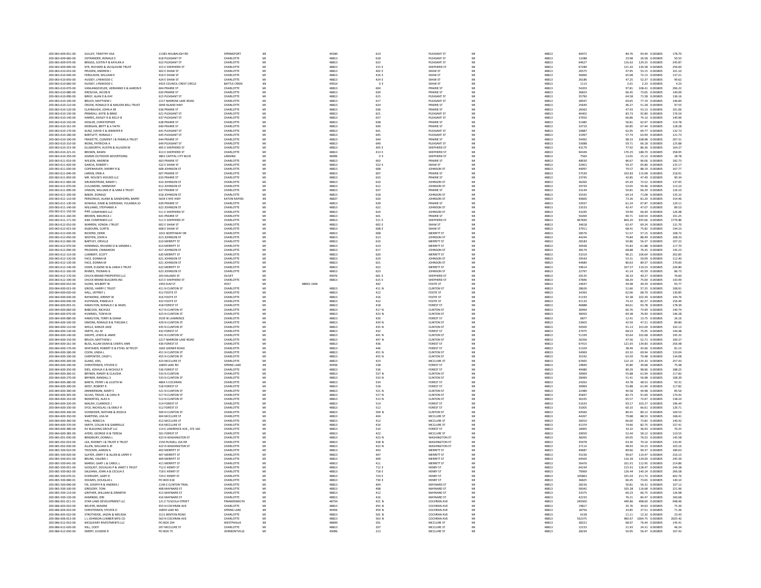| | | | | | | | | | | | | | | | | |
|---|---|---|---|---|---|---|---|---|---|---|---|---|---|---|---|---|
| 200-063-609-051-00 | GULLEY, TIMOTHY ASA | 11383 HOLIBAUGH RD | SPRINGPORT | MI | | 49284 | 614 | PLEASANT ST | MI | 48813 | 46972 | 84.76 | 93.94 | 0.003805 | 178.70 |
| 200-063-609-060-00 | OSTRANDER, RONALD E | 618 PLEASANT ST | CHARLOTTE | MI | | 48813 | 618 | PLEASANT ST | MI | 48813 | 13288 | 23.98 | 26.58 | 0.003805 | 50.55 |
| 200-063-609-070-00 | BRIGGS, JUSTIN P & KAYLAN A | 622 PLEASANT ST | CHARLOTTE | MI | | 48813 | 622 | PLEASANT ST | MI | 48813 | 64627 | 116.62 | 129.25 | 0.003805 | 245.87 |
| 200-063-609-090-00 | DYE, RICHARD & JACQUELINE TRUST | 315 E SHEPHERD ST | CHARLOTTE | MI | | 48813 | 315 E | SHEPHERD ST | MI | 48813 | 67289 | 121.42 | 134.58 | 0.003805 | 256.00 |
| 200-063-610-010-00 | PRUDEN, ANDREW J | 402 E SHAW ST | CHARLOTTE | MI | | 48813 | 402 E | SHAW ST | MI | 48813 | 26575 | 47.95 | 53.15 | 0.003805 | 101.10 |
| 200-063-610-040-00 | FERGUSON, WILLIAM K | 416 E SHAW ST | CHARLOTTE | MI | | 48813 | 416 E | SHAW ST | MI | 48813 | 36066 | 65.08 | 72.13 | 0.003805 | 137.21 |
| 200-063-610-050-00 | HUSSEY, LYNWOOD C | 424 E SHAW ST | CHARLOTTE | MI | | 48813 | 424 E | SHAW ST | MI | 48813 | 26186 | 47.25 | 52.37 | 0.003805 | 99.62 |
| 200-063-610-060-00 | HUSSEY, LYNWOOD C | 4423 COUNCIL CREST CIRCLE | BATTLE CREEK | MI | | 49014 | 0 E | SHAW ST | MI | 48813 | 1113 | 2.01 | 2.23 | 0.003805 | 4.23 |
| 200-063-610-070-00 | VANLANGEVELDE, ADRIANNE K & AARON R | 604 PRAIRIE ST | CHARLOTTE | MI | | 48813 | 604 | PRAIRIE ST | MI | 48813 | 54203 | 97.81 | 108.41 | 0.003805 | 206.22 |
| 200-063-610-080-00 | DROSCHA, JACOB B | 620 PRAIRIE ST | CHARLOTTE | MI | | 48813 | 620 | PRAIRIE ST | MI | 48813 | 36823 | 66.45 | 73.65 | 0.003805 | 140.09 |
| 200-063-610-090-00 | BIRGY, ALAN D & KAY | 615 PLEASANT ST | CHARLOTTE | MI | | 48813 | 615 | PLEASANT ST | MI | 48813 | 35790 | 64.58 | 71.58 | 0.003805 | 136.16 |
| 200-063-610-100-00 | BRUCH, MATTHEW J | 2217 NARROW LAKE ROAD | CHARLOTTE | MI | | 48813 | 617 | PLEASANT ST | MI | 48813 | 38597 | 69.65 | 77.19 | 0.003805 | 146.84 |
| 200-063-610-110-00 | CROOK, RONALD D & MAUDIE BELL TRUST | 3049 ISLAND HWY | CHARLOTTE | MI | | 48813 | 624 | PRAIRIE ST | MI | 48813 | 25640 | 46.27 | 51.28 | 0.003805 | 97.55 |
| 200-063-610-120-00 | CLAYBAUGH, JOHN A SR | 636 PRAIRIE ST | CHARLOTTE | MI | | 48813 | 636 | PRAIRIE ST | MI | 48813 | 26563 | 47.93 | 53.13 | 0.003805 | 101.06 |
| 200-063-610-130-00 | PRIMEAU, KATIE & BRAD | 621 PLEASANT ST | CHARLOTTE | MI | | 48813 | 621 | PLEASANT ST | MI | 48813 | 46402 | 83.73 | 92.80 | 0.003805 | 176.54 |
| 200-063-610-140-00 | HARRIS, ASHLEY D & KELLY B | 637 PLEASANT ST | CHARLOTTE | MI | | 48813 | 637 | PLEASANT ST | MI | 48813 | 37050 | 66.86 | 74.10 | 0.003805 | 140.96 |
| 200-063-610-150-00 | HEGLER, CHRISTOPHER | 638 PRAIRIE ST | CHARLOTTE | MI | | 48813 | 638 | PRAIRIE ST | MI | 48813 | 31485 | 56.81 | 62.97 | 0.003805 | 119.78 |
| 200-063-610-161-04 | MORGAN, BRITT A & FAITH | 640 PRAIRIE ST | CHARLOTTE | MI | | 48813 | 640 | PRAIRIE ST | MI | 48813 | 33719 | 60.85 | 67.44 | 0.003805 | 128.28 |
| 200-063-610-170-00 | KUNZ, DAVID E & JENNIFER R | 641 PLEASANT ST | CHARLOTTE | MI | | 48813 | 641 | PLEASANT ST | MI | 48813 | 34887 | 62.95 | 69.77 | 0.003805 | 132.73 |
| 200-063-610-180-00 | BARTLETT, RONALD J | 645 PLEASANT ST | CHARLOTTE | MI | | 48813 | 645 | PLEASANT ST | MI | 48813 | 31997 | 57.74 | 63.99 | 0.003805 | 121.73 |
| 200-063-610-190-00 | FRADETTE, CLEMENT J & PAMELA TRUST | 644 PRAIRIE ST | CHARLOTTE | MI | | 48813 | 644 | PRAIRIE ST | MI | 48813 | 54492 | 98.33 | 108.98 | 0.003805 | 207.31 |
| 200-063-610-210-00 | IRONS, PATRICIA A | 649 PLEASANT ST | CHARLOTTE | MI | | 48813 | 649 | PLEASANT ST | MI | 48813 | 33088 | 59.71 | 66.18 | 0.003805 | 125.88 |
| 200-063-610-215-00 | ELLSWORTH, AUSTIN & ALLISON M | 405 E SHEPHERD ST | CHARLOTTE | MI | | 48813 | 405 E | SHEPHERD ST | MI | 48813 | 43179 | 77.92 | 86.36 | 0.003805 | 164.27 |
| 200-063-610-221-01 | BROWN, DAWN | 413 E SHEPHERD ST | CHARLOTTE | MI | | 48813 | 413 E | SHEPHERD ST | MI | 48813 | 94349 | 170.25 | 188.70 | 0.003805 | 358.95 |
| 200-063-610-250-00 | ADAMS OUTDOOR ADVERTISING | 3801 CAPITAL CITY BLVD | LANSING | MI | | 48906 | 0 E | SHEPHERD ST | MI | 48813 | 7564 | 13.65 | 15.13 | 0.003805 | 28.78 |
| 200-063-611-010-00 | WILSON, ANDREW | 603 PRAIRIE ST | CHARLOTTE | MI | | 48813 | 603 | PRAIRIE ST | MI | 48813 | 48030 | 86.67 | 96.06 | 0.003805 | 182.73 |
| 200-063-611-020-00 | GARCIA, ROBERT I | 522 E SHAW ST | CHARLOTTE | MI | | 48813 | 522 E | SHAW ST | MI | 48813 | 32901 | 59.37 | 65.80 | 0.003805 | 125.17 |
| 200-063-611-030-00 | COPENHAVER, SHERRY R & | 608 JOHNSON ST | CHARLOTTE | MI | | 48813 | 608 | JOHNSON ST | MI | 48813 | 44097 | 79.57 | 88.19 | 0.003805 | 167.77 |
| 200-063-611-040-00 | LARKIN, ERIN A | 607 PRAIRIE ST | CHARLOTTE | MI | | 48813 | 607 | PRAIRIE ST | MI | 48813 | 57539 | 103.83 | 115.08 | 0.003805 | 218.91 |
| 200-063-611-050-00 | MR. HOUSE'S HOUSES LLC | 633 PRAIRIE ST | CHARLOTTE | MI | | 48813 | 633 | PRAIRIE ST | MI | 48813 | 23745 | 42.85 | 47.49 | 0.003805 | 90.34 |
| 200-063-611-060-00 | GRUNDSTROM, RANDY L | 610 JOHNSON ST | CHARLOTTE | MI | | 48813 | 610 | JOHNSON ST | MI | 48813 | 36260 | 65.43 | 72.52 | 0.003805 | 137.95 |
| 200-063-611-070-00 | CULLIMORE, HARMONY | 612 JOHNSON ST | CHARLOTTE | MI | | 48813 | 612 | JOHNSON ST | MI | 48813 | 29729 | 53.65 | 59.46 | 0.003805 | 113.10 |
| 200-063-611-090-00 | VINSON, WILLIAM JF & SARA K TRUST | 637 PRAIRIE ST | CHARLOTTE | MI | | 48813 | 637 | PRAIRIE ST | MI | 48813 | 33144 | 59.81 | 66.29 | 0.003805 | 126.10 |
| 200-063-611-100-00 | BAKER, DONALD | 618 JOHNSON ST | CHARLOTTE | MI | | 48813 | 618 | JOHNSON ST | MI | 48813 | 35542 | 64.14 | 71.08 | 0.003805 | 135.22 |
| 200-063-611-110-00 | PERSONIUS, ALANA & GANZHORN, BARRY | 5634 E NYE HWY | EATON RAPIDS | MI | | 48827 | 620 | JOHNSON ST | MI | 48813 | 40600 | 73.26 | 81.20 | 0.003805 | 154.46 |
| 200-063-611-130-00 | KOWALK, DANE & SHERIDAN, YULANDA JO | 639 PRAIRIE ST | CHARLOTTE | MI | | 48813 | 639 | PRAIRIE ST | MI | 48813 | 33937 | 61.24 | 67.87 | 0.003805 | 129.11 |
| 200-063-611-140-00 | WILLIAMS, STEPHANIE A | 622 JOHNSON ST | CHARLOTTE | MI | | 48813 | 622 | JOHNSON ST | MI | 48813 | 23533 | 42.47 | 47.07 | 0.003805 | 89.53 |
| 200-063-611-150-00 | AWL COMPANIES LLC | 511 E SHEPHERD ST | CHARLOTTE | MI | | 48813 | 624 | JOHNSON ST | MI | 48813 | 33245 | 59.99 | 66.49 | 0.003805 | 126.48 |
| 200-063-611-160-00 | BROWN, MAURICA J | 641 PRAIRIE ST | CHARLOTTE | MI | | 48813 | 641 | PRAIRIE ST | MI | 48813 | 50269 | 90.71 | 100.54 | 0.003805 | 191.25 |
| 200-063-611-171-00 | AWL COMPANIES LLC | 511 E SHEPHERD ST | CHARLOTTE | MI | | 48813 | 511 E | SHEPHERD ST | MI | 48813 | 467830 | 844.20 | 935.66 | 0.003805 | 1779.86 |
| 200-063-612-010-00 | WARREN, VONDA J TRUST | 602 E SHAW ST | CHARLOTTE | MI | | 48813 | 602 E | SHAW ST | MI | 48813 | 34618 | 62.47 | 69.24 | 0.003805 | 131.70 |
| 200-063-612-015-00 | KILBOURN, CURTIS | 608 E SHAW ST | CHARLOTTE | MI | | 48813 | 608 E | SHAW ST | MI | 48813 | 37911 | 68.41 | 75.82 | 0.003805 | 144.23 |
| 200-063-612-030-00 | RICKERD, DERIK | 1031 NORTHWAY DR | CHARLOTTE | MI | | 48813 | 608 | MERRITT ST | MI | 48813 | 28576 | 51.57 | 57.15 | 0.003805 | 108.72 |
| 200-063-612-050-00 | WESTEN, JOHN A | 613 JOHNSON ST | CHARLOTTE | MI | | 48813 | 613 | JOHNSON ST | MI | 48813 | 44244 | 79.84 | 88.49 | 0.003805 | 168.33 |
| 200-063-612-060-00 | BARTLEY, ORVILLE | 610 MERRITT ST | CHARLOTTE | MI | | 48813 | 610 | MERRITT ST | MI | 48813 | 28183 | 50.86 | 56.37 | 0.003805 | 107.22 |
| 200-063-612-070-00 | HENNINGS, RICHARD D & SANDRA L | 614 MERRITT ST | CHARLOTTE | MI | | 48813 | 614 | MERRITT ST | MI | 48813 | 30938 | 55.83 | 61.88 | 0.003805 | 117.70 |
| 200-063-612-090-00 | PRUDDEN, CINNAMON | 617 JOHNSON ST | CHARLOTTE | MI | | 48813 | 617 | JOHNSON ST | MI | 48813 | 38174 | 68.88 | 76.35 | 0.003805 | 145.23 |
| 200-063-612-110-00 | LUMBERT, SCOTT | 620 MERRITT ST | CHARLOTTE | MI | | 48813 | 620 | MERRITT ST | MI | 48813 | 53319 | 96.21 | 106.64 | 0.003805 | 202.85 |
| 200-063-612-120-00 | FACE, DONNA M | 621 JOHNSON ST | CHARLOTTE | MI | | 48813 | 619 | JOHNSON ST | MI | 48813 | 29543 | 53.31 | 59.09 | 0.003805 | 112.40 |
| 200-063-612-130-00 | FACE, DONNA M | 621 JOHNSON ST | CHARLOTTE | MI | | 48813 | 621 | JOHNSON ST | MI | 48813 | 44684 | 80.63 | 89.37 | 0.003805 | 170.00 |
| 200-063-612-140-00 | OSIER, EUGENE W & LINDA S TRUST | 622 MERRITT ST | CHARLOTTE | MI | | 48813 | 622 | MERRITT ST | MI | 48813 | 59614 | 107.57 | 119.23 | 0.003805 | 226.80 |
| 200-063-612-160-00 | RHINES, THOMAS G | 623 JOHNSON ST | CHARLOTTE | MI | | 48813 | 623 | JOHNSON ST | MI | 48813 | 22797 | 41.14 | 45.59 | 0.003805 | 86.73 |
| 200-063-612-170-00 | CHUCK BRAND PROPERTIES LLC | 203 KALAMO ST | OLIVET | MI | | 49076 | 601 E | SHEPHERD ST | MI | 48813 | 20135 | 36.33 | 40.27 | 0.003805 | 76.60 |
| 200-063-612-190-00 | CHUCK BRAND BUILDERS INC | 615 E SHEPHERD ST | CHARLOTTE | MI | | 48813 | 615 E | SHEPHERD ST | MI | 48813 | 37846 | 68.29 | 75.69 | 0.003805 | 143.99 |
| 200-064-600-010-00 | SLONE, WILBERT W | 1950 ELM ST | HOLT | MI | 48842-1604 | | 402 | FOOTE ST | MI | 48813 | 24647 | 44.48 | 49.29 | 0.003805 | 93.77 |
| 200-064-600-015-00 | GROSS, HARRY C TRUST | 411 N CLINTON ST | CHARLOTTE | MI | | 48813 | 411 N | CLINTON ST | MI | 48813 | 28626 | 51.66 | 57.25 | 0.003805 | 108.91 |
| 200-064-600-020-00 | HALL, JEFFREY L | 412 FOOTE ST | CHARLOTTE | MI | | 48813 | 412 | FOOTE ST | MI | 48813 | 34393 | 62.06 | 68.79 | 0.003805 | 130.85 |
| 200-064-600-030-00 | RAYMOND, JEREMY W | 416 FOOTE ST | CHARLOTTE | MI | | 48813 | 416 | FOOTE ST | MI | 48813 | 51193 | 92.38 | 102.39 | 0.003805 | 194.76 |
| 200-064-600-040-00 | HUFFMAN, PAMELA K | 422 FOOTE ST | CHARLOTTE | MI | | 48813 | 422 | FOOTE ST | MI | 48813 | 41133 | 74.22 | 82.27 | 0.003805 | 156.49 |
| 200-064-600-055-01 | HAMILTON, RONALD C & HAZEL | 418 FOREST ST | CHARLOTTE | MI | | 48813 | 418 | FOREST ST | MI | 48813 | 46888 | 84.61 | 93.78 | 0.003805 | 178.39 |
| 200-064-600-060-00 | BABCOCK, NICHOLE | 417 N CLINTON ST | CHARLOTTE | MI | | 48813 | 417 N | CLINTON ST | MI | 48813 | 36994 | 66.76 | 73.99 | 0.003805 | 140.74 |
| 200-064-600-070-00 | HUMMEL, TONYA M | 423 N CLINTON ST | CHARLOTTE | MI | | 48813 | 423 N | CLINTON ST | MI | 48813 | 38450 | 69.38 | 76.90 | 0.003805 | 146.28 |
| 200-064-600-080-00 | HAMILTON, TERRY & DIANA | 3539 W LAWRENCE | CHARLOTTE | MI | | 48813 | 420 | FOREST ST | MI | 48813 | 6877 | 12.41 | 13.75 | 0.003805 | 26.16 |
| 200-064-600-100-00 | SIMONS, RONALD B & THELMA C | 429 N CLINTON ST | CHARLOTTE | MI | | 48813 | 429 N | CLINTON ST | MI | 48813 | 23603 | 42.59 | 47.21 | 0.003805 | 89.80 |
| 200-064-600-110-00 | WELLS, KARLEE JADE | 435 N CLINTON ST | CHARLOTTE | MI | | 48813 | 435 N | CLINTON ST | MI | 48813 | 50500 | 91.13 | 101.00 | 0.003805 | 192.13 |
| 200-064-600-130-00 | SMITH, JILL M | 432 FOREST ST | CHARLOTTE | MI | | 48813 | 432 | FOREST ST | MI | 48813 | 37975 | 68.53 | 75.95 | 0.003805 | 144.48 |
| 200-064-600-140-00 | SWOPE, LEWIS & JAMIE | 441 N CLINTON ST | CHARLOTTE | MI | | 48813 | 441 N | CLINTON ST | MI | 48813 | 51339 | 92.64 | 102.68 | 0.003805 | 195.32 |
| 200-064-600-150-00 | BRUCH, MATTHEW J | 2217 NARROW LAKE ROAD | CHARLOTTE | MI | | 48813 | 447 N | CLINTON ST | MI | 48813 | 26356 | 47.56 | 52.71 | 0.003805 | 100.27 |
| 200-064-600-161-00 | BLISS, ALLAN DEAN & CHERYL ANN | 436 FOREST ST | CHARLOTTE | MI | | 48813 | 436 | FOREST ST | MI | 48813 | 67415 | 121.65 | 134.83 | 0.003805 | 256.48 |
| 200-064-600-170-00 | WHITAKER, ROBERT D & ETHEL M TRUST | 1665 GIDNER ROAD | CHARLOTTE | MI | | 48813 | 446 | FOREST ST | MI | 48813 | 21329 | 38.49 | 42.66 | 0.003805 | 81.15 |
| 200-064-600-180-00 | COON, LINDA L | 451 N CLINTON ST | CHARLOTTE | MI | | 48813 | 451 N | CLINTON ST | MI | 48813 | 34969 | 63.10 | 69.94 | 0.003805 | 133.04 |
| 200-064-600-190-00 | CARPENTER, CASEY L | 455 N CLINTON ST | CHARLOTTE | MI | | 48813 | 455 N | CLINTON ST | MI | 48813 | 35242 | 63.59 | 70.48 | 0.003805 | 134.08 |
| 200-064-600-200-00 | GLANZ, JOEL | 423 MCCLURE ST | CHARLOTTE | MI | | 48813 | 423 | MCCLURE ST | MI | 48813 | 67665 | 122.10 | 135.33 | 0.003805 | 257.43 |
| 200-064-600-240-00 | CHRISTENSEN, STEVEN O | 16859 LAKE RD | SPRING LAKE | MI | | 49456 | 538 | FOREST ST | MI | 48813 | 19840 | 35.80 | 39.68 | 0.003805 | 75.48 |
| 200-064-600-250-00 | DIES, JOSHUA E & NICHOLE R | 536 FOREST ST | CHARLOTTE | MI | | 48813 | 536 | FOREST ST | MI | 48813 | 49480 | 89.29 | 98.96 | 0.003805 | 188.25 |
| 200-064-600-260-01 | BRYNER, RANDY & CLAUDIA | 533 N CLINTON | CHARLOTTE | MI | | 48813 | 537 N | CLINTON ST | MI | 48813 | 30969 | 55.88 | 61.94 | 0.003805 | 117.82 |
| 200-064-600-270-00 | BRYNER, RANDALL S | 533 N CLINTON ST | CHARLOTTE | MI | | 48813 | 533 N | CLINTON ST | MI | 48813 | 28490 | 51.41 | 56.98 | 0.003805 | 108.39 |
| 200-064-600-280-00 | BANTA, PERRY J & LILIOTA M | 4864 S COCHRAN | CHARLOTTE | MI | | 48813 | 534 | FOREST ST | MI | 48813 | 24263 | 43.78 | 48.53 | 0.003805 | 92.31 |
| 200-064-600-290-00 | WEST, ROBERT R | 518 FOREST ST | CHARLOTTE | MI | | 48813 | 518 | FOREST ST | MI | 48813 | 30969 | 55.88 | 61.94 | 0.003805 | 117.82 |
| 200-064-600-300-00 | ZIMMERMAN, MARY E | 521 N CLINTON ST | CHARLOTTE | MI | | 48813 | 521 N | CLINTON ST | MI | 48813 | 22489 | 40.58 | 44.98 | 0.003805 | 85.56 |
| 200-064-600-305-00 | SILVAS, TRAVIS J & CARLI R | 517 N CLINTON ST | CHARLOTTE | MI | | 48813 | 517 N | CLINTON ST | MI | 48813 | 45847 | 82.73 | 91.69 | 0.003805 | 174.42 |
| 200-064-600-310-00 | NENORTAS, ALEX A | 513 N CLINTON ST | CHARLOTTE | MI | | 48813 | 513 N | CLINTON ST | MI | 48813 | 36335 | 65.57 | 72.67 | 0.003805 | 138.24 |
| 200-064-600-320-00 | MALISH, CLARENCE J | 514 FOREST ST | CHARLOTTE | MI | | 48813 | 514 | FOREST ST | MI | 48813 | 51633 | 93.17 | 103.27 | 0.003805 | 196.44 |
| 200-064-600-330-00 | SYCK, NICHOLAS J & EMILY R | 512 FOREST ST | CHARLOTTE | MI | | 48813 | 512 | FOREST ST | MI | 48813 | 33305 | 60.10 | 66.61 | 0.003805 | 126.71 |
| 200-064-600-340-00 | SCHNEIDER, NATHAN & JESSICA | 509 N CLINTON ST | CHARLOTTE | MI | | 48813 | 509 N | CLINTON ST | MI | 48813 | 44560 | 80.41 | 89.12 | 0.003805 | 169.53 |
| 200-064-600-350-00 | MARTENS, LISA M | 404 MCCLURE ST | CHARLOTTE | MI | | 48813 | 404 | MCCLURE ST | MI | 48813 | 44267 | 79.88 | 88.53 | 0.003805 | 168.41 |
| 200-064-600-360-00 | HALL, REBECCA | 412 MCCLURE ST | CHARLOTTE | MI | | 48813 | 412 | MCCLURE ST | MI | 48813 | 36910 | 66.60 | 73.82 | 0.003805 | 140.42 |
| 200-064-600-370-00 | SMITH, COLLIN R & GABRIELLE | 416 MCCLURE ST | CHARLOTTE | MI | | 48813 | 416 | MCCLURE ST | MI | 48813 | 41374 | 74.66 | 82.75 | 0.003805 | 157.41 |
| 200-064-600-380-00 | DV BUILDING GROUP LLC | 114 E LAWRENCE AVE., STE 160 | CHARLOTTE | MI | | 48813 | 510 | FOREST ST | MI | 48813 | 18465 | 33.32 | 36.93 | 0.003805 | 70.25 |
| 200-064-600-385-00 | AYERS, GEORGE III & TERESA | 501 FOREST ST | CHARLOTTE | MI | | 48813 | 422 | MCCLURE ST | MI | 48813 | 29059 | 52.44 | 58.12 | 0.003805 | 110.55 |
| 200-065-001-030-00 | BRADBURY, DONNA L | 423 N WASHINGTON ST | CHARLOTTE | MI | | 48813 | 423 N | WASHINGTON ST | MI | 48813 | 38265 | 69.05 | 76.53 | 0.003805 | 145.58 |
| 200-065-002-010-00 | LEA, RODNEY J & TRUDY K TRUST | 1550 RUSSELL LEA DR | CHARLOTTE | MI | | 48813 | 428 N | WASHINGTON ST | MI | 48813 | 35078 | 63.30 | 70.16 | 0.003805 | 133.45 |
| 200-065-002-030-00 | ALLEN, WILLIAM G JR | 422 N WASHINGTON ST | CHARLOTTE | MI | | 48813 | 422 N | WASHINGTON ST | MI | 48813 | 27114 | 48.93 | 54.23 | 0.003805 | 103.16 |
| 200-065-500-010-00 | THOCKER, AARON A | 403 MERRITT ST | CHARLOTTE | MI | | 48813 | 403 | MERRITT ST | MI | 48813 | 49687 | 89.66 | 99.37 | 0.003805 | 189.03 |
| 200-065-500-020-00 | SLATER, JERRY F & ALLEN & LARRY E | 407 MERRITT ST | CHARLOTTE | MI | | 48813 | 407 | MERRITT ST | MI | 48813 | 55236 | 99.67 | 110.47 | 0.003805 | 210.15 |
| 200-065-500-031-00 | BRUNS, VALERIE J | 409 MERRITT ST | CHARLOTTE | MI | | 48813 | 409 | MERRITT ST | MI | 48813 | 64500 | 116.39 | 129.00 | 0.003805 | 245.39 |
| 200-065-500-041-00 | MARSH, GARY L & CAROL L | 411 MERRITT ST | CHARLOTTE | MI | | 48813 | 411 | MERRITT ST | MI | 48813 | 56476 | 101.91 | 112.95 | 0.003805 | 214.86 |
| 200-065-500-051-00 | SJOQUIST, DOUGLAS P & JANET S TRUST | 712 E HENRY ST | CHARLOTTE | MI | | 48813 | 712 E | HENRY ST | MI | 48813 | 64234 | 115.91 | 128.47 | 0.003805 | 244.38 |
| 200-065-500-062-00 | SALDANA, JOHN A & CECILIA E | 718 E HENRY ST | CHARLOTTE | MI | | 48813 | 718 E | HENRY ST | MI | 48813 | 70069 | 126.44 | 140.14 | 0.003805 | 266.58 |
| 200-065-500-070-01 | EVERHART, GARY D | 724 E HENRY ST | CHARLOTTE | MI | | 48813 | 724 E | HENRY ST | MI | 48813 | 105863 | 191.03 | 211.73 | 0.003805 | 402.76 |
| 200-065-500-080-01 | HOLMES, DOUGLAS L | PO BOX 618 | CHARLOTTE | MI | | 48813 | 730 E | HENRY ST | MI | 48813 | 36825 | 66.45 | 73.65 | 0.003805 | 140.10 |
| 200-065-500-090-00 | FIX, JOSEPH R & ANDREA J | 1146 E CLINTON TRAIL | CHARLOTTE | MI | | 48813 | 404 | MAYNARD ST | MI | 48813 | 28156 | 50.81 | 56.31 | 0.003805 | 107.12 |
| 200-065-500-100-00 | GREGORY, TONI | 408 MAYNARD ST | CHARLOTTE | MI | | 48813 | 408 | MAYNARD ST | MI | 48813 | 58342 | 105.28 | 116.68 | 0.003805 | 221.96 |
| 200-065-500-110-00 | GINTHER, WILLIAM & JENNIFER | 412 MAYNARD ST | CHARLOTTE | MI | | 48813 | 412 | MAYNARD ST | MI | 48813 | 33375 | 60.23 | 66.75 | 0.003805 | 126.98 |
| 200-065-500-120-00 | KAMINSKI, JERI | 416 MAYNARD ST | CHARLOTTE | MI | | 48813 | 416 | MAYNARD ST | MI | 48813 | 42233 | 76.21 | 84.47 | 0.003805 | 160.68 |
| 200-066-601-011-01 | STAR LAND DEVELOPMENT LLC | 121 E TUSCOLA STREET | FRANKENMUTH | MI | | 48734 | 421 N | COCHRAN AVE | MI | 48813 | 249300 | 449.86 | 498.60 | 0.003805 | 948.46 |
| 200-066-603-010-00 | NEUFER, MAXINE | 455 N COCHRAN AVE | CHARLOTTE | MI | | 48813 | 455 N | COCHRAN AVE | MI | 48813 | 19817 | 35.76 | 39.63 | 0.003805 | 75.39 |
| 200-066-604-010-00 | CHRISTENSEN, STEVEN O | 16859 LAKE RD | SPRING LAKE | MI | | 49456 | 459 N | COCHRAN AVE | MI | 48813 | 18756 | 33.85 | 37.51 | 0.003805 | 71.36 |
| 200-066-605-010-00 | STROTHEIDE, JASON & MELISSA | 3121 BENTON ROAD | CHARLOTTE | MI | | 48813 | 501 N | COCHRAN AVE | MI | 48813 | 6158 | 11.11 | 12.32 | 0.003805 | 23.43 |
| 200-066-606-013-00 | L L JOHNSON LUMBER MFG CO | 563 N COCHRAN AVE | CHARLOTTE | MI | | 48813 | 563 N | COCHRAN AVE | MI | 48813 | 532375 | 960.67 | 1064.75 | 0.003805 | 2025.42 |
| 200-066-612-010-00 | MCQUEARY INVESTMENTS LLC | PO BOX 294 | WESTPHALIA | MI | | 48894 | 201 | MCCLURE ST | MI | 48813 | 38221 | 68.97 | 76.44 | 0.003805 | 145.41 |
| 200-066-612-020-00 | HILL, CODY | 207 MCCLURE ST | CHARLOTTE | MI | | 48813 | 207 | MCCLURE ST | MI | 48813 | 12153 | 21.93 | 24.31 | 0.003805 | 46.24 |
| 200-066-612-030-00 | EMERY, EUGENE R | PO BOX 75 | VERMONTVILLE | MI | | 49096 | 213 | MCCLURE ST | MI | 48813 | 28234 | 50.95 | 56.47 | 0.003805 | 107.42 |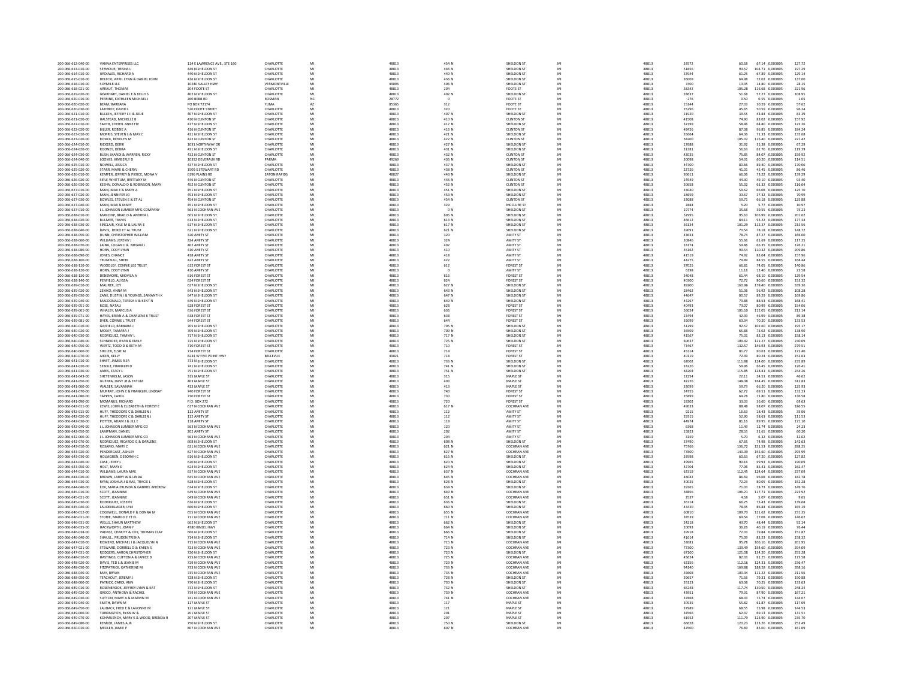| | | | | | | | | | | | | | | | | |
|---|---|---|---|---|---|---|---|---|---|---|---|---|---|---|---|---|
| 200-066-612-040-00 | VANNA ENTERPRISES LLC | 114 E LAWRENCE AVE., STE 160 | CHARLOTTE | MI | 48813 | 454 N | SHELDON ST | MI | 48813 | 33572 | 60.58 | 67.14 | 0.003805 | 127.72 |
| 200-066-613-010-00 | SEYMOUR, TRISHA L | 446 N SHELDON ST | CHARLOTTE | MI | 48813 | 446 N | SHELDON ST | MI | 48813 | 51856 | 93.57 | 103.71 | 0.003805 | 197.29 |
| 200-066-614-010-00 | URDIALES, RICHARD A | 440 N SHELDON ST | CHARLOTTE | MI | 48813 | 440 N | SHELDON ST | MI | 48813 | 33944 | 61.25 | 67.89 | 0.003805 | 129.14 |
| 200-066-615-010-00 | DELECKI, APRIL LYNN & DANIEL JOHN | 436 N SHELDON ST | CHARLOTTE | MI | 48813 | 436 N | SHELDON ST | MI | 48813 | 36009 | 64.98 | 72.02 | 0.003805 | 137.00 |
| 200-066-618-010-00 | SDYMILK LLC | 10240 VALLEY HWY | VERMONTVILLE | MI | 49096 | 406 N | SHELDON ST | MI | 48813 | 7400 | 13.35 | 14.80 | 0.003805 | 28.15 |
| 200-066-618-021-00 | ARRAUT, THOMAS | 204 FOOTE ST | CHARLOTTE | MI | 48813 | 204 | FOOTE ST | MI | 48813 | 58342 | 105.28 | 116.68 | 0.003805 | 221.96 |
| 200-066-619-020-00 | GEARHART, DANIEL E & KELLY S | 402 N SHELDON ST | CHARLOTTE | MI | 48813 | 402 N | SHELDON ST | MI | 48813 | 28637 | 51.68 | 57.27 | 0.003805 | 108.95 |
| 200-066-620-010-00 | PERRINE, KATHLEEN MICHAEL J | 260 BEBB RD | ROSMAN | NC | 28772 | 0 | FOOTE ST | MI | 48813 | 276 | 0.50 | 0.55 | 0.003805 | 1.05 |
| 200-066-620-020-00 | BEAM, BARBARA | PO BOX 72174 | YUMA | AZ | 85365 | 312 | FOOTE ST | MI | 48813 | 15144 | 27.33 | 30.29 | 0.003805 | 57.62 |
| 200-066-620-030-00 | LATHROP, DAVID L | 520 FOOTE STREET | CHARLOTTE | MI | 48813 | 320 | FOOTE ST | MI | 48813 | 25296 | 45.65 | 50.59 | 0.003805 | 96.24 |
| 200-066-621-010-00 | BULLEN, JEFFERY L II & JULIE | 407 N SHELDON ST | CHARLOTTE | MI | 48813 | 407 N | SHELDON ST | MI | 48813 | 21920 | 39.55 | 43.84 | 0.003805 | 83.39 |
| 200-066-621-020-00 | HALSTEAD, MICHELLE B | 410 N CLINTON ST | CHARLOTTE | MI | 48813 | 410 N | CLINTON ST | MI | 48813 | 41508 | 74.90 | 83.02 | 0.003805 | 157.92 |
| 200-066-622-010-00 | SMITH, CHERYL ANNETTE | 417 N SHELDON ST | CHARLOTTE | MI | 48813 | 417 N | SHELDON ST | MI | 48813 | 32399 | 58.46 | 64.80 | 0.003805 | 123.26 |
| 200-066-622-020-00 | BILLER, ROBBIE A | 416 N CLINTON ST | CHARLOTTE | MI | 48813 | 416 N | CLINTON ST | MI | 48813 | 48426 | 87.38 | 96.85 | 0.003805 | 184.24 |
| 200-066-623-010-00 | MORRIS, STEVEN L & MAY C | 421 N SHELDON ST | CHARLOTTE | MI | 48813 | 421 N | SHELDON ST | MI | 48813 | 35664 | 64.36 | 71.33 | 0.003805 | 135.68 |
| 200-066-623-020-00 | ROSICK, ROSELYN M | 422 N CLINTON ST | CHARLOTTE | MI | 48813 | 422 N | CLINTON ST | MI | 48813 | 58200 | 105.02 | 116.40 | 0.003805 | 221.42 |
| 200-066-624-010-00 | RICKERD, DERIK | 1031 NORTHWAY DR | CHARLOTTE | MI | 48813 | 427 N | SHELDON ST | MI | 48813 | 17688 | 31.92 | 35.38 | 0.003805 | 67.29 |
| 200-066-624-020-00 | ROONEY, DEBRA | 431 N SHELDON ST | CHARLOTTE | MI | 48813 | 431 N | SHELDON ST | MI | 48813 | 31381 | 56.63 | 62.76 | 0.003805 | 119.39 |
| 200-066-624-030-00 | BUSH, MANDI & WARREN, RICKY | 432 N CLINTON ST | CHARLOTTE | MI | 48813 | 432 N | CLINTON ST | MI | 48813 | 42035 | 75.85 | 84.07 | 0.003805 | 159.92 |
| 200-066-624-040-00 | LOOMIS, KIMBERLY D | 10352 DEVERAUX RD | PARMA | MI | 49269 | 436 N | CLINTON ST | MI | 48813 | 30098 | 54.31 | 60.20 | 0.003805 | 114.51 |
| 200-066-625-010-00 | NOWELL, JESSICA | 437 N SHELDON ST | CHARLOTTE | MI | 48813 | 437 N | SHELDON ST | MI | 48813 | 44700 | 80.66 | 89.40 | 0.003805 | 170.06 |
| 200-066-625-020-00 | STARR, MARK & CHERYL | 1509 S STEWART RD | CHARLOTTE | MI | 48813 | 438 N | CLINTON ST | MI | 48813 | 22726 | 41.01 | 45.45 | 0.003805 | 86.46 |
| 200-066-626-010-00 | KEMPER, JEFFREY & PIERCE, MONA V | 6196 PLAINS RD | EATON RAPIDS | MI | 48827 | 443 N | SHELDON ST | MI | 48813 | 36611 | 66.06 | 73.22 | 0.003805 | 139.29 |
| 200-066-626-020-00 | SIPLE-WHITTUM, BRITTANY M | 446 N CLINTON ST | CHARLOTTE | MI | 48813 | 446 N | CLINTON ST | MI | 48813 | 24549 | 44.30 | 49.10 | 0.003805 | 93.40 |
| 200-066-626-030-00 | KEEHN, DONALD D & ROBINSON, MARY | 452 N CLINTON ST | CHARLOTTE | MI | 48813 | 452 N | CLINTON ST | MI | 48813 | 30658 | 55.32 | 61.32 | 0.003805 | 116.64 |
| 200-066-627-010-00 | MAIN, MAX E & MARY A | 451 N SHELDON ST | CHARLOTTE | MI | 48813 | 451 N | SHELDON ST | MI | 48813 | 33040 | 59.62 | 66.08 | 0.003805 | 125.70 |
| 200-066-627-020-00 | MAIN, JENNIFER JO | 453 N SHELDON ST | CHARLOTTE | MI | 48813 | 453 N | SHELDON ST | MI | 48813 | 18659 | 33.67 | 37.32 | 0.003805 | 70.99 |
| 200-066-627-030-00 | BOWLES, STEVEN E & ET AL | 454 N CLINTON ST | CHARLOTTE | MI | 48813 | 454 N | CLINTON ST | MI | 48813 | 33088 | 59.71 | 66.18 | 0.003805 | 125.88 |
| 200-066-627-040-00 | MAIN, MAX & MARY | 451 N SHELDON ST | CHARLOTTE | MI | 48813 | 329 | MCCLURE ST | MI | 48813 | 2884 | 5.20 | 5.77 | 0.003805 | 10.97 |
| 200-066-637-010-00 | L L JOHNSON LUMBER MFG COMPANY | 563 N COCHRAN AVE | CHARLOTTE | MI | 48813 | 0 N | SHELDON ST | MI | 48813 | 19774 | 35.68 | 39.55 | 0.003805 | 75.23 |
| 200-066-638-010-00 | MANCHIP, BRAD D & ANDREA L | 605 N SHELDON ST | CHARLOTTE | MI | 48813 | 605 N | SHELDON ST | MI | 48813 | 52995 | 95.63 | 105.99 | 0.003805 | 201.62 |
| 200-066-638-020-00 | BULMER, TRAVIS | 613 N SHELDON ST | CHARLOTTE | MI | 48813 | 613 N | SHELDON ST | MI | 48813 | 46612 | 84.11 | 93.22 | 0.003805 | 177.34 |
| 200-066-638-030-00 | SINCLAIR, KYLE M & LAURA E | 617 N SHELDON ST | CHARLOTTE | MI | 48813 | 617 N | SHELDON ST | MI | 48813 | 56134 | 101.29 | 112.27 | 0.003805 | 213.56 |
| 200-066-638-040-00 | DAVIS, REIKO ET AL TRUST | 621 N SHELDON ST | CHARLOTTE | MI | 48813 | 621 N | SHELDON ST | MI | 48813 | 39091 | 70.54 | 78.18 | 0.003805 | 148.72 |
| 200-066-638-050-00 | DUNN, CHRISTOPHER WILLIAM | 320 AMITY ST | CHARLOTTE | MI | 48813 | 320 | AMITY ST | MI | 48813 | 43633 | 78.74 | 87.27 | 0.003805 | 166.00 |
| 200-066-638-060-00 | WILLIAMS, JEREMY J | 324 AMITY ST | CHARLOTTE | MI | 48813 | 324 | AMITY ST | MI | 48813 | 30846 | 55.66 | 61.69 | 0.003805 | 117.35 |
| 200-066-638-070-00 | LAING, LOGAN C & MEGAN L | 402 AMITY ST | CHARLOTTE | MI | 48813 | 402 | AMITY ST | MI | 48813 | 33174 | 59.86 | 66.35 | 0.003805 | 126.21 |
| 200-066-638-080-00 | HORN, CODY LYNN | 410 AMITY ST | CHARLOTTE | MI | 48813 | 410 | AMITY ST | MI | 48813 | 55162 | 99.54 | 110.32 | 0.003805 | 209.86 |
| 200-066-638-090-00 | JONES, CHANCE | 418 AMITY ST | CHARLOTTE | MI | 48813 | 418 | AMITY ST | MI | 48813 | 41519 | 74.92 | 83.04 | 0.003805 | 157.96 |
| 200-066-638-100-00 | TRUMBULL, SHERI | 422 AMITY ST | CHARLOTTE | MI | 48813 | 422 | AMITY ST | MI | 48813 | 44275 | 79.89 | 88.55 | 0.003805 | 168.44 |
| 200-066-638-110-00 | WOODLEY, CONNIE LEE TRUST | 612 FOREST ST | CHARLOTTE | MI | 48813 | 612 | FOREST ST | MI | 48813 | 37025 | 66.81 | 74.05 | 0.003805 | 140.86 |
| 200-066-638-120-00 | HORN, CODY LYNN | 410 AMITY ST | CHARLOTTE | MI | 48813 | 0 | AMITY ST | MI | 48813 | 6198 | 11.18 | 12.40 | 0.003805 | 23.58 |
| 200-066-638-130-00 | DENSMORE, MIKAYLA A | 616 FOREST ST | CHARLOTTE | MI | 48813 | 616 | FOREST ST | MI | 48813 | 34048 | 61.44 | 68.10 | 0.003805 | 129.54 |
| 200-066-638-140-00 | PENFIELD, ALYSSA | 624 FOREST ST | CHARLOTTE | MI | 48813 | 624 | FOREST ST | MI | 48813 | 40300 | 72.72 | 80.60 | 0.003805 | 153.32 |
| 200-066-639-010-00 | MAURER, JOY | 627 N SHELDON ST | CHARLOTTE | MI | 48813 | 627 N | SHELDON ST | MI | 48813 | 89200 | 160.96 | 178.40 | 0.003805 | 339.36 |
| 200-066-639-020-00 | ZEMKO, ANNA M | 643 N SHELDON ST | CHARLOTTE | MI | 48813 | 643 N | SHELDON ST | MI | 48813 | 28462 | 51.36 | 56.92 | 0.003805 | 108.28 |
| 200-066-639-030-00 | ZANK, DUSTIN J & YOUNGS, SAMANTH K | 647 N SHELDON ST | CHARLOTTE | MI | 48813 | 647 N | SHELDON ST | MI | 48813 | 44647 | 80.57 | 89.29 | 0.003805 | 169.86 |
| 200-066-639-040-00 | MACDONALD, TERESA V & KENT N | 649 N SHELDON ST | CHARLOTTE | MI | 48813 | 649 N | SHELDON ST | MI | 48813 | 44267 | 79.88 | 88.53 | 0.003805 | 168.41 |
| 200-066-639-051-00 | ROSE, NATALI | 628 FOREST ST | CHARLOTTE | MI | 48813 | 628 | FOREST ST | MI | 48813 | 40493 | 73.07 | 80.99 | 0.003805 | 154.06 |
| 200-066-639-061-00 | WHALEY, MARCUS A | 636 FOREST ST | CHARLOTTE | MI | 48813 | 636 | FOREST ST | MI | 48813 | 56024 | 101.10 | 112.05 | 0.003805 | 213.14 |
| 200-066-639-071-00 | HAYES, BRIAN A & CHARLENE K TRUST | 638 FOREST ST | CHARLOTTE | MI | 48813 | 638 | FOREST ST | MI | 48813 | 23494 | 42.39 | 46.99 | 0.003805 | 89.38 |
| 200-066-639-081-00 | DYER, CONNIE L TRUST | 644 FOREST ST | CHARLOTTE | MI | 48813 | 644 | FOREST ST | MI | 48813 | 35099 | 63.34 | 70.20 | 0.003805 | 133.53 |
| 200-066-640-010-00 | GAFFIELD, BARBARA J | 705 N SHELDON ST | CHARLOTTE | MI | 48813 | 705 N | SHELDON ST | MI | 48813 | 51299 | 92.57 | 102.60 | 0.003805 | 195.17 |
| 200-066-640-020-00 | MCKAY, TAMARA J | 709 N SHELDON ST | CHARLOTTE | MI | 48813 | 709 N | SHELDON ST | MI | 48813 | 36509 | 65.88 | 73.02 | 0.003805 | 138.90 |
| 200-066-640-030-00 | RODRIGUEZ, TAMMY L | 717 N SHELDON ST | CHARLOTTE | MI | 48813 | 717 N | SHELDON ST | MI | 48813 | 41567 | 75.01 | 83.13 | 0.003805 | 158.14 |
| 200-066-640-040-00 | SCHNEIDER, RYAN & EMILY | 725 N SHELDON ST | CHARLOTTE | MI | 48813 | 725 N | SHELDON ST | MI | 48813 | 60637 | 109.42 | 121.27 | 0.003805 | 230.69 |
| 200-066-640-050-00 | WERTZ, TODD D & BETH M | 710 FOREST ST | CHARLOTTE | MI | 48813 | 710 | FOREST ST | MI | 48813 | 73467 | 132.57 | 146.93 | 0.003805 | 279.51 |
| 200-066-640-060-00 | SHULER, ELSIE M | 714 FOREST ST | CHARLOTTE | MI | 48813 | 714 | FOREST ST | MI | 48813 | 45314 | 81.77 | 90.63 | 0.003805 | 172.40 |
| 200-066-640-070-00 | AIKEN, KELLY | 8234 W FIVE POINT HWY | BELLEVUE | MI | 49021 | 718 | FOREST ST | MI | 48813 | 40119 | 72.39 | 80.24 | 0.003805 | 152.63 |
| 200-066-641-010-00 | SHAFT, JAMES R SR | 733 N SHELDON ST | CHARLOTTE | MI | 48813 | 733 N | SHELDON ST | MI | 48813 | 62002 | 111.88 | 124.00 | 0.003805 | 235.89 |
| 200-066-641-020-00 | SEBOLT, FRANKLIN D | 741 N SHELDON ST | CHARLOTTE | MI | 48813 | 741 N | SHELDON ST | MI | 48813 | 33226 | 59.96 | 66.45 | 0.003805 | 126.41 |
| 200-066-641-030-00 | AMES, STACY L | 751 N SHELDON ST | CHARLOTTE | MI | 48813 | 751 N | SHELDON ST | MI | 48813 | 64203 | 115.85 | 128.41 | 0.003805 | 244.26 |
| 200-066-641-043-00 | SHETENHELM, JASON | 315 MAPLE ST | CHARLOTTE | MI | 48813 | 315 | MAPLE ST | MI | 48813 | 12254 | 22.11 | 24.51 | 0.003805 | 46.62 |
| 200-066-641-050-00 | GUERRA, DAVE JR & TATUM | 403 MAPLE ST | CHARLOTTE | MI | 48813 | 403 | MAPLE ST | MI | 48813 | 82226 | 148.38 | 164.45 | 0.003805 | 312.83 |
| 200-066-641-060-00 | WALSER, SAVANNAH | 413 MAPLE ST | CHARLOTTE | MI | 48813 | 413 | MAPLE ST | MI | 48813 | 33099 | 59.73 | 66.20 | 0.003805 | 125.93 |
| 200-066-641-070-00 | MURRAY, JOHN C & FRANKLIN, LINDSAY | 740 FOREST ST | CHARLOTTE | MI | 48813 | 740 | FOREST ST | MI | 48813 | 34755 | 62.72 | 69.51 | 0.003805 | 132.23 |
| 200-066-641-080-00 | TAPPEN, CAROL | 730 FOREST ST | CHARLOTTE | MI | 48813 | 730 | FOREST ST | MI | 48813 | 35899 | 64.78 | 71.80 | 0.003805 | 136.58 |
| 200-066-641-090-00 | MCMANUS, RICHARD | P.O. BOX 272 | CHARLOTTE | MI | 48813 | 720 | FOREST ST | MI | 48813 | 18302 | 33.03 | 36.60 | 0.003805 | 69.63 |
| 200-066-642-011-00 | LEWIS, JOHN & ELIZABETH & FOREST E | 617 N COCHRAN AVE | CHARLOTTE | MI | 48813 | 617 N | COCHRAN AVE | MI | 48813 | 49033 | 88.48 | 98.07 | 0.003805 | 186.55 |
| 200-066-642-015-00 | HUFF, THEODORE C & DARLEEN J | 112 AMITY ST | CHARLOTTE | MI | 48813 | 112 | AMITY ST | MI | 48813 | 9215 | 16.63 | 18.43 | 0.003805 | 35.06 |
| 200-066-642-020-00 | HUFF, THEODORE C & DARLEEN J | 112 AMITY ST | CHARLOTTE | MI | 48813 | 112 | AMITY ST | MI | 48813 | 29315 | 52.90 | 58.63 | 0.003805 | 111.53 |
| 200-066-642-030-00 | POTTER, ADAM J & JILL E | 118 AMITY ST | CHARLOTTE | MI | 48813 | 118 | AMITY ST | MI | 48813 | 44974 | 81.16 | 89.95 | 0.003805 | 171.10 |
| 200-066-642-040-00 | L L JOHNSON LUMBER MFG CO | 563 N COCHRAN AVE | CHARLOTTE | MI | 48813 | 120 | AMITY ST | MI | 48813 | 6368 | 11.49 | 12.74 | 0.003805 | 24.23 |
| 200-066-642-050-00 | LAMPMAN, DANIEL | 202 AMITY ST | CHARLOTTE | MI | 48813 | 202 | AMITY ST | MI | 48813 | 15823 | 28.55 | 31.65 | 0.003805 | 60.20 |
| 200-066-642-060-00 | L L JOHNSON LUMBER MFG CO | 563 N COCHRAN AVE | CHARLOTTE | MI | 48813 | 204 | AMITY ST | MI | 48813 | 3159 | 5.70 | 6.32 | 0.003805 | 12.02 |
| 200-066-642-070-00 | RODRIGUEZ, RICARDO G & DARLENE | 608 N SHELDON ST | CHARLOTTE | MI | 48813 | 608 N | SHELDON ST | MI | 48813 | 37490 | 67.65 | 74.98 | 0.003805 | 142.63 |
| 200-066-643-010-00 | ROSARIO, MARY C | 621 N COCHRAN AVE | CHARLOTTE | MI | 48813 | 621 N | COCHRAN AVE | MI | 48813 | 75766 | 136.72 | 151.53 | 0.003805 | 288.25 |
| 200-066-643-020-00 | PENDERGAST, ASHLEY | 627 N COCHRAN AVE | CHARLOTTE | MI | 48813 | 627 N | COCHRAN AVE | MI | 48813 | 77800 | 140.39 | 155.60 | 0.003805 | 295.99 |
| 200-066-643-030-00 | HOLMGREN, DEBORAH C | 616 N SHELDON ST | CHARLOTTE | MI | 48813 | 616 N | SHELDON ST | MI | 48813 | 33598 | 60.63 | 67.20 | 0.003805 | 127.82 |
| 200-066-643-040-00 | CASE, JERRY L | 620 N SHELDON ST | CHARLOTTE | MI | 48813 | 620 N | SHELDON ST | MI | 48813 | 49965 | 90.16 | 99.93 | 0.003805 | 190.09 |
| 200-066-643-050-00 | HOLT, MARY E | 624 N SHELDON ST | CHARLOTTE | MI | 48813 | 624 N | SHELDON ST | MI | 48813 | 42704 | 77.06 | 85.41 | 0.003805 | 162.47 |
| 200-066-644-010-00 | WILLIAMS, LAURA MAE | 637 N COCHRAN AVE | CHARLOTTE | MI | 48813 | 637 N | COCHRAN AVE | MI | 48813 | 62319 | 112.45 | 124.64 | 0.003805 | 237.09 |
| 200-066-644-020-00 | BROWN, LARRY W & LINDA | 645 N COCHRAN AVE | CHARLOTTE | MI | 48813 | 645 N | COCHRAN AVE | MI | 48813 | 48042 | 86.69 | 96.08 | 0.003805 | 182.78 |
| 200-066-644-030-00 | RYAN, JOSHUA J & RAE, TRACIE L | 628 N SHELDON ST | CHARLOTTE | MI | 48813 | 628 N | SHELDON ST | MI | 48813 | 40025 | 72.23 | 80.05 | 0.003805 | 152.28 |
| 200-066-644-040-00 | FOX, MARIA ERLINDA & GABRIEL ANDREW | 634 N SHELDON ST | CHARLOTTE | MI | 48813 | 634 N | SHELDON ST | MI | 48813 | 39365 | 71.03 | 78.73 | 0.003805 | 149.76 |
| 200-066-645-010-00 | SCOTT, JEANNINE | 649 N COCHRAN AVE | CHARLOTTE | MI | 48813 | 649 N | COCHRAN AVE | MI | 48813 | 58856 | 106.21 | 117.71 | 0.003805 | 223.92 |
| 200-066-645-021-00 | SCOTT, JEANNINE | 649 N COCHRAN AVE | CHARLOTTE | MI | 48813 | 651 N | COCHRAN AVE | MI | 48813 | 2537 | 4.58 | 5.07 | 0.003805 | 9.65 |
| 200-066-645-030-00 | RODRIGUEZ, JOSEPH | 636 N SHELDON ST | CHARLOTTE | MI | 48813 | 636 N | SHELDON ST | MI | 48813 | 36714 | 66.25 | 73.43 | 0.003805 | 139.68 |
| 200-066-645-040-00 | LAUDENSLAGER, LYLE | 660 N SHELDON ST | CHARLOTTE | MI | 48813 | 660 N | SHELDON ST | MI | 48813 | 43420 | 78.35 | 86.84 | 0.003805 | 165.19 |
| 200-066-646-012-00 | COGSWELL, DONALD F & DONNA M | 655 N COCHRAN AVE | CHARLOTTE | MI | 48813 | 655 N | COCHRAN AVE | MI | 48813 | 60810 | 109.73 | 121.62 | 0.003805 | 231.35 |
| 200-066-646-021-00 | STORIE, MARGO E ET EL | 711 N COCHRAN AVE | CHARLOTTE | MI | 48813 | 711 N | COCHRAN AVE | MI | 48813 | 38539 | 69.54 | 77.08 | 0.003805 | 146.62 |
| 200-066-646-031-00 | WELLS, SHAUN MATTHEW | 662 N SHELDON ST | CHARLOTTE | MI | 48813 | 662 N | SHELDON ST | MI | 48813 | 24218 | 43.70 | 48.44 | 0.003805 | 92.14 |
| 200-066-646-035-00 | HACKWORTH, JOAN Y | 4780 KINSEL HWY | CHARLOTTE | MI | 48813 | 664 N | SHELDON ST | MI | 48813 | 20093 | 36.26 | 40.19 | 0.003805 | 76.44 |
| 200-066-646-038-00 | VADASZ, CHARITY & COX, THOMAS CLAY | 666 N SHELDON ST | CHARLOTTE | MI | 48813 | 666 N | SHELDON ST | MI | 48813 | 39918 | 72.03 | 79.84 | 0.003805 | 151.87 |
| 200-066-646-040-00 | SHAULL, PRUDEN,TRISHA | 714 N SHELDON ST | CHARLOTTE | MI | 48813 | 714 N | SHELDON ST | MI | 48813 | 41614 | 75.09 | 83.23 | 0.003805 | 158.32 |
| 200-066-647-010-00 | ROMERO, MICHAEL I & JACQUELYN N | 715 N COCHRAN AVE | CHARLOTTE | MI | 48813 | 715 N | COCHRAN AVE | MI | 48813 | 53081 | 95.78 | 106.16 | 0.003805 | 201.95 |
| 200-066-647-021-00 | STEWARD, DORRELL D & KAREN S | 723 N COCHRAN AVE | CHARLOTTE | MI | 48813 | 723 N | COCHRAN AVE | MI | 48813 | 77300 | 139.49 | 154.60 | 0.003805 | 294.09 |
| 200-066-647-031-00 | RODGERS, AARON CHRISTOPHER | 720 N SHELDON ST | CHARLOTTE | MI | 48813 | 720 N | SHELDON ST | MI | 48813 | 67100 | 121.08 | 134.20 | 0.003805 | 255.28 |
| 200-066-648-010-00 | HASTINGS, CLIFTON A & JANICE D | 725 N COCHRAN AVE | CHARLOTTE | MI | 48813 | 725 N | COCHRAN AVE | MI | 48813 | 45624 | 82.33 | 91.25 | 0.003805 | 173.58 |
| 200-066-648-020-00 | DAVIS, TED L & JEANIE M | 729 N COCHRAN AVE | CHARLOTTE | MI | 48813 | 729 N | COCHRAN AVE | MI | 48813 | 62156 | 112.16 | 124.31 | 0.003805 | 236.47 |
| 200-066-648-030-00 | FITZPATRICK, KATHERINE M | 733 N COCHRAN AVE | CHARLOTTE | MI | 48813 | 733 N | COCHRAN AVE | MI | 48813 | 94140 | 169.88 | 188.28 | 0.003805 | 358.16 |
| 200-066-648-040-00 | MAY, BRYAN | 735 N COCHRAN AVE | CHARLOTTE | MI | 48813 | 735 N | COCHRAN AVE | MI | 48813 | 55608 | 100.34 | 111.22 | 0.003805 | 211.56 |
| 200-066-648-050-00 | TEACHOUT, JEREMY J | 728 N SHELDON ST | CHARLOTTE | MI | 48813 | 728 N | SHELDON ST | MI | 48813 | 39657 | 71.56 | 79.31 | 0.003805 | 150.88 |
| 200-066-648-060-00 | PATRICK, CAROL ANN | 730 N SHELDON ST | CHARLOTTE | MI | 48813 | 730 N | SHELDON ST | MI | 48813 | 35123 | 63.38 | 70.25 | 0.003805 | 133.63 |
| 200-066-649-010-00 | ROSENBROOK, JEFFREY LYNN & KAT | 732 N SHELDON ST | CHARLOTTE | MI | 48813 | 732 N | SHELDON ST | MI | 48813 | 65248 | 117.74 | 130.50 | 0.003805 | 248.24 |
| 200-066-649-020-00 | GRECO, ANTHONY & RACHEL | 739 N COCHRAN AVE | CHARLOTTE | MI | 48813 | 739 N | COCHRAN AVE | MI | 48813 | 43951 | 79.31 | 87.90 | 0.003805 | 167.21 |
| 200-066-649-030-00 | SUTTON, MARY A & MARVIN M | 741 N COCHRAN AVE | CHARLOTTE | MI | 48813 | 741 N | COCHRAN AVE | MI | 48813 | 37868 | 68.33 | 75.74 | 0.003805 | 144.07 |
| 200-066-649-040-00 | SMITH, DAWN M | 117 MAPLE ST | CHARLOTTE | MI | 48813 | 117 | MAPLE ST | MI | 48813 | 30935 | 55.82 | 61.87 | 0.003805 | 117.69 |
| 200-066-649-050-00 | LAUBACK, FRED E & LAVONNE M | 121 MAPLE ST | CHARLOTTE | MI | 48813 | 121 | MAPLE ST | MI | 48813 | 37989 | 68.55 | 75.98 | 0.003805 | 144.53 |
| 200-066-649-060-00 | TURKINGTON, RYAN W & | 201 MAPLE ST | CHARLOTTE | MI | 48813 | 201 | MAPLE ST | MI | 48813 | 34566 | 62.37 | 69.13 | 0.003805 | 131.51 |
| 200-066-649-070-00 | KOHMUENCH, MARY K & WOOD, BRENDA R | 207 MAPLE ST | CHARLOTTE | MI | 48813 | 207 | MAPLE ST | MI | 48813 | 61952 | 111.79 | 123.90 | 0.003805 | 235.70 |
| 200-066-649-080-00 | KEMLER, JAMES A JR | 750 N SHELDON ST | CHARLOTTE | MI | 48813 | 750 N | SHELDON ST | MI | 48813 | 66628 | 120.23 | 133.26 | 0.003805 | 253.49 |
| 200-066-650-010-00 | MEDLER, JAMIE P | 807 N COCHRAN AVE | CHARLOTTE | MI | 48813 | 807 N | COCHRAN AVE | MI | 48813 | 42500 | 76.69 | 85.00 | 0.003805 | 161.69 |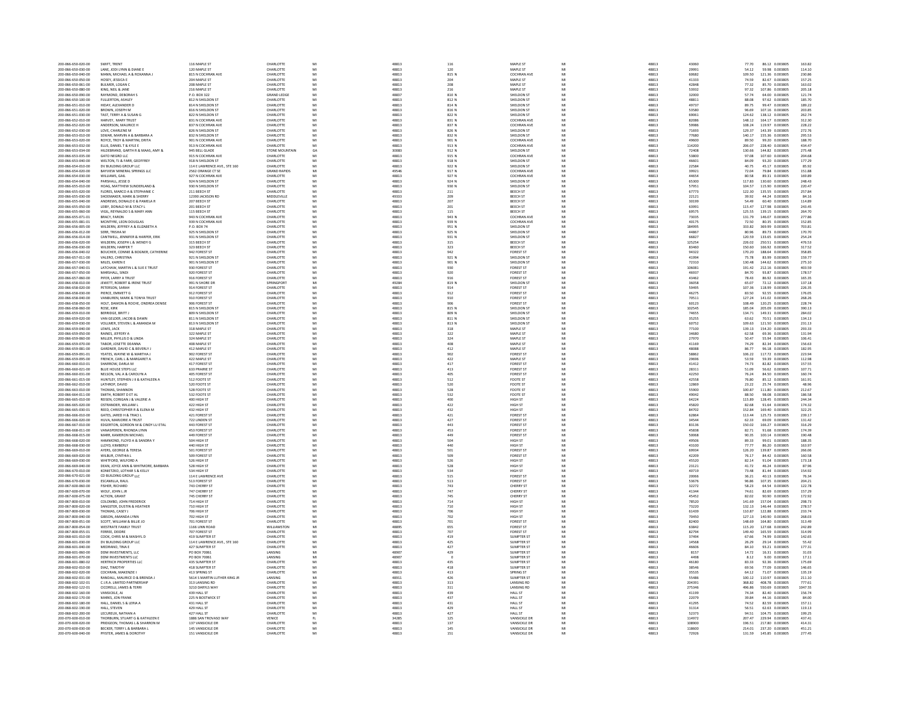| | | | | | | | | | | | | | | | |
|---|---|---|---|---|---|---|---|---|---|---|---|---|---|---|---|
| 200-066-650-020-00 | SWIFT, TRENT | 116 MAPLE ST | CHARLOTTE | MI | 48813 | 116 | MAPLE ST | MI | 48813 | 43060 | 77.70 | 86.12 | 0.003805 | 163.82 |
| 200-066-650-030-00 | LANE, JODI LYNN & DIANE E | 120 MAPLE ST | CHARLOTTE | MI | 48813 | 120 | MAPLE ST | MI | 48813 | 29991 | 54.12 | 59.98 | 0.003805 | 114.10 |
| 200-066-650-040-00 | MANN, MICHAEL A & ROXANNA J | 815 N COCHRAN AVE | CHARLOTTE | MI | 48813 | 815 N | COCHRAN AVE | MI | 48813 | 60682 | 109.50 | 121.36 | 0.003805 | 230.86 |
| 200-066-650-050-00 | HOSEY, JESSICA E | 204 MAPLE ST | CHARLOTTE | MI | 48813 | 204 | MAPLE ST | MI | 48813 | 41331 | 74.59 | 82.67 | 0.003805 | 157.25 |
| 200-066-650-061-00 | BULMER, LOGAN C | 208 MAPLE ST | CHARLOTTE | MI | 48813 | 208 | MAPLE ST | MI | 48813 | 42848 | 77.32 | 85.70 | 0.003805 | 163.02 |
| 200-066-650-080-00 | KING, NEIL & JANE | 216 MAPLE ST | CHARLOTTE | MI | 48813 | 216 | MAPLE ST | MI | 48813 | 53932 | 97.32 | 107.86 | 0.003805 | 205.18 |
| 200-066-650-090-00 | RAYMOND, DEBORAH S | P.O. BOX 322 | GRAND LEDGE | MI | 48837 | 810 N | SHELDON ST | MI | 48813 | 32000 | 57.74 | 64.00 | 0.003805 | 121.74 |
| 200-066-650-100-00 | FULLERTON, ASHLEY | 812 N SHELDON ST | CHARLOTTE | MI | 48813 | 812 N | SHELDON ST | MI | 48813 | 48811 | 88.08 | 97.62 | 0.003805 | 185.70 |
| 200-066-651-010-00 | HIDAY, ALEXANDER D | 814 N SHELDON ST | CHARLOTTE | MI | 48813 | 814 N | SHELDON ST | MI | 48813 | 49737 | 89.75 | 99.47 | 0.003805 | 189.22 |
| 200-066-651-020-00 | BROWN, JOSEPH M | 816 N SHELDON ST | CHARLOTTE | MI | 48813 | 816 N | SHELDON ST | MI | 48813 | 53580 | 96.69 | 107.16 | 0.003805 | 203.85 |
| 200-066-651-030-00 | TAST, TERRY A & SUSAN G | 822 N SHELDON ST | CHARLOTTE | MI | 48813 | 822 N | SHELDON ST | MI | 48813 | 69061 | 124.62 | 138.12 | 0.003805 | 262.74 |
| 200-066-652-010-00 | HARVEY, MARY TRUST | 831 N COCHRAN AVE | CHARLOTTE | MI | 48813 | 831 N | COCHRAN AVE | MI | 48813 | 82086 | 148.12 | 164.17 | 0.003805 | 312.30 |
| 200-066-652-020-00 | ANDERSON, MAURICE H | 837 N COCHRAN AVE | CHARLOTTE | MI | 48813 | 837 N | COCHRAN AVE | MI | 48813 | 59986 | 108.24 | 119.97 | 0.003805 | 228.22 |
| 200-066-652-030-00 | LOVE, CHARLENE M | 826 N SHELDON ST | CHARLOTTE | MI | 48813 | 826 N | SHELDON ST | MI | 48813 | 71693 | 129.37 | 143.39 | 0.003805 | 272.76 |
| 200-066-653-010-00 | SEWAR, MARVIN A & BARBARA A | 832 N SHELDON ST | CHARLOTTE | MI | 48813 | 832 N | SHELDON ST | MI | 48813 | 77680 | 140.17 | 155.36 | 0.003805 | 295.53 |
| 200-066-653-020-00 | ROYCE, TROY & MARTINI, DRITA | 901 N COCHRAN AVE | CHARLOTTE | MI | 48813 | 901 N | COCHRAN AVE | MI | 48813 | 49600 | 89.50 | 99.20 | 0.003805 | 188.70 |
| 200-066-653-032-00 | ELLIS, DANIEL T & KYLE E | 913 N COCHRAN AVE | CHARLOTTE | MI | 48813 | 913 N | COCHRAN AVE | MI | 48813 | 114200 | 206.07 | 228.40 | 0.003805 | 434.47 |
| 200-066-653-034-00 | HILDEBRAND, GARTH R & MAAS, AMY & | 945 BELL GLADE | STONE MOUNTAIN | GA | 30083 | 912 N | SHELDON ST | MI | 48813 | 72408 | 130.66 | 144.82 | 0.003805 | 275.48 |
| 200-066-653-035-00 | GATO NEGRO LLC | 915 N COCHRAN AVE | CHARLOTTE | MI | 48813 | 915 N | COCHRAN AVE | MI | 48813 | 53800 | 97.08 | 107.60 | 0.003805 | 204.68 |
| 200-066-653-040-00 | WELTON, TJ & FARR, GEOFFREY | 918 N SHELDON ST | CHARLOTTE | MI | 48813 | 918 N | SHELDON ST | MI | 48813 | 46601 | 84.09 | 93.20 | 0.003805 | 177.29 |
| 200-066-654-010-00 | DV BUILDING GROUP LLC | 114 E LAWRENCE AVE., STE 160 | CHARLOTTE | MI | 48813 | 922 N | SHELDON ST | MI | 48813 | 22584 | 40.75 | 45.17 | 0.003805 | 85.92 |
| 200-066-654-020-00 | BAYVIEW MINERAL SPRINGS LLC | 2562 ORANGE CT SE | GRAND RAPIDS | MI | 49546 | 917 N | COCHRAN AVE | MI | 48813 | 39921 | 72.04 | 79.84 | 0.003805 | 151.88 |
| 200-066-654-030-00 | WILLIAMS, GAIL | 927 N COCHRAN AVE | CHARLOTTE | MI | 48813 | 927 N | COCHRAN AVE | MI | 48813 | 44654 | 80.58 | 89.31 | 0.003805 | 169.89 |
| 200-066-654-040-00 | PARSHALL, JESSE D | 924 N SHELDON ST | CHARLOTTE | MI | 48813 | 924 N | SHELDON ST | MI | 48813 | 65300 | 117.83 | 130.60 | 0.003805 | 248.43 |
| 200-066-655-010-00 | HOAG, MATTHEW SUNDERLAND & | 930 N SHELDON ST | CHARLOTTE | MI | 48813 | 930 N | SHELDON ST | MI | 48813 | 57951 | 104.57 | 115.90 | 0.003805 | 220.47 |
| 200-066-655-020-00 | FLORES, MARCO A & STEPHANIE C | 211 BEECH ST | CHARLOTTE | MI | 48813 | 211 | BEECH ST | MI | 48813 | 67773 | 122.30 | 135.55 | 0.003805 | 257.84 |
| 200-066-655-030-00 | SHOEMAKER, MARK & SHERRY | 12390 JACKSON RD | MIDDLEVILLE | MI | 49333 | 209 | BEECH ST | MI | 48813 | 22121 | 39.92 | 44.24 | 0.003805 | 84.16 |
| 200-066-655-040-00 | ANDREWS, DONALD E & PAMELA R | 207 BEECH ST | CHARLOTTE | MI | 48813 | 207 | BEECH ST | MI | 48813 | 30199 | 54.49 | 60.40 | 0.003805 | 114.89 |
| 200-066-655-050-00 | LEBY, DONALD M & STACY L | 201 BEECH ST | CHARLOTTE | MI | 48813 | 201 | BEECH ST | MI | 48813 | 63991 | 115.47 | 127.98 | 0.003805 | 243.45 |
| 200-066-655-060-00 | VIGIL, REYNALDO S & MARY ANN | 115 BEECH ST | CHARLOTTE | MI | 48813 | 115 | BEECH ST | MI | 48813 | 69575 | 125.55 | 139.15 | 0.003805 | 264.70 |
| 200-066-655-071-01 | BRACY, FARON | 943 N COCHRAN AVE | CHARLOTTE | MI | 48813 | 943 N | COCHRAN AVE | MI | 48813 | 73035 | 131.79 | 146.07 | 0.003805 | 277.86 |
| 200-066-655-081-01 | MCINTYRE, LEON DOUGLAS | 939 N COCHRAN AVE | CHARLOTTE | MI | 48813 | 939 N | COCHRAN AVE | MI | 48813 | 40175 | 72.50 | 80.35 | 0.003805 | 152.85 |
| 200-066-656-005-00 | WILDERN, JEFFREY A & ELIZABETH A | P.O. BOX 74 | CHARLOTTE | MI | 48813 | 951 N | SHELDON ST | MI | 48813 | 184995 | 333.82 | 369.99 | 0.003805 | 703.81 |
| 200-066-656-012-00 | SERR, TRISHA M | 925 N SHELDON ST | CHARLOTTE | MI | 48813 | 925 N | SHELDON ST | MI | 48813 | 44867 | 80.96 | 89.73 | 0.003805 | 170.70 |
| 200-066-656-014-00 | CANTWELL, JENNIFER & HARPER, ERIK | 931 N SHELDON ST | CHARLOTTE | MI | 48813 | 931 N | SHELDON ST | MI | 48813 | 66827 | 120.59 | 133.65 | 0.003805 | 254.24 |
| 200-066-656-020-00 | WILDERN, JOSEPH L & WENDY G | 315 BEECH ST | CHARLOTTE | MI | 48813 | 315 | BEECH ST | MI | 48813 | 125254 | 226.02 | 250.51 | 0.003805 | 476.53 |
| 200-066-656-030-00 | WILDERN, HARPER T | 323 BEECH ST | CHARLOTTE | MI | 48813 | 323 | BEECH ST | MI | 48813 | 83460 | 150.60 | 166.92 | 0.003805 | 317.52 |
| 200-066-656-040-02 | BOUCHER, CONNIE & BOGNER, CATHERINE | 942 FOREST ST | CHARLOTTE | MI | 48813 | 942 | FOREST ST | MI | 48813 | 94322 | 170.20 | 188.64 | 0.003805 | 358.85 |
| 200-066-657-011-00 | VALERO, CHRISTINA | 921 N SHELDON ST | CHARLOTTE | MI | 48813 | 921 N | SHELDON ST | MI | 48813 | 41994 | 75.78 | 83.99 | 0.003805 | 159.77 |
| 200-066-657-030-00 | MILES, KAREN E | 901 N SHELDON ST | CHARLOTTE | MI | 48813 | 901 N | SHELDON ST | MI | 48813 | 72310 | 130.48 | 144.62 | 0.003805 | 275.10 |
| 200-066-657-040-01 | LATCHAW, MARTIN L & SUE E TRUST | 930 FOREST ST | CHARLOTTE | MI | 48813 | 930 | FOREST ST | MI | 48813 | 106081 | 191.42 | 212.16 | 0.003805 | 403.59 |
| 200-066-657-050-00 | MARSHALL, SINDI | 920 FOREST ST | CHARLOTTE | MI | 48813 | 920 | FOREST ST | MI | 48813 | 46937 | 84.70 | 93.87 | 0.003805 | 178.57 |
| 200-066-657-060-00 | PIFER, LARRY A TRUST | 916 FOREST ST | CHARLOTTE | MI | 48813 | 916 | FOREST ST | MI | 48813 | 43462 | 78.43 | 86.92 | 0.003805 | 165.35 |
| 200-066-658-010-00 | JEWETT, ROBERT & IRENE TRUST | 991 N SHORE DR | SPRINGPORT | MI | 49284 | 819 N | SHELDON ST | MI | 48813 | 36058 | 65.07 | 72.12 | 0.003805 | 137.18 |
| 200-066-658-020-00 | PETERSON, SARAH | 914 FOREST ST | CHARLOTTE | MI | 48813 | 914 | FOREST ST | MI | 48813 | 59495 | 107.36 | 118.99 | 0.003805 | 226.35 |
| 200-066-658-030-00 | PIERCE, EMMETT G | 912 FOREST ST | CHARLOTTE | MI | 48813 | 912 | FOREST ST | MI | 48813 | 46275 | 83.50 | 92.55 | 0.003805 | 176.05 |
| 200-066-658-040-00 | VANBUREN, MARK & TONYA TRUST | 910 FOREST ST | CHARLOTTE | MI | 48813 | 910 | FOREST ST | MI | 48813 | 70511 | 127.24 | 141.02 | 0.003805 | 268.26 |
| 200-066-658-050-00 | HOLT, DAMON & ROCHE, ONDREA DENISE | 906 FOREST ST | CHARLOTTE | MI | 48813 | 906 | FOREST ST | MI | 48813 | 60123 | 108.49 | 120.25 | 0.003805 | 228.74 |
| 200-066-658-060-00 | ROSE, KIRK | 815 N SHELDON ST | CHARLOTTE | MI | 48813 | 815 N | SHELDON ST | MI | 48813 | 102545 | 185.04 | 205.09 | 0.003805 | 390.13 |
| 200-066-659-010-00 | BERRIDGE, BRITT J | 809 N SHELDON ST | CHARLOTTE | MI | 48813 | 809 N | SHELDON ST | MI | 48813 | 74655 | 134.71 | 149.31 | 0.003805 | 284.02 |
| 200-066-659-020-00 | VAN GELDER, JACOB & DAWN | 811 N SHELDON ST | CHARLOTTE | MI | 48813 | 811 N | SHELDON ST | MI | 48813 | 35255 | 63.62 | 70.51 | 0.003805 | 134.13 |
| 200-066-659-030-00 | VOLLMER, STEVEN L & AMANDA M | 813 N SHELDON ST | CHARLOTTE | MI | 48813 | 813 N | SHELDON ST | MI | 48813 | 60752 | 109.63 | 121.50 | 0.003805 | 231.13 |
| 200-066-659-040-00 | LEWIS, JACK | 318 MAPLE ST | CHARLOTTE | MI | 48813 | 318 | MAPLE ST | MI | 48813 | 77100 | 139.13 | 154.20 | 0.003805 | 293.33 |
| 200-066-659-050-00 | RAINES, JEFFERY A | 322 MAPLE ST | CHARLOTTE | MI | 48813 | 322 | MAPLE ST | MI | 48813 | 34680 | 62.58 | 69.36 | 0.003805 | 131.94 |
| 200-066-659-060-00 | MILLER, PHYLLIS D & LINDA | 324 MAPLE ST | CHARLOTTE | MI | 48813 | 324 | MAPLE ST | MI | 48813 | 27970 | 50.47 | 55.94 | 0.003805 | 106.41 |
| 200-066-659-070-00 | TABOR, JOSETTE DEANNA | 408 MAPLE ST | CHARLOTTE | MI | 48813 | 408 | MAPLE ST | MI | 48813 | 41169 | 74.29 | 82.34 | 0.003805 | 156.63 |
| 200-066-659-081-00 | GARDNER, DAVID C & BEVERLY J | 412 MAPLE ST | CHARLOTTE | MI | 48813 | 412 | MAPLE ST | MI | 48813 | 48088 | 86.77 | 96.18 | 0.003805 | 182.95 |
| 200-066-659-091-01 | YEATES, WAYNE W & MARTHA J | 902 FOREST ST | CHARLOTTE | MI | 48813 | 902 | FOREST ST | MI | 48813 | 58862 | 106.22 | 117.72 | 0.003805 | 223.94 |
| 200-066-659-095-00 | FRENCH, CARL L & MARGARET A | 422 MAPLE ST | CHARLOTTE | MI | 48813 | 422 | MAPLE ST | MI | 48813 | 29696 | 53.59 | 59.39 | 0.003805 | 112.98 |
| 200-066-660-010-01 | SHARROW, DARLA M | 417 FOREST ST | CHARLOTTE | MI | 48813 | 417 | FOREST ST | MI | 48813 | 41412 | 74.73 | 82.82 | 0.003805 | 157.55 |
| 200-066-660-021-00 | BLUE HOUSE STEPS LLC | 633 PRAIRIE ST | CHARLOTTE | MI | 48813 | 413 | FOREST ST | MI | 48813 | 28311 | 51.09 | 56.62 | 0.003805 | 107.71 |
| 200-066-660-031-00 | NELSON, VAL A & CAROLYN A | 405 FOREST ST | CHARLOTTE | MI | 48813 | 405 | FOREST ST | MI | 48813 | 42250 | 76.24 | 84.50 | 0.003805 | 160.74 |
| 200-066-661-015-00 | HUNTLEY, STEPHEN J II & KATHLEEN A | 512 FOOTE ST | CHARLOTTE | MI | 48813 | 512 | FOOTE ST | MI | 48813 | 42558 | 76.80 | 85.12 | 0.003805 | 161.91 |
| 200-066-662-010-00 | LATHROP, DAVID | 520 FOOTE ST | CHARLOTTE | MI | 48813 | 520 | FOOTE ST | MI | 48813 | 12869 | 23.22 | 25.74 | 0.003805 | 48.96 |
| 200-066-663-010-00 | THOMAS, SHANNON | 528 FOOTE ST | CHARLOTTE | MI | 48813 | 528 | FOOTE ST | MI | 48813 | 55900 | 100.87 | 111.80 | 0.003805 | 212.67 |
| 200-066-664-011-00 | SMITH, ROBERT D ET AL | 532 FOOTE ST | CHARLOTTE | MI | 48813 | 532 | FOOTE ST | MI | 48813 | 49042 | 88.50 | 98.08 | 0.003805 | 186.58 |
| 200-066-665-010-00 | REISEN, CORIGAN J & VALERIE A | 400 HIGH ST | CHARLOTTE | MI | 48813 | 400 | HIGH ST | MI | 48813 | 64224 | 115.89 | 128.45 | 0.003805 | 244.34 |
| 200-066-665-020-00 | OSTRANDER, WILLIAM L | 422 HIGH ST | CHARLOTTE | MI | 48813 | 422 | HIGH ST | MI | 48813 | 45820 | 82.68 | 91.64 | 0.003805 | 174.32 |
| 200-066-665-030-01 | REED, CHRISTOPHER R & ELENA M | 432 HIGH ST | CHARLOTTE | MI | 48813 | 432 | HIGH ST | MI | 48813 | 84702 | 152.84 | 169.40 | 0.003805 | 322.25 |
| 200-066-666-010-00 | GATES, JARED H & TRACI L | 421 FOREST ST | CHARLOTTE | MI | 48813 | 421 | FOREST ST | MI | 48813 | 62864 | 113.44 | 125.73 | 0.003805 | 239.17 |
| 200-066-666-020-00 | HUVA, MARJORIE A TRUST | 722 LINDEN ST | CHARLOTTE | MI | 48813 | 427 | FOREST ST | MI | 48813 | 34544 | 62.33 | 69.09 | 0.003805 | 131.42 |
| 200-066-667-010-00 | EDGERTON, GORDON M & CINDY LU ETAL | 443 FOREST ST | CHARLOTTE | MI | 48813 | 443 | FOREST ST | MI | 48813 | 83136 | 150.02 | 166.27 | 0.003805 | 316.29 |
| 200-066-668-011-00 | VANASPEREN, RHONDA LYNN | 453 FOREST ST | CHARLOTTE | MI | 48813 | 453 | FOREST ST | MI | 48813 | 45838 | 82.71 | 91.68 | 0.003805 | 174.39 |
| 200-066-668-015-00 | MARR, KAMERON MICHAEL | 449 FOREST ST | CHARLOTTE | MI | 48813 | 449 | FOREST ST | MI | 48813 | 50068 | 90.35 | 100.14 | 0.003805 | 190.48 |
| 200-066-668-020-00 | HAMMOND, FLOYD A & SANDRA Y | 504 HIGH ST | CHARLOTTE | MI | 48813 | 504 | HIGH ST | MI | 48813 | 49506 | 89.33 | 99.01 | 0.003805 | 188.35 |
| 200-066-668-030-00 | LLOYD, KIMBERLY | 440 HIGH ST | CHARLOTTE | MI | 48813 | 440 | HIGH ST | MI | 48813 | 43100 | 77.77 | 86.20 | 0.003805 | 163.97 |
| 200-066-669-010-00 | AYERS, GEORGE & TERESA | 501 FOREST ST | CHARLOTTE | MI | 48813 | 501 | FOREST ST | MI | 48813 | 69934 | 126.20 | 139.87 | 0.003805 | 266.06 |
| 200-066-669-020-00 | WILBUR, CYNTHIA L | 509 FOREST ST | CHARLOTTE | MI | 48813 | 509 | FOREST ST | MI | 48813 | 42209 | 76.17 | 84.42 | 0.003805 | 160.58 |
| 200-066-669-030-00 | WHITFORD, WILFORD A | 526 HIGH ST | CHARLOTTE | MI | 48813 | 526 | HIGH ST | MI | 48813 | 45520 | 82.14 | 91.04 | 0.003805 | 173.18 |
| 200-066-669-040-00 | DEAN, JOYCE ANN & WHITMORE, BARBARA | 528 HIGH ST | CHARLOTTE | MI | 48813 | 528 | HIGH ST | MI | 48813 | 23121 | 41.72 | 46.24 | 0.003805 | 87.96 |
| 200-066-670-010-00 | KONIETZKO, LOTHAR S & KELLY | 534 HIGH ST | CHARLOTTE | MI | 48813 | 534 | HIGH ST | MI | 48813 | 40719 | 73.48 | 81.44 | 0.003805 | 154.92 |
| 200-066-670-021-00 | CD BUILDING GROUP LLC | 114 E LAWRENCE AVE | CHARLOTTE | MI | 48813 | 515 | FOREST ST | MI | 48813 | 20066 | 36.21 | 40.13 | 0.003805 | 76.34 |
| 200-066-670-030-00 | ESCAMILLA, RAUL | 513 FOREST ST | CHARLOTTE | MI | 48813 | 513 | FOREST ST | MI | 48813 | 53676 | 96.86 | 107.35 | 0.003805 | 204.21 |
| 200-067-600-060-00 | FISHER, RICHARD | 743 CHERRY ST | CHARLOTTE | MI | 48813 | 743 | CHERRY ST | MI | 48813 | 32272 | 58.23 | 64.54 | 0.003805 | 122.78 |
| 200-067-600-070-00 | WOLF, JOHN L JR | 747 CHERRY ST | CHARLOTTE | MI | 48813 | 747 | CHERRY ST | MI | 48813 | 41344 | 74.61 | 82.69 | 0.003805 | 157.29 |
| 200-067-600-075-00 | ACTION, GRANT | 745 CHERRY ST | CHARLOTTE | MI | 48813 | 745 | CHERRY ST | MI | 48813 | 45452 | 82.02 | 90.90 | 0.003805 | 172.92 |
| 200-067-800-010-00 | COLOMBO, JOHN FREDERICK | 714 HIGH ST | CHARLOTTE | MI | 48813 | 714 | HIGH ST | MI | 48813 | 78520 | 141.69 | 157.04 | 0.003805 | 298.73 |
| 200-067-800-020-00 | SANGSTER, DUSTIN & HEATHER | 710 HIGH ST | CHARLOTTE | MI | 48813 | 710 | HIGH ST | MI | 48813 | 73220 | 132.13 | 146.44 | 0.003805 | 278.57 |
| 200-067-800-030-00 | THOMAS, CASEY J | 706 HIGH ST | CHARLOTTE | MI | 48813 | 706 | HIGH ST | MI | 48813 | 61439 | 110.87 | 122.88 | 0.003805 | 233.74 |
| 200-067-800-040-00 | GIBSON, AMANDA LYNN | 702 HIGH ST | CHARLOTTE | MI | 48813 | 702 | HIGH ST | MI | 48813 | 70450 | 127.13 | 140.90 | 0.003805 | 268.03 |
| 200-067-800-051-00 | SCOTT, WILLIAM & BILLIE JO | 701 FOREST ST | CHARLOTTE | MI | 48813 | 701 | FOREST ST | MI | 48813 | 82400 | 148.69 | 164.80 | 0.003805 | 313.49 |
| 200-067-800-054-00 | WESTRATE FAMILY TRUST | 1166 LINN ROAD | WILLIAMSTON | MI | 48895 | 655 | FOREST ST | MI | 48813 | 63842 | 115.20 | 127.68 | 0.003805 | 242.89 |
| 200-067-800-055-01 | FERREE, DEIDRE | 707 FOREST ST | CHARLOTTE | MI | 48813 | 707 | FOREST ST | MI | 48813 | 82794 | 149.40 | 165.59 | 0.003805 | 314.99 |
| 200-068-601-010-00 | COOK, CHRIS M & MASHYL D | 419 SUMPTER ST | CHARLOTTE | MI | 48813 | 419 | SUMPTER ST | MI | 48813 | 37494 | 67.66 | 74.99 | 0.003805 | 142.65 |
| 200-068-601-030-00 | DV BUILDING GROUP LLC | 114 E LAWRENCE AVE., STE 160 | CHARLOTTE | MI | 48813 | 425 | SUMPTER ST | MI | 48813 | 14568 | 26.29 | 29.14 | 0.003805 | 55.42 |
| 200-068-601-040-00 | MEDRANO, TINA E | 427 SUMPTER ST | CHARLOTTE | MI | 48813 | 427 | SUMPTER ST | MI | 48813 | 46606 | 84.10 | 93.21 | 0.003805 | 177.31 |
| 200-068-601-060-00 | DDM INVESTMENTS, LLC | PO BOX 70061 | LANSING | MI | 48907 | 429 | SUMPTER ST | MI | 48813 | 8157 | 14.72 | 16.31 | 0.003805 | 31.03 |
| 200-068-601-070-00 | DDM INVESTMENTS LLC | PO BOX 70061 | LANSING | MI | 48907 | 0 | SUMPTER ST | MI | 48813 | 4498 | 8.12 | 9.00 | 0.003805 | 17.11 |
| 200-068-601-080-02 | HERTRICH PROPERTIES LLC | 435 SUMPTER ST | CHARLOTTE | MI | 48813 | 435 | SUMPTER ST | MI | 48813 | 46180 | 83.33 | 92.36 | 0.003805 | 175.69 |
| 200-068-602-010-00 | DIAZ, TIMOTHY | 418 SUMPTER ST | CHARLOTTE | MI | 48813 | 418 | SUMPTER ST | MI | 48813 | 38546 | 69.56 | 77.09 | 0.003805 | 146.65 |
| 200-068-602-020-00 | COCHRAN, MAKENZIE I | 413 SPRING ST | CHARLOTTE | MI | 48813 | 413 | SPRING ST | MI | 48813 | 35535 | 64.12 | 71.07 | 0.003805 | 135.19 |
| 200-068-602-031-00 | RANDALL, MAURICE O & BRENDA J | 5614 S MARTIN LUTHER KING JR | LANSING | MI | 48911 | 426 | SUMPTER ST | MI | 48813 | 55486 | 100.12 | 110.97 | 0.003805 | 211.10 |
| 200-068-602-102-01 | C.I.R.A. LIMITED PARTNERSHIP | 313 LANSING RD | CHARLOTTE | MI | 48813 | 313 | LANSING RD | MI | 48813 | 204391 | 368.82 | 408.78 | 0.003805 | 777.61 |
| 200-068-602-122-01 | CICORELLI, JAMES & TERRI | 3210 DARYLS WAY | CHARLOTTE | MI | 48813 | 311 | LANSING RD | MI | 48813 | 275346 | 496.86 | 550.69 | 0.003805 | 1047.55 |
| 200-068-602-160-00 | VANSICKLE, AJ | 439 HALL ST | CHARLOTTE | MI | 48813 | 439 | HALL ST | MI | 48813 | 41199 | 74.34 | 82.40 | 0.003805 | 156.74 |
| 200-068-602-170-00 | MARKS, JON FRANK | 225 N BOSTWICK ST | CHARLOTTE | MI | 48813 | 437 | HALL ST | MI | 48813 | 22079 | 39.84 | 44.16 | 0.003805 | 84.00 |
| 200-068-602-180-00 | HALL, DANIEL S & LERIA A | 431 HALL ST | CHARLOTTE | MI | 48813 | 431 | HALL ST | MI | 48813 | 41295 | 74.52 | 82.59 | 0.003805 | 157.11 |
| 200-068-602-190-00 | HALL, STEVEN | 429 HALL ST | CHARLOTTE | MI | 48813 | 429 | HALL ST | MI | 48813 | 31314 | 56.51 | 62.63 | 0.003805 | 119.13 |
| 200-068-602-200-00 | LECUREUX, NATHAN A | 427 HALL ST | CHARLOTTE | MI | 48813 | 427 | HALL ST | MI | 48813 | 52373 | 94.51 | 104.75 | 0.003805 | 199.25 |
| 200-070-600-010-00 | THORBURN, STUART G & KATHLEEN E | 1886 SAN TROVASO WAY | VENICE | FL | 34285 | 125 | VANSICKLE DR | MI | 48813 | 114972 | 207.47 | 229.94 | 0.003805 | 437.41 |
| 200-070-600-020-00 | PRIDGEON, THOMAS L & SHARRON M | 137 VANSICKLE DR | CHARLOTTE | MI | 48813 | 137 | VANSICKLE DR | MI | 48813 | 108900 | 196.51 | 217.80 | 0.003805 | 414.31 |
| 200-070-600-030-00 | BECKER, TERRY L & BARBARA L | 145 VANSICKLE DR | CHARLOTTE | MI | 48813 | 145 | VANSICKLE DR | MI | 48813 | 118600 | 214.01 | 237.20 | 0.003805 | 451.21 |
| 200-070-600-040-00 | PFISTER, JAMES & DOROTHY | 151 VANSICKLE DR | CHARLOTTE | MI | 48813 | 151 | VANSICKLE DR | MI | 48813 | 72926 | 131.59 | 145.85 | 0.003805 | 277.45 |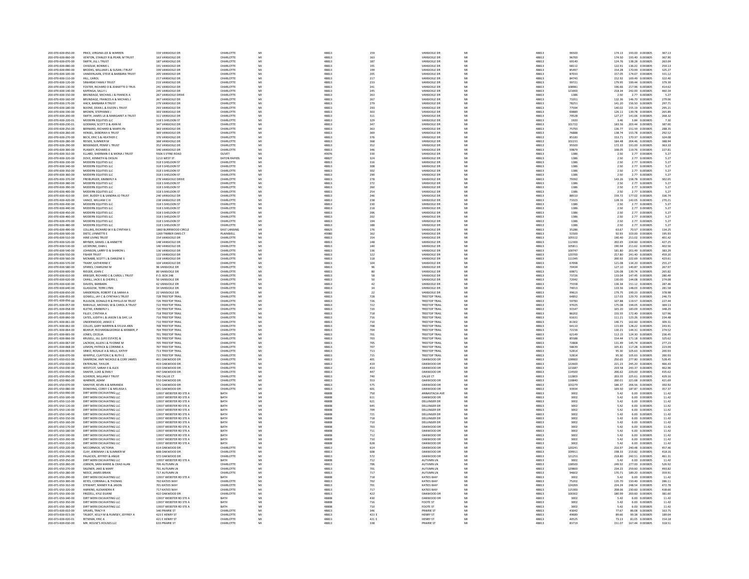| | | | | | | | | | | | | | | |
|---|---|---|---|---|---|---|---|---|---|---|---|---|---|---|
| 200-070-600-050-00 | PRICE, VIRGINA LEE & WARREN | 159 VANSICKLE DR | CHARLOTTE | MI | 48813 | 159 | VANSICKLE DR | MI | 48813 | 96500 | 174.13 | 193.00 | 0.003805 | 367.13 |
| 200-070-600-060-00 | VENTON, STANLEY R & PEARL M TRUST | 163 VANSICKLE DR | CHARLOTTE | MI | 48813 | 163 | VANSICKLE DR | MI | 48813 | 96700 | 174.50 | 193.40 | 0.003805 | 367.90 |
| 200-070-600-070-00 | SMITH, JILL L TRUST | 187 VANSICKLE DR | CHARLOTTE | MI | 48813 | 187 | VANSICKLE DR | MI | 48813 | 69140 | 124.76 | 138.28 | 0.003805 | 263.04 |
| 200-070-600-080-00 | CHISOLM, BONNIE L | 191 VANSICKLE DR | CHARLOTTE | MI | 48813 | 191 | VANSICKLE DR | MI | 48813 | 68112 | 122.91 | 136.22 | 0.003805 | 259.13 |
| 200-070-600-090-00 | BROOKS, WILLIAM L & SUSAN J TRUST | 199 VANSICKLE DR | CHARLOTTE | MI | 48813 | 199 | VANSICKLE DR | MI | 48813 | 85497 | 154.28 | 170.99 | 0.003805 | 325.27 |
| 200-070-600-100-00 | VANDERLAAN, STEVE & BARBARA TRUST | 205 VANSICKLE DR | CHARLOTTE | MI | 48813 | 205 | VANSICKLE DR | MI | 48813 | 87033 | 157.05 | 174.07 | 0.003805 | 331.12 |
| 200-070-600-110-00 | HILL, CAROL | 217 VANSICKLE DR | CHARLOTTE | MI | 48813 | 217 | VANSICKLE DR | MI | 48813 | 84743 | 152.92 | 169.49 | 0.003805 | 322.40 |
| 200-070-600-120-00 | SINIARSKI FAMILY TRUST | 233 VANSICKLE DR | CHARLOTTE | MI | 48813 | 233 | VANSICKLE DR | MI | 48813 | 99721 | 179.95 | 199.44 | 0.003805 | 379.39 |
| 200-070-600-130-00 | FOSTER, RICHARD D & JEANETTE D TRUS | 241 VANSICKLE DR | CHARLOTTE | MI | 48813 | 241 | VANSICKLE DR | MI | 48813 | 108981 | 196.66 | 217.96 | 0.003805 | 414.62 |
| 200-070-600-140-00 | KAPENGA, SALLY L | 245 VANSICKLE DR | CHARLOTTE | MI | 48813 | 245 | VANSICKLE DR | MI | 48813 | 121000 | 218.34 | 242.00 | 0.003805 | 460.34 |
| 200-070-600-150-00 | BRUNDAGE, MICHAEL J & FRANCIS A | 267 VANSICKLE DRIVE | CHARLOTTE | MI | 48813 | 263 | VANSICKLE DR | MI | 48813 | 1386 | 2.50 | 2.77 | 0.003805 | 5.27 |
| 200-070-600-160-00 | BRUNDAGE, FRANCES A & MICHAEL J | 267 VANSICKLE DR | CHARLOTTE | MI | 48813 | 267 | VANSICKLE DR | MI | 48813 | 73351 | 132.36 | 146.70 | 0.003805 | 279.06 |
| 200-070-600-170-00 | HACK, BARBARA R TRUST | 279 VANSICKLE DR | CHARLOTTE | MI | 48813 | 279 | VANSICKLE DR | MI | 48813 | 78251 | 141.20 | 156.50 | 0.003805 | 297.71 |
| 200-070-600-180-00 | BOONE, DEAN L & EILEEN L TRUST | 293 VANSICKLE DR | CHARLOTTE | MI | 48813 | 293 | VANSICKLE DR | MI | 48813 | 77594 | 140.02 | 155.19 | 0.003805 | 295.21 |
| 200-070-600-190-00 | BROWN, STEPHANIE J | 303 VANSICKLE DR | CHARLOTTE | MI | 48813 | 303 | VANSICKLE DR | MI | 48813 | 69889 | 126.11 | 139.78 | 0.003805 | 265.89 |
| 200-070-600-200-00 | SMITH, JAMES LA & MARGARET A TRUST | 311 VANSICKLE DR | CHARLOTTE | MI | 48813 | 311 | VANSICKLE DR | MI | 48813 | 70528 | 127.27 | 141.06 | 0.003805 | 268.32 |
| 200-070-600-220-01 | MODERN EQUITIES LLC | 318 S SHELDON ST | CHARLOTTE | MI | 48813 | 329 | VANSICKLE DR | MI | 48813 | 1920 | 3.46 | 3.84 | 0.003805 | 7.30 |
| 200-070-600-230-01 | GOEMAN, SCOTT D & ANN M | 347 VANSICKLE DR | CHARLOTTE | MI | 48813 | 347 | VANSICKLE DR | MI | 48813 | 101722 | 183.56 | 203.44 | 0.003805 | 387.00 |
| 200-070-600-250-00 | BERNARD, RICHARD & MARYLYN | 363 VANSICKLE DR | CHARLOTTE | MI | 48813 | 363 | VANSICKLE DR | MI | 48813 | 75793 | 136.77 | 151.59 | 0.003805 | 288.35 |
| 200-070-600-260-00 | HENSEL, DEBORAH A TRUST | 369 VANSICKLE DR | CHARLOTTE | MI | 48813 | 369 | VANSICKLE DR | MI | 48813 | 76888 | 138.74 | 153.78 | 0.003805 | 292.52 |
| 200-070-600-270-00 | BECK, ERIC S & HEATHER C | 376 VANSICKLE DR | CHARLOTTE | MI | 48813 | 376 | VANSICKLE DR | MI | 48813 | 85183 | 153.71 | 170.37 | 0.003805 | 324.08 |
| 200-070-600-280-00 | REISER, SUMMER M | 368 VANSICKLE DR | CHARLOTTE | MI | 48813 | 368 | VANSICKLE DR | MI | 48813 | 102231 | 184.48 | 204.46 | 0.003805 | 388.94 |
| 200-070-600-290-00 | BENSINGER, PENNY L TRUST | 352 VANSICKLE DR | CHARLOTTE | MI | 48813 | 352 | VANSICKLE DR | MI | 48813 | 95500 | 172.33 | 191.00 | 0.003805 | 363.33 |
| 200-070-600-300-00 | PLASKEY, RICHARD A | 346 VANSICKLE DR | CHARLOTTE | MI | 48813 | 346 | VANSICKLE DR | MI | 48813 | 59870 | 108.05 | 119.76 | 0.003805 | 227.81 |
| 200-070-600-310-00 | ELLARD, SHERMAN E & MONA J TRUST | 5506 S STINE ROAD | OLIVET | MI | 49076 | 330 | VANSICKLE DR | MI | 48813 | 1386 | 2.50 | 2.77 | 0.003805 | 5.27 |
| 200-070-600-320-00 | DOVE, KENNETH & OKSUN | 1213 WEST ST | EATON RAPIDS | MI | 48827 | 324 | VANSICKLE DR | MI | 48813 | 1386 | 2.50 | 2.77 | 0.003805 | 5.27 |
| 200-070-600-330-00 | MODERN EQUITIES LLC | 318 S SHELDON ST | CHARLOTTE | MI | 48813 | 316 | VANSICKLE DR | MI | 48813 | 1386 | 2.50 | 2.77 | 0.003805 | 5.27 |
| 200-070-600-340-00 | MODERN EQUITIES LLC | 318 S SHELDON ST | CHARLOTTE | MI | 48813 | 308 | VANSICKLE DR | MI | 48813 | 1386 | 2.50 | 2.77 | 0.003805 | 5.27 |
| 200-070-600-350-00 | MODERN EQUITIES LLC | 318 S SHELDON ST | CHARLOTTE | MI | 48813 | 302 | VANSICKLE DR | MI | 48813 | 1386 | 2.50 | 2.77 | 0.003805 | 5.27 |
| 200-070-600-360-00 | MODERN EQUITIES LLC | 318 S SHELDON ST | CHARLOTTE | MI | 48813 | 290 | VANSICKLE DR | MI | 48813 | 1386 | 2.50 | 2.77 | 0.003805 | 5.27 |
| 200-070-600-370-00 | FREIBURGER, KIMBERLY A | 278 VANSICKLE DRIVE | CHARLOTTE | MI | 48813 | 278 | VANSICKLE DR | MI | 48813 | 79392 | 143.26 | 158.78 | 0.003805 | 302.05 |
| 200-070-600-380-00 | MODERN EQUITIES LLC | 318 S SHELDON ST | CHARLOTTE | MI | 48813 | 272 | VANSICKLE DR | MI | 48813 | 1386 | 2.50 | 2.77 | 0.003805 | 5.27 |
| 200-070-600-390-00 | MODERN EQUITIES LLC | 318 S SHELDON ST | CHARLOTTE | MI | 48813 | 260 | VANSICKLE DR | MI | 48813 | 1386 | 2.50 | 2.77 | 0.003805 | 5.27 |
| 200-070-600-400-00 | MODERN EQUITIES LLC | 318 S SHELDON ST | CHARLOTTE | MI | 48813 | 254 | VANSICKLE DR | MI | 48813 | 1386 | 2.50 | 2.77 | 0.003805 | 5.27 |
| 200-070-600-410-00 | DAY, BUDDY G & SANDRA JO TRUST | 246 VANSICKLE DR | CHARLOTTE | MI | 48813 | 246 | VANSICKLE DR | MI | 48813 | 88510 | 159.72 | 177.02 | 0.003805 | 336.74 |
| 200-070-600-420-00 | VANCE, WILLIAM C III | 238 VANSICKLE DR | CHARLOTTE | MI | 48813 | 238 | VANSICKLE DR | MI | 48813 | 71023 | 128.16 | 142.05 | 0.003805 | 270.21 |
| 200-070-600-430-00 | MODERN EQUITIES LLC | 318 S SHELDON ST | CHARLOTTE | MI | 48813 | 230 | VANSICKLE DR | MI | 48813 | 1386 | 2.50 | 2.77 | 0.003805 | 5.27 |
| 200-070-600-440-00 | MODERN EQUITIES LLC | 318 S SHELDON ST | CHARLOTTE | MI | 48813 | 218 | VANSICKLE DR | MI | 48813 | 1386 | 2.50 | 2.77 | 0.003805 | 5.27 |
| 200-070-600-450-00 | MODERN EQUITIES LLC | 318 S SHELDON ST | CHARLOTTE | MI | 48813 | 206 | VANSICKLE DR | MI | 48813 | 1386 | 2.50 | 2.77 | 0.003805 | 5.27 |
| 200-070-600-460-00 | MODERN EQUITIES LLC | 318 S SHELDON ST | CHARLOTTE | MI | 48813 | 202 | VANSICKLE DR | MI | 48813 | 1386 | 2.50 | 2.77 | 0.003805 | 5.27 |
| 200-070-600-470-00 | MODERN EQUITIES LLC | 318 S SHELDON ST | CHARLOTTE | MI | 48813 | 194 | VANSICKLE DR | MI | 48813 | 1386 | 2.50 | 2.77 | 0.003805 | 5.27 |
| 200-070-600-480-00 | MODERN EQUITIES LLC | 318 S SHELDON ST | CHARLOTTE | MI | 48813 | 188 | VANSICKLE DR | MI | 48813 | 1386 | 2.50 | 2.77 | 0.003805 | 5.27 |
| 200-070-600-490-00 | COLLINS, RICHARD W II & CYNTHIA S | 1860 BURRWOOD CIRCLE | EAST LANSING | MI | 48823 | 176 | VANSICKLE DR | MI | 48813 | 35286 | 63.67 | 70.57 | 0.003805 | 134.25 |
| 200-070-600-500-00 | DIETZ, LYNNETTE E | 1269 TIMBER OAKS CT | PLAINWELL | MI | 49080 | 162 | VANSICKLE DR | MI | 48813 | 51500 | 92.93 | 103.00 | 0.003805 | 195.93 |
| 200-070-600-510-00 | HINE LIVING TRUST | 154 VANSICKLE DR | CHARLOTTE | MI | 48813 | 154 | VANSICKLE DR | MI | 48813 | 105512 | 190.40 | 211.02 | 0.003805 | 401.42 |
| 200-070-600-520-00 | BRYNER, DANIEL L & ANNETTE | 148 VANSICKLE DR | CHARLOTTE | MI | 48813 | 148 | VANSICKLE DR | MI | 48813 | 112300 | 202.65 | 224.60 | 0.003805 | 427.25 |
| 200-070-600-530-00 | LECKRONE, DIAN L | 140 VANSICKLE DR | CHARLOTTE | MI | 48813 | 140 | VANSICKLE DR | MI | 48813 | 105811 | 190.94 | 211.62 | 0.003805 | 402.56 |
| 200-070-600-540-00 | JOHNSON, LARRY D & SHARON L | 136 VANSICKLE DR | CHARLOTTE | MI | 48813 | 136 | VANSICKLE DR | MI | 48813 | 100747 | 181.80 | 201.49 | 0.003805 | 383.29 |
| 200-070-600-550-00 | FISHER TRUST | 122 VANSICKLE DR | CHARLOTTE | MI | 48813 | 122 | VANSICKLE DR | MI | 48813 | 120700 | 217.80 | 241.40 | 0.003805 | 459.20 |
| 200-070-600-560-00 | MCNABB, SCOTT L & DARLENE S | 118 VANSICKLE DR | CHARLOTTE | MI | 48813 | 118 | VANSICKLE DR | MI | 48813 | 111345 | 200.92 | 222.69 | 0.003805 | 423.61 |
| 200-070-600-570-00 | THARP, KATHERINE E | 104 VANSICKLE DR | CHARLOTTE | MI | 48813 | 104 | VANSICKLE DR | MI | 48813 | 67098 | 121.08 | 134.20 | 0.003805 | 255.27 |
| 200-070-600-580-00 | SPARKS, CHARLENE M | 96 VANSICKLE DR | CHARLOTTE | MI | 48813 | 96 | VANSICKLE DR | MI | 48813 | 70434 | 127.10 | 140.87 | 0.003805 | 267.97 |
| 200-070-600-600-00 | RIEGER, JOAN C | 80 VANSICKLE DR | CHARLOTTE | MI | 48813 | 80 | VANSICKLE DR | MI | 48813 | 69871 | 126.08 | 139.74 | 0.003805 | 265.82 |
| 200-070-600-610-00 | KRIEGER, RICHARD C & CAROL L TRUST | P.O. BOX 248 | CHARLOTTE | MI | 48813 | 58 | VANSICKLE DR | MI | 48813 | 73726 | 133.04 | 147.45 | 0.003805 | 280.49 |
| 200-070-600-620-00 | CAHILL, JACK E & CHERYL L | 50 VANSICKLE DR | CHARLOTTE | MI | 48813 | 50 | VANSICKLE DR | MI | 48813 | 72042 | 130.00 | 144.08 | 0.003805 | 274.08 |
| 200-070-600-630-00 | DAVIDS, BARBARA | 42 VANSICKLE DR | CHARLOTTE | MI | 48813 | 42 | VANSICKLE DR | MI | 48813 | 75558 | 136.34 | 151.12 | 0.003805 | 287.46 |
| 200-070-600-640-00 | GLASGOW, TERRI LYNN | 34 VANSICKLE DR | CHARLOTTE | MI | 48813 | 34 | VANSICKLE DR | MI | 48813 | 74013 | 133.56 | 148.03 | 0.003805 | 281.58 |
| 200-070-600-650-00 | SANDERSON, ROBERT E & SARAH A | 22 VANSICKLE DR | CHARLOTTE | MI | 48813 | 22 | VANSICKLE DR | MI | 48813 | 99613 | 179.75 | 199.23 | 0.003805 | 378.98 |
| 200-071-600-055-00 | GOWELL, JAY C & CYNTHIA S TRUST | 728 TREETOP TRAIL | CHARLOTTE | MI | 48813 | 728 | TREETOP TRAIL | MI | 48813 | 64852 | 117.03 | 129.70 | 0.003805 | 246.73 |
| 200-071-600-056-00 | RULISON, DONALD R & PHYLLIS M TRUST | 726 TREETOP TRAIL | CHARLOTTE | MI | 48813 | 726 | TREETOP TRAIL | MI | 48813 | 59783 | 107.88 | 119.57 | 0.003805 | 227.44 |
| 200-071-600-057-00 | RANVILLE, MICHAEL W & CAROL A TRUST | 722 TREETOP TRAIL | CHARLOTTE | MI | 48813 | 722 | TREETOP TRAIL | MI | 48813 | 97025 | 175.08 | 194.05 | 0.003805 | 369.13 |
| 200-071-600-058-00 | KLETKE, KIMBERLY L | 720 TREETOP TRAIL | CHARLOTTE | MI | 48813 | 720 | TREETOP TRAIL | MI | 48813 | 91547 | 165.20 | 183.09 | 0.003805 | 348.29 |
| 200-071-600-059-00 | FILLEY, CYNTHIA A | 718 TREETOP TRAIL | CHARLOTTE | MI | 48813 | 718 | TREETOP TRAIL | MI | 48813 | 86202 | 155.55 | 172.40 | 0.003805 | 327.96 |
| 200-071-600-060-00 | CATES, JUDITH L & JASON S & DAY, LA | 716 TREETOP TRAIL | CHARLOTTE | MI | 48813 | 716 | TREETOP TRAIL | MI | 48813 | 61631 | 111.21 | 123.26 | 0.003805 | 234.48 |
| 200-071-600-061-00 | UNDERWOOD, JANICE S | 710 TREETOP TRAIL | CHARLOTTE | MI | 48813 | 710 | TREETOP TRAIL | MI | 48813 | 81302 | 146.71 | 162.60 | 0.003805 | 309.31 |
| 200-071-600-062-00 | COLLES, GARY WARREN & SYLVIA ANN | 708 TREETOP TRAIL | CHARLOTTE | MI | 48813 | 708 | TREETOP TRAIL | MI | 48813 | 64110 | 115.69 | 128.22 | 0.003805 | 243.91 |
| 200-071-600-064-00 | BEARUP, RICHARD&GEORGE & WEBBER, P | 704 TREETOP TRAIL | CHARLOTTE | MI | 48813 | 704 | TREETOP TRAIL | MI | 48813 | 72156 | 130.21 | 144.31 | 0.003805 | 274.52 |
| 200-071-600-065-00 | JONES, CECELIA | 701 TREETOP TRAIL | CHARLOTTE | MI | 48813 | 701 | TREETOP TRAIL | MI | 48813 | 62149 | 112.15 | 124.30 | 0.003805 | 236.45 |
| 200-071-600-066-00 | KRUSELL, JILL (LIFE ESTATE) & | 703 TREETOP TRAIL | CHARLOTTE | MI | 48813 | 703 | TREETOP TRAIL | MI | 48813 | 85588 | 154.44 | 171.18 | 0.003805 | 325.62 |
| 200-071-600-067-00 | LACROIX, ALLEN J & YVONNE M | 705 TREETOP TRAIL | CHARLOTTE | MI | 48813 | 705 | TREETOP TRAIL | MI | 48813 | 72868 | 131.49 | 145.74 | 0.003805 | 277.23 |
| 200-071-600-068-00 | LEMON, PATRICK & CORINNE A | 707 TREETOP TRAIL | CHARLOTTE | MI | 48813 | 707 | TREETOP TRAIL | MI | 48813 | 58639 | 105.81 | 117.28 | 0.003805 | 223.09 |
| 200-071-600-069-00 | SINKO, ROSALIE A & MILLS, KATHY | 713 TREETOP TRAIL | CHARLOTTE | MI | 48813 | 713 | TREETOP TRAIL | MI | 48813 | 52814 | 95.30 | 105.63 | 0.003805 | 200.93 |
| 200-071-600-070-00 | WHIPPLE, CLAYTON C & RUTH E | 715 TREETOP TRAIL | CHARLOTTE | MI | 48813 | 715 | TREETOP TRAIL | MI | 48813 | 52814 | 95.30 | 105.63 | 0.003805 | 200.93 |
| 200-071-650-010-00 | SHARROW, AMY NICHOLE & CORY JAMES | 401 OAKWOOD DR | CHARLOTTE | MI | 48813 | 401 | OAKWOOD DR | MI | 48813 | 138900 | 250.65 | 277.80 | 0.003805 | 528.45 |
| 200-071-650-020-00 | ENTERLINE, TAYLOR | 419 OAKWOOD DR | CHARLOTTE | MI | 48813 | 419 | OAKWOOD DR | MI | 48813 | 122600 | 221.23 | 245.20 | 0.003805 | 466.43 |
| 200-071-650-030-00 | WESTCOT, SARAH E & ALEX | 433 OAKWOOD DR | CHARLOTTE | MI | 48813 | 433 | OAKWOOD DR | MI | 48813 | 121687 | 219.58 | 243.37 | 0.003805 | 462.96 |
| 200-071-650-040-00 | SHAFER, LUKE & EMILY | 447 OAKWOOD DR | CHARLOTTE | MI | 48813 | 447 | OAKWOOD DR | MI | 48813 | 114500 | 206.62 | 229.00 | 0.003805 | 435.62 |
| 200-071-650-050-00 | SCHERER, WILLIAM F TRUST | 740 CALLIE CT | CHARLOTTE | MI | 48813 | 740 | CALLIE CT | MI | 48813 | 112803 | 203.55 | 225.61 | 0.003805 | 429.16 |
| 200-071-650-060-00 | WARNER, ADAM | 553 OAKWOOD DR | CHARLOTTE | MI | 48813 | 553 | OAKWOOD DR | MI | 48813 | 110840 | 200.01 | 221.68 | 0.003805 | 421.69 |
| 200-071-650-070-00 | SHAFFER, KEVIN A & MIRANDA | 575 OAKWOOD DR | CHARLOTTE | MI | 48813 | 575 | OAKWOOD DR | MI | 48813 | 103279 | 186.37 | 206.56 | 0.003805 | 392.92 |
| 200-071-650-080-00 | DOWDING, COREY C & MELISSA S | 601 OAKWOOD DR | CHARLOTTE | MI | 48813 | 601 | OAKWOOD DR | MI | 48813 | 93934 | 169.50 | 187.87 | 0.003805 | 357.37 |
| 200-071-650-090-00 | DIRT WERX EXCAVATING LLC | 13937 WEBSTER RD STE A | BATH | MI | 48808 | 750 | ANNASTACIA AVE | MI | 48813 | 3002 | 5.42 | 6.00 | 0.003805 | 11.42 |
| 200-071-650-100-00 | DIRT WERX EXCAVATING LLC | 13937 WEBSTER RD STE A | BATH | MI | 48808 | 611 | OAKWOOD DR | MI | 48813 | 3002 | 5.42 | 6.00 | 0.003805 | 11.42 |
| 200-071-650-110-00 | DIRT WERX EXCAVATING LLC | 13937 WEBSTER RD STE A | BATH | MI | 48808 | 621 | DELLINGER DR | MI | 48813 | 3002 | 5.42 | 6.00 | 0.003805 | 11.42 |
| 200-071-650-120-00 | DIRT WERX EXCAVATING LLC | 13937 WEBSTER RD STE A | BATH | MI | 48808 | 645 | DELLINGER DR | MI | 48813 | 3002 | 5.42 | 6.00 | 0.003805 | 11.42 |
| 200-071-650-130-00 | DIRT WERX EXCAVATING LLC | 13937 WEBSTER RD STE A | BATH | MI | 48808 | 709 | DELLINGER DR | MI | 48813 | 3002 | 5.42 | 6.00 | 0.003805 | 11.42 |
| 200-071-650-140-00 | DIRT WERX EXCAVATING LLC | 13937 WEBSTER RD STE A | BATH | MI | 48808 | 721 | DELLINGER DR | MI | 48813 | 3002 | 5.42 | 6.00 | 0.003805 | 11.42 |
| 200-071-650-150-00 | DIRT WERX EXCAVATING LLC | 13937 WEBSTER RD STE A | BATH | MI | 48808 | 718 | DELLINGER DR | MI | 48813 | 3002 | 5.42 | 6.00 | 0.003805 | 11.42 |
| 200-071-650-160-00 | DIRT WERX EXCAVATING LLC | 13937 WEBSTER RD STE A | BATH | MI | 48808 | 710 | DELLINGER DR | MI | 48813 | 3002 | 5.42 | 6.00 | 0.003805 | 11.42 |
| 200-071-650-170-00 | DIRT WERX EXCAVATING LLC | 13937 WEBSTER RD STE A | BATH | MI | 48808 | 703 | OAKWOOD DR | MI | 48813 | 3002 | 5.42 | 6.00 | 0.003805 | 11.42 |
| 200-071-650-180-00 | DIRT WERX EXCAVATING LLC | 13937 WEBSTER RD STE A | BATH | MI | 48808 | 711 | OAKWOOD DR | MI | 48813 | 3002 | 5.42 | 6.00 | 0.003805 | 11.42 |
| 200-071-650-190-00 | DIRT WERX EXCAVATING LLC | 13937 WEBSTER RD STE A | BATH | MI | 48808 | 712 | OAKWOOD DR | MI | 48813 | 3002 | 5.42 | 6.00 | 0.003805 | 11.42 |
| 200-071-650-200-00 | DIRT WERX EXCAVATING LLC | 13937 WEBSTER RD STE A | BATH | MI | 48808 | 710 | OAKWOOD DR | MI | 48813 | 3002 | 5.42 | 6.00 | 0.003805 | 11.42 |
| 200-071-650-210-00 | DIRT WERX EXCAVATING LLC | 13937 WEBSTER RD STE A | BATH | MI | 48808 | 628 | OAKWOOD DR | MI | 48813 | 3002 | 5.42 | 6.00 | 0.003805 | 11.42 |
| 200-071-650-220-00 | MCCORMICK, VICTORIA | 614 OAKWOOD DR | CHARLOTTE | MI | 48813 | 614 | OAKWOOD DR | MI | 48813 | 120241 | 216.97 | 240.48 | 0.003805 | 457.46 |
| 200-071-650-230-00 | CLAY, JEREMIAH J & SUMMER M | 608 OAKWOOD DR | CHARLOTTE | MI | 48813 | 608 | OAKWOOD DR | MI | 48813 | 109911 | 198.33 | 219.82 | 0.003805 | 418.16 |
| 200-071-650-240-00 | PALACIOS, JEFFREY & ANGIE | 572 OAKWOOD DR | CHARLOTTE | MI | 48813 | 572 | OAKWOOD DR | MI | 48813 | 121253 | 218.80 | 242.51 | 0.003805 | 461.31 |
| 200-071-650-250-00 | DIRT WERX EXCAVATING LLC | 13937 WEBSTER RD STE A | BATH | MI | 48808 | 712 | AUTUMN LN | MI | 48813 | 3002 | 5.42 | 6.00 | 0.003805 | 11.42 |
| 200-071-650-260-00 | JOBSON, SARA MARIE & CHAD ALAN | 706 AUTUMN LN | CHARLOTTE | MI | 48813 | 706 | AUTUMN LN | MI | 48813 | 138500 | 249.92 | 277.00 | 0.003805 | 526.92 |
| 200-071-650-270-00 | SKLENER, JAKE & MARY | 701 AUTUMN LN | CHARLOTTE | MI | 48813 | 701 | AUTUMN LN | MI | 48813 | 129800 | 234.22 | 259.60 | 0.003805 | 493.82 |
| 200-071-650-280-00 | NEECE, JAMES BRIAN | 717 AUTUMN LN | CHARLOTTE | MI | 48813 | 717 | AUTUMN LN | MI | 48813 | 94602 | 170.71 | 189.20 | 0.003805 | 359.91 |
| 200-071-650-290-00 | DIRT WERX EXCAVATING LLC | 13937 WEBSTER RD STE A | BATH | MI | 48808 | 718 | KATIES WAY | MI | 48813 | 3002 | 5.42 | 6.00 | 0.003805 | 11.42 |
| 200-071-650-300-00 | KEYES, CORINNA L & THOMAS | 702 KATIES WAY | CHARLOTTE | MI | 48813 | 702 | KATIES WAY | MI | 48813 | 75202 | 135.70 | 150.40 | 0.003805 | 286.11 |
| 200-071-650-310-00 | STEWART, MANDY R & JASON | 701 KATIES WAY | CHARLOTTE | MI | 48813 | 701 | KATIES WAY | MI | 48813 | 124269 | 224.24 | 248.54 | 0.003805 | 472.78 |
| 200-071-650-320-00 | HARKINS, ALEXANDRA R | 717 KATIES WAY | CHARLOTTE | MI | 48813 | 717 | KATIES WAY | MI | 48813 | 115300 | 208.06 | 230.60 | 0.003805 | 438.66 |
| 200-071-650-330-00 | FRIZZELL, KYLE DUANE | 422 OAKWOOD DR | CHARLOTTE | MI | 48813 | 422 | OAKWOOD DR | MI | 48813 | 100302 | 180.99 | 200.60 | 0.003805 | 381.60 |
| 200-071-650-340-00 | DIRT WERX EXCAVATING LLC | 13937 WEBSTER RD STE A | BATH | MI | 48808 | 430 | OAKWOOD DR | MI | 48813 | 3002 | 5.42 | 6.00 | 0.003805 | 11.42 |
| 200-071-650-350-00 | DIRT WERX EXCAVATING LLC | 13937 WEBSTER RD STE A | BATH | MI | 48808 | 716 | FOOTE ST | MI | 48813 | 3002 | 5.42 | 6.00 | 0.003805 | 11.42 |
| 200-071-650-360-00 | DIRT WERX EXCAVATING LLC | 13937 WEBSTER RD STE A | BATH | MI | 48808 | 710 | FOOTE ST | MI | 48813 | 3002 | 5.42 | 6.00 | 0.003805 | 11.42 |
| 200-073-600-010-00 | SPEARS, TRACY R | 346 PRAIRIE ST | CHARLOTTE | MI | 48813 | 346 | PRAIRIE ST | MI | 48813 | 43042 | 77.67 | 86.08 | 0.003805 | 163.75 |
| 200-073-600-015-00 | TALBOT, KELLY M & RUMSEY, JEFFREY A | 423 E HENRY ST | CHARLOTTE | MI | 48813 | 423 E | HENRY ST | MI | 48813 | 49689 | 89.66 | 99.38 | 0.003805 | 189.04 |
| 200-073-600-020-01 | RITSEMA, ERIC A | 421 E HENRY ST | CHARLOTTE | MI | 48813 | 421 E | HENRY ST | MI | 48813 | 40525 | 73.13 | 81.05 | 0.003805 | 154.18 |
| 200-073-600-030-00 | MR. HOUSE'S HOUSES LLC | 633 PRAIRIE ST | CHARLOTTE | MI | 48813 | 338 | PRAIRIE ST | MI | 48813 | 83719 | 151.07 | 167.44 | 0.003805 | 318.51 |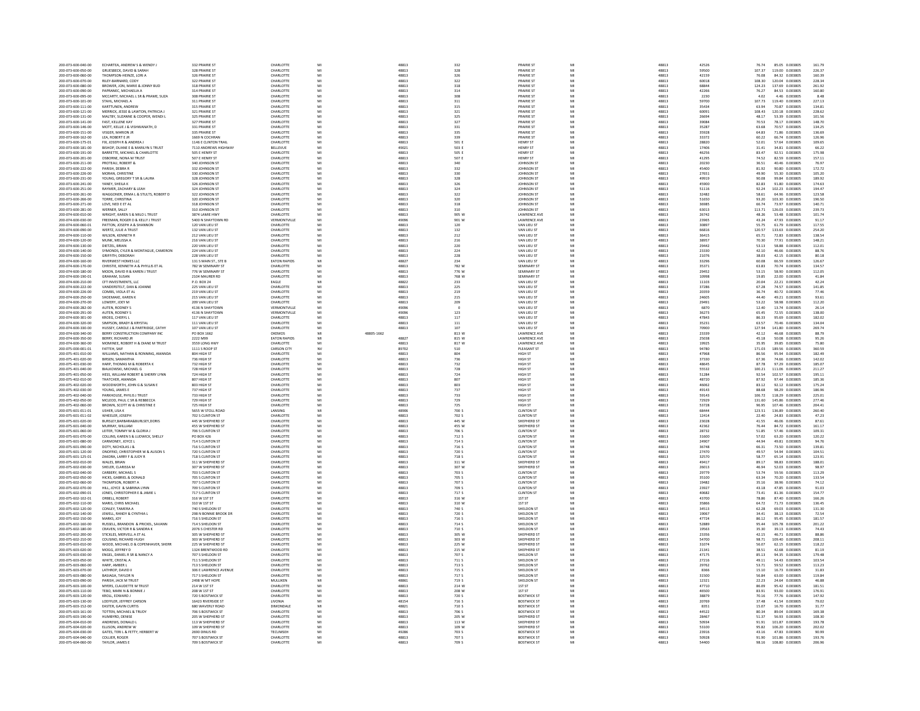| | | | | | | | | | | | | | | | |
|---|---|---|---|---|---|---|---|---|---|---|---|---|---|---|---|
| 200-073-600-040-00 | ECHARTEA, ANDREW S & WENDY J | 332 PRAIRIE ST | CHARLOTTE | MI | 48813 | | 332 | PRAIRIE ST | MI | 48813 | 42526 | 76.74 | 85.05 | 0.003805 | 161.79 |
| 200-073-600-050-00 | GRUESBECK, DAVID & SARAH | 328 PRAIRIE ST | CHARLOTTE | MI | 48813 | | 328 | PRAIRIE ST | MI | 48813 | 59500 | 107.37 | 119.00 | 0.003805 | 226.37 |
| 200-073-600-060-00 | THOMPSON-HEINZE, LORI A | 326 PRAIRIE ST | CHARLOTTE | MI | 48813 | | 326 | PRAIRIE ST | MI | 48813 | 42159 | 76.08 | 84.32 | 0.003805 | 160.39 |
| 200-073-600-070-00 | RILEY-BARNARD, CODY | 322 PRAIRIE ST | CHARLOTTE | MI | 48813 | | 322 | PRAIRIE ST | MI | 48813 | 60018 | 108.30 | 120.04 | 0.003805 | 228.34 |
| 200-073-600-080-00 | BROWER, JON, MARIE & JONNY BUD | 318 PRAIRIE ST | CHARLOTTE | MI | 48813 | | 318 | PRAIRIE ST | MI | 48813 | 68844 | 124.23 | 137.69 | 0.003805 | 261.92 |
| 200-073-600-090-00 | PAPRANEC, MICHAELIA A | 314 PRAIRIE ST | CHARLOTTE | MI | 48813 | | 314 | PRAIRIE ST | MI | 48813 | 42266 | 76.27 | 84.53 | 0.003805 | 160.80 |
| 200-073-600-095-00 | MCCARTY, MICHAEL L SR & PRAME, SUZA | 308 PRAIRIE ST | CHARLOTTE | MI | 48813 | | 308 | PRAIRIE ST | MI | 48813 | 2230 | 4.02 | 4.46 | 0.003805 | 8.48 |
| 200-073-600-101-00 | STAHL, MICHAEL A | 311 PRAIRIE ST | CHARLOTTE | MI | 48813 | | 311 | PRAIRIE ST | MI | 48813 | 59700 | 107.73 | 119.40 | 0.003805 | 227.13 |
| 200-073-600-111-00 | KARTTUNEN, ANDREW | 315 PRAIRIE ST | CHARLOTTE | MI | 48813 | | 315 | PRAIRIE ST | MI | 48813 | 35434 | 63.94 | 70.87 | 0.003805 | 134.81 |
| 200-073-600-121-00 | MERRICK, JESSE & LAWTON, PATRICIA J | 321 PRAIRIE ST | CHARLOTTE | MI | 48813 | | 321 | PRAIRIE ST | MI | 48813 | 60091 | 108.43 | 120.18 | 0.003805 | 228.62 |
| 200-073-600-131-00 | MALTBY, SUZANNE & COOPER, WENDI L | 325 PRAIRIE ST | CHARLOTTE | MI | 48813 | | 325 | PRAIRIE ST | MI | 48813 | 26694 | 48.17 | 53.39 | 0.003805 | 101.56 |
| 200-073-600-141-00 | FAST, KELLENE KAY | 327 PRAIRIE ST | CHARLOTTE | MI | 48813 | | 327 | PRAIRIE ST | MI | 48813 | 39084 | 70.53 | 78.17 | 0.003805 | 148.70 |
| 200-073-600-146-00 | MOTT, KELLIE J & VISHWANATH, D | 331 PRAIRIE ST | CHARLOTTE | MI | 48813 | | 331 | PRAIRIE ST | MI | 48813 | 35287 | 63.68 | 70.57 | 0.003805 | 134.25 |
| 200-073-600-151-00 | VISGER, MARION JR | 335 PRAIRIE ST | CHARLOTTE | MI | 48813 | | 335 | PRAIRIE ST | MI | 48813 | 35928 | 64.83 | 71.86 | 0.003805 | 136.69 |
| 200-073-600-162-00 | LEA, ROBERT E JR | 1669 N COCHRAN | CHARLOTTE | MI | 48813 | | 339 | PRAIRIE ST | MI | 48813 | 33372 | 60.22 | 66.74 | 0.003805 | 126.96 |
| 200-073-600-175-01 | FIX, JOSEPH R & ANDREA J | 1146 E CLINTON TRAIL | CHARLOTTE | MI | 48813 | | 501 E | HENRY ST | MI | 48813 | 28820 | 52.01 | 57.64 | 0.003805 | 109.65 |
| 200-073-600-181-00 | BISHOP, DUANE E & MARILYN S TRUST | 7110 ANDREWS HIGHWAY | BELLEVUE | MI | 49021 | | 503 E | HENRY ST | MI | 48813 | 17406 | 31.41 | 34.81 | 0.003805 | 66.22 |
| 200-073-600-191-00 | BARRETTE, MICHAEL & CHARLOTTE | 505 E HENRY ST | CHARLOTTE | MI | 48813 | | 505 E | HENRY ST | MI | 48813 | 46256 | 83.47 | 92.51 | 0.003805 | 175.98 |
| 200-073-600-201-00 | OSBORNE, NONA M TRUST | 507 E HENRY ST | CHARLOTTE | MI | 48813 | | 507 E | HENRY ST | MI | 48813 | 41295 | 74.52 | 82.59 | 0.003805 | 157.11 |
| 200-073-600-211-00 | PROTEAU, ROBERT & | 340 JOHNSON ST | CHARLOTTE | MI | 48813 | | 340 | JOHNSON ST | MI | 48813 | 20230 | 36.51 | 40.46 | 0.003805 | 76.97 |
| 200-073-600-222-00 | PARISH, DEBRA R | 332 JOHNSON ST | CHARLOTTE | MI | 48813 | | 332 | JOHNSON ST | MI | 48813 | 45400 | 81.92 | 90.80 | 0.003805 | 172.72 |
| 200-073-600-226-00 | MORAN, CHRISTINE | 330 JOHNSON ST | CHARLOTTE | MI | 48813 | | 330 | JOHNSON ST | MI | 48813 | 27651 | 49.90 | 55.30 | 0.003805 | 105.20 |
| 200-073-600-231-00 | YOUNG, GREGORY T SR & LAURA | 328 JOHNSON ST | CHARLOTTE | MI | 48813 | | 328 | JOHNSON ST | MI | 48813 | 49919 | 90.08 | 99.84 | 0.003805 | 189.92 |
| 200-073-600-241-00 | YANEY, SHEILA K | 326 JOHNSON ST | CHARLOTTE | MI | 48813 | | 326 | JOHNSON ST | MI | 48813 | 45900 | 82.83 | 91.80 | 0.003805 | 174.63 |
| 200-073-600-251-00 | RAYMER, ZACHARY & LEAH | 324 JOHNSON ST | CHARLOTTE | MI | 48813 | | 324 | JOHNSON ST | MI | 48813 | 51116 | 92.24 | 102.23 | 0.003805 | 194.47 |
| 200-073-600-261-00 | WAGGONER, ERMA L & STULTS, ROBERT D | 322 JOHNSON ST | CHARLOTTE | MI | 48813 | | 322 | JOHNSON ST | MI | 48813 | 32482 | 58.61 | 64.96 | 0.003805 | 123.58 |
| 200-073-600-266-00 | TORRE, CHRISTINA | 320 JOHNSON ST | CHARLOTTE | MI | 48813 | | 320 | JOHNSON ST | MI | 48813 | 51650 | 93.20 | 103.30 | 0.003805 | 196.50 |
| 200-073-600-271-00 | LOVE, NED E ET AL | 318 JOHNSON ST | CHARLOTTE | MI | 48813 | | 318 | JOHNSON ST | MI | 48813 | 36985 | 66.74 | 73.97 | 0.003805 | 140.71 |
| 200-073-600-281-00 | WERNER, SALLY | 310 JOHNSON ST | CHARLOTTE | MI | 48813 | | 310 | JOHNSON ST | MI | 48813 | 63013 | 113.71 | 126.03 | 0.003805 | 239.73 |
| 200-074-600-010-00 | WRIGHT, KAREN S & MILO L TRUST | 3874 LAMIE HWY | CHARLOTTE | MI | 48813 | | 905 W | LAWRENCE AVE | MI | 48813 | 26742 | 48.26 | 53.48 | 0.003805 | 101.74 |
| 200-074-600-030-00 | FREEMAN, ROGER D & KELLY J TRUST | 5400 N SHAYTOWN RD | VERMONTVILLE | MI | 49096 | | 901 W | LAWRENCE AVE | MI | 48813 | 23965 | 43.24 | 47.93 | 0.003805 | 91.17 |
| 200-074-600-060-01 | PATTON, JOSEPH A & SHANNON | 120 VAN LIEU ST | CHARLOTTE | MI | 48813 | | 120 | VAN LIEU ST | MI | 48813 | 30897 | 55.75 | 61.79 | 0.003805 | 117.55 |
| 200-074-600-090-00 | WERTZ, JULIE A TRUST | 132 VAN LIEU ST | CHARLOTTE | MI | 48813 | | 132 | VAN LIEU ST | MI | 48813 | 66816 | 120.57 | 133.63 | 0.003805 | 254.20 |
| 200-074-600-110-00 | WILSON, KENNETH R | 212 VAN LIEU ST | CHARLOTTE | MI | 48813 | | 212 | VAN LIEU ST | MI | 48813 | 36415 | 65.71 | 72.83 | 0.003805 | 138.54 |
| 200-074-600-120-00 | MUNK, MELISSA A | 216 VAN LIEU ST | CHARLOTTE | MI | 48813 | | 216 | VAN LIEU ST | MI | 48813 | 38957 | 70.30 | 77.91 | 0.003805 | 148.21 |
| 200-074-600-130-00 | DIETZEL, BRIAN | 220 VAN LIEU ST | CHARLOTTE | MI | 48813 | | 220 | VAN LIEU ST | MI | 48813 | 29442 | 53.13 | 58.88 | 0.003805 | 112.01 |
| 200-074-600-140-00 | SYMONDS, CYLER & MONTAGUE, CAMERON | 224 VAN LIEU ST | CHARLOTTE | MI | 48813 | | 224 | VAN LIEU ST | MI | 48813 | 23330 | 42.10 | 46.66 | 0.003805 | 88.76 |
| 200-074-600-150-00 | GRIFFITH, DEBORAH | 228 VAN LIEU ST | CHARLOTTE | MI | 48813 | | 228 | VAN LIEU ST | MI | 48813 | 21076 | 38.03 | 42.15 | 0.003805 | 80.18 |
| 200-074-600-160-00 | RIVERWEST HOMES LLC | 131 S MAIN ST., STE B | EATON RAPIDS | MI | 48827 | | 234 | VAN LIEU ST | MI | 48813 | 33296 | 60.08 | 66.59 | 0.003805 | 126.67 |
| 200-074-600-170-00 | CHRISTIE, KENNETH A & PHYLLIS ET AL | 782 W SEMINARY ST | CHARLOTTE | MI | 48813 | | 782 W | SEMINARY ST | MI | 48813 | 35371 | 63.83 | 70.74 | 0.003805 | 134.57 |
| 200-074-600-180-00 | MOON, DAVID R & KAREN J TRUST | 776 W SEMINARY ST | CHARLOTTE | MI | 48813 | | 776 W | SEMINARY ST | MI | 48813 | 29452 | 53.15 | 58.90 | 0.003805 | 112.05 |
| 200-074-600-190-01 | GRAHAM, SUSAN | 2104 MAURER RD | CHARLOTTE | MI | 48813 | | 768 W | SEMINARY ST | MI | 48813 | 10998 | 19.85 | 22.00 | 0.003805 | 41.84 |
| 200-074-600-210-00 | CFT INVESTMENTS, LLC | P.O. BOX 24 | EAGLE | MI | 48822 | | 233 | VAN LIEU ST | MI | 48813 | 11103 | 20.04 | 22.21 | 0.003805 | 42.24 |
| 200-074-600-222-00 | VANDERSTELT, DAN & JOANNE | 225 VAN LIEU ST | CHARLOTTE | MI | 48813 | | 225 | VAN LIEU ST | MI | 48813 | 37286 | 67.28 | 74.57 | 0.003805 | 141.85 |
| 200-074-600-226-00 | COMBS, VIOLA ET AL | 221 VAN LIEU ST | CHARLOTTE | MI | 48813 | | 219 | VAN LIEU ST | MI | 48813 | 20359 | 36.74 | 40.72 | 0.003805 | 77.46 |
| 200-074-600-250-00 | SHOEMAKE, KAREN K | 215 VAN LIEU ST | CHARLOTTE | MI | 48813 | | 215 | VAN LIEU ST | MI | 48813 | 24605 | 44.40 | 49.21 | 0.003805 | 93.61 |
| 200-074-600-270-00 | LOWERY, JOEY M | 209 VAN LIEU ST | CHARLOTTE | MI | 48813 | | 209 | VAN LIEU ST | MI | 48813 | 29491 | 53.22 | 58.98 | 0.003805 | 112.20 |
| 200-074-600-282-00 | AUTEN, RODNEY S | 4136 N SHAYTOWN | VERMONTVILLE | MI | 49096 | | 0 | VAN LIEU ST | MI | 48813 | 6870 | 12.40 | 13.74 | 0.003805 | 26.14 |
| 200-074-600-291-00 | AUTEN, RODNEY S | 4136 N SHAYTOWN | VERMONTVILLE | MI | 49096 | | 123 | VAN LIEU ST | MI | 48813 | 36273 | 65.45 | 72.55 | 0.003805 | 138.00 |
| 200-074-600-301-00 | KROEG, CHERYL L | 117 VAN LIEU ST | CHARLOTTE | MI | 48813 | | 117 | VAN LIEU ST | MI | 48813 | 47843 | 86.33 | 95.69 | 0.003805 | 182.02 |
| 200-074-600-320-00 | SIMPSON, BRADY & KRYSTAL | 111 VAN LIEU ST | CHARLOTTE | MI | 48813 | | 111 | VAN LIEU ST | MI | 48813 | 35231 | 63.57 | 70.46 | 0.003805 | 134.04 |
| 200-074-600-330-00 | HUSSEY, CAROLE J & PARTRIDGE, CATHY | 107 VAN LIEU ST | CHARLOTTE | MI | 48813 | | 107 | VAN LIEU ST | MI | 48813 | 70900 | 127.94 | 141.80 | 0.003805 | 269.74 |
| 200-074-600-340-00 | BERRY CONSTRUCTION COMPANY INC | PO BOX 1662 | OKEMOS | MI | | 48805-1662 | 813 W | LAWRENCE AVE | MI | 48813 | 23339 | 42.12 | 46.68 | 0.003805 | 88.79 |
| 200-074-600-350-00 | BERRY, RICHARD JR | 2222 M99 | EATON RAPIDS | MI | 48827 | | 815 W | LAWRENCE AVE | MI | 48813 | 25038 | 45.18 | 50.08 | 0.003805 | 95.26 |
| 200-074-600-360-00 | MCMANEE, ROBERT H & DIANE M TRUST | 3559 LONG HWY | CHARLOTTE | MI | 48813 | | 817 W | LAWRENCE AVE | MI | 48813 | 19925 | 35.95 | 39.85 | 0.003805 | 75.80 |
| 200-075-000-001-01 | FATTEN, SAIF | 1111 S ROOP ST | CARSON CITY | NV | 89702 | | 510 | PLEASANT ST | MI | 48813 | 94780 | 171.03 | 189.56 | 0.003805 | 360.59 |
| 200-075-401-010-00 | WILLIAMS, NATHAN & RONNING, AMANDA | 804 HIGH ST | CHARLOTTE | MI | 48813 | | 804 | HIGH ST | MI | 48813 | 47968 | 86.56 | 95.94 | 0.003805 | 182.49 |
| 200-075-401-020-00 | BIRSEN, SAMANTHA | 736 HIGH ST | CHARLOTTE | MI | 48813 | | 736 | HIGH ST | MI | 48813 | 37330 | 67.36 | 74.66 | 0.003805 | 142.02 |
| 200-075-401-030-00 | HARP, THOMAS M & ROBERTA K | 732 HIGH ST | CHARLOTTE | MI | 48813 | | 732 | HIGH ST | MI | 48813 | 48645 | 87.78 | 97.29 | 0.003805 | 185.07 |
| 200-075-401-040-00 | BIALKOWSKI, MICHAEL G | 728 HIGH ST | CHARLOTTE | MI | 48813 | | 728 | HIGH ST | MI | 48813 | 55532 | 100.21 | 111.06 | 0.003805 | 211.27 |
| 200-075-401-050-00 | HESS, WILLIAM ROBERT & SHERRY LYNN | 724 HIGH ST | CHARLOTTE | MI | 48813 | | 724 | HIGH ST | MI | 48813 | 51284 | 92.54 | 102.57 | 0.003805 | 195.11 |
| 200-075-402-010-00 | THATCHER, AMANDA | 807 HIGH ST | CHARLOTTE | MI | 48813 | | 807 | HIGH ST | MI | 48813 | 48720 | 87.92 | 97.44 | 0.003805 | 185.36 |
| 200-075-402-020-00 | WOODWORTH, JOHN G & SUSAN E | 803 HIGH ST | CHARLOTTE | MI | 48813 | | 803 | HIGH ST | MI | 48813 | 46062 | 83.12 | 92.12 | 0.003805 | 175.24 |
| 200-075-402-030-00 | YOUNG, JAMES E | 737 HIGH ST | CHARLOTTE | MI | 48813 | | 737 | HIGH ST | MI | 48813 | 49143 | 88.68 | 98.29 | 0.003805 | 186.96 |
| 200-075-402-040-00 | PARKHOUSE, PHYLLIS J TRUST | 733 HIGH ST | CHARLOTTE | MI | 48813 | | 733 | HIGH ST | MI | 48813 | 59143 | 106.72 | 118.29 | 0.003805 | 225.01 |
| 200-075-402-050-00 | MCLEOD, PAUL C SR & REBBECCA | 729 HIGH ST | CHARLOTTE | MI | 48813 | | 729 | HIGH ST | MI | 48813 | 72929 | 131.60 | 145.86 | 0.003805 | 277.46 |
| 200-075-402-060-00 | BROWN, SCOTT W & CHRISTINE E | 725 HIGH ST | CHARLOTTE | MI | 48813 | | 725 | HIGH ST | MI | 48813 | 53728 | 96.95 | 107.46 | 0.003805 | 204.41 |
| 200-075-601-011-01 | USHER, LISA K | 5655 W STOLL ROAD | LANSING | MI | 48906 | | 700 S | CLINTON ST | MI | 48813 | 68444 | 123.51 | 136.89 | 0.003805 | 260.40 |
| 200-075-601-011-02 | WHEELER, JOSEPH | 702 S CLINTON ST | CHARLOTTE | MI | 48813 | | 702 S | CLINTON ST | MI | 48813 | 12414 | 22.40 | 24.83 | 0.003805 | 47.23 |
| 200-075-601-020-00 | BURSLEY,BARBARA&BURSLEY,DORIS | 445 W SHEPHERD ST | CHARLOTTE | MI | 48813 | | 445 W | SHEPHERD ST | MI | 48813 | 23028 | 41.55 | 46.06 | 0.003805 | 87.61 |
| 200-075-601-040-00 | MURRAY, WILLIAM | 455 W SHEPHERD ST | CHARLOTTE | MI | 48813 | | 455 W | SHEPHERD ST | MI | 48813 | 42362 | 76.44 | 84.72 | 0.003805 | 161.17 |
| 200-075-601-060-00 | LEITER, TOMMY M & GLORIA J | 706 S CLINTON ST | CHARLOTTE | MI | 48813 | | 706 S | CLINTON ST | MI | 48813 | 28732 | 51.85 | 57.46 | 0.003805 | 109.31 |
| 200-075-601-070-00 | COLLINS, KAREN S & LUDWICK, SHELLY | PO BOX 426 | CHARLOTTE | MI | 48813 | | 712 S | CLINTON ST | MI | 48813 | 31600 | 57.02 | 63.20 | 0.003805 | 120.22 |
| 200-075-601-080-00 | CARMONEY, JOYCE L | 714 S CLINTON ST | CHARLOTTE | MI | 48813 | | 714 S | CLINTON ST | MI | 48813 | 24907 | 44.94 | 49.81 | 0.003805 | 94.76 |
| 200-075-601-090-00 | DOTY, NICHOLAS J & | 716 S CLINTON ST | CHARLOTTE | MI | 48813 | | 716 S | CLINTON ST | MI | 48813 | 36748 | 66.31 | 73.50 | 0.003805 | 139.81 |
| 200-075-601-120-00 | ONOFRIO, CHRISTOPHER W & ALISON S | 720 S CLINTON ST | CHARLOTTE | MI | 48813 | | 720 S | CLINTON ST | MI | 48813 | 27470 | 49.57 | 54.94 | 0.003805 | 104.51 |
| 200-075-601-125-01 | ZAKORA, LARRY F & JUDY R | 718 S CLINTON ST | CHARLOTTE | MI | 48813 | | 718 S | CLINTON ST | MI | 48813 | 32570 | 58.77 | 65.14 | 0.003805 | 123.91 |
| 200-075-602-010-00 | WALES, BRIAN | 311 W SHEPHERD ST | CHARLOTTE | MI | 48813 | | 311 W | SHEPHERD ST | MI | 48813 | 49417 | 89.17 | 98.83 | 0.003805 | 188.01 |
| 200-075-602-030-00 | SHELER, CLARISSA M | 307 W SHEPHERD ST | CHARLOTTE | MI | 48813 | | 307 W | SHEPHERD ST | MI | 48813 | 26013 | 46.94 | 52.03 | 0.003805 | 98.97 |
| 200-075-602-040-00 | CARBERY, MICHAEL S | 703 S CLINTON ST | CHARLOTTE | MI | 48813 | | 703 S | CLINTON ST | MI | 48813 | 29779 | 53.74 | 59.56 | 0.003805 | 113.29 |
| 200-075-602-050-00 | HICKS, GABRIEL & DONALD | 705 S CLINTON ST | CHARLOTTE | MI | 48813 | | 705 S | CLINTON ST | MI | 48813 | 35100 | 63.34 | 70.20 | 0.003805 | 133.54 |
| 200-075-602-060-00 | THOMPSON, ROBERT A | 707 S CLINTON ST | CHARLOTTE | MI | 48813 | | 707 S | CLINTON ST | MI | 48813 | 19482 | 35.16 | 38.96 | 0.003805 | 74.12 |
| 200-075-602-070-00 | HILL, JOYCE & SABRINA LYNN | 709 S CLINTON ST | CHARLOTTE | MI | 48813 | | 709 S | CLINTON ST | MI | 48813 | 23927 | 43.18 | 47.85 | 0.003805 | 91.03 |
| 200-075-602-090-01 | JONES, CHRISTOPHER E & JAMIE L | 717 S CLINTON ST | CHARLOTTE | MI | 48813 | | 717 S | CLINTON ST | MI | 48813 | 40682 | 73.41 | 81.36 | 0.003805 | 154.77 |
| 200-075-602-102-01 | ORBELL, ROBERT | 316 W 1ST ST | CHARLOTTE | MI | 48813 | | 316 W | 1ST ST | MI | 48813 | 43700 | 78.86 | 87.40 | 0.003805 | 166.26 |
| 200-075-602-112-00 | MARIS, CHRIS MICHAEL | 310 W 1ST ST | CHARLOTTE | MI | 48813 | | 310 W | 1ST ST | MI | 48813 | 35866 | 64.72 | 71.73 | 0.003805 | 136.45 |
| 200-075-602-120-00 | CONLEY, TAMERA A | 740 S SHELDON ST | CHARLOTTE | MI | 48813 | | 740 S | SHELDON ST | MI | 48813 | 34513 | 62.28 | 69.03 | 0.003805 | 131.30 |
| 200-075-602-140-00 | JEWELL, RANDY & CYNTHIA L | 298 N BONNIE BROOK DR | CHARLOTTE | MI | 48813 | | 720 S | SHELDON ST | MI | 48813 | 19067 | 34.41 | 38.13 | 0.003805 | 72.54 |
| 200-075-602-150-00 | MARKS, JOY | 716 S SHELDON ST | CHARLOTTE | MI | 48813 | | 716 S | SHELDON ST | MI | 48813 | 47724 | 86.12 | 95.45 | 0.003805 | 181.57 |
| 200-075-602-160-00 | RUSSELL, BRANDON & PRICKEL, SAVANN | 714 S SHELDON ST | CHARLOTTE | MI | 48813 | | 714 S | SHELDON ST | MI | 48813 | 52889 | 95.44 | 105.78 | 0.003805 | 201.22 |
| 200-075-602-180-00 | CRAVEN, VICTOR R & SANDRA K | 2076 S CHESTER RD | CHARLOTTE | MI | 48813 | | 710 S | SHELDON ST | MI | 48813 | 19563 | 35.30 | 39.13 | 0.003805 | 74.43 |
| 200-075-602-200-00 | STICKLES, MERVELL A ET AL | 305 W SHEPHERD ST | CHARLOTTE | MI | 48813 | | 305 W | SHEPHERD ST | MI | 48813 | 23356 | 42.15 | 46.71 | 0.003805 | 88.86 |
| 200-075-602-210-00 | COUSINO, RICHARD HUGH | 303 W SHEPHERD ST | CHARLOTTE | MI | 48813 | | 303 W | SHEPHERD ST | MI | 48813 | 54700 | 98.71 | 109.40 | 0.003805 | 208.11 |
| 200-075-603-010-00 | WOOD, MICHAEL D & COPENHAVER, SHERR | 225 W SHEPHERD ST | CHARLOTTE | MI | 48813 | | 225 W | SHEPHERD ST | MI | 48813 | 31074 | 56.07 | 62.15 | 0.003805 | 118.22 |
| 200-075-603-020-00 | MOGG, JEFFREY D | 1324 BRENTWOOD RD | CHARLOTTE | MI | 48813 | | 215 W | SHEPHERD ST | MI | 48813 | 21341 | 38.51 | 42.68 | 0.003805 | 81.19 |
| 200-075-603-030-00 | ENGEL, DANIEL R SR & NANCY A | 707 S SHELDON ST | CHARLOTTE | MI | 48813 | | 707 S | SHELDON ST | MI | 48813 | 47175 | 85.13 | 94.35 | 0.003805 | 179.48 |
| 200-075-603-050-00 | WHITE, CRISTAL A | 711 S SHELDON ST | CHARLOTTE | MI | 48813 | | 711 S | SHELDON ST | MI | 48813 | 27216 | 49.11 | 54.43 | 0.003805 | 103.54 |
| 200-075-603-060-00 | HARP, AMBER L | 713 S SHELDON ST | CHARLOTTE | MI | 48813 | | 713 S | SHELDON ST | MI | 48813 | 29762 | 53.71 | 59.52 | 0.003805 | 113.23 |
| 200-075-603-070-00 | LATHROP, DAVID II | 306 E LAWRENCE AVENUE | CHARLOTTE | MI | 48813 | | 715 S | SHELDON ST | MI | 48813 | 8366 | 15.10 | 16.73 | 0.003805 | 31.83 |
| 200-075-603-080-00 | BASIAGA, TAYLOR N | 717 S SHELDON ST | CHARLOTTE | MI | 48813 | | 717 S | SHELDON ST | MI | 48813 | 31500 | 56.84 | 63.00 | 0.003805 | 119.84 |
| 200-075-603-090-00 | PARISH, JACK M TRUST | 2498 W MT HOPE | MULLIKEN | MI | 48861 | | 719 S | SHELDON ST | MI | 48813 | 12321 | 22.23 | 24.64 | 0.003805 | 46.88 |
| 200-075-603-100-00 | MYERS, CLAUDETTE M TRUST | 214 W 1ST ST | CHARLOTTE | MI | 48813 | | 214 W | 1ST ST | MI | 48813 | 47710 | 86.09 | 95.42 | 0.003805 | 181.51 |
| 200-075-603-110-00 | TEBO, MARK N & BONNIE J | 208 W 1ST ST | CHARLOTTE | MI | 48813 | | 208 W | 1ST ST | MI | 48813 | 46500 | 83.91 | 93.00 | 0.003805 | 176.91 |
| 200-075-603-120-00 | KROLL, EDWARD J | 720 S BOSTWICK ST | CHARLOTTE | MI | 48813 | | 720 S | BOSTWICK ST | MI | 48813 | 38879 | 70.16 | 77.76 | 0.003805 | 147.92 |
| 200-075-603-130-00 | LOEFFLER, JEFFREY CARSON | 16423 RIVERSIDE ST | LIVONIA | MI | 48154 | | 716 S | BOSTWICK ST | MI | 48813 | 20769 | 37.48 | 41.54 | 0.003805 | 79.02 |
| 200-075-603-152-00 | EASTER, GAVIN CURTIS | 680 WAVERLY ROAD | DIMONDALE | MI | 48821 | | 710 S | BOSTWICK ST | MI | 48813 | 8351 | 15.07 | 16.70 | 0.003805 | 31.77 |
| 200-075-603-161-00 | TOTTEN, MICHAEL & TRUDY | 706 S BOSTWICK ST | CHARLOTTE | MI | 48813 | | 706 S | BOSTWICK ST | MI | 48813 | 44522 | 80.34 | 89.04 | 0.003805 | 169.38 |
| 200-075-603-190-00 | HUMBYRD, DENISE | 205 W SHEPHERD ST | CHARLOTTE | MI | 48813 | | 205 W | SHEPHERD ST | MI | 48813 | 28467 | 51.37 | 56.93 | 0.003805 | 108.30 |
| 200-075-604-010-00 | ANDREWS, DONALD L | 113 W SHEPHERD ST | CHARLOTTE | MI | 48813 | | 113 W | SHEPHERD ST | MI | 48813 | 50934 | 91.91 | 101.87 | 0.003805 | 193.78 |
| 200-075-604-020-00 | ELLISON, ANDREW W | 109 W SHEPHERD ST | CHARLOTTE | MI | 48813 | | 109 W | SHEPHERD ST | MI | 48813 | 53100 | 95.82 | 106.20 | 0.003805 | 202.02 |
| 200-075-604-030-00 | GATES, TERI L & FETTY, HERBERT W | 2690 DINUS RD | TECUMSEH | MI | 49286 | | 703 S | BOSTWICK ST | MI | 48813 | 23916 | 43.16 | 47.83 | 0.003805 | 90.99 |
| 200-075-604-040-00 | COLLIER, ROGER | 707 S BOSTWICK ST | CHARLOTTE | MI | 48813 | | 707 S | BOSTWICK ST | MI | 48813 | 50928 | 91.90 | 101.86 | 0.003805 | 193.76 |
| 200-075-604-060-00 | TAYLOR, JAMES E | 709 S BOSTWICK ST | CHARLOTTE | MI | 48813 | | 709 S | BOSTWICK ST | MI | 48813 | 54400 | 98.16 | 108.80 | 0.003805 | 206.96 |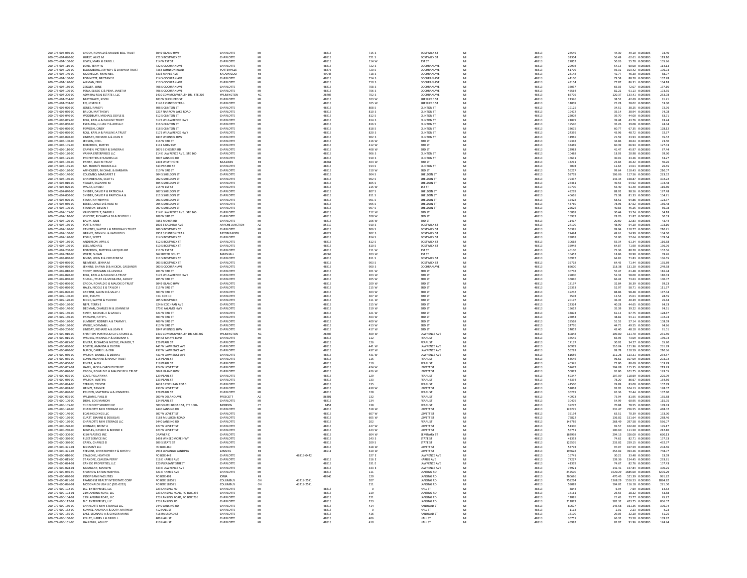| | | | | | | | | | | | | | | | |
|---|---|---|---|---|---|---|---|---|---|---|---|---|---|---|---|
| 200-075-604-080-00 | CROOK, RONALD & MAUDIE BELL TRUST | 3049 ISLAND HWY | CHARLOTTE | MI | 48813 | 715 S | BOSTWICK ST | MI | 48813 | 24549 | 44.30 | 49.10 | 0.003805 | 93.40 |
| 200-075-604-090-00 | HURST, ALICE M | 721 S BOSTWICK ST | CHARLOTTE | MI | 48813 | 721 S | BOSTWICK ST | MI | 48813 | 31304 | 56.49 | 62.61 | 0.003805 | 119.10 |
| 200-075-604-100-00 | LEWIS, MARK & CAROL L | 114 W 1ST ST | CHARLOTTE | MI | 48813 | 114 W | 1ST ST | MI | 48813 | 27852 | 50.26 | 55.70 | 0.003805 | 105.96 |
| 200-075-604-110-00 | LORD, TERRY W | 722 S COCHRAN AVE | CHARLOTTE | MI | 48813 | 722 S | COCHRAN AVE | MI | 48813 | 29998 | 54.13 | 60.00 | 0.003805 | 114.13 |
| 200-075-604-120-00 | BLOOMBERG, JEFFREY J & DAWN M TRUST | 7364 JOHNSON ROAD | POTTERVILLE | MI | 48876 | 720 S | COCHRAN AVE | MI | 48813 | 51709 | 93.31 | 103.42 | 0.003805 | 196.73 |
| 200-075-604-140-00 | MCGREGOR, RYAN NEIL | 3318 MAPLE AVE | KALAMAZOO | MI | 49048 | 718 S | COCHRAN AVE | MI | 48813 | 23148 | 41.77 | 46.30 | 0.003805 | 88.07 |
| 200-075-604-150-00 | ROBINETTE, BRITTANY P | 714 S COCHRAN AVE | CHARLOTTE | MI | 48813 | 714 S | COCHRAN AVE | MI | 48813 | 44100 | 79.58 | 88.20 | 0.003805 | 167.78 |
| 200-075-604-170-00 | ALLMAN, ERIN | 710 S COCHRAN AVE | CHARLOTTE | MI | 48813 | 710 S | COCHRAN AVE | MI | 48813 | 43154 | 77.87 | 86.31 | 0.003805 | 164.18 |
| 200-075-604-180-00 | ZEIGLER, JUNE | 708 S COCHRAN AVE | CHARLOTTE | MI | 48813 | 708 S | COCHRAN AVE | MI | 48813 | 36037 | 65.03 | 72.07 | 0.003805 | 137.10 |
| 200-075-604-190-00 | PENA, ELISEO C & PENA, JANET M | 706 S COCHRAN AVE | CHARLOTTE | MI | 48813 | 706 S | COCHRAN AVE | MI | 48813 | 45564 | 82.22 | 91.13 | 0.003805 | 173.35 |
| 200-075-604-200-00 | ADMIRAL REAL ESTATE I, LLC | 1410 COMMONWEALTH DR., STE 202 | WILMINGTON | NC | 28403 | 702 S | COCHRAN AVE | MI | 48813 | 66705 | 120.37 | 133.41 | 0.003805 | 253.78 |
| 200-075-604-204-00 | BARTOLACCI, KEVIN | 103 W SHEPHERD ST | CHARLOTTE | MI | 48813 | 103 W | SHEPHERD ST | MI | 48813 | 21346 | 38.52 | 42.69 | 0.003805 | 81.21 |
| 200-075-604-208-00 | FIX, JOSEPH R | 1146 E CLINTON TRAIL | CHARLOTTE | MI | 48813 | 105 W | SHEPHERD ST | MI | 48813 | 14009 | 25.28 | 28.02 | 0.003805 | 53.30 |
| 200-075-605-020-00 | JONES, RANDY J | 808 S CLINTON ST | CHARLOTTE | MI | 48813 | 808 S | CLINTON ST | MI | 48813 | 19125 | 34.51 | 38.25 | 0.003805 | 72.76 |
| 200-075-605-030-00 | BRUCH, MATTHEW J | 2217 NARROW LAKE ROAD | CHARLOTTE | MI | 48813 | 810 S | CLINTON ST | MI | 48813 | 19472 | 35.14 | 38.94 | 0.003805 | 74.08 |
| 200-075-605-040-00 | WOODBURY, MICHAEL DOYLE & | 812 S CLINTON ST | CHARLOTTE | MI | 48813 | 812 S | CLINTON ST | MI | 48813 | 22002 | 39.70 | 44.00 | 0.003805 | 83.71 |
| 200-075-605-045-00 | ROLL, KARL A & PAULINE TRUST | 6175 W LAWRENCE HWY | CHARLOTTE | MI | 48813 | 814 S | CLINTON ST | MI | 48813 | 21879 | 39.48 | 43.76 | 0.003805 | 83.24 |
| 200-075-605-050-00 | ESCALERA, JULIAN Y & ADELA C | 816 S CLINTON ST | CHARLOTTE | MI | 48813 | 816 S | CLINTON ST | MI | 48813 | 19540 | 35.26 | 39.08 | 0.003805 | 74.34 |
| 200-075-605-060-00 | PEWOSKI, CINDY | 818 S CLINTON ST | CHARLOTTE | MI | 48813 | 818 S | CLINTON ST | MI | 48813 | 33675 | 60.77 | 67.35 | 0.003805 | 128.12 |
| 200-075-605-070-00 | ROLL, KARL A & PAULINE A TRUST | 6175 W LAWRENCE HWY | CHARLOTTE | MI | 48813 | 820 S | CLINTON ST | MI | 48813 | 24359 | 43.96 | 48.72 | 0.003805 | 92.67 |
| 200-075-605-090-00 | LINDSAY, RICHARD A & JOAN R | 1847 W KINSEL HWY | CHARLOTTE | MI | 48813 | 902 S | CLINTON ST | MI | 48813 | 11965 | 21.59 | 23.93 | 0.003805 | 45.52 |
| 200-075-605-100-00 | JENSON, CECIL | 416 W 3RD ST | CHARLOTTE | MI | 48813 | 416 W | 3RD ST | MI | 48813 | 19318 | 34.86 | 38.64 | 0.003805 | 73.50 |
| 200-075-605-105-00 | ROBERSON, DUSTIN | 1111 FAIRVIEW | CHARLOTTE | MI | 48813 | 412 W | 3RD ST | MI | 48813 | 33469 | 60.39 | 66.94 | 0.003805 | 127.33 |
| 200-075-605-110-00 | CRAVEN, VICTOR R & SANDRA K | 2076 S CHESTER RD | CHARLOTTE | MI | 48813 | 408 W | 3RD ST | MI | 48813 | 22983 | 41.47 | 45.97 | 0.003805 | 87.44 |
| 200-075-605-120-00 | VANNA ENTERPRISES LLC | 114 E LAWRENCE AVE., STE 160 | CHARLOTTE | MI | 48813 | 906 S | CLINTON ST | MI | 48813 | 10488 | 18.93 | 20.98 | 0.003805 | 39.90 |
| 200-075-605-125-00 | PROPERTIES 4 HUGHES LLC | 3097 LANSING RD | CHARLOTTE | MI | 48813 | 910 S | CLINTON ST | MI | 48813 | 16631 | 30.01 | 33.26 | 0.003805 | 63.27 |
| 200-075-605-130-00 | PARISH, JACK M TRUST | 2498 W MT HOPE | MULLIKEN | MI | 48861 | 404 W | 3RD ST | MI | 48813 | 13211 | 23.84 | 26.42 | 0.003805 | 50.26 |
| 200-075-605-135-00 | MR. HOUSE'S HOUSES LLC | 633 PRAIRIE ST | CHARLOTTE | MI | 48813 | 914 S | CLINTON ST | MI | 48813 | 7004 | 12.64 | 14.01 | 0.003805 | 26.65 |
| 200-075-606-120-00 | AFFHOLDER, MICHAEL & BARBARA | 310 W 3RD ST | CHARLOTTE | MI | 48813 | 310 W | 3RD ST | MI | 48813 | 55217 | 99.64 | 110.43 | 0.003805 | 210.07 |
| 200-075-606-140-00 | COLOMBO, MARGARET E | 904 S SHELDON ST | CHARLOTTE | MI | 48813 | 904 S | SHELDON ST | MI | 48813 | 58778 | 106.06 | 117.56 | 0.003805 | 223.62 |
| 200-075-606-160-00 | CHAMBERLAIN, SCOTT L | 902 S SHELDON ST | CHARLOTTE | MI | 48813 | 902 S | SHELDON ST | MI | 48813 | 79437 | 143.34 | 158.87 | 0.003805 | 302.22 |
| 200-075-607-010-00 | YEAGER, SUZANNE M | 805 S SHELDON ST | CHARLOTTE | MI | 48813 | 805 S | SHELDON ST | MI | 48813 | 27461 | 49.55 | 54.92 | 0.003805 | 104.48 |
| 200-075-607-020-00 | WALTZ, DAVID J | 215 W 1ST ST | CHARLOTTE | MI | 48813 | 215 W | 1ST ST | MI | 48813 | 30700 | 55.40 | 61.40 | 0.003805 | 116.80 |
| 200-075-607-040-00 | SNYDER, DAVID P & PATRICIA A | 807 S SHELDON ST | CHARLOTTE | MI | 48813 | 807 S | SHELDON ST | MI | 48813 | 49278 | 88.92 | 98.56 | 0.003805 | 187.48 |
| 200-075-607-060-00 | SNYDER, DAVID P & PARTICIA A & | 811 S SHELDON ST | CHARLOTTE | MI | 48813 | 811 S | SHELDON ST | MI | 48813 | 40665 | 73.38 | 81.33 | 0.003805 | 154.71 |
| 200-075-607-070-00 | STARR, KATHERYN E | 901 S SHELDON ST | CHARLOTTE | MI | 48813 | 901 S | SHELDON ST | MI | 48813 | 32428 | 58.52 | 64.86 | 0.003805 | 123.37 |
| 200-075-607-080-00 | BEEBE, LANCE D & ROSE M | 905 S SHELDON ST | CHARLOTTE | MI | 48813 | 905 S | SHELDON ST | MI | 48813 | 43760 | 78.96 | 87.52 | 0.003805 | 166.48 |
| 200-075-607-100-00 | STANTON, DEVEN T | 907 S SHELDON ST | CHARLOTTE | MI | 48813 | 907 S | SHELDON ST | MI | 48813 | 22626 | 40.83 | 45.25 | 0.003805 | 86.08 |
| 200-075-607-105-00 | VANDERSTELT, DARRELL | 114 E LAWRENCE AVE., STE 160 | CHARLOTTE | MI | 48813 | 212 W | 3RD ST | MI | 48813 | 16869 | 30.44 | 33.74 | 0.003805 | 64.18 |
| 200-075-607-110-00 | VINCENT, RICHARD A SR & BEVERLY J | 208 W 3RD ST | CHARLOTTE | MI | 48813 | 208 W | 3RD ST | MI | 48813 | 15937 | 28.76 | 31.87 | 0.003805 | 60.63 |
| 200-075-607-120-00 | BAUM, JULIE | 7855 MOYER RD | CHARLOTTE | MI | 48813 | 206 W | 3RD ST | MI | 48813 | 11417 | 20.60 | 22.83 | 0.003805 | 43.44 |
| 200-075-607-130-00 | POTTS, KARI A | 1005 E KACHINA AVE | APACHE JUNCTION | AZ | 85219 | 910 S | BOSTWICK ST | MI | 48813 | 27100 | 48.90 | 54.20 | 0.003805 | 103.10 |
| 200-075-607-140-00 | CAVENEY, WAYNE L & DEBORAH S TRUST | 906 S BOSTWICK ST | CHARLOTTE | MI | 48813 | 906 S | BOSTWICK ST | MI | 48813 | 55385 | 99.94 | 110.77 | 0.003805 | 210.71 |
| 200-075-607-160-00 | GRAVES, DENNIS L & KATHRYN S | 8952 S CLINTON TRAIL | EATON RAPIDS | MI | 48827 | 902 S | BOSTWICK ST | MI | 48813 | 27494 | 49.61 | 54.99 | 0.003805 | 104.60 |
| 200-075-607-170-00 | POPLE, SCOTT | 814 S BOSTWICK ST | CHARLOTTE | MI | 48813 | 814 S | BOSTWICK ST | MI | 48813 | 28818 | 52.00 | 57.64 | 0.003805 | 109.64 |
| 200-075-607-180-00 | ANDERSON, APRIL G | 812 S BOSTWICK ST | CHARLOTTE | MI | 48813 | 812 S | BOSTWICK ST | MI | 48813 | 30668 | 55.34 | 61.34 | 0.003805 | 116.68 |
| 200-075-607-190-00 | LEES, MICHAEL | 810 S BOSTWICK ST | CHARLOTTE | MI | 48813 | 810 S | BOSTWICK ST | MI | 48813 | 35948 | 64.87 | 71.90 | 0.003805 | 136.76 |
| 200-075-607-200-00 | ROBERSON, DUSTIN & JACQUELINE | 211 W 1ST ST | CHARLOTTE | MI | 48813 | 211 W | 1ST ST | MI | 48813 | 40100 | 72.36 | 80.20 | 0.003805 | 152.56 |
| 200-075-607-210-00 | WHITE, SUSAN | 362 BOYER COURT | MARSHALL | MI | 49068 | 203 W | 1ST ST | MI | 48813 | 10452 | 18.86 | 20.90 | 0.003805 | 39.76 |
| 200-075-608-040-00 | BIVINS, JOHN R & CHYLEENE M | 811 S BOSTWICK ST | CHARLOTTE | MI | 48813 | 811 S | BOSTWICK ST | MI | 48813 | 35917 | 64.81 | 71.83 | 0.003805 | 136.65 |
| 200-075-608-050-00 | NEIMEYER, JENNA M | 903 S BOSTWICK ST | CHARLOTTE | MI | 48813 | 903 S | BOSTWICK ST | MI | 48813 | 35718 | 64.45 | 71.44 | 0.003805 | 135.89 |
| 200-075-608-070-00 | JENKINS, SHAWN D & HICKOK, CASSANDR | 900 S COCHRAN AVE | CHARLOTTE | MI | 48813 | 900 S | COCHRAN AVE | MI | 48813 | 65600 | 118.38 | 131.20 | 0.003805 | 249.58 |
| 200-075-609-010-00 | TONEY, ROSEANN J & JASON A | 201 W 3RD ST | CHARLOTTE | MI | 48813 | 201 W | 3RD ST | MI | 48813 | 30738 | 55.47 | 61.48 | 0.003805 | 116.94 |
| 200-075-609-020-00 | ROLL, KARL A & PAULINE A TRUST | 6175 W LAWRENCE HWY | CHARLOTTE | MI | 48813 | 203 W | 3RD ST | MI | 48813 | 29000 | 52.33 | 58.00 | 0.003805 | 110.33 |
| 200-075-609-040-00 | SHAULL, TYLER J & MCGILVRA, ASHLEY | 205 W 3RD ST | CHARLOTTE | MI | 48813 | 205 W | 3RD ST | MI | 48813 | 36816 | 66.43 | 73.63 | 0.003805 | 140.07 |
| 200-075-609-050-00 | CROOK, RONALD D & MAUDIE D TRUST | 3049 ISLAND HWY | CHARLOTTE | MI | 48813 | 209 W | 3RD ST | MI | 48813 | 18197 | 32.84 | 36.39 | 0.003805 | 69.23 |
| 200-075-609-070-00 | HALEY, NICOLE E & TAYLOR I | 215 W 3RD ST | CHARLOTTE | MI | 48813 | 215 W | 3RD ST | MI | 48813 | 29353 | 52.97 | 58.71 | 0.003805 | 111.67 |
| 200-075-609-090-00 | CANTINE, ALLEN D & SALLY J | 303 W 3RD ST | CHARLOTTE | MI | 48813 | 303 W | 3RD ST | MI | 48813 | 49242 | 88.86 | 98.48 | 0.003805 | 187.34 |
| 200-075-609-100-00 | LEIK, EVELYN | P.O. BOX 10 | CHARLOTTE | MI | 48813 | 307 W | 3RD ST | MI | 48813 | 7503 | 13.54 | 15.01 | 0.003805 | 28.55 |
| 200-075-609-120-00 | RIDGE, WAYNE & YVONNE | 905 S BOSTWICK | CHARLOTTE | MI | 48813 | 311 W | 3RD ST | MI | 48813 | 20197 | 36.45 | 40.39 | 0.003805 | 76.84 |
| 200-075-609-130-00 | NEFF, TERRY E | 624 N COCHRAN AVE | CHARLOTTE | MI | 48813 | 315 W | 3RD ST | MI | 48813 | 22324 | 40.28 | 44.65 | 0.003805 | 84.93 |
| 200-075-609-140-00 | DEDMAN, CHARLES M & JOANNE M | 370 E KALAMO HWY | CHARLOTTE | MI | 48813 | 319 W | 3RD ST | MI | 48813 | 19612 | 35.39 | 39.22 | 0.003805 | 74.61 |
| 200-075-609-150-00 | SMITH, MICHAEL E & GAYLE L | 321 W 3RD ST | CHARLOTTE | MI | 48813 | 321 W | 3RD ST | MI | 48813 | 33874 | 61.13 | 67.75 | 0.003805 | 128.87 |
| 200-075-609-160-00 | PARSONS, PATSY L | 403 W 3RD ST | CHARLOTTE | MI | 48813 | 403 W | 3RD ST | MI | 48813 | 27054 | 48.82 | 54.11 | 0.003805 | 102.93 |
| 200-075-609-180-00 | LUMBERT, RODNEY A & TAMMY L | 409 W 3RD ST | CHARLOTTE | MI | 48813 | 409 W | 3RD ST | MI | 48813 | 28568 | 51.55 | 57.14 | 0.003805 | 108.69 |
| 200-075-609-190-00 | WYBLE, NORMAN L | 413 W 3RD ST | CHARLOTTE | MI | 48813 | 413 W | 3RD ST | MI | 48813 | 24776 | 44.71 | 49.55 | 0.003805 | 94.26 |
| 200-075-609-200-00 | LINDSAY, RICHARD A & JOAN R | 1847 W KINSEL HWY | CHARLOTTE | MI | 48813 | 417 W | 3RD ST | MI | 48813 | 24052 | 43.40 | 48.10 | 0.003805 | 91.51 |
| 200-076-600-010-00 | SPIRIT SPE PORTFOLIO CA C-STORES LL | 1410 COMMONWEALTH DR, STE 202 | WILMINGTON | NC | 28403 | 509 W | LAWRENCE AVE | MI | 48813 | 60848 | 109.80 | 121.70 | 0.003805 | 231.50 |
| 200-076-600-015-00 | WRUBEL, MICHAEL P & DEBORAH S | 804 ST MARYS BLVD | CHARLOTTE | MI | 48813 | 112 | PEARL ST | MI | 48813 | 36545 | 65.95 | 73.09 | 0.003805 | 139.04 |
| 200-076-600-025-00 | RIVERA, RICHARD & NICOLE, PALMER, T | 126 PEARL ST | CHARLOTTE | MI | 48813 | 126 | PEARL ST | MI | 48813 | 17137 | 30.92 | 34.27 | 0.003805 | 65.20 |
| 200-076-600-030-00 | FOSTER, AMANDA & DUSTIN | 441 W LAWRENCE AVE | CHARLOTTE | MI | 48813 | 441 W | LAWRENCE AVE | MI | 48813 | 60979 | 110.04 | 121.96 | 0.003805 | 231.99 |
| 200-076-600-040-00 | BURCH, CARRIE L & ERIK | 437 W LAWRENCE AVE | CHARLOTTE | MI | 48813 | 437 W | LAWRENCE AVE | MI | 48813 | 55293 | 99.78 | 110.59 | 0.003805 | 210.36 |
| 200-076-600-050-00 | WILSON, DANIEL J & DEBRA J | 431 W LAWRENCE AVE | CHARLOTTE | MI | 48813 | 431 W | LAWRENCE AVE | MI | 48813 | 61656 | 111.26 | 123.31 | 0.003805 | 234.57 |
| 200-076-600-055-00 | CONN, RICHARD & NANCY TRUST | 115 PEARL ST | CHARLOTTE | MI | 48813 | 115 | PEARL ST | MI | 48813 | 53546 | 96.62 | 107.09 | 0.003805 | 203.72 |
| 200-076-600-060-00 | RIVERA, ALISA | 119 PEARL ST | CHARLOTTE | MI | 48813 | 119 | PEARL ST | MI | 48813 | 40345 | 72.80 | 80.69 | 0.003805 | 153.49 |
| 200-076-600-065-01 | HAZEL, JACK & CAROLYN TRUST | 424 W LOVETT ST | CHARLOTTE | MI | 48813 | 424 W | LOVETT ST | MI | 48813 | 57677 | 104.08 | 115.35 | 0.003805 | 219.43 |
| 200-076-600-070-00 | CROOK, RONALD D & MAUDIE BELL TRUST | 3049 ISLAND HWY | CHARLOTTE | MI | 48813 | 426 W | LOVETT ST | MI | 48813 | 50873 | 91.80 | 101.75 | 0.003805 | 193.55 |
| 200-076-600-075-00 | COVE, POLLYANNA | 129 PEARL ST | CHARLOTTE | MI | 48813 | 129 | PEARL ST | MI | 48813 | 59347 | 107.09 | 118.69 | 0.003805 | 225.79 |
| 200-076-600-080-00 | WILSON, AUSTIN J | 133 PEARL ST | CHARLOTTE | MI | 48813 | 133 | PEARL ST | MI | 48813 | 43334 | 78.20 | 86.67 | 0.003805 | 164.86 |
| 200-076-600-084-00 | STRANG, TREVOR | 4638 S COCHRAN ROAD | CHARLOTTE | MI | 48813 | 135 | PEARL ST | MI | 48813 | 41500 | 74.89 | 83.00 | 0.003805 | 157.89 |
| 200-076-600-088-00 | HEINZE, TANNER | 430 W LOVETT ST | CHARLOTTE | MI | 48813 | 430 W | LOVETT ST | MI | 48813 | 52063 | 93.95 | 104.13 | 0.003805 | 198.07 |
| 200-076-600-090-00 | PRUDEN, MATTHEW A & JENNIFER L | 128 PEARL ST | CHARLOTTE | MI | 48813 | 128 | PEARL ST | MI | 48813 | 36219 | 65.36 | 72.44 | 0.003805 | 137.80 |
| 200-076-600-095-00 | WILLIAMS, PAUL B | 200 W DELANO AVE | PRESCOTT | AZ | 86301 | 132 | PEARL ST | MI | 48813 | 40973 | 73.94 | 81.95 | 0.003805 | 155.88 |
| 200-076-600-100-00 | DIEHL, LOIS MARION | 134 PEARL ST | CHARLOTTE | MI | 48813 | 134 | PEARL ST | MI | 48813 | 30476 | 54.99 | 60.95 | 0.003805 | 115.95 |
| 200-076-600-105-00 | THE MONEY SOURCE INC | 500 SOUTH BROAD ST, STE 100A | MERIDEN | CT | 6451 | 138 | PEARL ST | MI | 48813 | 39277 | 70.88 | 78.55 | 0.003805 | 149.43 |
| 200-076-600-120-00 | CHARLOTTE MINI STORAGE LLC | 2440 LANSING RD | CHARLOTTE | MI | 48813 | 518 W | LOVETT ST | MI | 48813 | 128275 | 231.47 | 256.55 | 0.003805 | 488.02 |
| 200-076-600-140-00 | ECAS HOLDINGS LLC | 607 W LOVETT ST | CHARLOTTE | MI | 48813 | 607 W | LOVETT ST | MI | 48813 | 35194 | 63.51 | 70.39 | 0.003805 | 133.90 |
| 200-076-600-160-00 | CUATT, DIANNE & DOUGLAS | 3188 MULLIKEN ROAD | CHARLOTTE | MI | 48813 | 605 W | LOVETT ST | MI | 48813 | 75822 | 136.82 | 151.64 | 0.003805 | 288.46 |
| 200-076-600-170-00 | CHARLOTTE MINI STORAGE LLC | 2440 LANSING RD | CHARLOTTE | MI | 48813 | 202 | PEARL ST | MI | 48813 | 148780 | 268.49 | 297.58 | 0.003805 | 566.07 |
| 200-076-600-220-00 | LEONARD, BRENT A | 427 W LOVETT ST | CHARLOTTE | MI | 48813 | 427 W | LOVETT ST | MI | 48813 | 51300 | 92.57 | 102.60 | 0.003805 | 195.17 |
| 200-076-600-230-00 | BOWLES, DAVID R & BONNIE K | 423 W LOVETT ST | CHARLOTTE | MI | 48813 | 423 W | LOVETT ST | MI | 48813 | 55751 | 100.60 | 111.50 | 0.003805 | 212.10 |
| 200-076-600-300-00 | KISH PLASTICS INC | DRAWER C | CHARLOTTE | MI | 48813 | 604 W | SEMINARY ST | MI | 48813 | 162998 | 294.13 | 326.00 | 0.003805 | 620.13 |
| 200-076-600-370-00 | FLEET SERVICE INC | 1498 W NEEDMORE HWY | CHARLOTTE | MI | 48813 | 243 S | STATE ST | MI | 48813 | 41353 | 74.62 | 82.71 | 0.003805 | 157.33 |
| 200-076-600-380-00 | CAREY, CHARLES D | 209 S STATE ST | CHARLOTTE | MI | 48813 | 209 S | STATE ST | MI | 48813 | 129576 | 233.82 | 259.15 | 0.003805 | 492.97 |
| 200-076-600-391-01 | BIGMAN'S LLC | PO BOX 460 | CHARLOTTE | MI | 48813 | 618 W | LOVETT ST | MI | 48813 | 53793 | 97.07 | 107.59 | 0.003805 | 204.66 |
| 200-076-600-391-03 | STEVENS, CHRISTOPHER P & KIRSTY J | 2933 LOVANGO LANDING | LANSING | MI | 48911 | 610 W | LOVETT ST | MI | 48813 | 196628 | 354.82 | 393.26 | 0.003805 | 748.07 |
| 200-077-600-010-00 | STALLONE, HEATHER | PO BOX 442 | CHARLOTTE | MI | 48813-0442 | 327 E | LAWRENCE AVE | MI | 48813 | 16741 | 30.21 | 33.48 | 0.003805 | 63.69 |
| 200-077-600-015-00 | ST ANDRE, CLAUDIA PERRY | 316 E HARRIS AVE | CHARLOTTE | MI | 48813 | 316 E | HARRIS AVE | MI | 48813 | 77227 | 139.36 | 154.45 | 0.003805 | 293.81 |
| 200-077-600-024-01 | CAN DO PROPERTIES, LLC | 120 PLEASANT STREET | CHARLOTTE | MI | 48813 | 331 E | LAWRENCE AVE | MI | 48813 | 41379 | 74.67 | 82.76 | 0.003805 | 157.43 |
| 200-077-600-028-01 | MCMILLAN, MARILYN | 333 E LAWRENCE AVE | CHARLOTTE | MI | 48813 | 333 E | LAWRENCE AVE | MI | 48813 | 78921 | 142.41 | 157.84 | 0.003805 | 300.25 |
| 200-077-600-056-90 | SPARROW EATON HOSPITAL | 321 E HARRIS AVE | CHARLOTTE | MI | 48813 | 111 | LANSING RD | MI | 48813 | 842500 | 1520.29 | 1685.00 | 0.003805 | 3205.29 |
| 200-077-600-070-03 | INDEP BANK FACILITIES | PO BOX 491 | IONIA | MI | 48846 | 129 | LANSING RD | MI | 48813 | 260696 | 470.43 | 521.39 | 0.003805 | 991.82 |
| 200-077-600-081-03 | FRANCHISE REALTY INTERSTATE CORP | PO BOX 182571 | COLUMBUS | OH | 43218-2571 | 207 | LANSING RD | MI | 48813 | 758264 | 1368.29 | 1516.53 | 0.003805 | 2884.82 |
| 200-077-600-096-01 | MCDONALDS USA LLC (021-0232) | PO BOX 182571 | COLUMBUS | OH | 43218-2571 | 211 | LANSING RD | MI | 48813 | 58080 | 104.82 | 116.18 | 0.003805 | 221.00 |
| 200-077-600-102-00 | D.C. ENTERPRISES, LLC | 223 LANSING RD | CHARLOTTE | MI | 48813 | 0 | HALL ST | MI | 48813 | 3844 | 6.94 | 7.69 | 0.003805 | 14.62 |
| 200-077-600-103-01 | 219 LANSING ROAD, LLC | 223 LANSING ROAD, PO BOX 236 | CHARLOTTE | MI | 48813 | 219 | LANSING RD | MI | 48813 | 14161 | 25.55 | 28.32 | 0.003805 | 53.88 |
| 200-077-600-104-01 | 219 LANSING ROAD, LLC | 223 LANSING ROAD, PO BOX 236 | CHARLOTTE | MI | 48813 | 221 | LANSING RD | MI | 48813 | 11885 | 21.45 | 23.77 | 0.003805 | 45.22 |
| 200-077-600-112-01 | D.C. ENTERPRISES, LLC | 223 LANSING RD | CHARLOTTE | MI | 48813 | 223 | LANSING RD | MI | 48813 | 211873 | 382.32 | 423.75 | 0.003805 | 806.07 |
| 200-077-600-150-00 | CHARLOTTE MINI STORAGE LLC | 2440 LANSING RD | CHARLOTTE | MI | 48813 | 414 | RAILROAD ST | MI | 48813 | 80677 | 145.58 | 161.35 | 0.003805 | 306.94 |
| 200-077-600-152-00 | KUNKEL, ANDREA K & DOTY, MATHEW | 412 HALL ST | CHARLOTTE | MI | 48813 | 0 | HALL ST | MI | 48813 | 1113 | 2.01 | 2.23 | 0.003805 | 4.23 |
| 200-077-600-155-00 | LAKE, LEONARD A & GINGER MARIE | 416 RAILROAD ST | CHARLOTTE | MI | 48813 | 416 | RAILROAD ST | MI | 48813 | 16100 | 29.05 | 32.20 | 0.003805 | 61.25 |
| 200-077-600-160-00 | KELLEY, HARRY L & CAROL L | 406 HALL ST | CHARLOTTE | MI | 48813 | 406 | HALL ST | MI | 48813 | 36751 | 66.32 | 73.50 | 0.003805 | 139.82 |
| 200-077-600-161-00 | HALLIWILL, ASHLEY | 410 HALL ST | CHARLOTTE | MI | 48813 | 410 | HALL ST | MI | 48813 | 45982 | 82.97 | 91.96 | 0.003805 | 174.94 |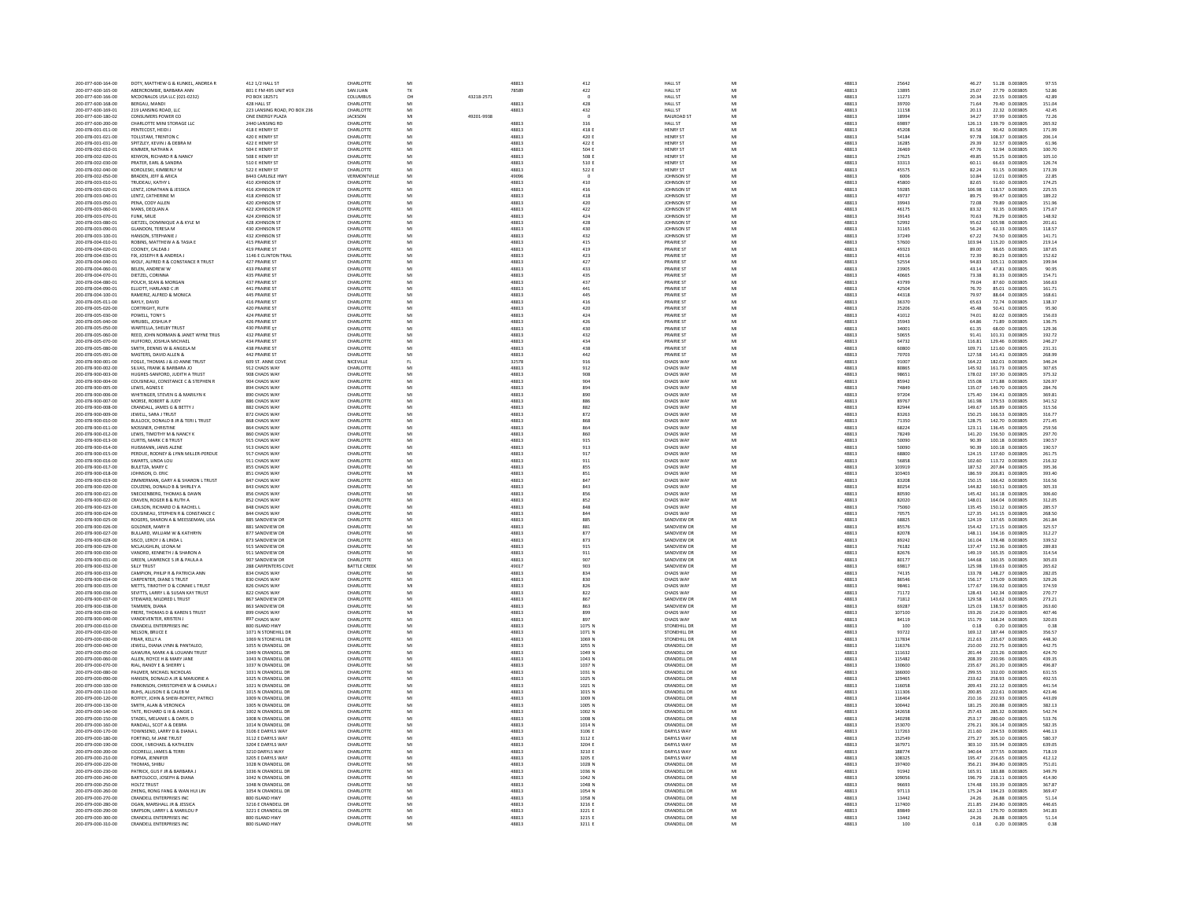| | | | | | | | | | | | | | | | |
|---|---|---|---|---|---|---|---|---|---|---|---|---|---|---|---|
| 200-077-600-164-00 | DOTY, MATTHEW G & KUNKEL, ANDREA R | 412 1/2 HALL ST | CHARLOTTE | MI | | 48813 | 412 | HALL ST | MI | 48813 | 25642 | 46.27 | 51.28 | 0.003805 | 97.55 |
| 200-077-600-165-00 | ABERCROMBIE, BARBARA ANN | 801 E FM 495 UNIT #19 | SAN JUAN | TX | | 78589 | 422 | HALL ST | MI | 48813 | 13895 | 25.07 | 27.79 | 0.003805 | 52.86 |
| 200-077-600-166-00 | MCDONALDS USA LLC (021-0232) | PO BOX 182571 | COLUMBUS | OH | 43218-2571 | | 0 | HALL ST | MI | 48813 | 11273 | 20.34 | 22.55 | 0.003805 | 42.89 |
| 200-077-600-168-00 | BERGAU, MANDI | 428 HALL ST | CHARLOTTE | MI | | 48813 | 428 | HALL ST | MI | 48813 | 39700 | 71.64 | 79.40 | 0.003805 | 151.04 |
| 200-077-600-169-01 | 219 LANSING ROAD, LLC | 223 LANSING ROAD, PO BOX 236 | CHARLOTTE | MI | | 48813 | 432 | HALL ST | MI | 48813 | 11158 | 20.13 | 22.32 | 0.003805 | 42.45 |
| 200-077-600-180-02 | CONSUMERS POWER CO | ONE ENERGY PLAZA | JACKSON | MI | 49201-9938 | | 0 | RAILROAD ST | MI | 48813 | 18994 | 34.27 | 37.99 | 0.003805 | 72.26 |
| 200-077-600-200-00 | CHARLOTTE MINI STORAGE LLC | 2440 LANSING RD | CHARLOTTE | MI | | 48813 | 316 | HALL ST | MI | 48813 | 69897 | 126.13 | 139.79 | 0.003805 | 265.92 |
| 200-078-001-011-00 | PENTECOST, HEIDI J | 418 E HENRY ST | CHARLOTTE | MI | | 48813 | 418 E | HENRY ST | MI | 48813 | 45208 | 81.58 | 90.42 | 0.003805 | 171.99 |
| 200-078-001-021-00 | TOLLSTAM, TRENTON C | 420 E HENRY ST | CHARLOTTE | MI | | 48813 | 420 E | HENRY ST | MI | 48813 | 54184 | 97.78 | 108.37 | 0.003805 | 206.14 |
| 200-078-001-031-00 | SPITZLEY, KEVIN J & DEBRA M | 422 E HENRY ST | CHARLOTTE | MI | | 48813 | 422 E | HENRY ST | MI | 48813 | 16285 | 29.39 | 32.57 | 0.003805 | 61.96 |
| 200-078-002-010-01 | KIMMER, NATHAN A | 504 E HENRY ST | CHARLOTTE | MI | | 48813 | 504 E | HENRY ST | MI | 48813 | 26469 | 47.76 | 52.94 | 0.003805 | 100.70 |
| 200-078-002-020-01 | KENYON, RICHARD R & NANCY | 508 E HENRY ST | CHARLOTTE | MI | | 48813 | 508 E | HENRY ST | MI | 48813 | 27625 | 49.85 | 55.25 | 0.003805 | 105.10 |
| 200-078-002-030-00 | PRATER, EARL & SANDRA | 510 E HENRY ST | CHARLOTTE | MI | | 48813 | 510 E | HENRY ST | MI | 48813 | 33313 | 60.11 | 66.63 | 0.003805 | 126.74 |
| 200-078-002-040-00 | KOROLESKI, KIMBERLY M | 522 E HENRY ST | CHARLOTTE | MI | | 48813 | 522 E | HENRY ST | MI | 48813 | 45575 | 82.24 | 91.15 | 0.003805 | 173.39 |
| 200-078-002-050-00 | BRADEN, JEFF & ARICA | 8443 CARLISLE HWY | VERMONTVILLE | MI | | 49096 | 0 | JOHNSON ST | MI | 48813 | 6006 | 10.84 | 12.01 | 0.003805 | 22.85 |
| 200-078-003-010-01 | TRUDEAU, KATHY L | 410 JOHNSON ST | CHARLOTTE | MI | | 48813 | 410 | JOHNSON ST | MI | 48813 | 45800 | 82.65 | 91.60 | 0.003805 | 174.25 |
| 200-078-003-020-01 | LENTZ, JONATHAN & JESSICA | 416 JOHNSON ST | CHARLOTTE | MI | | 48813 | 416 | JOHNSON ST | MI | 48813 | 59285 | 106.98 | 118.57 | 0.003805 | 225.55 |
| 200-078-003-040-01 | LENTZ, CATHERINE M | 418 JOHNSON ST | CHARLOTTE | MI | | 48813 | 418 | JOHNSON ST | MI | 48813 | 49737 | 89.75 | 99.47 | 0.003805 | 189.22 |
| 200-078-003-050-01 | PENA, CODY ALLEN | 420 JOHNSON ST | CHARLOTTE | MI | | 48813 | 420 | JOHNSON ST | MI | 48813 | 39943 | 72.08 | 79.89 | 0.003805 | 151.96 |
| 200-078-003-060-01 | MANS, DEQUAN A | 422 JOHNSON ST | CHARLOTTE | MI | | 48813 | 422 | JOHNSON ST | MI | 48813 | 46175 | 83.32 | 92.35 | 0.003805 | 175.67 |
| 200-078-003-070-01 | FUNK, MILIE | 424 JOHNSON ST | CHARLOTTE | MI | | 48813 | 424 | JOHNSON ST | MI | 48813 | 39143 | 70.63 | 78.29 | 0.003805 | 148.92 |
| 200-078-003-080-01 | GIETZEL, DOMINIQUE A & KYLE M | 428 JOHNSON ST | CHARLOTTE | MI | | 48813 | 428 | JOHNSON ST | MI | 48813 | 52992 | 95.62 | 105.98 | 0.003805 | 201.61 |
| 200-078-003-090-01 | GLANDON, TERESA M | 430 JOHNSON ST | CHARLOTTE | MI | | 48813 | 430 | JOHNSON ST | MI | 48813 | 31165 | 56.24 | 62.33 | 0.003805 | 118.57 |
| 200-078-003-100-01 | HANSON, STEPHANIE J | 432 JOHNSON ST | CHARLOTTE | MI | | 48813 | 432 | JOHNSON ST | MI | 48813 | 37249 | 67.22 | 74.50 | 0.003805 | 141.71 |
| 200-078-004-010-01 | ROBINS, MATTHEW A & TASIA E | 415 PRAIRIE ST | CHARLOTTE | MI | | 48813 | 415 | PRAIRIE ST | MI | 48813 | 57600 | 103.94 | 115.20 | 0.003805 | 219.14 |
| 200-078-004-020-01 | COONEY, CALEAB J | 419 PRAIRIE ST | CHARLOTTE | MI | | 48813 | 419 | PRAIRIE ST | MI | 48813 | 49323 | 89.00 | 98.65 | 0.003805 | 187.65 |
| 200-078-004-030-01 | FIX, JOSEPH R & ANDREA J | 1146 E CLINTON TRAIL | CHARLOTTE | MI | | 48813 | 423 | PRAIRIE ST | MI | 48813 | 40116 | 72.39 | 80.23 | 0.003805 | 152.62 |
| 200-078-004-040-01 | WOLF, ALFRED R & CONSTANCE R TRUST | 427 PRAIRIE ST | CHARLOTTE | MI | | 48813 | 427 | PRAIRIE ST | MI | 48813 | 52554 | 94.83 | 105.11 | 0.003805 | 199.94 |
| 200-078-004-060-01 | BELEN, ANDREW W | 433 PRAIRIE ST | CHARLOTTE | MI | | 48813 | 433 | PRAIRIE ST | MI | 48813 | 23905 | 43.14 | 47.81 | 0.003805 | 90.95 |
| 200-078-004-070-01 | DIETZEL, CORINNA | 435 PRAIRIE ST | CHARLOTTE | MI | | 48813 | 435 | PRAIRIE ST | MI | 48813 | 40665 | 73.38 | 81.33 | 0.003805 | 154.71 |
| 200-078-004-080-01 | FOUCH, SEAN & MORGAN | 437 PRAIRIE ST | CHARLOTTE | MI | | 48813 | 437 | PRAIRIE ST | MI | 48813 | 43799 | 79.04 | 87.60 | 0.003805 | 166.63 |
| 200-078-004-090-01 | ELLIOTT, HARLAND C JR | 441 PRAIRIE ST | CHARLOTTE | MI | | 48813 | 441 | PRAIRIE ST | MI | 48813 | 42504 | 76.70 | 85.01 | 0.003805 | 161.71 |
| 200-078-004-100-01 | RAMERIZ, ALFRED & MONICA | 445 PRAIRIE ST | CHARLOTTE | MI | | 48813 | 445 | PRAIRIE ST | MI | 48813 | 44318 | 79.97 | 88.64 | 0.003805 | 168.61 |
| 200-078-005-011-00 | BAYLY, DAVID | 416 PRAIRIE ST | CHARLOTTE | MI | | 48813 | 416 | PRAIRIE ST | MI | 48813 | 36370 | 65.63 | 72.74 | 0.003805 | 138.37 |
| 200-078-005-020-00 | CORTRIGHT, RUTH | 420 PRAIRIE ST | CHARLOTTE | MI | | 48813 | 420 | PRAIRIE ST | MI | 48813 | 25206 | 45.48 | 50.41 | 0.003805 | 95.90 |
| 200-078-005-030-00 | POWELL, TONY S | 424 PRAIRIE ST | CHARLOTTE | MI | | 48813 | 424 | PRAIRIE ST | MI | 48813 | 41012 | 74.01 | 82.02 | 0.003805 | 156.03 |
| 200-078-005-040-00 | WRUBEL, JOSHUA P | 426 PRAIRIE ST | CHARLOTTE | MI | | 48813 | 426 | PRAIRIE ST | MI | 48813 | 35943 | 64.86 | 71.89 | 0.003805 | 136.75 |
| 200-078-005-050-00 | WARTELLA, SHELBY TRUST | 430 PRAIRIE ST | CHARLOTTE | MI | | 48813 | 430 | PRAIRIE ST | MI | 48813 | 34001 | 61.35 | 68.00 | 0.003805 | 129.36 |
| 200-078-005-060-00 | REED, JOHN NORMAN & JANET WYNE TRUS | 432 PRAIRIE ST | CHARLOTTE | MI | | 48813 | 432 | PRAIRIE ST | MI | 48813 | 50655 | 91.41 | 101.31 | 0.003805 | 192.72 |
| 200-078-005-070-00 | HUFFORD, JOSHUA MICHAEL | 434 PRAIRIE ST | CHARLOTTE | MI | | 48813 | 434 | PRAIRIE ST | MI | 48813 | 64732 | 116.81 | 129.46 | 0.003805 | 246.27 |
| 200-078-005-080-00 | SMITH, DENNIS W & ANGELA M | 438 PRAIRIE ST | CHARLOTTE | MI | | 48813 | 438 | PRAIRIE ST | MI | 48813 | 60800 | 109.71 | 121.60 | 0.003805 | 231.31 |
| 200-078-005-091-00 | MASTERS, DAVID ALLEN & | 442 PRAIRIE ST | CHARLOTTE | MI | | 48813 | 442 | PRAIRIE ST | MI | 48813 | 70703 | 127.58 | 141.41 | 0.003805 | 268.99 |
| 200-078-900-001-00 | FOGLE, THOMAS J & JO ANNE TRUST | 609 ST. ANNE COVE | NICEVILLE | FL | | 32578 | 916 | CHADS WAY | MI | 48813 | 91007 | 164.22 | 182.01 | 0.003805 | 346.24 |
| 200-078-900-002-00 | SILVAS, FRANK & BARBARA JO | 912 CHADS WAY | CHARLOTTE | MI | | 48813 | 912 | CHADS WAY | MI | 48813 | 80865 | 145.92 | 161.73 | 0.003805 | 307.65 |
| 200-078-900-003-00 | HUGHES-SANFORD, JUDITH A TRUST | 908 CHADS WAY | CHARLOTTE | MI | | 48813 | 908 | CHADS WAY | MI | 48813 | 98651 | 178.02 | 197.30 | 0.003805 | 375.32 |
| 200-078-900-004-00 | COUSINEAU, CONSTANCE C & STEPHEN R | 904 CHADS WAY | CHARLOTTE | MI | | 48813 | 904 | CHADS WAY | MI | 48813 | 85942 | 155.08 | 171.88 | 0.003805 | 326.97 |
| 200-078-900-005-00 | LEWIS, AGNES E | 894 CHADS WAY | CHARLOTTE | MI | | 48813 | 894 | CHADS WAY | MI | 48813 | 74849 | 135.07 | 149.70 | 0.003805 | 284.76 |
| 200-078-900-006-00 | WHITINGER, STEVEN G & MARILYN K | 890 CHADS WAY | CHARLOTTE | MI | | 48813 | 890 | CHADS WAY | MI | 48813 | 97204 | 175.40 | 194.41 | 0.003805 | 369.81 |
| 200-078-900-007-00 | MORSE, ROBERT & JUDY | 886 CHADS WAY | CHARLOTTE | MI | | 48813 | 886 | CHADS WAY | MI | 48813 | 89767 | 161.98 | 179.53 | 0.003805 | 341.52 |
| 200-078-900-008-00 | CRANDALL, JAMES G & BETTY J | 882 CHADS WAY | CHARLOTTE | MI | | 48813 | 882 | CHADS WAY | MI | 48813 | 82944 | 149.67 | 165.89 | 0.003805 | 315.56 |
| 200-078-900-009-00 | JEWELL, SARA J TRUST | 872 CHADS WAY | CHARLOTTE | MI | | 48813 | 872 | CHADS WAY | MI | 48813 | 83263 | 150.25 | 166.53 | 0.003805 | 316.77 |
| 200-078-900-010-00 | BULLOCK, DONALD B JR & TERI L TRUST | 868 CHADS WAY | CHARLOTTE | MI | | 48813 | 868 | CHADS WAY | MI | 48813 | 71350 | 128.75 | 142.70 | 0.003805 | 271.45 |
| 200-078-900-011-00 | MOSSNER, CHRISTINE | 864 CHADS WAY | CHARLOTTE | MI | | 48813 | 864 | CHADS WAY | MI | 48813 | 68224 | 123.11 | 136.45 | 0.003805 | 259.56 |
| 200-078-900-012-00 | LEWIS, TIMOTHY M & NANCY K | 860 CHADS WAY | CHARLOTTE | MI | | 48813 | 860 | CHADS WAY | MI | 48813 | 78249 | 141.20 | 156.50 | 0.003805 | 297.70 |
| 200-078-900-013-00 | CURTIS, MARK C B TRUST | 915 CHADS WAY | CHARLOTTE | MI | | 48813 | 915 | CHADS WAY | MI | 48813 | 50090 | 90.39 | 100.18 | 0.003805 | 190.57 |
| 200-078-900-014-00 | HUISMANN, JANIS ALENE | 913 CHADS WAY | CHARLOTTE | MI | | 48813 | 913 | CHADS WAY | MI | 48813 | 50090 | 90.39 | 100.18 | 0.003805 | 190.57 |
| 200-078-900-015-00 | PERDUE, RODNEY & LYNN MILLER-PERDUE | 917 CHADS WAY | CHARLOTTE | MI | | 48813 | 917 | CHADS WAY | MI | 48813 | 68800 | 124.15 | 137.60 | 0.003805 | 261.75 |
| 200-078-900-016-00 | SWARTS, LINDA LOU | 911 CHADS WAY | CHARLOTTE | MI | | 48813 | 911 | CHADS WAY | MI | 48813 | 56858 | 102.60 | 113.72 | 0.003805 | 216.32 |
| 200-078-900-017-00 | BULETZA, MARY C | 855 CHADS WAY | CHARLOTTE | MI | | 48813 | 855 | CHADS WAY | MI | 48813 | 103919 | 187.52 | 207.84 | 0.003805 | 395.36 |
| 200-078-900-018-00 | JOHNSON, D. ERIC | 851 CHADS WAY | CHARLOTTE | MI | | 48813 | 851 | CHADS WAY | MI | 48813 | 103403 | 186.59 | 206.81 | 0.003805 | 393.40 |
| 200-078-900-019-00 | ZIMMERMAN, GARY A & SHARON L TRUST | 847 CHADS WAY | CHARLOTTE | MI | | 48813 | 847 | CHADS WAY | MI | 48813 | 83208 | 150.15 | 166.42 | 0.003805 | 316.56 |
| 200-078-900-020-00 | COUZENS, DONALD B & SHIRLEY A | 843 CHADS WAY | CHARLOTTE | MI | | 48813 | 843 | CHADS WAY | MI | 48813 | 80254 | 144.82 | 160.51 | 0.003805 | 305.33 |
| 200-078-900-021-00 | SNECKENBERG, THOMAS & DAWN | 856 CHADS WAY | CHARLOTTE | MI | | 48813 | 856 | CHADS WAY | MI | 48813 | 80590 | 145.42 | 161.18 | 0.003805 | 306.60 |
| 200-078-900-022-00 | CRAVEN, ROGER B & RUTH A | 852 CHADS WAY | CHARLOTTE | MI | | 48813 | 852 | CHADS WAY | MI | 48813 | 82020 | 148.01 | 164.04 | 0.003805 | 312.05 |
| 200-078-900-023-00 | CARLSON, RICHARD O & RACHEL L | 848 CHADS WAY | CHARLOTTE | MI | | 48813 | 848 | CHADS WAY | MI | 48813 | 75060 | 135.45 | 150.12 | 0.003805 | 285.57 |
| 200-078-900-024-00 | COUSINEAU, STEPHEN R & CONSTANCE C | 844 CHADS WAY | CHARLOTTE | MI | | 48813 | 844 | CHADS WAY | MI | 48813 | 70575 | 127.35 | 141.15 | 0.003805 | 268.50 |
| 200-078-900-025-00 | ROGERS, SHARON A & MEESSEMAN, LISA | 885 SANDVIEW DR | CHARLOTTE | MI | | 48813 | 885 | SANDVIEW DR | MI | 48813 | 68825 | 124.19 | 137.65 | 0.003805 | 261.84 |
| 200-078-900-026-00 | GOLDNER, MARY R | 881 SANDVIEW DR | CHARLOTTE | MI | | 48813 | 881 | SANDVIEW DR | MI | 48813 | 85576 | 154.42 | 171.15 | 0.003805 | 325.57 |
| 200-078-900-027-00 | BULLARD, WILLIAM W & KATHRYN | 877 SANDVIEW DR | CHARLOTTE | MI | | 48813 | 877 | SANDVIEW DR | MI | 48813 | 82078 | 148.11 | 164.16 | 0.003805 | 312.27 |
| 200-078-900-028-00 | SISCO, LEROY I & LINDA L | 873 SANDVIEW DR | CHARLOTTE | MI | | 48813 | 873 | SANDVIEW DR | MI | 48813 | 89242 | 161.04 | 178.48 | 0.003805 | 339.52 |
| 200-078-900-029-00 | MCLAUGHLIN, LEONA M | 915 SANDVIEW DR | CHARLOTTE | MI | | 48813 | 915 | SANDVIEW DR | MI | 48813 | 76182 | 137.47 | 152.36 | 0.003805 | 289.83 |
| 200-078-900-030-00 | VANORD, KENNETH J & SHARON A | 911 SANDVIEW DR | CHARLOTTE | MI | | 48813 | 911 | SANDVIEW DR | MI | 48813 | 82676 | 149.19 | 165.35 | 0.003805 | 314.54 |
| 200-078-900-031-00 | GREEN, LAWRENCE S JR & PAULA A | 907 SANDVIEW DR | CHARLOTTE | MI | | 48813 | 907 | SANDVIEW DR | MI | 48813 | 80177 | 144.68 | 160.35 | 0.003805 | 305.03 |
| 200-078-900-032-00 | SILLY TRUST | 288 CARPENTERS COVE | BATTLE CREEK | MI | | 49017 | 903 | SANDVIEW DR | MI | 48813 | 69817 | 125.98 | 139.63 | 0.003805 | 265.62 |
| 200-078-900-033-00 | CAMPION, PHILIP R & PATRICIA ANN | 834 CHADS WAY | CHARLOTTE | MI | | 48813 | 834 | CHADS WAY | MI | 48813 | 74135 | 133.78 | 148.27 | 0.003805 | 282.05 |
| 200-078-900-034-00 | CARPENTER, DIANE S TRUST | 830 CHADS WAY | CHARLOTTE | MI | | 48813 | 830 | CHADS WAY | MI | 48813 | 86546 | 156.17 | 173.09 | 0.003805 | 329.26 |
| 200-078-900-035-00 | METTS, TIMOTHY D & CONNIE L TRUST | 826 CHADS WAY | CHARLOTTE | MI | | 48813 | 826 | CHADS WAY | MI | 48813 | 98461 | 177.67 | 196.92 | 0.003805 | 374.59 |
| 200-078-900-036-00 | SEVITTS, LARRY L & SUSAN KAY TRUST | 822 CHADS WAY | CHARLOTTE | MI | | 48813 | 822 | CHADS WAY | MI | 48813 | 71172 | 128.43 | 142.34 | 0.003805 | 270.77 |
| 200-078-900-037-00 | STEWARD, MILDRED L TRUST | 867 SANDVIEW DR | CHARLOTTE | MI | | 48813 | 867 | SANDVIEW DR | MI | 48813 | 71812 | 129.58 | 143.62 | 0.003805 | 273.21 |
| 200-078-900-038-00 | TAMMEN, DIANA | 863 SANDVIEW DR | CHARLOTTE | MI | | 48813 | 863 | SANDVIEW DR | MI | 48813 | 69287 | 125.03 | 138.57 | 0.003805 | 263.60 |
| 200-078-900-039-00 | FRERE, THOMAS D & KAREN S TRUST | 899 CHADS WAY | CHARLOTTE | MI | | 48813 | 899 | CHADS WAY | MI | 48813 | 107100 | 193.26 | 214.20 | 0.003805 | 407.46 |
| 200-078-900-040-00 | VANDEVENTER, KRISTEN J | 897 CHADS WAY | CHARLOTTE | MI | | 48813 | 897 | CHADS WAY | MI | 48813 | 84119 | 151.79 | 168.24 | 0.003805 | 320.03 |
| 200-079-000-010-00 | CRANDELL ENTERPRISES INC | 800 ISLAND HWY | CHARLOTTE | MI | | 48813 | 1075 N | STONEHILL DR | MI | 48813 | 100 | 0.18 | 0.20 | 0.003805 | 0.38 |
| 200-079-000-020-00 | NELSON, BRUCE E | 1071 N STONEHILL DR | CHARLOTTE | MI | | 48813 | 1071 N | STONEHILL DR | MI | 48813 | 93722 | 169.12 | 187.44 | 0.003805 | 356.57 |
| 200-079-000-030-00 | FRIAR, KELLY A | 1069 N STONEHILL DR | CHARLOTTE | MI | | 48813 | 1069 N | STONEHILL DR | MI | 48813 | 117834 | 212.63 | 235.67 | 0.003805 | 448.30 |
| 200-079-000-040-00 | JEWELL, DIANA LYNN & PANTALEO, | 1055 N CRANDELL DR | CHARLOTTE | MI | | 48813 | 1055 N | CRANDELL DR | MI | 48813 | 116376 | 210.00 | 232.75 | 0.003805 | 442.75 |
| 200-079-000-050-00 | GAWURA, MARK A & LOUANN TRUST | 1049 N CRANDELL DR | CHARLOTTE | MI | | 48813 | 1049 N | CRANDELL DR | MI | 48813 | 111632 | 201.44 | 223.26 | 0.003805 | 424.70 |
| 200-079-000-060-00 | ALLEN, ROYCE H & MARY JANE | 1043 N CRANDELL DR | CHARLOTTE | MI | | 48813 | 1043 N | CRANDELL DR | MI | 48813 | 115482 | 208.39 | 230.96 | 0.003805 | 439.35 |
| 200-079-000-070-00 | RIAL, RANDY E & SHERRY L | 1037 N CRANDELL DR | CHARLOTTE | MI | | 48813 | 1037 N | CRANDELL DR | MI | 48813 | 130600 | 235.67 | 261.20 | 0.003805 | 496.87 |
| 200-079-000-080-00 | PALMER, MICHAEL NICHOLAS | 1031 N CRANDELL DR | CHARLOTTE | MI | | 48813 | 1031 N | CRANDELL DR | MI | 48813 | 166000 | 299.55 | 332.00 | 0.003805 | 631.55 |
| 200-079-000-090-00 | HANSEN, DONALD A JR & MARJORIE A | 1025 N CRANDELL DR | CHARLOTTE | MI | | 48813 | 1025 N | CRANDELL DR | MI | 48813 | 129465 | 233.62 | 258.93 | 0.003805 | 492.55 |
| 200-079-000-100-00 | PARKINSON, CHRISTOPHER W & CHARLA J | 1021 N CRANDELL DR | CHARLOTTE | MI | | 48813 | 1021 N | CRANDELL DR | MI | 48813 | 116058 | 209.43 | 232.12 | 0.003805 | 441.54 |
| 200-079-000-110-00 | BUHS, ALLISON E & CALEB M | 1015 N CRANDELL DR | CHARLOTTE | MI | | 48813 | 1015 N | CRANDELL DR | MI | 48813 | 111306 | 200.85 | 222.61 | 0.003805 | 423.46 |
| 200-079-000-120-00 | ROFFEY, JOHN & SHEW-ROFFEY, PATRICI | 1009 N CRANDELL DR | CHARLOTTE | MI | | 48813 | 1009 N | CRANDELL DR | MI | 48813 | 116464 | 210.16 | 232.93 | 0.003805 | 443.09 |
| 200-079-000-130-00 | SMITH, ALAN & VERONICA | 1005 N CRANDELL DR | CHARLOTTE | MI | | 48813 | 1005 N | CRANDELL DR | MI | 48813 | 100442 | 181.25 | 200.88 | 0.003805 | 382.13 |
| 200-079-000-140-00 | TATE, RICHARD G III & ANGIE L | 1002 N CRANDELL DR | CHARLOTTE | MI | | 48813 | 1002 N | CRANDELL DR | MI | 48813 | 142658 | 257.43 | 285.32 | 0.003805 | 542.74 |
| 200-079-000-150-00 | STADEL, MELANIE L & DARYL D | 1008 N CRANDELL DR | CHARLOTTE | MI | | 48813 | 1008 N | CRANDELL DR | MI | 48813 | 140298 | 253.17 | 280.60 | 0.003805 | 533.76 |
| 200-079-000-160-00 | RANDALL, SCOT A & DEBRA | 1014 N CRANDELL DR | CHARLOTTE | MI | | 48813 | 1014 N | CRANDELL DR | MI | 48813 | 153070 | 276.21 | 306.14 | 0.003805 | 582.35 |
| 200-079-000-170-00 | TOWNSEND, LARRY D & DIANA L | 3106 E DARYLS WAY | CHARLOTTE | MI | | 48813 | 3106 E | DARYLS WAY | MI | 48813 | 117263 | 211.60 | 234.53 | 0.003805 | 446.13 |
| 200-079-000-180-00 | FORTINO, M JANE TRUST | 3112 E DARYLS WAY | CHARLOTTE | MI | | 48813 | 3112 E | DARYLS WAY | MI | 48813 | 152549 | 275.27 | 305.10 | 0.003805 | 580.37 |
| 200-079-000-190-00 | COOK, J MICHAEL & KATHLEEN | 3204 E DARYLS WAY | CHARLOTTE | MI | | 48813 | 3204 E | DARYLS WAY | MI | 48813 | 167971 | 303.10 | 335.94 | 0.003805 | 639.05 |
| 200-079-000-200-00 | CICORELLI, JAMES & TERRI | 3210 DARYLS WAY | CHARLOTTE | MI | | 48813 | 3210 E | DARYLS WAY | MI | 48813 | 188774 | 340.64 | 377.55 | 0.003805 | 718.19 |
| 200-079-000-210-00 | FOPMA, JENNIFER | 3205 E DARYLS WAY | CHARLOTTE | MI | | 48813 | 3205 E | DARYLS WAY | MI | 48813 | 108325 | 195.47 | 216.65 | 0.003805 | 412.12 |
| 200-079-000-220-00 | THOMAS, SHIBU | 1028 N CRANDELL DR | CHARLOTTE | MI | | 48813 | 1028 N | CRANDELL DR | MI | 48813 | 197400 | 356.21 | 394.80 | 0.003805 | 751.01 |
| 200-079-000-230-00 | PATRICK, GUS F JR & BARBARA J | 1036 N CRANDELL DR | CHARLOTTE | MI | | 48813 | 1036 N | CRANDELL DR | MI | 48813 | 91942 | 165.91 | 183.88 | 0.003805 | 349.79 |
| 200-079-000-240-00 | BARTOLOCCI, JOSEPH & DIANA | 1042 N CRANDELL DR | CHARLOTTE | MI | | 48813 | 1042 N | CRANDELL DR | MI | 48813 | 109056 | 196.79 | 218.11 | 0.003805 | 414.90 |
| 200-079-000-250-00 | HOLTZ TRUST | 1048 N CRANDELL DR | CHARLOTTE | MI | | 48813 | 1048 N | CRANDELL DR | MI | 48813 | 96693 | 174.48 | 193.39 | 0.003805 | 367.87 |
| 200-079-000-260-00 | ZHENG, RONG FANG & WAN HUI LIN | 1054 N CRANDELL DR | CHARLOTTE | MI | | 48813 | 1054 N | CRANDELL DR | MI | 48813 | 97113 | 175.24 | 194.23 | 0.003805 | 369.47 |
| 200-079-000-270-00 | CRANDELL ENTERPRISES INC | 800 ISLAND HWY | CHARLOTTE | MI | | 48813 | 1058 N | CRANDELL DR | MI | 48813 | 13442 | 24.26 | 26.88 | 0.003805 | 51.14 |
| 200-079-000-280-00 | OGAN, MARSHALL JR & JESSICA | 3216 E CRANDELL DR | CHARLOTTE | MI | | 48813 | 3216 E | CRANDELL DR | MI | 48813 | 117400 | 211.85 | 234.80 | 0.003805 | 446.65 |
| 200-079-000-290-00 | SIMPSON, LARRY L & MARILOU P | 3221 E CRANDELL DR | CHARLOTTE | MI | | 48813 | 3221 E | CRANDELL DR | MI | 48813 | 89849 | 162.13 | 179.70 | 0.003805 | 341.83 |
| 200-079-000-300-00 | CRANDELL ENTERPRISES INC | 800 ISLAND HWY | CHARLOTTE | MI | | 48813 | 3215 E | CRANDELL DR | MI | 48813 | 13442 | 24.26 | 26.88 | 0.003805 | 51.14 |
| 200-079-000-310-00 | CRANDELL ENTERPRISES INC | 800 ISLAND HWY | CHARLOTTE | MI | | 48813 | 3211 E | CRANDELL DR | MI | 48813 | 100 | 0.18 | 0.20 | 0.003805 | 0.38 |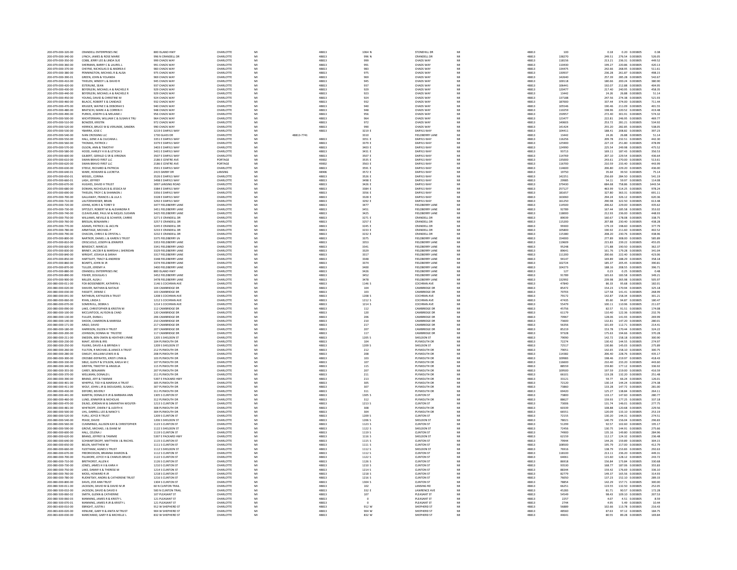| | | | | | | | | | | | | | | | | |
|---|---|---|---|---|---|---|---|---|---|---|---|---|---|---|---|---|
| 200-079-000-320-00 | CRANDELL ENTERPRISES INC | 800 ISLAND HWY | CHARLOTTE | MI | | 48813 | 1064 N | STONEHILL DR | MI | 48813 | 100 | 0.18 | 0.20 | 0.003805 | 0.38 |
| 200-079-000-340-00 | LYNCH, JAMES & ROSE MARIE | 996 N CRANDELL DR | CHARLOTTE | MI | | 48813 | 996 N | CRANDELL DR | MI | 48813 | 138270 | 249.51 | 276.54 | 0.003805 | 526.05 |
| 200-079-000-350-00 | COBB, JERRY LEE & LINDA SUE | 999 CHADS WAY | CHARLOTTE | MI | | 48813 | 999 | CHADS WAY | MI | 48813 | 118156 | 213.21 | 236.31 | 0.003805 | 449.52 |
| 200-079-000-360-00 | SHERMAN, BARRY C & LAUREL L | 991 CHADS WAY | CHARLOTTE | MI | | 48813 | 991 | CHADS WAY | MI | 48813 | 110430 | 199.27 | 220.86 | 0.003805 | 420.13 |
| 200-079-000-370-00 | CHEYNE, NICHOLAS D & ANDREA E | 983 CHADS WAY | CHARLOTTE | MI | | 48813 | 983 | CHADS WAY | MI | 48813 | 134475 | 242.66 | 268.95 | 0.003805 | 511.61 |
| 200-079-000-380-00 | PENNINGTON, MICHAEL R & ALISA | 975 CHADS WAY | CHARLOTTE | MI | | 48813 | 975 | CHADS WAY | MI | 48813 | 130937 | 236.28 | 261.87 | 0.003805 | 498.15 |
| 200-079-000-390-01 | GREEN, JOHN & YOLANDA | 969 CHADS WAY | CHARLOTTE | MI | | 48813 | 969 | CHADS WAY | MI | 48813 | 142640 | 257.39 | 285.28 | 0.003805 | 542.67 |
| 200-079-000-410-00 | THIELEN, WNEDY L & DAVID R | 945 CHADS WAY | CHARLOTTE | MI | | 48813 | 945 | CHADS WAY | MI | 48813 | 100118 | 180.66 | 200.24 | 0.003805 | 380.90 |
| 200-079-000-420-00 | ESTERLINE, SEAN | 937 CHADS WAY | CHARLOTTE | MI | | 48813 | 937 | CHADS WAY | MI | 48813 | 106441 | 192.07 | 212.88 | 0.003805 | 404.95 |
| 200-079-000-430-00 | BEYERLEIN, MICHAEL A & RACHELE R | 929 CHADS WAY | CHARLOTTE | MI | | 48813 | 929 | CHADS WAY | MI | 48813 | 120477 | 217.40 | 240.95 | 0.003805 | 458.35 |
| 200-079-000-440-00 | BEYERLEIN, MICHAEL A & RACHELE R | 929 CHADS WAY | CHARLOTTE | MI | | 48813 | 923 | CHADS WAY | MI | 48813 | 13442 | 24.26 | 26.88 | 0.003805 | 51.14 |
| 200-079-000-450-00 | YOUNG, DAVID & CHRISTINE M | 924 CHADS WAY | CHARLOTTE | MI | | 48813 | 924 | CHADS WAY | MI | 48813 | 137188 | 247.56 | 274.38 | 0.003805 | 521.93 |
| 200-079-000-460-00 | BILACIC, ROBERT E & CANDACE | 932 CHADS WAY | CHARLOTTE | MI | | 48813 | 932 | CHADS WAY | MI | 48813 | 187000 | 337.44 | 374.00 | 0.003805 | 711.44 |
| 200-079-000-470-00 | KRUGER, WAYNE E & DEBORAH S | 940 CHADS WAY | CHARLOTTE | MI | | 48813 | 940 | CHADS WAY | MI | 48813 | 105546 | 190.46 | 211.09 | 0.003805 | 401.55 |
| 200-079-000-480-00 | BRATSCHI, MARK A & CORRIN H | 948 CHADS WAY | CHARLOTTE | MI | | 48813 | 948 | CHADS WAY | MI | 48813 | 110259 | 198.96 | 220.52 | 0.003805 | 419.48 |
| 200-079-000-490-00 | PURKIS, JOSEPH G & MELANIE J | 956 CHADS WAY | CHARLOTTE | MI | | 48813 | 956 | CHADS WAY | MI | 48813 | 150957 | 272.40 | 301.91 | 0.003805 | 574.32 |
| 200-079-000-500-00 | WICHTERMAN, WILLIAM C & SUSAN K TRU | 964 CHADS WAY | CHARLOTTE | MI | | 48813 | 964 | CHADS WAY | MI | 48813 | 123477 | 222.81 | 246.95 | 0.003805 | 469.77 |
| 200-079-000-510-00 | BOWZER, KRISTIN | 972 CHADS WAY | CHARLOTTE | MI | | 48813 | 972 | CHADS WAY | MI | 48813 | 140603 | 253.72 | 281.21 | 0.003805 | 534.92 |
| 200-079-000-520-00 | HERRICK, BRUCE W & VERLINDE, SANDRA | 990 CHADS WAY | CHARLOTTE | MI | | 48813 | 990 | CHADS WAY | MI | 48813 | 141424 | 255.20 | 282.85 | 0.003805 | 538.05 |
| 200-079-000-530-00 | YBARRA, JOSE C | 3219 E DARYLS WAY | CHARLOTTE | MI | | 48813 | 3219 E | DARYLS WAY | MI | 48813 | 104411 | 188.41 | 208.82 | 0.003805 | 397.23 |
| 200-079-000-540-00 | IVAN CROSSING LLC | 1730 GLASS DR | CHARLOTTE | MI | 48813-7741 | | 3310 | FIELDBERRY LANE | MI | 48813 | 13442 | 24.26 | 26.88 | 0.003805 | 51.14 |
| 200-079-000-550-00 | HALL, GENE A & CILICIANA L | 3351 E DARYLS WAY | CHARLOTTE | MI | | 48813 | 3351 E | DARYLS WAY | MI | 48813 | 116256 | 209.78 | 232.51 | 0.003805 | 442.30 |
| 200-079-000-560-00 | THOMAS, PATRICK J | 3379 E DARYLS WAY | CHARLOTTE | MI | | 48813 | 3379 E | DARYLS WAY | MI | 48813 | 125900 | 227.19 | 251.80 | 0.003805 | 478.99 |
| 200-079-000-570-00 | OLSON, ANN & TIMOTHY | 3403 E DARYLS WAY | CHARLOTTE | MI | | 48813 | 3403 E | DARYLS WAY | MI | 48813 | 124990 | 225.54 | 249.98 | 0.003805 | 475.52 |
| 200-079-000-580-00 | HOOD, HARLEY H III & LETICIA S | 3431 E DARYLS WAY | CHARLOTTE | MI | | 48813 | 3431 E | DARYLS WAY | MI | 48813 | 93713 | 169.11 | 187.43 | 0.003805 | 356.53 |
| 200-079-000-600-00 | GILBERT, GERALD G SR & VIRIGNIA | 3507 E DARYLS WAY | CHARLOTTE | MI | | 48813 | 3507 E | DARYLS WAY | MI | 48813 | 114769 | 207.10 | 229.54 | 0.003805 | 436.64 |
| 200-079-000-610-00 | SWAN BRAVO FIRST LLC | 2186 E CENTRE AVE | PORTAGE | MI | | 49002 | 3535 E | DARYLS WAY | MI | 48813 | 135000 | 243.61 | 270.00 | 0.003805 | 513.61 |
| 200-079-000-620-00 | SWAN BRAVO FIRST LLC | 2186 E CENTRE AVE | PORTAGE | MI | | 49002 | 3563 E | DARYLS WAY | MI | 48813 | 116700 | 210.59 | 233.40 | 0.003805 | 443.99 |
| 200-079-000-630-00 | STEELE, RICHARD & PATRICIA | 3591 E DARYLS WAY | CHARLOTTE | MI | | 48813 | 3591 E | DARYLS WAY | MI | 48813 | 114600 | 206.80 | 229.20 | 0.003805 | 436.00 |
| 200-079-000-640-01 | WARE, HOWARD & LUCRETIA | 2415 DARBY DR | LANSING | MI | | 48906 | 3572 E | DARYLS WAY | MI | 48813 | 19750 | 35.64 | 39.50 | 0.003805 | 75.14 |
| 200-079-000-650-01 | WEIGEL, CORINA | 3526 E DARYLS WAY | CHARLOTTE | MI | | 48813 | 3526 E | DARYLS WAY | MI | 48813 | 142251 | 256.69 | 284.50 | 0.003805 | 541.19 |
| 200-079-000-660-01 | LASH, JEFFREY | 3498 E DARYLS WAY | CHARLOTTE | MI | | 48813 | 3498 E | DARYLS WAY | MI | 48813 | 29985 | 54.11 | 59.97 | 0.003805 | 114.08 |
| 200-079-000-670-00 | HUGHES, DAVID H TRUST | 3097 LANSING ROAD | CHARLOTTE | MI | | 48813 | 3426 E | DARYLS WAY | MI | 48813 | 379430 | 684.68 | 758.86 | 0.003805 | 1443.54 |
| 200-079-000-680-00 | DOMAN, NICHOLAS B & JESSICA M | 3384 E DARYLS WAY | CHARLOTTE | MI | | 48813 | 3384 E | DARYLS WAY | MI | 48813 | 257127 | 463.99 | 514.25 | 0.003805 | 978.24 |
| 200-079-000-690-00 | THIELEN, TROY C & SHANNON J | 3356 E DARYLS WAY | CHARLOTTE | MI | | 48813 | 3356 E | DARYLS WAY | MI | 48813 | 181657 | 327.80 | 363.31 | 0.003805 | 691.11 |
| 200-079-000-700-00 | GALLAWAY, FRANCIS L & LILA S | 3328 E DARYLS WAY | CHARLOTTE | MI | | 48813 | 3328 E | DARYLS WAY | MI | 48813 | 163060 | 294.24 | 326.12 | 0.003805 | 620.36 |
| 200-079-000-710-00 | LAUTZENHEISER, BRIAN | 3292 E DARYLS WAY | CHARLOTTE | MI | | 48813 | 3292 E | DARYLS WAY | MI | 48813 | 161250 | 290.98 | 322.50 | 0.003805 | 613.48 |
| 200-079-000-720-00 | JOHNS, KORI E & TOREY D | 3477 FIELDBERRY LANE | CHARLOTTE | MI | | 48813 | 3477 | FIELDBERRY LANE | MI | 48813 | 114500 | 206.62 | 229.00 | 0.003805 | 435.62 |
| 200-079-000-730-00 | SPITZLEY, ROBERT M & ALEXANDRA R | 3451 FIELDBERRY LANE | CHARLOTTE | MI | | 48813 | 3451 | FIELDBERRY LANE | MI | 48813 | 92789 | 167.44 | 185.58 | 0.003805 | 353.02 |
| 200-079-000-740-00 | CLEAVELAND, PAUL M & NIQUEL SUEANN | 3425 FIELDBERRY LANE | CHARLOTTE | MI | | 48813 | 3425 | FIELDBERRY LANE | MI | 48813 | 118000 | 212.93 | 236.00 | 0.003805 | 448.93 |
| 200-079-000-750-00 | WILLIAMS, NEVILLE & SCHAFER, CARRIE | 3271 E CRANDELL DR | CHARLOTTE | MI | | 48813 | 3271 E | CRANDELL DR | MI | 48813 | 89039 | 160.67 | 178.08 | 0.003805 | 338.75 |
| 200-079-000-760-00 | BRESLIN, BENJAMIN J | 3257 E CRANDELL DR | CHARLOTTE | MI | | 48813 | 3257 E | CRANDELL DR | MI | 48813 | 115200 | 207.88 | 230.40 | 0.003805 | 438.28 |
| 200-079-000-770-00 | ADAMS, PATRICK J & JACLYN | 3245 E CRANDELL DR | CHARLOTTE | MI | | 48813 | 3245 E | CRANDELL DR | MI | 48813 | 99300 | 179.19 | 198.60 | 0.003805 | 377.79 |
| 200-079-000-780-00 | ARMITAGE, MICHAEL P | 3233 E CRANDELL DR | CHARLOTTE | MI | | 48813 | 3233 E | CRANDELL DR | MI | 48813 | 105800 | 190.92 | 211.60 | 0.003805 | 402.52 |
| 200-079-000-790-00 | CHACON, CHRIS E & CRYSTAL L | 3232 E CRANDELL DR | CHARLOTTE | MI | | 48813 | 3232 E | CRANDELL DR | MI | 48813 | 115380 | 208.20 | 230.76 | 0.003805 | 438.96 |
| 200-079-000-800-00 | NARTKER, DANIEL L & KAREN S TRUST | 3375 FIELDBERRY LN | CHARLOTTE | MI | | 48813 | 3375 | FIELDBERRY LANE | MI | 48813 | 154000 | 277.89 | 308.00 | 0.003805 | 585.89 |
| 200-079-000-810-00 | CRISCUOLO, JOSEPH & JENNIFER | 3353 FIELDBERRY LANE | CHARLOTTE | MI | | 48813 | 3353 | FIELDBERRY LANE | MI | 48813 | 119609 | 215.83 | 239.22 | 0.003805 | 455.05 |
| 200-079-000-820-00 | BENEDICT, MARCUS | 3341 FIELDBERRY LANE | CHARLOTTE | MI | | 48813 | 3341 | FIELDBERRY LANE | MI | 48813 | 95248 | 171.88 | 190.50 | 0.003805 | 362.37 |
| 200-079-000-830-00 | BRINEY, JACOB R & MARSHA L SHERIDAN | 3329 FIELDBERRY LANE | CHARLOTTE | MI | | 48813 | 3329 | FIELDBERRY LANE | MI | 48813 | 89641 | 161.76 | 179.28 | 0.003805 | 341.04 |
| 200-079-000-840-00 | WRIGHT, JOSHUA & SARAH | 3317 FIELDBERRY LANE | CHARLOTTE | MI | | 48813 | 3317 | FIELDBERRY LANE | MI | 48813 | 111200 | 200.66 | 222.40 | 0.003805 | 423.06 |
| 200-079-000-850-00 | HARTSUFF, TRACY & ANDREW | 3348 FIELDBERRY LANE | CHARLOTTE | MI | | 48813 | 3348 | FIELDBERRY LANE | MI | 48813 | 94147 | 169.89 | 188.29 | 0.003805 | 358.18 |
| 200-079-000-860-00 | BOARTS, JOHN W JR | 3374 FIELDBERRY LANE | CHARLOTTE | MI | | 48813 | 3374 | FIELDBERRY LANE | MI | 48813 | 102724 | 185.37 | 205.45 | 0.003805 | 390.81 |
| 200-079-000-870-00 | TULLER, JEREMY A | 3400 FIELDBERRY LANE | CHARLOTTE | MI | | 48813 | 3400 | FIELDBERRY LANE | MI | 48813 | 104273 | 188.16 | 208.55 | 0.003805 | 396.71 |
| 200-079-000-880-00 | CRANDELL ENTERPRISES INC | 800 ISLAND HWY | CHARLOTTE | MI | | 48813 | 3426 | FIELDBERRY LANE | MI | 48813 | 127 | 0.23 | 0.25 | 0.003805 | 0.48 |
| 200-079-000-890-00 | FISHER, DOUGLAS S | 3452 FIELDBERRY LANE | CHARLOTTE | MI | | 48813 | 3452 | FIELDBERRY LANE | MI | 48813 | 91789 | 165.63 | 183.58 | 0.003805 | 349.21 |
| 200-079-000-900-00 | MILLER, ALISA J | 3478 FIELDBERRY LANE | CHARLOTTE | MI | | 48813 | 3478 | FIELDBERRY LANE | MI | 48813 | 132992 | 239.98 | 265.98 | 0.003805 | 505.97 |
| 200-080-000-011-00 | FOX-BOSSENBERY, KATHRYN L | 1146 S COCHRAN AVE | CHARLOTTE | MI | | 48813 | 1146 S | COCHRAN AVE | MI | 48813 | 47840 | 86.33 | 95.68 | 0.003805 | 182.01 |
| 200-080-000-020-00 | SHAVER, NATHAN & NATALIE | 104 CAMBRIDGE DR | CHARLOTTE | MI | | 48813 | 104 | CAMBRIDGE DR | MI | 48813 | 85472 | 154.23 | 170.94 | 0.003805 | 325.18 |
| 200-080-000-030-00 | FASSETT, DENISE C | 103 CAMBRIDGE DR | CHARLOTTE | MI | | 48813 | 103 | CAMBRIDGE DR | MI | 48813 | 70703 | 127.58 | 141.41 | 0.003805 | 268.99 |
| 200-080-000-041-00 | RATHBUN, KATHLEEN A TRUST | 1208 S COCHRAN AVE | CHARLOTTE | MI | | 48813 | 1208 S | COCHRAN AVE | MI | 48813 | 79172 | 142.87 | 158.34 | 0.003805 | 301.21 |
| 200-080-000-060-00 | RYAN, LINDA S | 1212 S COCHRAN AVE | CHARLOTTE | MI | | 48813 | 1212 S | COCHRAN AVE | MI | 48813 | 47435 | 85.60 | 94.87 | 0.003805 | 180.47 |
| 200-080-000-070-00 | SOMERVILL, DEBRA S | 1214 S COCHRAN AVE | CHARLOTTE | MI | | 48813 | 1214 S | COCHRAN AVE | MI | 48813 | 55479 | 100.11 | 110.96 | 0.003805 | 211.07 |
| 200-080-000-090-00 | LAKE, CHRISTOPHER & KRISTIN M | 112 CAMBRIDGE DR | CHARLOTTE | MI | | 48813 | 112 | CAMBRIDGE DR | MI | 48813 | 45756 | 82.57 | 91.51 | 0.003805 | 174.08 |
| 200-080-000-100-00 | MCCLINTOCK, ALYSON & CHAD | 120 CAMBRIDGE DR | CHARLOTTE | MI | | 48813 | 120 | CAMBRIDGE DR | MI | 48813 | 61179 | 110.40 | 122.36 | 0.003805 | 232.76 |
| 200-080-000-130-00 | FULLER, DIANA L | 206 CAMBRIDGE DR | CHARLOTTE | MI | | 48813 | 206 | CAMBRIDGE DR | MI | 48813 | 70967 | 128.06 | 141.93 | 0.003805 | 269.99 |
| 200-080-000-140-00 | SHOOK, CAMERON & MARISSA | 210 CAMBRIDGE DR | CHARLOTTE | MI | | 48813 | 210 | CAMBRIDGE DR | MI | 48813 | 73600 | 132.81 | 147.20 | 0.003805 | 280.01 |
| 200-080-000-171-00 | ARGO, DAVID | 217 CAMBRIDGE DR | CHARLOTTE | MI | | 48813 | 217 | CAMBRIDGE DR | MI | 48813 | 56356 | 101.69 | 112.71 | 0.003805 | 214.41 |
| 200-080-000-180-00 | HARRISON, EILEEN H TRUST | 207 CAMBRIDGE DR | CHARLOTTE | MI | | 48813 | 207 | CAMBRIDGE DR | MI | 48813 | 85219 | 153.78 | 170.44 | 0.003805 | 324.22 |
| 200-080-000-200-00 | JOHNSON, DONNA W TRUSTEE | 117 CAMBRIDGE DR | CHARLOTTE | MI | | 48813 | 117 | CAMBRIDGE DR | MI | 48813 | 97328 | 175.63 | 194.66 | 0.003805 | 370.28 |
| 200-080-000-211-00 | SNEDEN, BEN OWEN & HEATHER LYNNE | 1205 S SHELDON ST | CHARLOTTE | MI | | 48813 | 1205 S | SHELDON ST | MI | 48813 | 79090 | 142.72 | 158.18 | 0.003805 | 300.90 |
| 200-080-000-230-00 | MAAT, KEVIN & IRIS | 104 PLYMOUTH DR | CHARLOTTE | MI | | 48813 | 104 | PLYMOUTH DR | MI | 48813 | 72274 | 130.42 | 144.55 | 0.003805 | 274.97 |
| 200-080-000-250-00 | FILKINS, DAVID A & BRYNDA V | 1209 S SHELDON ST | CHARLOTTE | MI | | 48813 | 1209 S | SHELDON ST | MI | 48813 | 72517 | 130.86 | 145.03 | 0.003805 | 275.89 |
| 200-080-000-260-00 | FULTON, R MICHAEL & JANICE A TRUST | 212 PLYMOUTH DR | CHARLOTTE | MI | | 48813 | 212 | PLYMOUTH DR | MI | 48813 | 79051 | 142.65 | 158.10 | 0.003805 | 300.75 |
| 200-080-000-280-00 | OAKLEY, WILLIAM LEWIS III & | 208 PLYMOUTH DR | CHARLOTTE | MI | | 48813 | 208 | PLYMOUTH DR | MI | 48813 | 114382 | 206.40 | 228.76 | 0.003805 | 435.17 |
| 200-080-000-300-00 | CROSBIE-DEFRATES, KRISTI LYNN & | 103 PLYMOUTH DR | CHARLOTTE | MI | | 48813 | 103 | PLYMOUTH DR | MI | 48813 | 109983 | 198.46 | 219.97 | 0.003805 | 418.43 |
| 200-080-000-330-00 | SIBLE, GLEN P & STILSON, KAELA M C | 107 PLYMOUTH DR | CHARLOTTE | MI | | 48813 | 107 | PLYMOUTH DR | MI | 48813 | 116600 | 210.40 | 233.20 | 0.003805 | 443.60 |
| 200-080-000-340-00 | GRIFFIN, TIMOTHY & ANGELIA | 115 PLYMOUTH DR | CHARLOTTE | MI | | 48813 | 115 | PLYMOUTH DR | MI | 48813 | 88559 | 159.80 | 177.12 | 0.003805 | 336.92 |
| 200-080-000-355-00 | CAREY, BENJAMIN | 207 PLYMOUTH DR | CHARLOTTE | MI | | 48813 | 207 | PLYMOUTH DR | MI | 48813 | 109500 | 197.59 | 219.00 | 0.003805 | 416.59 |
| 200-080-000-370-00 | WELLMAN, DONALD L | 211 PLYMOUTH DR | CHARLOTTE | MI | | 48813 | 211 | PLYMOUTH DR | MI | 48813 | 66101 | 119.28 | 132.20 | 0.003805 | 251.48 |
| 200-080-000-390-00 | BRAND, JEFF & TAMMIE | 5397 E PACKARD HWY | CHARLOTTE | MI | | 48813 | 213 | PLYMOUTH DR | MI | 48813 | 33121 | 59.77 | 66.24 | 0.003805 | 126.01 |
| 200-080-000-401-00 | WHIPPLE, TED H & MARSHA A TRUST | 305 PLYMOUTH DR | CHARLOTTE | MI | | 48813 | 305 | PLYMOUTH DR | MI | 48813 | 72120 | 130.14 | 144.24 | 0.003805 | 274.38 |
| 200-080-000-411-00 | WOLF, JOHN L JR & SKOUGARD, SUSAN L | 307 PLYMOUTH DR | CHARLOTTE | MI | | 48813 | 307 | PLYMOUTH DR | MI | 48813 | 73860 | 133.28 | 147.72 | 0.003805 | 281.00 |
| 200-080-000-430-00 | DEFORD, BEVERLY | 311 PLYMOUTH DR | CHARLOTTE | MI | | 48813 | 311 | PLYMOUTH DR | MI | 48813 | 69420 | 125.27 | 138.84 | 0.003805 | 264.11 |
| 200-080-000-450-01 | MARTIN, DONALD R JR & BARBARA ANN | 1305 S CLINTON ST | CHARLOTTE | MI | | 48813 | 1305 S | CLINTON ST | MI | 48813 | 73800 | 133.17 | 147.60 | 0.003805 | 280.77 |
| 200-080-000-460-00 | LUND, JENNIFER & NICHOLAS | 312 PLYMOUTH DR | CHARLOTTE | MI | | 48813 | 312 | PLYMOUTH DR | MI | 48813 | 88627 | 159.93 | 177.25 | 0.003805 | 337.18 |
| 200-080-000-470-00 | DILNO, JORDAN M & SAMANTHA WOLFER- | 1213 S CLINTON ST | CHARLOTTE | MI | | 48813 | 1213 S | CLINTON ST | MI | 48813 | 73006 | 131.74 | 146.01 | 0.003805 | 277.75 |
| 200-080-000-481-00 | WHITKOPF, OWEN F & JUDITH K | 308 PLYMOUTH DR | CHARLOTTE | MI | | 48813 | 308 | PLYMOUTH DR | MI | 48813 | 60339 | 108.88 | 120.68 | 0.003805 | 229.56 |
| 200-080-000-500-00 | UHL, DARRELL LEE & NANCY S | 304 PLYMOUTH DR | CHARLOTTE | MI | | 48813 | 304 | PLYMOUTH DR | MI | 48813 | 66551 | 120.09 | 133.10 | 0.003805 | 253.19 |
| 200-080-000-520-00 | FURU, JOYCE R TRUST | 1209 S CLINTON ST | CHARLOTTE | MI | | 48813 | 1209 S | CLINTON ST | MI | 48813 | 72155 | 130.20 | 144.31 | 0.003805 | 274.51 |
| 200-080-000-540-00 | PEASE, DAVID | 1206 S SHELDON ST | CHARLOTTE | MI | | 48813 | 1206 S | SHELDON ST | MI | 48813 | 78021 | 140.79 | 156.04 | 0.003805 | 296.83 |
| 200-080-000-560-00 | CUMMINGS, ALLISON KAY & CHRISTOPHER | 1123 S CLINTON ST | CHARLOTTE | MI | | 48813 | 1123 S | CLINTON ST | MI | 48813 | 51299 | 92.57 | 102.60 | 0.003805 | 195.17 |
| 200-080-000-590-00 | GROVE, MICHAEL J & DIANE M | 1122 S SHELDON ST | CHARLOTTE | MI | | 48813 | 1122 S | SHELDON ST | MI | 48813 | 72456 | 130.75 | 144.91 | 0.003805 | 275.66 |
| 200-080-000-600-00 | HALL, CELENA J | 1119 S CLINTON ST | CHARLOTTE | MI | | 48813 | 1119 S | CLINTON ST | MI | 48813 | 74900 | 135.16 | 149.80 | 0.003805 | 284.96 |
| 200-080-000-620-00 | BRAND, JEFFREY & TAMMIE | 5397 E PACKARD HWY | CHARLOTTE | MI | | 48813 | 1116 S | SHELDON ST | MI | 48813 | 62159 | 112.17 | 124.32 | 0.003805 | 236.48 |
| 200-080-000-640-00 | SCHWARTZKOPF, MATTHEW J & RACHEL | 1115 S CLINTON ST | CHARLOTTE | MI | | 48813 | 1115 S | CLINTON ST | MI | 48813 | 79944 | 144.26 | 159.89 | 0.003805 | 304.15 |
| 200-080-000-650-00 | BELEN, MATTHEW M | 1111 S CLINTON ST | CHARLOTTE | MI | | 48813 | 1111 S | CLINTON ST | MI | 48813 | 108500 | 195.79 | 217.00 | 0.003805 | 412.79 |
| 200-080-000-660-00 | FLEETHAM, AGNES S TRUST | 1112 S SHELDON ST | CHARLOTTE | MI | | 48813 | 1112 S | SHELDON ST | MI | 48813 | 76916 | 138.79 | 153.83 | 0.003805 | 292.63 |
| 200-080-000-670-00 | FREDRICKSON, BRIANNA SHARON & | 1112 S CLINTON ST | CHARLOTTE | MI | | 48813 | 1112 S | CLINTON ST | MI | 48813 | 118100 | 213.11 | 236.20 | 0.003805 | 449.31 |
| 200-080-000-700-00 | FILLMORE, JOYCE H & CHARLES BRUCE | 1122 S CLINTON ST | CHARLOTTE | MI | | 48813 | 1122 S | CLINTON ST | MI | 48813 | 64061 | 115.60 | 128.12 | 0.003805 | 243.72 |
| 200-080-000-710-00 | BRETHORST, ALLEN K | 1126 S CLINTON ST | CHARLOTTE | MI | | 48813 | 1126 S | CLINTON ST | MI | 48813 | 86918 | 156.84 | 173.84 | 0.003805 | 330.68 |
| 200-080-000-730-00 | JONES, JAMES H II & KARA H | 1210 S CLINTON ST | CHARLOTTE | MI | | 48813 | 1210 S | CLINTON ST | MI | 48813 | 93530 | 168.77 | 187.06 | 0.003805 | 355.83 |
| 200-080-000-750-00 | LAKE, DANNY K & THERESE M | 1214 S CLINTON ST | CHARLOTTE | MI | | 48813 | 1214 S | CLINTON ST | MI | 48813 | 88344 | 159.42 | 176.69 | 0.003805 | 336.10 |
| 200-080-000-760-00 | MOSS, HOWARD R JR | 1218 S CLINTON ST | CHARLOTTE | MI | | 48813 | 1218 S | CLINTON ST | MI | 48813 | 82779 | 149.37 | 165.56 | 0.003805 | 314.93 |
| 200-080-000-780-00 | RUDNITSKY, ANDRIJ & CATHERENE TRUST | 1216 S CLINTON ST | CHARLOTTE | MI | | 48813 | 1216 S | CLINTON ST | MI | 48813 | 76050 | 137.23 | 152.10 | 0.003805 | 289.33 |
| 200-080-000-800-00 | DAVIS, ZOE ANN TRUST | 1304 S CLINTON ST | CHARLOTTE | MI | | 48813 | 1304 S | CLINTON ST | MI | 48813 | 78854 | 142.29 | 157.71 | 0.003805 | 300.00 |
| 200-080-500-011-00 | JACKSON, DAVID M & DAVID M JR | 60 N CLINTON TRAIL | CHARLOTTE | MI | | 48813 | 102 | LANSING RD | MI | 48813 | 66251 | 119.55 | 132.50 | 0.003805 | 252.05 |
| 200-080-500-032-00 | JACKSON, DAVID & DAVID II | 500 N CLINTON TRAIL | CHARLOTTE | MI | | 48813 | 332 E | LAWRENCE AVE | MI | 48813 | 45283 | 81.71 | 90.57 | 0.003805 | 172.28 |
| 200-080-500-060-02 | SMITH, GLENN & CATHERINE | 107 PLEASANT ST | CHARLOTTE | MI | | 48813 | 107 | PLEASANT ST | MI | 48813 | 54549 | 98.43 | 109.10 | 0.003805 | 207.53 |
| 200-080-500-060-03 | MANNING, JAMES R & KRISTY L | 121 PLEASANT ST | CHARLOTTE | MI | | 48813 | 0 | PLEASANT ST | MI | 48813 | 2257 | 4.07 | 4.51 | 0.003805 | 8.59 |
| 200-080-500-070-01 | MANNING, JAMES R JR & KRISTY L | 121 PLEASANT ST | CHARLOTTE | MI | | 48813 | 0 | PLEASANT ST | MI | 48813 | 2744 | 4.95 | 5.49 | 0.003805 | 10.44 |
| 200-083-600-010-00 | EBRIGHT, JUSTIN J | 912 W SHEPHERD ST | CHARLOTTE | MI | | 48813 | 912 W | SHEPHERD ST | MI | 48813 | 56889 | 102.66 | 113.78 | 0.003805 | 216.43 |
| 200-083-600-020-00 | HENLINE, GARY R & ANITA M TRUST | 904 W SHEPHERD ST | CHARLOTTE | MI | | 48813 | 904 W | SHEPHERD ST | MI | 48813 | 48560 | 87.63 | 97.12 | 0.003805 | 184.75 |
| 200-083-600-030-00 | MARCHAND, GARY R & MICHELLE L | 832 W SHEPHERD ST | CHARLOTTE | MI | | 48813 | 832 W | SHEPHERD ST | MI | 48813 | 44641 | 80.55 | 89.28 | 0.003805 | 169.84 |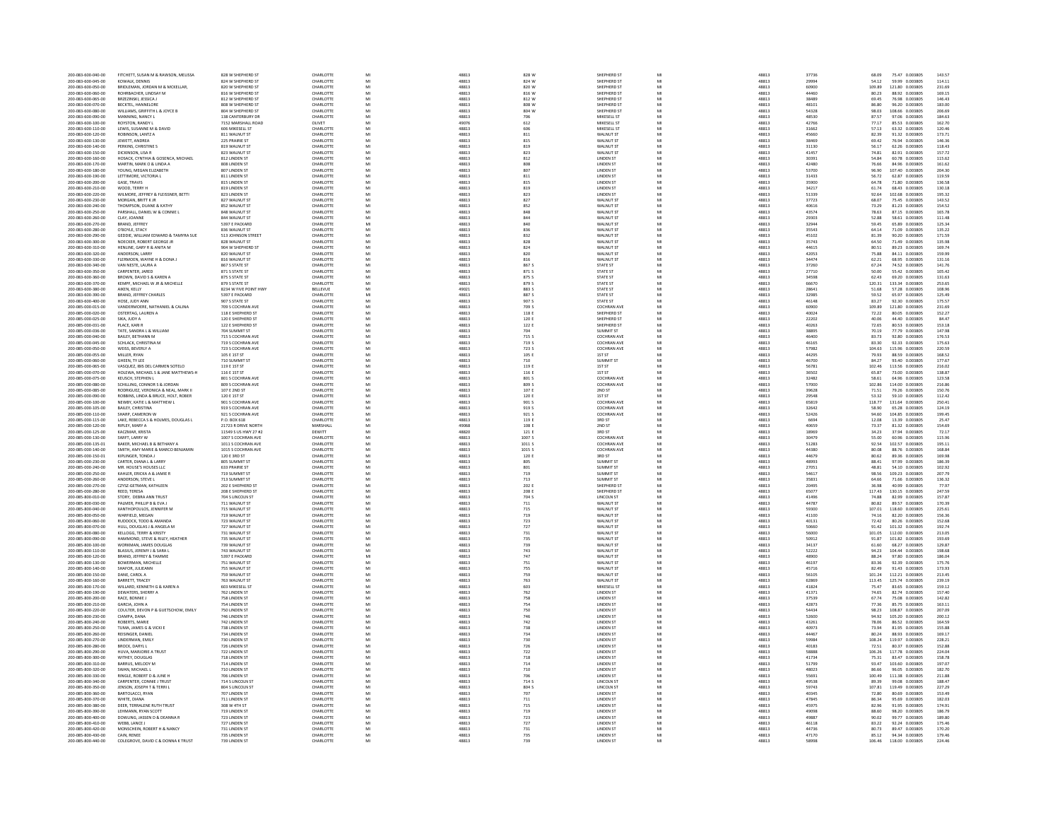| | | | | | | | | | | | | | | | |
|---|---|---|---|---|---|---|---|---|---|---|---|---|---|---|---|
| 200-083-600-040-00 | FITCHETT, SUSAN M & RAWSON, MELISSA | 828 W SHEPHERD ST | CHARLOTTE | MI | 48813 | 828 W | SHEPHERD ST | MI | 48813 | 37736 | 68.09 | 75.47 | 0.003805 | 143.57 |
| 200-083-600-045-00 | KOWALK, DENNIS | 824 W SHEPHERD ST | CHARLOTTE | MI | 48813 | 824 W | SHEPHERD ST | MI | 48813 | 29994 | 54.12 | 59.99 | 0.003805 | 114.11 |
| 200-083-600-050-00 | BRIDLEMAN, JORDAN M & MCKELLAR, | 820 W SHEPHERD ST | CHARLOTTE | MI | 48813 | 820 W | SHEPHERD ST | MI | 48813 | 60900 | 109.89 | 121.80 | 0.003805 | 231.69 |
| 200-083-600-060-00 | ROHRBACHER, LINDSAY M | 816 W SHEPHERD ST | CHARLOTTE | MI | 48813 | 816 W | SHEPHERD ST | MI | 48813 | 44460 | 80.23 | 88.92 | 0.003805 | 169.15 |
| 200-083-600-065-00 | BRZEZINSKI, JESSICA J | 812 W SHEPHERD ST | CHARLOTTE | MI | 48813 | 812 W | SHEPHERD ST | MI | 48813 | 38480 | 69.45 | 76.98 | 0.003805 | 146.43 |
| 200-083-600-070-00 | BECKTEL, HANNELORE | 808 W SHEPHERD ST | CHARLOTTE | MI | 48813 | 808 W | SHEPHERD ST | MI | 48813 | 48101 | 86.80 | 96.20 | 0.003805 | 183.00 |
| 200-083-600-080-00 | WILLIAMS, GRIFFITH L & JOYCE B | 804 W SHEPHERD ST | CHARLOTTE | MI | 48813 | 804 W | SHEPHERD ST | MI | 48813 | 54328 | 98.03 | 108.66 | 0.003805 | 206.69 |
| 200-083-600-090-00 | MANNING, NANCY L | 138 CANTERBURY DR | CHARLOTTE | MI | 48813 | 706 | MIKESELL ST | MI | 48813 | 48530 | 87.57 | 97.06 | 0.003805 | 184.63 |
| 200-083-600-100-00 | ROYSTON, RANDY L | 7152 MARSHALL ROAD | OLIVET | MI | 49076 | 612 | MIKESELL ST | MI | 48813 | 42766 | 77.17 | 85.53 | 0.003805 | 162.70 |
| 200-083-600-110-00 | LEWIS, SUSANNE M & DAVID | 606 MIKESELL ST | CHARLOTTE | MI | 48813 | 606 | MIKESELL ST | MI | 48813 | 31662 | 57.13 | 63.32 | 0.003805 | 120.46 |
| 200-083-600-120-00 | ROBINSON, LANTZ A | 811 WALNUT ST | CHARLOTTE | MI | 48813 | 811 | WALNUT ST | MI | 48813 | 45660 | 82.39 | 91.32 | 0.003805 | 173.71 |
| 200-083-600-130-00 | JEWETT, ANDREA | 225 PRAIRIE ST | CHARLOTTE | MI | 48813 | 815 | WALNUT ST | MI | 48813 | 38469 | 69.42 | 76.94 | 0.003805 | 146.36 |
| 200-083-600-140-00 | PERKINS, CHRISTINE S | 819 WALNUT ST | CHARLOTTE | MI | 48813 | 819 | WALNUT ST | MI | 48813 | 31130 | 56.17 | 62.26 | 0.003805 | 118.43 |
| 200-083-600-150-00 | DICKINSON, LISA R | 823 WALNUT ST | CHARLOTTE | MI | 48813 | 823 | WALNUT ST | MI | 48813 | 41457 | 74.81 | 82.91 | 0.003805 | 157.72 |
| 200-083-600-160-00 | HOSACK, CYNTHIA & GOSENCA, MICHAEL | 812 LINDEN ST | CHARLOTTE | MI | 48813 | 812 | LINDEN ST | MI | 48813 | 30391 | 54.84 | 60.78 | 0.003805 | 115.62 |
| 200-083-600-170-00 | MARTIN, MARK O & LINDA A | 808 LINDEN ST | CHARLOTTE | MI | 48813 | 808 | LINDEN ST | MI | 48813 | 42480 | 76.66 | 84.96 | 0.003805 | 161.62 |
| 200-083-600-180-00 | YOUNG, MEGAN ELIZABETH | 807 LINDEN ST | CHARLOTTE | MI | 48813 | 807 | LINDEN ST | MI | 48813 | 53700 | 96.90 | 107.40 | 0.003805 | 204.30 |
| 200-083-600-190-00 | LETTMORE, VICTORIA L | 811 LINDEN ST | CHARLOTTE | MI | 48813 | 811 | LINDEN ST | MI | 48813 | 31433 | 56.72 | 62.87 | 0.003805 | 119.59 |
| 200-083-600-200-00 | GASE, TRAVIS | 815 LINDEN ST | CHARLOTTE | MI | 48813 | 815 | LINDEN ST | MI | 48813 | 35900 | 64.78 | 71.80 | 0.003805 | 136.58 |
| 200-083-600-210-00 | WOOD, TERRY H | 819 LINDEN ST | CHARLOTTE | MI | 48813 | 819 | LINDEN ST | MI | 48813 | 34217 | 61.74 | 68.43 | 0.003805 | 130.18 |
| 200-083-600-220-00 | WILMORE, JEFFREY & FLEISSNER, BETTI | 823 LINDEN ST | CHARLOTTE | MI | 48813 | 823 | LINDEN ST | MI | 48813 | 51339 | 92.64 | 102.68 | 0.003805 | 195.32 |
| 200-083-600-230-00 | MORGAN, BRITT K JR | 827 WALNUT ST | CHARLOTTE | MI | 48813 | 827 | WALNUT ST | MI | 48813 | 37723 | 68.07 | 75.45 | 0.003805 | 143.52 |
| 200-083-600-240-00 | THOMPSON, DUANE & KATHY | 852 WALNUT ST | CHARLOTTE | MI | 48813 | 852 | WALNUT ST | MI | 48813 | 40616 | 73.29 | 81.23 | 0.003805 | 154.52 |
| 200-083-600-250-00 | PARSHALL, DANIEL W & CONNIE L | 848 WALNUT ST | CHARLOTTE | MI | 48813 | 848 | WALNUT ST | MI | 48813 | 43574 | 78.63 | 87.15 | 0.003805 | 165.78 |
| 200-083-600-260-00 | CLAY, JOANNE | 844 WALNUT ST | CHARLOTTE | MI | 48813 | 844 | WALNUT ST | MI | 48813 | 29303 | 52.88 | 58.61 | 0.003805 | 111.48 |
| 200-083-600-270-00 | BRAND, JEFFREY | 5397 E PACKARD | CHARLOTTE | MI | 48813 | 840 | WALNUT ST | MI | 48813 | 32944 | 59.45 | 65.89 | 0.003805 | 125.34 |
| 200-083-600-280-00 | O'BOYLE, STACY | 836 WALNUT ST | CHARLOTTE | MI | 48813 | 836 | WALNUT ST | MI | 48813 | 35543 | 64.14 | 71.09 | 0.003805 | 135.22 |
| 200-083-600-290-00 | GEDDIE, WILLIAM EDWARD & TAMYRA SUE | 513 JOHNSON STREET | CHARLOTTE | MI | 48813 | 832 | WALNUT ST | MI | 48813 | 45102 | 81.39 | 90.20 | 0.003805 | 171.59 |
| 200-083-600-300-00 | NOECKER, ROBERT GEORGE JR | 828 WALNUT ST | CHARLOTTE | MI | 48813 | 828 | WALNUT ST | MI | 48813 | 35743 | 64.50 | 71.49 | 0.003805 | 135.98 |
| 200-083-600-310-00 | HENLINE, GARY R & ANITA M | 904 W SHEPHERD ST | CHARLOTTE | MI | 48813 | 824 | WALNUT ST | MI | 48813 | 44615 | 80.51 | 89.23 | 0.003805 | 169.74 |
| 200-083-600-320-00 | ANDERSON, LARRY | 820 WALNUT ST | CHARLOTTE | MI | 48813 | 820 | WALNUT ST | MI | 48813 | 42053 | 75.88 | 84.11 | 0.003805 | 159.99 |
| 200-083-600-330-00 | FLERMOEN, WAYNE H & DONA J | 816 WALNUT ST | CHARLOTTE | MI | 48813 | 816 | WALNUT ST | MI | 48813 | 34474 | 62.21 | 68.95 | 0.003805 | 131.16 |
| 200-083-600-340-00 | VAN NESTE, LAURA A | 867 S STATE ST | CHARLOTTE | MI | 48813 | 867 S | STATE ST | MI | 48813 | 37260 | 67.24 | 74.52 | 0.003805 | 141.76 |
| 200-083-600-350-00 | CARPENTER, JARED | 871 S STATE ST | CHARLOTTE | MI | 48813 | 871 S | STATE ST | MI | 48813 | 27710 | 50.00 | 55.42 | 0.003805 | 105.42 |
| 200-083-600-360-00 | BROWN, DAVID S & KAREN A | 875 S STATE ST | CHARLOTTE | MI | 48813 | 875 S | STATE ST | MI | 48813 | 34598 | 62.43 | 69.20 | 0.003805 | 131.63 |
| 200-083-600-370-00 | KEMPF, MICHAEL W JR & MICHELLE | 879 S STATE ST | CHARLOTTE | MI | 48813 | 879 S | STATE ST | MI | 48813 | 66670 | 120.31 | 133.34 | 0.003805 | 253.65 |
| 200-083-600-380-00 | AIKEN, KELLY | 8234 W FIVE POINT HWY | BELLEVUE | MI | 49021 | 883 S | STATE ST | MI | 48813 | 28641 | 51.68 | 57.28 | 0.003805 | 108.96 |
| 200-083-600-390-00 | BRAND, JEFFREY CHARLES | 5397 E PACKARD | CHARLOTTE | MI | 48813 | 887 S | STATE ST | MI | 48813 | 32985 | 59.52 | 65.97 | 0.003805 | 125.49 |
| 200-083-600-400-00 | HOSE, JUDY ANN | 907 S STATE ST | CHARLOTTE | MI | 48813 | 907 S | STATE ST | MI | 48813 | 46148 | 83.27 | 92.30 | 0.003805 | 175.57 |
| 200-085-000-015-00 | VANDERMOERE, NATHANIEL & CALINA | 709 S COCHRAN AVE | CHARLOTTE | MI | 48813 | 709 S | COCHRAN AVE | MI | 48813 | 60900 | 109.89 | 121.80 | 0.003805 | 231.69 |
| 200-085-000-020-00 | OSTERTAG, LAUREN A | 118 E SHEPHERD ST | CHARLOTTE | MI | 48813 | 118 E | SHEPHERD ST | MI | 48813 | 40024 | 72.22 | 80.05 | 0.003805 | 152.27 |
| 200-085-000-025-00 | SIKA, JUDY A | 120 E SHEPHERD ST | CHARLOTTE | MI | 48813 | 120 E | SHEPHERD ST | MI | 48813 | 22202 | 40.06 | 44.40 | 0.003805 | 84.47 |
| 200-085-000-031-00 | PLACE, KARI R | 122 E SHEPHERD ST | CHARLOTTE | MI | 48813 | 122 E | SHEPHERD ST | MI | 48813 | 40263 | 72.65 | 80.53 | 0.003805 | 153.18 |
| 200-085-000-036-00 | TATE, SANDRA L & WILLIAM | 704 SUMMIT ST | CHARLOTTE | MI | 48813 | 704 | SUMMIT ST | MI | 48813 | 38895 | 70.19 | 77.79 | 0.003805 | 147.98 |
| 200-085-000-040-00 | BAILEY, BETHANN M | 715 S COCHRAN AVE | CHARLOTTE | MI | 48813 | 715 S | COCHRAN AVE | MI | 48813 | 46400 | 83.73 | 92.80 | 0.003805 | 176.53 |
| 200-085-000-045-00 | SCHLACK, CHRISTINA M | 719 S COCHRAN AVE | CHARLOTTE | MI | 48813 | 719 S | COCHRAN AVE | MI | 48813 | 46165 | 83.30 | 92.33 | 0.003805 | 175.63 |
| 200-085-000-050-00 | WEISS, BEVERLY A | 723 S COCHRAN AVE | CHARLOTTE | MI | 48813 | 723 S | COCHRAN AVE | MI | 48813 | 57982 | 104.63 | 115.96 | 0.003805 | 220.59 |
| 200-085-000-055-00 | MILLER, RYAN | 105 E 1ST ST | CHARLOTTE | MI | 48813 | 105 E | 1ST ST | MI | 48813 | 44295 | 79.93 | 88.59 | 0.003805 | 168.52 |
| 200-085-000-060-00 | GHEEN, TY LEE | 710 SUMMIT ST | CHARLOTTE | MI | 48813 | 710 | SUMMIT ST | MI | 48813 | 46700 | 84.27 | 93.40 | 0.003805 | 177.67 |
| 200-085-000-065-00 | VASQUEZ, IBIS DEL CARMEN SOTELO | 119 E 1ST ST | CHARLOTTE | MI | 48813 | 119 E | 1ST ST | MI | 48813 | 56781 | 102.46 | 113.56 | 0.003805 | 216.02 |
| 200-085-000-070-00 | HOLEWA, MICHAEL S & JANE MATTHEWS-H | 116 E 1ST ST | CHARLOTTE | MI | 48813 | 116 E | 1ST ST | MI | 48813 | 36502 | 65.87 | 73.00 | 0.003805 | 138.87 |
| 200-085-000-075-00 | KEUSCH, STEPHEN L | 801 S COCHRAN AVE | CHARLOTTE | MI | 48813 | 801 S | COCHRAN AVE | MI | 48813 | 32482 | 58.61 | 64.96 | 0.003805 | 123.58 |
| 200-085-000-080-00 | SCHILLING, CONNOR S & JORDAN | 809 S COCHRAN AVE | CHARLOTTE | MI | 48813 | 809 S | COCHRAN AVE | MI | 48813 | 57000 | 102.86 | 114.00 | 0.003805 | 216.86 |
| 200-085-000-085-00 | RODRIGUEZ, VERONICA & NEAL, MARK II | 107 E 2ND ST | CHARLOTTE | MI | 48813 | 107 E | 2ND ST | MI | 48813 | 39628 | 71.51 | 79.26 | 0.003805 | 150.76 |
| 200-085-000-090-00 | ROBBINS, LINDA & BRUCE, HOLT, ROBER | 120 E 1ST ST | CHARLOTTE | MI | 48813 | 120 E | 1ST ST | MI | 48813 | 29548 | 53.32 | 59.10 | 0.003805 | 112.42 |
| 200-085-000-100-00 | NEWBY, KATIE L & MATTHEW L | 901 S COCHRAN AVE | CHARLOTTE | MI | 48813 | 901 S | COCHRAN AVE | MI | 48813 | 65819 | 118.77 | 131.64 | 0.003805 | 250.41 |
| 200-085-000-105-00 | BAILEY, CHRISTINA | 919 S COCHRAN AVE | CHARLOTTE | MI | 48813 | 919 S | COCHRAN AVE | MI | 48813 | 32642 | 58.90 | 65.28 | 0.003805 | 124.19 |
| 200-085-000-110-00 | SHARP, CAMERON W | 921 S COCHRAN AVE | CHARLOTTE | MI | 48813 | 921 S | COCHRAN AVE | MI | 48813 | 52426 | 94.60 | 104.85 | 0.003805 | 199.45 |
| 200-085-000-115-00 | LAKE, REBECCA S & HOLMES, DOUGLAS L | P.O. BOX 618 | CHARLOTTE | MI | 48813 | 119 E | 3RD ST | MI | 48813 | 6694 | 12.08 | 13.39 | 0.003805 | 25.47 |
| 200-085-000-120-00 | RIPLEY, MARY A | 21723 R DRIVE NORTH | MARSHALL | MI | 49068 | 108 E | 2ND ST | MI | 48813 | 40659 | 73.37 | 81.32 | 0.003805 | 154.69 |
| 200-085-000-125-00 | KACZMAR, KRISTA | 11549 S US HWY 27 #2 | DEWITT | MI | 48820 | 121 E | 3RD ST | MI | 48813 | 18969 | 34.23 | 37.94 | 0.003805 | 72.17 |
| 200-085-000-130-00 | SWIFT, LARRY W | 1007 S COCHRAN AVE | CHARLOTTE | MI | 48813 | 1007 S | COCHRAN AVE | MI | 48813 | 30479 | 55.00 | 60.96 | 0.003805 | 115.96 |
| 200-085-000-135-01 | BAKER, MICHAEL B & BETHANY A | 1011 S COCHRAN AVE | CHARLOTTE | MI | 48813 | 1011 S | COCHRAN AVE | MI | 48813 | 51283 | 92.54 | 102.57 | 0.003805 | 195.11 |
| 200-085-000-140-00 | SMITH, AMY MARIE & MARCO BENJAMIN | 1015 S COCHRAN AVE | CHARLOTTE | MI | 48813 | 1015 S | COCHRAN AVE | MI | 48813 | 44380 | 80.08 | 88.76 | 0.003805 | 168.84 |
| 200-085-000-150-01 | KIPLINGER, TONDA J | 120 E 3RD ST | CHARLOTTE | MI | 48813 | 120 E | 3RD ST | MI | 48813 | 44679 | 80.62 | 89.36 | 0.003805 | 169.98 |
| 200-085-000-230-00 | CARTER, DIANA L & LARRY | 805 SUMMIT ST | CHARLOTTE | MI | 48813 | 805 | SUMMIT ST | MI | 48813 | 48993 | 88.41 | 97.99 | 0.003805 | 186.39 |
| 200-085-000-240-00 | MR. HOUSE'S HOUSES LLC | 633 PRAIRIE ST | CHARLOTTE | MI | 48813 | 801 | SUMMIT ST | MI | 48813 | 27051 | 48.81 | 54.10 | 0.003805 | 102.92 |
| 200-085-000-250-00 | KAHLER, ERICKA A & JAMIE R | 719 SUMMIT ST | CHARLOTTE | MI | 48813 | 719 | SUMMIT ST | MI | 48813 | 54617 | 98.56 | 109.23 | 0.003805 | 207.79 |
| 200-085-000-260-00 | ANDERSON, STEVE L | 713 SUMMIT ST | CHARLOTTE | MI | 48813 | 713 | SUMMIT ST | MI | 48813 | 35831 | 64.66 | 71.66 | 0.003805 | 136.32 |
| 200-085-000-270-00 | CZYSZ-GETMAN, KATHLEEN | 202 E SHEPHERD ST | CHARLOTTE | MI | 48813 | 202 E | SHEPHERD ST | MI | 48813 | 20495 | 36.98 | 40.99 | 0.003805 | 77.97 |
| 200-085-000-280-00 | REED, TERESA | 208 E SHEPHERD ST | CHARLOTTE | MI | 48813 | 208 E | SHEPHERD ST | MI | 48813 | 65077 | 117.43 | 130.15 | 0.003805 | 247.59 |
| 200-085-800-010-00 | STORY, DEBRA ANN TRUST | 704 S LINCOLN ST | CHARLOTTE | MI | 48813 | 704 S | LINCOLN ST | MI | 48813 | 41496 | 74.88 | 82.99 | 0.003805 | 157.87 |
| 200-085-800-030-00 | PALMER, PHILLIP B & EVA J | 711 WALNUT ST | CHARLOTTE | MI | 48813 | 711 | WALNUT ST | MI | 48813 | 44787 | 80.82 | 89.57 | 0.003805 | 170.39 |
| 200-085-800-040-00 | XANTHOPOULOS, JENNIFER M | 715 WALNUT ST | CHARLOTTE | MI | 48813 | 715 | WALNUT ST | MI | 48813 | 59300 | 107.01 | 118.60 | 0.003805 | 225.61 |
| 200-085-800-050-00 | WARFIELD, MEGAN | 719 WALNUT ST | CHARLOTTE | MI | 48813 | 719 | WALNUT ST | MI | 48813 | 41100 | 74.16 | 82.20 | 0.003805 | 156.36 |
| 200-085-800-060-00 | RUDDOCK, TODD & AMANDA | 723 WALNUT ST | CHARLOTTE | MI | 48813 | 723 | WALNUT ST | MI | 48813 | 40131 | 72.42 | 80.26 | 0.003805 | 152.68 |
| 200-085-800-070-00 | HULL, DOUGLAS J & ANGELA M | 727 WALNUT ST | CHARLOTTE | MI | 48813 | 727 | WALNUT ST | MI | 48813 | 50660 | 91.42 | 101.32 | 0.003805 | 192.74 |
| 200-085-800-080-00 | KELLOGG, TERRY & KRISTY | 731 WALNUT ST | CHARLOTTE | MI | 48813 | 731 | WALNUT ST | MI | 48813 | 56000 | 101.05 | 112.00 | 0.003805 | 213.05 |
| 200-085-800-090-00 | HAMMOND, STEVE & RILEY, HEATHER | 735 WALNUT ST | CHARLOTTE | MI | 48813 | 735 | WALNUT ST | MI | 48813 | 50912 | 91.87 | 101.82 | 0.003805 | 193.69 |
| 200-085-800-100-00 | WORKMAN, JAMES DOUGLAS | 739 WALNUT ST | CHARLOTTE | MI | 48813 | 739 | WALNUT ST | MI | 48813 | 34137 | 61.60 | 68.27 | 0.003805 | 129.87 |
| 200-085-800-110-00 | BLASIUS, JEREMY J & SARA L | 743 WALNUT ST | CHARLOTTE | MI | 48813 | 743 | WALNUT ST | MI | 48813 | 52222 | 94.23 | 104.44 | 0.003805 | 198.68 |
| 200-085-800-120-00 | BRAND, JEFFREY & TAMMIE | 5397 E PACKARD | CHARLOTTE | MI | 48813 | 747 | WALNUT ST | MI | 48813 | 48900 | 88.24 | 97.80 | 0.003805 | 186.04 |
| 200-085-800-130-00 | BOWERMAN, MICHELLE | 751 WALNUT ST | CHARLOTTE | MI | 48813 | 751 | WALNUT ST | MI | 48813 | 46197 | 83.36 | 92.39 | 0.003805 | 175.76 |
| 200-085-800-140-00 | SHAFOR, JULIEANN | 755 WALNUT ST | CHARLOTTE | MI | 48813 | 755 | WALNUT ST | MI | 48813 | 45716 | 82.49 | 91.43 | 0.003805 | 173.93 |
| 200-085-800-150-00 | DANE, CAROL A | 759 WALNUT ST | CHARLOTTE | MI | 48813 | 759 | WALNUT ST | MI | 48813 | 56105 | 101.24 | 112.21 | 0.003805 | 213.45 |
| 200-085-800-160-00 | BARRETT, TRACEY | 763 WALNUT ST | CHARLOTTE | MI | 48813 | 763 | WALNUT ST | MI | 48813 | 62869 | 113.45 | 125.74 | 0.003805 | 239.19 |
| 200-085-800-170-00 | WILLARD, KENNETH G & KAREN A | 603 MIKESELL ST | CHARLOTTE | MI | 48813 | 603 | MIKESELL ST | MI | 48813 | 41824 | 75.47 | 83.65 | 0.003805 | 159.12 |
| 200-085-800-190-00 | DEWATERS, SHERRY A | 762 LINDEN ST | CHARLOTTE | MI | 48813 | 762 | LINDEN ST | MI | 48813 | 41371 | 74.65 | 82.74 | 0.003805 | 157.40 |
| 200-085-800-200-00 | RACE, BONNIE J | 758 LINDEN ST | CHARLOTTE | MI | 48813 | 758 | LINDEN ST | MI | 48813 | 37539 | 67.74 | 75.08 | 0.003805 | 142.82 |
| 200-085-800-210-00 | GARCIA, JOHN A | 754 LINDEN ST | CHARLOTTE | MI | 48813 | 754 | LINDEN ST | MI | 48813 | 42873 | 77.36 | 85.75 | 0.003805 | 163.11 |
| 200-085-800-220-00 | COULTER, DEVON P & GUETSCHOW, EMILY | 750 LINDEN ST | CHARLOTTE | MI | 48813 | 750 | LINDEN ST | MI | 48813 | 54434 | 98.23 | 108.87 | 0.003805 | 207.09 |
| 200-085-800-230-00 | CIAMPA, DANA | 746 LINDEN ST | CHARLOTTE | MI | 48813 | 746 | LINDEN ST | MI | 48813 | 52600 | 94.92 | 105.20 | 0.003805 | 200.12 |
| 200-085-800-240-00 | ROBERTS, MARIE | 742 LINDEN ST | CHARLOTTE | MI | 48813 | 742 | LINDEN ST | MI | 48813 | 43261 | 78.06 | 86.52 | 0.003805 | 164.59 |
| 200-085-800-250-00 | TUMA, JAMES G & VICKI E | 738 LINDEN ST | CHARLOTTE | MI | 48813 | 738 | LINDEN ST | MI | 48813 | 40973 | 73.94 | 81.95 | 0.003805 | 155.88 |
| 200-085-800-260-00 | REISINGER, DANIEL | 734 LINDEN ST | CHARLOTTE | MI | 48813 | 734 | LINDEN ST | MI | 48813 | 44467 | 80.24 | 88.93 | 0.003805 | 169.17 |
| 200-085-800-270-00 | LINDERMAN, EMILY | 730 LINDEN ST | CHARLOTTE | MI | 48813 | 730 | LINDEN ST | MI | 48813 | 59984 | 108.24 | 119.97 | 0.003805 | 228.21 |
| 200-085-800-280-00 | BROCK, DARYL L | 726 LINDEN ST | CHARLOTTE | MI | 48813 | 726 | LINDEN ST | MI | 48813 | 40183 | 72.51 | 80.37 | 0.003805 | 152.88 |
| 200-085-800-290-00 | HUVA, MARJORIE A TRUST | 722 LINDEN ST | CHARLOTTE | MI | 48813 | 722 | LINDEN ST | MI | 48813 | 58888 | 106.26 | 117.78 | 0.003805 | 224.04 |
| 200-085-800-300-00 | WITHEY, DOUGLAS | 718 LINDEN ST | CHARLOTTE | MI | 48813 | 718 | LINDEN ST | MI | 48813 | 41734 | 75.31 | 83.47 | 0.003805 | 158.78 |
| 200-085-800-310-00 | BARRUS, MELODY M | 714 LINDEN ST | CHARLOTTE | MI | 48813 | 714 | LINDEN ST | MI | 48813 | 51799 | 93.47 | 103.60 | 0.003805 | 197.07 |
| 200-085-800-320-00 | SWAN, MICHAEL L | 710 LINDEN ST | CHARLOTTE | MI | 48813 | 710 | LINDEN ST | MI | 48813 | 48023 | 86.66 | 96.05 | 0.003805 | 182.70 |
| 200-085-800-330-00 | RINGLE, ROBERT D & JUNE H | 706 LINDEN ST | CHARLOTTE | MI | 48813 | 706 | LINDEN ST | MI | 48813 | 55691 | 100.49 | 111.38 | 0.003805 | 211.88 |
| 200-085-800-340-00 | CARPENTER, CONNIE J TRUST | 714 S LINCOLN ST | CHARLOTTE | MI | 48813 | 714 S | LINCOLN ST | MI | 48813 | 49538 | 89.39 | 99.08 | 0.003805 | 188.47 |
| 200-085-800-350-00 | JENSON, JOSEPH T & TERRI L | 804 S LINCOLN ST | CHARLOTTE | MI | 48813 | 804 S | LINCOLN ST | MI | 48813 | 59743 | 107.81 | 119.49 | 0.003805 | 227.29 |
| 200-085-800-360-00 | BARTOLACCI, RYAN | 707 LINDEN ST | CHARLOTTE | MI | 48813 | 707 | LINDEN ST | MI | 48813 | 40345 | 72.80 | 80.69 | 0.003805 | 153.49 |
| 200-085-800-370-00 | WHITE, DIANA | 711 LINDEN ST | CHARLOTTE | MI | 48813 | 711 | LINDEN ST | MI | 48813 | 47845 | 86.34 | 95.69 | 0.003805 | 182.03 |
| 200-085-800-380-00 | DEER, TERRALENE RUTH TRUST | 308 W 4TH ST | CHARLOTTE | MI | 48813 | 715 | LINDEN ST | MI | 48813 | 45975 | 82.96 | 91.95 | 0.003805 | 174.91 |
| 200-085-800-390-00 | LEHMANN, RYAN SCOTT | 719 LINDEN ST | CHARLOTTE | MI | 48813 | 719 | LINDEN ST | MI | 48813 | 49098 | 88.60 | 98.20 | 0.003805 | 186.79 |
| 200-085-800-400-00 | DOWLING, JASSEN O & DEANNA R | 723 LINDEN ST | CHARLOTTE | MI | 48813 | 723 | LINDEN ST | MI | 48813 | 49887 | 90.02 | 99.77 | 0.003805 | 189.80 |
| 200-085-800-410-00 | WEBB, LANCE J | 727 LINDEN ST | CHARLOTTE | MI | 48813 | 727 | LINDEN ST | MI | 48813 | 46118 | 83.22 | 92.24 | 0.003805 | 175.46 |
| 200-085-800-420-00 | MONSCHEIN, ROBERT H & NANCY | 731 LINDEN ST | CHARLOTTE | MI | 48813 | 731 | LINDEN ST | MI | 48813 | 44736 | 80.73 | 89.47 | 0.003805 | 170.20 |
| 200-085-800-430-00 | CAIN, RENEE | 735 LINDEN ST | CHARLOTTE | MI | 48813 | 735 | LINDEN ST | MI | 48813 | 47170 | 85.12 | 94.34 | 0.003805 | 179.46 |
| 200-085-800-440-00 | COLEGROVE, DAVID C & DONNA K TRUST | 739 LINDEN ST | CHARLOTTE | MI | 48813 | 739 | LINDEN ST | MI | 48813 | 58998 | 106.46 | 118.00 | 0.003805 | 224.46 |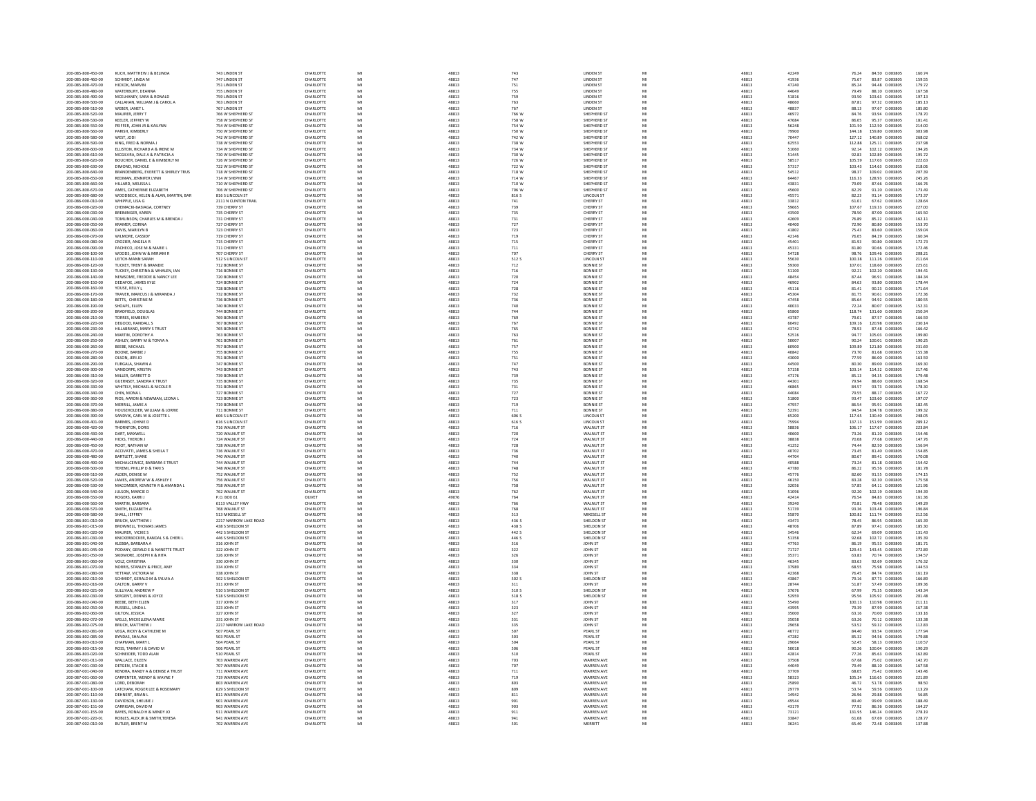| | | | | | | | | | | | | | | | |
|---|---|---|---|---|---|---|---|---|---|---|---|---|---|---|---|
| 200-085-800-450-00 | KUCH, MATTHEW J & BELINDA | 743 LINDEN ST | CHARLOTTE | MI | 48813 | 743 | LINDEN ST | MI | 48813 | 42249 | 76.24 | 84.50 | 0.003805 | 160.74 |
| 200-085-800-460-00 | SCHMIDT, LINDA M | 747 LINDEN ST | CHARLOTTE | MI | 48813 | 747 | LINDEN ST | MI | 48813 | 41936 | 75.67 | 83.87 | 0.003805 | 159.55 |
| 200-085-800-470-00 | HICKOK, MARVIN | 751 LINDEN ST | CHARLOTTE | MI | 48813 | 751 | LINDEN ST | MI | 48813 | 47240 | 85.24 | 94.48 | 0.003805 | 179.72 |
| 200-085-800-480-00 | WATERBURY, DEANNA | 755 LINDEN ST | CHARLOTTE | MI | 48813 | 755 | LINDEN ST | MI | 48813 | 44049 | 79.49 | 88.10 | 0.003805 | 167.58 |
| 200-085-800-490-00 | MCELHANEY, SARA & RONALD | 759 LINDEN ST | CHARLOTTE | MI | 48813 | 759 | LINDEN ST | MI | 48813 | 51816 | 93.50 | 103.63 | 0.003805 | 197.13 |
| 200-085-800-500-00 | CALLAHAN, WILLIAM J & CAROL A | 763 LINDEN ST | CHARLOTTE | MI | 48813 | 763 | LINDEN ST | MI | 48813 | 48660 | 87.81 | 97.32 | 0.003805 | 185.13 |
| 200-085-800-510-00 | WEBER, JANET L | 767 LINDEN ST | CHARLOTTE | MI | 48813 | 767 | LINDEN ST | MI | 48813 | 48837 | 88.13 | 97.67 | 0.003805 | 185.80 |
| 200-085-800-520-00 | MAURER, JERRY T | 766 W SHEPHERD ST | CHARLOTTE | MI | 48813 | 766 W | SHEPHERD ST | MI | 48813 | 46972 | 84.76 | 93.94 | 0.003805 | 178.70 |
| 200-085-800-530-00 | KEELER, JEFFREY W | 758 W SHEPHERD ST | CHARLOTTE | MI | 48813 | 758 W | SHEPHERD ST | MI | 48813 | 47684 | 86.05 | 95.37 | 0.003805 | 181.41 |
| 200-085-800-550-00 | PFEIFFER, JOHN JR & KAILYNN | 754 W SHEPHERD ST | CHARLOTTE | MI | 48813 | 754 W | SHEPHERD ST | MI | 48813 | 56248 | 101.50 | 112.50 | 0.003805 | 214.00 |
| 200-085-800-560-00 | PARISH, KIMBERLY | 750 W SHEPHERD ST | CHARLOTTE | MI | 48813 | 750 W | SHEPHERD ST | MI | 48813 | 79900 | 144.18 | 159.80 | 0.003805 | 303.98 |
| 200-085-800-580-00 | WEST, JODI | 742 W SHEPHERD ST | CHARLOTTE | MI | 48813 | 742 W | SHEPHERD ST | MI | 48813 | 70447 | 127.12 | 140.89 | 0.003805 | 268.02 |
| 200-085-800-590-00 | KING, FRED & NORMA J | 738 W SHEPHERD ST | CHARLOTTE | MI | 48813 | 738 W | SHEPHERD ST | MI | 48813 | 62553 | 112.88 | 125.11 | 0.003805 | 237.98 |
| 200-085-800-600-00 | ELLISTON, RICHARD A & IRENE M | 734 W SHEPHERD ST | CHARLOTTE | MI | 48813 | 734 W | SHEPHERD ST | MI | 48813 | 51060 | 92.14 | 102.12 | 0.003805 | 194.26 |
| 200-085-800-610-00 | MCGILVRA, DALE A & PATRICIA A | 730 W SHEPHERD ST | CHARLOTTE | MI | 48813 | 730 W | SHEPHERD ST | MI | 48813 | 51445 | 92.83 | 102.89 | 0.003805 | 195.72 |
| 200-085-800-620-00 | BOUCHER, DANIEL E & KIMBERLY M | 726 W SHEPHERD ST | CHARLOTTE | MI | 48813 | 726 W | SHEPHERD ST | MI | 48813 | 58517 | 105.59 | 117.03 | 0.003805 | 222.63 |
| 200-085-800-630-00 | DIMOND, NICHOLE | 722 W SHEPHERD ST | CHARLOTTE | MI | 48813 | 722 W | SHEPHERD ST | MI | 48813 | 57317 | 103.43 | 114.63 | 0.003805 | 218.06 |
| 200-085-800-640-00 | BRANDENBERG, EVERETT & SHIRLEY TRUS | 718 W SHEPHERD ST | CHARLOTTE | MI | 48813 | 718 W | SHEPHERD ST | MI | 48813 | 54512 | 98.37 | 109.02 | 0.003805 | 207.39 |
| 200-085-800-650-00 | REDMAN, JENNIFER LYNN | 714 W SHEPHERD ST | CHARLOTTE | MI | 48813 | 714 W | SHEPHERD ST | MI | 48813 | 64467 | 116.33 | 128.93 | 0.003805 | 245.26 |
| 200-085-800-660-00 | HILLARD, MELISSA L | 710 W SHEPHERD ST | CHARLOTTE | MI | 48813 | 710 W | SHEPHERD ST | MI | 48813 | 43831 | 79.09 | 87.66 | 0.003805 | 166.76 |
| 200-085-800-670-00 | AMES, CATHERINE ELIZABETH | 706 W SHEPHERD ST | CHARLOTTE | MI | 48813 | 706 W | SHEPHERD ST | MI | 48813 | 45600 | 82.29 | 91.20 | 0.003805 | 173.49 |
| 200-085-800-680-00 | WOODBECK, HELEN & ALAN, MARTIN, BAR | 816 S LINCOLN ST | CHARLOTTE | MI | 48813 | 816 S | LINCOLN ST | MI | 48813 | 45571 | 82.23 | 91.14 | 0.003805 | 173.37 |
| 200-086-000-010-00 | WHIPPLE, LISA G | 2111 N CLINTON TRAIL | CHARLOTTE | MI | 48813 | 741 | CHERRY ST | MI | 48813 | 33812 | 61.01 | 67.62 | 0.003805 | 128.64 |
| 200-086-000-020-00 | CHEMACKI-BASIAGA, CORTNEY | 739 CHERRY ST | CHARLOTTE | MI | 48813 | 739 | CHERRY ST | MI | 48813 | 59665 | 107.67 | 119.33 | 0.003805 | 227.00 |
| 200-086-000-030-00 | BREININGER, KAREN | 735 CHERRY ST | CHARLOTTE | MI | 48813 | 735 | CHERRY ST | MI | 48813 | 43500 | 78.50 | 87.00 | 0.003805 | 165.50 |
| 200-086-000-040-00 | TOMLINSON, CHARLES M & BRENDA J | 731 CHERRY ST | CHARLOTTE | MI | 48813 | 731 | CHERRY ST | MI | 48813 | 42609 | 76.89 | 85.22 | 0.003805 | 162.11 |
| 200-086-000-050-00 | KRAMER, CORINA | 727 CHERRY ST | CHARLOTTE | MI | 48813 | 727 | CHERRY ST | MI | 48813 | 40400 | 72.90 | 80.80 | 0.003805 | 153.70 |
| 200-086-000-060-00 | DAVIS, MARILYN B | 723 CHERRY ST | CHARLOTTE | MI | 48813 | 723 | CHERRY ST | MI | 48813 | 41802 | 75.43 | 83.60 | 0.003805 | 159.04 |
| 200-086-000-070-00 | WILMORE, CASSIDY | 719 CHERRY ST | CHARLOTTE | MI | 48813 | 719 | CHERRY ST | MI | 48813 | 42146 | 76.05 | 84.29 | 0.003805 | 160.34 |
| 200-086-000-080-00 | CROZIER, ANGELA R | 715 CHERRY ST | CHARLOTTE | MI | 48813 | 715 | CHERRY ST | MI | 48813 | 45401 | 81.93 | 90.80 | 0.003805 | 172.73 |
| 200-086-000-090-00 | PACHECO, JOSE M & MARIE L | 711 CHERRY ST | CHARLOTTE | MI | 48813 | 711 | CHERRY ST | MI | 48813 | 45331 | 81.80 | 90.66 | 0.003805 | 172.46 |
| 200-086-000-100-00 | WOODS, JOHN W & MIRIAM R | 707 CHERRY ST | CHARLOTTE | MI | 48813 | 707 | CHERRY ST | MI | 48813 | 54728 | 98.76 | 109.46 | 0.003805 | 208.21 |
| 200-086-000-110-00 | LEITCH-MANN SARAH | 512 S LINCOLN ST | CHARLOTTE | MI | 48813 | 512 S | LINCOLN ST | MI | 48813 | 55630 | 100.38 | 111.26 | 0.003805 | 211.64 |
| 200-086-000-120-00 | TUCKEY, TRENT & BRANDIE | 712 BONNIE ST | CHARLOTTE | MI | 48813 | 712 | BONNIE ST | MI | 48813 | 59300 | 107.01 | 118.60 | 0.003805 | 225.61 |
| 200-086-000-130-00 | TUCKEY, CHRISTINA & WHALEN, IAN | 716 BONNIE ST | CHARLOTTE | MI | 48813 | 716 | BONNIE ST | MI | 48813 | 51100 | 92.21 | 102.20 | 0.003805 | 194.41 |
| 200-086-000-140-00 | NEWSOME, FREDDIE & NANCY LEE | 720 BONNIE ST | CHARLOTTE | MI | 48813 | 720 | BONNIE ST | MI | 48813 | 48454 | 87.44 | 96.91 | 0.003805 | 184.34 |
| 200-086-000-150-00 | DEDAFOE, JAMES KYLE | 724 BONNIE ST | CHARLOTTE | MI | 48813 | 724 | BONNIE ST | MI | 48813 | 46902 | 84.63 | 93.80 | 0.003805 | 178.44 |
| 200-086-000-160-00 | YOUSE, KELLY L | 728 BONNIE ST | CHARLOTTE | MI | 48813 | 728 | BONNIE ST | MI | 48813 | 45116 | 81.41 | 90.23 | 0.003805 | 171.64 |
| 200-086-000-170-00 | TRAVER, MARCUS J & MIRANDA J | 732 BONNIE ST | CHARLOTTE | MI | 48813 | 732 | BONNIE ST | MI | 48813 | 45304 | 81.75 | 90.61 | 0.003805 | 172.36 |
| 200-086-000-180-00 | BETTS, CHRISTINE M | 736 BONNIE ST | CHARLOTTE | MI | 48813 | 736 | BONNIE ST | MI | 48813 | 47458 | 85.64 | 94.92 | 0.003805 | 180.55 |
| 200-086-000-190-00 | SHOAPS, ELLEN | 740 BONNIE ST | CHARLOTTE | MI | 48813 | 740 | BONNIE ST | MI | 48813 | 40033 | 72.24 | 80.07 | 0.003805 | 152.31 |
| 200-086-000-200-00 | BRADFIELD, DOUGLAS | 744 BONNIE ST | CHARLOTTE | MI | 48813 | 744 | BONNIE ST | MI | 48813 | 65800 | 118.74 | 131.60 | 0.003805 | 250.34 |
| 200-086-000-210-00 | TORRES, KIMBERLY | 769 BONNIE ST | CHARLOTTE | MI | 48813 | 769 | BONNIE ST | MI | 48813 | 43787 | 79.01 | 87.57 | 0.003805 | 166.59 |
| 200-086-000-220-00 | DEGOOD, RANDALL S | 767 BONNIE ST | CHARLOTTE | MI | 48813 | 767 | BONNIE ST | MI | 48813 | 60492 | 109.16 | 120.98 | 0.003805 | 230.14 |
| 200-086-000-230-00 | HILLABRAND, MARY S TRUST | 765 BONNIE ST | CHARLOTTE | MI | 48813 | 765 | BONNIE ST | MI | 48813 | 43742 | 78.93 | 87.48 | 0.003805 | 166.42 |
| 200-086-000-240-00 | MARTIN, DOROTHY A | 763 BONNIE ST | CHARLOTTE | MI | 48813 | 763 | BONNIE ST | MI | 48813 | 52516 | 94.77 | 105.03 | 0.003805 | 199.80 |
| 200-086-000-250-00 | ASHLEY, BARRY M & TONYA A | 761 BONNIE ST | CHARLOTTE | MI | 48813 | 761 | BONNIE ST | MI | 48813 | 50007 | 90.24 | 100.01 | 0.003805 | 190.25 |
| 200-086-000-260-00 | BEEBE, MICHAEL | 757 BONNIE ST | CHARLOTTE | MI | 48813 | 757 | BONNIE ST | MI | 48813 | 60900 | 109.89 | 121.80 | 0.003805 | 231.69 |
| 200-086-000-270-00 | BOONE, BARBIE J | 755 BONNIE ST | CHARLOTTE | MI | 48813 | 755 | BONNIE ST | MI | 48813 | 40842 | 73.70 | 81.68 | 0.003805 | 155.38 |
| 200-086-000-280-00 | OLSON, JERI JO | 751 BONNIE ST | CHARLOTTE | MI | 48813 | 751 | BONNIE ST | MI | 48813 | 43000 | 77.59 | 86.00 | 0.003805 | 163.59 |
| 200-086-000-290-00 | FURGALA, SHAWN A | 747 BONNIE ST | CHARLOTTE | MI | 48813 | 747 | BONNIE ST | MI | 48813 | 44500 | 80.30 | 89.00 | 0.003805 | 169.30 |
| 200-086-000-300-00 | VANDORPE, KRISTIN | 743 BONNIE ST | CHARLOTTE | MI | 48813 | 743 | BONNIE ST | MI | 48813 | 57158 | 103.14 | 114.32 | 0.003805 | 217.46 |
| 200-086-000-310-00 | MILLER, GARRETT D | 739 BONNIE ST | CHARLOTTE | MI | 48813 | 739 | BONNIE ST | MI | 48813 | 47176 | 85.13 | 94.35 | 0.003805 | 179.48 |
| 200-086-000-320-00 | GUERNSEY, SANDRA K TRUST | 735 BONNIE ST | CHARLOTTE | MI | 48813 | 735 | BONNIE ST | MI | 48813 | 44301 | 79.94 | 88.60 | 0.003805 | 168.54 |
| 200-086-000-330-00 | WHITELY, MICHAEL & NICOLE R | 731 BONNIE ST | CHARLOTTE | MI | 48813 | 731 | BONNIE ST | MI | 48813 | 46865 | 84.57 | 93.73 | 0.003805 | 178.30 |
| 200-086-000-340-00 | CHIN, MONA L | 727 BONNIE ST | CHARLOTTE | MI | 48813 | 727 | BONNIE ST | MI | 48813 | 44084 | 79.55 | 88.17 | 0.003805 | 167.72 |
| 200-086-000-360-00 | RIOS, AARON & NEWMAN, LEONA L | 723 BONNIE ST | CHARLOTTE | MI | 48813 | 723 | BONNIE ST | MI | 48813 | 51800 | 93.47 | 103.60 | 0.003805 | 197.07 |
| 200-086-000-370-00 | MERRILL, JAMIE A | 719 BONNIE ST | CHARLOTTE | MI | 48813 | 719 | BONNIE ST | MI | 48813 | 47957 | 86.54 | 95.91 | 0.003805 | 182.45 |
| 200-086-000-380-00 | HOUSEHOLDER, WILLIAM & LORRIE | 711 BONNIE ST | CHARLOTTE | MI | 48813 | 711 | BONNIE ST | MI | 48813 | 52391 | 94.54 | 104.78 | 0.003805 | 199.32 |
| 200-086-000-390-00 | SANDVIK, CARL W & JOSETTE L | 606 S LINCOLN ST | CHARLOTTE | MI | 48813 | 606 S | LINCOLN ST | MI | 48813 | 65200 | 117.65 | 130.40 | 0.003805 | 248.05 |
| 200-086-000-401-00 | BARMES, JOHNIE D | 616 S LINCOLN ST | CHARLOTTE | MI | 48813 | 616 S | LINCOLN ST | MI | 48813 | 75994 | 137.13 | 151.99 | 0.003805 | 289.12 |
| 200-086-000-420-00 | THORNTON, DORIS | 716 WALNUT ST | CHARLOTTE | MI | 48813 | 716 | WALNUT ST | MI | 48813 | 58836 | 106.17 | 117.67 | 0.003805 | 223.84 |
| 200-086-000-430-00 | DART, MAXWELL | 720 WALNUT ST | CHARLOTTE | MI | 48813 | 720 | WALNUT ST | MI | 48813 | 40600 | 73.26 | 81.20 | 0.003805 | 154.46 |
| 200-086-000-440-00 | HICKS, THERON J | 724 WALNUT ST | CHARLOTTE | MI | 48813 | 724 | WALNUT ST | MI | 48813 | 38838 | 70.08 | 77.68 | 0.003805 | 147.76 |
| 200-086-000-450-00 | ROOT, NATHAN W | 728 WALNUT ST | CHARLOTTE | MI | 48813 | 728 | WALNUT ST | MI | 48813 | 41252 | 74.44 | 82.50 | 0.003805 | 156.94 |
| 200-086-000-470-00 | ACCIVATTI, JAMES & SHEILA T | 736 WALNUT ST | CHARLOTTE | MI | 48813 | 736 | WALNUT ST | MI | 48813 | 40702 | 73.45 | 81.40 | 0.003805 | 154.85 |
| 200-086-000-480-00 | BARTLETT, SHANE | 740 WALNUT ST | CHARLOTTE | MI | 48813 | 740 | WALNUT ST | MI | 48813 | 44704 | 80.67 | 89.41 | 0.003805 | 170.08 |
| 200-086-000-490-00 | MICHALCEWICZ, BARBARA E TRUST | 744 WALNUT ST | CHARLOTTE | MI | 48813 | 744 | WALNUT ST | MI | 48813 | 40588 | 73.24 | 81.18 | 0.003805 | 154.42 |
| 200-086-000-500-00 | TEREMI, PHILLIP D & TARI S | 748 WALNUT ST | CHARLOTTE | MI | 48813 | 748 | WALNUT ST | MI | 48813 | 47780 | 86.22 | 95.56 | 0.003805 | 181.78 |
| 200-086-000-510-00 | ALDEN, DENISE M | 752 WALNUT ST | CHARLOTTE | MI | 48813 | 752 | WALNUT ST | MI | 48813 | 45776 | 82.60 | 91.55 | 0.003805 | 174.15 |
| 200-086-000-520-00 | JAMES, ANDREW W & ASHLEY E | 756 WALNUT ST | CHARLOTTE | MI | 48813 | 756 | WALNUT ST | MI | 48813 | 46150 | 83.28 | 92.30 | 0.003805 | 175.58 |
| 200-086-000-530-00 | MACOMBER, KENNETH R & AMANDA L | 758 WALNUT ST | CHARLOTTE | MI | 48813 | 758 | WALNUT ST | MI | 48813 | 32056 | 57.85 | 64.11 | 0.003805 | 121.96 |
| 200-086-000-540-00 | JULSON, MARCIE D | 762 WALNUT ST | CHARLOTTE | MI | 48813 | 762 | WALNUT ST | MI | 48813 | 51096 | 92.20 | 102.19 | 0.003805 | 194.39 |
| 200-086-000-550-00 | ROGERS, KARRI J | P.O. BOX 61 | OLIVET | MI | 49076 | 764 | WALNUT ST | MI | 48813 | 42414 | 76.54 | 84.83 | 0.003805 | 161.36 |
| 200-086-000-560-00 | MARTIN, BARBARA | 6113 VALLEY HWY | CHARLOTTE | MI | 48813 | 766 | WALNUT ST | MI | 48813 | 39240 | 70.81 | 78.48 | 0.003805 | 149.29 |
| 200-086-000-570-00 | SMITH, ELIZABETH A | 768 WALNUT ST | CHARLOTTE | MI | 48813 | 768 | WALNUT ST | MI | 48813 | 51739 | 93.36 | 103.48 | 0.003805 | 196.84 |
| 200-086-000-580-00 | SHALL, JEFFREY | 513 MIKESELL ST | CHARLOTTE | MI | 48813 | 513 | MIKESELL ST | MI | 48813 | 55870 | 100.82 | 111.74 | 0.003805 | 212.56 |
| 200-086-801-010-00 | BRUCH, MATTHEW J | 2217 NARROW LAKE ROAD | CHARLOTTE | MI | 48813 | 436 S | SHELDON ST | MI | 48813 | 43473 | 78.45 | 86.95 | 0.003805 | 165.39 |
| 200-086-801-015-00 | BROWNELL, THOMAS JAMES | 438 S SHELDON ST | CHARLOTTE | MI | 48813 | 438 S | SHELDON ST | MI | 48813 | 48706 | 87.89 | 97.41 | 0.003805 | 185.30 |
| 200-086-801-020-00 | MAURER, VICKIE S | 442 S SHELDON ST | CHARLOTTE | MI | 48813 | 442 S | SHELDON ST | MI | 48813 | 34546 | 62.34 | 69.09 | 0.003805 | 131.43 |
| 200-086-801-030-00 | KNICKERBOCKER, RANDAL S & CHERI L | 446 S SHELDON ST | CHARLOTTE | MI | 48813 | 446 S | SHELDON ST | MI | 48813 | 51358 | 92.68 | 102.72 | 0.003805 | 195.39 |
| 200-086-801-040-00 | KLEBBA, BARBARA A | 316 JOHN ST | CHARLOTTE | MI | 48813 | 316 | JOHN ST | MI | 48813 | 47763 | 86.19 | 95.53 | 0.003805 | 181.71 |
| 200-086-801-045-00 | PODANY, GERALD E & NANETTE TRUST | 322 JOHN ST | CHARLOTTE | MI | 48813 | 322 | JOHN ST | MI | 48813 | 71727 | 129.43 | 143.45 | 0.003805 | 272.89 |
| 200-086-801-050-00 | SKIDMORE, JOSEPH K & RITA | 326 JOHN ST | CHARLOTTE | MI | 48813 | 326 | JOHN ST | MI | 48813 | 35371 | 63.83 | 70.74 | 0.003805 | 134.57 |
| 200-086-801-060-00 | VOLZ, CHRISTINA | 330 JOHN ST | CHARLOTTE | MI | 48813 | 330 | JOHN ST | MI | 48813 | 46345 | 83.63 | 92.69 | 0.003805 | 176.32 |
| 200-086-801-070-00 | NORRIS, STANLEY & PRICE, AMY | 334 JOHN ST | CHARLOTTE | MI | 48813 | 334 | JOHN ST | MI | 48813 | 37989 | 68.55 | 75.98 | 0.003805 | 144.53 |
| 200-086-801-080-00 | YETTAW, VICTORIA M | 338 JOHN ST | CHARLOTTE | MI | 48813 | 338 | JOHN ST | MI | 48813 | 42368 | 76.45 | 84.74 | 0.003805 | 161.19 |
| 200-086-802-010-00 | SCHMIDT, GERALD M & SYLVIA A | 502 S SHELDON ST | CHARLOTTE | MI | 48813 | 502 S | SHELDON ST | MI | 48813 | 43867 | 79.16 | 87.73 | 0.003805 | 166.89 |
| 200-086-802-016-00 | CALTON, GARRY V | 311 JOHN ST | CHARLOTTE | MI | 48813 | 311 | JOHN ST | MI | 48813 | 28744 | 51.87 | 57.49 | 0.003805 | 109.36 |
| 200-086-802-021-00 | SULLIVAN, ANDREW P | 510 S SHELDON ST | CHARLOTTE | MI | 48813 | 510 S | SHELDON ST | MI | 48813 | 37676 | 67.99 | 75.35 | 0.003805 | 143.34 |
| 200-086-802-030-00 | SERGENT, DENNIS & JOYCE | 518 S SHELDON ST | CHARLOTTE | MI | 48813 | 518 S | SHELDON ST | MI | 48813 | 52959 | 95.56 | 105.92 | 0.003805 | 201.48 |
| 200-086-802-040-00 | BEEBE, BETH ELLEN | 317 JOHN ST | CHARLOTTE | MI | 48813 | 317 | JOHN ST | MI | 48813 | 55490 | 100.13 | 110.98 | 0.003805 | 211.11 |
| 200-086-802-050-00 | RUSSELL, LINDA L | 323 JOHN ST | CHARLOTTE | MI | 48813 | 323 | JOHN ST | MI | 48813 | 43995 | 79.39 | 87.99 | 0.003805 | 167.38 |
| 200-086-802-060-00 | GILTON, JESSICA | 327 JOHN ST | CHARLOTTE | MI | 48813 | 327 | JOHN ST | MI | 48813 | 35000 | 63.16 | 70.00 | 0.003805 | 133.16 |
| 200-086-802-072-00 | WELLS, MICKELLENA MARIE | 331 JOHN ST | CHARLOTTE | MI | 48813 | 331 | JOHN ST | MI | 48813 | 35058 | 63.26 | 70.12 | 0.003805 | 133.38 |
| 200-086-802-075-00 | BRUCH, MATTHEW J | 2217 NARROW LAKE ROAD | CHARLOTTE | MI | 48813 | 335 | JOHN ST | MI | 48813 | 29658 | 53.52 | 59.32 | 0.003805 | 112.83 |
| 200-086-802-081-00 | VEGA, RICKY & CATHLENE M | 507 PEARL ST | CHARLOTTE | MI | 48813 | 507 | PEARL ST | MI | 48813 | 46772 | 84.40 | 93.54 | 0.003805 | 177.94 |
| 200-086-802-085-00 | BYNDAS, SHAUNA | 503 PEARL ST | CHARLOTTE | MI | 48813 | 503 | PEARL ST | MI | 48813 | 47282 | 85.32 | 94.56 | 0.003805 | 179.88 |
| 200-086-803-010-00 | CHAPMAN, MARY L | 504 PEARL ST | CHARLOTTE | MI | 48813 | 504 | PEARL ST | MI | 48813 | 29084 | 52.45 | 58.15 | 0.003805 | 110.57 |
| 200-086-803-015-00 | ROSS, TAMMY J & DAVID M | 506 PEARL ST | CHARLOTTE | MI | 48813 | 506 | PEARL ST | MI | 48813 | 50018 | 90.26 | 100.04 | 0.003805 | 190.29 |
| 200-086-803-020-00 | SCHNEIDER, TODD ALAN | 510 PEARL ST | CHARLOTTE | MI | 48813 | 510 | PEARL ST | MI | 48813 | 42814 | 77.26 | 85.63 | 0.003805 | 162.89 |
| 200-087-001-011-00 | WALLACE, EILEEN | 703 WARREN AVE | CHARLOTTE | MI | 48813 | 703 | WARREN AVE | MI | 48813 | 37508 | 67.68 | 75.02 | 0.003805 | 142.70 |
| 200-087-001-030-00 | DETGEN, STACIE B | 707 WARREN AVE | CHARLOTTE | MI | 48813 | 707 | WARREN AVE | MI | 48813 | 44049 | 79.49 | 88.10 | 0.003805 | 167.58 |
| 200-087-001-040-00 | KENDRA, RANDY A & DENISE A TRUST | 711 WARREN AVE | CHARLOTTE | MI | 48813 | 711 | WARREN AVE | MI | 48813 | 37709 | 68.05 | 75.42 | 0.003805 | 143.46 |
| 200-087-001-060-00 | CARPENTER, WENDY & WAYNE F | 719 WARREN AVE | CHARLOTTE | MI | 48813 | 719 | WARREN AVE | MI | 48813 | 58323 | 105.24 | 116.65 | 0.003805 | 221.89 |
| 200-087-001-080-00 | LORD, DEBORAH | 803 WARREN AVE | CHARLOTTE | MI | 48813 | 803 | WARREN AVE | MI | 48813 | 25890 | 46.72 | 51.78 | 0.003805 | 98.50 |
| 200-087-001-100-00 | LATCHAW, ROGER LEE & ROSEMARY | 629 S SHELDON ST | CHARLOTTE | MI | 48813 | 809 | WARREN AVE | MI | 48813 | 29779 | 53.74 | 59.56 | 0.003805 | 113.29 |
| 200-087-001-110-00 | DEHNERT, BRIAN L | 811 WARREN AVE | CHARLOTTE | MI | 48813 | 811 | WARREN AVE | MI | 48813 | 14942 | 26.96 | 29.88 | 0.003805 | 56.85 |
| 200-087-001-130-00 | DAVIDSON, SHELBIE J | 901 WARREN AVE | CHARLOTTE | MI | 48813 | 901 | WARREN AVE | MI | 48813 | 49544 | 89.40 | 99.09 | 0.003805 | 188.49 |
| 200-087-001-151-00 | CARRIGAN, DAVID M | 903 WARREN AVE | CHARLOTTE | MI | 48813 | 903 | WARREN AVE | MI | 48813 | 43179 | 77.92 | 86.36 | 0.003805 | 164.27 |
| 200-087-001-155-00 | BAYES, RONALD H & MINDY JO | 911 WARREN AVE | CHARLOTTE | MI | 48813 | 911 | WARREN AVE | MI | 48813 | 73121 | 131.95 | 146.24 | 0.003805 | 278.19 |
| 200-087-001-220-01 | ROBLES, ALEX JR & SMITH,TERESA | 941 WARREN AVE | CHARLOTTE | MI | 48813 | 941 | WARREN AVE | MI | 48813 | 33847 | 61.08 | 67.69 | 0.003805 | 128.77 |
| 200-087-002-010-00 | BUTLER, BRENT M | 702 WARREN AVE | CHARLOTTE | MI | 48813 | 501 | MERRITT | MI | 48813 | 36241 | 65.40 | 72.48 | 0.003805 | 137.88 |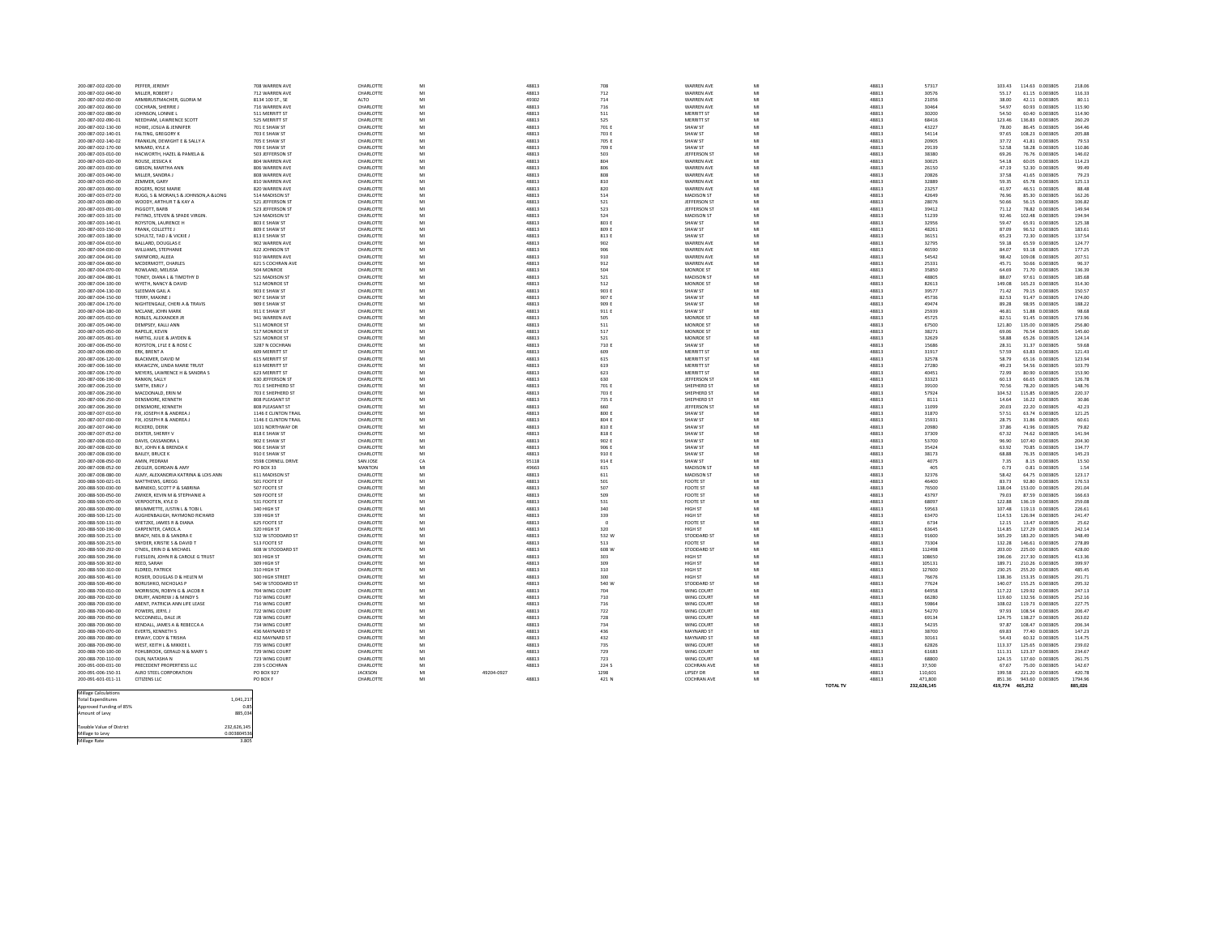| | | | | | | | | | | | | | | | | |
|---|---|---|---|---|---|---|---|---|---|---|---|---|---|---|---|---|
| 200-087-002-020-00 | PEFFER, JEREMY | 708 WARREN AVE | CHARLOTTE | MI | | 48813 | 708 | WARREN AVE | MI | | 48813 | 57317 | 103.43 | 114.63 | 0.003805 | 218.06 |
| 200-087-002-040-00 | MILLER, ROBERT J | 712 WARREN AVE | CHARLOTTE | MI | | 48813 | 712 | WARREN AVE | MI | | 48813 | 30576 | 55.17 | 61.15 | 0.003805 | 116.33 |
| 200-087-002-050-00 | ARMBRUSTMACHER, GLORIA M | 8134 100 ST., SE | ALTO | MI | | 49302 | 714 | WARREN AVE | MI | | 48813 | 21056 | 38.00 | 42.11 | 0.003805 | 80.11 |
| 200-087-002-060-00 | COCHRAN, SHERRIE J | 716 WARREN AVE | CHARLOTTE | MI | | 48813 | 716 | WARREN AVE | MI | | 48813 | 30464 | 54.97 | 60.93 | 0.003805 | 115.90 |
| 200-087-002-080-00 | JOHNSON, LONNIE L | 511 MERRITT ST | CHARLOTTE | MI | | 48813 | 511 | MERRITT ST | MI | | 48813 | 30200 | 54.50 | 60.40 | 0.003805 | 114.90 |
| 200-087-002-090-01 | NEEDHAM, LAWRENCE SCOTT | 525 MERRITT ST | CHARLOTTE | MI | | 48813 | 525 | MERRITT ST | MI | | 48813 | 68416 | 123.46 | 136.83 | 0.003805 | 260.29 |
| 200-087-002-130-00 | HOWE, JOSUA & JENNIFER | 701 E SHAW ST | CHARLOTTE | MI | | 48813 | 701 E | SHAW ST | MI | | 48813 | 43227 | 78.00 | 86.45 | 0.003805 | 164.46 |
| 200-087-002-140-01 | FALTING, GREGORY K | 703 E SHAW ST | CHARLOTTE | MI | | 48813 | 703 E | SHAW ST | MI | | 48813 | 54114 | 97.65 | 108.23 | 0.003805 | 205.88 |
| 200-087-002-140-02 | FRANKLIN, DEWIGHT E & SALLY A | 705 E SHAW ST | CHARLOTTE | MI | | 48813 | 705 E | SHAW ST | MI | | 48813 | 20905 | 37.72 | 41.81 | 0.003805 | 79.53 |
| 200-087-002-170-00 | MINARD, KYLE A | 709 E SHAW ST | CHARLOTTE | MI | | 48813 | 709 E | SHAW ST | MI | | 48813 | 29139 | 52.58 | 58.28 | 0.003805 | 110.86 |
| 200-087-003-010-00 | HACWORTH, HAZEL & PAMELA & | 503 JEFFERSON ST | CHARLOTTE | MI | | 48813 | 503 | JEFFERSON ST | MI | | 48813 | 38380 | 69.26 | 76.76 | 0.003805 | 146.02 |
| 200-087-003-020-00 | ROUSE, JESSICA K | 804 WARREN AVE | CHARLOTTE | MI | | 48813 | 804 | WARREN AVE | MI | | 48813 | 30025 | 54.18 | 60.05 | 0.003805 | 114.23 |
| 200-087-003-030-00 | GIBSON, MARTHA ANN | 806 WARREN AVE | CHARLOTTE | MI | | 48813 | 806 | WARREN AVE | MI | | 48813 | 26150 | 47.19 | 52.30 | 0.003805 | 99.49 |
| 200-087-003-040-00 | MILLER, SANDRA J | 808 WARREN AVE | CHARLOTTE | MI | | 48813 | 808 | WARREN AVE | MI | | 48813 | 20826 | 37.58 | 41.65 | 0.003805 | 79.23 |
| 200-087-003-050-00 | ZEMMER, GARY | 810 WARREN AVE | CHARLOTTE | MI | | 48813 | 810 | WARREN AVE | MI | | 48813 | 32889 | 59.35 | 65.78 | 0.003805 | 125.13 |
| 200-087-003-060-00 | ROGERS, ROSE MARIE | 820 WARREN AVE | CHARLOTTE | MI | | 48813 | 820 | WARREN AVE | MI | | 48813 | 23257 | 41.97 | 46.51 | 0.003805 | 88.48 |
| 200-087-003-072-00 | RUGG, S & MORAN,S & JOHNSON,A &LONG | 514 MADISON ST | CHARLOTTE | MI | | 48813 | 514 | MADISON ST | MI | | 48813 | 42649 | 76.96 | 85.30 | 0.003805 | 162.26 |
| 200-087-003-080-00 | WOODY, ARTHUR T & KAY A | 521 JEFFERSON ST | CHARLOTTE | MI | | 48813 | 521 | JEFFERSON ST | MI | | 48813 | 28076 | 50.66 | 56.15 | 0.003805 | 106.82 |
| 200-087-003-091-00 | PIGGOTT, BARB | 523 JEFFERSON ST | CHARLOTTE | MI | | 48813 | 523 | JEFFERSON ST | MI | | 48813 | 39412 | 71.12 | 78.82 | 0.003805 | 149.94 |
| 200-087-003-101-00 | PATINO, STEVEN & SPADE VIRGIN. | 524 MADISON ST | CHARLOTTE | MI | | 48813 | 524 | MADISON ST | MI | | 48813 | 51239 | 92.46 | 102.48 | 0.003805 | 194.94 |
| 200-087-003-140-01 | ROYSTON, LAURENCE H | 803 E SHAW ST | CHARLOTTE | MI | | 48813 | 803 E | SHAW ST | MI | | 48813 | 32956 | 59.47 | 65.91 | 0.003805 | 125.38 |
| 200-087-003-150-00 | FRANK, COLLETTE J | 809 E SHAW ST | CHARLOTTE | MI | | 48813 | 809 E | SHAW ST | MI | | 48813 | 48261 | 87.09 | 96.52 | 0.003805 | 183.61 |
| 200-087-003-180-00 | SCHULTZ, TAD J & VICKIE J | 813 E SHAW ST | CHARLOTTE | MI | | 48813 | 813 E | SHAW ST | MI | | 48813 | 36151 | 65.23 | 72.30 | 0.003805 | 137.54 |
| 200-087-004-010-00 | BALLARD, DOUGLAS E | 902 WARREN AVE | CHARLOTTE | MI | | 48813 | 902 | WARREN AVE | MI | | 48813 | 32795 | 59.18 | 65.59 | 0.003805 | 124.77 |
| 200-087-004-030-00 | WILLIAMS, STEPHANIE | 622 JOHNSON ST | CHARLOTTE | MI | | 48813 | 906 | WARREN AVE | MI | | 48813 | 46590 | 84.07 | 93.18 | 0.003805 | 177.25 |
| 200-087-004-041-00 | SWINFORD, ALEEA | 910 WARREN AVE | CHARLOTTE | MI | | 48813 | 910 | WARREN AVE | MI | | 48813 | 54542 | 98.42 | 109.08 | 0.003805 | 207.51 |
| 200-087-004-060-00 | MCDERMOTT, CHARLES | 621 S COCHRAN AVE | CHARLOTTE | MI | | 48813 | 912 | WARREN AVE | MI | | 48813 | 25331 | 45.71 | 50.66 | 0.003805 | 96.37 |
| 200-087-004-070-00 | ROWLAND, MELISSA | 504 MONROE | CHARLOTTE | MI | | 48813 | 504 | MONROE ST | MI | | 48813 | 35850 | 64.69 | 71.70 | 0.003805 | 136.39 |
| 200-087-004-080-01 | TONEY, DIANA L & TIMOTHY D | 521 MADISON ST | CHARLOTTE | MI | | 48813 | 521 | MADISON ST | MI | | 48813 | 48805 | 88.07 | 97.61 | 0.003805 | 185.68 |
| 200-087-004-100-00 | WYETH, NANCY & DAVID | 512 MONROE ST | CHARLOTTE | MI | | 48813 | 512 | MONROE ST | MI | | 48813 | 82613 | 149.08 | 165.23 | 0.003805 | 314.30 |
| 200-087-004-130-00 | SLEEMAN GAIL A | 903 E SHAW ST | CHARLOTTE | MI | | 48813 | 903 E | SHAW ST | MI | | 48813 | 39577 | 71.42 | 79.15 | 0.003805 | 150.57 |
| 200-087-004-150-00 | TERRY, MAXINE J | 907 E SHAW ST | CHARLOTTE | MI | | 48813 | 907 E | SHAW ST | MI | | 48813 | 45736 | 82.53 | 91.47 | 0.003805 | 174.00 |
| 200-087-004-170-00 | NIGHTENGALE, CHERI A & TRAVIS | 909 E SHAW ST | CHARLOTTE | MI | | 48813 | 909 E | SHAW ST | MI | | 48813 | 49474 | 89.28 | 98.95 | 0.003805 | 188.22 |
| 200-087-004-180-00 | MCLANE, JOHN MARK | 911 E SHAW ST | CHARLOTTE | MI | | 48813 | 911 E | SHAW ST | MI | | 48813 | 25939 | 46.81 | 51.88 | 0.003805 | 98.68 |
| 200-087-005-010-00 | ROBLES, ALEXANDER JR | 941 WARREN AVE | CHARLOTTE | MI | | 48813 | 505 | MONROE ST | MI | | 48813 | 45725 | 82.51 | 91.45 | 0.003805 | 173.96 |
| 200-087-005-040-00 | DEMPSEY, KALLI ANN | 511 MONROE ST | CHARLOTTE | MI | | 48813 | 511 | MONROE ST | MI | | 48813 | 67500 | 121.80 | 135.00 | 0.003805 | 256.80 |
| 200-087-005-050-00 | RAPELJE, KEVIN | 517 MONROE ST | CHARLOTTE | MI | | 48813 | 517 | MONROE ST | MI | | 48813 | 38271 | 69.06 | 76.54 | 0.003805 | 145.60 |
| 200-087-005-061-00 | HARTIG, JULIE & JAYDEN & | 521 MONROE ST | CHARLOTTE | MI | | 48813 | 521 | MONROE ST | MI | | 48813 | 32629 | 58.88 | 65.26 | 0.003805 | 124.14 |
| 200-087-006-050-00 | ROYSTON, LYLE E & ROSE C | 3287 N COCHRAN | CHARLOTTE | MI | | 48813 | 710 E | SHAW ST | MI | | 48813 | 15686 | 28.31 | 31.37 | 0.003805 | 59.68 |
| 200-087-006-090-00 | ERK, BRENT A | 609 MERRITT ST | CHARLOTTE | MI | | 48813 | 609 | MERRITT ST | MI | | 48813 | 31917 | 57.59 | 63.83 | 0.003805 | 121.43 |
| 200-087-006-120-00 | BLACKMER, DAVID M | 615 MERRITT ST | CHARLOTTE | MI | | 48813 | 615 | MERRITT ST | MI | | 48813 | 32578 | 58.79 | 65.16 | 0.003805 | 123.94 |
| 200-087-006-160-00 | KRAWCZYK, LINDA MARIE TRUST | 619 MERRITT ST | CHARLOTTE | MI | | 48813 | 619 | MERRITT ST | MI | | 48813 | 27280 | 49.23 | 54.56 | 0.003805 | 103.79 |
| 200-087-006-170-00 | MEYERS, LAWRENCE H & SANDRA S | 623 MERRITT ST | CHARLOTTE | MI | | 48813 | 623 | MERRITT ST | MI | | 48813 | 40451 | 72.99 | 80.90 | 0.003805 | 153.90 |
| 200-087-006-190-00 | RANKIN, SALLY | 630 JEFFERSON ST | CHARLOTTE | MI | | 48813 | 630 | JEFFERSON ST | MI | | 48813 | 33323 | 60.13 | 66.65 | 0.003805 | 126.78 |
| 200-087-006-210-00 | SMITH, EMILY J | 701 E SHEPHERD ST | CHARLOTTE | MI | | 48813 | 701 E | SHEPHERD ST | MI | | 48813 | 39100 | 70.56 | 78.20 | 0.003805 | 148.76 |
| 200-087-006-230-00 | MACDONALD, ERIN M | 703 E SHEPHERD ST | CHARLOTTE | MI | | 48813 | 703 E | SHEPHERD ST | MI | | 48813 | 57924 | 104.52 | 115.85 | 0.003805 | 220.37 |
| 200-087-006-250-00 | DENSMORE, KENNETH | 808 PLEASANT ST | CHARLOTTE | MI | | 48813 | 735 E | SHEPHERD ST | MI | | 48813 | 8111 | 14.64 | 16.22 | 0.003805 | 30.86 |
| 200-087-006-260-00 | DENSMORE, KENNETH | 808 PLEASANT ST | CHARLOTTE | MI | | 48813 | 660 | JEFFERSON ST | MI | | 48813 | 11099 | 20.03 | 22.20 | 0.003805 | 42.23 |
| 200-087-007-010-00 | FIX, JOSEPH R & ANDREA J | 1146 E CLINTON TRAIL | CHARLOTTE | MI | | 48813 | 800 E | SHAW ST | MI | | 48813 | 31870 | 57.51 | 63.74 | 0.003805 | 121.25 |
| 200-087-007-030-00 | FIX, JOSEPH R & ANDREA J | 1146 E CLINTON TRAIL | CHARLOTTE | MI | | 48813 | 804 E | SHAW ST | MI | | 48813 | 15931 | 28.75 | 31.86 | 0.003805 | 60.61 |
| 200-087-007-040-00 | RICKERD, DERIK | 1031 NORTHWAY DR | CHARLOTTE | MI | | 48813 | 810 E | SHAW ST | MI | | 48813 | 20980 | 37.86 | 41.96 | 0.003805 | 79.82 |
| 200-087-007-052-00 | DEXTER, SHERRY V | 818 E SHAW ST | CHARLOTTE | MI | | 48813 | 818 E | SHAW ST | MI | | 48813 | 37309 | 67.32 | 74.62 | 0.003805 | 141.94 |
| 200-087-008-010-00 | DAVIS, CASSANDRA L | 902 E SHAW ST | CHARLOTTE | MI | | 48813 | 902 E | SHAW ST | MI | | 48813 | 53700 | 96.90 | 107.40 | 0.003805 | 204.30 |
| 200-087-008-020-00 | BLY, JOHN K & BRENDA K | 906 E SHAW ST | CHARLOTTE | MI | | 48813 | 906 E | SHAW ST | MI | | 48813 | 35424 | 63.92 | 70.85 | 0.003805 | 134.77 |
| 200-087-008-030-00 | BAILEY, BRUCE K | 910 E SHAW ST | CHARLOTTE | MI | | 48813 | 910 E | SHAW ST | MI | | 48813 | 38173 | 68.88 | 76.35 | 0.003805 | 145.23 |
| 200-087-008-050-00 | AMIN, PEDRAM | 5598 CORNELL DRIVE | SAN JOSE | CA | | 95118 | 914 E | SHAW ST | MI | | 48813 | 4075 | 7.35 | 8.15 | 0.003805 | 15.50 |
| 200-087-008-052-00 | ZIEGLER, GORDAN & AMY | PO BOX 33 | MANTON | MI | | 49663 | 615 | MADISON ST | MI | | 48813 | 405 | 0.73 | 0.81 | 0.003805 | 1.54 |
| 200-087-008-080-00 | AUMY, ALEXANDRIA KATRINA & LOIS ANN | 611 MADISON ST | CHARLOTTE | MI | | 48813 | 611 | MADISON ST | MI | | 48813 | 32376 | 58.42 | 64.75 | 0.003805 | 123.17 |
| 200-088-500-021-01 | MATTHEWS, GREGG | 501 FOOTE ST | CHARLOTTE | MI | | 48813 | 501 | FOOTE ST | MI | | 48813 | 46400 | 83.73 | 92.80 | 0.003805 | 176.53 |
| 200-088-500-030-00 | BARNDES, SCOTT P & SABRINA | 507 FOOTE ST | CHARLOTTE | MI | | 48813 | 507 | FOOTE ST | MI | | 48813 | 76500 | 138.04 | 153.00 | 0.003805 | 291.04 |
| 200-088-500-050-00 | ZWIKER, KEVIN M & STEPHANIE A | 509 FOOTE ST | CHARLOTTE | MI | | 48813 | 509 | FOOTE ST | MI | | 48813 | 43797 | 79.03 | 87.59 | 0.003805 | 166.63 |
| 200-088-500-070-00 | VERPOOTEN, KYLE D | 531 FOOTE ST | CHARLOTTE | MI | | 48813 | 531 | FOOTE ST | MI | | 48813 | 68097 | 122.88 | 136.19 | 0.003805 | 259.08 |
| 200-088-500-090-00 | BRUMMETTE, JUSTIN L & TOBI L | 340 HIGH ST | CHARLOTTE | MI | | 48813 | 340 | HIGH ST | MI | | 48813 | 59563 | 107.48 | 119.13 | 0.003805 | 226.61 |
| 200-088-500-121-00 | AUGHENBAUGH, RAYMOND RICHARD | 339 HIGH ST | CHARLOTTE | MI | | 48813 | 339 | HIGH ST | MI | | 48813 | 63470 | 114.53 | 126.94 | 0.003805 | 241.47 |
| 200-088-500-131-00 | WIETZKE, JAMES R & DIANA | 625 FOOTE ST | CHARLOTTE | MI | | 48813 | 0 | FOOTE ST | MI | | 48813 | 6734 | 12.15 | 13.47 | 0.003805 | 25.62 |
| 200-088-500-190-00 | CARPENTER, CAROL A | 320 HIGH ST | CHARLOTTE | MI | | 48813 | 320 | HIGH ST | MI | | 48813 | 63645 | 114.85 | 127.29 | 0.003805 | 242.14 |
| 200-088-500-211-00 | BRADY, NEIL B & SANDRA E | 532 W STODDARD ST | CHARLOTTE | MI | | 48813 | 532 W | STODDARD ST | MI | | 48813 | 91600 | 165.29 | 183.20 | 0.003805 | 348.49 |
| 200-088-500-215-00 | SNYDER, KRISTIE S & DAVID T | 513 FOOTE ST | CHARLOTTE | MI | | 48813 | 513 | FOOTE ST | MI | | 48813 | 73304 | 132.28 | 146.61 | 0.003805 | 278.89 |
| 200-088-500-292-00 | O'NEIL, ERIN D & MICHAEL | 608 W STODDARD ST | CHARLOTTE | MI | | 48813 | 608 W | STODDARD ST | MI | | 48813 | 112498 | 203.00 | 225.00 | 0.003805 | 428.00 |
| 200-088-500-296-00 | FUESLEIN, JOHN R & CAROLE G TRUST | 303 HIGH ST | CHARLOTTE | MI | | 48813 | 303 | HIGH ST | MI | | 48813 | 108650 | 196.06 | 217.30 | 0.003805 | 413.36 |
| 200-088-500-302-00 | REED, SARAH | 309 HIGH ST | CHARLOTTE | MI | | 48813 | 309 | HIGH ST | MI | | 48813 | 105131 | 189.71 | 210.26 | 0.003805 | 399.97 |
| 200-088-500-310-00 | ELDRED, PATRICK | 310 HIGH ST | CHARLOTTE | MI | | 48813 | 310 | HIGH ST | MI | | 48813 | 127600 | 230.25 | 255.20 | 0.003805 | 485.45 |
| 200-088-500-461-00 | ROSIER, DOUGLAS D & HELEN M | 300 HIGH STREET | CHARLOTTE | MI | | 48813 | 300 | HIGH ST | MI | | 48813 | 76676 | 138.36 | 153.35 | 0.003805 | 291.71 |
| 200-088-500-490-00 | BORUSHKO, NICHOLAS P | 540 W STODDARD ST | CHARLOTTE | MI | | 48813 | 540 W | STODDARD ST | MI | | 48813 | 77624 | 140.07 | 155.25 | 0.003805 | 295.32 |
| 200-088-700-010-00 | MORRISON, ROBYN G & JACOB R | 704 WING COURT | CHARLOTTE | MI | | 48813 | 704 | WING COURT | MI | | 48813 | 64958 | 117.22 | 129.92 | 0.003805 | 247.13 |
| 200-088-700-020-00 | DRURY, ANDREW J & MINDY S | 710 WING COURT | CHARLOTTE | MI | | 48813 | 710 | WING COURT | MI | | 48813 | 66280 | 119.60 | 132.56 | 0.003805 | 252.16 |
| 200-088-700-030-00 | ABENT, PATRICIA ANN LIFE LEASE | 716 WING COURT | CHARLOTTE | MI | | 48813 | 716 | WING COURT | MI | | 48813 | 59864 | 108.02 | 119.73 | 0.003805 | 227.75 |
| 200-088-700-040-00 | POWERS, JERYL J | 722 WING COURT | CHARLOTTE | MI | | 48813 | 722 | WING COURT | MI | | 48813 | 54270 | 97.93 | 108.54 | 0.003805 | 206.47 |
| 200-088-700-050-00 | MCCONNELL, DALE JR | 728 WING COURT | CHARLOTTE | MI | | 48813 | 728 | WING COURT | MI | | 48813 | 69134 | 124.75 | 138.27 | 0.003805 | 263.02 |
| 200-088-700-060-00 | KENDALL, JAMES A & REBECCA A | 734 WING COURT | CHARLOTTE | MI | | 48813 | 734 | WING COURT | MI | | 48813 | 54235 | 97.87 | 108.47 | 0.003805 | 206.34 |
| 200-088-700-070-00 | EVERTS, KENNETH S | 436 MAYNARD ST | CHARLOTTE | MI | | 48813 | 436 | MAYNARD ST | MI | | 48813 | 38700 | 69.83 | 77.40 | 0.003805 | 147.23 |
| 200-088-700-080-00 | ERWAY, CODY & TRISHA | 432 MAYNARD ST | CHARLOTTE | MI | | 48813 | 432 | MAYNARD ST | MI | | 48813 | 30161 | 54.43 | 60.32 | 0.003805 | 114.75 |
| 200-088-700-090-00 | WEST, KEITH L & MIKKEE L | 735 WING COURT | CHARLOTTE | MI | | 48813 | 735 | WING COURT | MI | | 48813 | 62826 | 113.37 | 125.65 | 0.003805 | 239.02 |
| 200-088-700-100-00 | FOHLBROOK, GERALD N & MARY S | 729 WING COURT | CHARLOTTE | MI | | 48813 | 729 | WING COURT | MI | | 48813 | 61683 | 111.31 | 123.37 | 0.003805 | 234.67 |
| 200-088-700-110-00 | OLIN, NATASHA N | 723 WING COURT | CHARLOTTE | MI | | 48813 | 723 | WING COURT | MI | | 48813 | 68800 | 124.15 | 137.60 | 0.003805 | 261.75 |
| 200-091-000-031-00 | PRECEDENT PROPERTIESS LLC | 239 S COCHRAN | CHARLOTTE | MI | | 48813 | 224 S | COCHRAN AVE | MI | | 48813 | 37,500 | 67.67 | 75.00 | 0.003805 | 142.67 |
| 200-091-006-150-31 | AURO STEEL CORPORATION | PO BOX 927 | JACKSON | MI | 49204-0927 | | 1298 | LIPSEY DR | MI | | 48813 | 110,601 | 199.58 | 221.20 | 0.003805 | 420.78 |
| 200-091-601-011-11 | CITIZENS LLC | PO BOX F | CHARLOTTE | MI | | 48813 | 421 N | COCHRAN AVE | MI | | 48813 | 471,800 | 851.36 | 943.60 | 0.003805 | 1794.96 |
| | | | | | | | | | | TOTAL TV | 48813 | 232,626,145 | 419,774 | 465,252 | | 885,026 |

| Millage Calculations | |
|---|---|
| Total Expenditures | 1,041,217 |
| Approved Funding of 85% | 0.85 |
| Amount of Levy | 885,034 |
| | |
| Taxable Value of District | 232,626,145 |
| Millage to Levy | 0.003804536 |
| Millage Rate | 3.805 |